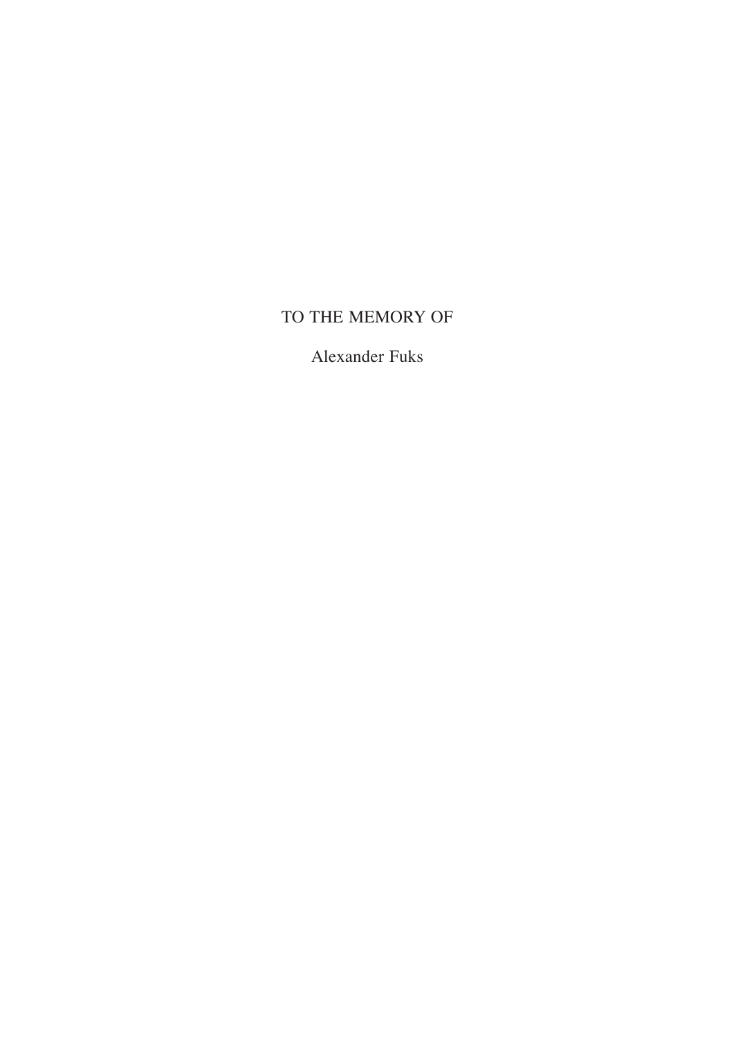TO THE MEMORY OF

Alexander Fuks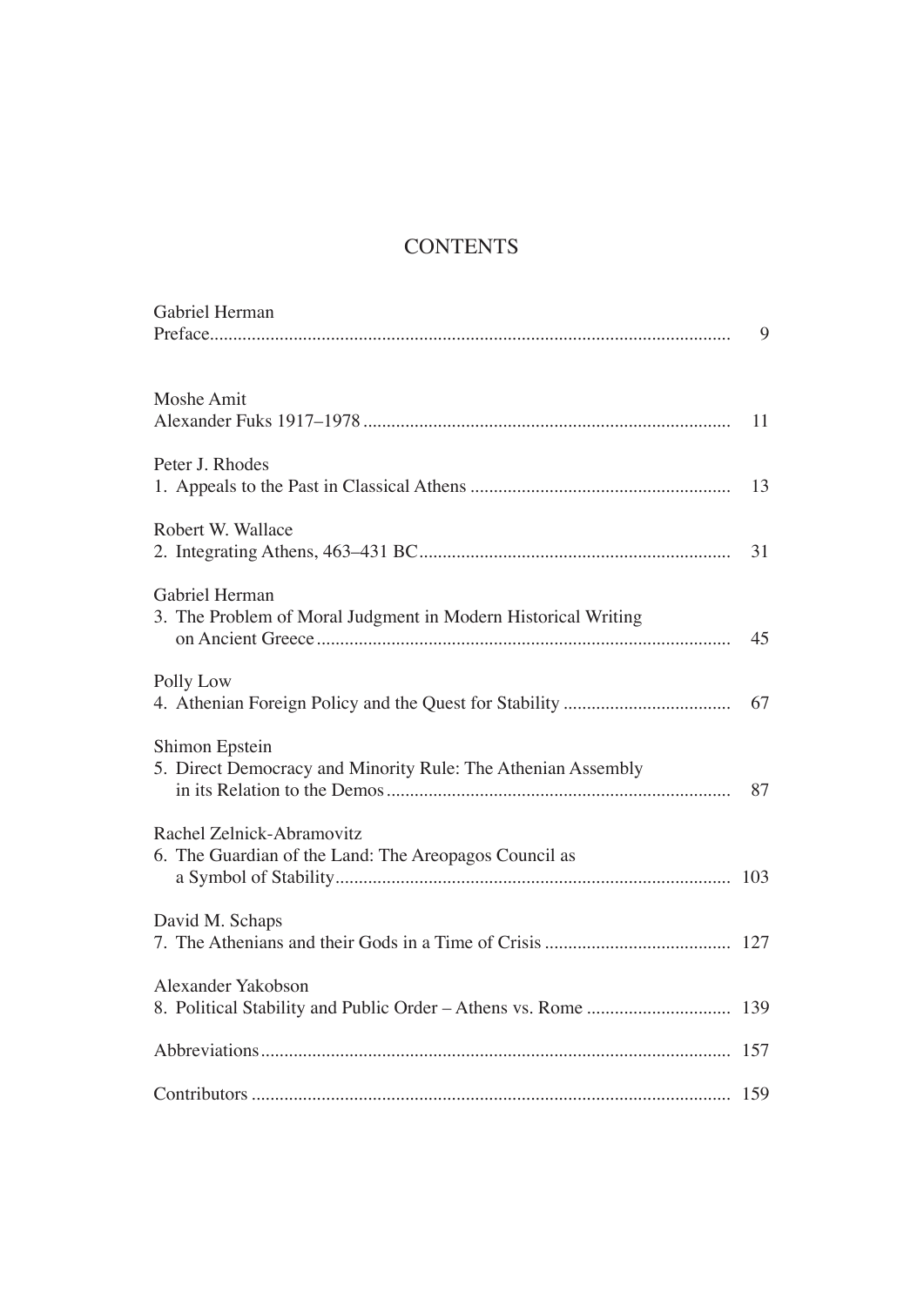# CONTENTS

Gabriel Herman
Preface ........................................................................................................ 9

Moshe Amit
Alexander Fuks 1917–1978 ........................................................................ 11

Peter J. Rhodes
1. Appeals to the Past in Classical Athens ................................................ 13

Robert W. Wallace
2. Integrating Athens, 463–431 BC ........................................................... 31

Gabriel Herman
3. The Problem of Moral Judgment in Modern Historical Writing on Ancient Greece ........................................................................................ 45

Polly Low
4. Athenian Foreign Policy and the Quest for Stability ............................ 67

Shimon Epstein
5. Direct Democracy and Minority Rule: The Athenian Assembly in its Relation to the Demos ....................................................................... 87

Rachel Zelnick-Abramovitz
6. The Guardian of the Land: The Areopagos Council as a Symbol of Stability .................................................................................... 103

David M. Schaps
7. The Athenians and their Gods in a Time of Crisis ............................... 127

Alexander Yakobson
8. Political Stability and Public Order – Athens vs. Rome ...................... 139

Abbreviations ............................................................................................. 157

Contributors ............................................................................................... 159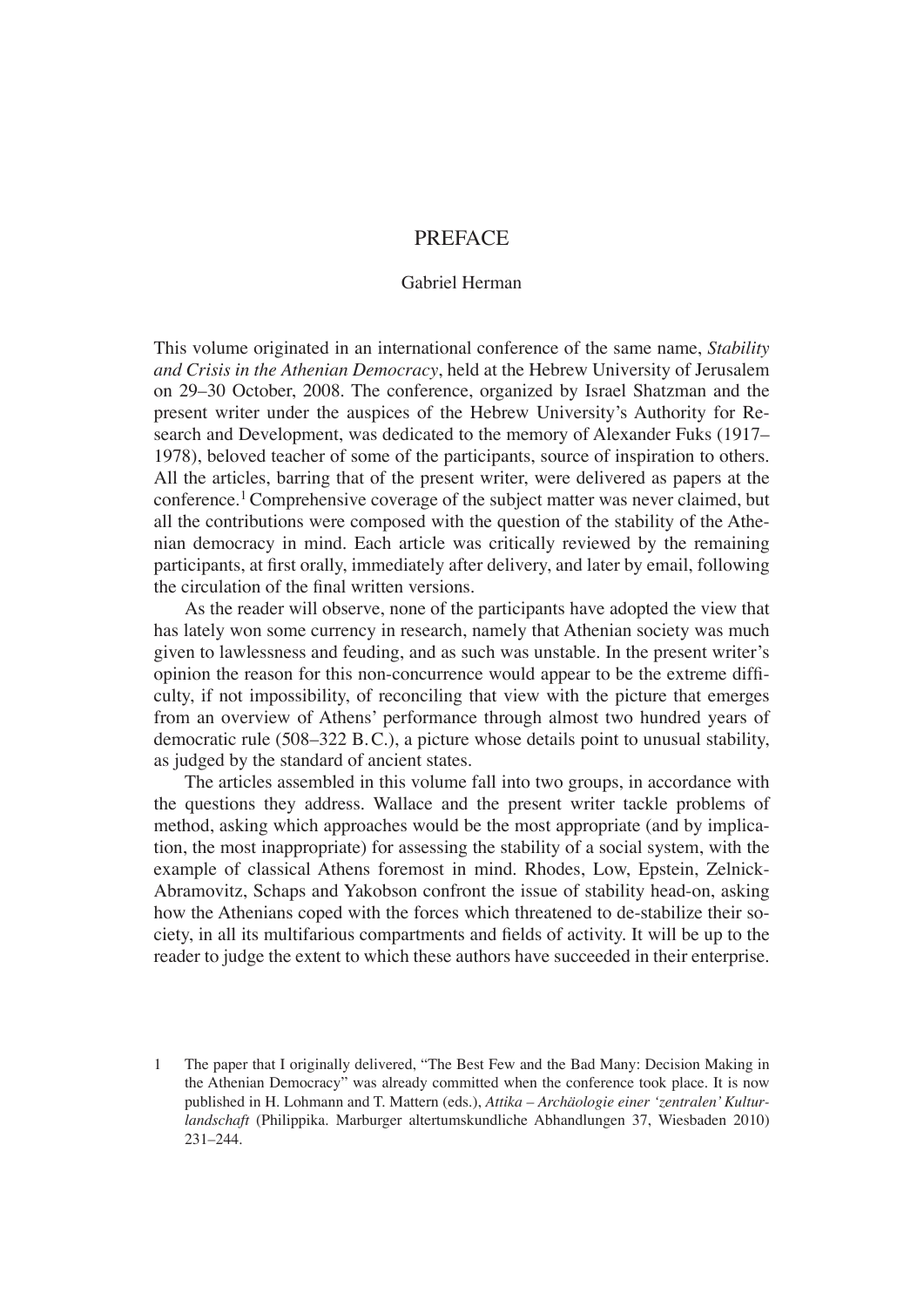# PREFACE

Gabriel Herman

This volume originated in an international conference of the same name, *Stability and Crisis in the Athenian Democracy*, held at the Hebrew University of Jerusalem on 29–30 October, 2008. The conference, organized by Israel Shatzman and the present writer under the auspices of the Hebrew University's Authority for Research and Development, was dedicated to the memory of Alexander Fuks (1917–1978), beloved teacher of some of the participants, source of inspiration to others. All the articles, barring that of the present writer, were delivered as papers at the conference.[1] Comprehensive coverage of the subject matter was never claimed, but all the contributions were composed with the question of the stability of the Athenian democracy in mind. Each article was critically reviewed by the remaining participants, at first orally, immediately after delivery, and later by email, following the circulation of the final written versions.

As the reader will observe, none of the participants have adopted the view that has lately won some currency in research, namely that Athenian society was much given to lawlessness and feuding, and as such was unstable. In the present writer's opinion the reason for this non-concurrence would appear to be the extreme difficulty, if not impossibility, of reconciling that view with the picture that emerges from an overview of Athens' performance through almost two hundred years of democratic rule (508–322 B.C.), a picture whose details point to unusual stability, as judged by the standard of ancient states.

The articles assembled in this volume fall into two groups, in accordance with the questions they address. Wallace and the present writer tackle problems of method, asking which approaches would be the most appropriate (and by implication, the most inappropriate) for assessing the stability of a social system, with the example of classical Athens foremost in mind. Rhodes, Low, Epstein, Zelnick-Abramovitz, Schaps and Yakobson confront the issue of stability head-on, asking how the Athenians coped with the forces which threatened to de-stabilize their society, in all its multifarious compartments and fields of activity. It will be up to the reader to judge the extent to which these authors have succeeded in their enterprise.

---

1 The paper that I originally delivered, "The Best Few and the Bad Many: Decision Making in the Athenian Democracy" was already committed when the conference took place. It is now published in H. Lohmann and T. Mattern (eds.), *Attika – Archäologie einer 'zentralen' Kulturlandschaft* (Philippika. Marburger altertumskundliche Abhandlungen 37, Wiesbaden 2010) 231–244.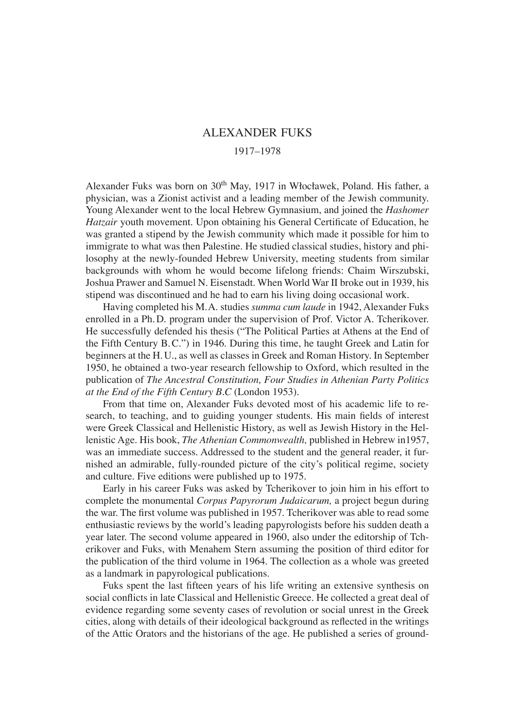# ALEXANDER FUKS

1917–1978

Alexander Fuks was born on 30th May, 1917 in Włocławek, Poland. His father, a physician, was a Zionist activist and a leading member of the Jewish community. Young Alexander went to the local Hebrew Gymnasium, and joined the *Hashomer Hatzair* youth movement. Upon obtaining his General Certificate of Education, he was granted a stipend by the Jewish community which made it possible for him to immigrate to what was then Palestine. He studied classical studies, history and philosophy at the newly-founded Hebrew University, meeting students from similar backgrounds with whom he would become lifelong friends: Chaim Wirszubski, Joshua Prawer and Samuel N. Eisenstadt. When World War II broke out in 1939, his stipend was discontinued and he had to earn his living doing occasional work.

Having completed his M.A. studies *summa cum laude* in 1942, Alexander Fuks enrolled in a Ph.D. program under the supervision of Prof. Victor A. Tcherikover. He successfully defended his thesis ("The Political Parties at Athens at the End of the Fifth Century B.C.") in 1946. During this time, he taught Greek and Latin for beginners at the H.U., as well as classes in Greek and Roman History. In September 1950, he obtained a two-year research fellowship to Oxford, which resulted in the publication of *The Ancestral Constitution, Four Studies in Athenian Party Politics at the End of the Fifth Century B.C* (London 1953).

From that time on, Alexander Fuks devoted most of his academic life to research, to teaching, and to guiding younger students. His main fields of interest were Greek Classical and Hellenistic History, as well as Jewish History in the Hellenistic Age. His book, *The Athenian Commonwealth,* published in Hebrew in1957, was an immediate success. Addressed to the student and the general reader, it furnished an admirable, fully-rounded picture of the city's political regime, society and culture. Five editions were published up to 1975.

Early in his career Fuks was asked by Tcherikover to join him in his effort to complete the monumental *Corpus Papyrorum Judaicarum,* a project begun during the war. The first volume was published in 1957. Tcherikover was able to read some enthusiastic reviews by the world's leading papyrologists before his sudden death a year later. The second volume appeared in 1960, also under the editorship of Tcherikover and Fuks, with Menahem Stern assuming the position of third editor for the publication of the third volume in 1964. The collection as a whole was greeted as a landmark in papyrological publications.

Fuks spent the last fifteen years of his life writing an extensive synthesis on social conflicts in late Classical and Hellenistic Greece. He collected a great deal of evidence regarding some seventy cases of revolution or social unrest in the Greek cities, along with details of their ideological background as reflected in the writings of the Attic Orators and the historians of the age. He published a series of ground-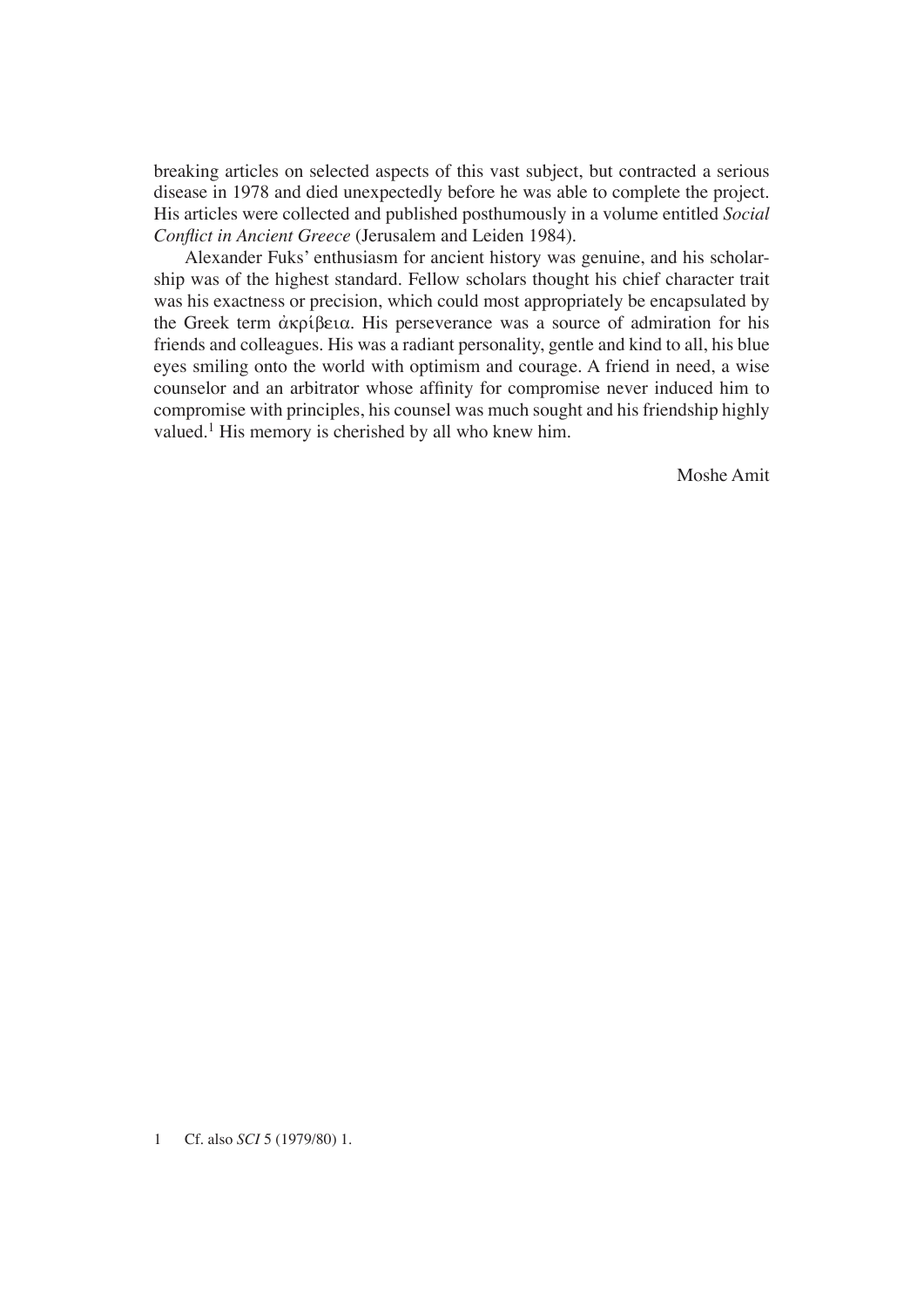breaking articles on selected aspects of this vast subject, but contracted a serious disease in 1978 and died unexpectedly before he was able to complete the project. His articles were collected and published posthumously in a volume entitled *Social Conflict in Ancient Greece* (Jerusalem and Leiden 1984).

Alexander Fuks' enthusiasm for ancient history was genuine, and his scholarship was of the highest standard. Fellow scholars thought his chief character trait was his exactness or precision, which could most appropriately be encapsulated by the Greek term ἀκρίβεια. His perseverance was a source of admiration for his friends and colleagues. His was a radiant personality, gentle and kind to all, his blue eyes smiling onto the world with optimism and courage. A friend in need, a wise counselor and an arbitrator whose affinity for compromise never induced him to compromise with principles, his counsel was much sought and his friendship highly valued.[1] His memory is cherished by all who knew him.

Moshe Amit

1 Cf. also *SCI* 5 (1979/80) 1.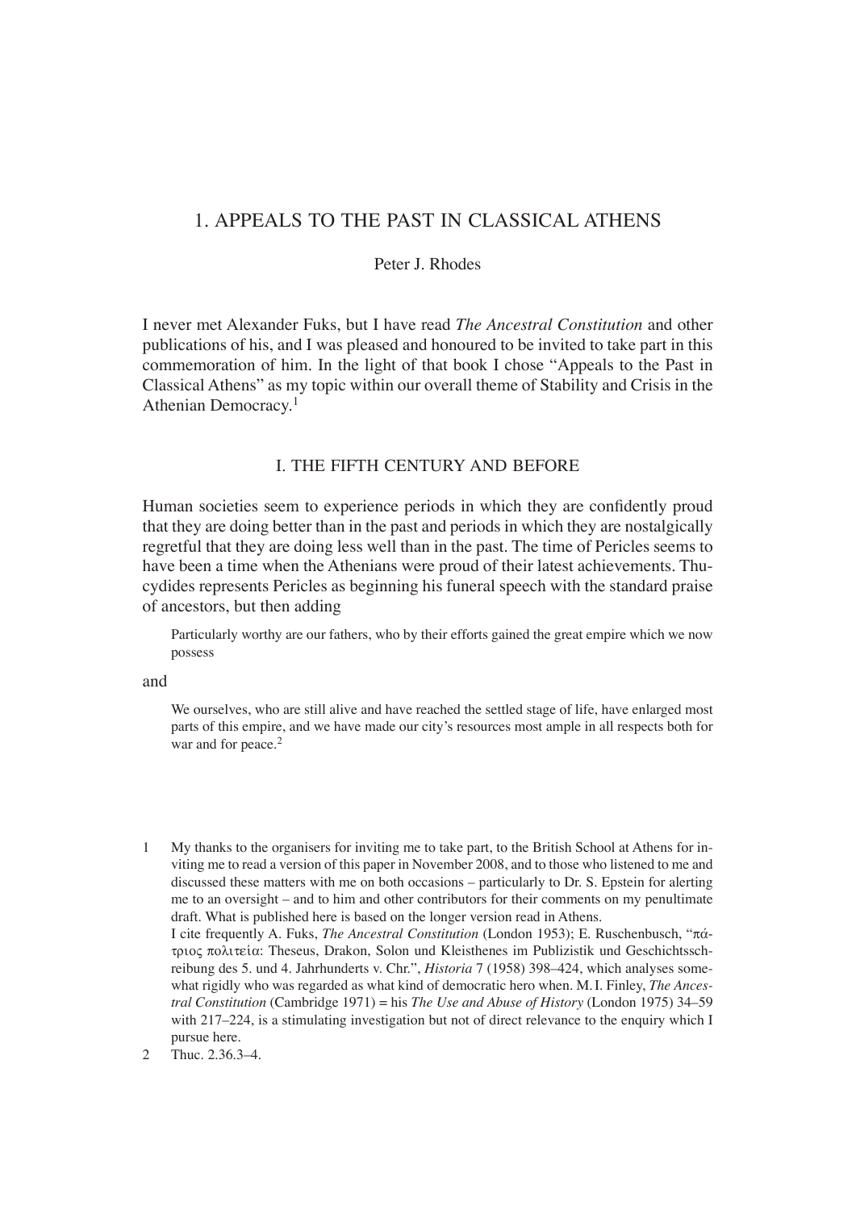# 1. APPEALS TO THE PAST IN CLASSICAL ATHENS

Peter J. Rhodes

I never met Alexander Fuks, but I have read *The Ancestral Constitution* and other publications of his, and I was pleased and honoured to be invited to take part in this commemoration of him. In the light of that book I chose "Appeals to the Past in Classical Athens" as my topic within our overall theme of Stability and Crisis in the Athenian Democracy.[1]

## I. THE FIFTH CENTURY AND BEFORE

Human societies seem to experience periods in which they are confidently proud that they are doing better than in the past and periods in which they are nostalgically regretful that they are doing less well than in the past. The time of Pericles seems to have been a time when the Athenians were proud of their latest achievements. Thucydides represents Pericles as beginning his funeral speech with the standard praise of ancestors, but then adding

> Particularly worthy are our fathers, who by their efforts gained the great empire which we now possess

and

> We ourselves, who are still alive and have reached the settled stage of life, have enlarged most parts of this empire, and we have made our city's resources most ample in all respects both for war and for peace.[2]

---

1 My thanks to the organisers for inviting me to take part, to the British School at Athens for inviting me to read a version of this paper in November 2008, and to those who listened to me and discussed these matters with me on both occasions – particularly to Dr. S. Epstein for alerting me to an oversight – and to him and other contributors for their comments on my penultimate draft. What is published here is based on the longer version read in Athens.
I cite frequently A. Fuks, *The Ancestral Constitution* (London 1953); E. Ruschenbusch, "πάτριος πολιτεία: Theseus, Drakon, Solon und Kleisthenes im Publizistik und Geschichtsschreibung des 5. und 4. Jahrhunderts v. Chr.", *Historia* 7 (1958) 398–424, which analyses somewhat rigidly who was regarded as what kind of democratic hero when. M. I. Finley, *The Ancestral Constitution* (Cambridge 1971) = his *The Use and Abuse of History* (London 1975) 34–59 with 217–224, is a stimulating investigation but not of direct relevance to the enquiry which I pursue here.

2 Thuc. 2.36.3–4.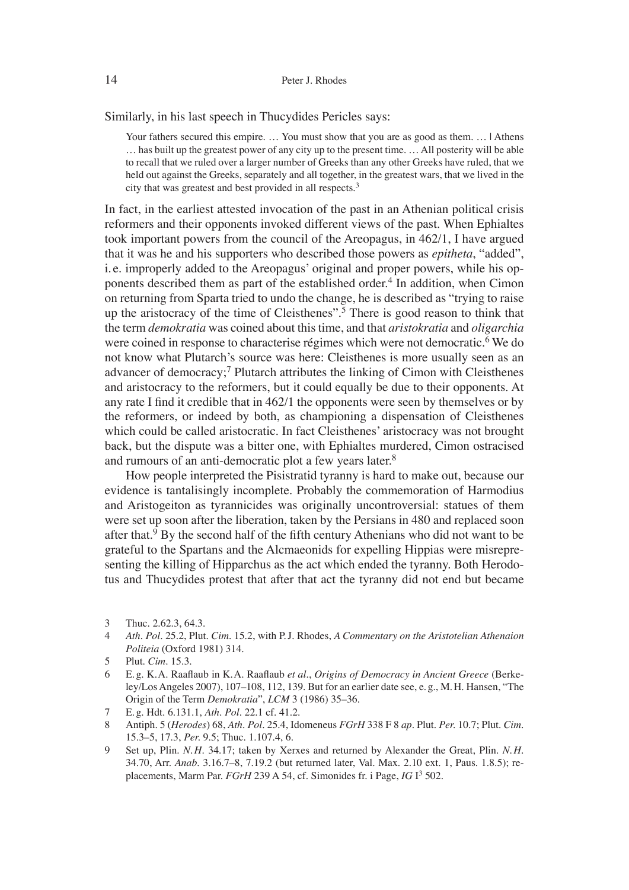Similarly, in his last speech in Thucydides Pericles says:

> Your fathers secured this empire. … You must show that you are as good as them. … | Athens … has built up the greatest power of any city up to the present time. … All posterity will be able to recall that we ruled over a larger number of Greeks than any other Greeks have ruled, that we held out against the Greeks, separately and all together, in the greatest wars, that we lived in the city that was greatest and best provided in all respects.[3]

In fact, in the earliest attested invocation of the past in an Athenian political crisis reformers and their opponents invoked different views of the past. When Ephialtes took important powers from the council of the Areopagus, in 462/1, I have argued that it was he and his supporters who described those powers as *epitheta*, "added", i. e. improperly added to the Areopagus' original and proper powers, while his opponents described them as part of the established order.[4] In addition, when Cimon on returning from Sparta tried to undo the change, he is described as "trying to raise up the aristocracy of the time of Cleisthenes".[5] There is good reason to think that the term *demokratia* was coined about this time, and that *aristokratia* and *oligarchia* were coined in response to characterise régimes which were not democratic.[6] We do not know what Plutarch's source was here: Cleisthenes is more usually seen as an advancer of democracy;[7] Plutarch attributes the linking of Cimon with Cleisthenes and aristocracy to the reformers, but it could equally be due to their opponents. At any rate I find it credible that in 462/1 the opponents were seen by themselves or by the reformers, or indeed by both, as championing a dispensation of Cleisthenes which could be called aristocratic. In fact Cleisthenes' aristocracy was not brought back, but the dispute was a bitter one, with Ephialtes murdered, Cimon ostracised and rumours of an anti-democratic plot a few years later.[8]

How people interpreted the Pisistratid tyranny is hard to make out, because our evidence is tantalisingly incomplete. Probably the commemoration of Harmodius and Aristogeiton as tyrannicides was originally uncontroversial: statues of them were set up soon after the liberation, taken by the Persians in 480 and replaced soon after that.[9] By the second half of the fifth century Athenians who did not want to be grateful to the Spartans and the Alcmaeonids for expelling Hippias were misrepresenting the killing of Hipparchus as the act which ended the tyranny. Both Herodotus and Thucydides protest that after that act the tyranny did not end but became

---

3 Thuc. 2.62.3, 64.3.

4 *Ath. Pol.* 25.2, Plut. *Cim.* 15.2, with P. J. Rhodes, *A Commentary on the Aristotelian Athenaion Politeia* (Oxford 1981) 314.

5 Plut. *Cim.* 15.3.

6 E. g. K.A. Raaflaub in K.A. Raaflaub *et al.*, *Origins of Democracy in Ancient Greece* (Berkeley/Los Angeles 2007), 107–108, 112, 139. But for an earlier date see, e. g., M. H. Hansen, "The Origin of the Term *Demokratia*", *LCM* 3 (1986) 35–36.

7 E. g. Hdt. 6.131.1, *Ath. Pol.* 22.1 cf. 41.2.

8 Antiph. 5 (*Herodes*) 68, *Ath. Pol.* 25.4, Idomeneus *FGrH* 338 F 8 *ap.* Plut. *Per.* 10.7; Plut. *Cim.* 15.3–5, 17.3, *Per.* 9.5; Thuc. 1.107.4, 6.

9 Set up, Plin. *N. H.* 34.17; taken by Xerxes and returned by Alexander the Great, Plin. *N. H.* 34.70, Arr. *Anab.* 3.16.7–8, 7.19.2 (but returned later, Val. Max. 2.10 ext. 1, Paus. 1.8.5); replacements, Marm Par. *FGrH* 239 A 54, cf. Simonides fr. i Page, *IG* $I^3$ 502.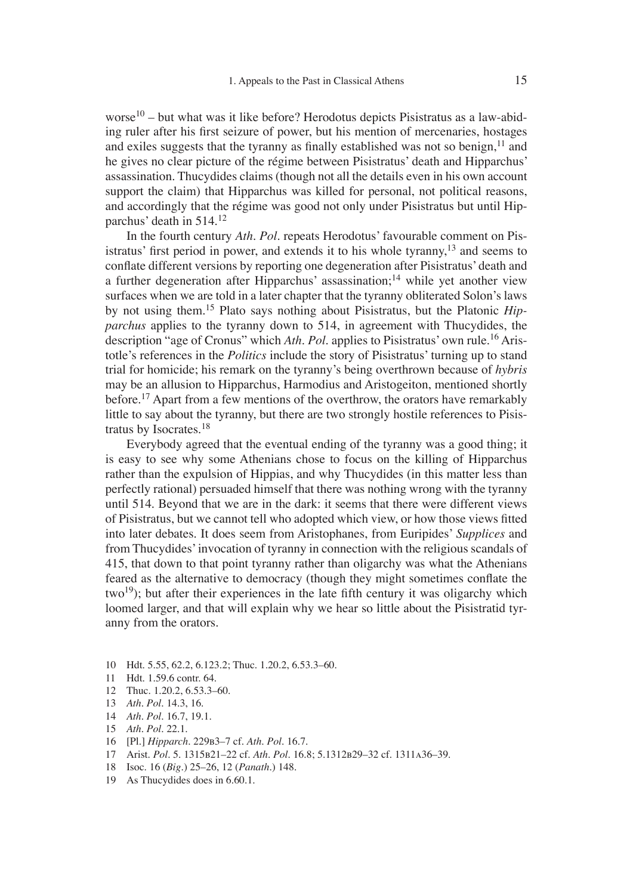worse[10] – but what was it like before? Herodotus depicts Pisistratus as a law-abiding ruler after his first seizure of power, but his mention of mercenaries, hostages and exiles suggests that the tyranny as finally established was not so benign,[11] and he gives no clear picture of the régime between Pisistratus' death and Hipparchus' assassination. Thucydides claims (though not all the details even in his own account support the claim) that Hipparchus was killed for personal, not political reasons, and accordingly that the régime was good not only under Pisistratus but until Hipparchus' death in 514.[12]

In the fourth century *Ath. Pol.* repeats Herodotus' favourable comment on Pisistratus' first period in power, and extends it to his whole tyranny,[13] and seems to conflate different versions by reporting one degeneration after Pisistratus' death and a further degeneration after Hipparchus' assassination;[14] while yet another view surfaces when we are told in a later chapter that the tyranny obliterated Solon's laws by not using them.[15] Plato says nothing about Pisistratus, but the Platonic *Hipparchus* applies to the tyranny down to 514, in agreement with Thucydides, the description "age of Cronus" which *Ath. Pol.* applies to Pisistratus' own rule.[16] Aristotle's references in the *Politics* include the story of Pisistratus' turning up to stand trial for homicide; his remark on the tyranny's being overthrown because of *hybris* may be an allusion to Hipparchus, Harmodius and Aristogeiton, mentioned shortly before.[17] Apart from a few mentions of the overthrow, the orators have remarkably little to say about the tyranny, but there are two strongly hostile references to Pisistratus by Isocrates.[18]

Everybody agreed that the eventual ending of the tyranny was a good thing; it is easy to see why some Athenians chose to focus on the killing of Hipparchus rather than the expulsion of Hippias, and why Thucydides (in this matter less than perfectly rational) persuaded himself that there was nothing wrong with the tyranny until 514. Beyond that we are in the dark: it seems that there were different views of Pisistratus, but we cannot tell who adopted which view, or how those views fitted into later debates. It does seem from Aristophanes, from Euripides' *Supplices* and from Thucydides' invocation of tyranny in connection with the religious scandals of 415, that down to that point tyranny rather than oligarchy was what the Athenians feared as the alternative to democracy (though they might sometimes conflate the two[19]); but after their experiences in the late fifth century it was oligarchy which loomed larger, and that will explain why we hear so little about the Pisistratid tyranny from the orators.

10 Hdt. 5.55, 62.2, 6.123.2; Thuc. 1.20.2, 6.53.3–60.

11 Hdt. 1.59.6 contr. 64.

12 Thuc. 1.20.2, 6.53.3–60.

13 *Ath. Pol.* 14.3, 16.

14 *Ath. Pol.* 16.7, 19.1.

15 *Ath. Pol.* 22.1.

16 [Pl.] *Hipparch.* 229B3–7 cf. *Ath. Pol.* 16.7.

17 Arist. *Pol.* 5. 1315B21–22 cf. *Ath. Pol.* 16.8; 5.1312B29–32 cf. 1311A36–39.

18 Isoc. 16 (*Big.*) 25–26, 12 (*Panath.*) 148.

19 As Thucydides does in 6.60.1.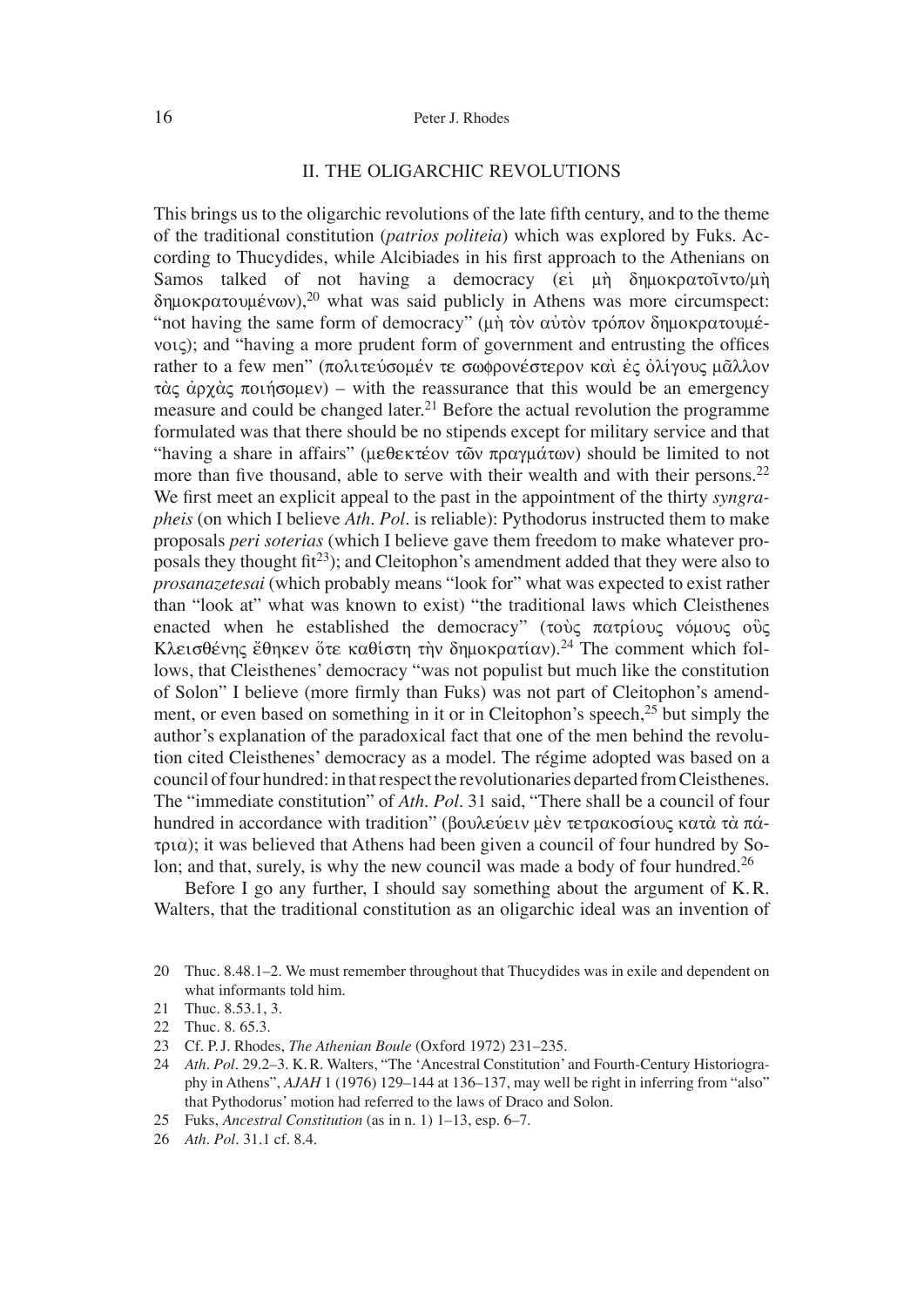## II. THE OLIGARCHIC REVOLUTIONS

This brings us to the oligarchic revolutions of the late fifth century, and to the theme of the traditional constitution (*patrios politeia*) which was explored by Fuks. According to Thucydides, while Alcibiades in his first approach to the Athenians on Samos talked of not having a democracy (εἰ μὴ δημοκρατοῖντο/μὴ δημοκρατουμένων),[20] what was said publicly in Athens was more circumspect: "not having the same form of democracy" (μὴ τὸν αὐτὸν τρόπον δημοκρατουμένοις); and "having a more prudent form of government and entrusting the offices rather to a few men" (πολιτεύσομέν τε σωφρονέστερον καὶ ἐς ὀλίγους μᾶλλον τὰς ἀρχὰς ποιήσομεν) – with the reassurance that this would be an emergency measure and could be changed later.[21] Before the actual revolution the programme formulated was that there should be no stipends except for military service and that "having a share in affairs" (μεθεκτέον τῶν πραγμάτων) should be limited to not more than five thousand, able to serve with their wealth and with their persons.[22] We first meet an explicit appeal to the past in the appointment of the thirty *syngrapheis* (on which I believe *Ath. Pol.* is reliable): Pythodorus instructed them to make proposals *peri soterias* (which I believe gave them freedom to make whatever proposals they thought fit[23]); and Cleitophon's amendment added that they were also to *prosanazetesai* (which probably means "look for" what was expected to exist rather than "look at" what was known to exist) "the traditional laws which Cleisthenes enacted when he established the democracy" (τοὺς πατρίους νόμους οὓς Κλεισθένης ἔθηκεν ὅτε καθίστη τὴν δημοκρατίαν).[24] The comment which follows, that Cleisthenes' democracy "was not populist but much like the constitution of Solon" I believe (more firmly than Fuks) was not part of Cleitophon's amendment, or even based on something in it or in Cleitophon's speech,[25] but simply the author's explanation of the paradoxical fact that one of the men behind the revolution cited Cleisthenes' democracy as a model. The régime adopted was based on a council of four hundred: in that respect the revolutionaries departed from Cleisthenes. The "immediate constitution" of *Ath. Pol.* 31 said, "There shall be a council of four hundred in accordance with tradition" (βουλεύειν μὲν τετρακοσίους κατὰ τὰ πάτρια); it was believed that Athens had been given a council of four hundred by Solon; and that, surely, is why the new council was made a body of four hundred.[26]

Before I go any further, I should say something about the argument of K.R. Walters, that the traditional constitution as an oligarchic ideal was an invention of

---

20 Thuc. 8.48.1–2. We must remember throughout that Thucydides was in exile and dependent on what informants told him.

21 Thuc. 8.53.1, 3.

22 Thuc. 8. 65.3.

23 Cf. P.J. Rhodes, *The Athenian Boule* (Oxford 1972) 231–235.

24 *Ath. Pol.* 29.2–3. K.R. Walters, "The 'Ancestral Constitution' and Fourth-Century Historiography in Athens", *AJAH* 1 (1976) 129–144 at 136–137, may well be right in inferring from "also" that Pythodorus' motion had referred to the laws of Draco and Solon.

25 Fuks, *Ancestral Constitution* (as in n. 1) 1–13, esp. 6–7.

26 *Ath. Pol.* 31.1 cf. 8.4.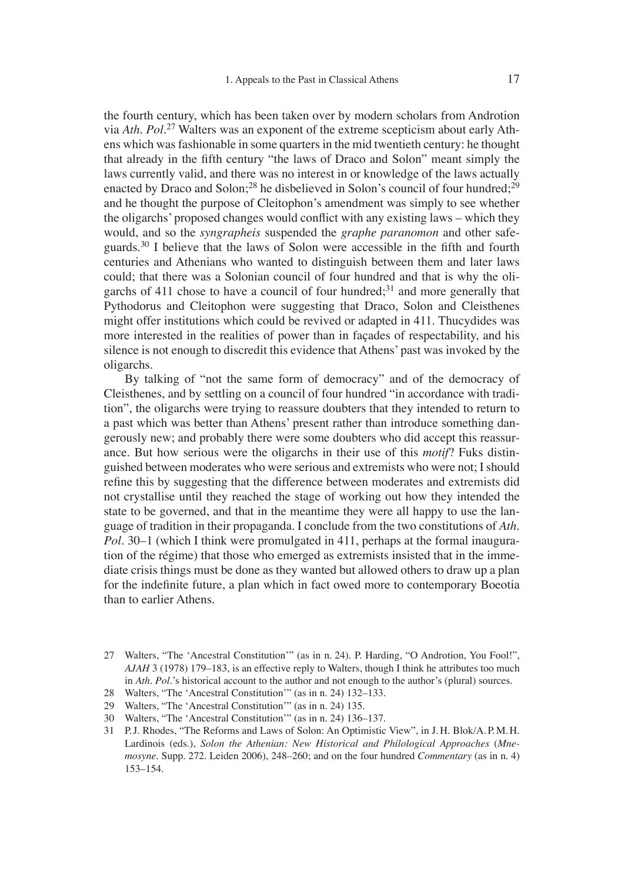the fourth century, which has been taken over by modern scholars from Androtion via *Ath. Pol*.[27] Walters was an exponent of the extreme scepticism about early Athens which was fashionable in some quarters in the mid twentieth century: he thought that already in the fifth century "the laws of Draco and Solon" meant simply the laws currently valid, and there was no interest in or knowledge of the laws actually enacted by Draco and Solon;[28] he disbelieved in Solon's council of four hundred;[29] and he thought the purpose of Cleitophon's amendment was simply to see whether the oligarchs' proposed changes would conflict with any existing laws – which they would, and so the *syngrapheis* suspended the *graphe paranomon* and other safeguards.[30] I believe that the laws of Solon were accessible in the fifth and fourth centuries and Athenians who wanted to distinguish between them and later laws could; that there was a Solonian council of four hundred and that is why the oligarchs of 411 chose to have a council of four hundred;[31] and more generally that Pythodorus and Cleitophon were suggesting that Draco, Solon and Cleisthenes might offer institutions which could be revived or adapted in 411. Thucydides was more interested in the realities of power than in façades of respectability, and his silence is not enough to discredit this evidence that Athens' past was invoked by the oligarchs.

By talking of "not the same form of democracy" and of the democracy of Cleisthenes, and by settling on a council of four hundred "in accordance with tradition", the oligarchs were trying to reassure doubters that they intended to return to a past which was better than Athens' present rather than introduce something dangerously new; and probably there were some doubters who did accept this reassurance. But how serious were the oligarchs in their use of this *motif*? Fuks distinguished between moderates who were serious and extremists who were not; I should refine this by suggesting that the difference between moderates and extremists did not crystallise until they reached the stage of working out how they intended the state to be governed, and that in the meantime they were all happy to use the language of tradition in their propaganda. I conclude from the two constitutions of *Ath. Pol*. 30–1 (which I think were promulgated in 411, perhaps at the formal inauguration of the régime) that those who emerged as extremists insisted that in the immediate crisis things must be done as they wanted but allowed others to draw up a plan for the indefinite future, a plan which in fact owed more to contemporary Boeotia than to earlier Athens.

27 Walters, "The 'Ancestral Constitution'" (as in n. 24). P. Harding, "O Androtion, You Fool!", *AJAH* 3 (1978) 179–183, is an effective reply to Walters, though I think he attributes too much in *Ath. Pol*.'s historical account to the author and not enough to the author's (plural) sources.

28 Walters, "The 'Ancestral Constitution'" (as in n. 24) 132–133.

29 Walters, "The 'Ancestral Constitution'" (as in n. 24) 135.

30 Walters, "The 'Ancestral Constitution'" (as in n. 24) 136–137.

31 P.J. Rhodes, "The Reforms and Laws of Solon: An Optimistic View", in J.H. Blok/A.P.M.H. Lardinois (eds.), *Solon the Athenian: New Historical and Philological Approaches* (*Mnemosyne*. Supp. 272. Leiden 2006), 248–260; and on the four hundred *Commentary* (as in n. 4) 153–154.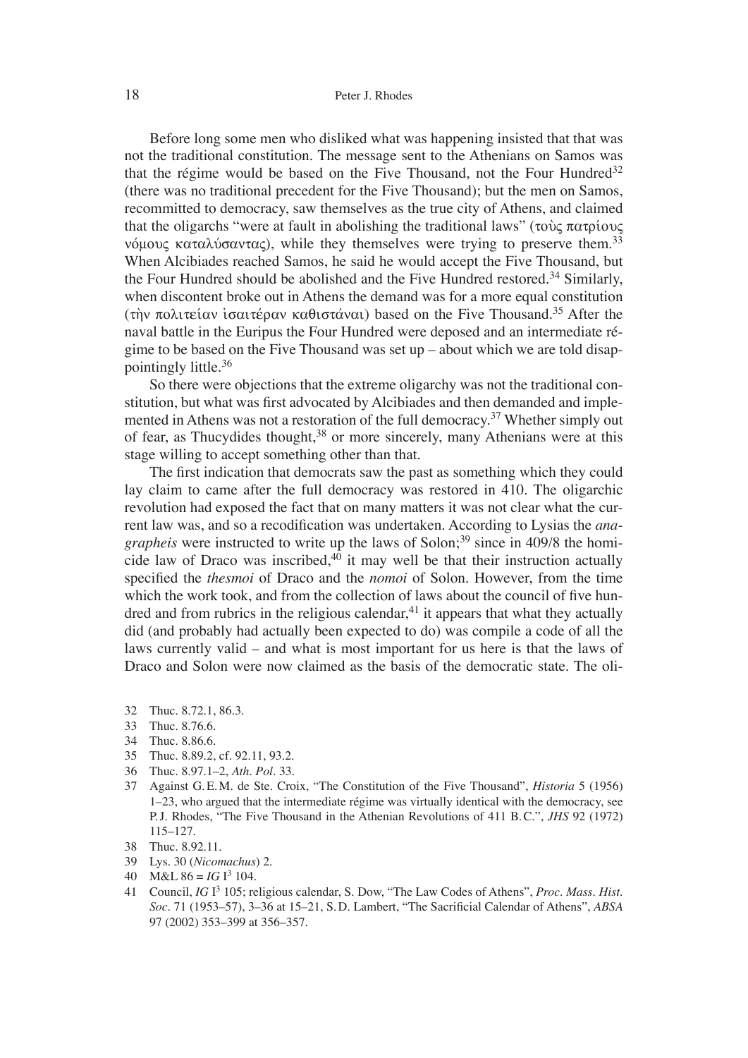Before long some men who disliked what was happening insisted that that was not the traditional constitution. The message sent to the Athenians on Samos was that the régime would be based on the Five Thousand, not the Four Hundred[32] (there was no traditional precedent for the Five Thousand); but the men on Samos, recommitted to democracy, saw themselves as the true city of Athens, and claimed that the oligarchs "were at fault in abolishing the traditional laws" (τοὺς πατρίους νόμους καταλύσαντας), while they themselves were trying to preserve them.[33] When Alcibiades reached Samos, he said he would accept the Five Thousand, but the Four Hundred should be abolished and the Five Hundred restored.[34] Similarly, when discontent broke out in Athens the demand was for a more equal constitution (τὴν πολιτείαν ἰσαιτέραν καθιστάναι) based on the Five Thousand.[35] After the naval battle in the Euripus the Four Hundred were deposed and an intermediate régime to be based on the Five Thousand was set up – about which we are told disappointingly little.[36]

So there were objections that the extreme oligarchy was not the traditional constitution, but what was first advocated by Alcibiades and then demanded and implemented in Athens was not a restoration of the full democracy.[37] Whether simply out of fear, as Thucydides thought,[38] or more sincerely, many Athenians were at this stage willing to accept something other than that.

The first indication that democrats saw the past as something which they could lay claim to came after the full democracy was restored in 410. The oligarchic revolution had exposed the fact that on many matters it was not clear what the current law was, and so a recodification was undertaken. According to Lysias the *anagrapheis* were instructed to write up the laws of Solon;[39] since in 409/8 the homicide law of Draco was inscribed,[40] it may well be that their instruction actually specified the *thesmoi* of Draco and the *nomoi* of Solon. However, from the time which the work took, and from the collection of laws about the council of five hundred and from rubrics in the religious calendar,[41] it appears that what they actually did (and probably had actually been expected to do) was compile a code of all the laws currently valid – and what is most important for us here is that the laws of Draco and Solon were now claimed as the basis of the democratic state. The oli-

32 Thuc. 8.72.1, 86.3.

33 Thuc. 8.76.6.

34 Thuc. 8.86.6.

35 Thuc. 8.89.2, cf. 92.11, 93.2.

36 Thuc. 8.97.1–2, *Ath. Pol.* 33.

37 Against G.E.M. de Ste. Croix, "The Constitution of the Five Thousand", *Historia* 5 (1956) 1–23, who argued that the intermediate régime was virtually identical with the democracy, see P.J. Rhodes, "The Five Thousand in the Athenian Revolutions of 411 B.C.", *JHS* 92 (1972) 115–127.

38 Thuc. 8.92.11.

39 Lys. 30 (*Nicomachus*) 2.

40 M&L 86 = *IG* I³ 104.

41 Council, *IG* I³ 105; religious calendar, S. Dow, "The Law Codes of Athens", *Proc. Mass. Hist. Soc.* 71 (1953–57), 3–36 at 15–21, S.D. Lambert, "The Sacrificial Calendar of Athens", *ABSA* 97 (2002) 353–399 at 356–357.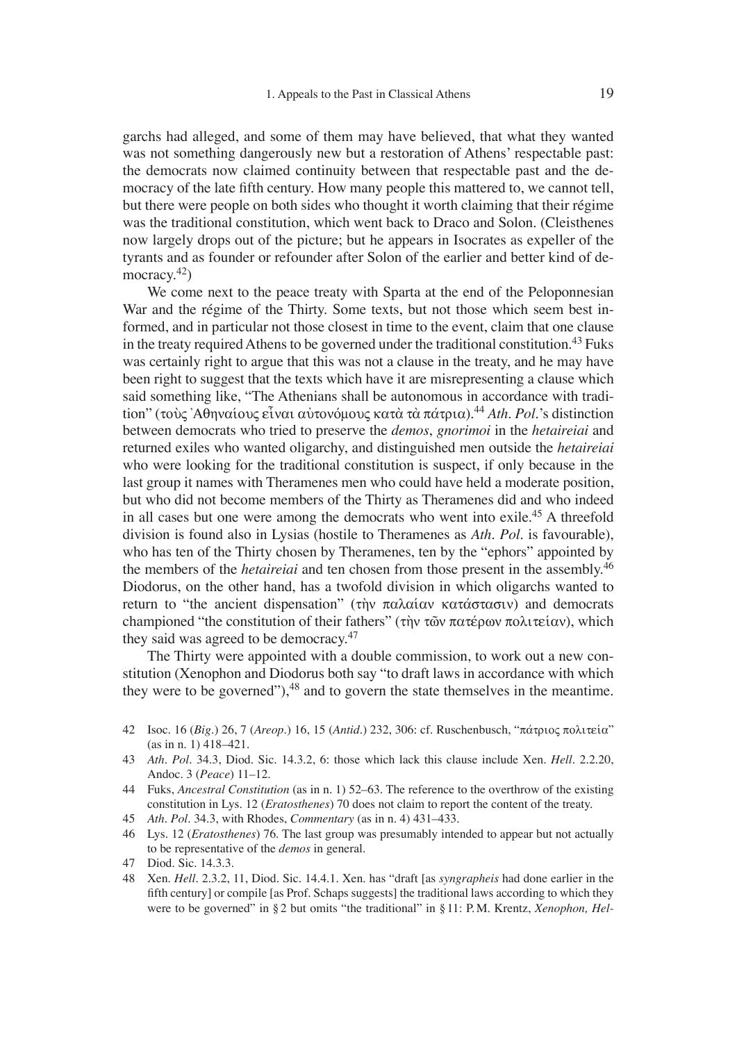garchs had alleged, and some of them may have believed, that what they wanted was not something dangerously new but a restoration of Athens' respectable past: the democrats now claimed continuity between that respectable past and the democracy of the late fifth century. How many people this mattered to, we cannot tell, but there were people on both sides who thought it worth claiming that their régime was the traditional constitution, which went back to Draco and Solon. (Cleisthenes now largely drops out of the picture; but he appears in Isocrates as expeller of the tyrants and as founder or refounder after Solon of the earlier and better kind of democracy.[42])

We come next to the peace treaty with Sparta at the end of the Peloponnesian War and the régime of the Thirty. Some texts, but not those which seem best informed, and in particular not those closest in time to the event, claim that one clause in the treaty required Athens to be governed under the traditional constitution.[43] Fuks was certainly right to argue that this was not a clause in the treaty, and he may have been right to suggest that the texts which have it are misrepresenting a clause which said something like, "The Athenians shall be autonomous in accordance with tradition" (τοὺς Ἀθηναίους εἶναι αὐτονόμους κατὰ τὰ πάτρια).[44] *Ath. Pol.*'s distinction between democrats who tried to preserve the *demos*, *gnorimoi* in the *hetaireiai* and returned exiles who wanted oligarchy, and distinguished men outside the *hetaireiai* who were looking for the traditional constitution is suspect, if only because in the last group it names with Theramenes men who could have held a moderate position, but who did not become members of the Thirty as Theramenes did and who indeed in all cases but one were among the democrats who went into exile.[45] A threefold division is found also in Lysias (hostile to Theramenes as *Ath. Pol.* is favourable), who has ten of the Thirty chosen by Theramenes, ten by the "ephors" appointed by the members of the *hetaireiai* and ten chosen from those present in the assembly.[46] Diodorus, on the other hand, has a twofold division in which oligarchs wanted to return to "the ancient dispensation" (τὴν παλαίαν κατάστασιν) and democrats championed "the constitution of their fathers" (τὴν τῶν πατέρων πολιτείαν), which they said was agreed to be democracy.[47]

The Thirty were appointed with a double commission, to work out a new constitution (Xenophon and Diodorus both say "to draft laws in accordance with which they were to be governed"),[48] and to govern the state themselves in the meantime.

42 Isoc. 16 (*Big.*) 26, 7 (*Areop.*) 16, 15 (*Antid.*) 232, 306: cf. Ruschenbusch, "πάτριος πολιτεία" (as in n. 1) 418–421.

43 *Ath. Pol.* 34.3, Diod. Sic. 14.3.2, 6: those which lack this clause include Xen. *Hell.* 2.2.20, Andoc. 3 (*Peace*) 11–12.

44 Fuks, *Ancestral Constitution* (as in n. 1) 52–63. The reference to the overthrow of the existing constitution in Lys. 12 (*Eratosthenes*) 70 does not claim to report the content of the treaty.

45 *Ath. Pol.* 34.3, with Rhodes, *Commentary* (as in n. 4) 431–433.

46 Lys. 12 (*Eratosthenes*) 76. The last group was presumably intended to appear but not actually to be representative of the *demos* in general.

47 Diod. Sic. 14.3.3.

48 Xen. *Hell.* 2.3.2, 11, Diod. Sic. 14.4.1. Xen. has "draft [as *syngrapheis* had done earlier in the fifth century] or compile [as Prof. Schaps suggests] the traditional laws according to which they were to be governed" in § 2 but omits "the traditional" in § 11: P. M. Krentz, *Xenophon, Hel-*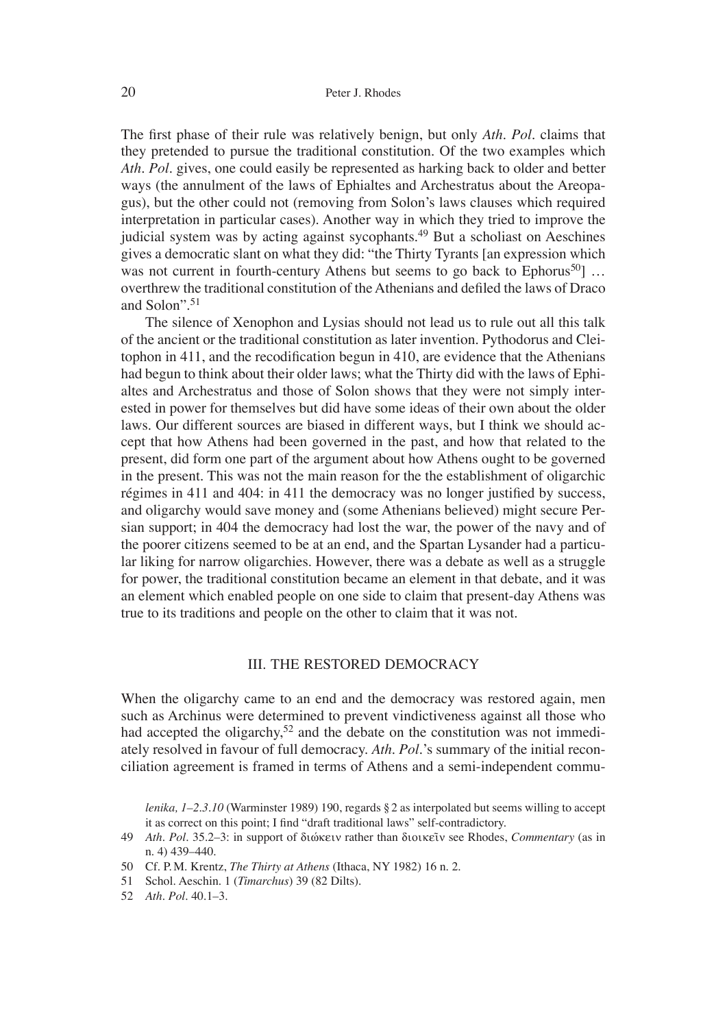The first phase of their rule was relatively benign, but only *Ath. Pol.* claims that they pretended to pursue the traditional constitution. Of the two examples which *Ath. Pol.* gives, one could easily be represented as harking back to older and better ways (the annulment of the laws of Ephialtes and Archestratus about the Areopagus), but the other could not (removing from Solon's laws clauses which required interpretation in particular cases). Another way in which they tried to improve the judicial system was by acting against sycophants.[49] But a scholiast on Aeschines gives a democratic slant on what they did: "the Thirty Tyrants [an expression which was not current in fourth-century Athens but seems to go back to Ephorus[50]] … overthrew the traditional constitution of the Athenians and defiled the laws of Draco and Solon".[51]

The silence of Xenophon and Lysias should not lead us to rule out all this talk of the ancient or the traditional constitution as later invention. Pythodorus and Cleitophon in 411, and the recodification begun in 410, are evidence that the Athenians had begun to think about their older laws; what the Thirty did with the laws of Ephialtes and Archestratus and those of Solon shows that they were not simply interested in power for themselves but did have some ideas of their own about the older laws. Our different sources are biased in different ways, but I think we should accept that how Athens had been governed in the past, and how that related to the present, did form one part of the argument about how Athens ought to be governed in the present. This was not the main reason for the the establishment of oligarchic régimes in 411 and 404: in 411 the democracy was no longer justified by success, and oligarchy would save money and (some Athenians believed) might secure Persian support; in 404 the democracy had lost the war, the power of the navy and of the poorer citizens seemed to be at an end, and the Spartan Lysander had a particular liking for narrow oligarchies. However, there was a debate as well as a struggle for power, the traditional constitution became an element in that debate, and it was an element which enabled people on one side to claim that present-day Athens was true to its traditions and people on the other to claim that it was not.

## III. THE RESTORED DEMOCRACY

When the oligarchy came to an end and the democracy was restored again, men such as Archinus were determined to prevent vindictiveness against all those who had accepted the oligarchy,[52] and the debate on the constitution was not immediately resolved in favour of full democracy. *Ath. Pol.*'s summary of the initial reconciliation agreement is framed in terms of Athens and a semi-independent commu-

*lenika, 1–2.3.10* (Warminster 1989) 190, regards § 2 as interpolated but seems willing to accept it as correct on this point; I find "draft traditional laws" self-contradictory.

49 *Ath. Pol.* 35.2–3: in support of διώκειν rather than διοικεῖν see Rhodes, *Commentary* (as in n. 4) 439–440.

50 Cf. P.M. Krentz, *The Thirty at Athens* (Ithaca, NY 1982) 16 n. 2.

51 Schol. Aeschin. 1 (*Timarchus*) 39 (82 Dilts).

52 *Ath. Pol.* 40.1–3.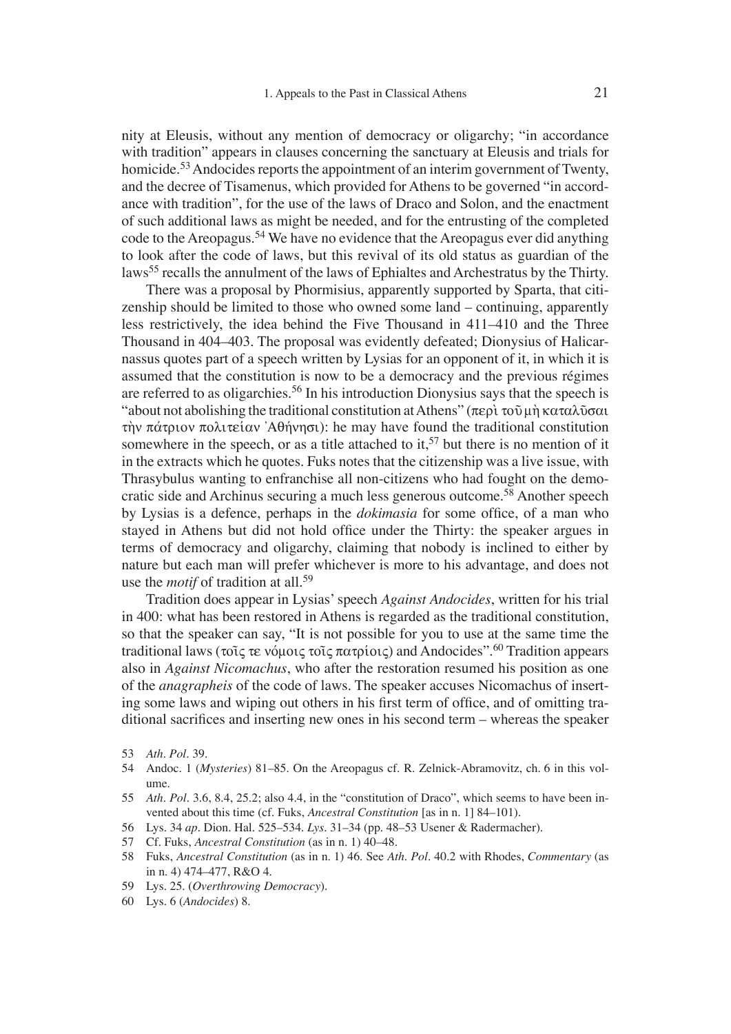nity at Eleusis, without any mention of democracy or oligarchy; "in accordance with tradition" appears in clauses concerning the sanctuary at Eleusis and trials for homicide.[53] Andocides reports the appointment of an interim government of Twenty, and the decree of Tisamenus, which provided for Athens to be governed "in accordance with tradition", for the use of the laws of Draco and Solon, and the enactment of such additional laws as might be needed, and for the entrusting of the completed code to the Areopagus.[54] We have no evidence that the Areopagus ever did anything to look after the code of laws, but this revival of its old status as guardian of the laws[55] recalls the annulment of the laws of Ephialtes and Archestratus by the Thirty.

There was a proposal by Phormisius, apparently supported by Sparta, that citizenship should be limited to those who owned some land – continuing, apparently less restrictively, the idea behind the Five Thousand in 411–410 and the Three Thousand in 404–403. The proposal was evidently defeated; Dionysius of Halicarnassus quotes part of a speech written by Lysias for an opponent of it, in which it is assumed that the constitution is now to be a democracy and the previous régimes are referred to as oligarchies.[56] In his introduction Dionysius says that the speech is "about not abolishing the traditional constitution at Athens" (περὶ τοῦ μὴ καταλῦσαι τὴν πάτριον πολιτείαν Ἀθήνησι): he may have found the traditional constitution somewhere in the speech, or as a title attached to it,[57] but there is no mention of it in the extracts which he quotes. Fuks notes that the citizenship was a live issue, with Thrasybulus wanting to enfranchise all non-citizens who had fought on the democratic side and Archinus securing a much less generous outcome.[58] Another speech by Lysias is a defence, perhaps in the *dokimasia* for some office, of a man who stayed in Athens but did not hold office under the Thirty: the speaker argues in terms of democracy and oligarchy, claiming that nobody is inclined to either by nature but each man will prefer whichever is more to his advantage, and does not use the *motif* of tradition at all.[59]

Tradition does appear in Lysias' speech *Against Andocides*, written for his trial in 400: what has been restored in Athens is regarded as the traditional constitution, so that the speaker can say, "It is not possible for you to use at the same time the traditional laws (τοῖς τε νόμοις τοῖς πατρίοις) and Andocides".[60] Tradition appears also in *Against Nicomachus*, who after the restoration resumed his position as one of the *anagrapheis* of the code of laws. The speaker accuses Nicomachus of inserting some laws and wiping out others in his first term of office, and of omitting traditional sacrifices and inserting new ones in his second term – whereas the speaker

53 *Ath. Pol.* 39.

54 Andoc. 1 (*Mysteries*) 81–85. On the Areopagus cf. R. Zelnick-Abramovitz, ch. 6 in this volume.

55 *Ath. Pol.* 3.6, 8.4, 25.2; also 4.4, in the "constitution of Draco", which seems to have been invented about this time (cf. Fuks, *Ancestral Constitution* [as in n. 1] 84–101).

56 Lys. 34 *ap*. Dion. Hal. 525–534. *Lys*. 31–34 (pp. 48–53 Usener & Radermacher).

57 Cf. Fuks, *Ancestral Constitution* (as in n. 1) 40–48.

58 Fuks, *Ancestral Constitution* (as in n. 1) 46. See *Ath. Pol.* 40.2 with Rhodes, *Commentary* (as in n. 4) 474–477, R&O 4.

59 Lys. 25. (*Overthrowing Democracy*).

60 Lys. 6 (*Andocides*) 8.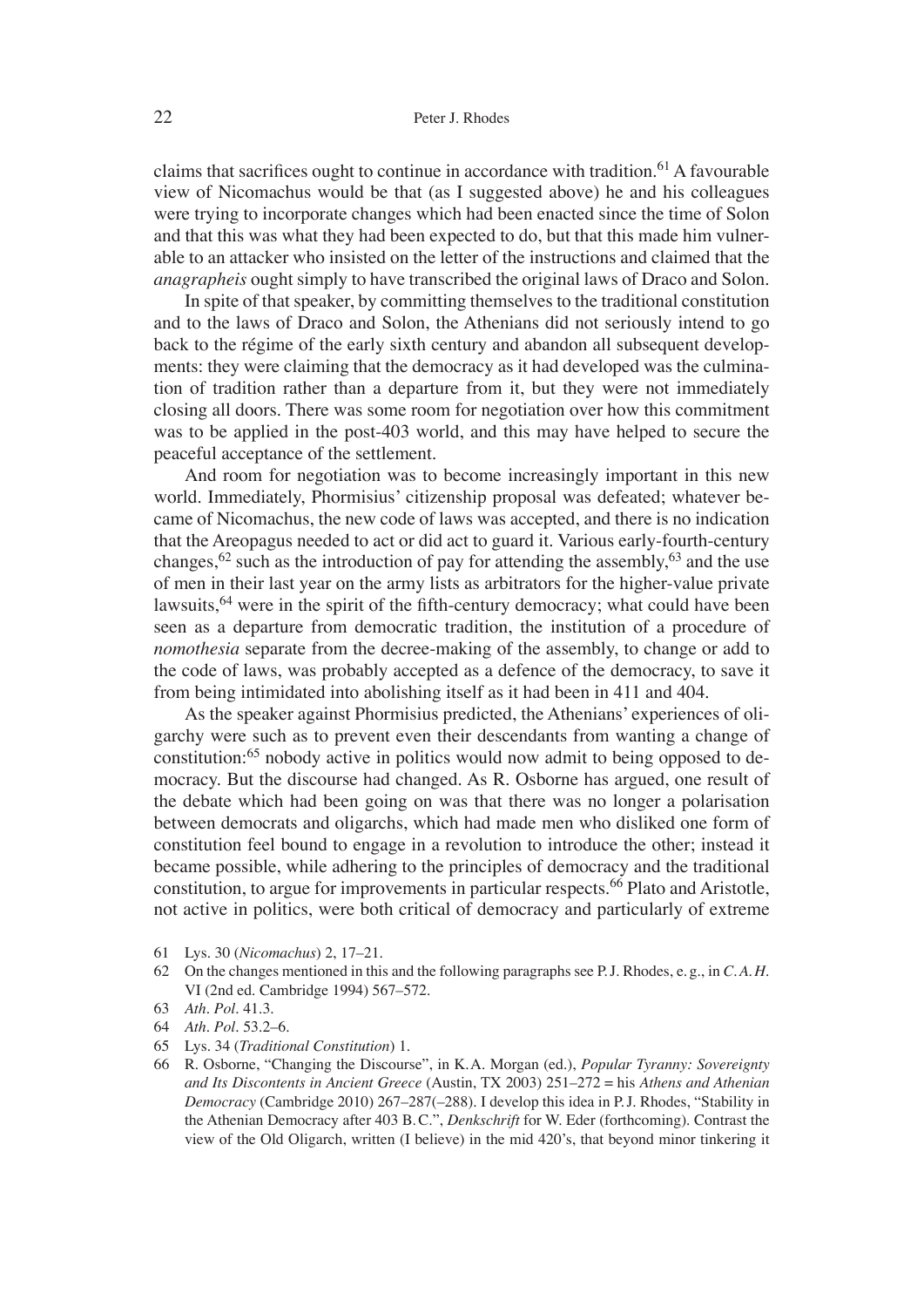claims that sacrifices ought to continue in accordance with tradition.[61] A favourable view of Nicomachus would be that (as I suggested above) he and his colleagues were trying to incorporate changes which had been enacted since the time of Solon and that this was what they had been expected to do, but that this made him vulnerable to an attacker who insisted on the letter of the instructions and claimed that the *anagrapheis* ought simply to have transcribed the original laws of Draco and Solon.

In spite of that speaker, by committing themselves to the traditional constitution and to the laws of Draco and Solon, the Athenians did not seriously intend to go back to the régime of the early sixth century and abandon all subsequent developments: they were claiming that the democracy as it had developed was the culmination of tradition rather than a departure from it, but they were not immediately closing all doors. There was some room for negotiation over how this commitment was to be applied in the post-403 world, and this may have helped to secure the peaceful acceptance of the settlement.

And room for negotiation was to become increasingly important in this new world. Immediately, Phormisius' citizenship proposal was defeated; whatever became of Nicomachus, the new code of laws was accepted, and there is no indication that the Areopagus needed to act or did act to guard it. Various early-fourth-century changes,[62] such as the introduction of pay for attending the assembly,[63] and the use of men in their last year on the army lists as arbitrators for the higher-value private lawsuits,[64] were in the spirit of the fifth-century democracy; what could have been seen as a departure from democratic tradition, the institution of a procedure of *nomothesia* separate from the decree-making of the assembly, to change or add to the code of laws, was probably accepted as a defence of the democracy, to save it from being intimidated into abolishing itself as it had been in 411 and 404.

As the speaker against Phormisius predicted, the Athenians' experiences of oligarchy were such as to prevent even their descendants from wanting a change of constitution:[65] nobody active in politics would now admit to being opposed to democracy. But the discourse had changed. As R. Osborne has argued, one result of the debate which had been going on was that there was no longer a polarisation between democrats and oligarchs, which had made men who disliked one form of constitution feel bound to engage in a revolution to introduce the other; instead it became possible, while adhering to the principles of democracy and the traditional constitution, to argue for improvements in particular respects.[66] Plato and Aristotle, not active in politics, were both critical of democracy and particularly of extreme

61 Lys. 30 (*Nicomachus*) 2, 17–21.

62 On the changes mentioned in this and the following paragraphs see P.J. Rhodes, e.g., in *C.A.H.* VI (2nd ed. Cambridge 1994) 567–572.

63 *Ath. Pol.* 41.3.

64 *Ath. Pol.* 53.2–6.

65 Lys. 34 (*Traditional Constitution*) 1.

66 R. Osborne, "Changing the Discourse", in K.A. Morgan (ed.), *Popular Tyranny: Sovereignty and Its Discontents in Ancient Greece* (Austin, TX 2003) 251–272 = his *Athens and Athenian Democracy* (Cambridge 2010) 267–287(–288). I develop this idea in P.J. Rhodes, "Stability in the Athenian Democracy after 403 B.C.", *Denkschrift* for W. Eder (forthcoming). Contrast the view of the Old Oligarch, written (I believe) in the mid 420's, that beyond minor tinkering it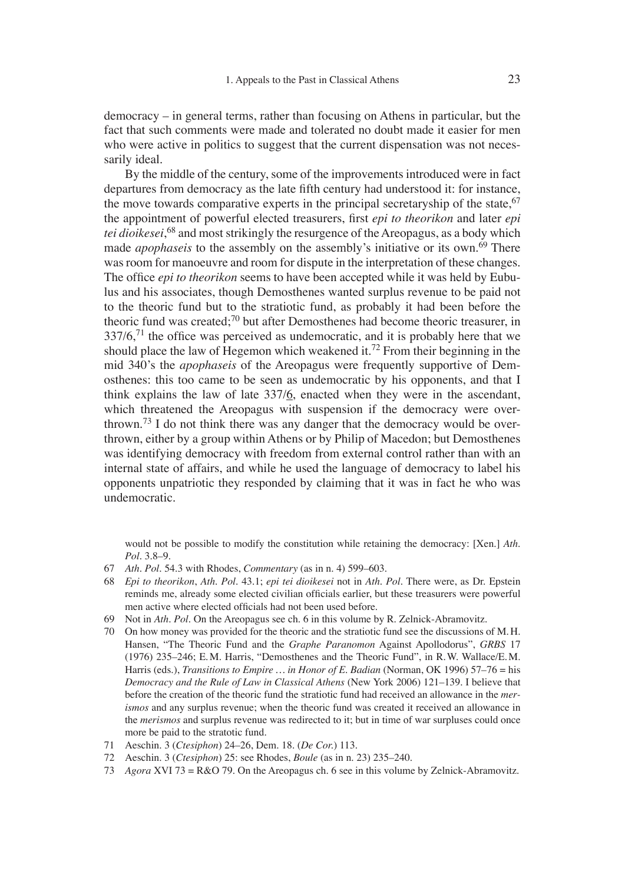democracy – in general terms, rather than focusing on Athens in particular, but the fact that such comments were made and tolerated no doubt made it easier for men who were active in politics to suggest that the current dispensation was not necessarily ideal.

By the middle of the century, some of the improvements introduced were in fact departures from democracy as the late fifth century had understood it: for instance, the move towards comparative experts in the principal secretaryship of the state,[67] the appointment of powerful elected treasurers, first *epi to theorikon* and later *epi tei dioikesei*,[68] and most strikingly the resurgence of the Areopagus, as a body which made *apophaseis* to the assembly on the assembly's initiative or its own.[69] There was room for manoeuvre and room for dispute in the interpretation of these changes. The office *epi to theorikon* seems to have been accepted while it was held by Eubulus and his associates, though Demosthenes wanted surplus revenue to be paid not to the theoric fund but to the stratiotic fund, as probably it had been before the theoric fund was created;[70] but after Demosthenes had become theoric treasurer, in 337/6,[71] the office was perceived as undemocratic, and it is probably here that we should place the law of Hegemon which weakened it.[72] From their beginning in the mid 340's the *apophaseis* of the Areopagus were frequently supportive of Demosthenes: this too came to be seen as undemocratic by his opponents, and that I think explains the law of late 337/6, enacted when they were in the ascendant, which threatened the Areopagus with suspension if the democracy were overthrown.[73] I do not think there was any danger that the democracy would be overthrown, either by a group within Athens or by Philip of Macedon; but Demosthenes was identifying democracy with freedom from external control rather than with an internal state of affairs, and while he used the language of democracy to label his opponents unpatriotic they responded by claiming that it was in fact he who was undemocratic.

would not be possible to modify the constitution while retaining the democracy: [Xen.] *Ath. Pol*. 3.8–9.

67 *Ath. Pol*. 54.3 with Rhodes, *Commentary* (as in n. 4) 599–603.

68 *Epi to theorikon*, *Ath. Pol*. 43.1; *epi tei dioikesei* not in *Ath. Pol*. There were, as Dr. Epstein reminds me, already some elected civilian officials earlier, but these treasurers were powerful men active where elected officials had not been used before.

69 Not in *Ath. Pol*. On the Areopagus see ch. 6 in this volume by R. Zelnick-Abramovitz.

70 On how money was provided for the theoric and the stratiotic fund see the discussions of M.H. Hansen, "The Theoric Fund and the *Graphe Paranomon* Against Apollodorus", *GRBS* 17 (1976) 235–246; E.M. Harris, "Demosthenes and the Theoric Fund", in R.W. Wallace/E.M. Harris (eds.), *Transitions to Empire … in Honor of E. Badian* (Norman, OK 1996) 57–76 = his *Democracy and the Rule of Law in Classical Athens* (New York 2006) 121–139. I believe that before the creation of the theoric fund the stratiotic fund had received an allowance in the *merismos* and any surplus revenue; when the theoric fund was created it received an allowance in the *merismos* and surplus revenue was redirected to it; but in time of war surpluses could once more be paid to the stratotic fund.

71 Aeschin. 3 (*Ctesiphon*) 24–26, Dem. 18. (*De Cor.*) 113.

72 Aeschin. 3 (*Ctesiphon*) 25: see Rhodes, *Boule* (as in n. 23) 235–240.

73 *Agora* XVI 73 = R&O 79. On the Areopagus ch. 6 see in this volume by Zelnick-Abramovitz.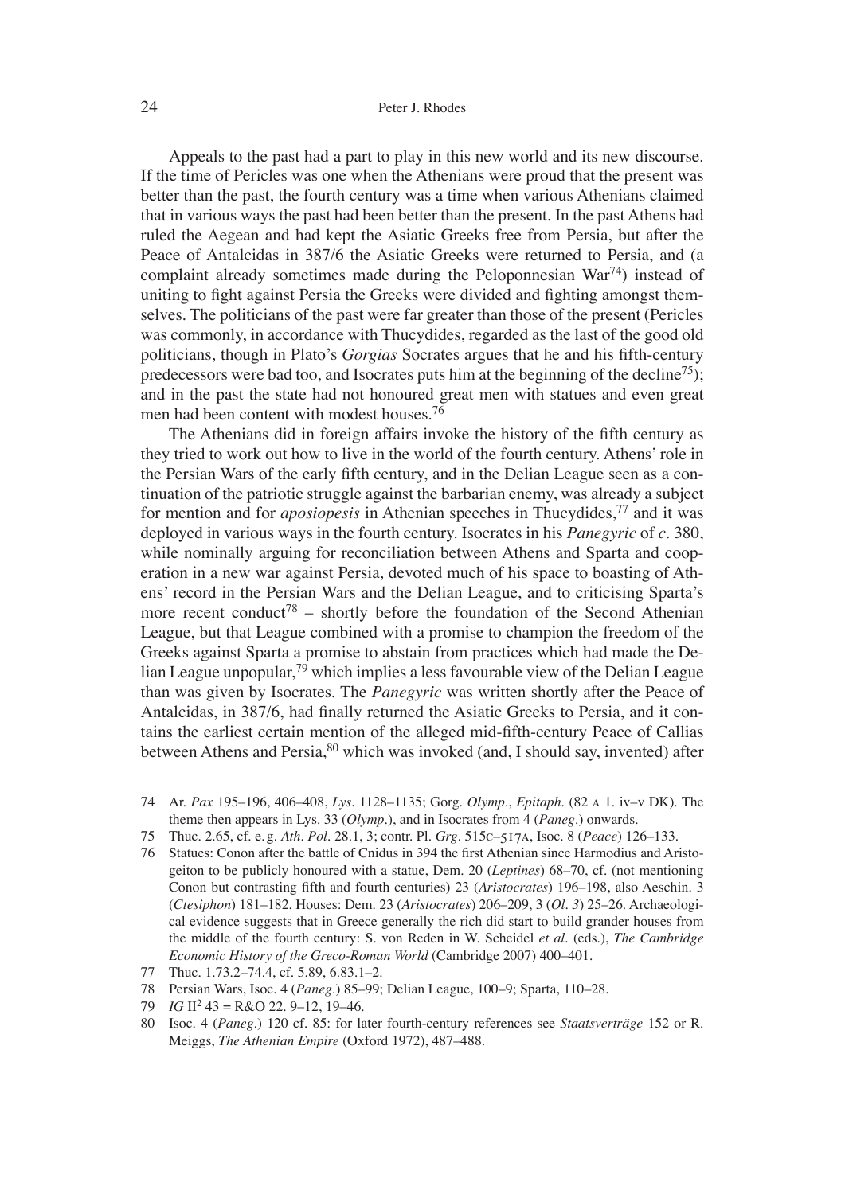Appeals to the past had a part to play in this new world and its new discourse. If the time of Pericles was one when the Athenians were proud that the present was better than the past, the fourth century was a time when various Athenians claimed that in various ways the past had been better than the present. In the past Athens had ruled the Aegean and had kept the Asiatic Greeks free from Persia, but after the Peace of Antalcidas in 387/6 the Asiatic Greeks were returned to Persia, and (a complaint already sometimes made during the Peloponnesian War[74]) instead of uniting to fight against Persia the Greeks were divided and fighting amongst themselves. The politicians of the past were far greater than those of the present (Pericles was commonly, in accordance with Thucydides, regarded as the last of the good old politicians, though in Plato's *Gorgias* Socrates argues that he and his fifth-century predecessors were bad too, and Isocrates puts him at the beginning of the decline[75]); and in the past the state had not honoured great men with statues and even great men had been content with modest houses.[76]

The Athenians did in foreign affairs invoke the history of the fifth century as they tried to work out how to live in the world of the fourth century. Athens' role in the Persian Wars of the early fifth century, and in the Delian League seen as a continuation of the patriotic struggle against the barbarian enemy, was already a subject for mention and for *aposiopesis* in Athenian speeches in Thucydides,[77] and it was deployed in various ways in the fourth century. Isocrates in his *Panegyric* of *c*. 380, while nominally arguing for reconciliation between Athens and Sparta and cooperation in a new war against Persia, devoted much of his space to boasting of Athens' record in the Persian Wars and the Delian League, and to criticising Sparta's more recent conduct[78] – shortly before the foundation of the Second Athenian League, but that League combined with a promise to champion the freedom of the Greeks against Sparta a promise to abstain from practices which had made the Delian League unpopular,[79] which implies a less favourable view of the Delian League than was given by Isocrates. The *Panegyric* was written shortly after the Peace of Antalcidas, in 387/6, had finally returned the Asiatic Greeks to Persia, and it contains the earliest certain mention of the alleged mid-fifth-century Peace of Callias between Athens and Persia,[80] which was invoked (and, I should say, invented) after

---

74 Ar. *Pax* 195–196, 406–408, *Lys*. 1128–1135; Gorg. *Olymp*., *Epitaph*. (82 A 1. iv–v DK). The theme then appears in Lys. 33 (*Olymp*.), and in Isocrates from 4 (*Paneg*.) onwards.

75 Thuc. 2.65, cf. e. g. *Ath. Pol*. 28.1, 3; contr. Pl. *Grg*. 515C–517A, Isoc. 8 (*Peace*) 126–133.

76 Statues: Conon after the battle of Cnidus in 394 the first Athenian since Harmodius and Aristogeiton to be publicly honoured with a statue, Dem. 20 (*Leptines*) 68–70, cf. (not mentioning Conon but contrasting fifth and fourth centuries) 23 (*Aristocrates*) 196–198, also Aeschin. 3 (*Ctesiphon*) 181–182. Houses: Dem. 23 (*Aristocrates*) 206–209, 3 (*Ol. 3*) 25–26. Archaeological evidence suggests that in Greece generally the rich did start to build grander houses from the middle of the fourth century: S. von Reden in W. Scheidel *et al*. (eds.), *The Cambridge Economic History of the Greco-Roman World* (Cambridge 2007) 400–401.

77 Thuc. 1.73.2–74.4, cf. 5.89, 6.83.1–2.

78 Persian Wars, Isoc. 4 (*Paneg*.) 85–99; Delian League, 100–9; Sparta, 110–28.

79 *IG* II$^2$ 43 = R&O 22. 9–12, 19–46.

80 Isoc. 4 (*Paneg*.) 120 cf. 85: for later fourth-century references see *Staatsverträge* 152 or R. Meiggs, *The Athenian Empire* (Oxford 1972), 487–488.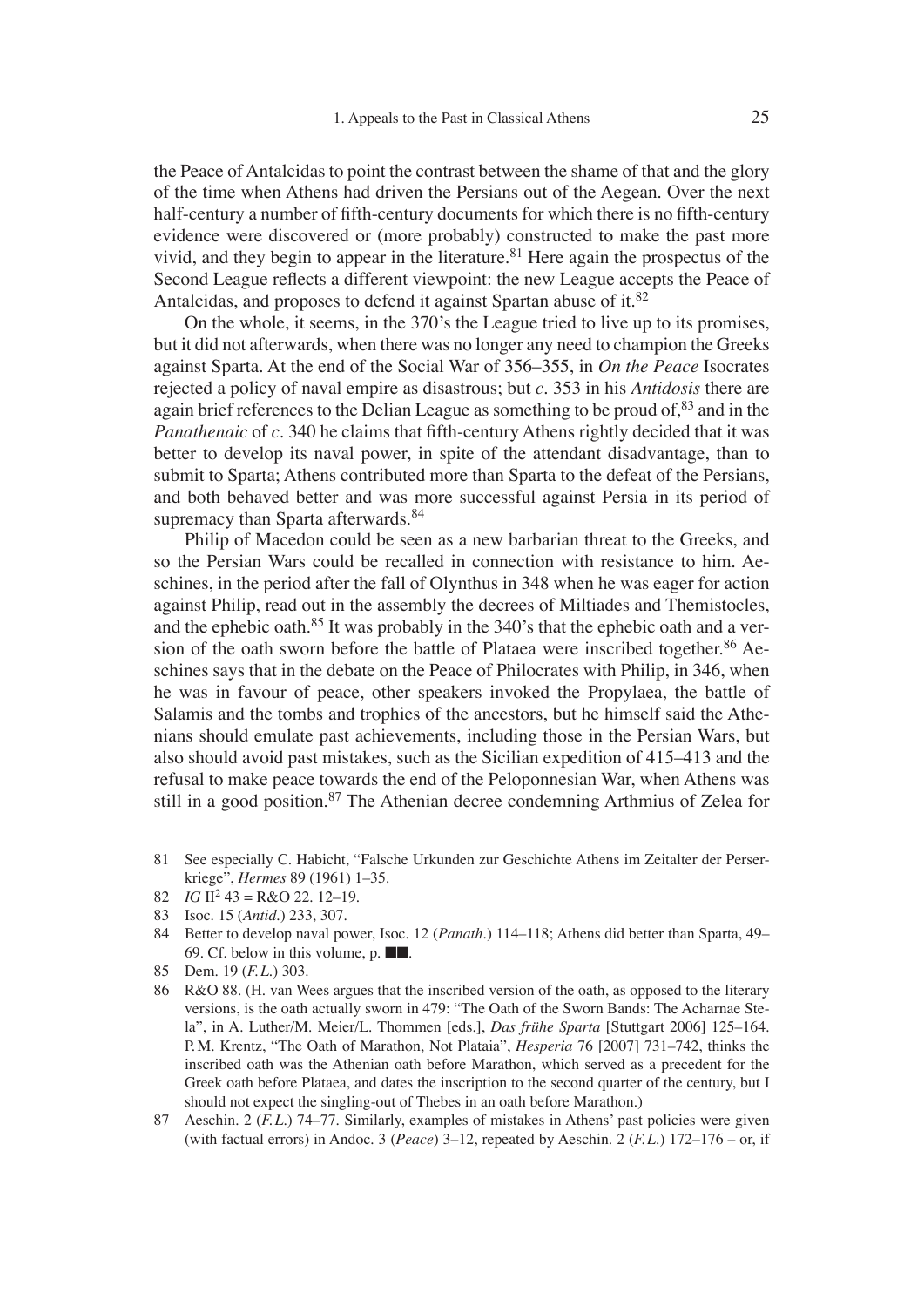the Peace of Antalcidas to point the contrast between the shame of that and the glory of the time when Athens had driven the Persians out of the Aegean. Over the next half-century a number of fifth-century documents for which there is no fifth-century evidence were discovered or (more probably) constructed to make the past more vivid, and they begin to appear in the literature.[81] Here again the prospectus of the Second League reflects a different viewpoint: the new League accepts the Peace of Antalcidas, and proposes to defend it against Spartan abuse of it.[82]

On the whole, it seems, in the 370's the League tried to live up to its promises, but it did not afterwards, when there was no longer any need to champion the Greeks against Sparta. At the end of the Social War of 356–355, in *On the Peace* Isocrates rejected a policy of naval empire as disastrous; but *c.* 353 in his *Antidosis* there are again brief references to the Delian League as something to be proud of,[83] and in the *Panathenaic* of *c.* 340 he claims that fifth-century Athens rightly decided that it was better to develop its naval power, in spite of the attendant disadvantage, than to submit to Sparta; Athens contributed more than Sparta to the defeat of the Persians, and both behaved better and was more successful against Persia in its period of supremacy than Sparta afterwards.[84]

Philip of Macedon could be seen as a new barbarian threat to the Greeks, and so the Persian Wars could be recalled in connection with resistance to him. Aeschines, in the period after the fall of Olynthus in 348 when he was eager for action against Philip, read out in the assembly the decrees of Miltiades and Themistocles, and the ephebic oath.[85] It was probably in the 340's that the ephebic oath and a version of the oath sworn before the battle of Plataea were inscribed together.[86] Aeschines says that in the debate on the Peace of Philocrates with Philip, in 346, when he was in favour of peace, other speakers invoked the Propylaea, the battle of Salamis and the tombs and trophies of the ancestors, but he himself said the Athenians should emulate past achievements, including those in the Persian Wars, but also should avoid past mistakes, such as the Sicilian expedition of 415–413 and the refusal to make peace towards the end of the Peloponnesian War, when Athens was still in a good position.[87] The Athenian decree condemning Arthmius of Zelea for

81 See especially C. Habicht, "Falsche Urkunden zur Geschichte Athens im Zeitalter der Perserkriege", *Hermes* 89 (1961) 1–35.

82 *IG* II[2] 43 = R&O 22. 12–19.

83 Isoc. 15 (*Antid.*) 233, 307.

84 Better to develop naval power, Isoc. 12 (*Panath.*) 114–118; Athens did better than Sparta, 49–69. Cf. below in this volume, p. ■■.

85 Dem. 19 (*F.L.*) 303.

86 R&O 88. (H. van Wees argues that the inscribed version of the oath, as opposed to the literary versions, is the oath actually sworn in 479: "The Oath of the Sworn Bands: The Acharnae Stela", in A. Luther/M. Meier/L. Thommen [eds.], *Das frühe Sparta* [Stuttgart 2006] 125–164. P.M. Krentz, "The Oath of Marathon, Not Plataia", *Hesperia* 76 [2007] 731–742, thinks the inscribed oath was the Athenian oath before Marathon, which served as a precedent for the Greek oath before Plataea, and dates the inscription to the second quarter of the century, but I should not expect the singling-out of Thebes in an oath before Marathon.)

87 Aeschin. 2 (*F.L.*) 74–77. Similarly, examples of mistakes in Athens' past policies were given (with factual errors) in Andoc. 3 (*Peace*) 3–12, repeated by Aeschin. 2 (*F.L.*) 172–176 – or, if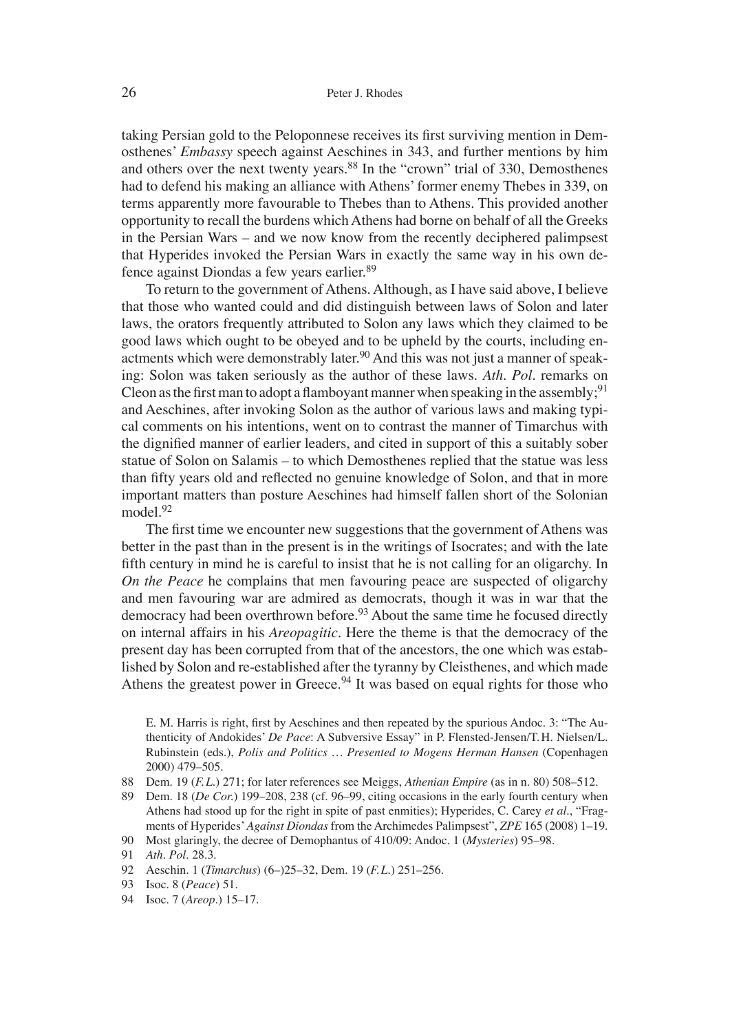taking Persian gold to the Peloponnese receives its first surviving mention in Demosthenes' *Embassy* speech against Aeschines in 343, and further mentions by him and others over the next twenty years.[88] In the "crown" trial of 330, Demosthenes had to defend his making an alliance with Athens' former enemy Thebes in 339, on terms apparently more favourable to Thebes than to Athens. This provided another opportunity to recall the burdens which Athens had borne on behalf of all the Greeks in the Persian Wars – and we now know from the recently deciphered palimpsest that Hyperides invoked the Persian Wars in exactly the same way in his own defence against Diondas a few years earlier.[89]

To return to the government of Athens. Although, as I have said above, I believe that those who wanted could and did distinguish between laws of Solon and later laws, the orators frequently attributed to Solon any laws which they claimed to be good laws which ought to be obeyed and to be upheld by the courts, including enactments which were demonstrably later.[90] And this was not just a manner of speaking: Solon was taken seriously as the author of these laws. *Ath. Pol.* remarks on Cleon as the first man to adopt a flamboyant manner when speaking in the assembly;[91] and Aeschines, after invoking Solon as the author of various laws and making typical comments on his intentions, went on to contrast the manner of Timarchus with the dignified manner of earlier leaders, and cited in support of this a suitably sober statue of Solon on Salamis – to which Demosthenes replied that the statue was less than fifty years old and reflected no genuine knowledge of Solon, and that in more important matters than posture Aeschines had himself fallen short of the Solonian model.[92]

The first time we encounter new suggestions that the government of Athens was better in the past than in the present is in the writings of Isocrates; and with the late fifth century in mind he is careful to insist that he is not calling for an oligarchy. In *On the Peace* he complains that men favouring peace are suspected of oligarchy and men favouring war are admired as democrats, though it was in war that the democracy had been overthrown before.[93] About the same time he focused directly on internal affairs in his *Areopagitic*. Here the theme is that the democracy of the present day has been corrupted from that of the ancestors, the one which was established by Solon and re-established after the tyranny by Cleisthenes, and which made Athens the greatest power in Greece.[94] It was based on equal rights for those who

E. M. Harris is right, first by Aeschines and then repeated by the spurious Andoc. 3: "The Authenticity of Andokides' *De Pace*: A Subversive Essay" in P. Flensted-Jensen/T. H. Nielsen/L. Rubinstein (eds.), *Polis and Politics … Presented to Mogens Herman Hansen* (Copenhagen 2000) 479–505.

88 Dem. 19 (*F.L.*) 271; for later references see Meiggs, *Athenian Empire* (as in n. 80) 508–512.

89 Dem. 18 (*De Cor.*) 199–208, 238 (cf. 96–99, citing occasions in the early fourth century when Athens had stood up for the right in spite of past enmities); Hyperides, C. Carey *et al.*, "Fragments of Hyperides' *Against Diondas* from the Archimedes Palimpsest", *ZPE* 165 (2008) 1–19.

90 Most glaringly, the decree of Demophantus of 410/09: Andoc. 1 (*Mysteries*) 95–98.

91 *Ath. Pol.* 28.3.

92 Aeschin. 1 (*Timarchus*) (6–)25–32, Dem. 19 (*F.L.*) 251–256.

93 Isoc. 8 (*Peace*) 51.

94 Isoc. 7 (*Areop.*) 15–17.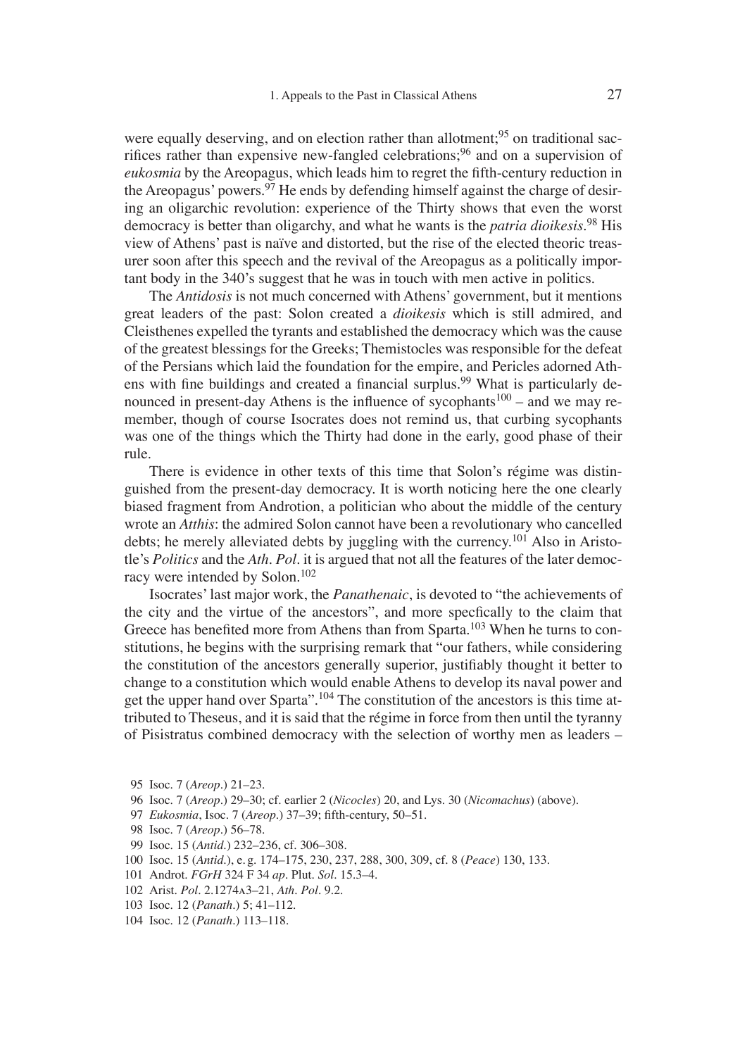were equally deserving, and on election rather than allotment;[95] on traditional sacrifices rather than expensive new-fangled celebrations;[96] and on a supervision of *eukosmia* by the Areopagus, which leads him to regret the fifth-century reduction in the Areopagus' powers.[97] He ends by defending himself against the charge of desiring an oligarchic revolution: experience of the Thirty shows that even the worst democracy is better than oligarchy, and what he wants is the *patria dioikesis*.[98] His view of Athens' past is naïve and distorted, but the rise of the elected theoric treasurer soon after this speech and the revival of the Areopagus as a politically important body in the 340's suggest that he was in touch with men active in politics.

The *Antidosis* is not much concerned with Athens' government, but it mentions great leaders of the past: Solon created a *dioikesis* which is still admired, and Cleisthenes expelled the tyrants and established the democracy which was the cause of the greatest blessings for the Greeks; Themistocles was responsible for the defeat of the Persians which laid the foundation for the empire, and Pericles adorned Athens with fine buildings and created a financial surplus.[99] What is particularly denounced in present-day Athens is the influence of sycophants[100] – and we may remember, though of course Isocrates does not remind us, that curbing sycophants was one of the things which the Thirty had done in the early, good phase of their rule.

There is evidence in other texts of this time that Solon's régime was distinguished from the present-day democracy. It is worth noticing here the one clearly biased fragment from Androtion, a politician who about the middle of the century wrote an *Atthis*: the admired Solon cannot have been a revolutionary who cancelled debts; he merely alleviated debts by juggling with the currency.[101] Also in Aristotle's *Politics* and the *Ath. Pol*. it is argued that not all the features of the later democracy were intended by Solon.[102]

Isocrates' last major work, the *Panathenaic*, is devoted to "the achievements of the city and the virtue of the ancestors", and more specfically to the claim that Greece has benefited more from Athens than from Sparta.[103] When he turns to constitutions, he begins with the surprising remark that "our fathers, while considering the constitution of the ancestors generally superior, justifiably thought it better to change to a constitution which would enable Athens to develop its naval power and get the upper hand over Sparta".[104] The constitution of the ancestors is this time attributed to Theseus, and it is said that the régime in force from then until the tyranny of Pisistratus combined democracy with the selection of worthy men as leaders –

95 Isoc. 7 (*Areop.*) 21–23.

96 Isoc. 7 (*Areop.*) 29–30; cf. earlier 2 (*Nicocles*) 20, and Lys. 30 (*Nicomachus*) (above).

97 *Eukosmia*, Isoc. 7 (*Areop.*) 37–39; fifth-century, 50–51.

98 Isoc. 7 (*Areop.*) 56–78.

99 Isoc. 15 (*Antid.*) 232–236, cf. 306–308.

100 Isoc. 15 (*Antid.*), e.g. 174–175, 230, 237, 288, 300, 309, cf. 8 (*Peace*) 130, 133.

101 Androt. *FGrH* 324 F 34 *ap*. Plut. *Sol*. 15.3–4.

102 Arist. *Pol*. 2.1274A3–21, *Ath. Pol*. 9.2.

103 Isoc. 12 (*Panath.*) 5; 41–112.

104 Isoc. 12 (*Panath.*) 113–118.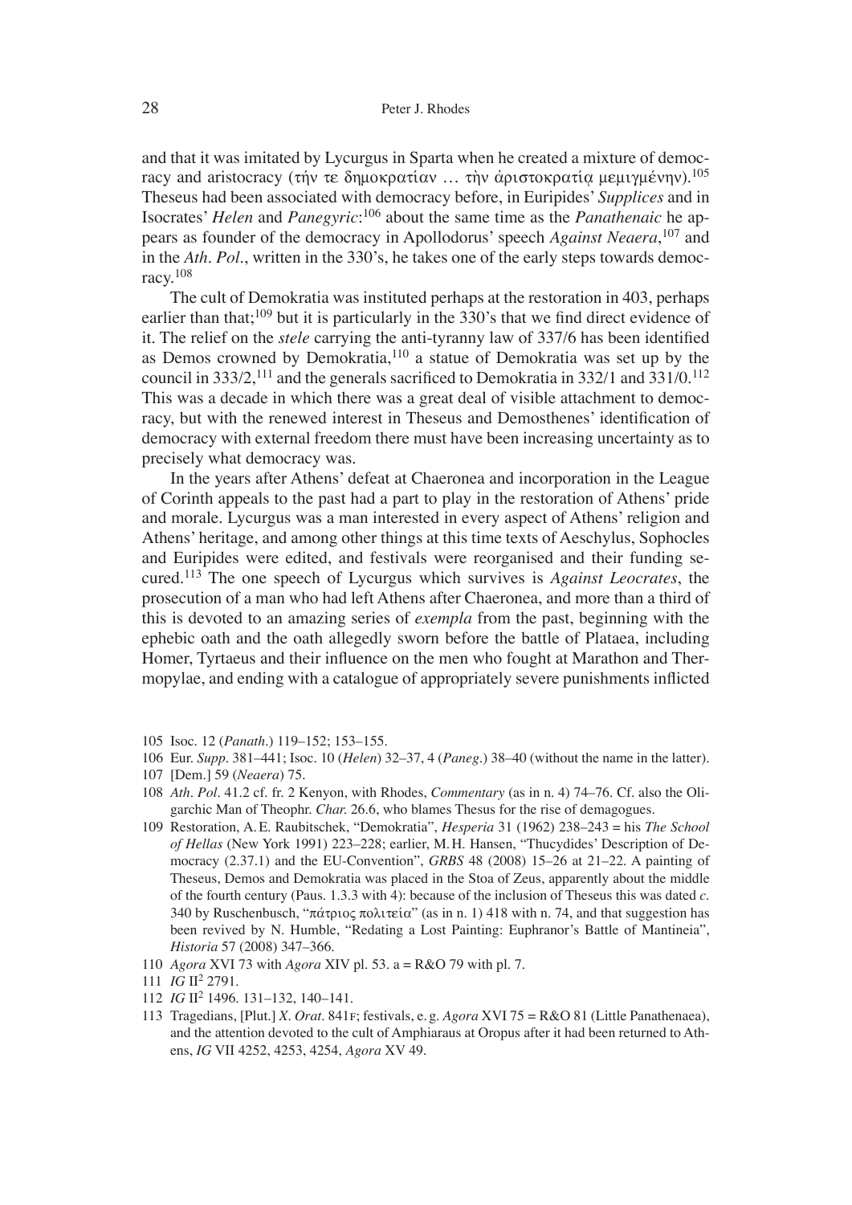and that it was imitated by Lycurgus in Sparta when he created a mixture of democracy and aristocracy (τήν τε δημοκρατίαν … τὴν ἀριστοκρατίᾳ μεμιγμένην).[105] Theseus had been associated with democracy before, in Euripides' *Supplices* and in Isocrates' *Helen* and *Panegyric*:[106] about the same time as the *Panathenaic* he appears as founder of the democracy in Apollodorus' speech *Against Neaera*,[107] and in the *Ath. Pol.*, written in the 330's, he takes one of the early steps towards democracy.[108]

The cult of Demokratia was instituted perhaps at the restoration in 403, perhaps earlier than that;[109] but it is particularly in the 330's that we find direct evidence of it. The relief on the *stele* carrying the anti-tyranny law of 337/6 has been identified as Demos crowned by Demokratia,[110] a statue of Demokratia was set up by the council in 333/2,[111] and the generals sacrificed to Demokratia in 332/1 and 331/0.[112] This was a decade in which there was a great deal of visible attachment to democracy, but with the renewed interest in Theseus and Demosthenes' identification of democracy with external freedom there must have been increasing uncertainty as to precisely what democracy was.

In the years after Athens' defeat at Chaeronea and incorporation in the League of Corinth appeals to the past had a part to play in the restoration of Athens' pride and morale. Lycurgus was a man interested in every aspect of Athens' religion and Athens' heritage, and among other things at this time texts of Aeschylus, Sophocles and Euripides were edited, and festivals were reorganised and their funding secured.[113] The one speech of Lycurgus which survives is *Against Leocrates*, the prosecution of a man who had left Athens after Chaeronea, and more than a third of this is devoted to an amazing series of *exempla* from the past, beginning with the ephebic oath and the oath allegedly sworn before the battle of Plataea, including Homer, Tyrtaeus and their influence on the men who fought at Marathon and Thermopylae, and ending with a catalogue of appropriately severe punishments inflicted

105 Isoc. 12 (*Panath.*) 119–152; 153–155.

106 Eur. *Supp.* 381–441; Isoc. 10 (*Helen*) 32–37, 4 (*Paneg.*) 38–40 (without the name in the latter).

107 [Dem.] 59 (*Neaera*) 75.

108 *Ath. Pol.* 41.2 cf. fr. 2 Kenyon, with Rhodes, *Commentary* (as in n. 4) 74–76. Cf. also the Oligarchic Man of Theophr. *Char.* 26.6, who blames Thesus for the rise of demagogues.

109 Restoration, A. E. Raubitschek, "Demokratia", *Hesperia* 31 (1962) 238–243 = his *The School of Hellas* (New York 1991) 223–228; earlier, M. H. Hansen, "Thucydides' Description of Democracy (2.37.1) and the EU-Convention", *GRBS* 48 (2008) 15–26 at 21–22. A painting of Theseus, Demos and Demokratia was placed in the Stoa of Zeus, apparently about the middle of the fourth century (Paus. 1.3.3 with 4): because of the inclusion of Theseus this was dated *c.* 340 by Ruschenbusch, "πάτριος πολιτεία" (as in n. 1) 418 with n. 74, and that suggestion has been revived by N. Humble, "Redating a Lost Painting: Euphranor's Battle of Mantineia", *Historia* 57 (2008) 347–366.

110 *Agora* XVI 73 with *Agora* XIV pl. 53. a = R&O 79 with pl. 7.

111 *IG* II$^2$ 2791.

112 *IG* II$^2$ 1496. 131–132, 140–141.

113 Tragedians, [Plut.] *X. Orat.* 841F; festivals, e. g. *Agora* XVI 75 = R&O 81 (Little Panathenaea), and the attention devoted to the cult of Amphiaraus at Oropus after it had been returned to Athens, *IG* VII 4252, 4253, 4254, *Agora* XV 49.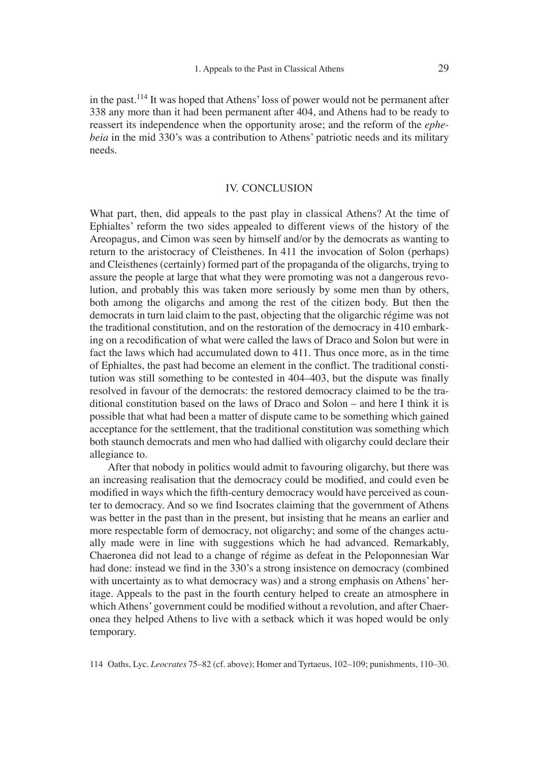in the past.[114] It was hoped that Athens' loss of power would not be permanent after 338 any more than it had been permanent after 404, and Athens had to be ready to reassert its independence when the opportunity arose; and the reform of the *ephebeia* in the mid 330's was a contribution to Athens' patriotic needs and its military needs.

## IV. CONCLUSION

What part, then, did appeals to the past play in classical Athens? At the time of Ephialtes' reform the two sides appealed to different views of the history of the Areopagus, and Cimon was seen by himself and/or by the democrats as wanting to return to the aristocracy of Cleisthenes. In 411 the invocation of Solon (perhaps) and Cleisthenes (certainly) formed part of the propaganda of the oligarchs, trying to assure the people at large that what they were promoting was not a dangerous revolution, and probably this was taken more seriously by some men than by others, both among the oligarchs and among the rest of the citizen body. But then the democrats in turn laid claim to the past, objecting that the oligarchic régime was not the traditional constitution, and on the restoration of the democracy in 410 embarking on a recodification of what were called the laws of Draco and Solon but were in fact the laws which had accumulated down to 411. Thus once more, as in the time of Ephialtes, the past had become an element in the conflict. The traditional constitution was still something to be contested in 404–403, but the dispute was finally resolved in favour of the democrats: the restored democracy claimed to be the traditional constitution based on the laws of Draco and Solon – and here I think it is possible that what had been a matter of dispute came to be something which gained acceptance for the settlement, that the traditional constitution was something which both staunch democrats and men who had dallied with oligarchy could declare their allegiance to.

After that nobody in politics would admit to favouring oligarchy, but there was an increasing realisation that the democracy could be modified, and could even be modified in ways which the fifth-century democracy would have perceived as counter to democracy. And so we find Isocrates claiming that the government of Athens was better in the past than in the present, but insisting that he means an earlier and more respectable form of democracy, not oligarchy; and some of the changes actually made were in line with suggestions which he had advanced. Remarkably, Chaeronea did not lead to a change of régime as defeat in the Peloponnesian War had done: instead we find in the 330's a strong insistence on democracy (combined with uncertainty as to what democracy was) and a strong emphasis on Athens' heritage. Appeals to the past in the fourth century helped to create an atmosphere in which Athens' government could be modified without a revolution, and after Chaeronea they helped Athens to live with a setback which it was hoped would be only temporary.

114 Oaths, Lyc. *Leocrates* 75–82 (cf. above); Homer and Tyrtaeus, 102–109; punishments, 110–30.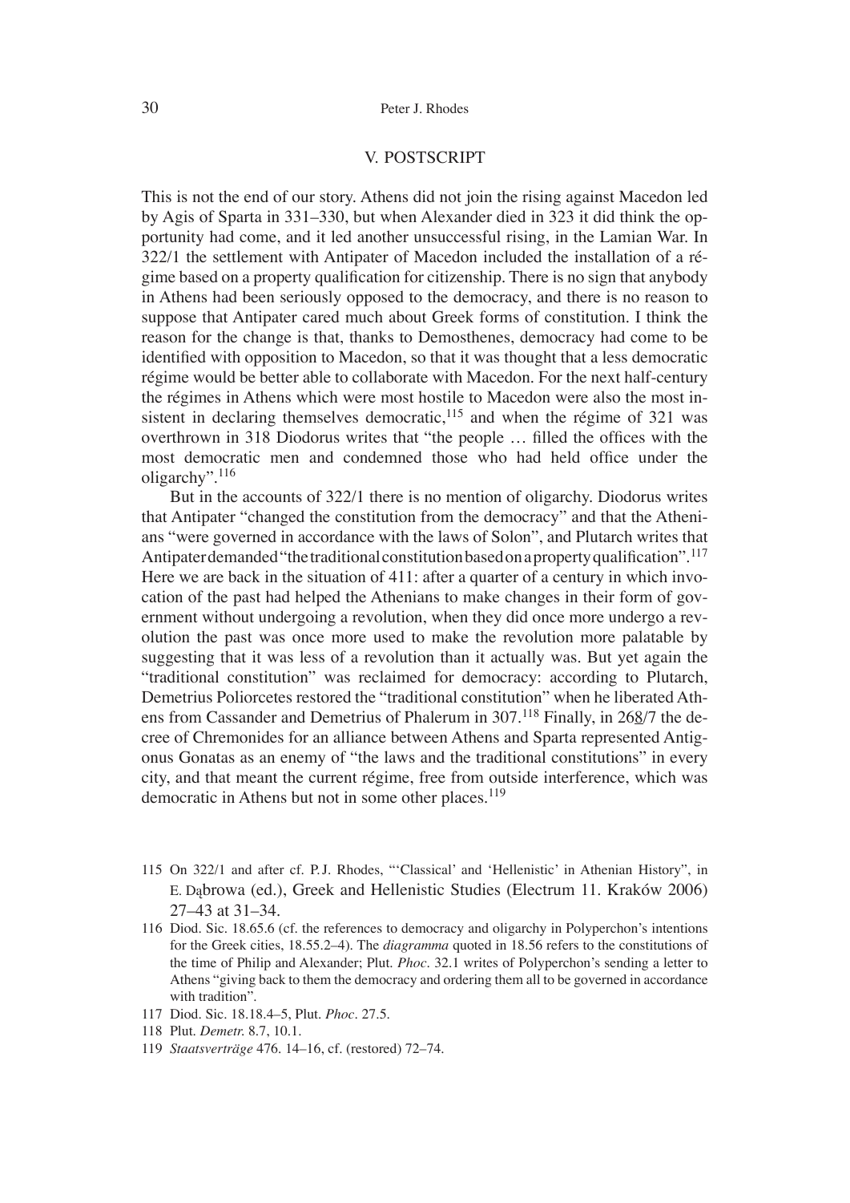## V. POSTSCRIPT

This is not the end of our story. Athens did not join the rising against Macedon led by Agis of Sparta in 331–330, but when Alexander died in 323 it did think the opportunity had come, and it led another unsuccessful rising, in the Lamian War. In 322/1 the settlement with Antipater of Macedon included the installation of a régime based on a property qualification for citizenship. There is no sign that anybody in Athens had been seriously opposed to the democracy, and there is no reason to suppose that Antipater cared much about Greek forms of constitution. I think the reason for the change is that, thanks to Demosthenes, democracy had come to be identified with opposition to Macedon, so that it was thought that a less democratic régime would be better able to collaborate with Macedon. For the next half-century the régimes in Athens which were most hostile to Macedon were also the most insistent in declaring themselves democratic,[115] and when the régime of 321 was overthrown in 318 Diodorus writes that "the people … filled the offices with the most democratic men and condemned those who had held office under the oligarchy".[116]

But in the accounts of 322/1 there is no mention of oligarchy. Diodorus writes that Antipater "changed the constitution from the democracy" and that the Athenians "were governed in accordance with the laws of Solon", and Plutarch writes that Antipater demanded "the traditional constitution based on a property qualification".[117] Here we are back in the situation of 411: after a quarter of a century in which invocation of the past had helped the Athenians to make changes in their form of government without undergoing a revolution, when they did once more undergo a revolution the past was once more used to make the revolution more palatable by suggesting that it was less of a revolution than it actually was. But yet again the "traditional constitution" was reclaimed for democracy: according to Plutarch, Demetrius Poliorcetes restored the "traditional constitution" when he liberated Athens from Cassander and Demetrius of Phalerum in 307.[118] Finally, in 26<u>8</u>/7 the decree of Chremonides for an alliance between Athens and Sparta represented Antigonus Gonatas as an enemy of "the laws and the traditional constitutions" in every city, and that meant the current régime, free from outside interference, which was democratic in Athens but not in some other places.[119]

115 On 322/1 and after cf. P.J. Rhodes, "'Classical' and 'Hellenistic' in Athenian History", in E. Dąbrowa (ed.), Greek and Hellenistic Studies (Electrum 11. Kraków 2006) 27–43 at 31–34.

116 Diod. Sic. 18.65.6 (cf. the references to democracy and oligarchy in Polyperchon's intentions for the Greek cities, 18.55.2–4). The *diagramma* quoted in 18.56 refers to the constitutions of the time of Philip and Alexander; Plut. *Phoc*. 32.1 writes of Polyperchon's sending a letter to Athens "giving back to them the democracy and ordering them all to be governed in accordance with tradition".

117 Diod. Sic. 18.18.4–5, Plut. *Phoc*. 27.5.

118 Plut. *Demetr.* 8.7, 10.1.

119 *Staatsverträge* 476. 14–16, cf. (restored) 72–74.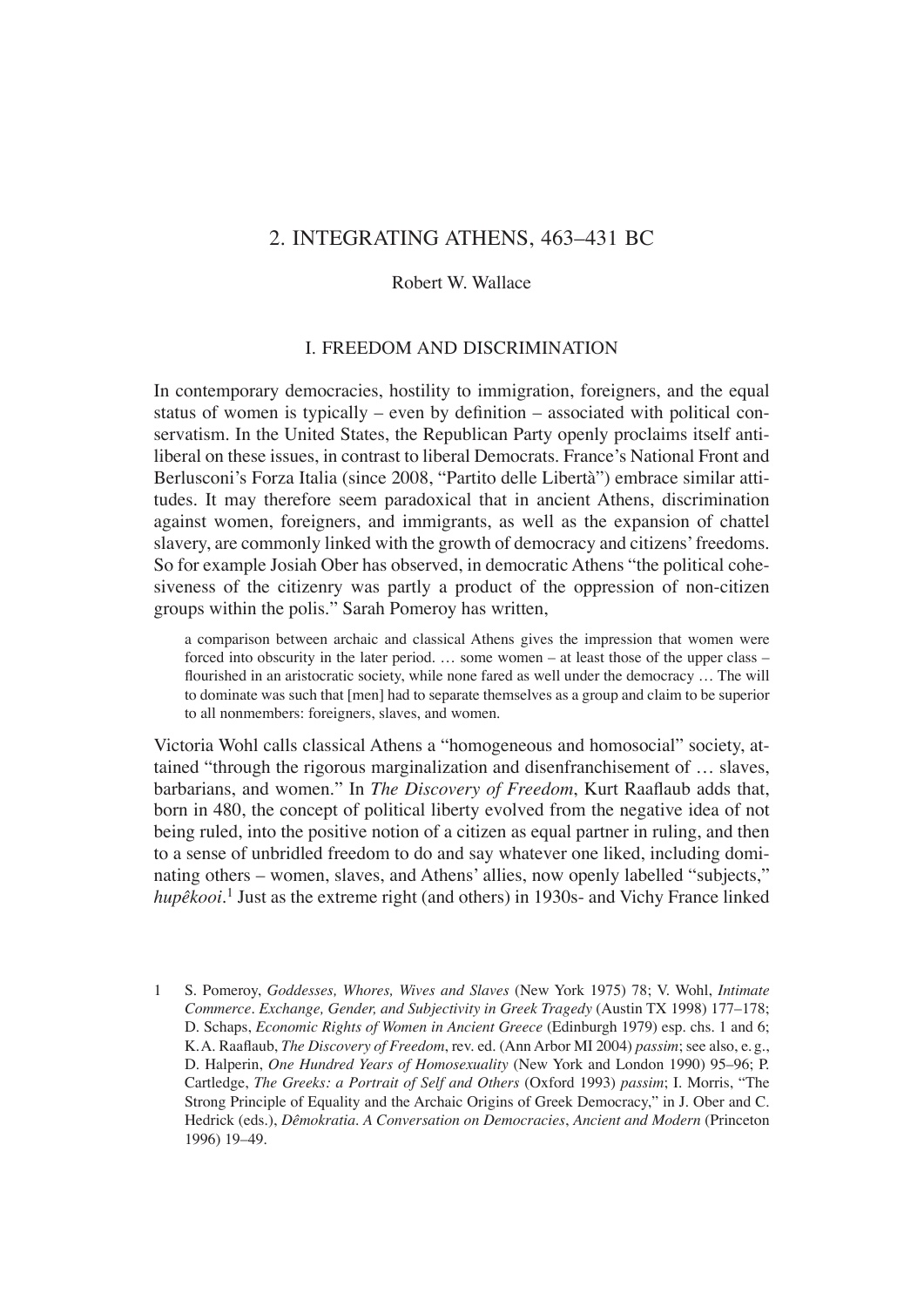## 2. INTEGRATING ATHENS, 463–431 BC

Robert W. Wallace

### I. FREEDOM AND DISCRIMINATION

In contemporary democracies, hostility to immigration, foreigners, and the equal status of women is typically – even by definition – associated with political conservatism. In the United States, the Republican Party openly proclaims itself anti-liberal on these issues, in contrast to liberal Democrats. France's National Front and Berlusconi's Forza Italia (since 2008, "Partito delle Libertà") embrace similar attitudes. It may therefore seem paradoxical that in ancient Athens, discrimination against women, foreigners, and immigrants, as well as the expansion of chattel slavery, are commonly linked with the growth of democracy and citizens' freedoms. So for example Josiah Ober has observed, in democratic Athens "the political cohesiveness of the citizenry was partly a product of the oppression of non-citizen groups within the polis." Sarah Pomeroy has written,

> a comparison between archaic and classical Athens gives the impression that women were forced into obscurity in the later period. … some women – at least those of the upper class – flourished in an aristocratic society, while none fared as well under the democracy … The will to dominate was such that [men] had to separate themselves as a group and claim to be superior to all nonmembers: foreigners, slaves, and women.

Victoria Wohl calls classical Athens a "homogeneous and homosocial" society, attained "through the rigorous marginalization and disenfranchisement of … slaves, barbarians, and women." In *The Discovery of Freedom*, Kurt Raaflaub adds that, born in 480, the concept of political liberty evolved from the negative idea of not being ruled, into the positive notion of a citizen as equal partner in ruling, and then to a sense of unbridled freedom to do and say whatever one liked, including dominating others – women, slaves, and Athens' allies, now openly labelled "subjects," *hupêkooi*.[1] Just as the extreme right (and others) in 1930s- and Vichy France linked

1 S. Pomeroy, *Goddesses, Whores, Wives and Slaves* (New York 1975) 78; V. Wohl, *Intimate Commerce. Exchange, Gender, and Subjectivity in Greek Tragedy* (Austin TX 1998) 177–178; D. Schaps, *Economic Rights of Women in Ancient Greece* (Edinburgh 1979) esp. chs. 1 and 6; K.A. Raaflaub, *The Discovery of Freedom*, rev. ed. (Ann Arbor MI 2004) *passim*; see also, e. g., D. Halperin, *One Hundred Years of Homosexuality* (New York and London 1990) 95–96; P. Cartledge, *The Greeks: a Portrait of Self and Others* (Oxford 1993) *passim*; I. Morris, "The Strong Principle of Equality and the Archaic Origins of Greek Democracy," in J. Ober and C. Hedrick (eds.), *Dêmokratia. A Conversation on Democracies, Ancient and Modern* (Princeton 1996) 19–49.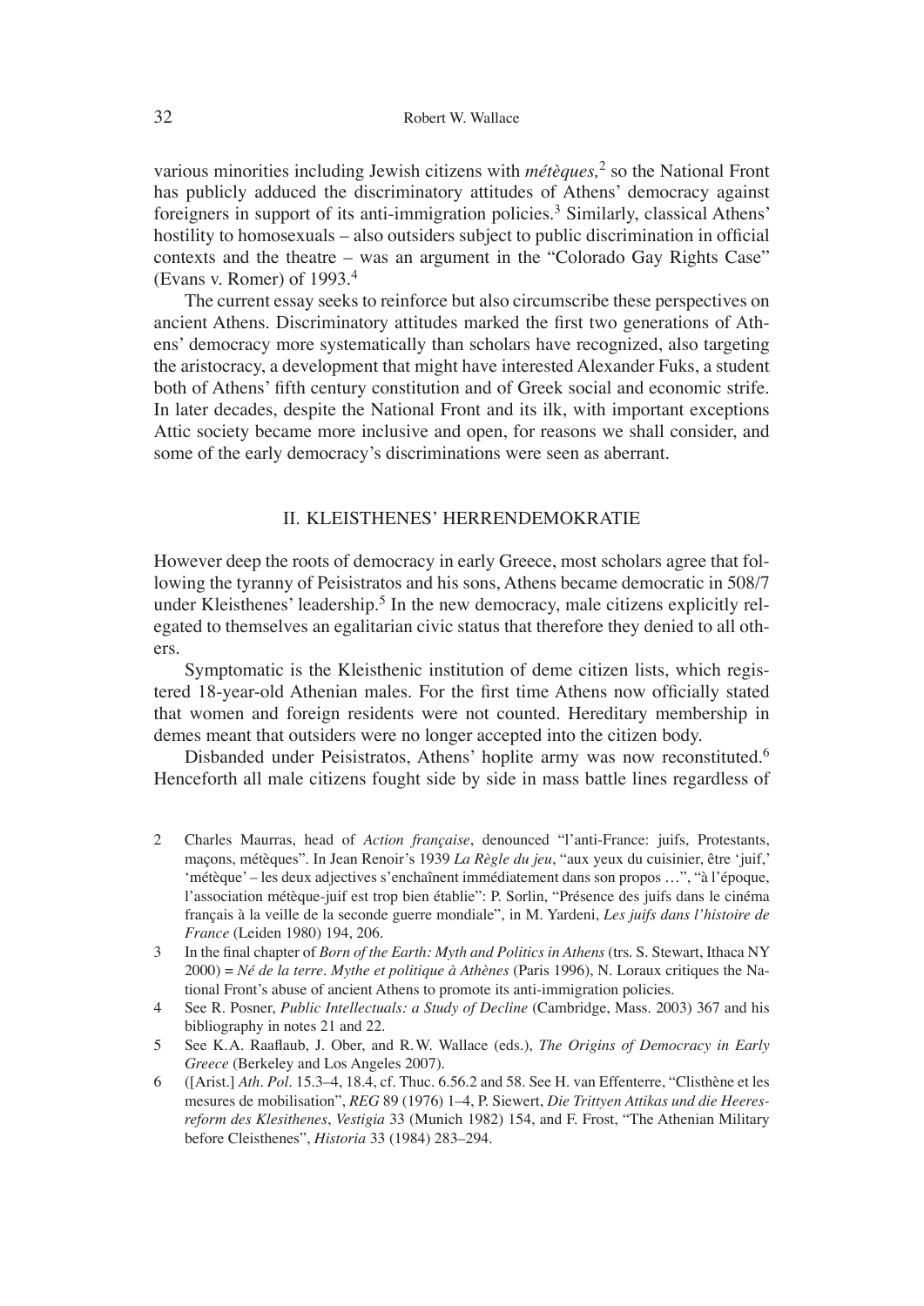various minorities including Jewish citizens with *métèques,*[2] so the National Front has publicly adduced the discriminatory attitudes of Athens' democracy against foreigners in support of its anti-immigration policies.[3] Similarly, classical Athens' hostility to homosexuals – also outsiders subject to public discrimination in official contexts and the theatre – was an argument in the "Colorado Gay Rights Case" (Evans v. Romer) of 1993.[4]

The current essay seeks to reinforce but also circumscribe these perspectives on ancient Athens. Discriminatory attitudes marked the first two generations of Athens' democracy more systematically than scholars have recognized, also targeting the aristocracy, a development that might have interested Alexander Fuks, a student both of Athens' fifth century constitution and of Greek social and economic strife. In later decades, despite the National Front and its ilk, with important exceptions Attic society became more inclusive and open, for reasons we shall consider, and some of the early democracy's discriminations were seen as aberrant.

## II. KLEISTHENES' HERRENDEMOKRATIE

However deep the roots of democracy in early Greece, most scholars agree that following the tyranny of Peisistratos and his sons, Athens became democratic in 508/7 under Kleisthenes' leadership.[5] In the new democracy, male citizens explicitly relegated to themselves an egalitarian civic status that therefore they denied to all others.

Symptomatic is the Kleisthenic institution of deme citizen lists, which registered 18-year-old Athenian males. For the first time Athens now officially stated that women and foreign residents were not counted. Hereditary membership in demes meant that outsiders were no longer accepted into the citizen body.

Disbanded under Peisistratos, Athens' hoplite army was now reconstituted.[6] Henceforth all male citizens fought side by side in mass battle lines regardless of

---

2 Charles Maurras, head of *Action française*, denounced "l'anti-France: juifs, Protestants, maçons, métèques". In Jean Renoir's 1939 *La Règle du jeu*, "aux yeux du cuisinier, être 'juif,' 'métèque' – les deux adjectives s'enchaînent immédiatement dans son propos …", "à l'époque, l'association métèque-juif est trop bien établie": P. Sorlin, "Présence des juifs dans le cinéma français à la veille de la seconde guerre mondiale", in M. Yardeni, *Les juifs dans l'histoire de France* (Leiden 1980) 194, 206.

3 In the final chapter of *Born of the Earth: Myth and Politics in Athens* (trs. S. Stewart, Ithaca NY 2000) = *Né de la terre. Mythe et politique à Athènes* (Paris 1996), N. Loraux critiques the National Front's abuse of ancient Athens to promote its anti-immigration policies.

4 See R. Posner, *Public Intellectuals: a Study of Decline* (Cambridge, Mass. 2003) 367 and his bibliography in notes 21 and 22.

5 See K.A. Raaflaub, J. Ober, and R.W. Wallace (eds.), *The Origins of Democracy in Early Greece* (Berkeley and Los Angeles 2007).

6 ([Arist.] *Ath. Pol*. 15.3–4, 18.4, cf. Thuc. 6.56.2 and 58. See H. van Effenterre, "Clisthène et les mesures de mobilisation", *REG* 89 (1976) 1–4, P. Siewert, *Die Trittyen Attikas und die Heeresreform des Klesithenes*, *Vestigia* 33 (Munich 1982) 154, and F. Frost, "The Athenian Military before Cleisthenes", *Historia* 33 (1984) 283–294.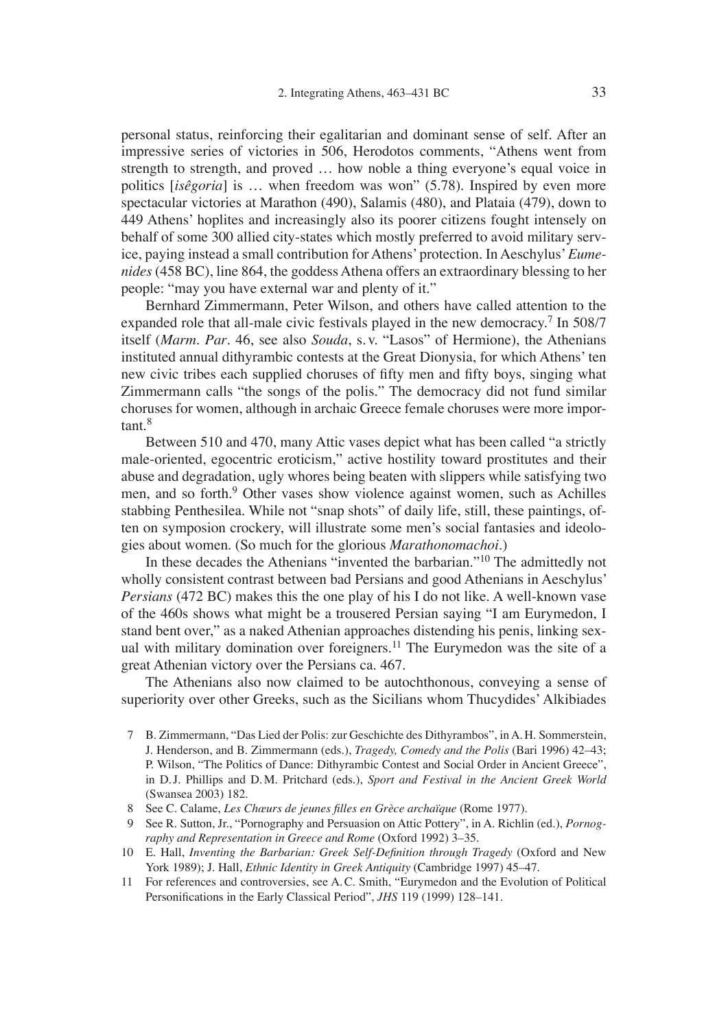personal status, reinforcing their egalitarian and dominant sense of self. After an impressive series of victories in 506, Herodotos comments, "Athens went from strength to strength, and proved … how noble a thing everyone's equal voice in politics [*isêgoria*] is … when freedom was won" (5.78). Inspired by even more spectacular victories at Marathon (490), Salamis (480), and Plataia (479), down to 449 Athens' hoplites and increasingly also its poorer citizens fought intensely on behalf of some 300 allied city-states which mostly preferred to avoid military service, paying instead a small contribution for Athens' protection. In Aeschylus' *Eumenides* (458 BC), line 864, the goddess Athena offers an extraordinary blessing to her people: "may you have external war and plenty of it."

Bernhard Zimmermann, Peter Wilson, and others have called attention to the expanded role that all-male civic festivals played in the new democracy.[7] In 508/7 itself (*Marm. Par.* 46, see also *Souda*, s. v. "Lasos" of Hermione), the Athenians instituted annual dithyrambic contests at the Great Dionysia, for which Athens' ten new civic tribes each supplied choruses of fifty men and fifty boys, singing what Zimmermann calls "the songs of the polis." The democracy did not fund similar choruses for women, although in archaic Greece female choruses were more important.[8]

Between 510 and 470, many Attic vases depict what has been called "a strictly male-oriented, egocentric eroticism," active hostility toward prostitutes and their abuse and degradation, ugly whores being beaten with slippers while satisfying two men, and so forth.[9] Other vases show violence against women, such as Achilles stabbing Penthesilea. While not "snap shots" of daily life, still, these paintings, often on symposion crockery, will illustrate some men's social fantasies and ideologies about women. (So much for the glorious *Marathonomachoi*.)

In these decades the Athenians "invented the barbarian."[10] The admittedly not wholly consistent contrast between bad Persians and good Athenians in Aeschylus' *Persians* (472 BC) makes this the one play of his I do not like. A well-known vase of the 460s shows what might be a trousered Persian saying "I am Eurymedon, I stand bent over," as a naked Athenian approaches distending his penis, linking sexual with military domination over foreigners.[11] The Eurymedon was the site of a great Athenian victory over the Persians ca. 467.

The Athenians also now claimed to be autochthonous, conveying a sense of superiority over other Greeks, such as the Sicilians whom Thucydides' Alkibiades

7 B. Zimmermann, "Das Lied der Polis: zur Geschichte des Dithyrambos", in A. H. Sommerstein, J. Henderson, and B. Zimmermann (eds.), *Tragedy, Comedy and the Polis* (Bari 1996) 42–43; P. Wilson, "The Politics of Dance: Dithyrambic Contest and Social Order in Ancient Greece", in D. J. Phillips and D. M. Pritchard (eds.), *Sport and Festival in the Ancient Greek World* (Swansea 2003) 182.

8 See C. Calame, *Les Chœurs de jeunes filles en Grèce archaïque* (Rome 1977).

9 See R. Sutton, Jr., "Pornography and Persuasion on Attic Pottery", in A. Richlin (ed.), *Pornography and Representation in Greece and Rome* (Oxford 1992) 3–35.

10 E. Hall, *Inventing the Barbarian: Greek Self-Definition through Tragedy* (Oxford and New York 1989); J. Hall, *Ethnic Identity in Greek Antiquity* (Cambridge 1997) 45–47.

11 For references and controversies, see A. C. Smith, "Eurymedon and the Evolution of Political Personifications in the Early Classical Period", *JHS* 119 (1999) 128–141.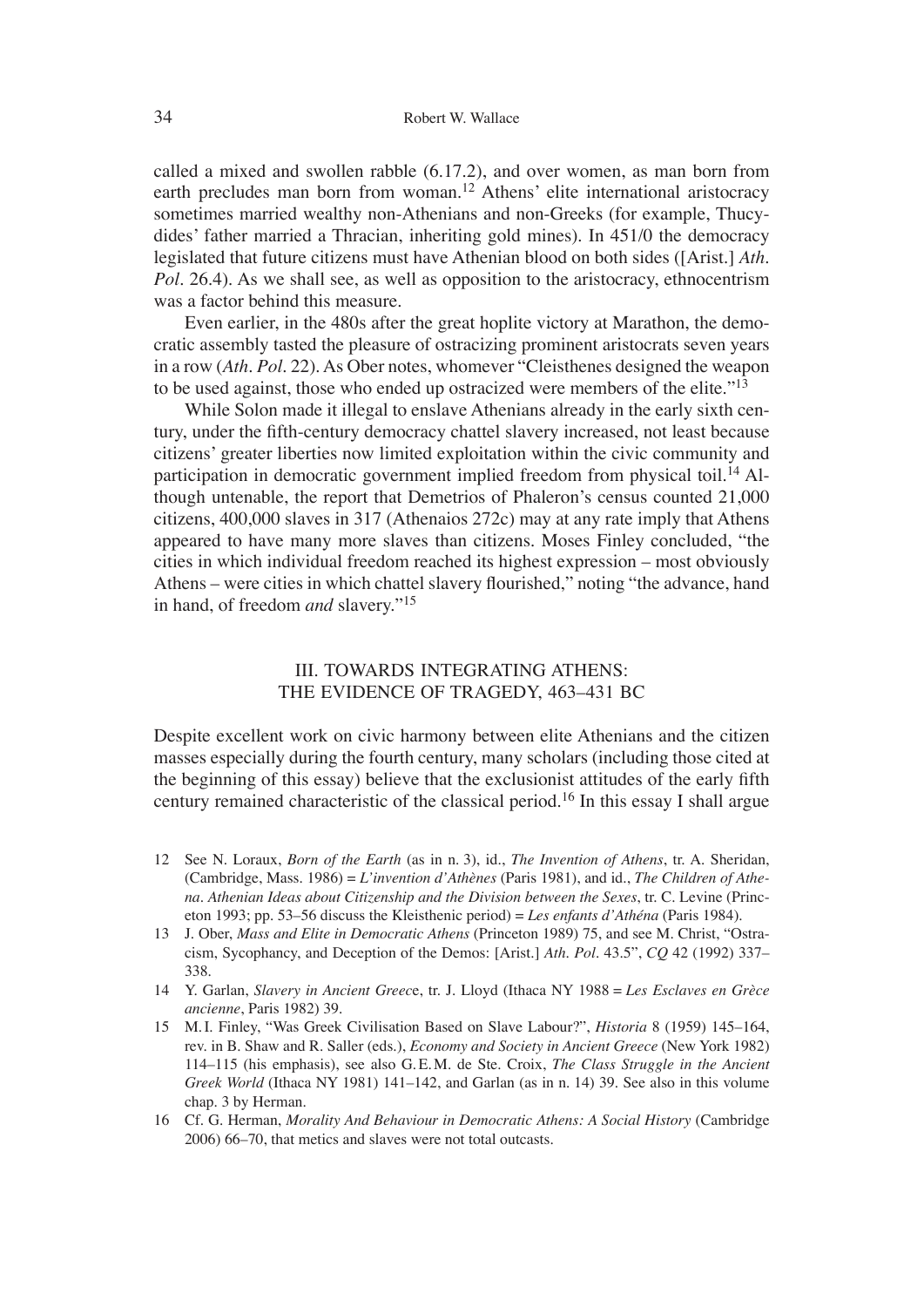called a mixed and swollen rabble (6.17.2), and over women, as man born from earth precludes man born from woman.[12] Athens' elite international aristocracy sometimes married wealthy non-Athenians and non-Greeks (for example, Thucydides' father married a Thracian, inheriting gold mines). In 451/0 the democracy legislated that future citizens must have Athenian blood on both sides ([Arist.] *Ath. Pol*. 26.4). As we shall see, as well as opposition to the aristocracy, ethnocentrism was a factor behind this measure.

Even earlier, in the 480s after the great hoplite victory at Marathon, the democratic assembly tasted the pleasure of ostracizing prominent aristocrats seven years in a row (*Ath. Pol*. 22). As Ober notes, whomever "Cleisthenes designed the weapon to be used against, those who ended up ostracized were members of the elite."[13]

While Solon made it illegal to enslave Athenians already in the early sixth century, under the fifth-century democracy chattel slavery increased, not least because citizens' greater liberties now limited exploitation within the civic community and participation in democratic government implied freedom from physical toil.[14] Although untenable, the report that Demetrios of Phaleron's census counted 21,000 citizens, 400,000 slaves in 317 (Athenaios 272c) may at any rate imply that Athens appeared to have many more slaves than citizens. Moses Finley concluded, "the cities in which individual freedom reached its highest expression – most obviously Athens – were cities in which chattel slavery flourished," noting "the advance, hand in hand, of freedom *and* slavery."[15]

## III. TOWARDS INTEGRATING ATHENS: THE EVIDENCE OF TRAGEDY, 463–431 BC

Despite excellent work on civic harmony between elite Athenians and the citizen masses especially during the fourth century, many scholars (including those cited at the beginning of this essay) believe that the exclusionist attitudes of the early fifth century remained characteristic of the classical period.[16] In this essay I shall argue

12 See N. Loraux, *Born of the Earth* (as in n. 3), id., *The Invention of Athens*, tr. A. Sheridan, (Cambridge, Mass. 1986) = *L'invention d'Athènes* (Paris 1981), and id., *The Children of Athena. Athenian Ideas about Citizenship and the Division between the Sexes*, tr. C. Levine (Princeton 1993; pp. 53–56 discuss the Kleisthenic period) = *Les enfants d'Athéna* (Paris 1984).

13 J. Ober, *Mass and Elite in Democratic Athens* (Princeton 1989) 75, and see M. Christ, "Ostracism, Sycophancy, and Deception of the Demos: [Arist.] *Ath. Pol*. 43.5", *CQ* 42 (1992) 337–338.

14 Y. Garlan, *Slavery in Ancient Greece*, tr. J. Lloyd (Ithaca NY 1988 = *Les Esclaves en Grèce ancienne*, Paris 1982) 39.

15 M.I. Finley, "Was Greek Civilisation Based on Slave Labour?", *Historia* 8 (1959) 145–164, rev. in B. Shaw and R. Saller (eds.), *Economy and Society in Ancient Greece* (New York 1982) 114–115 (his emphasis), see also G.E.M. de Ste. Croix, *The Class Struggle in the Ancient Greek World* (Ithaca NY 1981) 141–142, and Garlan (as in n. 14) 39. See also in this volume chap. 3 by Herman.

16 Cf. G. Herman, *Morality And Behaviour in Democratic Athens: A Social History* (Cambridge 2006) 66–70, that metics and slaves were not total outcasts.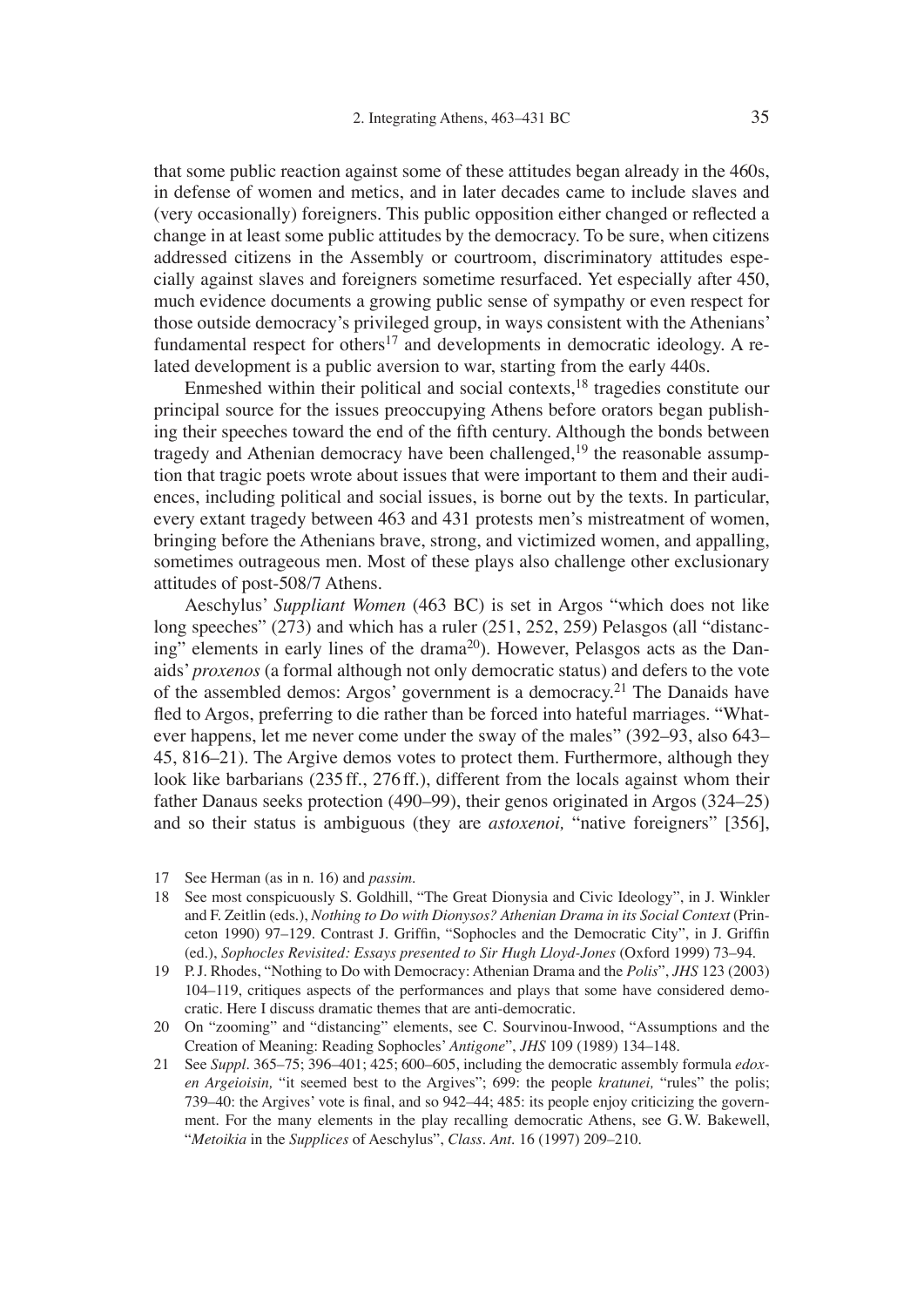that some public reaction against some of these attitudes began already in the 460s, in defense of women and metics, and in later decades came to include slaves and (very occasionally) foreigners. This public opposition either changed or reflected a change in at least some public attitudes by the democracy. To be sure, when citizens addressed citizens in the Assembly or courtroom, discriminatory attitudes especially against slaves and foreigners sometime resurfaced. Yet especially after 450, much evidence documents a growing public sense of sympathy or even respect for those outside democracy's privileged group, in ways consistent with the Athenians' fundamental respect for others[17] and developments in democratic ideology. A related development is a public aversion to war, starting from the early 440s.

Enmeshed within their political and social contexts,[18] tragedies constitute our principal source for the issues preoccupying Athens before orators began publishing their speeches toward the end of the fifth century. Although the bonds between tragedy and Athenian democracy have been challenged,[19] the reasonable assumption that tragic poets wrote about issues that were important to them and their audiences, including political and social issues, is borne out by the texts. In particular, every extant tragedy between 463 and 431 protests men's mistreatment of women, bringing before the Athenians brave, strong, and victimized women, and appalling, sometimes outrageous men. Most of these plays also challenge other exclusionary attitudes of post-508/7 Athens.

Aeschylus' *Suppliant Women* (463 BC) is set in Argos "which does not like long speeches" (273) and which has a ruler (251, 252, 259) Pelasgos (all "distancing" elements in early lines of the drama[20]). However, Pelasgos acts as the Danaids' *proxenos* (a formal although not only democratic status) and defers to the vote of the assembled demos: Argos' government is a democracy.[21] The Danaids have fled to Argos, preferring to die rather than be forced into hateful marriages. "Whatever happens, let me never come under the sway of the males" (392–93, also 643–45, 816–21). The Argive demos votes to protect them. Furthermore, although they look like barbarians (235 ff., 276 ff.), different from the locals against whom their father Danaus seeks protection (490–99), their genos originated in Argos (324–25) and so their status is ambiguous (they are *astoxenoi,* "native foreigners" [356],

17 See Herman (as in n. 16) and *passim*.

18 See most conspicuously S. Goldhill, "The Great Dionysia and Civic Ideology", in J. Winkler and F. Zeitlin (eds.), *Nothing to Do with Dionysos? Athenian Drama in its Social Context* (Princeton 1990) 97–129. Contrast J. Griffin, "Sophocles and the Democratic City", in J. Griffin (ed.), *Sophocles Revisited: Essays presented to Sir Hugh Lloyd-Jones* (Oxford 1999) 73–94.

19 P.J. Rhodes, "Nothing to Do with Democracy: Athenian Drama and the *Polis*", *JHS* 123 (2003) 104–119, critiques aspects of the performances and plays that some have considered democratic. Here I discuss dramatic themes that are anti-democratic.

20 On "zooming" and "distancing" elements, see C. Sourvinou-Inwood, "Assumptions and the Creation of Meaning: Reading Sophocles' *Antigone*", *JHS* 109 (1989) 134–148.

21 See *Suppl*. 365–75; 396–401; 425; 600–605, including the democratic assembly formula *edoxen Argeioisin,* "it seemed best to the Argives"; 699: the people *kratunei,* "rules" the polis; 739–40: the Argives' vote is final, and so 942–44; 485: its people enjoy criticizing the government. For the many elements in the play recalling democratic Athens, see G.W. Bakewell, "*Metoikia* in the *Supplices* of Aeschylus", *Class. Ant*. 16 (1997) 209–210.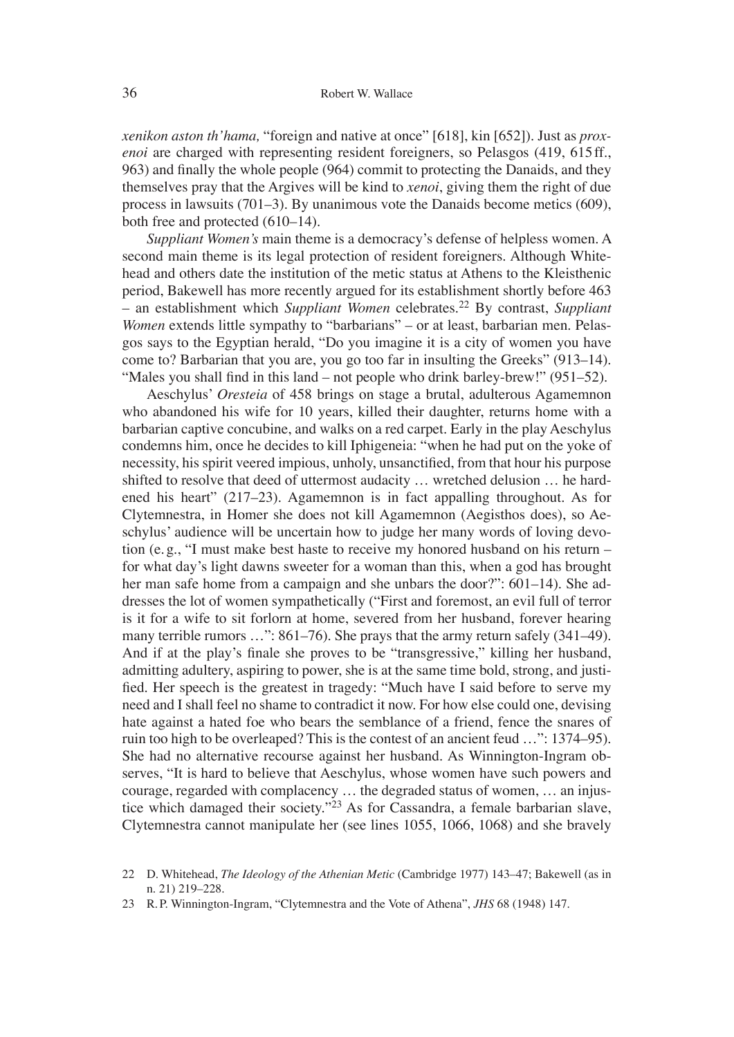*xenikon aston th'hama,* "foreign and native at once" [618], kin [652]). Just as *proxenoi* are charged with representing resident foreigners, so Pelasgos (419, 615 ff., 963) and finally the whole people (964) commit to protecting the Danaids, and they themselves pray that the Argives will be kind to *xenoi*, giving them the right of due process in lawsuits (701–3). By unanimous vote the Danaids become metics (609), both free and protected (610–14).

*Suppliant Women's* main theme is a democracy's defense of helpless women. A second main theme is its legal protection of resident foreigners. Although Whitehead and others date the institution of the metic status at Athens to the Kleisthenic period, Bakewell has more recently argued for its establishment shortly before 463 – an establishment which *Suppliant Women* celebrates.[22] By contrast, *Suppliant Women* extends little sympathy to "barbarians" – or at least, barbarian men. Pelasgos says to the Egyptian herald, "Do you imagine it is a city of women you have come to? Barbarian that you are, you go too far in insulting the Greeks" (913–14). "Males you shall find in this land – not people who drink barley-brew!" (951–52).

Aeschylus' *Oresteia* of 458 brings on stage a brutal, adulterous Agamemnon who abandoned his wife for 10 years, killed their daughter, returns home with a barbarian captive concubine, and walks on a red carpet. Early in the play Aeschylus condemns him, once he decides to kill Iphigeneia: "when he had put on the yoke of necessity, his spirit veered impious, unholy, unsanctified, from that hour his purpose shifted to resolve that deed of uttermost audacity … wretched delusion … he hardened his heart" (217–23). Agamemnon is in fact appalling throughout. As for Clytemnestra, in Homer she does not kill Agamemnon (Aegisthos does), so Aeschylus' audience will be uncertain how to judge her many words of loving devotion (e. g., "I must make best haste to receive my honored husband on his return – for what day's light dawns sweeter for a woman than this, when a god has brought her man safe home from a campaign and she unbars the door?": 601–14). She addresses the lot of women sympathetically ("First and foremost, an evil full of terror is it for a wife to sit forlorn at home, severed from her husband, forever hearing many terrible rumors …": 861–76). She prays that the army return safely (341–49). And if at the play's finale she proves to be "transgressive," killing her husband, admitting adultery, aspiring to power, she is at the same time bold, strong, and justified. Her speech is the greatest in tragedy: "Much have I said before to serve my need and I shall feel no shame to contradict it now. For how else could one, devising hate against a hated foe who bears the semblance of a friend, fence the snares of ruin too high to be overleaped? This is the contest of an ancient feud …": 1374–95). She had no alternative recourse against her husband. As Winnington-Ingram observes, "It is hard to believe that Aeschylus, whose women have such powers and courage, regarded with complacency … the degraded status of women, … an injustice which damaged their society."[23] As for Cassandra, a female barbarian slave, Clytemnestra cannot manipulate her (see lines 1055, 1066, 1068) and she bravely

22 D. Whitehead, *The Ideology of the Athenian Metic* (Cambridge 1977) 143–47; Bakewell (as in n. 21) 219–228.

23 R. P. Winnington-Ingram, "Clytemnestra and the Vote of Athena", *JHS* 68 (1948) 147.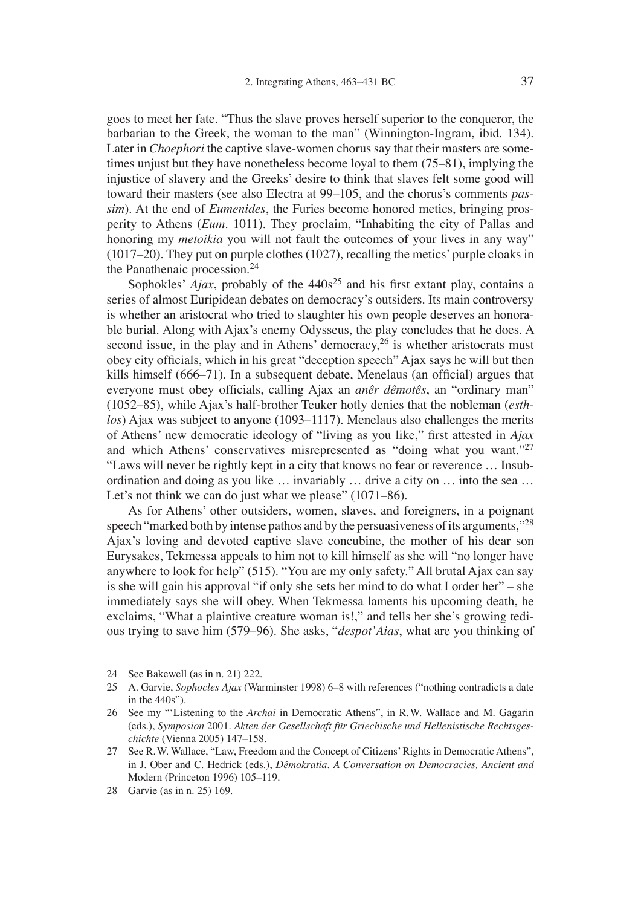goes to meet her fate. "Thus the slave proves herself superior to the conqueror, the barbarian to the Greek, the woman to the man" (Winnington-Ingram, ibid. 134). Later in *Choephori* the captive slave-women chorus say that their masters are sometimes unjust but they have nonetheless become loyal to them (75–81), implying the injustice of slavery and the Greeks' desire to think that slaves felt some good will toward their masters (see also Electra at 99–105, and the chorus's comments *passim*). At the end of *Eumenides*, the Furies become honored metics, bringing prosperity to Athens (*Eum.* 1011). They proclaim, "Inhabiting the city of Pallas and honoring my *metoikia* you will not fault the outcomes of your lives in any way" (1017–20). They put on purple clothes (1027), recalling the metics' purple cloaks in the Panathenaic procession.[24]

Sophokles' *Ajax*, probably of the 440s[25] and his first extant play, contains a series of almost Euripidean debates on democracy's outsiders. Its main controversy is whether an aristocrat who tried to slaughter his own people deserves an honorable burial. Along with Ajax's enemy Odysseus, the play concludes that he does. A second issue, in the play and in Athens' democracy,[26] is whether aristocrats must obey city officials, which in his great "deception speech" Ajax says he will but then kills himself (666–71). In a subsequent debate, Menelaus (an official) argues that everyone must obey officials, calling Ajax an *anêr dêmotês*, an "ordinary man" (1052–85), while Ajax's half-brother Teuker hotly denies that the nobleman (*esthlos*) Ajax was subject to anyone (1093–1117). Menelaus also challenges the merits of Athens' new democratic ideology of "living as you like," first attested in *Ajax* and which Athens' conservatives misrepresented as "doing what you want."[27] "Laws will never be rightly kept in a city that knows no fear or reverence … Insubordination and doing as you like … invariably … drive a city on … into the sea … Let's not think we can do just what we please" (1071–86).

As for Athens' other outsiders, women, slaves, and foreigners, in a poignant speech "marked both by intense pathos and by the persuasiveness of its arguments,"[28] Ajax's loving and devoted captive slave concubine, the mother of his dear son Eurysakes, Tekmessa appeals to him not to kill himself as she will "no longer have anywhere to look for help" (515). "You are my only safety." All brutal Ajax can say is she will gain his approval "if only she sets her mind to do what I order her" – she immediately says she will obey. When Tekmessa laments his upcoming death, he exclaims, "What a plaintive creature woman is!," and tells her she's growing tedious trying to save him (579–96). She asks, "*despot'Aias*, what are you thinking of

24 See Bakewell (as in n. 21) 222.

25 A. Garvie, *Sophocles Ajax* (Warminster 1998) 6–8 with references ("nothing contradicts a date in the 440s").

26 See my "'Listening to the *Archai* in Democratic Athens", in R.W. Wallace and M. Gagarin (eds.), *Symposion* 2001. *Akten der Gesellschaft für Griechische und Hellenistische Rechtsgeschichte* (Vienna 2005) 147–158.

27 See R.W. Wallace, "Law, Freedom and the Concept of Citizens' Rights in Democratic Athens", in J. Ober and C. Hedrick (eds.), *Dêmokratia. A Conversation on Democracies, Ancient and* Modern (Princeton 1996) 105–119.

28 Garvie (as in n. 25) 169.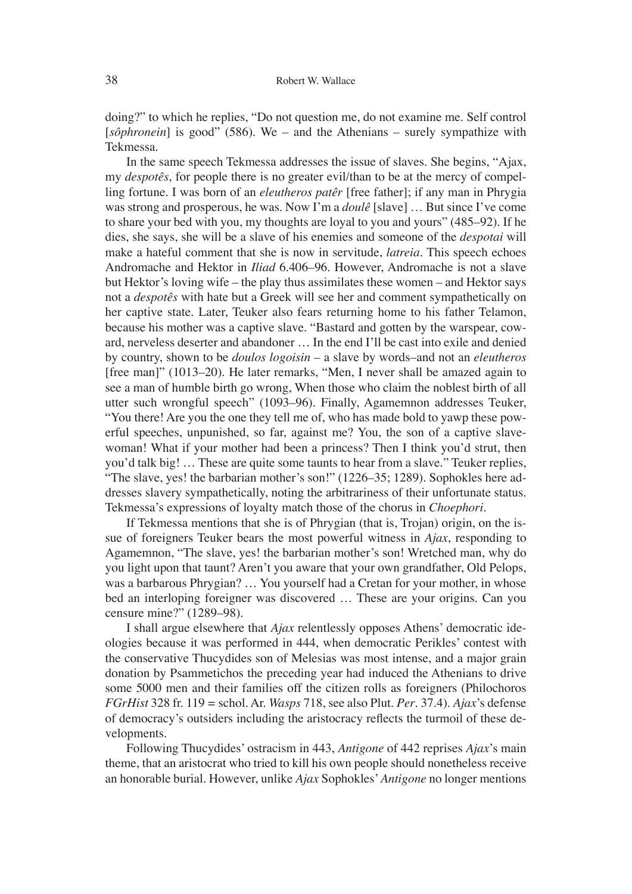doing?" to which he replies, "Do not question me, do not examine me. Self control [*sôphronein*] is good" (586). We – and the Athenians – surely sympathize with Tekmessa.

In the same speech Tekmessa addresses the issue of slaves. She begins, "Ajax, my *despotês*, for people there is no greater evil/than to be at the mercy of compelling fortune. I was born of an *eleutheros patêr* [free father]; if any man in Phrygia was strong and prosperous, he was. Now I'm a *doulê* [slave] … But since I've come to share your bed with you, my thoughts are loyal to you and yours" (485–92). If he dies, she says, she will be a slave of his enemies and someone of the *despotai* will make a hateful comment that she is now in servitude, *latreia*. This speech echoes Andromache and Hektor in *Iliad* 6.406–96. However, Andromache is not a slave but Hektor's loving wife – the play thus assimilates these women – and Hektor says not a *despotês* with hate but a Greek will see her and comment sympathetically on her captive state. Later, Teuker also fears returning home to his father Telamon, because his mother was a captive slave. "Bastard and gotten by the warspear, coward, nerveless deserter and abandoner … In the end I'll be cast into exile and denied by country, shown to be *doulos logoisin* – a slave by words–and not an *eleutheros* [free man]" (1013–20). He later remarks, "Men, I never shall be amazed again to see a man of humble birth go wrong, When those who claim the noblest birth of all utter such wrongful speech" (1093–96). Finally, Agamemnon addresses Teuker, "You there! Are you the one they tell me of, who has made bold to yawp these powerful speeches, unpunished, so far, against me? You, the son of a captive slavewoman! What if your mother had been a princess? Then I think you'd strut, then you'd talk big! … These are quite some taunts to hear from a slave." Teuker replies, "The slave, yes! the barbarian mother's son!" (1226–35; 1289). Sophokles here addresses slavery sympathetically, noting the arbitrariness of their unfortunate status. Tekmessa's expressions of loyalty match those of the chorus in *Choephori*.

If Tekmessa mentions that she is of Phrygian (that is, Trojan) origin, on the issue of foreigners Teuker bears the most powerful witness in *Ajax*, responding to Agamemnon, "The slave, yes! the barbarian mother's son! Wretched man, why do you light upon that taunt? Aren't you aware that your own grandfather, Old Pelops, was a barbarous Phrygian? … You yourself had a Cretan for your mother, in whose bed an interloping foreigner was discovered … These are your origins. Can you censure mine?" (1289–98).

I shall argue elsewhere that *Ajax* relentlessly opposes Athens' democratic ideologies because it was performed in 444, when democratic Perikles' contest with the conservative Thucydides son of Melesias was most intense, and a major grain donation by Psammetichos the preceding year had induced the Athenians to drive some 5000 men and their families off the citizen rolls as foreigners (Philochoros *FGrHist* 328 fr. 119 = schol. Ar. *Wasps* 718, see also Plut. *Per*. 37.4). *Ajax*'s defense of democracy's outsiders including the aristocracy reflects the turmoil of these developments.

Following Thucydides' ostracism in 443, *Antigone* of 442 reprises *Ajax*'s main theme, that an aristocrat who tried to kill his own people should nonetheless receive an honorable burial. However, unlike *Ajax* Sophokles' *Antigone* no longer mentions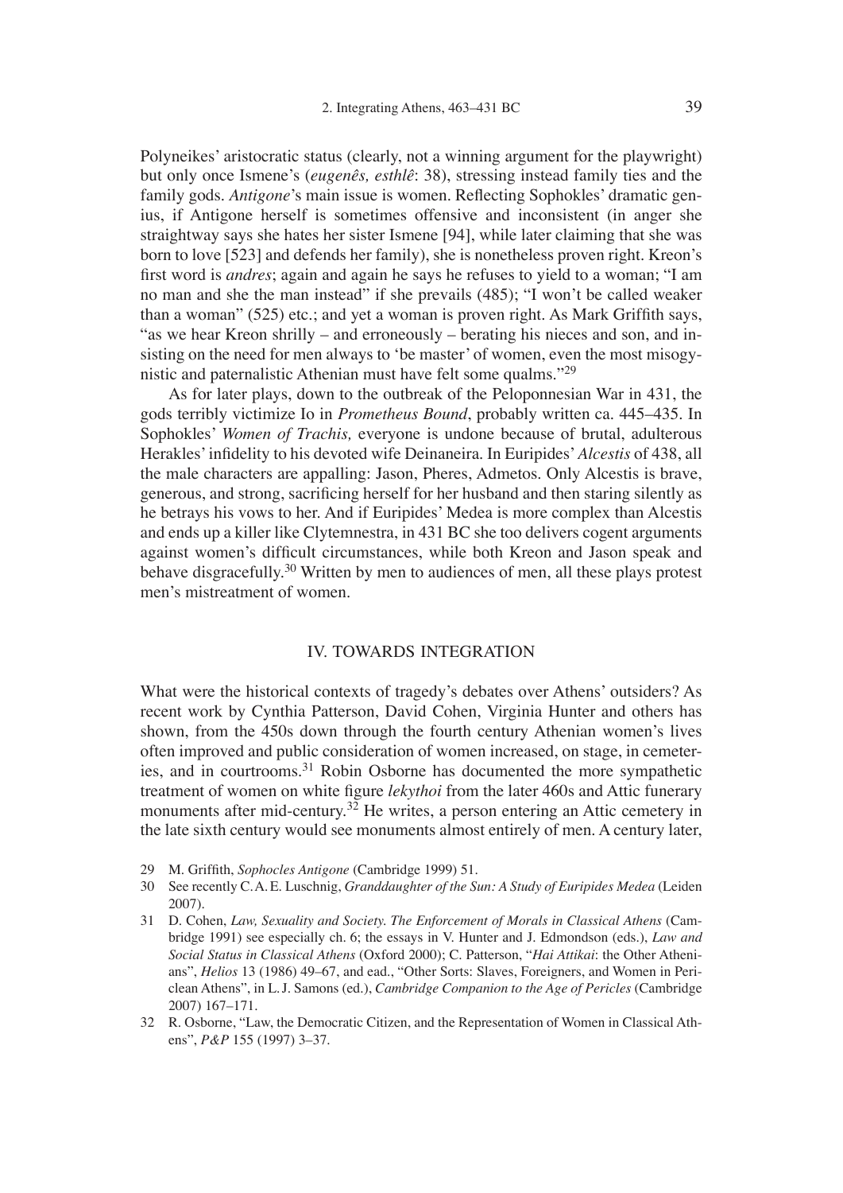Polyneikes' aristocratic status (clearly, not a winning argument for the playwright) but only once Ismene's (*eugenês, esthlê*: 38), stressing instead family ties and the family gods. *Antigone*'s main issue is women. Reflecting Sophokles' dramatic genius, if Antigone herself is sometimes offensive and inconsistent (in anger she straightway says she hates her sister Ismene [94], while later claiming that she was born to love [523] and defends her family), she is nonetheless proven right. Kreon's first word is *andres*; again and again he says he refuses to yield to a woman; "I am no man and she the man instead" if she prevails (485); "I won't be called weaker than a woman" (525) etc.; and yet a woman is proven right. As Mark Griffith says, "as we hear Kreon shrilly – and erroneously – berating his nieces and son, and insisting on the need for men always to 'be master' of women, even the most misogynistic and paternalistic Athenian must have felt some qualms."[29]

As for later plays, down to the outbreak of the Peloponnesian War in 431, the gods terribly victimize Io in *Prometheus Bound*, probably written ca. 445–435. In Sophokles' *Women of Trachis,* everyone is undone because of brutal, adulterous Herakles' infidelity to his devoted wife Deinaneira. In Euripides' *Alcestis* of 438, all the male characters are appalling: Jason, Pheres, Admetos. Only Alcestis is brave, generous, and strong, sacrificing herself for her husband and then staring silently as he betrays his vows to her. And if Euripides' Medea is more complex than Alcestis and ends up a killer like Clytemnestra, in 431 BC she too delivers cogent arguments against women's difficult circumstances, while both Kreon and Jason speak and behave disgracefully.[30] Written by men to audiences of men, all these plays protest men's mistreatment of women.

## IV. TOWARDS INTEGRATION

What were the historical contexts of tragedy's debates over Athens' outsiders? As recent work by Cynthia Patterson, David Cohen, Virginia Hunter and others has shown, from the 450s down through the fourth century Athenian women's lives often improved and public consideration of women increased, on stage, in cemeteries, and in courtrooms.[31] Robin Osborne has documented the more sympathetic treatment of women on white figure *lekythoi* from the later 460s and Attic funerary monuments after mid-century.[32] He writes, a person entering an Attic cemetery in the late sixth century would see monuments almost entirely of men. A century later,

29 M. Griffith, *Sophocles Antigone* (Cambridge 1999) 51.

30 See recently C. A. E. Luschnig, *Granddaughter of the Sun: A Study of Euripides Medea* (Leiden 2007).

31 D. Cohen, *Law, Sexuality and Society. The Enforcement of Morals in Classical Athens* (Cambridge 1991) see especially ch. 6; the essays in V. Hunter and J. Edmondson (eds.), *Law and Social Status in Classical Athens* (Oxford 2000); C. Patterson, "*Hai Attikai*: the Other Athenians", *Helios* 13 (1986) 49–67, and ead., "Other Sorts: Slaves, Foreigners, and Women in Periclean Athens", in L. J. Samons (ed.), *Cambridge Companion to the Age of Pericles* (Cambridge 2007) 167–171.

32 R. Osborne, "Law, the Democratic Citizen, and the Representation of Women in Classical Athens", *P&P* 155 (1997) 3–37.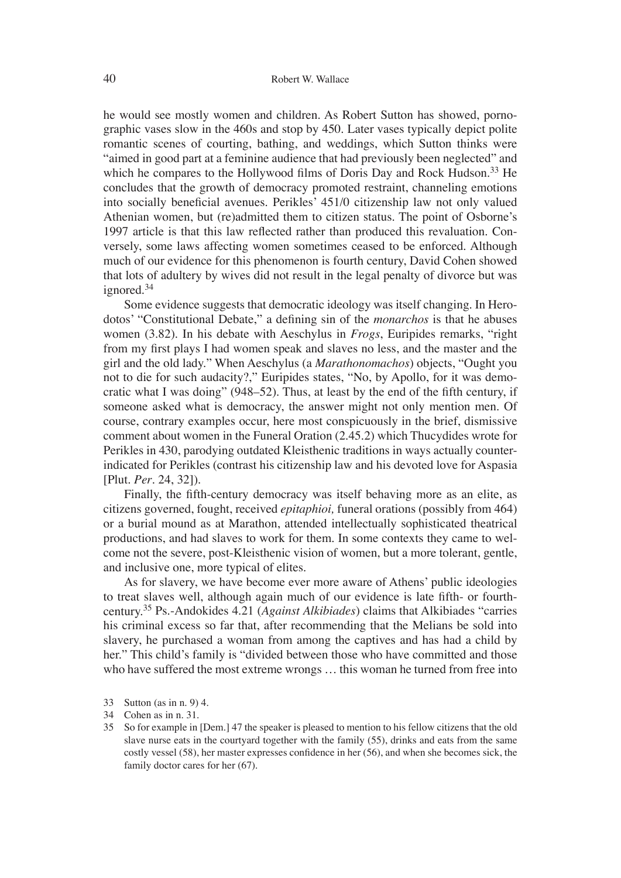he would see mostly women and children. As Robert Sutton has showed, pornographic vases slow in the 460s and stop by 450. Later vases typically depict polite romantic scenes of courting, bathing, and weddings, which Sutton thinks were "aimed in good part at a feminine audience that had previously been neglected" and which he compares to the Hollywood films of Doris Day and Rock Hudson.[33] He concludes that the growth of democracy promoted restraint, channeling emotions into socially beneficial avenues. Perikles' 451/0 citizenship law not only valued Athenian women, but (re)admitted them to citizen status. The point of Osborne's 1997 article is that this law reflected rather than produced this revaluation. Conversely, some laws affecting women sometimes ceased to be enforced. Although much of our evidence for this phenomenon is fourth century, David Cohen showed that lots of adultery by wives did not result in the legal penalty of divorce but was ignored.[34]

Some evidence suggests that democratic ideology was itself changing. In Herodotos' "Constitutional Debate," a defining sin of the *monarchos* is that he abuses women (3.82). In his debate with Aeschylus in *Frogs*, Euripides remarks, "right from my first plays I had women speak and slaves no less, and the master and the girl and the old lady." When Aeschylus (a *Marathonomachos*) objects, "Ought you not to die for such audacity?," Euripides states, "No, by Apollo, for it was democratic what I was doing" (948–52). Thus, at least by the end of the fifth century, if someone asked what is democracy, the answer might not only mention men. Of course, contrary examples occur, here most conspicuously in the brief, dismissive comment about women in the Funeral Oration (2.45.2) which Thucydides wrote for Perikles in 430, parodying outdated Kleisthenic traditions in ways actually counter-indicated for Perikles (contrast his citizenship law and his devoted love for Aspasia [Plut. *Per*. 24, 32]).

Finally, the fifth-century democracy was itself behaving more as an elite, as citizens governed, fought, received *epitaphioi,* funeral orations (possibly from 464) or a burial mound as at Marathon, attended intellectually sophisticated theatrical productions, and had slaves to work for them. In some contexts they came to welcome not the severe, post-Kleisthenic vision of women, but a more tolerant, gentle, and inclusive one, more typical of elites.

As for slavery, we have become ever more aware of Athens' public ideologies to treat slaves well, although again much of our evidence is late fifth- or fourth-century.[35] Ps.-Andokides 4.21 (*Against Alkibiades*) claims that Alkibiades "carries his criminal excess so far that, after recommending that the Melians be sold into slavery, he purchased a woman from among the captives and has had a child by her." This child's family is "divided between those who have committed and those who have suffered the most extreme wrongs … this woman he turned from free into

---

33 Sutton (as in n. 9) 4.

34 Cohen as in n. 31.

35 So for example in [Dem.] 47 the speaker is pleased to mention to his fellow citizens that the old slave nurse eats in the courtyard together with the family (55), drinks and eats from the same costly vessel (58), her master expresses confidence in her (56), and when she becomes sick, the family doctor cares for her (67).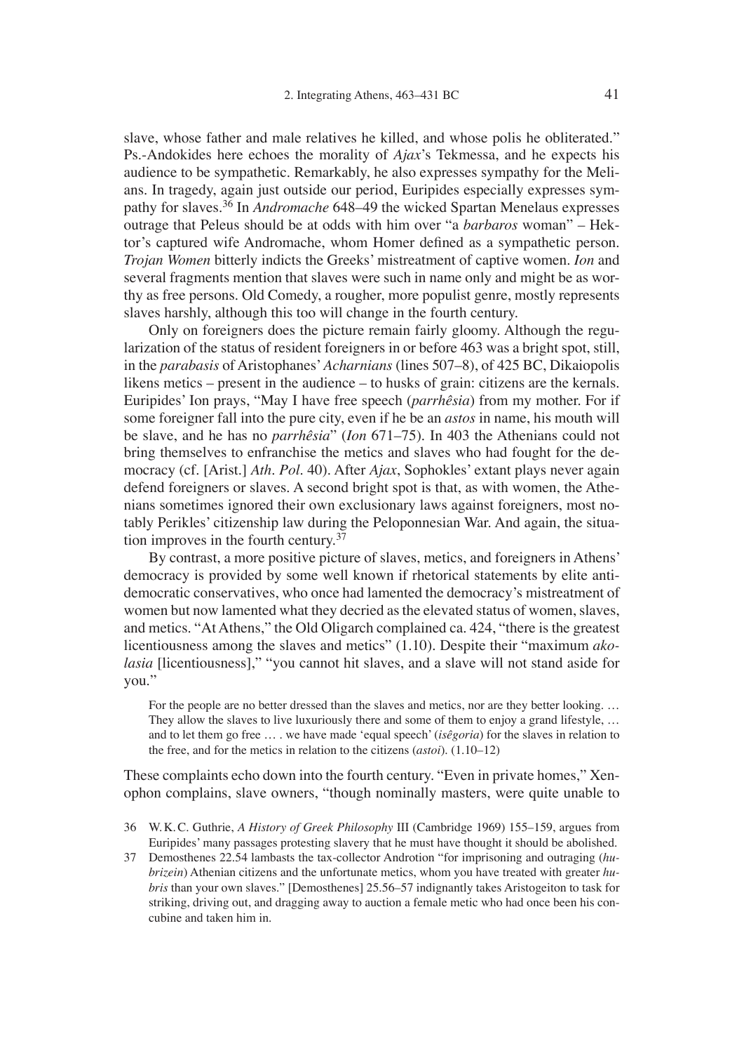slave, whose father and male relatives he killed, and whose polis he obliterated." Ps.-Andokides here echoes the morality of *Ajax*'s Tekmessa, and he expects his audience to be sympathetic. Remarkably, he also expresses sympathy for the Melians. In tragedy, again just outside our period, Euripides especially expresses sympathy for slaves.[36] In *Andromache* 648–49 the wicked Spartan Menelaus expresses outrage that Peleus should be at odds with him over "a *barbaros* woman" – Hektor's captured wife Andromache, whom Homer defined as a sympathetic person. *Trojan Women* bitterly indicts the Greeks' mistreatment of captive women. *Ion* and several fragments mention that slaves were such in name only and might be as worthy as free persons. Old Comedy, a rougher, more populist genre, mostly represents slaves harshly, although this too will change in the fourth century.

Only on foreigners does the picture remain fairly gloomy. Although the regularization of the status of resident foreigners in or before 463 was a bright spot, still, in the *parabasis* of Aristophanes' *Acharnians* (lines 507–8), of 425 BC, Dikaiopolis likens metics – present in the audience – to husks of grain: citizens are the kernals. Euripides' Ion prays, "May I have free speech (*parrhêsia*) from my mother. For if some foreigner fall into the pure city, even if he be an *astos* in name, his mouth will be slave, and he has no *parrhêsia*" (*Ion* 671–75). In 403 the Athenians could not bring themselves to enfranchise the metics and slaves who had fought for the democracy (cf. [Arist.] *Ath. Pol.* 40). After *Ajax*, Sophokles' extant plays never again defend foreigners or slaves. A second bright spot is that, as with women, the Athenians sometimes ignored their own exclusionary laws against foreigners, most notably Perikles' citizenship law during the Peloponnesian War. And again, the situation improves in the fourth century.[37]

By contrast, a more positive picture of slaves, metics, and foreigners in Athens' democracy is provided by some well known if rhetorical statements by elite antidemocratic conservatives, who once had lamented the democracy's mistreatment of women but now lamented what they decried as the elevated status of women, slaves, and metics. "At Athens," the Old Oligarch complained ca. 424, "there is the greatest licentiousness among the slaves and metics" (1.10). Despite their "maximum *akolasia* [licentiousness]," "you cannot hit slaves, and a slave will not stand aside for you."

> For the people are no better dressed than the slaves and metics, nor are they better looking. … They allow the slaves to live luxuriously there and some of them to enjoy a grand lifestyle, … and to let them go free … . we have made 'equal speech' (*isêgoria*) for the slaves in relation to the free, and for the metics in relation to the citizens (*astoi*). (1.10–12)

These complaints echo down into the fourth century. "Even in private homes," Xenophon complains, slave owners, "though nominally masters, were quite unable to

---

36 W.K.C. Guthrie, *A History of Greek Philosophy* III (Cambridge 1969) 155–159, argues from Euripides' many passages protesting slavery that he must have thought it should be abolished.

37 Demosthenes 22.54 lambasts the tax-collector Androtion "for imprisoning and outraging (*hubrizein*) Athenian citizens and the unfortunate metics, whom you have treated with greater *hubris* than your own slaves." [Demosthenes] 25.56–57 indignantly takes Aristogeiton to task for striking, driving out, and dragging away to auction a female metic who had once been his concubine and taken him in.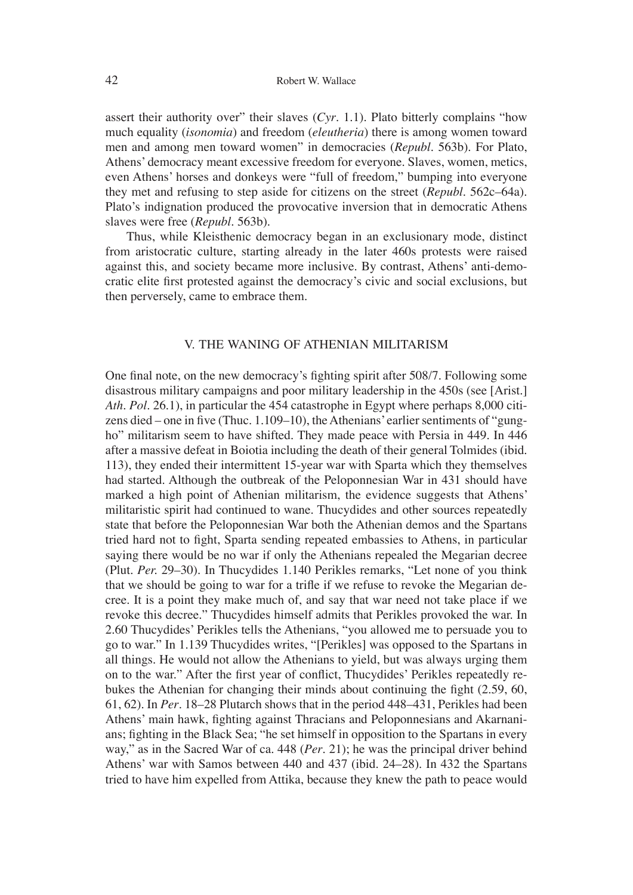assert their authority over" their slaves (*Cyr*. 1.1). Plato bitterly complains "how much equality (*isonomia*) and freedom (*eleutheria*) there is among women toward men and among men toward women" in democracies (*Republ*. 563b). For Plato, Athens' democracy meant excessive freedom for everyone. Slaves, women, metics, even Athens' horses and donkeys were "full of freedom," bumping into everyone they met and refusing to step aside for citizens on the street (*Republ*. 562c–64a). Plato's indignation produced the provocative inversion that in democratic Athens slaves were free (*Republ*. 563b).

Thus, while Kleisthenic democracy began in an exclusionary mode, distinct from aristocratic culture, starting already in the later 460s protests were raised against this, and society became more inclusive. By contrast, Athens' anti-democratic elite first protested against the democracy's civic and social exclusions, but then perversely, came to embrace them.

## V. THE WANING OF ATHENIAN MILITARISM

One final note, on the new democracy's fighting spirit after 508/7. Following some disastrous military campaigns and poor military leadership in the 450s (see [Arist.] *Ath. Pol*. 26.1), in particular the 454 catastrophe in Egypt where perhaps 8,000 citizens died – one in five (Thuc. 1.109–10), the Athenians' earlier sentiments of "gung-ho" militarism seem to have shifted. They made peace with Persia in 449. In 446 after a massive defeat in Boiotia including the death of their general Tolmides (ibid. 113), they ended their intermittent 15-year war with Sparta which they themselves had started. Although the outbreak of the Peloponnesian War in 431 should have marked a high point of Athenian militarism, the evidence suggests that Athens' militaristic spirit had continued to wane. Thucydides and other sources repeatedly state that before the Peloponnesian War both the Athenian demos and the Spartans tried hard not to fight, Sparta sending repeated embassies to Athens, in particular saying there would be no war if only the Athenians repealed the Megarian decree (Plut. *Per.* 29–30). In Thucydides 1.140 Perikles remarks, "Let none of you think that we should be going to war for a trifle if we refuse to revoke the Megarian decree. It is a point they make much of, and say that war need not take place if we revoke this decree." Thucydides himself admits that Perikles provoked the war. In 2.60 Thucydides' Perikles tells the Athenians, "you allowed me to persuade you to go to war." In 1.139 Thucydides writes, "[Perikles] was opposed to the Spartans in all things. He would not allow the Athenians to yield, but was always urging them on to the war." After the first year of conflict, Thucydides' Perikles repeatedly rebukes the Athenian for changing their minds about continuing the fight (2.59, 60, 61, 62). In *Per*. 18–28 Plutarch shows that in the period 448–431, Perikles had been Athens' main hawk, fighting against Thracians and Peloponnesians and Akarnanians; fighting in the Black Sea; "he set himself in opposition to the Spartans in every way," as in the Sacred War of ca. 448 (*Per*. 21); he was the principal driver behind Athens' war with Samos between 440 and 437 (ibid. 24–28). In 432 the Spartans tried to have him expelled from Attika, because they knew the path to peace would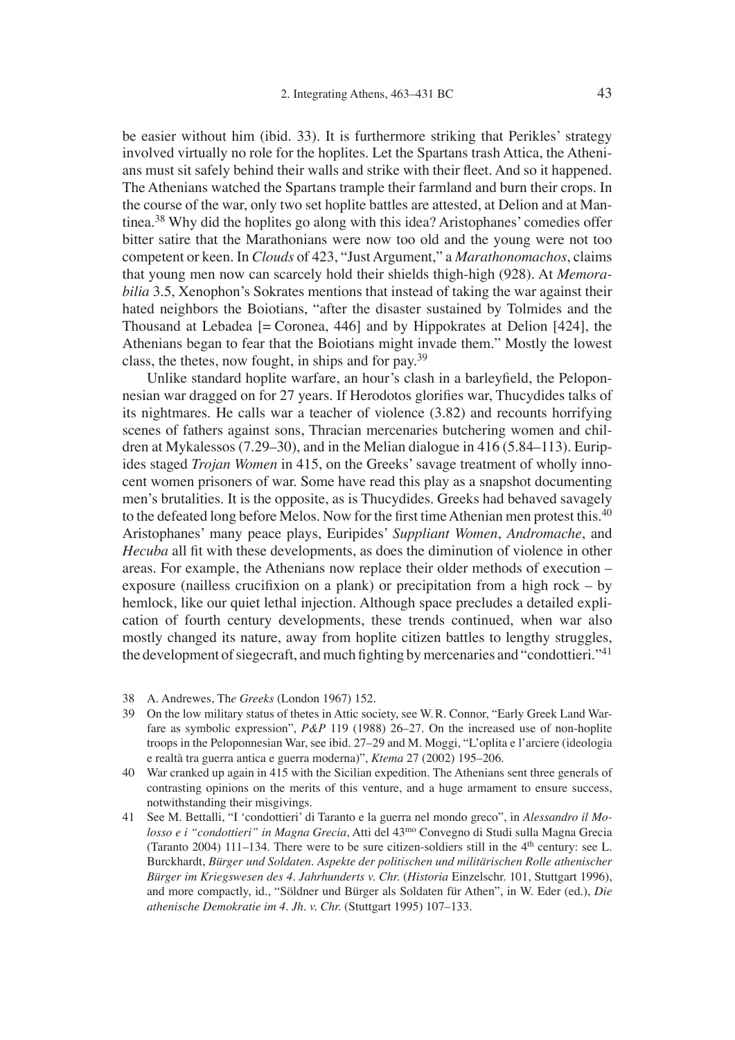be easier without him (ibid. 33). It is furthermore striking that Perikles' strategy involved virtually no role for the hoplites. Let the Spartans trash Attica, the Athenians must sit safely behind their walls and strike with their fleet. And so it happened. The Athenians watched the Spartans trample their farmland and burn their crops. In the course of the war, only two set hoplite battles are attested, at Delion and at Mantinea.[38] Why did the hoplites go along with this idea? Aristophanes' comedies offer bitter satire that the Marathonians were now too old and the young were not too competent or keen. In *Clouds* of 423, "Just Argument," a *Marathonomachos*, claims that young men now can scarcely hold their shields thigh-high (928). At *Memorabilia* 3.5, Xenophon's Sokrates mentions that instead of taking the war against their hated neighbors the Boiotians, "after the disaster sustained by Tolmides and the Thousand at Lebadea [= Coronea, 446] and by Hippokrates at Delion [424], the Athenians began to fear that the Boiotians might invade them." Mostly the lowest class, the thetes, now fought, in ships and for pay.[39]

Unlike standard hoplite warfare, an hour's clash in a barleyfield, the Peloponnesian war dragged on for 27 years. If Herodotos glorifies war, Thucydides talks of its nightmares. He calls war a teacher of violence (3.82) and recounts horrifying scenes of fathers against sons, Thracian mercenaries butchering women and children at Mykalessos (7.29–30), and in the Melian dialogue in 416 (5.84–113). Euripides staged *Trojan Women* in 415, on the Greeks' savage treatment of wholly innocent women prisoners of war. Some have read this play as a snapshot documenting men's brutalities. It is the opposite, as is Thucydides. Greeks had behaved savagely to the defeated long before Melos. Now for the first time Athenian men protest this.[40] Aristophanes' many peace plays, Euripides' *Suppliant Women*, *Andromache*, and *Hecuba* all fit with these developments, as does the diminution of violence in other areas. For example, the Athenians now replace their older methods of execution – exposure (nailless crucifixion on a plank) or precipitation from a high rock – by hemlock, like our quiet lethal injection. Although space precludes a detailed explication of fourth century developments, these trends continued, when war also mostly changed its nature, away from hoplite citizen battles to lengthy struggles, the development of siegecraft, and much fighting by mercenaries and "condottieri."[41]

---

38 A. Andrewes, Th*e Greeks* (London 1967) 152.

39 On the low military status of thetes in Attic society, see W.R. Connor, "Early Greek Land Warfare as symbolic expression", *P&P* 119 (1988) 26–27. On the increased use of non-hoplite troops in the Peloponnesian War, see ibid. 27–29 and M. Moggi, "L'oplita e l'arciere (ideologia e realtà tra guerra antica e guerra moderna)", *Ktema* 27 (2002) 195–206.

40 War cranked up again in 415 with the Sicilian expedition. The Athenians sent three generals of contrasting opinions on the merits of this venture, and a huge armament to ensure success, notwithstanding their misgivings.

41 See M. Bettalli, "I 'condottieri' di Taranto e la guerra nel mondo greco", in *Alessandro il Molosso e i "condottieri" in Magna Grecia*, Atti del 43mo Convegno di Studi sulla Magna Grecia (Taranto 2004) 111–134. There were to be sure citizen-soldiers still in the 4th century: see L. Burckhardt, *Bürger und Soldaten. Aspekte der politischen und militärischen Rolle athenischer Bürger im Kriegswesen des 4. Jahrhunderts v. Chr.* (*Historia* Einzelschr. 101, Stuttgart 1996), and more compactly, id., "Söldner und Bürger als Soldaten für Athen", in W. Eder (ed.), *Die athenische Demokratie im 4. Jh. v. Chr.* (Stuttgart 1995) 107–133.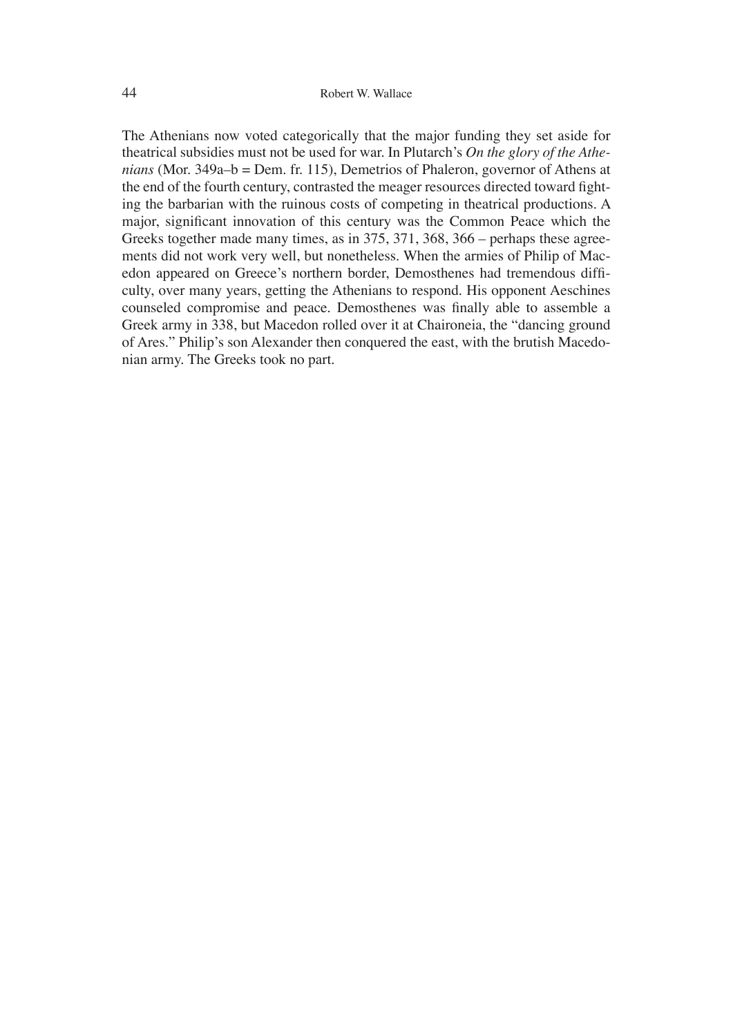The Athenians now voted categorically that the major funding they set aside for theatrical subsidies must not be used for war. In Plutarch's *On the glory of the Athenians* (Mor. 349a–b = Dem. fr. 115), Demetrios of Phaleron, governor of Athens at the end of the fourth century, contrasted the meager resources directed toward fighting the barbarian with the ruinous costs of competing in theatrical productions. A major, significant innovation of this century was the Common Peace which the Greeks together made many times, as in 375, 371, 368, 366 – perhaps these agreements did not work very well, but nonetheless. When the armies of Philip of Macedon appeared on Greece's northern border, Demosthenes had tremendous difficulty, over many years, getting the Athenians to respond. His opponent Aeschines counseled compromise and peace. Demosthenes was finally able to assemble a Greek army in 338, but Macedon rolled over it at Chaironeia, the "dancing ground of Ares." Philip's son Alexander then conquered the east, with the brutish Macedonian army. The Greeks took no part.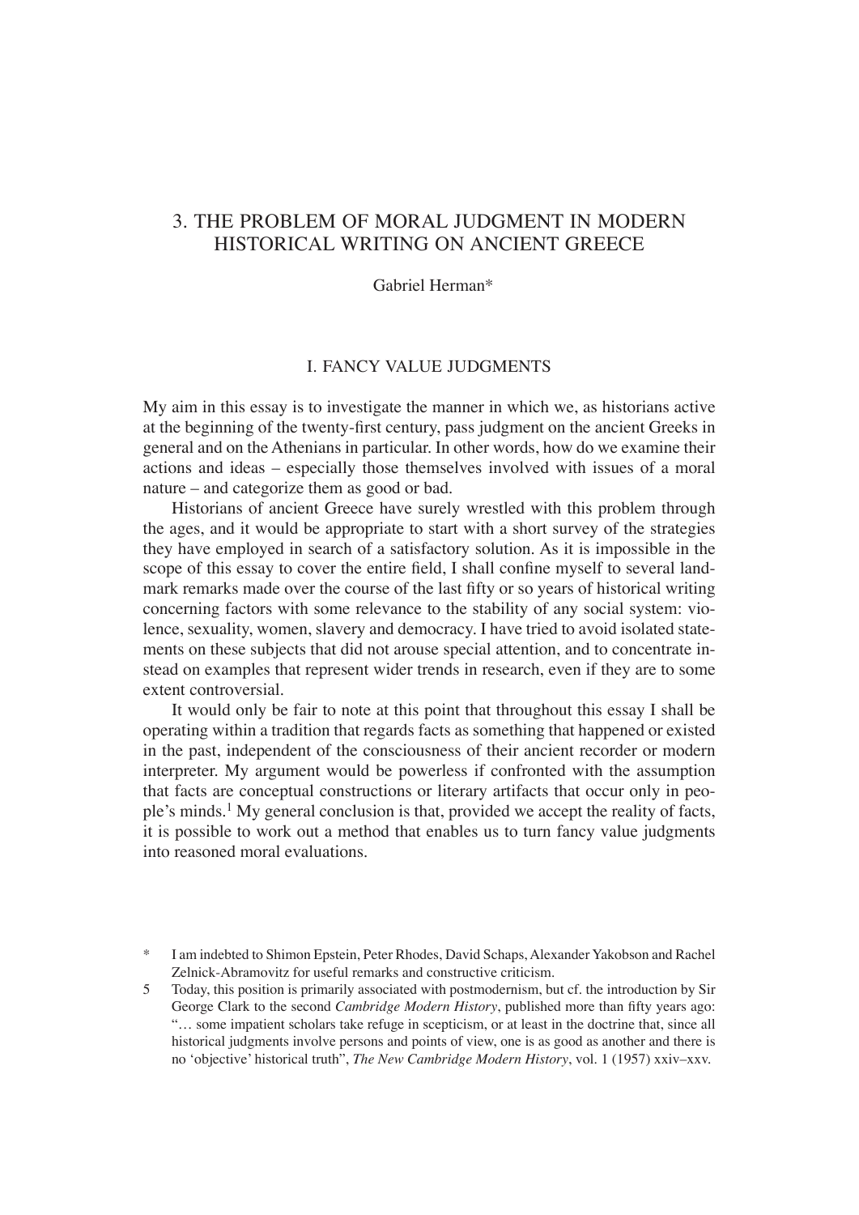# 3. THE PROBLEM OF MORAL JUDGMENT IN MODERN HISTORICAL WRITING ON ANCIENT GREECE

Gabriel Herman*

## I. FANCY VALUE JUDGMENTS

My aim in this essay is to investigate the manner in which we, as historians active at the beginning of the twenty-first century, pass judgment on the ancient Greeks in general and on the Athenians in particular. In other words, how do we examine their actions and ideas – especially those themselves involved with issues of a moral nature – and categorize them as good or bad.

Historians of ancient Greece have surely wrestled with this problem through the ages, and it would be appropriate to start with a short survey of the strategies they have employed in search of a satisfactory solution. As it is impossible in the scope of this essay to cover the entire field, I shall confine myself to several landmark remarks made over the course of the last fifty or so years of historical writing concerning factors with some relevance to the stability of any social system: violence, sexuality, women, slavery and democracy. I have tried to avoid isolated statements on these subjects that did not arouse special attention, and to concentrate instead on examples that represent wider trends in research, even if they are to some extent controversial.

It would only be fair to note at this point that throughout this essay I shall be operating within a tradition that regards facts as something that happened or existed in the past, independent of the consciousness of their ancient recorder or modern interpreter. My argument would be powerless if confronted with the assumption that facts are conceptual constructions or literary artifacts that occur only in people's minds.[1] My general conclusion is that, provided we accept the reality of facts, it is possible to work out a method that enables us to turn fancy value judgments into reasoned moral evaluations.

---

\* I am indebted to Shimon Epstein, Peter Rhodes, David Schaps, Alexander Yakobson and Rachel Zelnick-Abramovitz for useful remarks and constructive criticism.

5 Today, this position is primarily associated with postmodernism, but cf. the introduction by Sir George Clark to the second *Cambridge Modern History*, published more than fifty years ago: "… some impatient scholars take refuge in scepticism, or at least in the doctrine that, since all historical judgments involve persons and points of view, one is as good as another and there is no 'objective' historical truth", *The New Cambridge Modern History*, vol. 1 (1957) xxiv–xxv.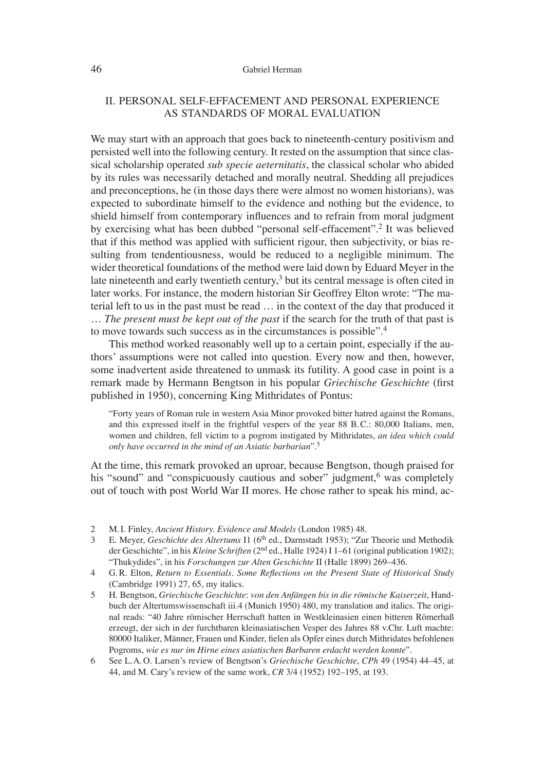## II. PERSONAL SELF-EFFACEMENT AND PERSONAL EXPERIENCE AS STANDARDS OF MORAL EVALUATION

We may start with an approach that goes back to nineteenth-century positivism and persisted well into the following century. It rested on the assumption that since classical scholarship operated *sub specie aeternitatis*, the classical scholar who abided by its rules was necessarily detached and morally neutral. Shedding all prejudices and preconceptions, he (in those days there were almost no women historians), was expected to subordinate himself to the evidence and nothing but the evidence, to shield himself from contemporary influences and to refrain from moral judgment by exercising what has been dubbed "personal self-effacement".[2] It was believed that if this method was applied with sufficient rigour, then subjectivity, or bias resulting from tendentiousness, would be reduced to a negligible minimum. The wider theoretical foundations of the method were laid down by Eduard Meyer in the late nineteenth and early twentieth century,[3] but its central message is often cited in later works. For instance, the modern historian Sir Geoffrey Elton wrote: "The material left to us in the past must be read … in the context of the day that produced it … *The present must be kept out of the past* if the search for the truth of that past is to move towards such success as in the circumstances is possible".[4]

This method worked reasonably well up to a certain point, especially if the authors' assumptions were not called into question. Every now and then, however, some inadvertent aside threatened to unmask its futility. A good case in point is a remark made by Hermann Bengtson in his popular *Griechische Geschichte* (first published in 1950), concerning King Mithridates of Pontus:

> "Forty years of Roman rule in western Asia Minor provoked bitter hatred against the Romans, and this expressed itself in the frightful vespers of the year 88 B.C.: 80,000 Italians, men, women and children, fell victim to a pogrom instigated by Mithridates, *an idea which could only have occurred in the mind of an Asiatic barbarian*".[5]

At the time, this remark provoked an uproar, because Bengtson, though praised for his "sound" and "conspicuously cautious and sober" judgment,[6] was completely out of touch with post World War II mores. He chose rather to speak his mind, ac-

---

2 M.I. Finley, *Ancient History. Evidence and Models* (London 1985) 48.

3 E. Meyer, *Geschichte des Altertums* I1 (6th ed., Darmstadt 1953); "Zur Theorie und Methodik der Geschichte", in his *Kleine Schriften* (2nd ed., Halle 1924) I 1–61 (original publication 1902); "Thukydides", in his *Forschungen zur Alten Geschichte* II (Halle 1899) 269–436.

4 G.R. Elton, *Return to Essentials. Some Reflections on the Present State of Historical Study* (Cambridge 1991) 27, 65, my italics.

5 H. Bengtson, *Griechische Geschichte*: *von den Anfängen bis in die römische Kaiserzeit*, Handbuch der Altertumswissenschaft iii.4 (Munich 1950) 480, my translation and italics. The original reads: "40 Jahre römischer Herrschaft hatten in Westkleinasien einen bitteren Römerhaß erzeugt, der sich in der furchtbaren kleinasiatischen Vesper des Jahres 88 v.Chr. Luft machte: 80000 Italiker, Männer, Frauen und Kinder, fielen als Opfer eines durch Mithridates befohlenen Pogroms, *wie es nur im Hirne eines asiatischen Barbaren erdacht werden konnte*".

6 See L.A.O. Larsen's review of Bengtson's *Griechische Geschichte*, *CPh* 49 (1954) 44–45, at 44, and M. Cary's review of the same work, *CR* 3/4 (1952) 192–195, at 193.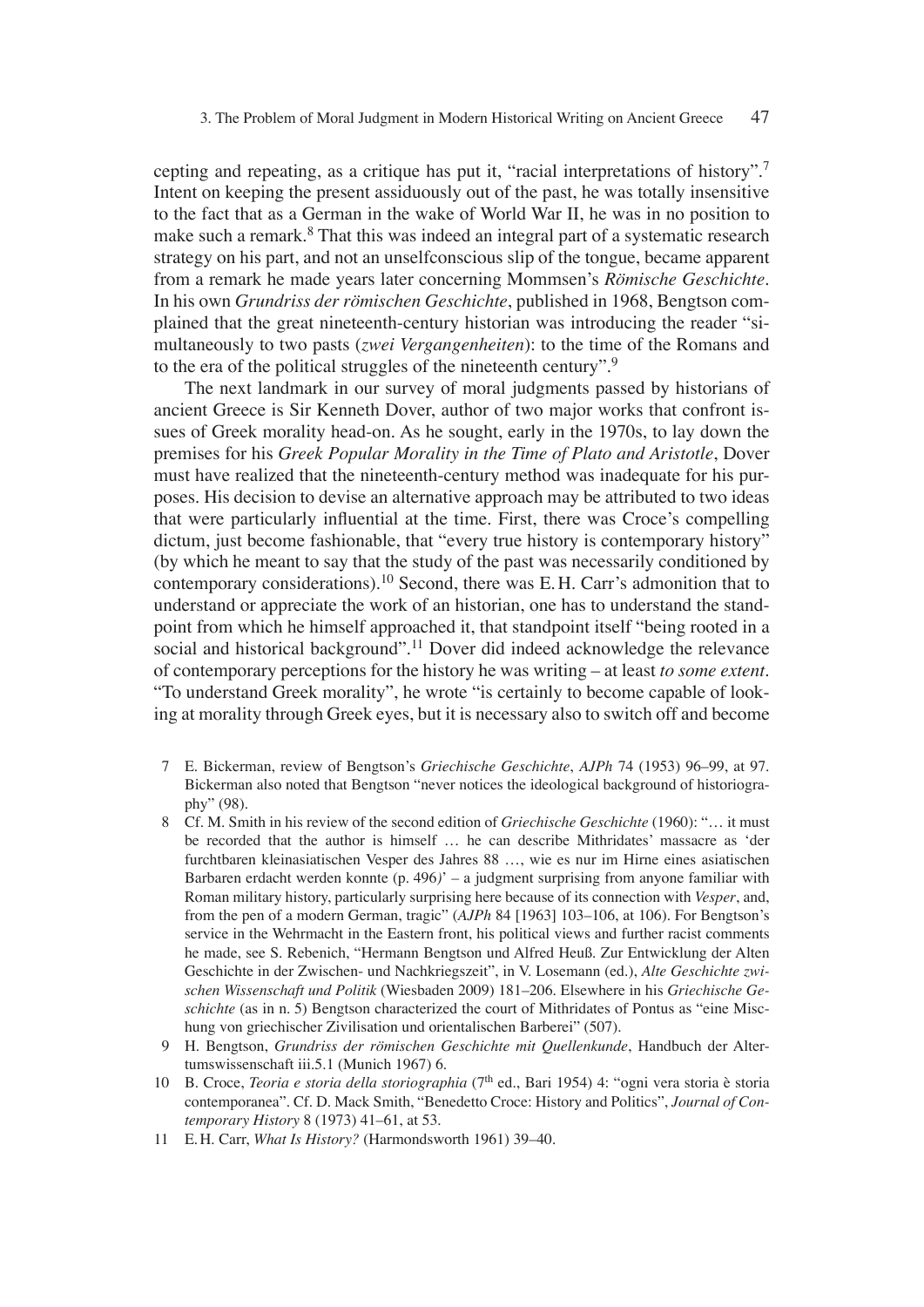cepting and repeating, as a critique has put it, "racial interpretations of history".[7] Intent on keeping the present assiduously out of the past, he was totally insensitive to the fact that as a German in the wake of World War II, he was in no position to make such a remark.[8] That this was indeed an integral part of a systematic research strategy on his part, and not an unselfconscious slip of the tongue, became apparent from a remark he made years later concerning Mommsen's *Römische Geschichte*. In his own *Grundriss der römischen Geschichte*, published in 1968, Bengtson complained that the great nineteenth-century historian was introducing the reader "simultaneously to two pasts (*zwei Vergangenheiten*): to the time of the Romans and to the era of the political struggles of the nineteenth century".[9]

The next landmark in our survey of moral judgments passed by historians of ancient Greece is Sir Kenneth Dover, author of two major works that confront issues of Greek morality head-on. As he sought, early in the 1970s, to lay down the premises for his *Greek Popular Morality in the Time of Plato and Aristotle*, Dover must have realized that the nineteenth-century method was inadequate for his purposes. His decision to devise an alternative approach may be attributed to two ideas that were particularly influential at the time. First, there was Croce's compelling dictum, just become fashionable, that "every true history is contemporary history" (by which he meant to say that the study of the past was necessarily conditioned by contemporary considerations).[10] Second, there was E.H. Carr's admonition that to understand or appreciate the work of an historian, one has to understand the standpoint from which he himself approached it, that standpoint itself "being rooted in a social and historical background".[11] Dover did indeed acknowledge the relevance of contemporary perceptions for the history he was writing – at least *to some extent*. "To understand Greek morality", he wrote "is certainly to become capable of looking at morality through Greek eyes, but it is necessary also to switch off and become

7 E. Bickerman, review of Bengtson's *Griechische Geschichte*, *AJPh* 74 (1953) 96–99, at 97. Bickerman also noted that Bengtson "never notices the ideological background of historiography" (98).

8 Cf. M. Smith in his review of the second edition of *Griechische Geschichte* (1960): "… it must be recorded that the author is himself … he can describe Mithridates' massacre as 'der furchtbaren kleinasiatischen Vesper des Jahres 88 …, wie es nur im Hirne eines asiatischen Barbaren erdacht werden konnte (p. 496)' – a judgment surprising from anyone familiar with Roman military history, particularly surprising here because of its connection with *Vesper*, and, from the pen of a modern German, tragic" (*AJPh* 84 [1963] 103–106, at 106). For Bengtson's service in the Wehrmacht in the Eastern front, his political views and further racist comments he made, see S. Rebenich, "Hermann Bengtson und Alfred Heuß. Zur Entwicklung der Alten Geschichte in der Zwischen- und Nachkriegszeit", in V. Losemann (ed.), *Alte Geschichte zwischen Wissenschaft und Politik* (Wiesbaden 2009) 181–206. Elsewhere in his *Griechische Geschichte* (as in n. 5) Bengtson characterized the court of Mithridates of Pontus as "eine Mischung von griechischer Zivilisation und orientalischen Barberei" (507).

9 H. Bengtson, *Grundriss der römischen Geschichte mit Quellenkunde*, Handbuch der Altertumswissenschaft iii.5.1 (Munich 1967) 6.

10 B. Croce, *Teoria e storia della storiographia* (7th ed., Bari 1954) 4: "ogni vera storia è storia contemporanea". Cf. D. Mack Smith, "Benedetto Croce: History and Politics", *Journal of Contemporary History* 8 (1973) 41–61, at 53.

11 E.H. Carr, *What Is History?* (Harmondsworth 1961) 39–40.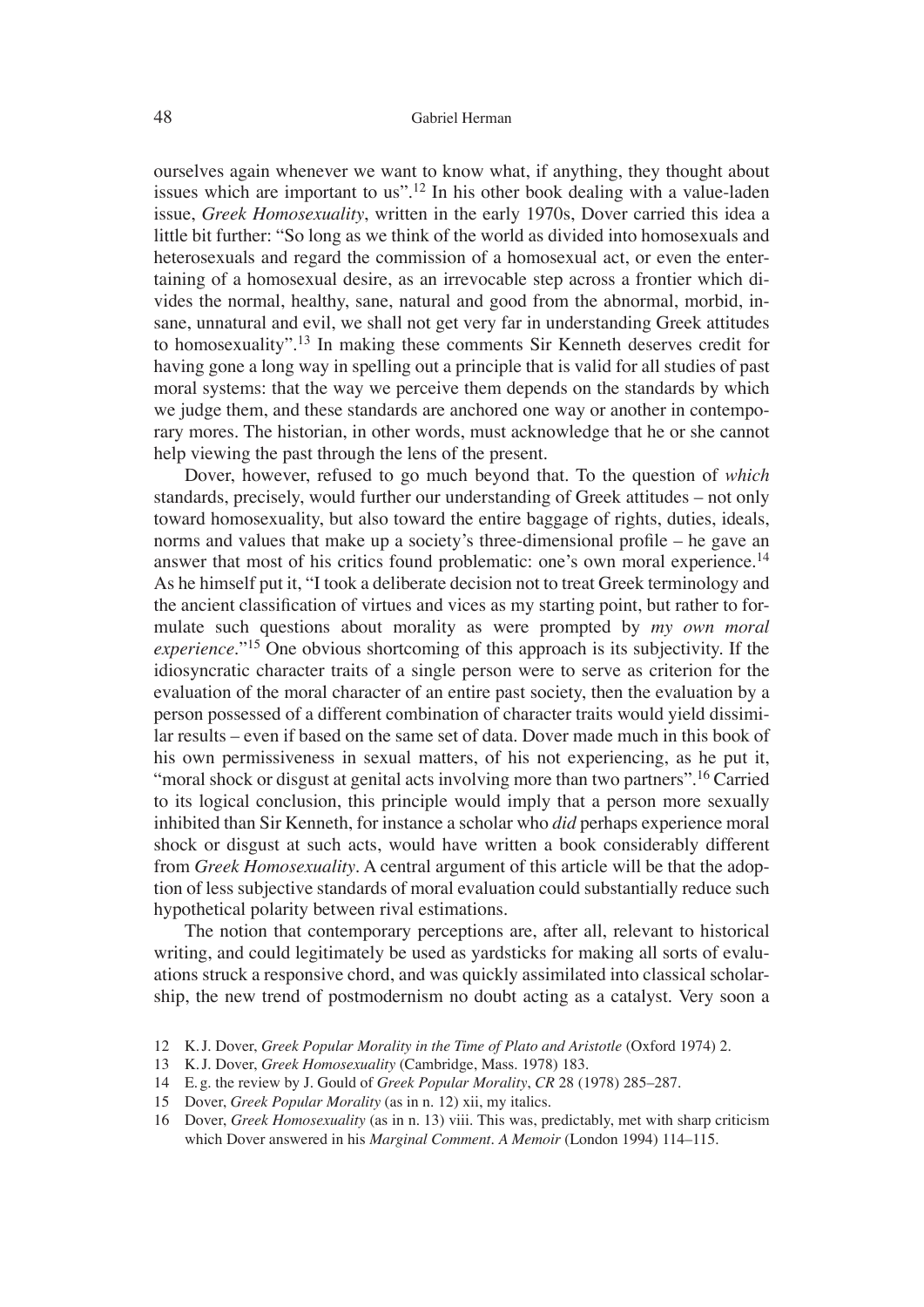ourselves again whenever we want to know what, if anything, they thought about issues which are important to us".[12] In his other book dealing with a value-laden issue, *Greek Homosexuality*, written in the early 1970s, Dover carried this idea a little bit further: "So long as we think of the world as divided into homosexuals and heterosexuals and regard the commission of a homosexual act, or even the entertaining of a homosexual desire, as an irrevocable step across a frontier which divides the normal, healthy, sane, natural and good from the abnormal, morbid, insane, unnatural and evil, we shall not get very far in understanding Greek attitudes to homosexuality".[13] In making these comments Sir Kenneth deserves credit for having gone a long way in spelling out a principle that is valid for all studies of past moral systems: that the way we perceive them depends on the standards by which we judge them, and these standards are anchored one way or another in contemporary mores. The historian, in other words, must acknowledge that he or she cannot help viewing the past through the lens of the present.

Dover, however, refused to go much beyond that. To the question of *which* standards, precisely, would further our understanding of Greek attitudes – not only toward homosexuality, but also toward the entire baggage of rights, duties, ideals, norms and values that make up a society's three-dimensional profile – he gave an answer that most of his critics found problematic: one's own moral experience.[14] As he himself put it, "I took a deliberate decision not to treat Greek terminology and the ancient classification of virtues and vices as my starting point, but rather to formulate such questions about morality as were prompted by *my own moral experience*."[15] One obvious shortcoming of this approach is its subjectivity. If the idiosyncratic character traits of a single person were to serve as criterion for the evaluation of the moral character of an entire past society, then the evaluation by a person possessed of a different combination of character traits would yield dissimilar results – even if based on the same set of data. Dover made much in this book of his own permissiveness in sexual matters, of his not experiencing, as he put it, "moral shock or disgust at genital acts involving more than two partners".[16] Carried to its logical conclusion, this principle would imply that a person more sexually inhibited than Sir Kenneth, for instance a scholar who *did* perhaps experience moral shock or disgust at such acts, would have written a book considerably different from *Greek Homosexuality*. A central argument of this article will be that the adoption of less subjective standards of moral evaluation could substantially reduce such hypothetical polarity between rival estimations.

The notion that contemporary perceptions are, after all, relevant to historical writing, and could legitimately be used as yardsticks for making all sorts of evaluations struck a responsive chord, and was quickly assimilated into classical scholarship, the new trend of postmodernism no doubt acting as a catalyst. Very soon a

12 K. J. Dover, *Greek Popular Morality in the Time of Plato and Aristotle* (Oxford 1974) 2.

13 K. J. Dover, *Greek Homosexuality* (Cambridge, Mass. 1978) 183.

14 E. g. the review by J. Gould of *Greek Popular Morality*, *CR* 28 (1978) 285–287.

15 Dover, *Greek Popular Morality* (as in n. 12) xii, my italics.

16 Dover, *Greek Homosexuality* (as in n. 13) viii. This was, predictably, met with sharp criticism which Dover answered in his *Marginal Comment. A Memoir* (London 1994) 114–115.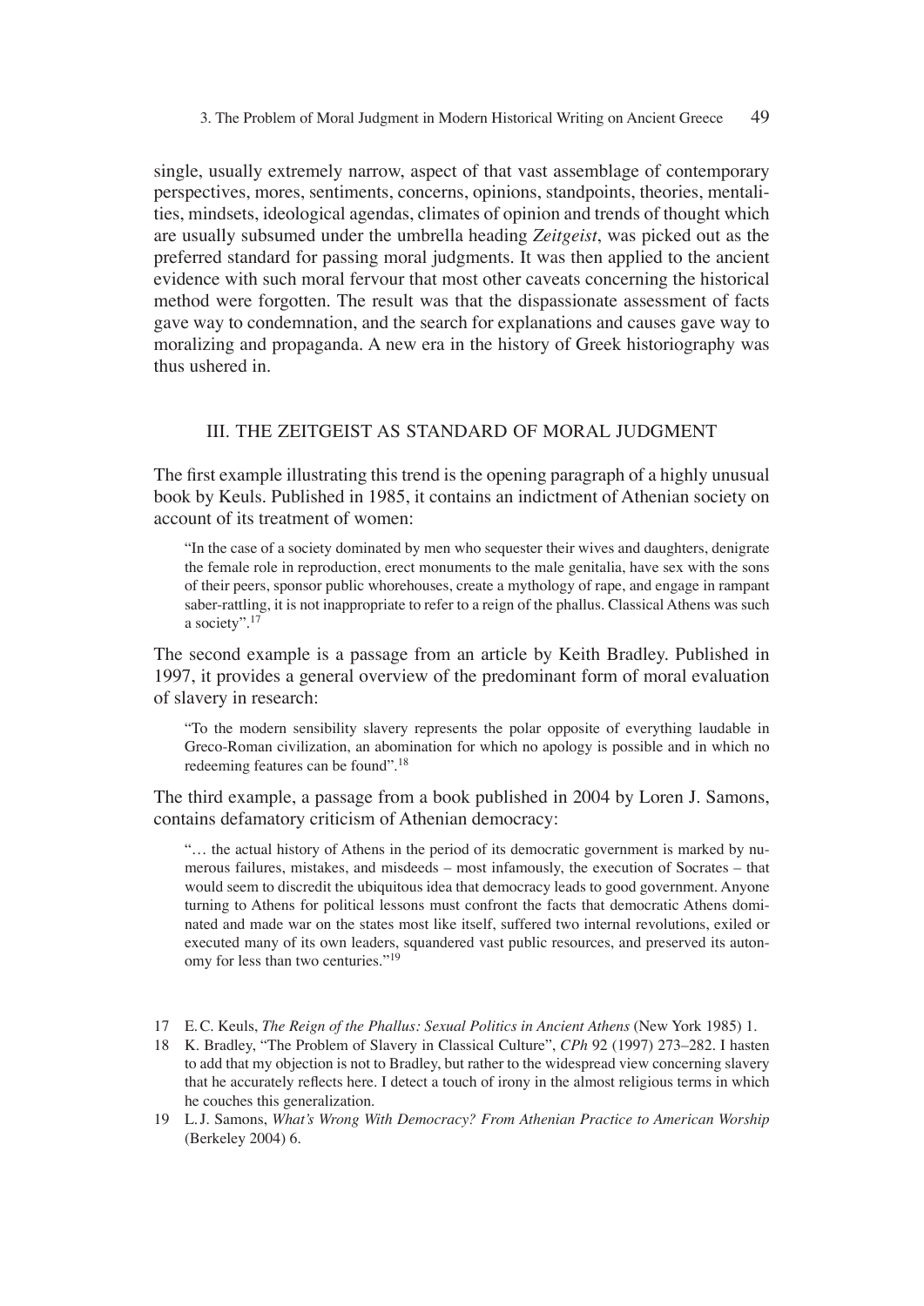single, usually extremely narrow, aspect of that vast assemblage of contemporary perspectives, mores, sentiments, concerns, opinions, standpoints, theories, mentalities, mindsets, ideological agendas, climates of opinion and trends of thought which are usually subsumed under the umbrella heading *Zeitgeist*, was picked out as the preferred standard for passing moral judgments. It was then applied to the ancient evidence with such moral fervour that most other caveats concerning the historical method were forgotten. The result was that the dispassionate assessment of facts gave way to condemnation, and the search for explanations and causes gave way to moralizing and propaganda. A new era in the history of Greek historiography was thus ushered in.

## III. THE ZEITGEIST AS STANDARD OF MORAL JUDGMENT

The first example illustrating this trend is the opening paragraph of a highly unusual book by Keuls. Published in 1985, it contains an indictment of Athenian society on account of its treatment of women:

> "In the case of a society dominated by men who sequester their wives and daughters, denigrate the female role in reproduction, erect monuments to the male genitalia, have sex with the sons of their peers, sponsor public whorehouses, create a mythology of rape, and engage in rampant saber-rattling, it is not inappropriate to refer to a reign of the phallus. Classical Athens was such a society".[17]

The second example is a passage from an article by Keith Bradley. Published in 1997, it provides a general overview of the predominant form of moral evaluation of slavery in research:

> "To the modern sensibility slavery represents the polar opposite of everything laudable in Greco-Roman civilization, an abomination for which no apology is possible and in which no redeeming features can be found".[18]

The third example, a passage from a book published in 2004 by Loren J. Samons, contains defamatory criticism of Athenian democracy:

> "… the actual history of Athens in the period of its democratic government is marked by numerous failures, mistakes, and misdeeds – most infamously, the execution of Socrates – that would seem to discredit the ubiquitous idea that democracy leads to good government. Anyone turning to Athens for political lessons must confront the facts that democratic Athens dominated and made war on the states most like itself, suffered two internal revolutions, exiled or executed many of its own leaders, squandered vast public resources, and preserved its autonomy for less than two centuries."[19]

---

17 E.C. Keuls, *The Reign of the Phallus: Sexual Politics in Ancient Athens* (New York 1985) 1.

18 K. Bradley, "The Problem of Slavery in Classical Culture", *CPh* 92 (1997) 273–282. I hasten to add that my objection is not to Bradley, but rather to the widespread view concerning slavery that he accurately reflects here. I detect a touch of irony in the almost religious terms in which he couches this generalization.

19 L.J. Samons, *What's Wrong With Democracy? From Athenian Practice to American Worship* (Berkeley 2004) 6.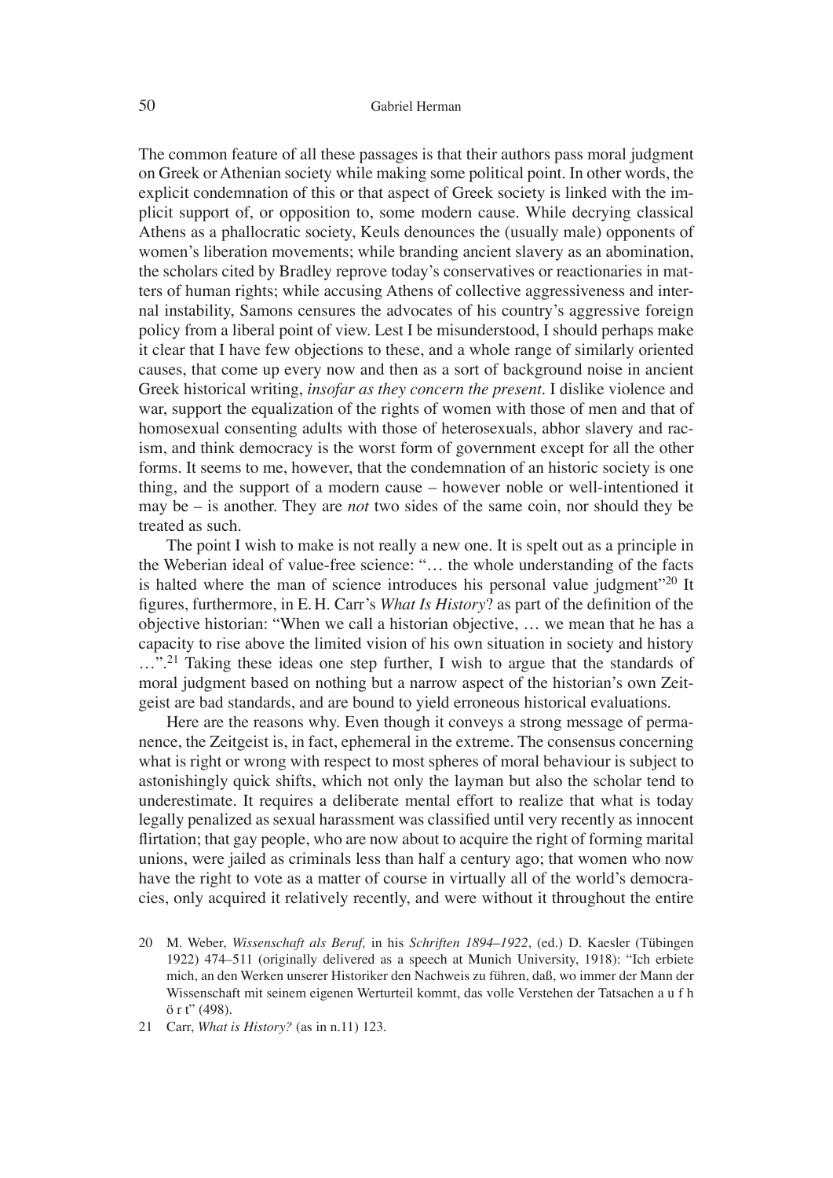The common feature of all these passages is that their authors pass moral judgment on Greek or Athenian society while making some political point. In other words, the explicit condemnation of this or that aspect of Greek society is linked with the implicit support of, or opposition to, some modern cause. While decrying classical Athens as a phallocratic society, Keuls denounces the (usually male) opponents of women's liberation movements; while branding ancient slavery as an abomination, the scholars cited by Bradley reprove today's conservatives or reactionaries in matters of human rights; while accusing Athens of collective aggressiveness and internal instability, Samons censures the advocates of his country's aggressive foreign policy from a liberal point of view. Lest I be misunderstood, I should perhaps make it clear that I have few objections to these, and a whole range of similarly oriented causes, that come up every now and then as a sort of background noise in ancient Greek historical writing, *insofar as they concern the present*. I dislike violence and war, support the equalization of the rights of women with those of men and that of homosexual consenting adults with those of heterosexuals, abhor slavery and racism, and think democracy is the worst form of government except for all the other forms. It seems to me, however, that the condemnation of an historic society is one thing, and the support of a modern cause – however noble or well-intentioned it may be – is another. They are *not* two sides of the same coin, nor should they be treated as such.

The point I wish to make is not really a new one. It is spelt out as a principle in the Weberian ideal of value-free science: "… the whole understanding of the facts is halted where the man of science introduces his personal value judgment"[20] It figures, furthermore, in E. H. Carr's *What Is History*? as part of the definition of the objective historian: "When we call a historian objective, … we mean that he has a capacity to rise above the limited vision of his own situation in society and history …".[21] Taking these ideas one step further, I wish to argue that the standards of moral judgment based on nothing but a narrow aspect of the historian's own Zeitgeist are bad standards, and are bound to yield erroneous historical evaluations.

Here are the reasons why. Even though it conveys a strong message of permanence, the Zeitgeist is, in fact, ephemeral in the extreme. The consensus concerning what is right or wrong with respect to most spheres of moral behaviour is subject to astonishingly quick shifts, which not only the layman but also the scholar tend to underestimate. It requires a deliberate mental effort to realize that what is today legally penalized as sexual harassment was classified until very recently as innocent flirtation; that gay people, who are now about to acquire the right of forming marital unions, were jailed as criminals less than half a century ago; that women who now have the right to vote as a matter of course in virtually all of the world's democracies, only acquired it relatively recently, and were without it throughout the entire

20 M. Weber, *Wissenschaft als Beruf,* in his *Schriften 1894–1922*, (ed.) D. Kaesler (Tübingen 1922) 474–511 (originally delivered as a speech at Munich University, 1918): "Ich erbiete mich, an den Werken unserer Historiker den Nachweis zu führen, daß, wo immer der Mann der Wissenschaft mit seinem eigenen Werturteil kommt, das volle Verstehen der Tatsachen a u f h ö r t" (498).

21 Carr, *What is History?* (as in n.11) 123.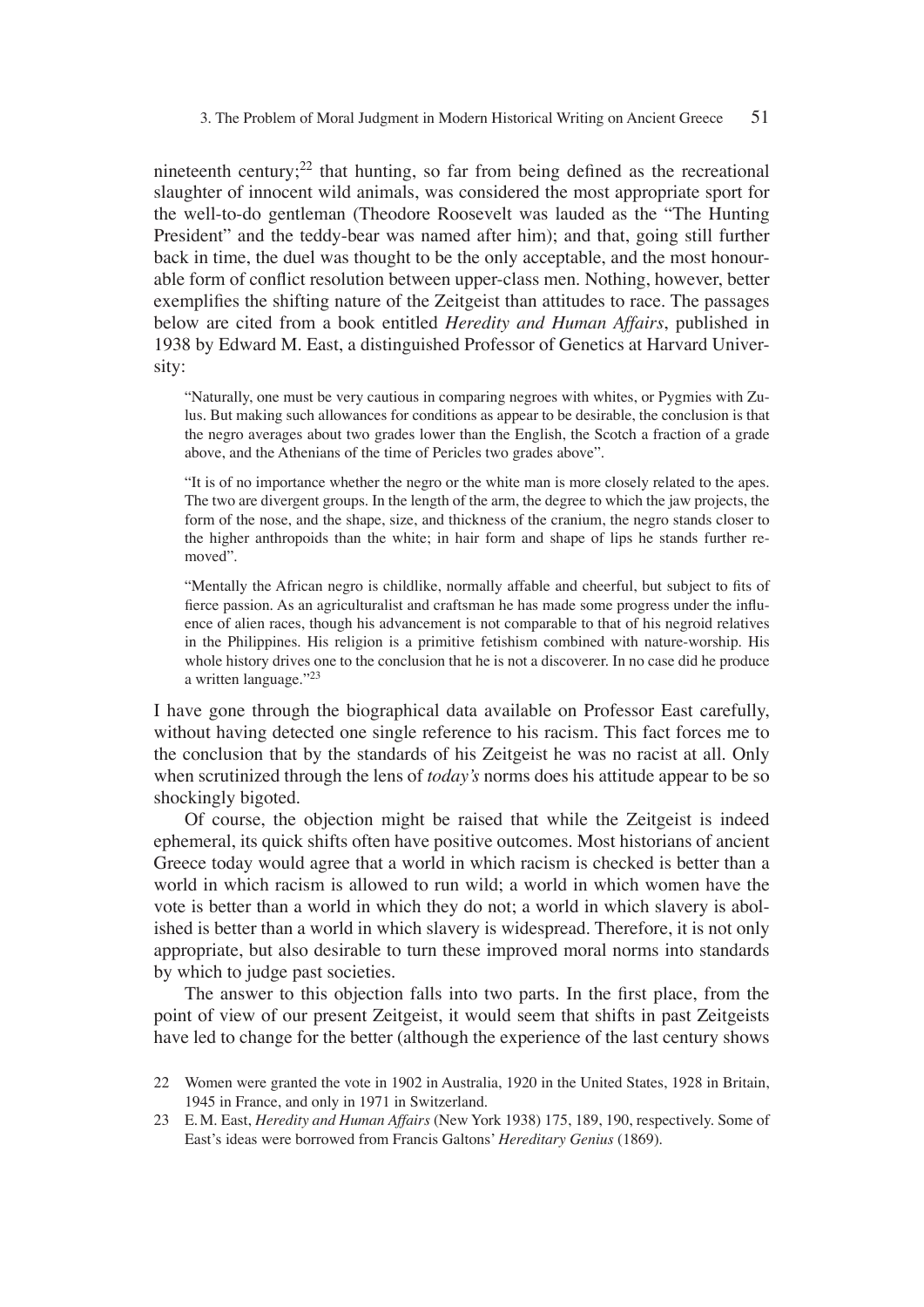nineteenth century;[22] that hunting, so far from being defined as the recreational slaughter of innocent wild animals, was considered the most appropriate sport for the well-to-do gentleman (Theodore Roosevelt was lauded as the "The Hunting President" and the teddy-bear was named after him); and that, going still further back in time, the duel was thought to be the only acceptable, and the most honourable form of conflict resolution between upper-class men. Nothing, however, better exemplifies the shifting nature of the Zeitgeist than attitudes to race. The passages below are cited from a book entitled *Heredity and Human Affairs*, published in 1938 by Edward M. East, a distinguished Professor of Genetics at Harvard University:

> "Naturally, one must be very cautious in comparing negroes with whites, or Pygmies with Zulus. But making such allowances for conditions as appear to be desirable, the conclusion is that the negro averages about two grades lower than the English, the Scotch a fraction of a grade above, and the Athenians of the time of Pericles two grades above".
>
> "It is of no importance whether the negro or the white man is more closely related to the apes. The two are divergent groups. In the length of the arm, the degree to which the jaw projects, the form of the nose, and the shape, size, and thickness of the cranium, the negro stands closer to the higher anthropoids than the white; in hair form and shape of lips he stands further removed".
>
> "Mentally the African negro is childlike, normally affable and cheerful, but subject to fits of fierce passion. As an agriculturalist and craftsman he has made some progress under the influence of alien races, though his advancement is not comparable to that of his negroid relatives in the Philippines. His religion is a primitive fetishism combined with nature-worship. His whole history drives one to the conclusion that he is not a discoverer. In no case did he produce a written language."[23]

I have gone through the biographical data available on Professor East carefully, without having detected one single reference to his racism. This fact forces me to the conclusion that by the standards of his Zeitgeist he was no racist at all. Only when scrutinized through the lens of *today's* norms does his attitude appear to be so shockingly bigoted.

Of course, the objection might be raised that while the Zeitgeist is indeed ephemeral, its quick shifts often have positive outcomes. Most historians of ancient Greece today would agree that a world in which racism is checked is better than a world in which racism is allowed to run wild; a world in which women have the vote is better than a world in which they do not; a world in which slavery is abolished is better than a world in which slavery is widespread. Therefore, it is not only appropriate, but also desirable to turn these improved moral norms into standards by which to judge past societies.

The answer to this objection falls into two parts. In the first place, from the point of view of our present Zeitgeist, it would seem that shifts in past Zeitgeists have led to change for the better (although the experience of the last century shows

22 Women were granted the vote in 1902 in Australia, 1920 in the United States, 1928 in Britain, 1945 in France, and only in 1971 in Switzerland.

23 E. M. East, *Heredity and Human Affairs* (New York 1938) 175, 189, 190, respectively. Some of East's ideas were borrowed from Francis Galtons' *Hereditary Genius* (1869).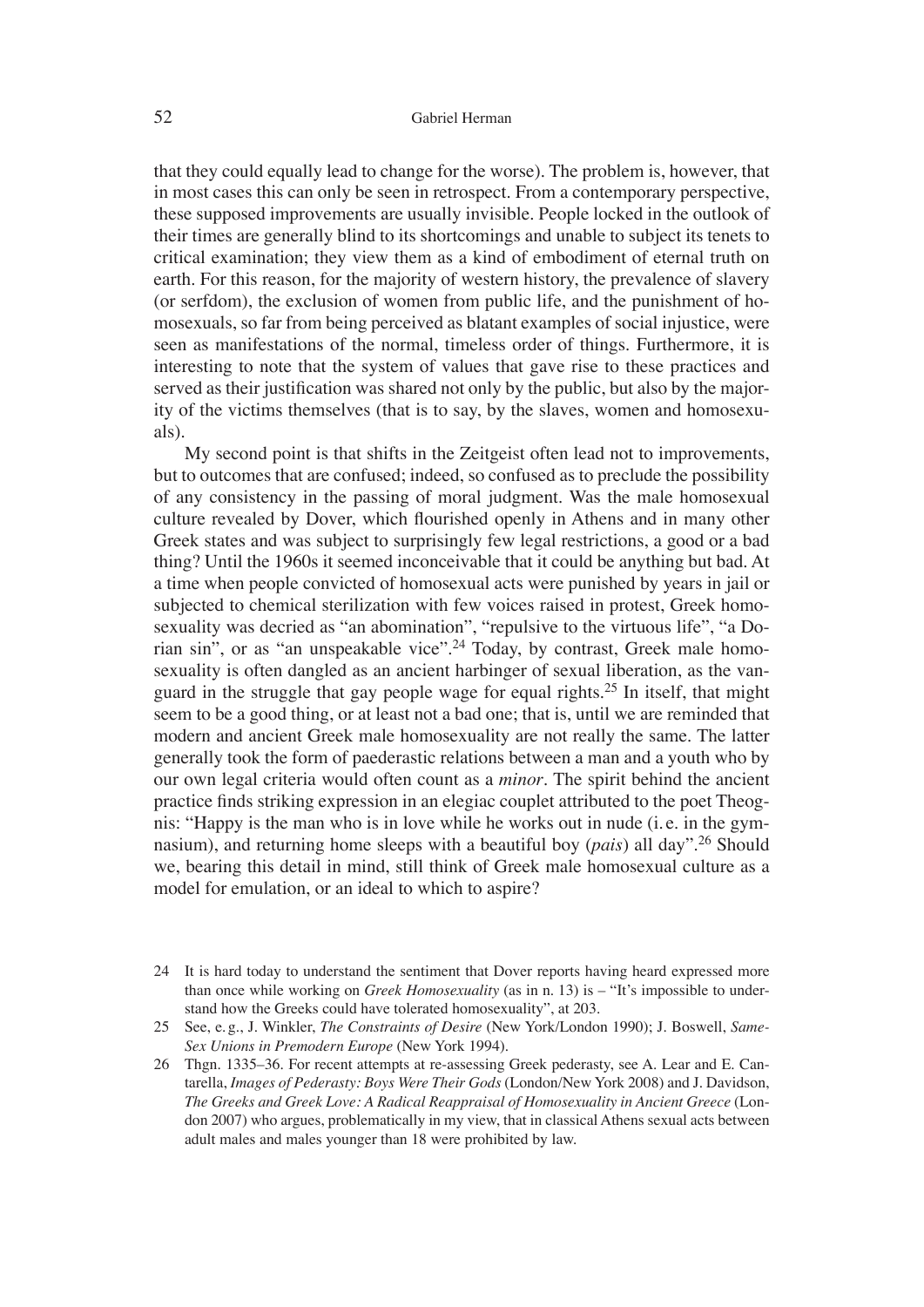that they could equally lead to change for the worse). The problem is, however, that in most cases this can only be seen in retrospect. From a contemporary perspective, these supposed improvements are usually invisible. People locked in the outlook of their times are generally blind to its shortcomings and unable to subject its tenets to critical examination; they view them as a kind of embodiment of eternal truth on earth. For this reason, for the majority of western history, the prevalence of slavery (or serfdom), the exclusion of women from public life, and the punishment of homosexuals, so far from being perceived as blatant examples of social injustice, were seen as manifestations of the normal, timeless order of things. Furthermore, it is interesting to note that the system of values that gave rise to these practices and served as their justification was shared not only by the public, but also by the majority of the victims themselves (that is to say, by the slaves, women and homosexuals).

My second point is that shifts in the Zeitgeist often lead not to improvements, but to outcomes that are confused; indeed, so confused as to preclude the possibility of any consistency in the passing of moral judgment. Was the male homosexual culture revealed by Dover, which flourished openly in Athens and in many other Greek states and was subject to surprisingly few legal restrictions, a good or a bad thing? Until the 1960s it seemed inconceivable that it could be anything but bad. At a time when people convicted of homosexual acts were punished by years in jail or subjected to chemical sterilization with few voices raised in protest, Greek homosexuality was decried as "an abomination", "repulsive to the virtuous life", "a Dorian sin", or as "an unspeakable vice".[24] Today, by contrast, Greek male homosexuality is often dangled as an ancient harbinger of sexual liberation, as the vanguard in the struggle that gay people wage for equal rights.[25] In itself, that might seem to be a good thing, or at least not a bad one; that is, until we are reminded that modern and ancient Greek male homosexuality are not really the same. The latter generally took the form of paederastic relations between a man and a youth who by our own legal criteria would often count as a *minor*. The spirit behind the ancient practice finds striking expression in an elegiac couplet attributed to the poet Theognis: "Happy is the man who is in love while he works out in nude (i. e. in the gymnasium), and returning home sleeps with a beautiful boy (*pais*) all day".[26] Should we, bearing this detail in mind, still think of Greek male homosexual culture as a model for emulation, or an ideal to which to aspire?

---

24 It is hard today to understand the sentiment that Dover reports having heard expressed more than once while working on *Greek Homosexuality* (as in n. 13) is – "It's impossible to understand how the Greeks could have tolerated homosexuality", at 203.

25 See, e. g., J. Winkler, *The Constraints of Desire* (New York/London 1990); J. Boswell, *Same-Sex Unions in Premodern Europe* (New York 1994).

26 Thgn. 1335–36. For recent attempts at re-assessing Greek pederasty, see A. Lear and E. Cantarella, *Images of Pederasty: Boys Were Their Gods* (London/New York 2008) and J. Davidson, *The Greeks and Greek Love: A Radical Reappraisal of Homosexuality in Ancient Greece* (London 2007) who argues, problematically in my view, that in classical Athens sexual acts between adult males and males younger than 18 were prohibited by law.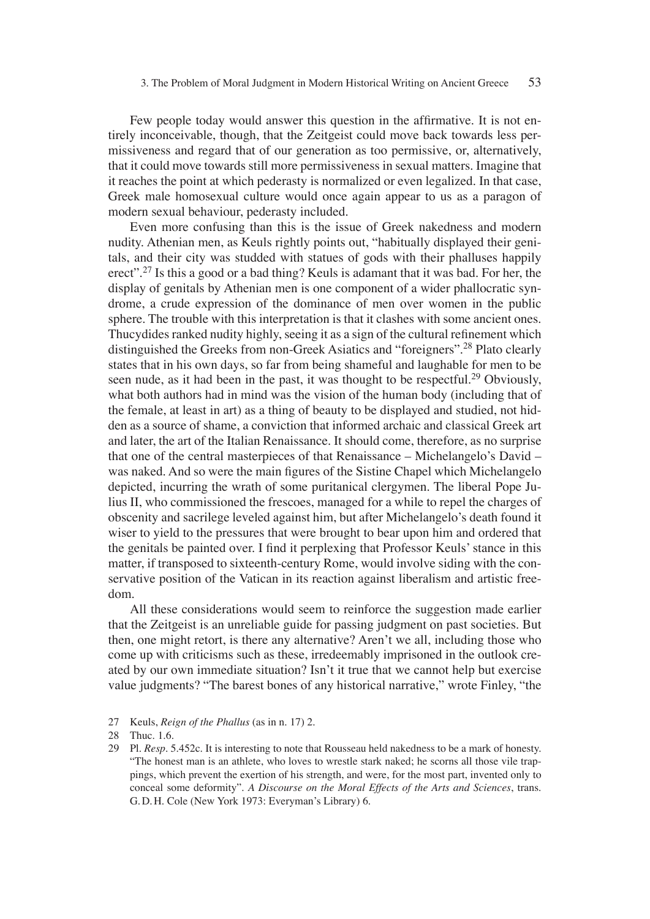Few people today would answer this question in the affirmative. It is not entirely inconceivable, though, that the Zeitgeist could move back towards less permissiveness and regard that of our generation as too permissive, or, alternatively, that it could move towards still more permissiveness in sexual matters. Imagine that it reaches the point at which pederasty is normalized or even legalized. In that case, Greek male homosexual culture would once again appear to us as a paragon of modern sexual behaviour, pederasty included.

Even more confusing than this is the issue of Greek nakedness and modern nudity. Athenian men, as Keuls rightly points out, "habitually displayed their genitals, and their city was studded with statues of gods with their phalluses happily erect".[27] Is this a good or a bad thing? Keuls is adamant that it was bad. For her, the display of genitals by Athenian men is one component of a wider phallocratic syndrome, a crude expression of the dominance of men over women in the public sphere. The trouble with this interpretation is that it clashes with some ancient ones. Thucydides ranked nudity highly, seeing it as a sign of the cultural refinement which distinguished the Greeks from non-Greek Asiatics and "foreigners".[28] Plato clearly states that in his own days, so far from being shameful and laughable for men to be seen nude, as it had been in the past, it was thought to be respectful.[29] Obviously, what both authors had in mind was the vision of the human body (including that of the female, at least in art) as a thing of beauty to be displayed and studied, not hidden as a source of shame, a conviction that informed archaic and classical Greek art and later, the art of the Italian Renaissance. It should come, therefore, as no surprise that one of the central masterpieces of that Renaissance – Michelangelo's David – was naked. And so were the main figures of the Sistine Chapel which Michelangelo depicted, incurring the wrath of some puritanical clergymen. The liberal Pope Julius II, who commissioned the frescoes, managed for a while to repel the charges of obscenity and sacrilege leveled against him, but after Michelangelo's death found it wiser to yield to the pressures that were brought to bear upon him and ordered that the genitals be painted over. I find it perplexing that Professor Keuls' stance in this matter, if transposed to sixteenth-century Rome, would involve siding with the conservative position of the Vatican in its reaction against liberalism and artistic freedom.

All these considerations would seem to reinforce the suggestion made earlier that the Zeitgeist is an unreliable guide for passing judgment on past societies. But then, one might retort, is there any alternative? Aren't we all, including those who come up with criticisms such as these, irredeemably imprisoned in the outlook created by our own immediate situation? Isn't it true that we cannot help but exercise value judgments? "The barest bones of any historical narrative," wrote Finley, "the

27 Keuls, *Reign of the Phallus* (as in n. 17) 2.

28 Thuc. 1.6.

29 Pl. *Resp*. 5.452c. It is interesting to note that Rousseau held nakedness to be a mark of honesty. "The honest man is an athlete, who loves to wrestle stark naked; he scorns all those vile trappings, which prevent the exertion of his strength, and were, for the most part, invented only to conceal some deformity". *A Discourse on the Moral Effects of the Arts and Sciences*, trans. G. D. H. Cole (New York 1973: Everyman's Library) 6.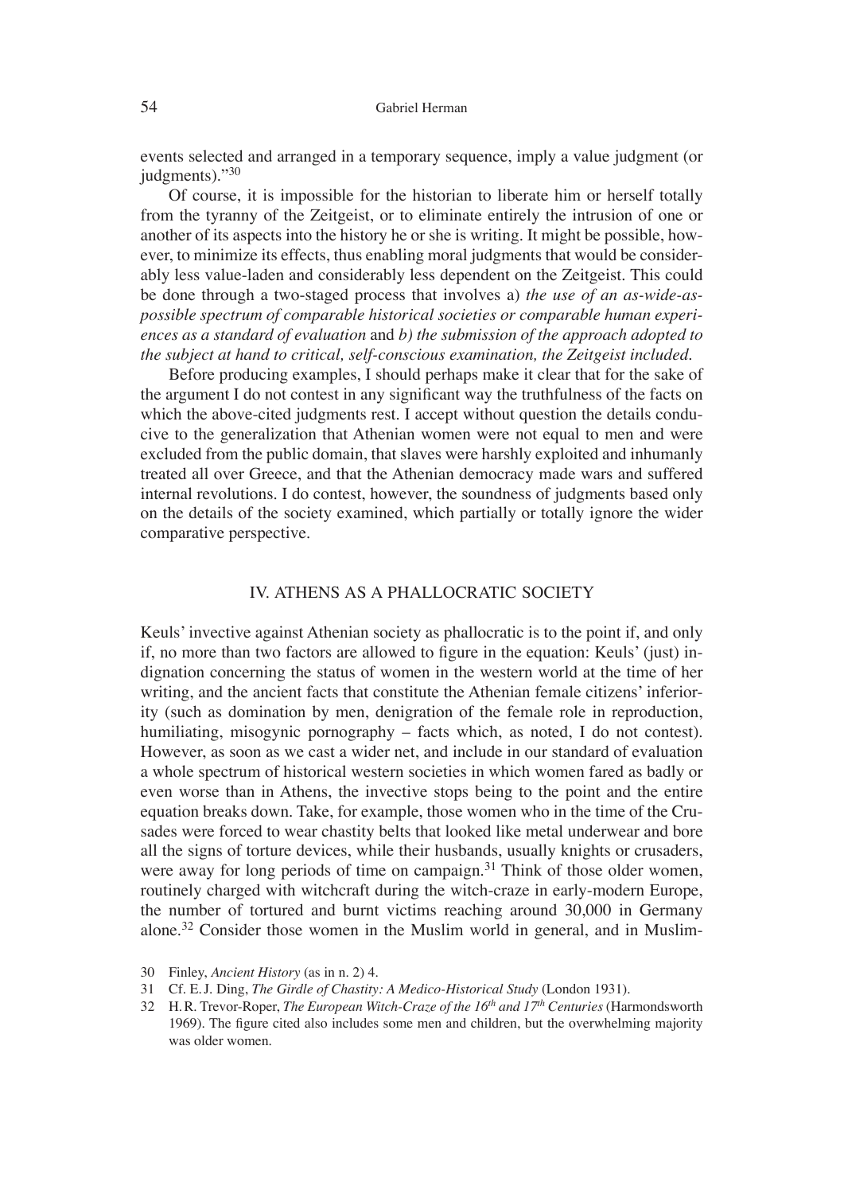events selected and arranged in a temporary sequence, imply a value judgment (or judgments)."[30]

Of course, it is impossible for the historian to liberate him or herself totally from the tyranny of the Zeitgeist, or to eliminate entirely the intrusion of one or another of its aspects into the history he or she is writing. It might be possible, however, to minimize its effects, thus enabling moral judgments that would be considerably less value-laden and considerably less dependent on the Zeitgeist. This could be done through a two-staged process that involves a) *the use of an as-wide-as-possible spectrum of comparable historical societies or comparable human experiences as a standard of evaluation* and *b) the submission of the approach adopted to the subject at hand to critical, self-conscious examination, the Zeitgeist included.*

Before producing examples, I should perhaps make it clear that for the sake of the argument I do not contest in any significant way the truthfulness of the facts on which the above-cited judgments rest. I accept without question the details conducive to the generalization that Athenian women were not equal to men and were excluded from the public domain, that slaves were harshly exploited and inhumanly treated all over Greece, and that the Athenian democracy made wars and suffered internal revolutions. I do contest, however, the soundness of judgments based only on the details of the society examined, which partially or totally ignore the wider comparative perspective.

## IV. ATHENS AS A PHALLOCRATIC SOCIETY

Keuls' invective against Athenian society as phallocratic is to the point if, and only if, no more than two factors are allowed to figure in the equation: Keuls' (just) indignation concerning the status of women in the western world at the time of her writing, and the ancient facts that constitute the Athenian female citizens' inferiority (such as domination by men, denigration of the female role in reproduction, humiliating, misogynic pornography – facts which, as noted, I do not contest). However, as soon as we cast a wider net, and include in our standard of evaluation a whole spectrum of historical western societies in which women fared as badly or even worse than in Athens, the invective stops being to the point and the entire equation breaks down. Take, for example, those women who in the time of the Crusades were forced to wear chastity belts that looked like metal underwear and bore all the signs of torture devices, while their husbands, usually knights or crusaders, were away for long periods of time on campaign.[31] Think of those older women, routinely charged with witchcraft during the witch-craze in early-modern Europe, the number of tortured and burnt victims reaching around 30,000 in Germany alone.[32] Consider those women in the Muslim world in general, and in Muslim-

30 Finley, *Ancient History* (as in n. 2) 4.

31 Cf. E.J. Ding, *The Girdle of Chastity: A Medico-Historical Study* (London 1931).

32 H.R. Trevor-Roper, *The European Witch-Craze of the 16th and 17th Centuries* (Harmondsworth 1969). The figure cited also includes some men and children, but the overwhelming majority was older women.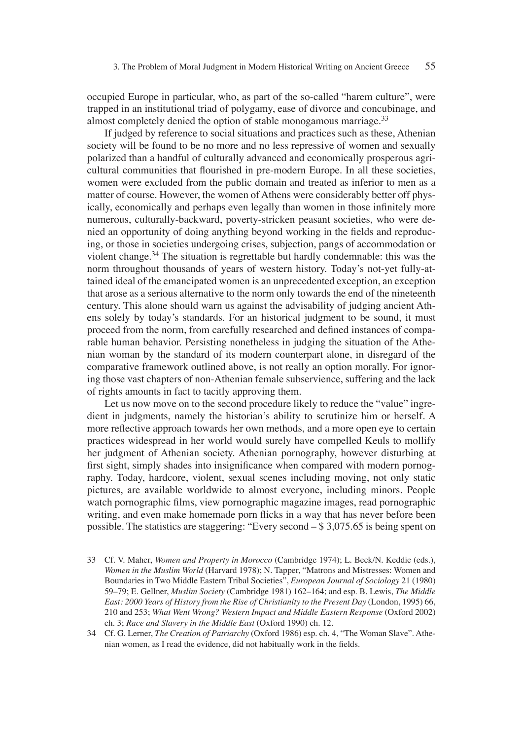occupied Europe in particular, who, as part of the so-called "harem culture", were trapped in an institutional triad of polygamy, ease of divorce and concubinage, and almost completely denied the option of stable monogamous marriage.[33]

If judged by reference to social situations and practices such as these, Athenian society will be found to be no more and no less repressive of women and sexually polarized than a handful of culturally advanced and economically prosperous agricultural communities that flourished in pre-modern Europe. In all these societies, women were excluded from the public domain and treated as inferior to men as a matter of course. However, the women of Athens were considerably better off physically, economically and perhaps even legally than women in those infinitely more numerous, culturally-backward, poverty-stricken peasant societies, who were denied an opportunity of doing anything beyond working in the fields and reproducing, or those in societies undergoing crises, subjection, pangs of accommodation or violent change.[34] The situation is regrettable but hardly condemnable: this was the norm throughout thousands of years of western history. Today's not-yet fully-attained ideal of the emancipated women is an unprecedented exception, an exception that arose as a serious alternative to the norm only towards the end of the nineteenth century. This alone should warn us against the advisability of judging ancient Athens solely by today's standards. For an historical judgment to be sound, it must proceed from the norm, from carefully researched and defined instances of comparable human behavior. Persisting nonetheless in judging the situation of the Athenian woman by the standard of its modern counterpart alone, in disregard of the comparative framework outlined above, is not really an option morally. For ignoring those vast chapters of non-Athenian female subservience, suffering and the lack of rights amounts in fact to tacitly approving them.

Let us now move on to the second procedure likely to reduce the "value" ingredient in judgments, namely the historian's ability to scrutinize him or herself. A more reflective approach towards her own methods, and a more open eye to certain practices widespread in her world would surely have compelled Keuls to mollify her judgment of Athenian society. Athenian pornography, however disturbing at first sight, simply shades into insignificance when compared with modern pornography. Today, hardcore, violent, sexual scenes including moving, not only static pictures, are available worldwide to almost everyone, including minors. People watch pornographic films, view pornographic magazine images, read pornographic writing, and even make homemade porn flicks in a way that has never before been possible. The statistics are staggering: "Every second – $ 3,075.65 is being spent on

33 Cf. V. Maher, *Women and Property in Morocco* (Cambridge 1974); L. Beck/N. Keddie (eds.), *Women in the Muslim World* (Harvard 1978); N. Tapper, "Matrons and Mistresses: Women and Boundaries in Two Middle Eastern Tribal Societies", *European Journal of Sociology* 21 (1980) 59–79; E. Gellner, *Muslim Society* (Cambridge 1981) 162–164; and esp. B. Lewis, *The Middle East: 2000 Years of History from the Rise of Christianity to the Present Day* (London, 1995) 66, 210 and 253; *What Went Wrong? Western Impact and Middle Eastern Response* (Oxford 2002) ch. 3; *Race and Slavery in the Middle East* (Oxford 1990) ch. 12.

34 Cf. G. Lerner, *The Creation of Patriarchy* (Oxford 1986) esp. ch. 4, "The Woman Slave". Athenian women, as I read the evidence, did not habitually work in the fields.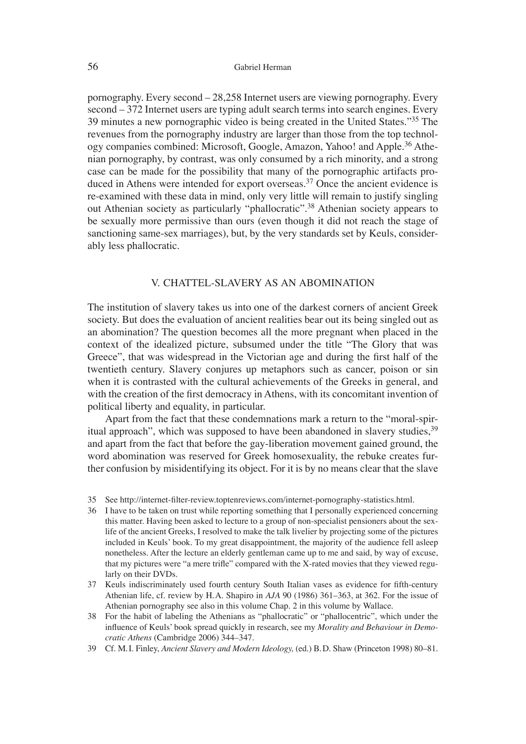pornography. Every second – 28,258 Internet users are viewing pornography. Every second – 372 Internet users are typing adult search terms into search engines. Every 39 minutes a new pornographic video is being created in the United States."[35] The revenues from the pornography industry are larger than those from the top technology companies combined: Microsoft, Google, Amazon, Yahoo! and Apple.[36] Athenian pornography, by contrast, was only consumed by a rich minority, and a strong case can be made for the possibility that many of the pornographic artifacts produced in Athens were intended for export overseas.[37] Once the ancient evidence is re-examined with these data in mind, only very little will remain to justify singling out Athenian society as particularly "phallocratic".[38] Athenian society appears to be sexually more permissive than ours (even though it did not reach the stage of sanctioning same-sex marriages), but, by the very standards set by Keuls, considerably less phallocratic.

## V. CHATTEL-SLAVERY AS AN ABOMINATION

The institution of slavery takes us into one of the darkest corners of ancient Greek society. But does the evaluation of ancient realities bear out its being singled out as an abomination? The question becomes all the more pregnant when placed in the context of the idealized picture, subsumed under the title "The Glory that was Greece", that was widespread in the Victorian age and during the first half of the twentieth century. Slavery conjures up metaphors such as cancer, poison or sin when it is contrasted with the cultural achievements of the Greeks in general, and with the creation of the first democracy in Athens, with its concomitant invention of political liberty and equality, in particular.

Apart from the fact that these condemnations mark a return to the "moral-spiritual approach", which was supposed to have been abandoned in slavery studies,[39] and apart from the fact that before the gay-liberation movement gained ground, the word abomination was reserved for Greek homosexuality, the rebuke creates further confusion by misidentifying its object. For it is by no means clear that the slave

---

35 See http://internet-filter-review.toptenreviews.com/internet-pornography-statistics.html.

36 I have to be taken on trust while reporting something that I personally experienced concerning this matter. Having been asked to lecture to a group of non-specialist pensioners about the sex-life of the ancient Greeks, I resolved to make the talk livelier by projecting some of the pictures included in Keuls' book. To my great disappointment, the majority of the audience fell asleep nonetheless. After the lecture an elderly gentleman came up to me and said, by way of excuse, that my pictures were "a mere trifle" compared with the X-rated movies that they viewed regularly on their DVDs.

37 Keuls indiscriminately used fourth century South Italian vases as evidence for fifth-century Athenian life, cf. review by H.A. Shapiro in *AJA* 90 (1986) 361–363, at 362. For the issue of Athenian pornography see also in this volume Chap. 2 in this volume by Wallace.

38 For the habit of labeling the Athenians as "phallocratic" or "phallocentric", which under the influence of Keuls' book spread quickly in research, see my *Morality and Behaviour in Democratic Athens* (Cambridge 2006) 344–347.

39 Cf. M.I. Finley, *Ancient Slavery and Modern Ideology,* (ed.) B.D. Shaw (Princeton 1998) 80–81.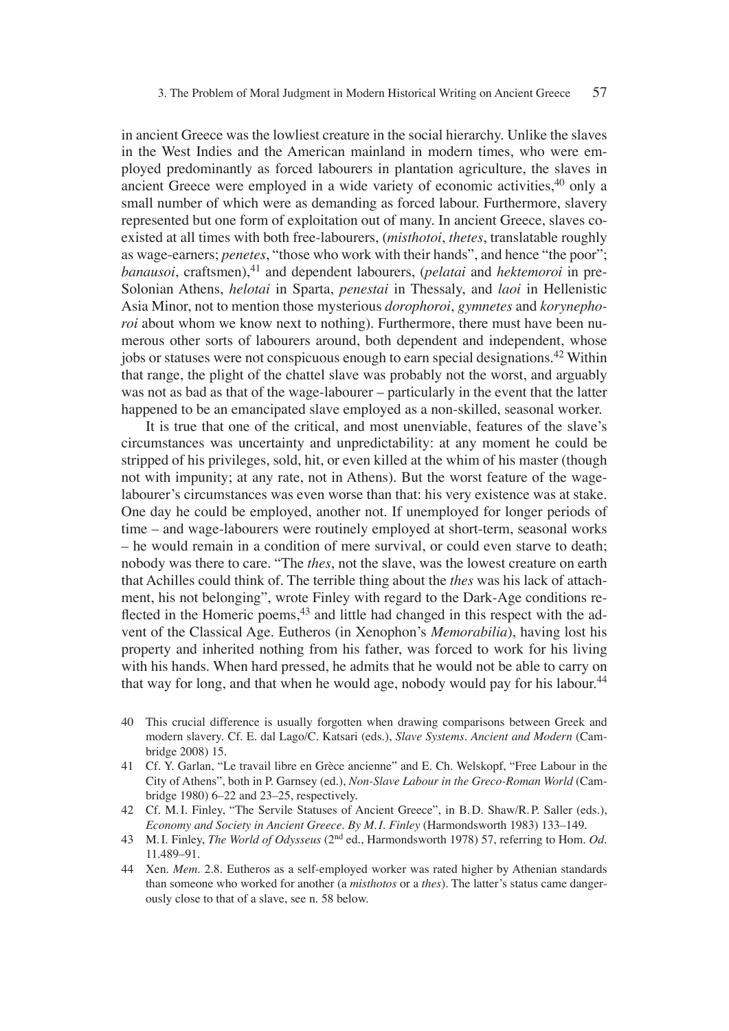in ancient Greece was the lowliest creature in the social hierarchy. Unlike the slaves in the West Indies and the American mainland in modern times, who were employed predominantly as forced labourers in plantation agriculture, the slaves in ancient Greece were employed in a wide variety of economic activities,[40] only a small number of which were as demanding as forced labour. Furthermore, slavery represented but one form of exploitation out of many. In ancient Greece, slaves coexisted at all times with both free-labourers, (*misthotoi*, *thetes*, translatable roughly as wage-earners; *penetes*, "those who work with their hands", and hence "the poor"; *banausoi*, craftsmen),[41] and dependent labourers, (*pelatai* and *hektemoroi* in pre-Solonian Athens, *helotai* in Sparta, *penestai* in Thessaly, and *laoi* in Hellenistic Asia Minor, not to mention those mysterious *dorophoroi*, *gymnetes* and *korynephoroi* about whom we know next to nothing). Furthermore, there must have been numerous other sorts of labourers around, both dependent and independent, whose jobs or statuses were not conspicuous enough to earn special designations.[42] Within that range, the plight of the chattel slave was probably not the worst, and arguably was not as bad as that of the wage-labourer – particularly in the event that the latter happened to be an emancipated slave employed as a non-skilled, seasonal worker.

It is true that one of the critical, and most unenviable, features of the slave's circumstances was uncertainty and unpredictability: at any moment he could be stripped of his privileges, sold, hit, or even killed at the whim of his master (though not with impunity; at any rate, not in Athens). But the worst feature of the wage-labourer's circumstances was even worse than that: his very existence was at stake. One day he could be employed, another not. If unemployed for longer periods of time – and wage-labourers were routinely employed at short-term, seasonal works – he would remain in a condition of mere survival, or could even starve to death; nobody was there to care. "The *thes*, not the slave, was the lowest creature on earth that Achilles could think of. The terrible thing about the *thes* was his lack of attachment, his not belonging", wrote Finley with regard to the Dark-Age conditions reflected in the Homeric poems,[43] and little had changed in this respect with the advent of the Classical Age. Eutheros (in Xenophon's *Memorabilia*), having lost his property and inherited nothing from his father, was forced to work for his living with his hands. When hard pressed, he admits that he would not be able to carry on that way for long, and that when he would age, nobody would pay for his labour.[44]

40 This crucial difference is usually forgotten when drawing comparisons between Greek and modern slavery. Cf. E. dal Lago/C. Katsari (eds.), *Slave Systems. Ancient and Modern* (Cambridge 2008) 15.

41 Cf. Y. Garlan, "Le travail libre en Grèce ancienne" and E. Ch. Welskopf, "Free Labour in the City of Athens", both in P. Garnsey (ed.), *Non-Slave Labour in the Greco-Roman World* (Cambridge 1980) 6–22 and 23–25, respectively.

42 Cf. M. I. Finley, "The Servile Statuses of Ancient Greece", in B. D. Shaw/R. P. Saller (eds.), *Economy and Society in Ancient Greece. By M. I. Finley* (Harmondsworth 1983) 133–149.

43 M. I. Finley, *The World of Odysseus* (2nd ed., Harmondsworth 1978) 57, referring to Hom. *Od.* 11.489–91.

44 Xen. *Mem.* 2.8. Eutheros as a self-employed worker was rated higher by Athenian standards than someone who worked for another (a *misthotos* or a *thes*). The latter's status came dangerously close to that of a slave, see n. 58 below.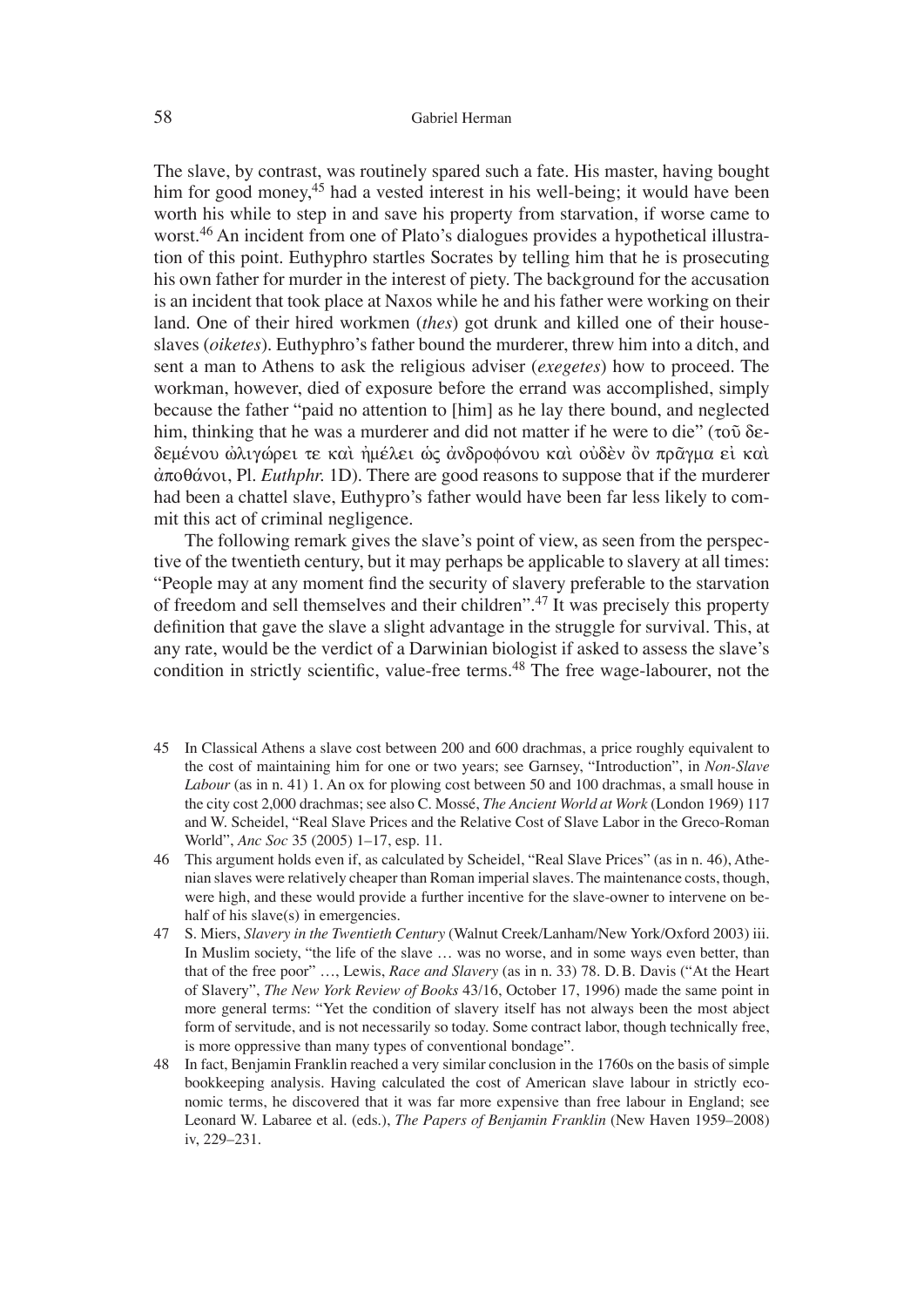The slave, by contrast, was routinely spared such a fate. His master, having bought him for good money,[45] had a vested interest in his well-being; it would have been worth his while to step in and save his property from starvation, if worse came to worst.[46] An incident from one of Plato's dialogues provides a hypothetical illustration of this point. Euthyphro startles Socrates by telling him that he is prosecuting his own father for murder in the interest of piety. The background for the accusation is an incident that took place at Naxos while he and his father were working on their land. One of their hired workmen (*thes*) got drunk and killed one of their house-slaves (*oiketes*). Euthyphro's father bound the murderer, threw him into a ditch, and sent a man to Athens to ask the religious adviser (*exegetes*) how to proceed. The workman, however, died of exposure before the errand was accomplished, simply because the father "paid no attention to [him] as he lay there bound, and neglected him, thinking that he was a murderer and did not matter if he were to die" (τοῦ δεδεμένου ὠλιγώρει τε καὶ ἠμέλει ὡς ἀνδροφόνου καὶ οὐδὲν ὂν πρᾶγμα εἰ καὶ ἀποθάνοι, Pl. *Euthphr.* 1D). There are good reasons to suppose that if the murderer had been a chattel slave, Euthypro's father would have been far less likely to commit this act of criminal negligence.

The following remark gives the slave's point of view, as seen from the perspective of the twentieth century, but it may perhaps be applicable to slavery at all times: "People may at any moment find the security of slavery preferable to the starvation of freedom and sell themselves and their children".[47] It was precisely this property definition that gave the slave a slight advantage in the struggle for survival. This, at any rate, would be the verdict of a Darwinian biologist if asked to assess the slave's condition in strictly scientific, value-free terms.[48] The free wage-labourer, not the

45 In Classical Athens a slave cost between 200 and 600 drachmas, a price roughly equivalent to the cost of maintaining him for one or two years; see Garnsey, "Introduction", in *Non-Slave Labour* (as in n. 41) 1. An ox for plowing cost between 50 and 100 drachmas, a small house in the city cost 2,000 drachmas; see also C. Mossé, *The Ancient World at Work* (London 1969) 117 and W. Scheidel, "Real Slave Prices and the Relative Cost of Slave Labor in the Greco-Roman World", *Anc Soc* 35 (2005) 1–17, esp. 11.

46 This argument holds even if, as calculated by Scheidel, "Real Slave Prices" (as in n. 46), Athenian slaves were relatively cheaper than Roman imperial slaves. The maintenance costs, though, were high, and these would provide a further incentive for the slave-owner to intervene on behalf of his slave(s) in emergencies.

47 S. Miers, *Slavery in the Twentieth Century* (Walnut Creek/Lanham/New York/Oxford 2003) iii. In Muslim society, "the life of the slave … was no worse, and in some ways even better, than that of the free poor" …, Lewis, *Race and Slavery* (as in n. 33) 78. D.B. Davis ("At the Heart of Slavery", *The New York Review of Books* 43/16, October 17, 1996) made the same point in more general terms: "Yet the condition of slavery itself has not always been the most abject form of servitude, and is not necessarily so today. Some contract labor, though technically free, is more oppressive than many types of conventional bondage".

48 In fact, Benjamin Franklin reached a very similar conclusion in the 1760s on the basis of simple bookkeeping analysis. Having calculated the cost of American slave labour in strictly economic terms, he discovered that it was far more expensive than free labour in England; see Leonard W. Labaree et al. (eds.), *The Papers of Benjamin Franklin* (New Haven 1959–2008) iv, 229–231.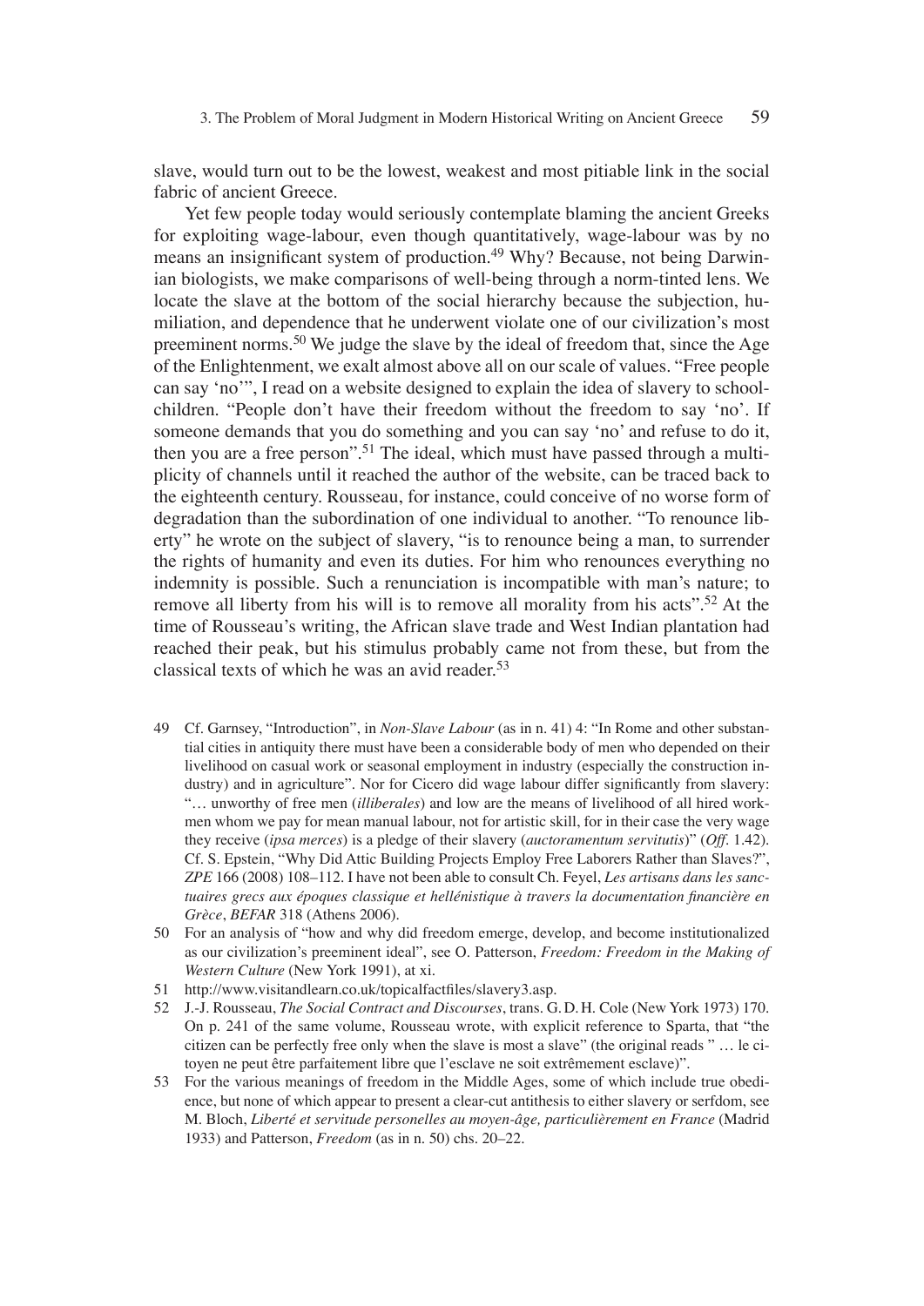slave, would turn out to be the lowest, weakest and most pitiable link in the social fabric of ancient Greece.

Yet few people today would seriously contemplate blaming the ancient Greeks for exploiting wage-labour, even though quantitatively, wage-labour was by no means an insignificant system of production.[49] Why? Because, not being Darwinian biologists, we make comparisons of well-being through a norm-tinted lens. We locate the slave at the bottom of the social hierarchy because the subjection, humiliation, and dependence that he underwent violate one of our civilization's most preeminent norms.[50] We judge the slave by the ideal of freedom that, since the Age of the Enlightenment, we exalt almost above all on our scale of values. "Free people can say 'no'", I read on a website designed to explain the idea of slavery to schoolchildren. "People don't have their freedom without the freedom to say 'no'. If someone demands that you do something and you can say 'no' and refuse to do it, then you are a free person".[51] The ideal, which must have passed through a multiplicity of channels until it reached the author of the website, can be traced back to the eighteenth century. Rousseau, for instance, could conceive of no worse form of degradation than the subordination of one individual to another. "To renounce liberty" he wrote on the subject of slavery, "is to renounce being a man, to surrender the rights of humanity and even its duties. For him who renounces everything no indemnity is possible. Such a renunciation is incompatible with man's nature; to remove all liberty from his will is to remove all morality from his acts".[52] At the time of Rousseau's writing, the African slave trade and West Indian plantation had reached their peak, but his stimulus probably came not from these, but from the classical texts of which he was an avid reader.[53]

49 Cf. Garnsey, "Introduction", in *Non-Slave Labour* (as in n. 41) 4: "In Rome and other substantial cities in antiquity there must have been a considerable body of men who depended on their livelihood on casual work or seasonal employment in industry (especially the construction industry) and in agriculture". Nor for Cicero did wage labour differ significantly from slavery: "… unworthy of free men (*illiberales*) and low are the means of livelihood of all hired workmen whom we pay for mean manual labour, not for artistic skill, for in their case the very wage they receive (*ipsa merces*) is a pledge of their slavery (*auctoramentum servitutis*)" (*Off.* 1.42). Cf. S. Epstein, "Why Did Attic Building Projects Employ Free Laborers Rather than Slaves?", *ZPE* 166 (2008) 108–112. I have not been able to consult Ch. Feyel, *Les artisans dans les sanctuaires grecs aux époques classique et hellénistique à travers la documentation financière en Grèce*, *BEFAR* 318 (Athens 2006).

50 For an analysis of "how and why did freedom emerge, develop, and become institutionalized as our civilization's preeminent ideal", see O. Patterson, *Freedom: Freedom in the Making of Western Culture* (New York 1991), at xi.

51 http://www.visitandlearn.co.uk/topicalfactfiles/slavery3.asp.

52 J.-J. Rousseau, *The Social Contract and Discourses*, trans. G. D. H. Cole (New York 1973) 170. On p. 241 of the same volume, Rousseau wrote, with explicit reference to Sparta, that "the citizen can be perfectly free only when the slave is most a slave" (the original reads " … le citoyen ne peut être parfaitement libre que l'esclave ne soit extrêmement esclave)".

53 For the various meanings of freedom in the Middle Ages, some of which include true obedience, but none of which appear to present a clear-cut antithesis to either slavery or serfdom, see M. Bloch, *Liberté et servitude personelles au moyen-âge, particulièrement en France* (Madrid 1933) and Patterson, *Freedom* (as in n. 50) chs. 20–22.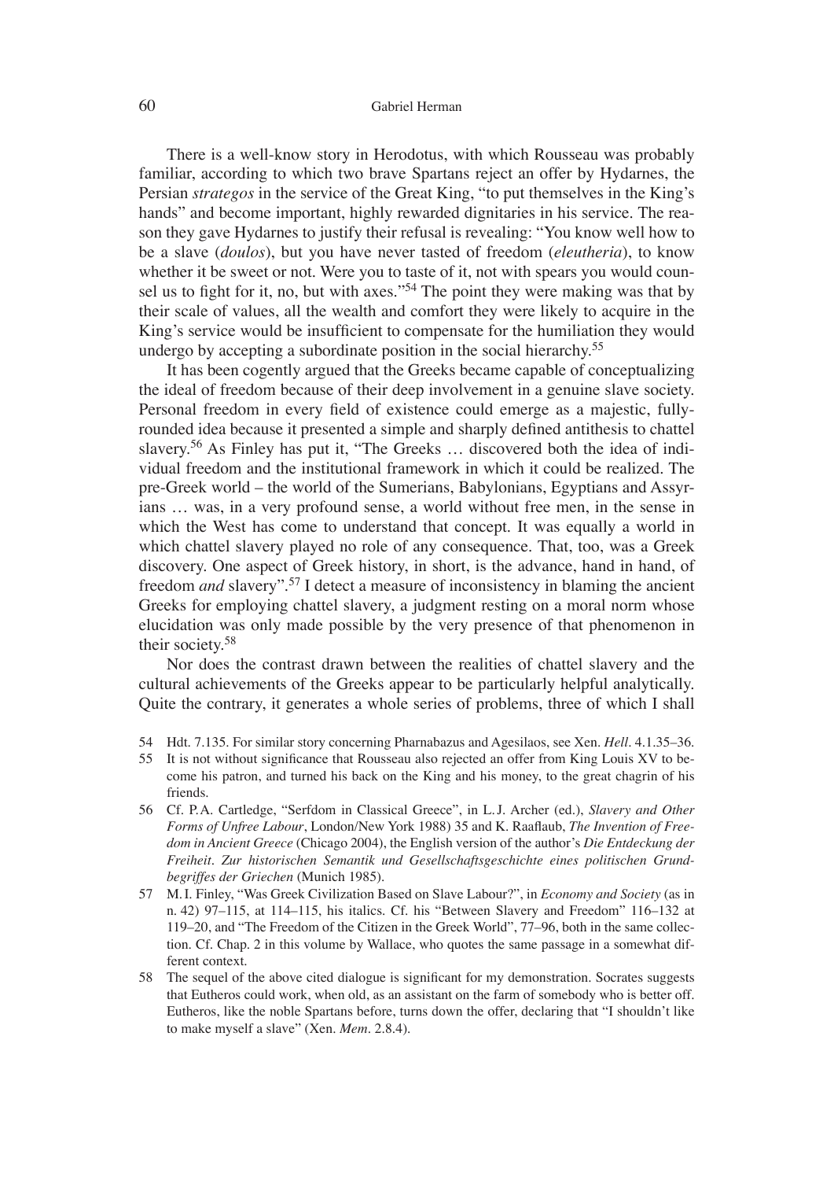There is a well-know story in Herodotus, with which Rousseau was probably familiar, according to which two brave Spartans reject an offer by Hydarnes, the Persian *strategos* in the service of the Great King, "to put themselves in the King's hands" and become important, highly rewarded dignitaries in his service. The reason they gave Hydarnes to justify their refusal is revealing: "You know well how to be a slave (*doulos*), but you have never tasted of freedom (*eleutheria*), to know whether it be sweet or not. Were you to taste of it, not with spears you would counsel us to fight for it, no, but with axes."[54] The point they were making was that by their scale of values, all the wealth and comfort they were likely to acquire in the King's service would be insufficient to compensate for the humiliation they would undergo by accepting a subordinate position in the social hierarchy.[55]

It has been cogently argued that the Greeks became capable of conceptualizing the ideal of freedom because of their deep involvement in a genuine slave society. Personal freedom in every field of existence could emerge as a majestic, fully-rounded idea because it presented a simple and sharply defined antithesis to chattel slavery.[56] As Finley has put it, "The Greeks … discovered both the idea of individual freedom and the institutional framework in which it could be realized. The pre-Greek world – the world of the Sumerians, Babylonians, Egyptians and Assyrians … was, in a very profound sense, a world without free men, in the sense in which the West has come to understand that concept. It was equally a world in which chattel slavery played no role of any consequence. That, too, was a Greek discovery. One aspect of Greek history, in short, is the advance, hand in hand, of freedom *and* slavery".[57] I detect a measure of inconsistency in blaming the ancient Greeks for employing chattel slavery, a judgment resting on a moral norm whose elucidation was only made possible by the very presence of that phenomenon in their society.[58]

Nor does the contrast drawn between the realities of chattel slavery and the cultural achievements of the Greeks appear to be particularly helpful analytically. Quite the contrary, it generates a whole series of problems, three of which I shall

54 Hdt. 7.135. For similar story concerning Pharnabazus and Agesilaos, see Xen. *Hell*. 4.1.35–36.

55 It is not without significance that Rousseau also rejected an offer from King Louis XV to become his patron, and turned his back on the King and his money, to the great chagrin of his friends.

56 Cf. P.A. Cartledge, "Serfdom in Classical Greece", in L.J. Archer (ed.), *Slavery and Other Forms of Unfree Labour*, London/New York 1988) 35 and K. Raaflaub, *The Invention of Freedom in Ancient Greece* (Chicago 2004), the English version of the author's *Die Entdeckung der Freiheit. Zur historischen Semantik und Gesellschaftsgeschichte eines politischen Grundbegriffes der Griechen* (Munich 1985).

57 M.I. Finley, "Was Greek Civilization Based on Slave Labour?", in *Economy and Society* (as in n. 42) 97–115, at 114–115, his italics. Cf. his "Between Slavery and Freedom" 116–132 at 119–20, and "The Freedom of the Citizen in the Greek World", 77–96, both in the same collection. Cf. Chap. 2 in this volume by Wallace, who quotes the same passage in a somewhat different context.

58 The sequel of the above cited dialogue is significant for my demonstration. Socrates suggests that Eutheros could work, when old, as an assistant on the farm of somebody who is better off. Eutheros, like the noble Spartans before, turns down the offer, declaring that "I shouldn't like to make myself a slave" (Xen. *Mem*. 2.8.4).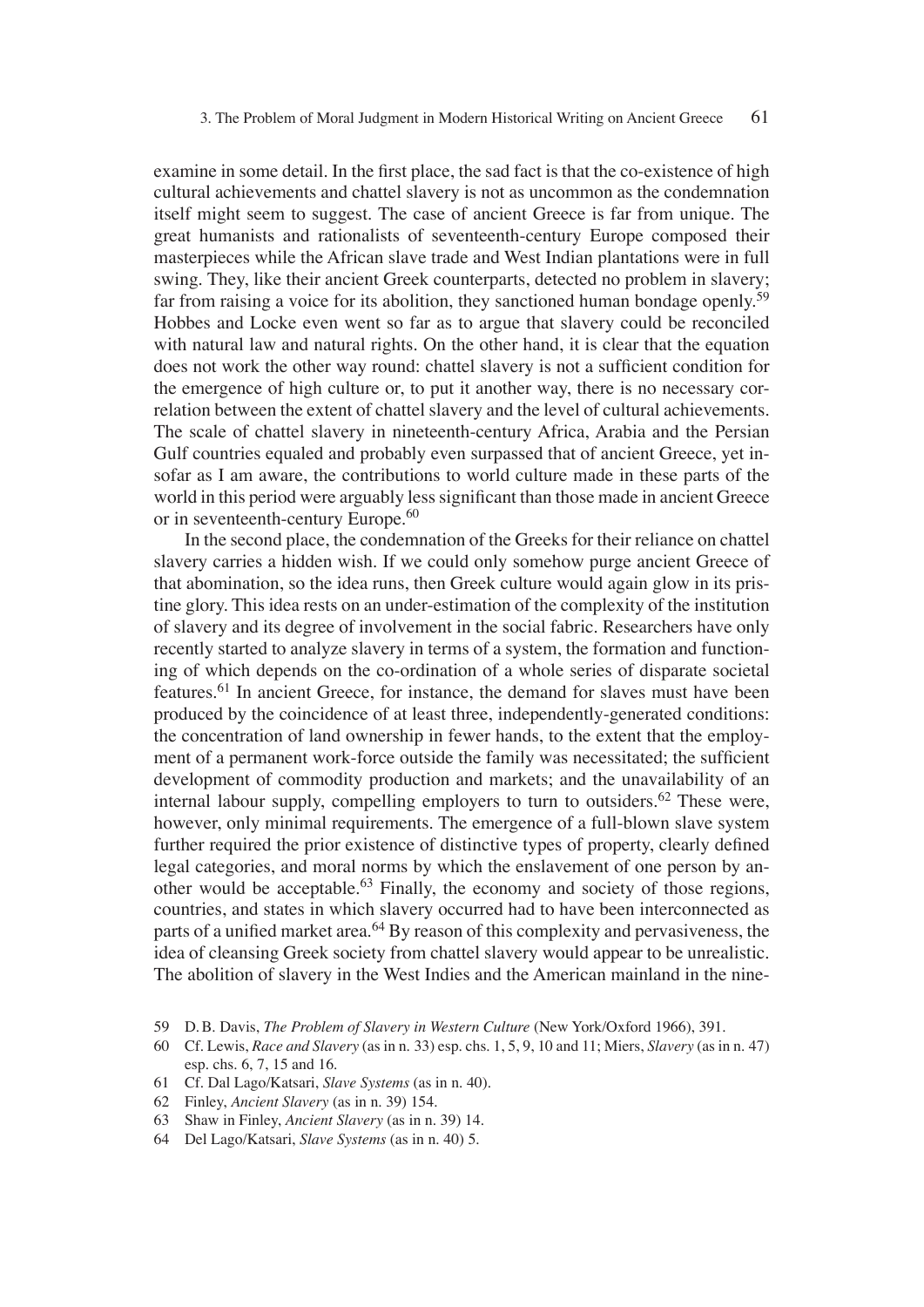examine in some detail. In the first place, the sad fact is that the co-existence of high cultural achievements and chattel slavery is not as uncommon as the condemnation itself might seem to suggest. The case of ancient Greece is far from unique. The great humanists and rationalists of seventeenth-century Europe composed their masterpieces while the African slave trade and West Indian plantations were in full swing. They, like their ancient Greek counterparts, detected no problem in slavery; far from raising a voice for its abolition, they sanctioned human bondage openly.[59] Hobbes and Locke even went so far as to argue that slavery could be reconciled with natural law and natural rights. On the other hand, it is clear that the equation does not work the other way round: chattel slavery is not a sufficient condition for the emergence of high culture or, to put it another way, there is no necessary correlation between the extent of chattel slavery and the level of cultural achievements. The scale of chattel slavery in nineteenth-century Africa, Arabia and the Persian Gulf countries equaled and probably even surpassed that of ancient Greece, yet insofar as I am aware, the contributions to world culture made in these parts of the world in this period were arguably less significant than those made in ancient Greece or in seventeenth-century Europe.[60]

In the second place, the condemnation of the Greeks for their reliance on chattel slavery carries a hidden wish. If we could only somehow purge ancient Greece of that abomination, so the idea runs, then Greek culture would again glow in its pristine glory. This idea rests on an under-estimation of the complexity of the institution of slavery and its degree of involvement in the social fabric. Researchers have only recently started to analyze slavery in terms of a system, the formation and functioning of which depends on the co-ordination of a whole series of disparate societal features.[61] In ancient Greece, for instance, the demand for slaves must have been produced by the coincidence of at least three, independently-generated conditions: the concentration of land ownership in fewer hands, to the extent that the employment of a permanent work-force outside the family was necessitated; the sufficient development of commodity production and markets; and the unavailability of an internal labour supply, compelling employers to turn to outsiders.[62] These were, however, only minimal requirements. The emergence of a full-blown slave system further required the prior existence of distinctive types of property, clearly defined legal categories, and moral norms by which the enslavement of one person by another would be acceptable.[63] Finally, the economy and society of those regions, countries, and states in which slavery occurred had to have been interconnected as parts of a unified market area.[64] By reason of this complexity and pervasiveness, the idea of cleansing Greek society from chattel slavery would appear to be unrealistic. The abolition of slavery in the West Indies and the American mainland in the nine-

59 D.B. Davis, *The Problem of Slavery in Western Culture* (New York/Oxford 1966), 391.

60 Cf. Lewis, *Race and Slavery* (as in n. 33) esp. chs. 1, 5, 9, 10 and 11; Miers, *Slavery* (as in n. 47) esp. chs. 6, 7, 15 and 16.

61 Cf. Dal Lago/Katsari, *Slave Systems* (as in n. 40).

62 Finley, *Ancient Slavery* (as in n. 39) 154.

63 Shaw in Finley, *Ancient Slavery* (as in n. 39) 14.

64 Del Lago/Katsari, *Slave Systems* (as in n. 40) 5.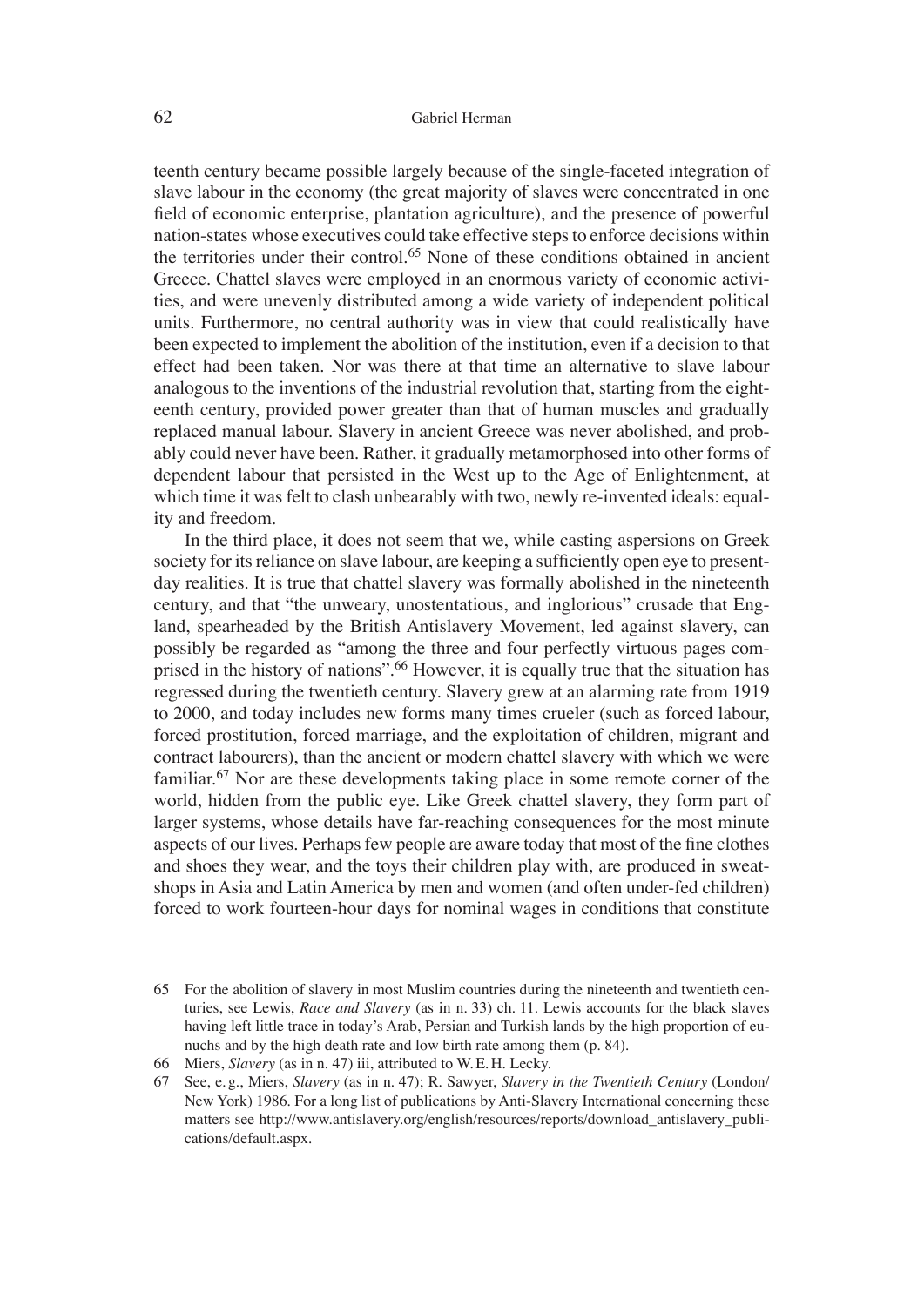teenth century became possible largely because of the single-faceted integration of slave labour in the economy (the great majority of slaves were concentrated in one field of economic enterprise, plantation agriculture), and the presence of powerful nation-states whose executives could take effective steps to enforce decisions within the territories under their control.[65] None of these conditions obtained in ancient Greece. Chattel slaves were employed in an enormous variety of economic activities, and were unevenly distributed among a wide variety of independent political units. Furthermore, no central authority was in view that could realistically have been expected to implement the abolition of the institution, even if a decision to that effect had been taken. Nor was there at that time an alternative to slave labour analogous to the inventions of the industrial revolution that, starting from the eighteenth century, provided power greater than that of human muscles and gradually replaced manual labour. Slavery in ancient Greece was never abolished, and probably could never have been. Rather, it gradually metamorphosed into other forms of dependent labour that persisted in the West up to the Age of Enlightenment, at which time it was felt to clash unbearably with two, newly re-invented ideals: equality and freedom.

In the third place, it does not seem that we, while casting aspersions on Greek society for its reliance on slave labour, are keeping a sufficiently open eye to present-day realities. It is true that chattel slavery was formally abolished in the nineteenth century, and that "the unweary, unostentatious, and inglorious" crusade that England, spearheaded by the British Antislavery Movement, led against slavery, can possibly be regarded as "among the three and four perfectly virtuous pages comprised in the history of nations".[66] However, it is equally true that the situation has regressed during the twentieth century. Slavery grew at an alarming rate from 1919 to 2000, and today includes new forms many times crueler (such as forced labour, forced prostitution, forced marriage, and the exploitation of children, migrant and contract labourers), than the ancient or modern chattel slavery with which we were familiar.[67] Nor are these developments taking place in some remote corner of the world, hidden from the public eye. Like Greek chattel slavery, they form part of larger systems, whose details have far-reaching consequences for the most minute aspects of our lives. Perhaps few people are aware today that most of the fine clothes and shoes they wear, and the toys their children play with, are produced in sweatshops in Asia and Latin America by men and women (and often under-fed children) forced to work fourteen-hour days for nominal wages in conditions that constitute

---

65 For the abolition of slavery in most Muslim countries during the nineteenth and twentieth centuries, see Lewis, *Race and Slavery* (as in n. 33) ch. 11. Lewis accounts for the black slaves having left little trace in today's Arab, Persian and Turkish lands by the high proportion of eunuchs and by the high death rate and low birth rate among them (p. 84).

66 Miers, *Slavery* (as in n. 47) iii, attributed to W. E. H. Lecky.

67 See, e. g., Miers, *Slavery* (as in n. 47); R. Sawyer, *Slavery in the Twentieth Century* (London/New York) 1986. For a long list of publications by Anti-Slavery International concerning these matters see http://www.antislavery.org/english/resources/reports/download_antislavery_publications/default.aspx.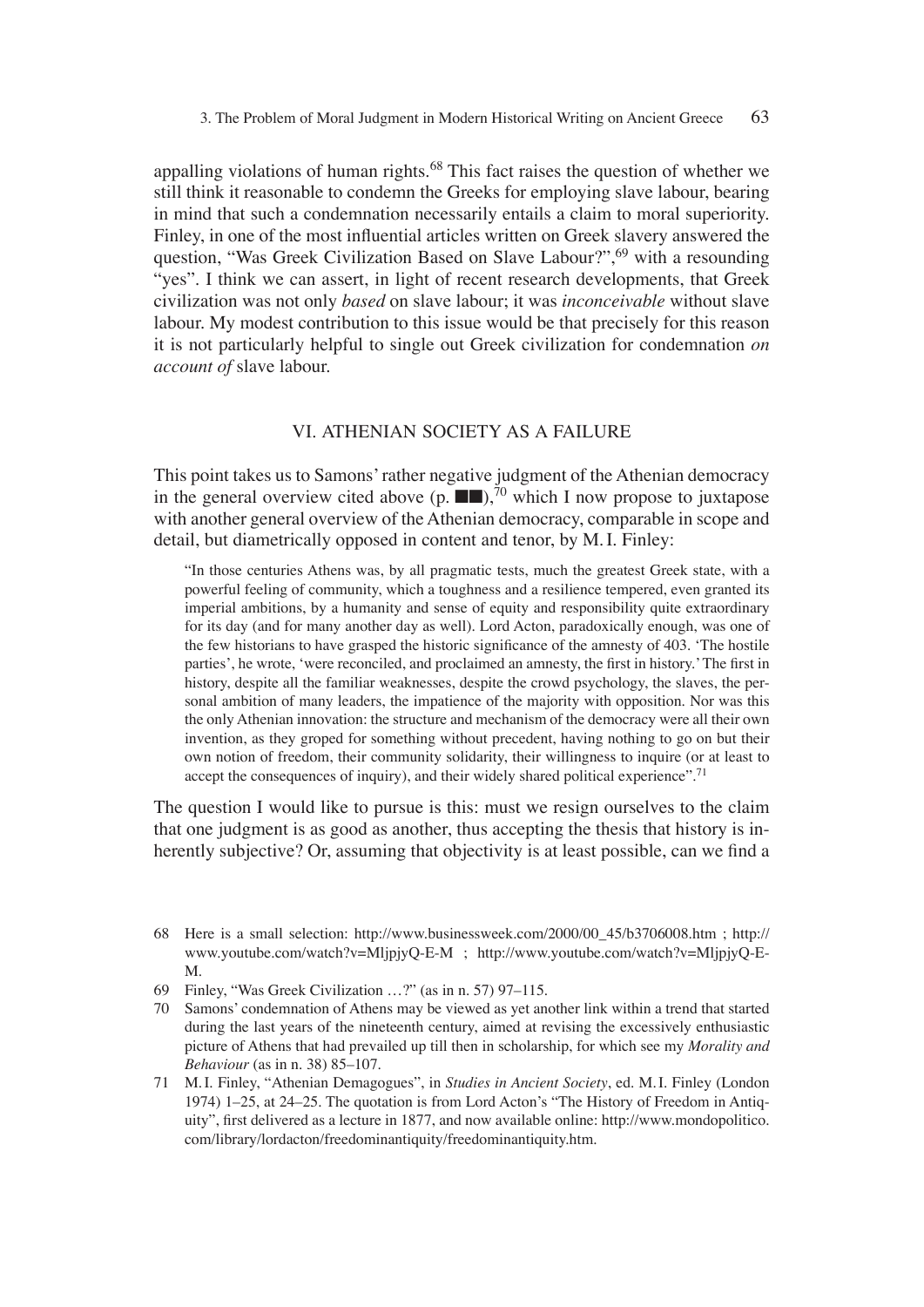appalling violations of human rights.[68] This fact raises the question of whether we still think it reasonable to condemn the Greeks for employing slave labour, bearing in mind that such a condemnation necessarily entails a claim to moral superiority. Finley, in one of the most influential articles written on Greek slavery answered the question, "Was Greek Civilization Based on Slave Labour?",[69] with a resounding "yes". I think we can assert, in light of recent research developments, that Greek civilization was not only *based* on slave labour; it was *inconceivable* without slave labour. My modest contribution to this issue would be that precisely for this reason it is not particularly helpful to single out Greek civilization for condemnation *on account of* slave labour.

## VI. ATHENIAN SOCIETY AS A FAILURE

This point takes us to Samons' rather negative judgment of the Athenian democracy in the general overview cited above (p. ■■),[70] which I now propose to juxtapose with another general overview of the Athenian democracy, comparable in scope and detail, but diametrically opposed in content and tenor, by M. I. Finley:

> "In those centuries Athens was, by all pragmatic tests, much the greatest Greek state, with a powerful feeling of community, which a toughness and a resilience tempered, even granted its imperial ambitions, by a humanity and sense of equity and responsibility quite extraordinary for its day (and for many another day as well). Lord Acton, paradoxically enough, was one of the few historians to have grasped the historic significance of the amnesty of 403. 'The hostile parties', he wrote, 'were reconciled, and proclaimed an amnesty, the first in history.' The first in history, despite all the familiar weaknesses, despite the crowd psychology, the slaves, the personal ambition of many leaders, the impatience of the majority with opposition. Nor was this the only Athenian innovation: the structure and mechanism of the democracy were all their own invention, as they groped for something without precedent, having nothing to go on but their own notion of freedom, their community solidarity, their willingness to inquire (or at least to accept the consequences of inquiry), and their widely shared political experience".[71]

The question I would like to pursue is this: must we resign ourselves to the claim that one judgment is as good as another, thus accepting the thesis that history is inherently subjective? Or, assuming that objectivity is at least possible, can we find a

---

68 Here is a small selection: http://www.businessweek.com/2000/00_45/b3706008.htm ; http://www.youtube.com/watch?v=MljpjyQ-E-M ; http://www.youtube.com/watch?v=MljpjyQ-E-M.

69 Finley, "Was Greek Civilization …?" (as in n. 57) 97–115.

70 Samons' condemnation of Athens may be viewed as yet another link within a trend that started during the last years of the nineteenth century, aimed at revising the excessively enthusiastic picture of Athens that had prevailed up till then in scholarship, for which see my *Morality and Behaviour* (as in n. 38) 85–107.

71 M. I. Finley, "Athenian Demagogues", in *Studies in Ancient Society*, ed. M. I. Finley (London 1974) 1–25, at 24–25. The quotation is from Lord Acton's "The History of Freedom in Antiquity", first delivered as a lecture in 1877, and now available online: http://www.mondopolitico.com/library/lordacton/freedominantiquity/freedominantiquity.htm.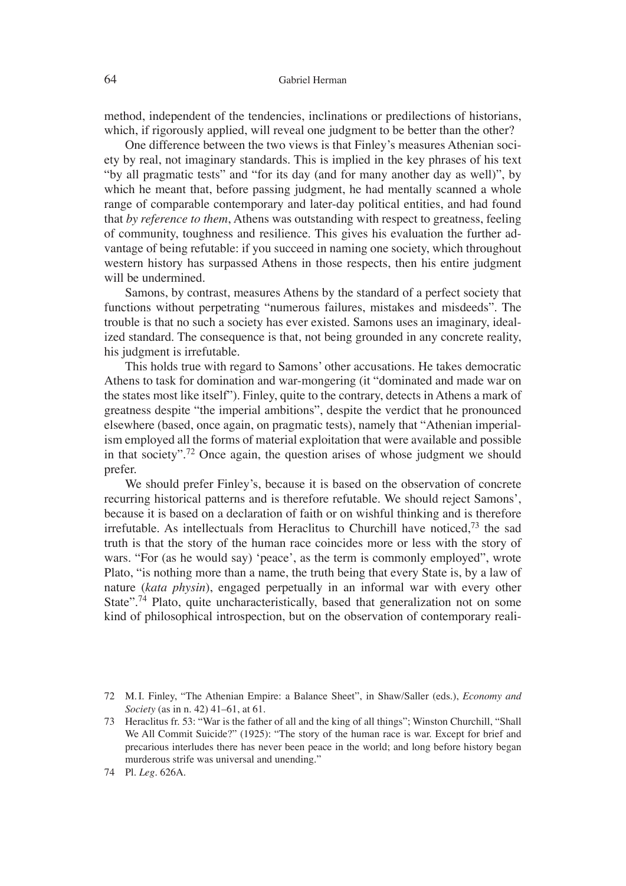method, independent of the tendencies, inclinations or predilections of historians, which, if rigorously applied, will reveal one judgment to be better than the other?

One difference between the two views is that Finley's measures Athenian society by real, not imaginary standards. This is implied in the key phrases of his text "by all pragmatic tests" and "for its day (and for many another day as well)", by which he meant that, before passing judgment, he had mentally scanned a whole range of comparable contemporary and later-day political entities, and had found that *by reference to them*, Athens was outstanding with respect to greatness, feeling of community, toughness and resilience. This gives his evaluation the further advantage of being refutable: if you succeed in naming one society, which throughout western history has surpassed Athens in those respects, then his entire judgment will be undermined.

Samons, by contrast, measures Athens by the standard of a perfect society that functions without perpetrating "numerous failures, mistakes and misdeeds". The trouble is that no such a society has ever existed. Samons uses an imaginary, idealized standard. The consequence is that, not being grounded in any concrete reality, his judgment is irrefutable.

This holds true with regard to Samons' other accusations. He takes democratic Athens to task for domination and war-mongering (it "dominated and made war on the states most like itself"). Finley, quite to the contrary, detects in Athens a mark of greatness despite "the imperial ambitions", despite the verdict that he pronounced elsewhere (based, once again, on pragmatic tests), namely that "Athenian imperialism employed all the forms of material exploitation that were available and possible in that society".[72] Once again, the question arises of whose judgment we should prefer.

We should prefer Finley's, because it is based on the observation of concrete recurring historical patterns and is therefore refutable. We should reject Samons', because it is based on a declaration of faith or on wishful thinking and is therefore irrefutable. As intellectuals from Heraclitus to Churchill have noticed,[73] the sad truth is that the story of the human race coincides more or less with the story of wars. "For (as he would say) 'peace', as the term is commonly employed", wrote Plato, "is nothing more than a name, the truth being that every State is, by a law of nature (*kata physin*), engaged perpetually in an informal war with every other State".[74] Plato, quite uncharacteristically, based that generalization not on some kind of philosophical introspection, but on the observation of contemporary reali-

72 M. I. Finley, "The Athenian Empire: a Balance Sheet", in Shaw/Saller (eds.), *Economy and Society* (as in n. 42) 41–61, at 61.

73 Heraclitus fr. 53: "War is the father of all and the king of all things"; Winston Churchill, "Shall We All Commit Suicide?" (1925): "The story of the human race is war. Except for brief and precarious interludes there has never been peace in the world; and long before history began murderous strife was universal and unending."

74 Pl. *Leg*. 626A.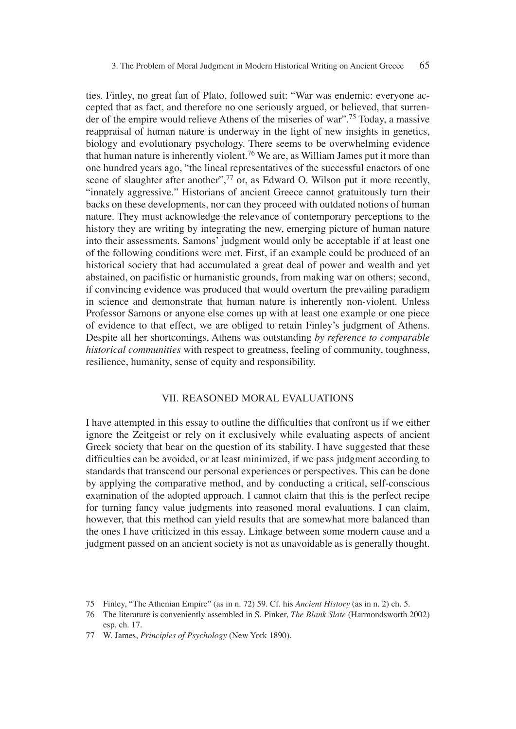ties. Finley, no great fan of Plato, followed suit: "War was endemic: everyone accepted that as fact, and therefore no one seriously argued, or believed, that surrender of the empire would relieve Athens of the miseries of war".[75] Today, a massive reappraisal of human nature is underway in the light of new insights in genetics, biology and evolutionary psychology. There seems to be overwhelming evidence that human nature is inherently violent.[76] We are, as William James put it more than one hundred years ago, "the lineal representatives of the successful enactors of one scene of slaughter after another",[77] or, as Edward O. Wilson put it more recently, "innately aggressive." Historians of ancient Greece cannot gratuitously turn their backs on these developments, nor can they proceed with outdated notions of human nature. They must acknowledge the relevance of contemporary perceptions to the history they are writing by integrating the new, emerging picture of human nature into their assessments. Samons' judgment would only be acceptable if at least one of the following conditions were met. First, if an example could be produced of an historical society that had accumulated a great deal of power and wealth and yet abstained, on pacifistic or humanistic grounds, from making war on others; second, if convincing evidence was produced that would overturn the prevailing paradigm in science and demonstrate that human nature is inherently non-violent. Unless Professor Samons or anyone else comes up with at least one example or one piece of evidence to that effect, we are obliged to retain Finley's judgment of Athens. Despite all her shortcomings, Athens was outstanding *by reference to comparable historical communities* with respect to greatness, feeling of community, toughness, resilience, humanity, sense of equity and responsibility.

## VII. REASONED MORAL EVALUATIONS

I have attempted in this essay to outline the difficulties that confront us if we either ignore the Zeitgeist or rely on it exclusively while evaluating aspects of ancient Greek society that bear on the question of its stability. I have suggested that these difficulties can be avoided, or at least minimized, if we pass judgment according to standards that transcend our personal experiences or perspectives. This can be done by applying the comparative method, and by conducting a critical, self-conscious examination of the adopted approach. I cannot claim that this is the perfect recipe for turning fancy value judgments into reasoned moral evaluations. I can claim, however, that this method can yield results that are somewhat more balanced than the ones I have criticized in this essay. Linkage between some modern cause and a judgment passed on an ancient society is not as unavoidable as is generally thought.

---

75 Finley, "The Athenian Empire" (as in n. 72) 59. Cf. his *Ancient History* (as in n. 2) ch. 5.

76 The literature is conveniently assembled in S. Pinker, *The Blank Slate* (Harmondsworth 2002) esp. ch. 17.

77 W. James, *Principles of Psychology* (New York 1890).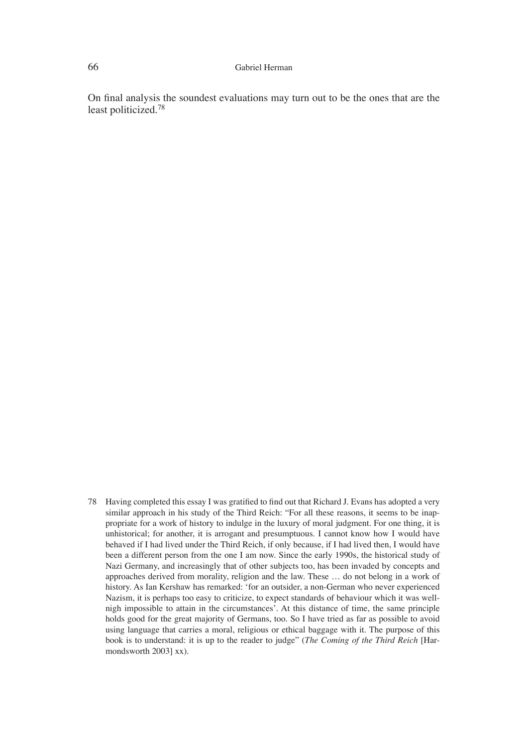On final analysis the soundest evaluations may turn out to be the ones that are the least politicized.[78]

78 Having completed this essay I was gratified to find out that Richard J. Evans has adopted a very similar approach in his study of the Third Reich: "For all these reasons, it seems to be inappropriate for a work of history to indulge in the luxury of moral judgment. For one thing, it is unhistorical; for another, it is arrogant and presumptuous. I cannot know how I would have behaved if I had lived under the Third Reich, if only because, if I had lived then, I would have been a different person from the one I am now. Since the early 1990s, the historical study of Nazi Germany, and increasingly that of other subjects too, has been invaded by concepts and approaches derived from morality, religion and the law. These … do not belong in a work of history. As Ian Kershaw has remarked: 'for an outsider, a non-German who never experienced Nazism, it is perhaps too easy to criticize, to expect standards of behaviour which it was well-nigh impossible to attain in the circumstances'. At this distance of time, the same principle holds good for the great majority of Germans, too. So I have tried as far as possible to avoid using language that carries a moral, religious or ethical baggage with it. The purpose of this book is to understand: it is up to the reader to judge" (*The Coming of the Third Reich* [Harmondsworth 2003] xx).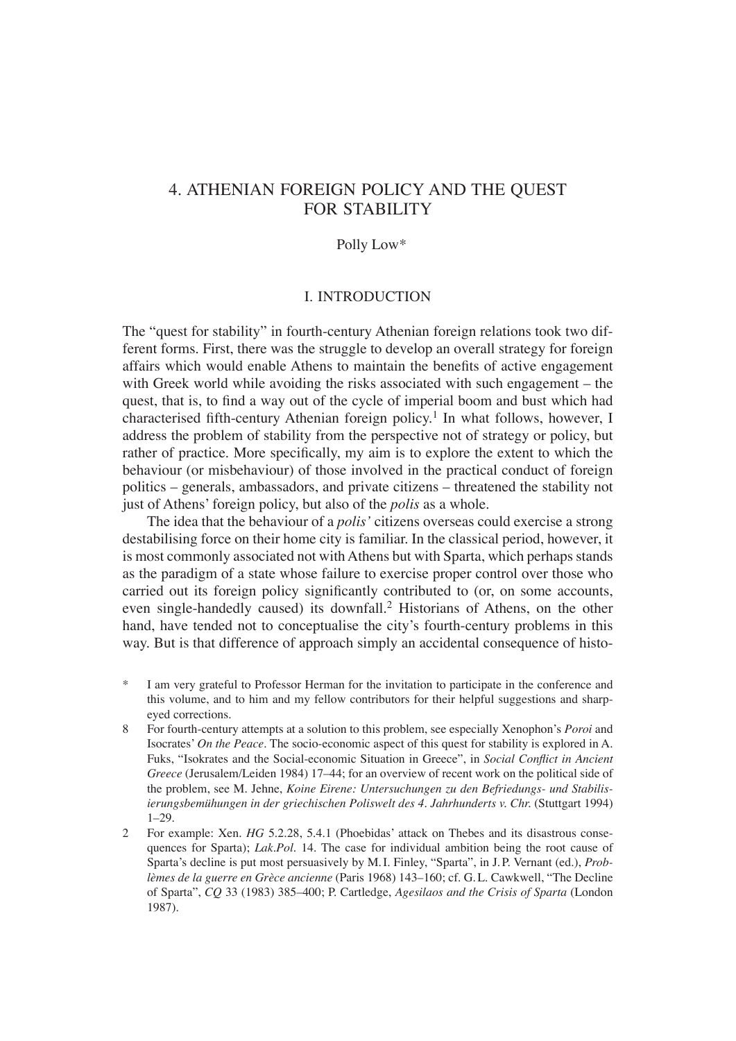# 4. ATHENIAN FOREIGN POLICY AND THE QUEST FOR STABILITY

Polly Low*

## I. INTRODUCTION

The "quest for stability" in fourth-century Athenian foreign relations took two different forms. First, there was the struggle to develop an overall strategy for foreign affairs which would enable Athens to maintain the benefits of active engagement with Greek world while avoiding the risks associated with such engagement – the quest, that is, to find a way out of the cycle of imperial boom and bust which had characterised fifth-century Athenian foreign policy.[1] In what follows, however, I address the problem of stability from the perspective not of strategy or policy, but rather of practice. More specifically, my aim is to explore the extent to which the behaviour (or misbehaviour) of those involved in the practical conduct of foreign politics – generals, ambassadors, and private citizens – threatened the stability not just of Athens' foreign policy, but also of the *polis* as a whole.

The idea that the behaviour of a *polis'* citizens overseas could exercise a strong destabilising force on their home city is familiar. In the classical period, however, it is most commonly associated not with Athens but with Sparta, which perhaps stands as the paradigm of a state whose failure to exercise proper control over those who carried out its foreign policy significantly contributed to (or, on some accounts, even single-handedly caused) its downfall.[2] Historians of Athens, on the other hand, have tended not to conceptualise the city's fourth-century problems in this way. But is that difference of approach simply an accidental consequence of histo-

\* I am very grateful to Professor Herman for the invitation to participate in the conference and this volume, and to him and my fellow contributors for their helpful suggestions and sharp-eyed corrections.

8 For fourth-century attempts at a solution to this problem, see especially Xenophon's *Poroi* and Isocrates' *On the Peace*. The socio-economic aspect of this quest for stability is explored in A. Fuks, "Isokrates and the Social-economic Situation in Greece", in *Social Conflict in Ancient Greece* (Jerusalem/Leiden 1984) 17–44; for an overview of recent work on the political side of the problem, see M. Jehne, *Koine Eirene: Untersuchungen zu den Befriedungs- und Stabilisierungsbemühungen in der griechischen Poliswelt des 4. Jahrhunderts v. Chr.* (Stuttgart 1994) 1–29.

2 For example: Xen. *HG* 5.2.28, 5.4.1 (Phoebidas' attack on Thebes and its disastrous consequences for Sparta); *Lak.Pol.* 14. The case for individual ambition being the root cause of Sparta's decline is put most persuasively by M.I. Finley, "Sparta", in J.P. Vernant (ed.), *Problèmes de la guerre en Grèce ancienne* (Paris 1968) 143–160; cf. G.L. Cawkwell, "The Decline of Sparta", *CQ* 33 (1983) 385–400; P. Cartledge, *Agesilaos and the Crisis of Sparta* (London 1987).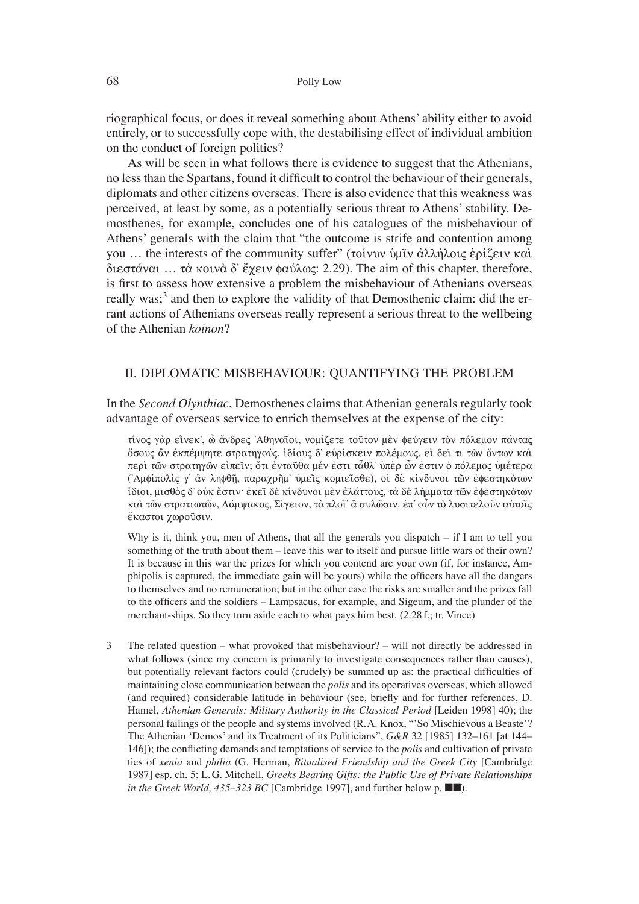riographical focus, or does it reveal something about Athens' ability either to avoid entirely, or to successfully cope with, the destabilising effect of individual ambition on the conduct of foreign politics?

As will be seen in what follows there is evidence to suggest that the Athenians, no less than the Spartans, found it difficult to control the behaviour of their generals, diplomats and other citizens overseas. There is also evidence that this weakness was perceived, at least by some, as a potentially serious threat to Athens' stability. Demosthenes, for example, concludes one of his catalogues of the misbehaviour of Athens' generals with the claim that "the outcome is strife and contention among you … the interests of the community suffer" (τοίνυν ὑμῖν ἀλλήλοις ἐρίζειν καὶ διεστάναι … τὰ κοινὰ δ᾽ ἔχειν φαύλως: 2.29). The aim of this chapter, therefore, is first to assess how extensive a problem the misbehaviour of Athenians overseas really was;[3] and then to explore the validity of that Demosthenic claim: did the errant actions of Athenians overseas really represent a serious threat to the wellbeing of the Athenian *koinon*?

## II. DIPLOMATIC MISBEHAVIOUR: QUANTIFYING THE PROBLEM

In the *Second Olynthiac*, Demosthenes claims that Athenian generals regularly took advantage of overseas service to enrich themselves at the expense of the city:

> τίνος γὰρ εἵνεκ᾽, ὦ ἄνδρες Ἀθηναῖοι, νομίζετε τοῦτον μὲν φεύγειν τὸν πόλεμον πάντας ὅσους ἂν ἐκπέμψητε στρατηγούς, ἰδίους δ᾽ εὑρίσκειν πολέμους, εἰ δεῖ τι τῶν ὄντων καὶ περὶ τῶν στρατηγῶν εἰπεῖν; ὅτι ἐνταῦθα μέν ἐστι τἆθλ᾽ ὑπὲρ ὧν ἐστιν ὁ πόλεμος ὑμέτερα (Ἀμφίπολίς γ᾽ ἂν ληφθῇ, παραχρῆμ᾽ ὑμεῖς κομιεῖσθε), οἱ δὲ κίνδυνοι τῶν ἐφεστηκότων ἴδιοι, μισθὸς δ᾽ οὐκ ἔστιν· ἐκεῖ δὲ κίνδυνοι μὲν ἐλάττους, τὰ δὲ λήμματα τῶν ἐφεστηκότων καὶ τῶν στρατιωτῶν, Λάμψακος, Σίγειον, τὰ πλοῖ᾽ ἃ συλῶσιν. ἐπ᾽ οὖν τὸ λυσιτελοῦν αὐτοῖς ἕκαστοι χωροῦσιν.
>
> Why is it, think you, men of Athens, that all the generals you dispatch – if I am to tell you something of the truth about them – leave this war to itself and pursue little wars of their own? It is because in this war the prizes for which you contend are your own (if, for instance, Amphipolis is captured, the immediate gain will be yours) while the officers have all the dangers to themselves and no remuneration; but in the other case the risks are smaller and the prizes fall to the officers and the soldiers – Lampsacus, for example, and Sigeum, and the plunder of the merchant-ships. So they turn aside each to what pays him best. (2.28 f.; tr. Vince)

3 The related question – what provoked that misbehaviour? – will not directly be addressed in what follows (since my concern is primarily to investigate consequences rather than causes), but potentially relevant factors could (crudely) be summed up as: the practical difficulties of maintaining close communication between the *polis* and its operatives overseas, which allowed (and required) considerable latitude in behaviour (see, briefly and for further references, D. Hamel, *Athenian Generals: Military Authority in the Classical Period* [Leiden 1998] 40); the personal failings of the people and systems involved (R. A. Knox, "'So Mischievous a Beaste'? The Athenian 'Demos' and its Treatment of its Politicians", *G&R* 32 [1985] 132–161 [at 144–146]); the conflicting demands and temptations of service to the *polis* and cultivation of private ties of *xenia* and *philia* (G. Herman, *Ritualised Friendship and the Greek City* [Cambridge 1987] esp. ch. 5; L. G. Mitchell, *Greeks Bearing Gifts: the Public Use of Private Relationships in the Greek World, 435–323 BC* [Cambridge 1997], and further below p. ■■).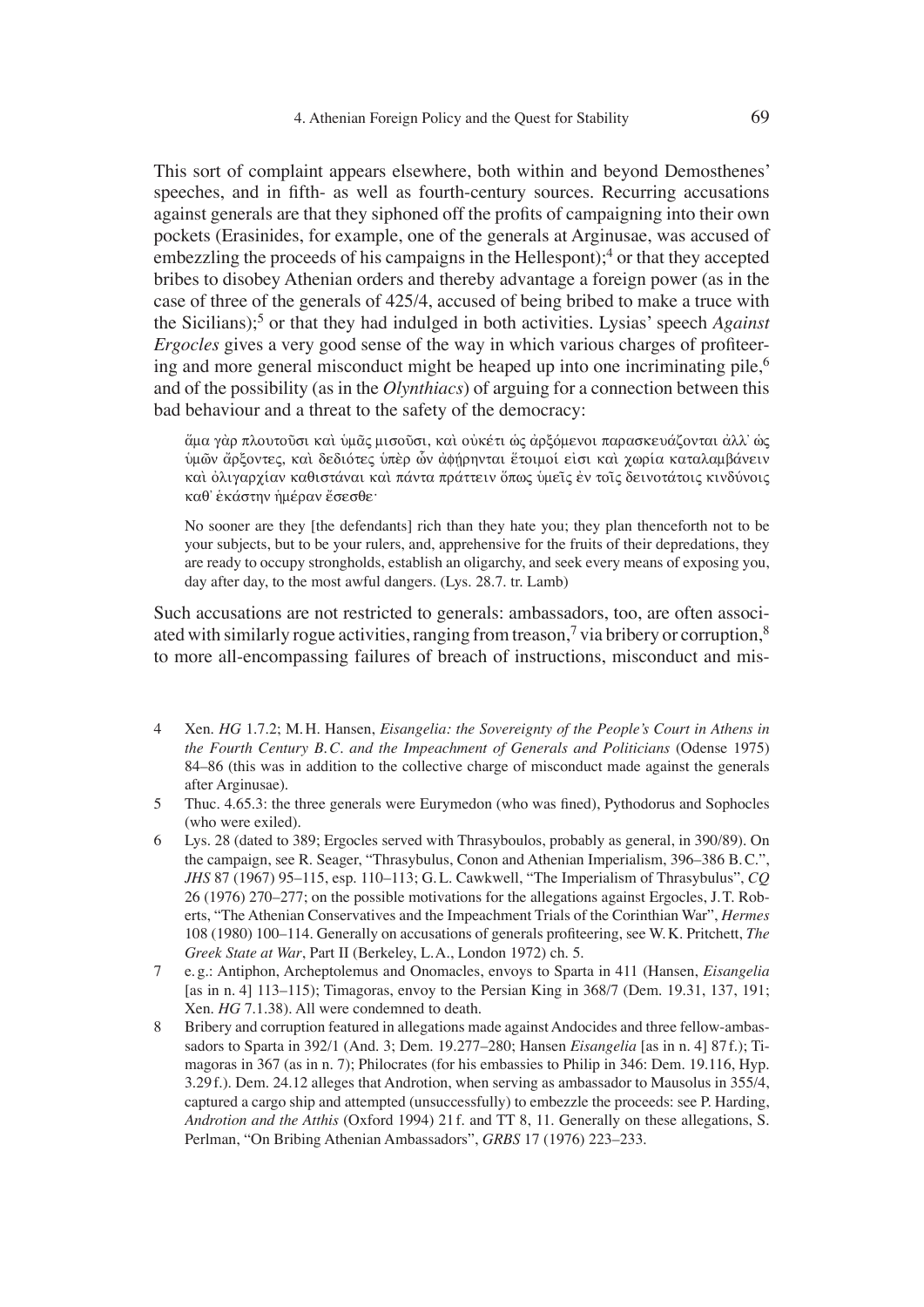This sort of complaint appears elsewhere, both within and beyond Demosthenes' speeches, and in fifth- as well as fourth-century sources. Recurring accusations against generals are that they siphoned off the profits of campaigning into their own pockets (Erasinides, for example, one of the generals at Arginusae, was accused of embezzling the proceeds of his campaigns in the Hellespont);[4] or that they accepted bribes to disobey Athenian orders and thereby advantage a foreign power (as in the case of three of the generals of 425/4, accused of being bribed to make a truce with the Sicilians);[5] or that they had indulged in both activities. Lysias' speech *Against Ergocles* gives a very good sense of the way in which various charges of profiteering and more general misconduct might be heaped up into one incriminating pile,[6] and of the possibility (as in the *Olynthiacs*) of arguing for a connection between this bad behaviour and a threat to the safety of the democracy:

> ἅμα γὰρ πλουτοῦσι καὶ ὑμᾶς μισοῦσι, καὶ οὐκέτι ὡς ἀρξόμενοι παρασκευάζονται ἀλλ᾽ ὡς ὑμῶν ἄρξοντες, καὶ δεδιότες ὑπὲρ ὧν ἀφῄρηνται ἕτοιμοί εἰσι καὶ χωρία καταλαμβάνειν καὶ ὀλιγαρχίαν καθιστάναι καὶ πάντα πράττειν ὅπως ὑμεῖς ἐν τοῖς δεινοτάτοις κινδύνοις καθ᾽ ἑκάστην ἡμέραν ἔσεσθε·
>
> No sooner are they [the defendants] rich than they hate you; they plan thenceforth not to be your subjects, but to be your rulers, and, apprehensive for the fruits of their depredations, they are ready to occupy strongholds, establish an oligarchy, and seek every means of exposing you, day after day, to the most awful dangers. (Lys. 28.7. tr. Lamb)

Such accusations are not restricted to generals: ambassadors, too, are often associated with similarly rogue activities, ranging from treason,[7] via bribery or corruption,[8] to more all-encompassing failures of breach of instructions, misconduct and mis-

4 Xen. *HG* 1.7.2; M.H. Hansen, *Eisangelia: the Sovereignty of the People's Court in Athens in the Fourth Century B.C. and the Impeachment of Generals and Politicians* (Odense 1975) 84–86 (this was in addition to the collective charge of misconduct made against the generals after Arginusae).

5 Thuc. 4.65.3: the three generals were Eurymedon (who was fined), Pythodorus and Sophocles (who were exiled).

6 Lys. 28 (dated to 389; Ergocles served with Thrasyboulos, probably as general, in 390/89). On the campaign, see R. Seager, "Thrasybulus, Conon and Athenian Imperialism, 396–386 B.C.", *JHS* 87 (1967) 95–115, esp. 110–113; G.L. Cawkwell, "The Imperialism of Thrasybulus", *CQ* 26 (1976) 270–277; on the possible motivations for the allegations against Ergocles, J.T. Roberts, "The Athenian Conservatives and the Impeachment Trials of the Corinthian War", *Hermes* 108 (1980) 100–114. Generally on accusations of generals profiteering, see W.K. Pritchett, *The Greek State at War*, Part II (Berkeley, L.A., London 1972) ch. 5.

7 e.g.: Antiphon, Archeptolemus and Onomacles, envoys to Sparta in 411 (Hansen, *Eisangelia* [as in n. 4] 113–115); Timagoras, envoy to the Persian King in 368/7 (Dem. 19.31, 137, 191; Xen. *HG* 7.1.38). All were condemned to death.

8 Bribery and corruption featured in allegations made against Andocides and three fellow-ambassadors to Sparta in 392/1 (And. 3; Dem. 19.277–280; Hansen *Eisangelia* [as in n. 4] 87f.); Timagoras in 367 (as in n. 7); Philocrates (for his embassies to Philip in 346: Dem. 19.116, Hyp. 3.29f.). Dem. 24.12 alleges that Androtion, when serving as ambassador to Mausolus in 355/4, captured a cargo ship and attempted (unsuccessfully) to embezzle the proceeds: see P. Harding, *Androtion and the Atthis* (Oxford 1994) 21f. and TT 8, 11. Generally on these allegations, S. Perlman, "On Bribing Athenian Ambassadors", *GRBS* 17 (1976) 223–233.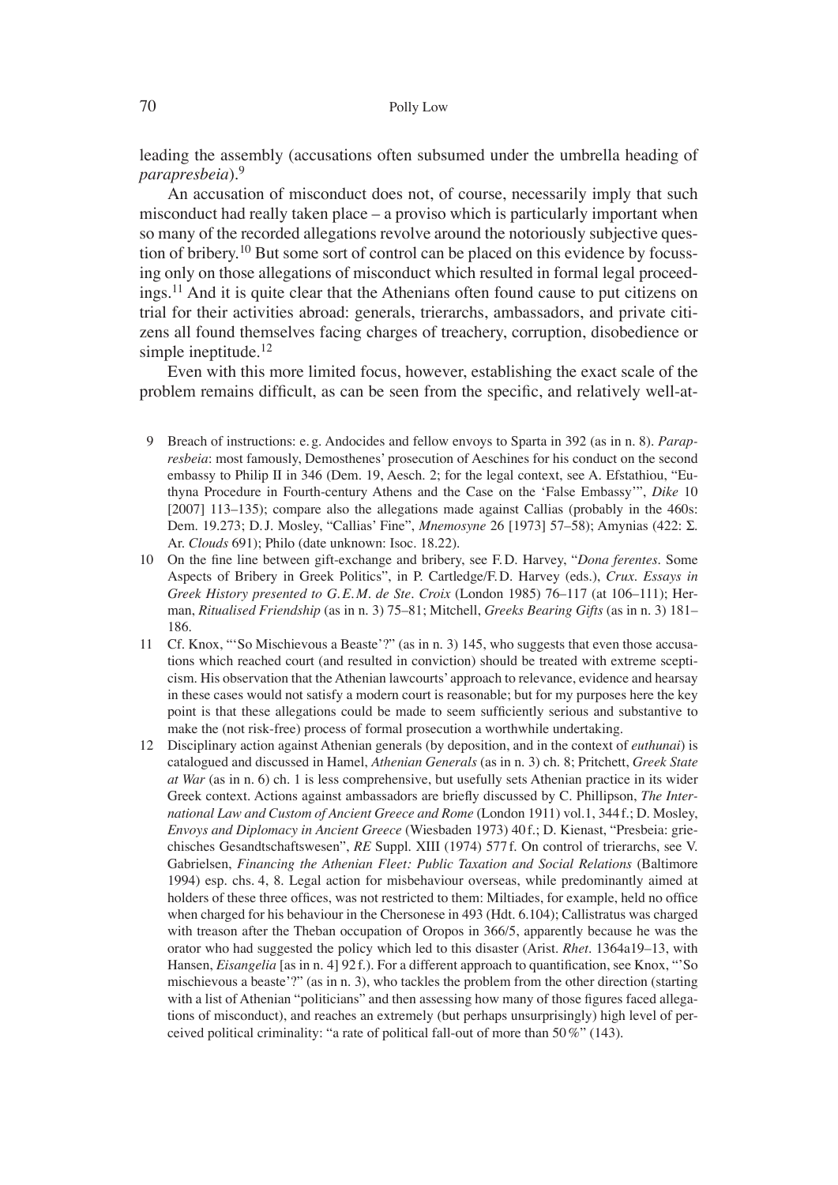leading the assembly (accusations often subsumed under the umbrella heading of *parapresbeia*).[9]

An accusation of misconduct does not, of course, necessarily imply that such misconduct had really taken place – a proviso which is particularly important when so many of the recorded allegations revolve around the notoriously subjective question of bribery.[10] But some sort of control can be placed on this evidence by focussing only on those allegations of misconduct which resulted in formal legal proceedings.[11] And it is quite clear that the Athenians often found cause to put citizens on trial for their activities abroad: generals, trierarchs, ambassadors, and private citizens all found themselves facing charges of treachery, corruption, disobedience or simple ineptitude.[12]

Even with this more limited focus, however, establishing the exact scale of the problem remains difficult, as can be seen from the specific, and relatively well-at-

9 Breach of instructions: e.g. Andocides and fellow envoys to Sparta in 392 (as in n. 8). *Parapresbeia*: most famously, Demosthenes' prosecution of Aeschines for his conduct on the second embassy to Philip II in 346 (Dem. 19, Aesch. 2; for the legal context, see A. Efstathiou, "Euthyna Procedure in Fourth-century Athens and the Case on the 'False Embassy'", *Dike* 10 [2007] 113–135); compare also the allegations made against Callias (probably in the 460s: Dem. 19.273; D.J. Mosley, "Callias' Fine", *Mnemosyne* 26 [1973] 57–58); Amynias (422: Σ. Ar. *Clouds* 691); Philo (date unknown: Isoc. 18.22).

10 On the fine line between gift-exchange and bribery, see F.D. Harvey, "*Dona ferentes*. Some Aspects of Bribery in Greek Politics", in P. Cartledge/F.D. Harvey (eds.), *Crux. Essays in Greek History presented to G.E.M. de Ste. Croix* (London 1985) 76–117 (at 106–111); Herman, *Ritualised Friendship* (as in n. 3) 75–81; Mitchell, *Greeks Bearing Gifts* (as in n. 3) 181–186.

11 Cf. Knox, "'So Mischievous a Beaste'?" (as in n. 3) 145, who suggests that even those accusations which reached court (and resulted in conviction) should be treated with extreme scepticism. His observation that the Athenian lawcourts' approach to relevance, evidence and hearsay in these cases would not satisfy a modern court is reasonable; but for my purposes here the key point is that these allegations could be made to seem sufficiently serious and substantive to make the (not risk-free) process of formal prosecution a worthwhile undertaking.

12 Disciplinary action against Athenian generals (by deposition, and in the context of *euthunai*) is catalogued and discussed in Hamel, *Athenian Generals* (as in n. 3) ch. 8; Pritchett, *Greek State at War* (as in n. 6) ch. 1 is less comprehensive, but usefully sets Athenian practice in its wider Greek context. Actions against ambassadors are briefly discussed by C. Phillipson, *The International Law and Custom of Ancient Greece and Rome* (London 1911) vol.1, 344f.; D. Mosley, *Envoys and Diplomacy in Ancient Greece* (Wiesbaden 1973) 40f.; D. Kienast, "Presbeia: griechisches Gesandtschaftswesen", *RE* Suppl. XIII (1974) 577f. On control of trierarchs, see V. Gabrielsen, *Financing the Athenian Fleet: Public Taxation and Social Relations* (Baltimore 1994) esp. chs. 4, 8. Legal action for misbehaviour overseas, while predominantly aimed at holders of these three offices, was not restricted to them: Miltiades, for example, held no office when charged for his behaviour in the Chersonese in 493 (Hdt. 6.104); Callistratus was charged with treason after the Theban occupation of Oropos in 366/5, apparently because he was the orator who had suggested the policy which led to this disaster (Arist. *Rhet*. 1364a19–13, with Hansen, *Eisangelia* [as in n. 4] 92f.). For a different approach to quantification, see Knox, "'So mischievous a beaste'?" (as in n. 3), who tackles the problem from the other direction (starting with a list of Athenian "politicians" and then assessing how many of those figures faced allegations of misconduct), and reaches an extremely (but perhaps unsurprisingly) high level of perceived political criminality: "a rate of political fall-out of more than 50%" (143).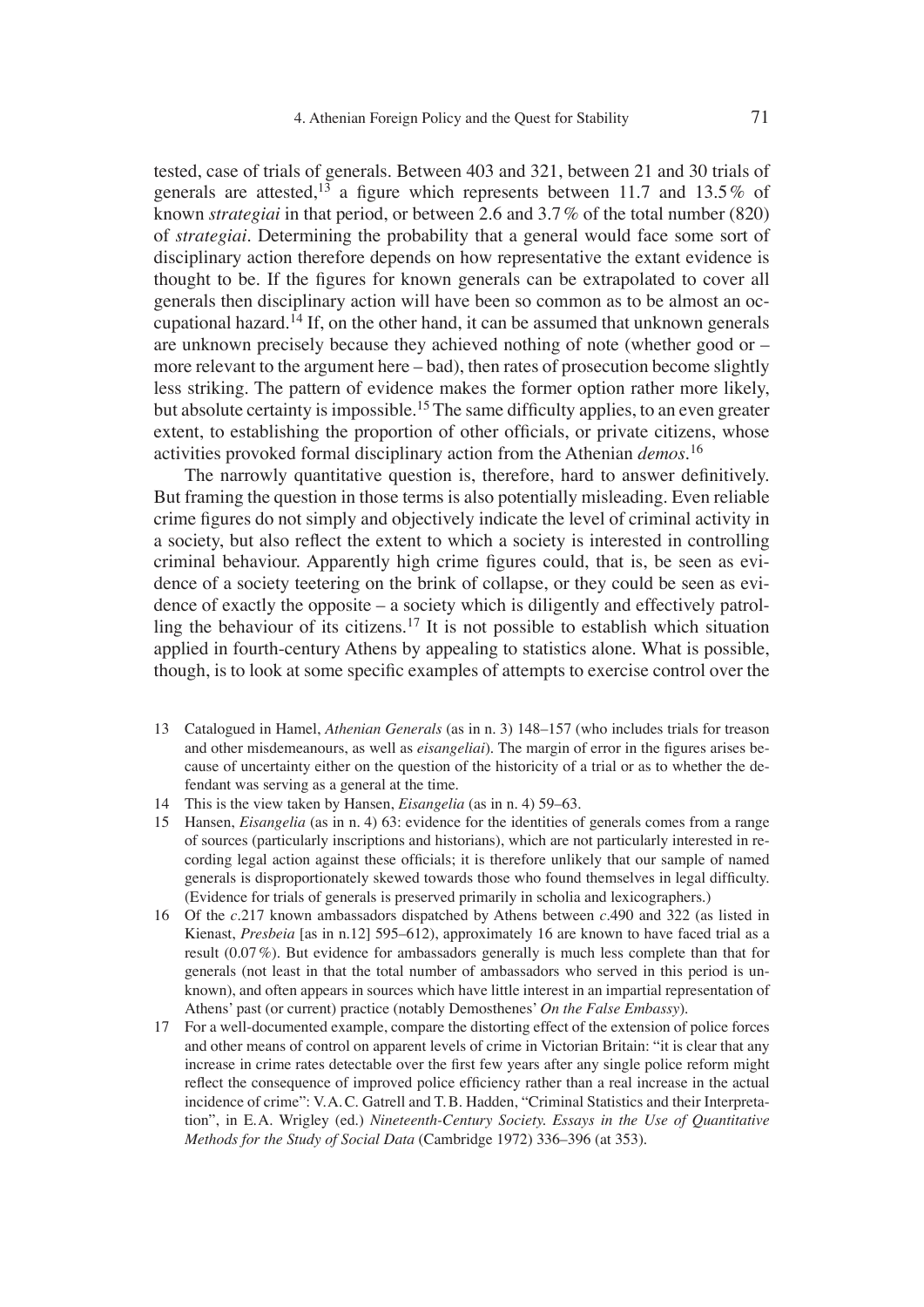tested, case of trials of generals. Between 403 and 321, between 21 and 30 trials of generals are attested,[13] a figure which represents between 11.7 and 13.5% of known *strategiai* in that period, or between 2.6 and 3.7% of the total number (820) of *strategiai*. Determining the probability that a general would face some sort of disciplinary action therefore depends on how representative the extant evidence is thought to be. If the figures for known generals can be extrapolated to cover all generals then disciplinary action will have been so common as to be almost an occupational hazard.[14] If, on the other hand, it can be assumed that unknown generals are unknown precisely because they achieved nothing of note (whether good or – more relevant to the argument here – bad), then rates of prosecution become slightly less striking. The pattern of evidence makes the former option rather more likely, but absolute certainty is impossible.[15] The same difficulty applies, to an even greater extent, to establishing the proportion of other officials, or private citizens, whose activities provoked formal disciplinary action from the Athenian *demos*.[16]

The narrowly quantitative question is, therefore, hard to answer definitively. But framing the question in those terms is also potentially misleading. Even reliable crime figures do not simply and objectively indicate the level of criminal activity in a society, but also reflect the extent to which a society is interested in controlling criminal behaviour. Apparently high crime figures could, that is, be seen as evidence of a society teetering on the brink of collapse, or they could be seen as evidence of exactly the opposite – a society which is diligently and effectively patrolling the behaviour of its citizens.[17] It is not possible to establish which situation applied in fourth-century Athens by appealing to statistics alone. What is possible, though, is to look at some specific examples of attempts to exercise control over the

13 Catalogued in Hamel, *Athenian Generals* (as in n. 3) 148–157 (who includes trials for treason and other misdemeanours, as well as *eisangeliai*). The margin of error in the figures arises because of uncertainty either on the question of the historicity of a trial or as to whether the defendant was serving as a general at the time.

14 This is the view taken by Hansen, *Eisangelia* (as in n. 4) 59–63.

15 Hansen, *Eisangelia* (as in n. 4) 63: evidence for the identities of generals comes from a range of sources (particularly inscriptions and historians), which are not particularly interested in recording legal action against these officials; it is therefore unlikely that our sample of named generals is disproportionately skewed towards those who found themselves in legal difficulty. (Evidence for trials of generals is preserved primarily in scholia and lexicographers.)

16 Of the *c*.217 known ambassadors dispatched by Athens between *c*.490 and 322 (as listed in Kienast, *Presbeia* [as in n.12] 595–612), approximately 16 are known to have faced trial as a result (0.07%). But evidence for ambassadors generally is much less complete than that for generals (not least in that the total number of ambassadors who served in this period is unknown), and often appears in sources which have little interest in an impartial representation of Athens' past (or current) practice (notably Demosthenes' *On the False Embassy*).

17 For a well-documented example, compare the distorting effect of the extension of police forces and other means of control on apparent levels of crime in Victorian Britain: "it is clear that any increase in crime rates detectable over the first few years after any single police reform might reflect the consequence of improved police efficiency rather than a real increase in the actual incidence of crime": V.A.C. Gatrell and T.B. Hadden, "Criminal Statistics and their Interpretation", in E.A. Wrigley (ed.) *Nineteenth-Century Society. Essays in the Use of Quantitative Methods for the Study of Social Data* (Cambridge 1972) 336–396 (at 353).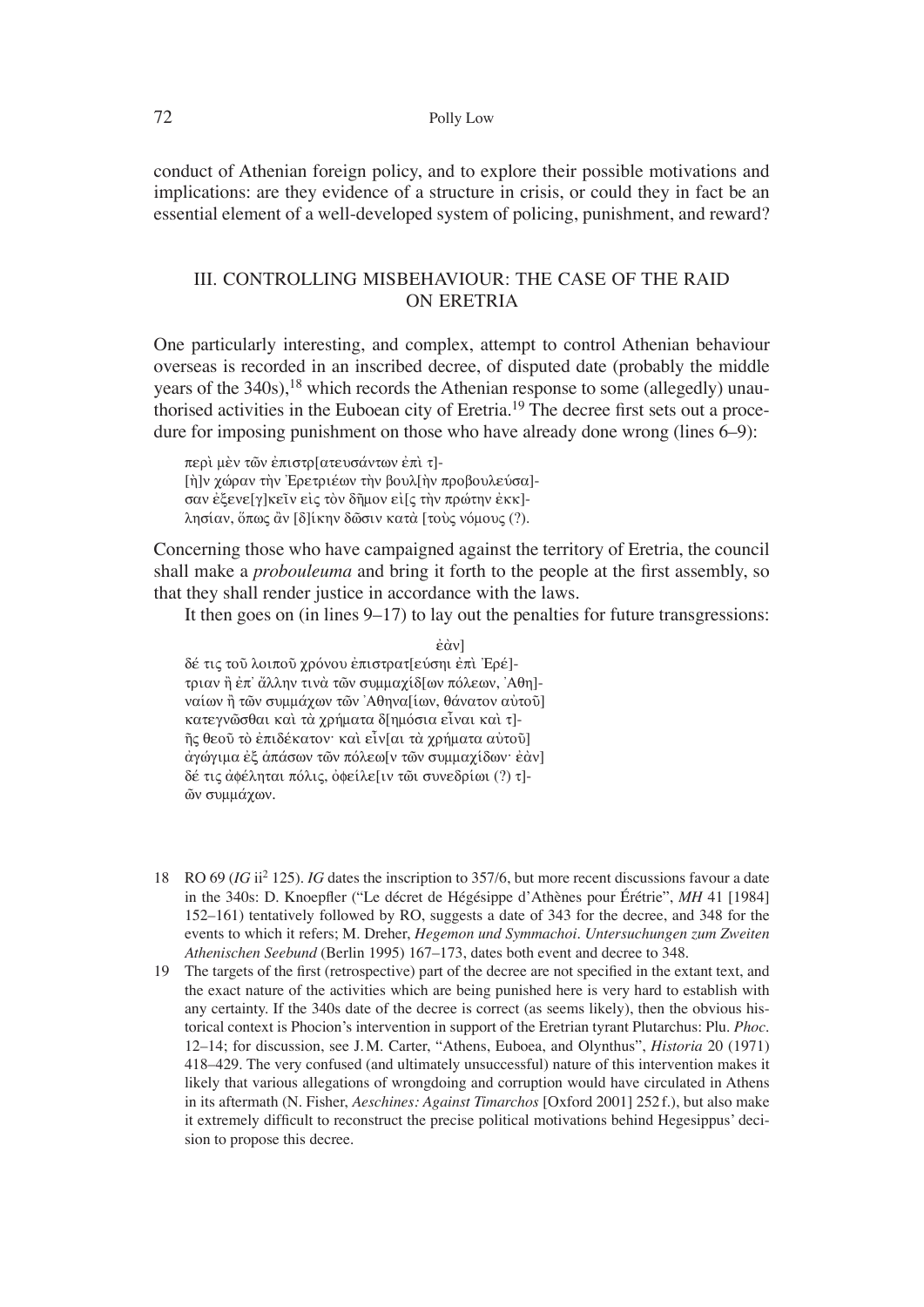conduct of Athenian foreign policy, and to explore their possible motivations and implications: are they evidence of a structure in crisis, or could they in fact be an essential element of a well-developed system of policing, punishment, and reward?

## III. CONTROLLING MISBEHAVIOUR: THE CASE OF THE RAID ON ERETRIA

One particularly interesting, and complex, attempt to control Athenian behaviour overseas is recorded in an inscribed decree, of disputed date (probably the middle years of the 340s),[18] which records the Athenian response to some (allegedly) unauthorised activities in the Euboean city of Eretria.[19] The decree first sets out a procedure for imposing punishment on those who have already done wrong (lines 6–9):

> περὶ μὲν τῶν ἐπιστρ[ατευσάντων ἐπὶ τ]-
> [ὴ]ν χώραν τὴν Ἐρετριέων τὴν βουλ[ὴν προβουλεύσα]-
> σαν ἐξενε[γ]κεῖν εἰς τὸν δῆμον εἰ[ς τὴν πρώτην ἐκκ]-
> λησίαν, ὅπως ἂν [δ]ίκην δῶσιν κατὰ [τοὺς νόμους (?).

Concerning those who have campaigned against the territory of Eretria, the council shall make a *probouleuma* and bring it forth to the people at the first assembly, so that they shall render justice in accordance with the laws.

It then goes on (in lines 9–17) to lay out the penalties for future transgressions:

> ἐὰν]
> δέ τις τοῦ λοιποῦ χρόνου ἐπιστρατ[εύσηι ἐπὶ Ἐρέ]-
> τριαν ἢ ἐπ᾽ ἄλλην τινὰ τῶν συμμαχίδ[ων πόλεων, Ἀθη]-
> ναίων ἢ τῶν συμμάχων τῶν Ἀθηνα[ίων, θάνατον αὐτοῦ]
> κατεγνῶσθαι καὶ τὰ χρήματα δ[ημόσια εἶναι καὶ τ]-
> ῆς θεοῦ τὸ ἐπιδέκατον· καὶ εἶν[αι τὰ χρήματα αὐτοῦ]
> ἀγώγιμα ἐξ ἁπάσων τῶν πόλεω[ν τῶν συμμαχίδων· ἐὰν]
> δέ τις ἀφέληται πόλις, ὀφείλε[ιν τῶι συνεδρίωι (?) τ]-
> ῶν συμμάχων.

18 RO 69 (*IG* ii[2] 125). *IG* dates the inscription to 357/6, but more recent discussions favour a date in the 340s: D. Knoepfler ("Le décret de Hégésippe d'Athènes pour Érétrie", *MH* 41 [1984] 152–161) tentatively followed by RO, suggests a date of 343 for the decree, and 348 for the events to which it refers; M. Dreher, *Hegemon und Symmachoi. Untersuchungen zum Zweiten Athenischen Seebund* (Berlin 1995) 167–173, dates both event and decree to 348.

19 The targets of the first (retrospective) part of the decree are not specified in the extant text, and the exact nature of the activities which are being punished here is very hard to establish with any certainty. If the 340s date of the decree is correct (as seems likely), then the obvious historical context is Phocion's intervention in support of the Eretrian tyrant Plutarchus: Plu. *Phoc.* 12–14; for discussion, see J. M. Carter, "Athens, Euboea, and Olynthus", *Historia* 20 (1971) 418–429. The very confused (and ultimately unsuccessful) nature of this intervention makes it likely that various allegations of wrongdoing and corruption would have circulated in Athens in its aftermath (N. Fisher, *Aeschines: Against Timarchos* [Oxford 2001] 252 f.), but also make it extremely difficult to reconstruct the precise political motivations behind Hegesippus' decision to propose this decree.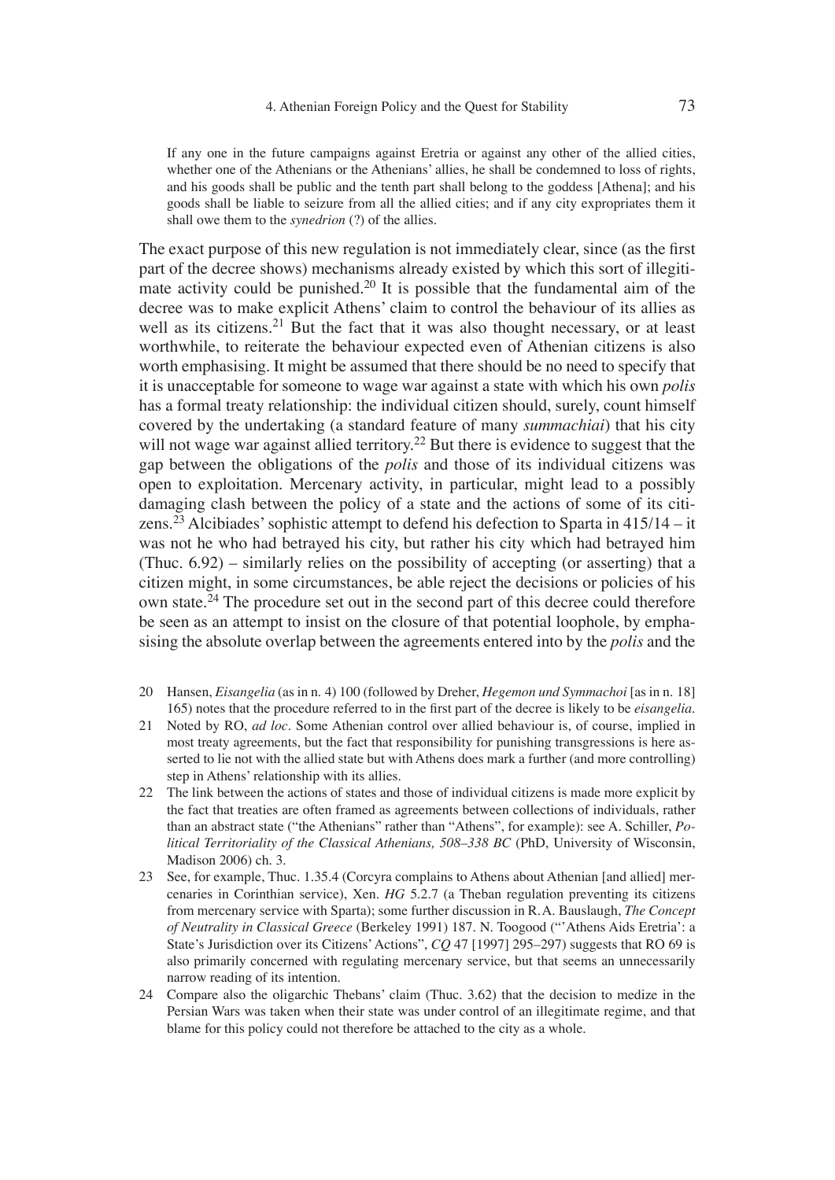> If any one in the future campaigns against Eretria or against any other of the allied cities, whether one of the Athenians or the Athenians' allies, he shall be condemned to loss of rights, and his goods shall be public and the tenth part shall belong to the goddess [Athena]; and his goods shall be liable to seizure from all the allied cities; and if any city expropriates them it shall owe them to the *synedrion* (?) of the allies.

The exact purpose of this new regulation is not immediately clear, since (as the first part of the decree shows) mechanisms already existed by which this sort of illegitimate activity could be punished.[20] It is possible that the fundamental aim of the decree was to make explicit Athens' claim to control the behaviour of its allies as well as its citizens.[21] But the fact that it was also thought necessary, or at least worthwhile, to reiterate the behaviour expected even of Athenian citizens is also worth emphasising. It might be assumed that there should be no need to specify that it is unacceptable for someone to wage war against a state with which his own *polis* has a formal treaty relationship: the individual citizen should, surely, count himself covered by the undertaking (a standard feature of many *summachiai*) that his city will not wage war against allied territory.[22] But there is evidence to suggest that the gap between the obligations of the *polis* and those of its individual citizens was open to exploitation. Mercenary activity, in particular, might lead to a possibly damaging clash between the policy of a state and the actions of some of its citizens.[23] Alcibiades' sophistic attempt to defend his defection to Sparta in 415/14 – it was not he who had betrayed his city, but rather his city which had betrayed him (Thuc. 6.92) – similarly relies on the possibility of accepting (or asserting) that a citizen might, in some circumstances, be able reject the decisions or policies of his own state.[24] The procedure set out in the second part of this decree could therefore be seen as an attempt to insist on the closure of that potential loophole, by emphasising the absolute overlap between the agreements entered into by the *polis* and the

20 Hansen, *Eisangelia* (as in n. 4) 100 (followed by Dreher, *Hegemon und Symmachoi* [as in n. 18] 165) notes that the procedure referred to in the first part of the decree is likely to be *eisangelia*.

21 Noted by RO, *ad loc*. Some Athenian control over allied behaviour is, of course, implied in most treaty agreements, but the fact that responsibility for punishing transgressions is here asserted to lie not with the allied state but with Athens does mark a further (and more controlling) step in Athens' relationship with its allies.

22 The link between the actions of states and those of individual citizens is made more explicit by the fact that treaties are often framed as agreements between collections of individuals, rather than an abstract state ("the Athenians" rather than "Athens", for example): see A. Schiller, *Political Territoriality of the Classical Athenians, 508–338 BC* (PhD, University of Wisconsin, Madison 2006) ch. 3.

23 See, for example, Thuc. 1.35.4 (Corcyra complains to Athens about Athenian [and allied] mercenaries in Corinthian service), Xen. *HG* 5.2.7 (a Theban regulation preventing its citizens from mercenary service with Sparta); some further discussion in R.A. Bauslaugh, *The Concept of Neutrality in Classical Greece* (Berkeley 1991) 187. N. Toogood ("'Athens Aids Eretria': a State's Jurisdiction over its Citizens' Actions", *CQ* 47 [1997] 295–297) suggests that RO 69 is also primarily concerned with regulating mercenary service, but that seems an unnecessarily narrow reading of its intention.

24 Compare also the oligarchic Thebans' claim (Thuc. 3.62) that the decision to medize in the Persian Wars was taken when their state was under control of an illegitimate regime, and that blame for this policy could not therefore be attached to the city as a whole.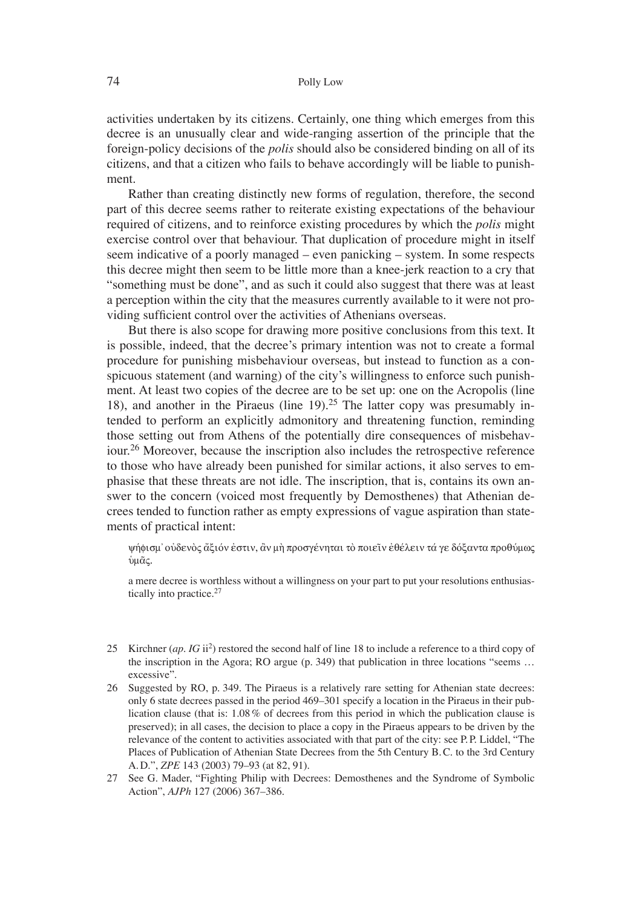activities undertaken by its citizens. Certainly, one thing which emerges from this decree is an unusually clear and wide-ranging assertion of the principle that the foreign-policy decisions of the *polis* should also be considered binding on all of its citizens, and that a citizen who fails to behave accordingly will be liable to punishment.

Rather than creating distinctly new forms of regulation, therefore, the second part of this decree seems rather to reiterate existing expectations of the behaviour required of citizens, and to reinforce existing procedures by which the *polis* might exercise control over that behaviour. That duplication of procedure might in itself seem indicative of a poorly managed – even panicking – system. In some respects this decree might then seem to be little more than a knee-jerk reaction to a cry that "something must be done", and as such it could also suggest that there was at least a perception within the city that the measures currently available to it were not providing sufficient control over the activities of Athenians overseas.

But there is also scope for drawing more positive conclusions from this text. It is possible, indeed, that the decree's primary intention was not to create a formal procedure for punishing misbehaviour overseas, but instead to function as a conspicuous statement (and warning) of the city's willingness to enforce such punishment. At least two copies of the decree are to be set up: one on the Acropolis (line 18), and another in the Piraeus (line 19).[25] The latter copy was presumably intended to perform an explicitly admonitory and threatening function, reminding those setting out from Athens of the potentially dire consequences of misbehaviour.[26] Moreover, because the inscription also includes the retrospective reference to those who have already been punished for similar actions, it also serves to emphasise that these threats are not idle. The inscription, that is, contains its own answer to the concern (voiced most frequently by Demosthenes) that Athenian decrees tended to function rather as empty expressions of vague aspiration than statements of practical intent:

> ψήφισμ᾽ οὐδενὸς ἄξιόν ἐστιν, ἂν μὴ προσγένηται τὸ ποιεῖν ἐθέλειν τά γε δόξαντα προθύμως ὑμᾶς.
>
> a mere decree is worthless without a willingness on your part to put your resolutions enthusiastically into practice.[27]

25 Kirchner (*ap. IG* ii$^2$) restored the second half of line 18 to include a reference to a third copy of the inscription in the Agora; RO argue (p. 349) that publication in three locations "seems … excessive".

26 Suggested by RO, p. 349. The Piraeus is a relatively rare setting for Athenian state decrees: only 6 state decrees passed in the period 469–301 specify a location in the Piraeus in their publication clause (that is: 1.08 % of decrees from this period in which the publication clause is preserved); in all cases, the decision to place a copy in the Piraeus appears to be driven by the relevance of the content to activities associated with that part of the city: see P. P. Liddel, "The Places of Publication of Athenian State Decrees from the 5th Century B.C. to the 3rd Century A.D.", *ZPE* 143 (2003) 79–93 (at 82, 91).

27 See G. Mader, "Fighting Philip with Decrees: Demosthenes and the Syndrome of Symbolic Action", *AJPh* 127 (2006) 367–386.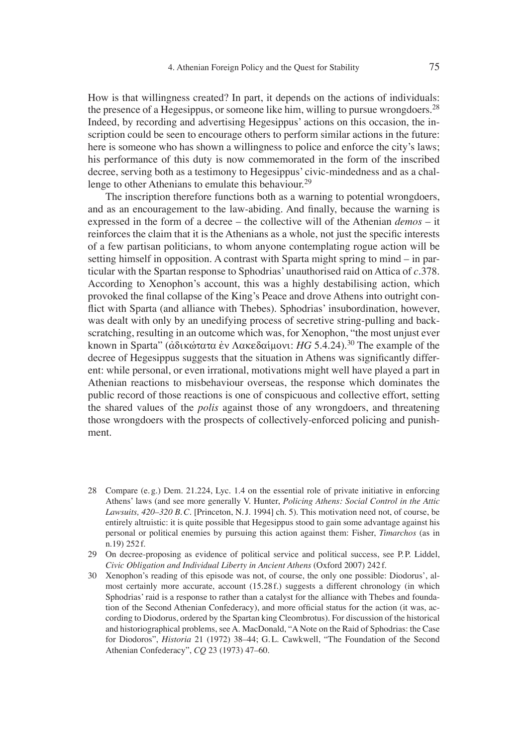How is that willingness created? In part, it depends on the actions of individuals: the presence of a Hegesippus, or someone like him, willing to pursue wrongdoers.[28] Indeed, by recording and advertising Hegesippus' actions on this occasion, the inscription could be seen to encourage others to perform similar actions in the future: here is someone who has shown a willingness to police and enforce the city's laws; his performance of this duty is now commemorated in the form of the inscribed decree, serving both as a testimony to Hegesippus' civic-mindedness and as a challenge to other Athenians to emulate this behaviour.[29]

The inscription therefore functions both as a warning to potential wrongdoers, and as an encouragement to the law-abiding. And finally, because the warning is expressed in the form of a decree – the collective will of the Athenian *demos* – it reinforces the claim that it is the Athenians as a whole, not just the specific interests of a few partisan politicians, to whom anyone contemplating rogue action will be setting himself in opposition. A contrast with Sparta might spring to mind – in particular with the Spartan response to Sphodrias' unauthorised raid on Attica of *c*.378. According to Xenophon's account, this was a highly destabilising action, which provoked the final collapse of the King's Peace and drove Athens into outright conflict with Sparta (and alliance with Thebes). Sphodrias' insubordination, however, was dealt with only by an unedifying process of secretive string-pulling and back-scratching, resulting in an outcome which was, for Xenophon, "the most unjust ever known in Sparta" (ἀδικώτατα ἐν Λακεδαίμονι: *HG* 5.4.24).[30] The example of the decree of Hegesippus suggests that the situation in Athens was significantly different: while personal, or even irrational, motivations might well have played a part in Athenian reactions to misbehaviour overseas, the response which dominates the public record of those reactions is one of conspicuous and collective effort, setting the shared values of the *polis* against those of any wrongdoers, and threatening those wrongdoers with the prospects of collectively-enforced policing and punishment.

---

28 Compare (e.g.) Dem. 21.224, Lyc. 1.4 on the essential role of private initiative in enforcing Athens' laws (and see more generally V. Hunter, *Policing Athens: Social Control in the Attic Lawsuits, 420–320 B.C.* [Princeton, N.J. 1994] ch. 5). This motivation need not, of course, be entirely altruistic: it is quite possible that Hegesippus stood to gain some advantage against his personal or political enemies by pursuing this action against them: Fisher, *Timarchos* (as in n.19) 252 f.

29 On decree-proposing as evidence of political service and political success, see P.P. Liddel, *Civic Obligation and Individual Liberty in Ancient Athens* (Oxford 2007) 242 f.

30 Xenophon's reading of this episode was not, of course, the only one possible: Diodorus', almost certainly more accurate, account (15.28 f.) suggests a different chronology (in which Sphodrias' raid is a response to rather than a catalyst for the alliance with Thebes and foundation of the Second Athenian Confederacy), and more official status for the action (it was, according to Diodorus, ordered by the Spartan king Cleombrotus). For discussion of the historical and historiographical problems, see A. MacDonald, "A Note on the Raid of Sphodrias: the Case for Diodoros", *Historia* 21 (1972) 38–44; G.L. Cawkwell, "The Foundation of the Second Athenian Confederacy", *CQ* 23 (1973) 47–60.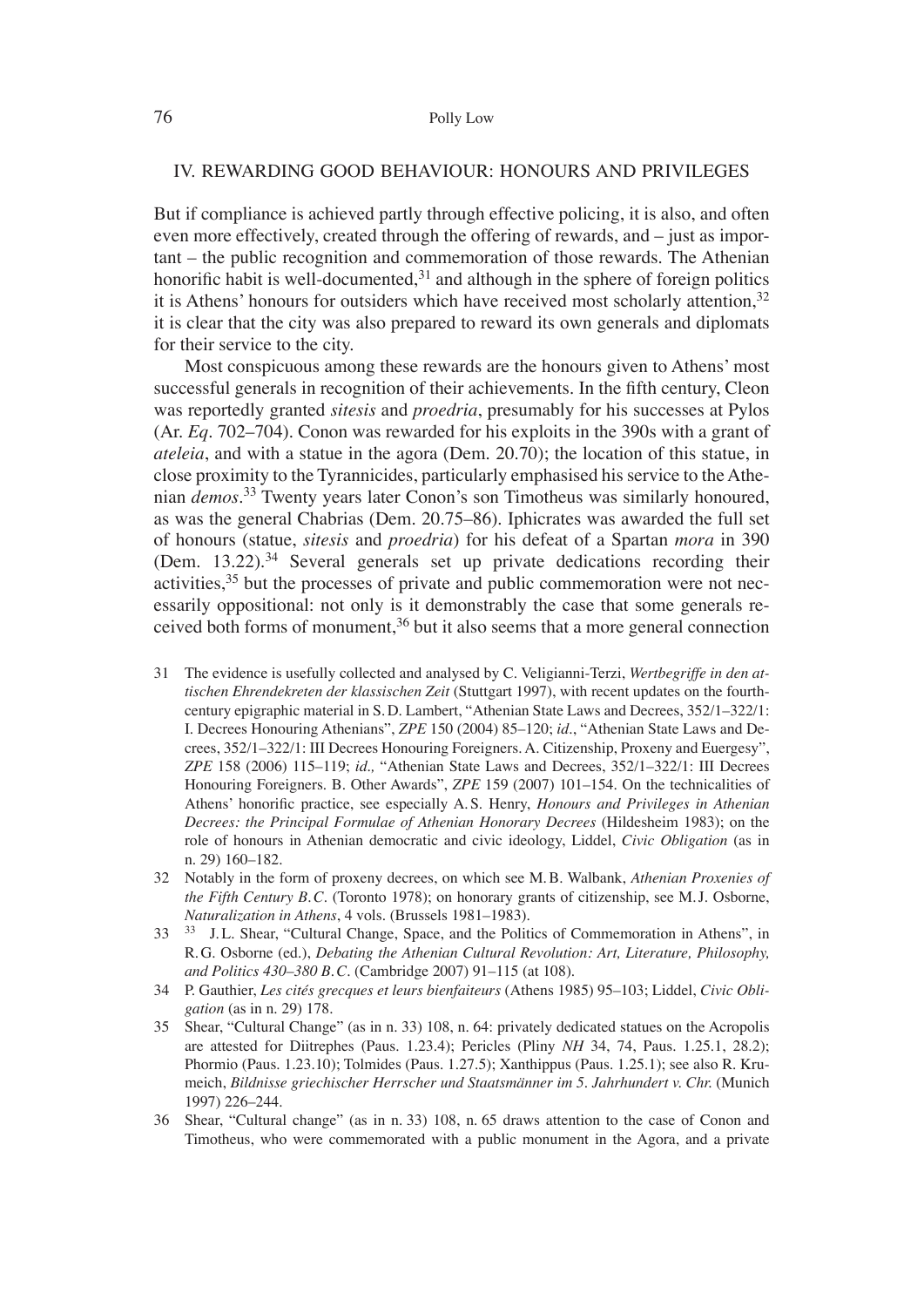## IV. REWARDING GOOD BEHAVIOUR: HONOURS AND PRIVILEGES

But if compliance is achieved partly through effective policing, it is also, and often even more effectively, created through the offering of rewards, and – just as important – the public recognition and commemoration of those rewards. The Athenian honorific habit is well-documented,[31] and although in the sphere of foreign politics it is Athens' honours for outsiders which have received most scholarly attention,[32] it is clear that the city was also prepared to reward its own generals and diplomats for their service to the city.

Most conspicuous among these rewards are the honours given to Athens' most successful generals in recognition of their achievements. In the fifth century, Cleon was reportedly granted *sitesis* and *proedria*, presumably for his successes at Pylos (Ar. *Eq*. 702–704). Conon was rewarded for his exploits in the 390s with a grant of *ateleia*, and with a statue in the agora (Dem. 20.70); the location of this statue, in close proximity to the Tyrannicides, particularly emphasised his service to the Athenian *demos*.[33] Twenty years later Conon's son Timotheus was similarly honoured, as was the general Chabrias (Dem. 20.75–86). Iphicrates was awarded the full set of honours (statue, *sitesis* and *proedria*) for his defeat of a Spartan *mora* in 390 (Dem. 13.22).[34] Several generals set up private dedications recording their activities,[35] but the processes of private and public commemoration were not necessarily oppositional: not only is it demonstrably the case that some generals received both forms of monument,[36] but it also seems that a more general connection

31 The evidence is usefully collected and analysed by C. Veligianni-Terzi, *Wertbegriffe in den attischen Ehrendekreten der klassischen Zeit* (Stuttgart 1997), with recent updates on the fourth-century epigraphic material in S. D. Lambert, "Athenian State Laws and Decrees, 352/1–322/1: I. Decrees Honouring Athenians", *ZPE* 150 (2004) 85–120; *id.*, "Athenian State Laws and Decrees, 352/1–322/1: III Decrees Honouring Foreigners. A. Citizenship, Proxeny and Euergesy", *ZPE* 158 (2006) 115–119; *id.,* "Athenian State Laws and Decrees, 352/1–322/1: III Decrees Honouring Foreigners. B. Other Awards", *ZPE* 159 (2007) 101–154. On the technicalities of Athens' honorific practice, see especially A. S. Henry, *Honours and Privileges in Athenian Decrees: the Principal Formulae of Athenian Honorary Decrees* (Hildesheim 1983); on the role of honours in Athenian democratic and civic ideology, Liddel, *Civic Obligation* (as in n. 29) 160–182.

32 Notably in the form of proxeny decrees, on which see M. B. Walbank, *Athenian Proxenies of the Fifth Century B. C.* (Toronto 1978); on honorary grants of citizenship, see M. J. Osborne, *Naturalization in Athens*, 4 vols. (Brussels 1981–1983).

33 [33] J. L. Shear, "Cultural Change, Space, and the Politics of Commemoration in Athens", in R. G. Osborne (ed.), *Debating the Athenian Cultural Revolution: Art, Literature, Philosophy, and Politics 430–380 B. C.* (Cambridge 2007) 91–115 (at 108).

34 P. Gauthier, *Les cités grecques et leurs bienfaiteurs* (Athens 1985) 95–103; Liddel, *Civic Obligation* (as in n. 29) 178.

35 Shear, "Cultural Change" (as in n. 33) 108, n. 64: privately dedicated statues on the Acropolis are attested for Diitrephes (Paus. 1.23.4); Pericles (Pliny *NH* 34, 74, Paus. 1.25.1, 28.2); Phormio (Paus. 1.23.10); Tolmides (Paus. 1.27.5); Xanthippus (Paus. 1.25.1); see also R. Krumeich, *Bildnisse griechischer Herrscher und Staatsmänner im 5. Jahrhundert v. Chr.* (Munich 1997) 226–244.

36 Shear, "Cultural change" (as in n. 33) 108, n. 65 draws attention to the case of Conon and Timotheus, who were commemorated with a public monument in the Agora, and a private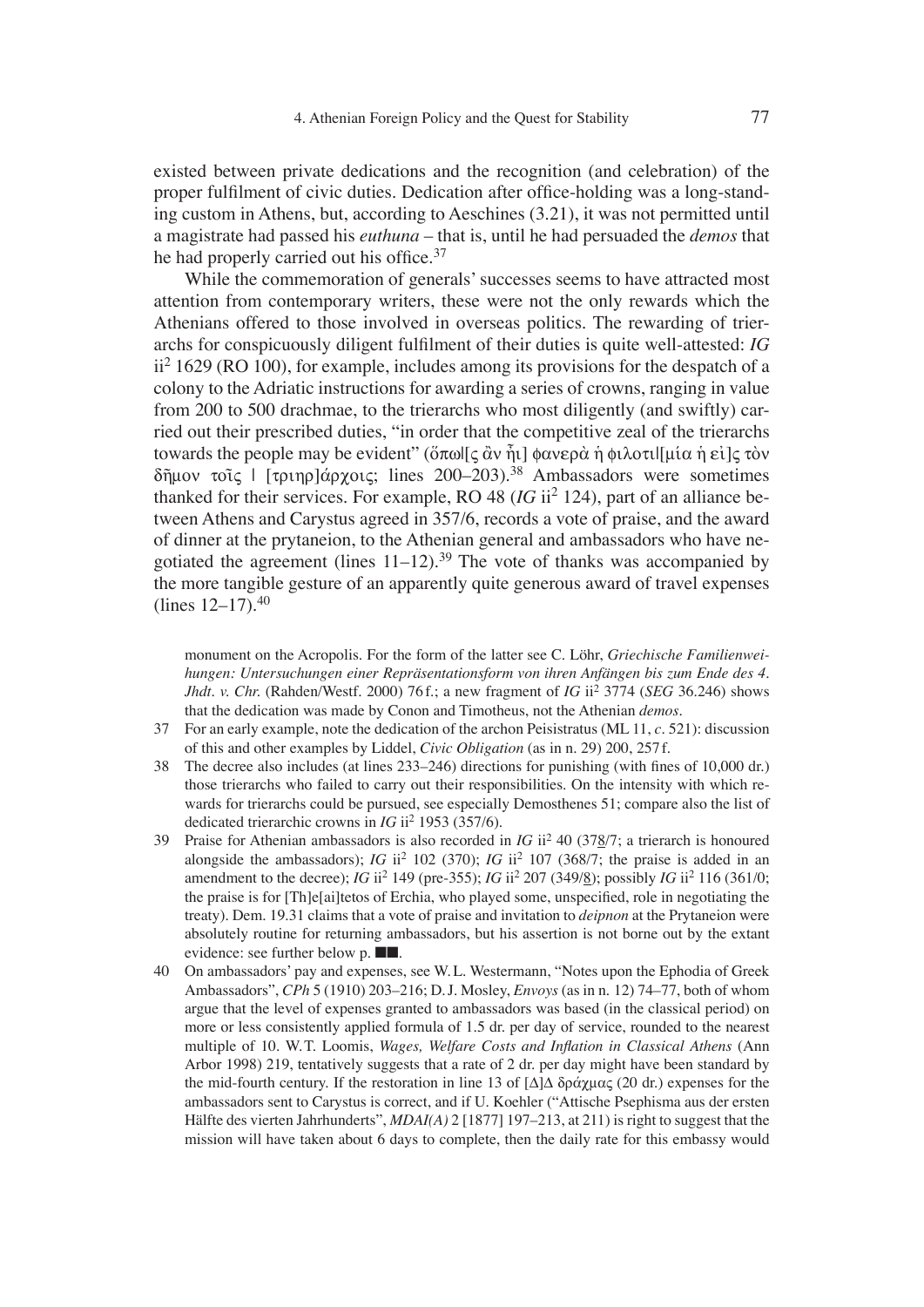existed between private dedications and the recognition (and celebration) of the proper fulfilment of civic duties. Dedication after office-holding was a long-standing custom in Athens, but, according to Aeschines (3.21), it was not permitted until a magistrate had passed his *euthuna* – that is, until he had persuaded the *demos* that he had properly carried out his office.[37]

While the commemoration of generals' successes seems to have attracted most attention from contemporary writers, these were not the only rewards which the Athenians offered to those involved in overseas politics. The rewarding of trierarchs for conspicuously diligent fulfilment of their duties is quite well-attested: *IG* ii$^2$ 1629 (RO 100), for example, includes among its provisions for the despatch of a colony to the Adriatic instructions for awarding a series of crowns, ranging in value from 200 to 500 drachmae, to the trierarchs who most diligently (and swiftly) carried out their prescribed duties, "in order that the competitive zeal of the trierarchs towards the people may be evident" (ὅπω|[ς ἂν ἦι] φανερὰ ἡ φιλοτι|[μία ἡ εἰ]ς τὸν δῆμον τοῖς | [τριηρ]άρχοις; lines 200–203).[38] Ambassadors were sometimes thanked for their services. For example, RO 48 (*IG* ii$^2$ 124), part of an alliance between Athens and Carystus agreed in 357/6, records a vote of praise, and the award of dinner at the prytaneion, to the Athenian general and ambassadors who have negotiated the agreement (lines 11–12).[39] The vote of thanks was accompanied by the more tangible gesture of an apparently quite generous award of travel expenses (lines 12–17).[40]

monument on the Acropolis. For the form of the latter see C. Löhr, *Griechische Familienweihungen: Untersuchungen einer Repräsentationsform von ihren Anfängen bis zum Ende des 4. Jhdt. v. Chr.* (Rahden/Westf. 2000) 76 f.; a new fragment of *IG* ii$^2$ 3774 (*SEG* 36.246) shows that the dedication was made by Conon and Timotheus, not the Athenian *demos*.

37 For an early example, note the dedication of the archon Peisistratus (ML 11, *c*. 521): discussion of this and other examples by Liddel, *Civic Obligation* (as in n. 29) 200, 257 f.

38 The decree also includes (at lines 233–246) directions for punishing (with fines of 10,000 dr.) those trierarchs who failed to carry out their responsibilities. On the intensity with which rewards for trierarchs could be pursued, see especially Demosthenes 51; compare also the list of dedicated trierarchic crowns in *IG* ii$^2$ 1953 (357/6).

39 Praise for Athenian ambassadors is also recorded in *IG* ii$^2$ 40 (378/7; a trierarch is honoured alongside the ambassadors); *IG* ii$^2$ 102 (370); *IG* ii$^2$ 107 (368/7; the praise is added in an amendment to the decree); *IG* ii$^2$ 149 (pre-355); *IG* ii$^2$ 207 (349/8); possibly *IG* ii$^2$ 116 (361/0; the praise is for [Th]e[ai]tetos of Erchia, who played some, unspecified, role in negotiating the treaty). Dem. 19.31 claims that a vote of praise and invitation to *deipnon* at the Prytaneion were absolutely routine for returning ambassadors, but his assertion is not borne out by the extant evidence: see further below p. ■■.

40 On ambassadors' pay and expenses, see W. L. Westermann, "Notes upon the Ephodia of Greek Ambassadors", *CPh* 5 (1910) 203–216; D. J. Mosley, *Envoys* (as in n. 12) 74–77, both of whom argue that the level of expenses granted to ambassadors was based (in the classical period) on more or less consistently applied formula of 1.5 dr. per day of service, rounded to the nearest multiple of 10. W. T. Loomis, *Wages, Welfare Costs and Inflation in Classical Athens* (Ann Arbor 1998) 219, tentatively suggests that a rate of 2 dr. per day might have been standard by the mid-fourth century. If the restoration in line 13 of [Δ]Δ δράχμας (20 dr.) expenses for the ambassadors sent to Carystus is correct, and if U. Koehler ("Attische Psephisma aus der ersten Hälfte des vierten Jahrhunderts", *MDAI(A)* 2 [1877] 197–213, at 211) is right to suggest that the mission will have taken about 6 days to complete, then the daily rate for this embassy would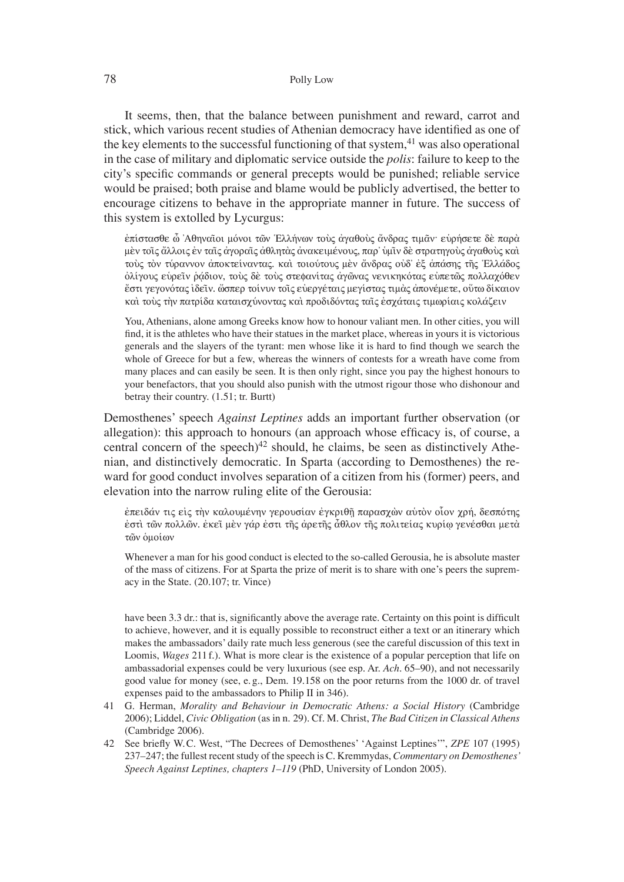It seems, then, that the balance between punishment and reward, carrot and stick, which various recent studies of Athenian democracy have identified as one of the key elements to the successful functioning of that system,[41] was also operational in the case of military and diplomatic service outside the *polis*: failure to keep to the city's specific commands or general precepts would be punished; reliable service would be praised; both praise and blame would be publicly advertised, the better to encourage citizens to behave in the appropriate manner in future. The success of this system is extolled by Lycurgus:

> ἐπίστασθε ὦ Ἀθηναῖοι μόνοι τῶν Ἑλλήνων τοὺς ἀγαθοὺς ἄνδρας τιμᾶν· εὑρήσετε δὲ παρὰ μὲν τοῖς ἄλλοις ἐν ταῖς ἀγοραῖς ἀθλητὰς ἀνακειμένους, παρ' ὑμῖν δὲ στρατηγοὺς ἀγαθοὺς καὶ τοὺς τὸν τύραννον ἀποκτείναντας. καὶ τοιούτους μὲν ἄνδρας οὐδ' ἐξ ἁπάσης τῆς Ἑλλάδος ὀλίγους εὑρεῖν ῥᾴδιον, τοὺς δὲ τοὺς στεφανίτας ἀγῶνας νενικηκότας εὐπετῶς πολλαχόθεν ἔστι γεγονότας ἰδεῖν. ὥσπερ τοίνυν τοῖς εὐεργέταις μεγίστας τιμὰς ἀπονέμετε, οὕτω δίκαιον καὶ τοὺς τὴν πατρίδα καταισχύνοντας καὶ προδιδόντας ταῖς ἐσχάταις τιμωρίαις κολάζειν
>
> You, Athenians, alone among Greeks know how to honour valiant men. In other cities, you will find, it is the athletes who have their statues in the market place, whereas in yours it is victorious generals and the slayers of the tyrant: men whose like it is hard to find though we search the whole of Greece for but a few, whereas the winners of contests for a wreath have come from many places and can easily be seen. It is then only right, since you pay the highest honours to your benefactors, that you should also punish with the utmost rigour those who dishonour and betray their country. (1.51; tr. Burtt)

Demosthenes' speech *Against Leptines* adds an important further observation (or allegation): this approach to honours (an approach whose efficacy is, of course, a central concern of the speech)[42] should, he claims, be seen as distinctively Athenian, and distinctively democratic. In Sparta (according to Demosthenes) the reward for good conduct involves separation of a citizen from his (former) peers, and elevation into the narrow ruling elite of the Gerousia:

> ἐπειδάν τις εἰς τὴν καλουμένην γερουσίαν ἐγκριθῇ παρασχὼν αὑτὸν οἷον χρή, δεσπότης ἐστὶ τῶν πολλῶν. ἐκεῖ μὲν γάρ ἐστι τῆς ἀρετῆς ἆθλον τῆς πολιτείας κυρίῳ γενέσθαι μετὰ τῶν ὁμοίων
>
> Whenever a man for his good conduct is elected to the so-called Gerousia, he is absolute master of the mass of citizens. For at Sparta the prize of merit is to share with one's peers the supremacy in the State. (20.107; tr. Vince)

have been 3.3 dr.: that is, significantly above the average rate. Certainty on this point is difficult to achieve, however, and it is equally possible to reconstruct either a text or an itinerary which makes the ambassadors' daily rate much less generous (see the careful discussion of this text in Loomis, *Wages* 211 f.). What is more clear is the existence of a popular perception that life on ambassadorial expenses could be very luxurious (see esp. Ar. *Ach*. 65–90), and not necessarily good value for money (see, e. g., Dem. 19.158 on the poor returns from the 1000 dr. of travel expenses paid to the ambassadors to Philip II in 346).

41 G. Herman, *Morality and Behaviour in Democratic Athens: a Social History* (Cambridge 2006); Liddel, *Civic Obligation* (as in n. 29). Cf. M. Christ, *The Bad Citizen in Classical Athens* (Cambridge 2006).

42 See briefly W. C. West, "The Decrees of Demosthenes' 'Against Leptines'", *ZPE* 107 (1995) 237–247; the fullest recent study of the speech is C. Kremmydas, *Commentary on Demosthenes' Speech Against Leptines, chapters 1–119* (PhD, University of London 2005).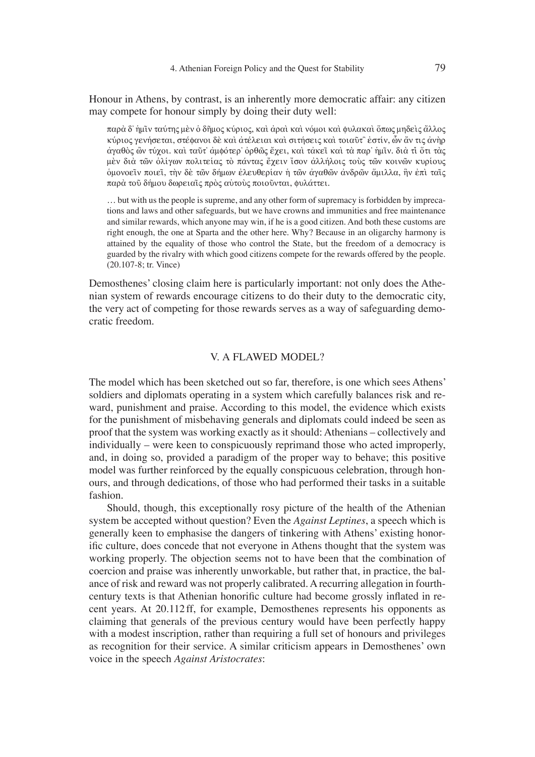Honour in Athens, by contrast, is an inherently more democratic affair: any citizen may compete for honour simply by doing their duty well:

> παρὰ δ᾽ ἡμῖν ταύτης μὲν ὁ δῆμος κύριος, καὶ ἀραὶ καὶ νόμοι καὶ φυλακαὶ ὅπως μηδεὶς ἄλλος κύριος γενήσεται, στέφανοι δὲ καὶ ἀτέλειαι καὶ σιτήσεις καὶ τοιαῦτ᾽ ἐστίν, ὧν ἄν τις ἀνὴρ ἀγαθὸς ὢν τύχοι. καὶ ταῦτ᾽ ἀμφότερ᾽ ὀρθῶς ἔχει, καὶ τἀκεῖ καὶ τὰ παρ᾽ ἡμῖν. διὰ τί ὅτι τὰς μὲν διὰ τῶν ὀλίγων πολιτείας τὸ πάντας ἔχειν ἴσον ἀλλήλοις τοὺς τῶν κοινῶν κυρίους ὁμονοεῖν ποιεῖ, τὴν δὲ τῶν δήμων ἐλευθερίαν ἡ τῶν ἀγαθῶν ἀνδρῶν ἅμιλλα, ἣν ἐπὶ ταῖς παρὰ τοῦ δήμου δωρειαῖς πρὸς αὑτοὺς ποιοῦνται, φυλάττει.
>
> … but with us the people is supreme, and any other form of supremacy is forbidden by imprecations and laws and other safeguards, but we have crowns and immunities and free maintenance and similar rewards, which anyone may win, if he is a good citizen. And both these customs are right enough, the one at Sparta and the other here. Why? Because in an oligarchy harmony is attained by the equality of those who control the State, but the freedom of a democracy is guarded by the rivalry with which good citizens compete for the rewards offered by the people. (20.107-8; tr. Vince)

Demosthenes' closing claim here is particularly important: not only does the Athenian system of rewards encourage citizens to do their duty to the democratic city, the very act of competing for those rewards serves as a way of safeguarding democratic freedom.

## V. A FLAWED MODEL?

The model which has been sketched out so far, therefore, is one which sees Athens' soldiers and diplomats operating in a system which carefully balances risk and reward, punishment and praise. According to this model, the evidence which exists for the punishment of misbehaving generals and diplomats could indeed be seen as proof that the system was working exactly as it should: Athenians – collectively and individually – were keen to conspicuously reprimand those who acted improperly, and, in doing so, provided a paradigm of the proper way to behave; this positive model was further reinforced by the equally conspicuous celebration, through honours, and through dedications, of those who had performed their tasks in a suitable fashion.

Should, though, this exceptionally rosy picture of the health of the Athenian system be accepted without question? Even the *Against Leptines*, a speech which is generally keen to emphasise the dangers of tinkering with Athens' existing honorific culture, does concede that not everyone in Athens thought that the system was working properly. The objection seems not to have been that the combination of coercion and praise was inherently unworkable, but rather that, in practice, the balance of risk and reward was not properly calibrated. A recurring allegation in fourth-century texts is that Athenian honorific culture had become grossly inflated in recent years. At 20.112 ff, for example, Demosthenes represents his opponents as claiming that generals of the previous century would have been perfectly happy with a modest inscription, rather than requiring a full set of honours and privileges as recognition for their service. A similar criticism appears in Demosthenes' own voice in the speech *Against Aristocrates*: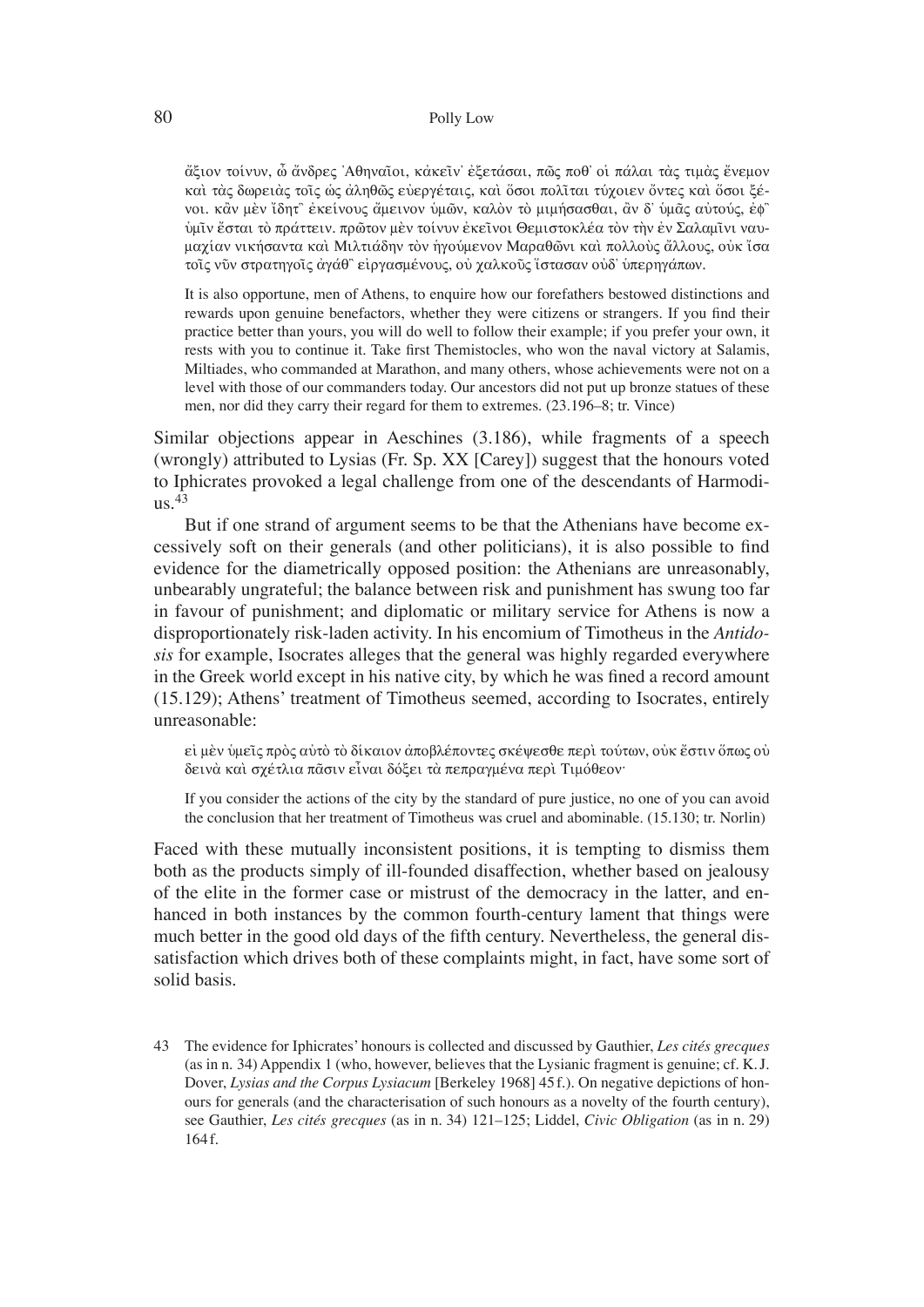ἄξιον τοίνυν, ὦ ἄνδρες Ἀθηναῖοι, κἀκεῖν᾽ ἐξετάσαι, πῶς ποθ᾽ οἱ πάλαι τὰς τιμὰς ἔνεμον καὶ τὰς δωρειὰς τοῖς ὡς ἀληθῶς εὐεργέταις, καὶ ὅσοι πολῖται τύχοιεν ὄντες καὶ ὅσοι ξένοι. κἂν μὲν ἴδητ᾽ ἐκείνους ἄμεινον ὑμῶν, καλὸν τὸ μιμήσασθαι, ἂν δ᾽ ὑμᾶς αὐτούς, ἐφ᾽ ὑμῖν ἔσται τὸ πράττειν. πρῶτον μὲν τοίνυν ἐκεῖνοι Θεμιστοκλέα τὸν τὴν ἐν Σαλαμῖνι ναυμαχίαν νικήσαντα καὶ Μιλτιάδην τὸν ἡγούμενον Μαραθῶνι καὶ πολλοὺς ἄλλους, οὐκ ἴσα τοῖς νῦν στρατηγοῖς ἀγάθ᾽ εἰργασμένους, οὐ χαλκοῦς ἵστασαν οὐδ᾽ ὑπερηγάπων.

It is also opportune, men of Athens, to enquire how our forefathers bestowed distinctions and rewards upon genuine benefactors, whether they were citizens or strangers. If you find their practice better than yours, you will do well to follow their example; if you prefer your own, it rests with you to continue it. Take first Themistocles, who won the naval victory at Salamis, Miltiades, who commanded at Marathon, and many others, whose achievements were not on a level with those of our commanders today. Our ancestors did not put up bronze statues of these men, nor did they carry their regard for them to extremes. (23.196–8; tr. Vince)

Similar objections appear in Aeschines (3.186), while fragments of a speech (wrongly) attributed to Lysias (Fr. Sp. XX [Carey]) suggest that the honours voted to Iphicrates provoked a legal challenge from one of the descendants of Harmodius.[43]

But if one strand of argument seems to be that the Athenians have become excessively soft on their generals (and other politicians), it is also possible to find evidence for the diametrically opposed position: the Athenians are unreasonably, unbearably ungrateful; the balance between risk and punishment has swung too far in favour of punishment; and diplomatic or military service for Athens is now a disproportionately risk-laden activity. In his encomium of Timotheus in the *Antidosis* for example, Isocrates alleges that the general was highly regarded everywhere in the Greek world except in his native city, by which he was fined a record amount (15.129); Athens' treatment of Timotheus seemed, according to Isocrates, entirely unreasonable:

εἰ μὲν ὑμεῖς πρὸς αὐτὸ τὸ δίκαιον ἀποβλέποντες σκέψεσθε περὶ τούτων, οὐκ ἔστιν ὅπως οὐ δεινὰ καὶ σχέτλια πᾶσιν εἶναι δόξει τὰ πεπραγμένα περὶ Τιμόθεον·

If you consider the actions of the city by the standard of pure justice, no one of you can avoid the conclusion that her treatment of Timotheus was cruel and abominable. (15.130; tr. Norlin)

Faced with these mutually inconsistent positions, it is tempting to dismiss them both as the products simply of ill-founded disaffection, whether based on jealousy of the elite in the former case or mistrust of the democracy in the latter, and enhanced in both instances by the common fourth-century lament that things were much better in the good old days of the fifth century. Nevertheless, the general dissatisfaction which drives both of these complaints might, in fact, have some sort of solid basis.

43 The evidence for Iphicrates' honours is collected and discussed by Gauthier, *Les cités grecques* (as in n. 34) Appendix 1 (who, however, believes that the Lysianic fragment is genuine; cf. K.J. Dover, *Lysias and the Corpus Lysiacum* [Berkeley 1968] 45 f.). On negative depictions of honours for generals (and the characterisation of such honours as a novelty of the fourth century), see Gauthier, *Les cités grecques* (as in n. 34) 121–125; Liddel, *Civic Obligation* (as in n. 29) 164 f.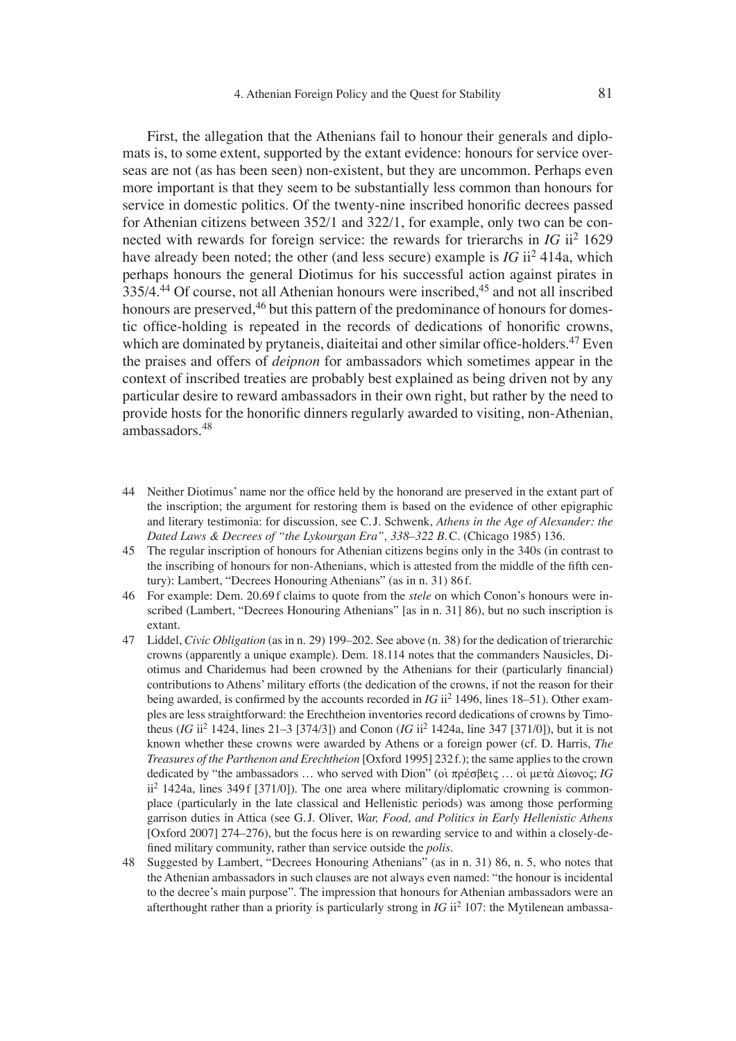First, the allegation that the Athenians fail to honour their generals and diplomats is, to some extent, supported by the extant evidence: honours for service overseas are not (as has been seen) non-existent, but they are uncommon. Perhaps even more important is that they seem to be substantially less common than honours for service in domestic politics. Of the twenty-nine inscribed honorific decrees passed for Athenian citizens between 352/1 and 322/1, for example, only two can be connected with rewards for foreign service: the rewards for trierarchs in *IG* ii$^2$ 1629 have already been noted; the other (and less secure) example is *IG* ii$^2$ 414a, which perhaps honours the general Diotimus for his successful action against pirates in 335/4.[44] Of course, not all Athenian honours were inscribed,[45] and not all inscribed honours are preserved,[46] but this pattern of the predominance of honours for domestic office-holding is repeated in the records of dedications of honorific crowns, which are dominated by prytaneis, diaiteitai and other similar office-holders.[47] Even the praises and offers of *deipnon* for ambassadors which sometimes appear in the context of inscribed treaties are probably best explained as being driven not by any particular desire to reward ambassadors in their own right, but rather by the need to provide hosts for the honorific dinners regularly awarded to visiting, non-Athenian, ambassadors.[48]

44 Neither Diotimus' name nor the office held by the honorand are preserved in the extant part of the inscription; the argument for restoring them is based on the evidence of other epigraphic and literary testimonia: for discussion, see C.J. Schwenk, *Athens in the Age of Alexander: the Dated Laws & Decrees of "the Lykourgan Era", 338–322 B.*C. (Chicago 1985) 136.

45 The regular inscription of honours for Athenian citizens begins only in the 340s (in contrast to the inscribing of honours for non-Athenians, which is attested from the middle of the fifth century): Lambert, "Decrees Honouring Athenians" (as in n. 31) 86 f.

46 For example: Dem. 20.69 f claims to quote from the *stele* on which Conon's honours were inscribed (Lambert, "Decrees Honouring Athenians" [as in n. 31] 86), but no such inscription is extant.

47 Liddel, *Civic Obligation* (as in n. 29) 199–202. See above (n. 38) for the dedication of trierarchic crowns (apparently a unique example). Dem. 18.114 notes that the commanders Nausicles, Diotimus and Charidemus had been crowned by the Athenians for their (particularly financial) contributions to Athens' military efforts (the dedication of the crowns, if not the reason for their being awarded, is confirmed by the accounts recorded in *IG* ii$^2$ 1496, lines 18–51). Other examples are less straightforward: the Erechtheion inventories record dedications of crowns by Timotheus (*IG* ii$^2$ 1424, lines 21–3 [374/3]) and Conon (*IG* ii$^2$ 1424a, line 347 [371/0]), but it is not known whether these crowns were awarded by Athens or a foreign power (cf. D. Harris, *The Treasures of the Parthenon and Erechtheion* [Oxford 1995] 232 f.); the same applies to the crown dedicated by "the ambassadors … who served with Dion" (οἱ πρέσβεις … οἱ μετὰ Δίωνος; *IG* ii$^2$ 1424a, lines 349 f [371/0]). The one area where military/diplomatic crowning is commonplace (particularly in the late classical and Hellenistic periods) was among those performing garrison duties in Attica (see G.J. Oliver, *War, Food, and Politics in Early Hellenistic Athens* [Oxford 2007] 274–276), but the focus here is on rewarding service to and within a closely-defined military community, rather than service outside the *polis*.

48 Suggested by Lambert, "Decrees Honouring Athenians" (as in n. 31) 86, n. 5, who notes that the Athenian ambassadors in such clauses are not always even named: "the honour is incidental to the decree's main purpose". The impression that honours for Athenian ambassadors were an afterthought rather than a priority is particularly strong in *IG* ii$^2$ 107: the Mytilenean ambassa-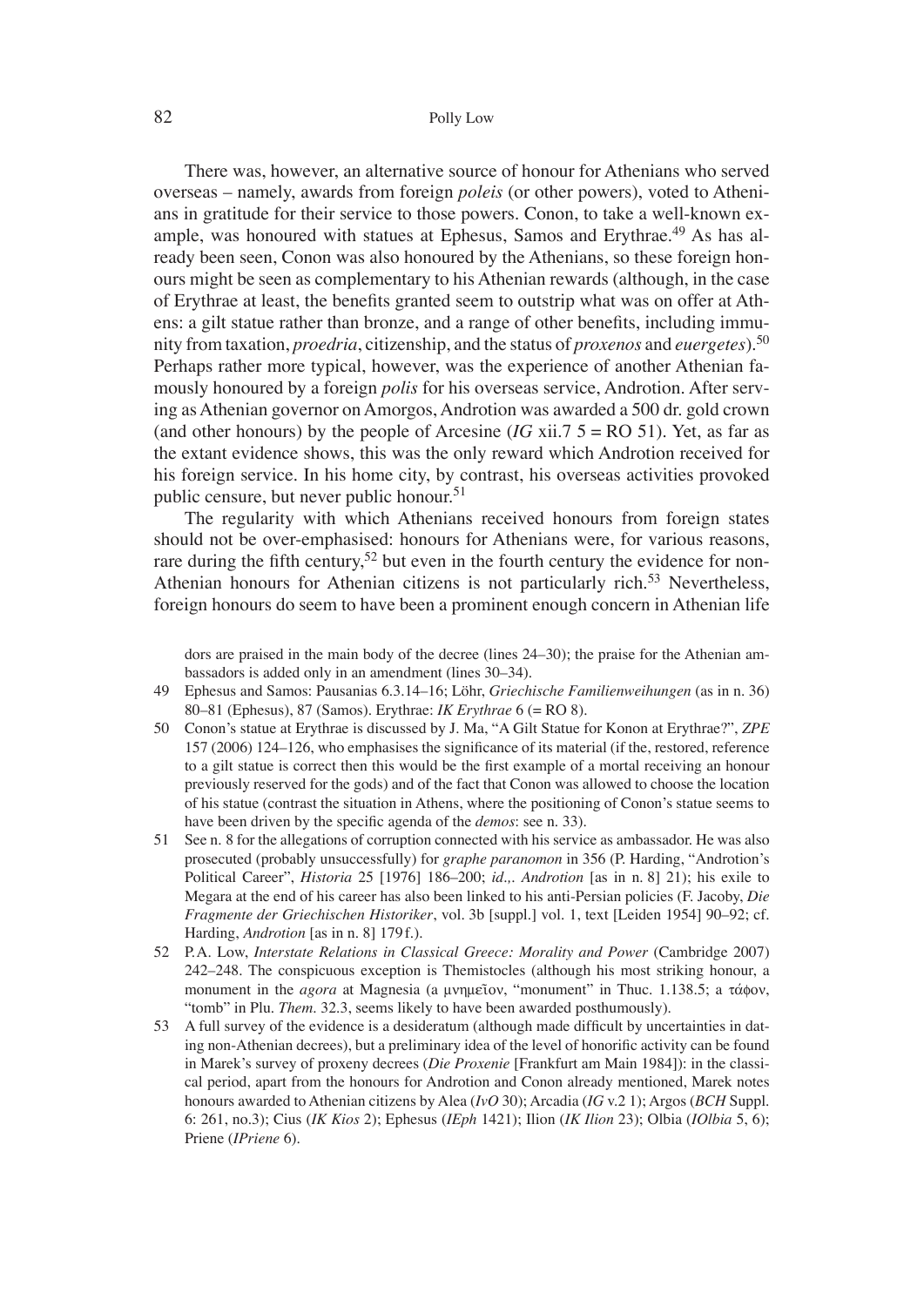There was, however, an alternative source of honour for Athenians who served overseas – namely, awards from foreign *poleis* (or other powers), voted to Athenians in gratitude for their service to those powers. Conon, to take a well-known example, was honoured with statues at Ephesus, Samos and Erythrae.[49] As has already been seen, Conon was also honoured by the Athenians, so these foreign honours might be seen as complementary to his Athenian rewards (although, in the case of Erythrae at least, the benefits granted seem to outstrip what was on offer at Athens: a gilt statue rather than bronze, and a range of other benefits, including immunity from taxation, *proedria*, citizenship, and the status of *proxenos* and *euergetes*).[50] Perhaps rather more typical, however, was the experience of another Athenian famously honoured by a foreign *polis* for his overseas service, Androtion. After serving as Athenian governor on Amorgos, Androtion was awarded a 500 dr. gold crown (and other honours) by the people of Arcesine (*IG* xii.7 5 = RO 51). Yet, as far as the extant evidence shows, this was the only reward which Androtion received for his foreign service. In his home city, by contrast, his overseas activities provoked public censure, but never public honour.[51]

The regularity with which Athenians received honours from foreign states should not be over-emphasised: honours for Athenians were, for various reasons, rare during the fifth century,[52] but even in the fourth century the evidence for non-Athenian honours for Athenian citizens is not particularly rich.[53] Nevertheless, foreign honours do seem to have been a prominent enough concern in Athenian life

dors are praised in the main body of the decree (lines 24–30); the praise for the Athenian ambassadors is added only in an amendment (lines 30–34).

49 Ephesus and Samos: Pausanias 6.3.14–16; Löhr, *Griechische Familienweihungen* (as in n. 36) 80–81 (Ephesus), 87 (Samos). Erythrae: *IK Erythrae* 6 (= RO 8).

50 Conon's statue at Erythrae is discussed by J. Ma, "A Gilt Statue for Konon at Erythrae?", *ZPE* 157 (2006) 124–126, who emphasises the significance of its material (if the, restored, reference to a gilt statue is correct then this would be the first example of a mortal receiving an honour previously reserved for the gods) and of the fact that Conon was allowed to choose the location of his statue (contrast the situation in Athens, where the positioning of Conon's statue seems to have been driven by the specific agenda of the *demos*: see n. 33).

51 See n. 8 for the allegations of corruption connected with his service as ambassador. He was also prosecuted (probably unsuccessfully) for *graphe paranomon* in 356 (P. Harding, "Androtion's Political Career", *Historia* 25 [1976] 186–200; *id*.,. *Androtion* [as in n. 8] 21); his exile to Megara at the end of his career has also been linked to his anti-Persian policies (F. Jacoby, *Die Fragmente der Griechischen Historiker*, vol. 3b [suppl.] vol. 1, text [Leiden 1954] 90–92; cf. Harding, *Androtion* [as in n. 8] 179 f.).

52 P.A. Low, *Interstate Relations in Classical Greece: Morality and Power* (Cambridge 2007) 242–248. The conspicuous exception is Themistocles (although his most striking honour, a monument in the *agora* at Magnesia (a μνημεῖον, "monument" in Thuc. 1.138.5; a τάφον, "tomb" in Plu. *Them.* 32.3, seems likely to have been awarded posthumously).

53 A full survey of the evidence is a desideratum (although made difficult by uncertainties in dating non-Athenian decrees), but a preliminary idea of the level of honorific activity can be found in Marek's survey of proxeny decrees (*Die Proxenie* [Frankfurt am Main 1984]): in the classical period, apart from the honours for Androtion and Conon already mentioned, Marek notes honours awarded to Athenian citizens by Alea (*IvO* 30); Arcadia (*IG* v.2 1); Argos (*BCH* Suppl. 6: 261, no.3); Cius (*IK Kios* 2); Ephesus (*IEph* 1421); Ilion (*IK Ilion* 23); Olbia (*IOlbia* 5, 6); Priene (*IPriene* 6).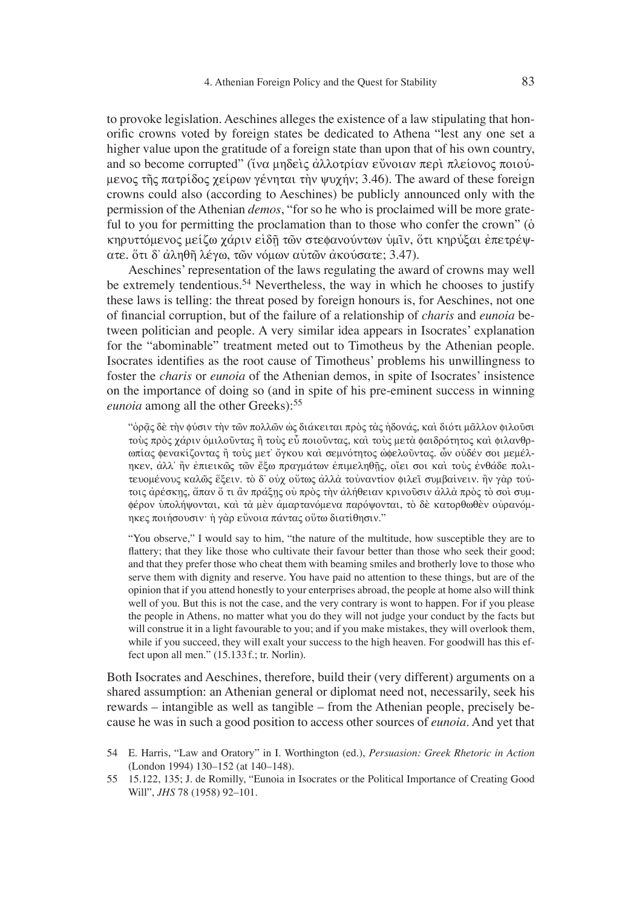to provoke legislation. Aeschines alleges the existence of a law stipulating that honorific crowns voted by foreign states be dedicated to Athena "lest any one set a higher value upon the gratitude of a foreign state than upon that of his own country, and so become corrupted" (ἵνα μηδεὶς ἀλλοτρίαν εὔνοιαν περὶ πλείονος ποιούμενος τῆς πατρίδος χείρων γένηται τὴν ψυχήν; 3.46). The award of these foreign crowns could also (according to Aeschines) be publicly announced only with the permission of the Athenian *demos*, "for so he who is proclaimed will be more grateful to you for permitting the proclamation than to those who confer the crown" (ὁ κηρυττόμενος μείζω χάριν εἰδῇ τῶν στεφανούντων ὑμῖν, ὅτι κηρύξαι ἐπετρέψατε. ὅτι δ᾽ ἀληθῆ λέγω, τῶν νόμων αὐτῶν ἀκούσατε; 3.47).

Aeschines' representation of the laws regulating the award of crowns may well be extremely tendentious.[54] Nevertheless, the way in which he chooses to justify these laws is telling: the threat posed by foreign honours is, for Aeschines, not one of financial corruption, but of the failure of a relationship of *charis* and *eunoia* between politician and people. A very similar idea appears in Isocrates' explanation for the "abominable" treatment meted out to Timotheus by the Athenian people. Isocrates identifies as the root cause of Timotheus' problems his unwillingness to foster the *charis* or *eunoia* of the Athenian demos, in spite of Isocrates' insistence on the importance of doing so (and in spite of his pre-eminent success in winning *eunoia* among all the other Greeks):[55]

> "ὁρᾷς δὲ τὴν φύσιν τὴν τῶν πολλῶν ὡς διάκειται πρὸς τὰς ἡδονάς, καὶ διότι μᾶλλον φιλοῦσι τοὺς πρὸς χάριν ὁμιλοῦντας ἢ τοὺς εὖ ποιοῦντας, καὶ τοὺς μετὰ φαιδρότητος καὶ φιλανθρωπίας φενακίζοντας ἢ τοὺς μετ᾽ ὄγκου καὶ σεμνότητος ὠφελοῦντας. ὧν οὐδέν σοι μεμέληκεν, ἀλλ᾽ ἢν ἐπιεικῶς τῶν ἔξω πραγμάτων ἐπιμεληθῇς, οἴει σοι καὶ τοὺς ἐνθάδε πολιτευομένους καλῶς ἕξειν. τὸ δ᾽ οὐχ οὕτως ἀλλὰ τοὐναντίον φιλεῖ συμβαίνειν. ἢν γὰρ τούτοις ἀρέσκῃς, ἅπαν ὅ τι ἂν πράξῃς οὐ πρὸς τὴν ἀλήθειαν κρινοῦσιν ἀλλὰ πρὸς τὸ σοὶ συμφέρον ὑπολήψονται, καὶ τὰ μὲν ἁμαρτανόμενα παρόψονται, τὸ δὲ κατορθωθὲν οὐρανόμηκες ποιήσουσιν· ἡ γὰρ εὔνοια πάντας οὕτω διατίθησιν."
>
> "You observe," I would say to him, "the nature of the multitude, how susceptible they are to flattery; that they like those who cultivate their favour better than those who seek their good; and that they prefer those who cheat them with beaming smiles and brotherly love to those who serve them with dignity and reserve. You have paid no attention to these things, but are of the opinion that if you attend honestly to your enterprises abroad, the people at home also will think well of you. But this is not the case, and the very contrary is wont to happen. For if you please the people in Athens, no matter what you do they will not judge your conduct by the facts but will construe it in a light favourable to you; and if you make mistakes, they will overlook them, while if you succeed, they will exalt your success to the high heaven. For goodwill has this effect upon all men." (15.133 f.; tr. Norlin).

Both Isocrates and Aeschines, therefore, build their (very different) arguments on a shared assumption: an Athenian general or diplomat need not, necessarily, seek his rewards – intangible as well as tangible – from the Athenian people, precisely because he was in such a good position to access other sources of *eunoia*. And yet that

54 E. Harris, "Law and Oratory" in I. Worthington (ed.), *Persuasion: Greek Rhetoric in Action* (London 1994) 130–152 (at 140–148).

55 15.122, 135; J. de Romilly, "Eunoia in Isocrates or the Political Importance of Creating Good Will", *JHS* 78 (1958) 92–101.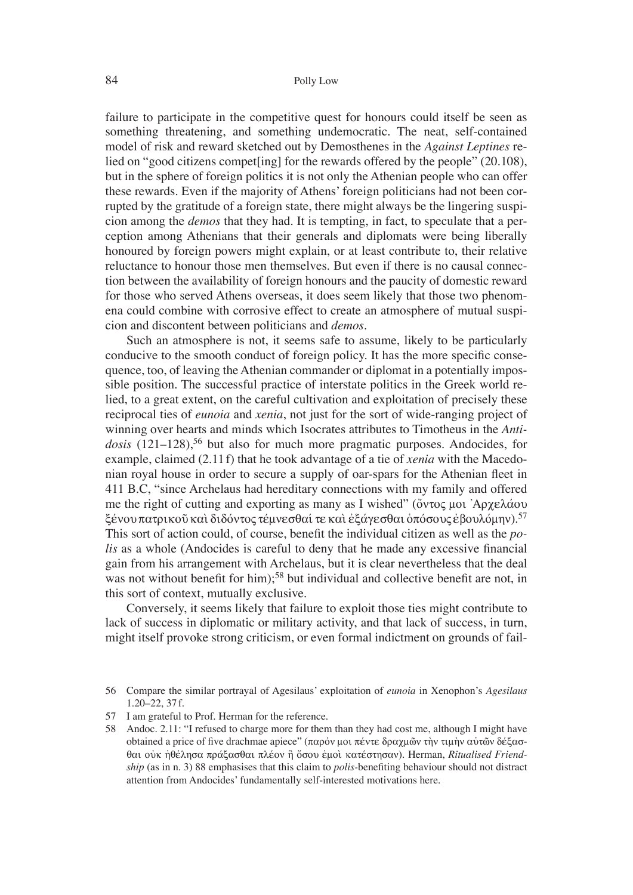failure to participate in the competitive quest for honours could itself be seen as something threatening, and something undemocratic. The neat, self-contained model of risk and reward sketched out by Demosthenes in the *Against Leptines* relied on "good citizens compet[ing] for the rewards offered by the people" (20.108), but in the sphere of foreign politics it is not only the Athenian people who can offer these rewards. Even if the majority of Athens' foreign politicians had not been corrupted by the gratitude of a foreign state, there might always be the lingering suspicion among the *demos* that they had. It is tempting, in fact, to speculate that a perception among Athenians that their generals and diplomats were being liberally honoured by foreign powers might explain, or at least contribute to, their relative reluctance to honour those men themselves. But even if there is no causal connection between the availability of foreign honours and the paucity of domestic reward for those who served Athens overseas, it does seem likely that those two phenomena could combine with corrosive effect to create an atmosphere of mutual suspicion and discontent between politicians and *demos*.

Such an atmosphere is not, it seems safe to assume, likely to be particularly conducive to the smooth conduct of foreign policy. It has the more specific consequence, too, of leaving the Athenian commander or diplomat in a potentially impossible position. The successful practice of interstate politics in the Greek world relied, to a great extent, on the careful cultivation and exploitation of precisely these reciprocal ties of *eunoia* and *xenia*, not just for the sort of wide-ranging project of winning over hearts and minds which Isocrates attributes to Timotheus in the *Antidosis* (121–128),[56] but also for much more pragmatic purposes. Andocides, for example, claimed (2.11 f) that he took advantage of a tie of *xenia* with the Macedonian royal house in order to secure a supply of oar-spars for the Athenian fleet in 411 B.C, "since Archelaus had hereditary connections with my family and offered me the right of cutting and exporting as many as I wished" (ὄντος μοι Ἀρχελάου ξένου πατρικοῦ καὶ διδόντος τέμνεσθαί τε καὶ ἐξάγεσθαι ὁπόσους ἐβουλόμην).[57] This sort of action could, of course, benefit the individual citizen as well as the *polis* as a whole (Andocides is careful to deny that he made any excessive financial gain from his arrangement with Archelaus, but it is clear nevertheless that the deal was not without benefit for him);[58] but individual and collective benefit are not, in this sort of context, mutually exclusive.

Conversely, it seems likely that failure to exploit those ties might contribute to lack of success in diplomatic or military activity, and that lack of success, in turn, might itself provoke strong criticism, or even formal indictment on grounds of fail-

56 Compare the similar portrayal of Agesilaus' exploitation of *eunoia* in Xenophon's *Agesilaus* 1.20–22, 37 f.

57 I am grateful to Prof. Herman for the reference.

58 Andoc. 2.11: "I refused to charge more for them than they had cost me, although I might have obtained a price of five drachmae apiece" (παρόν μοι πέντε δραχμῶν τὴν τιμὴν αὐτῶν δέξασθαι οὐκ ἠθέλησα πράξασθαι πλέον ἢ ὅσου ἐμοὶ κατέστησαν). Herman, *Ritualised Friendship* (as in n. 3) 88 emphasises that this claim to *polis*-benefiting behaviour should not distract attention from Andocides' fundamentally self-interested motivations here.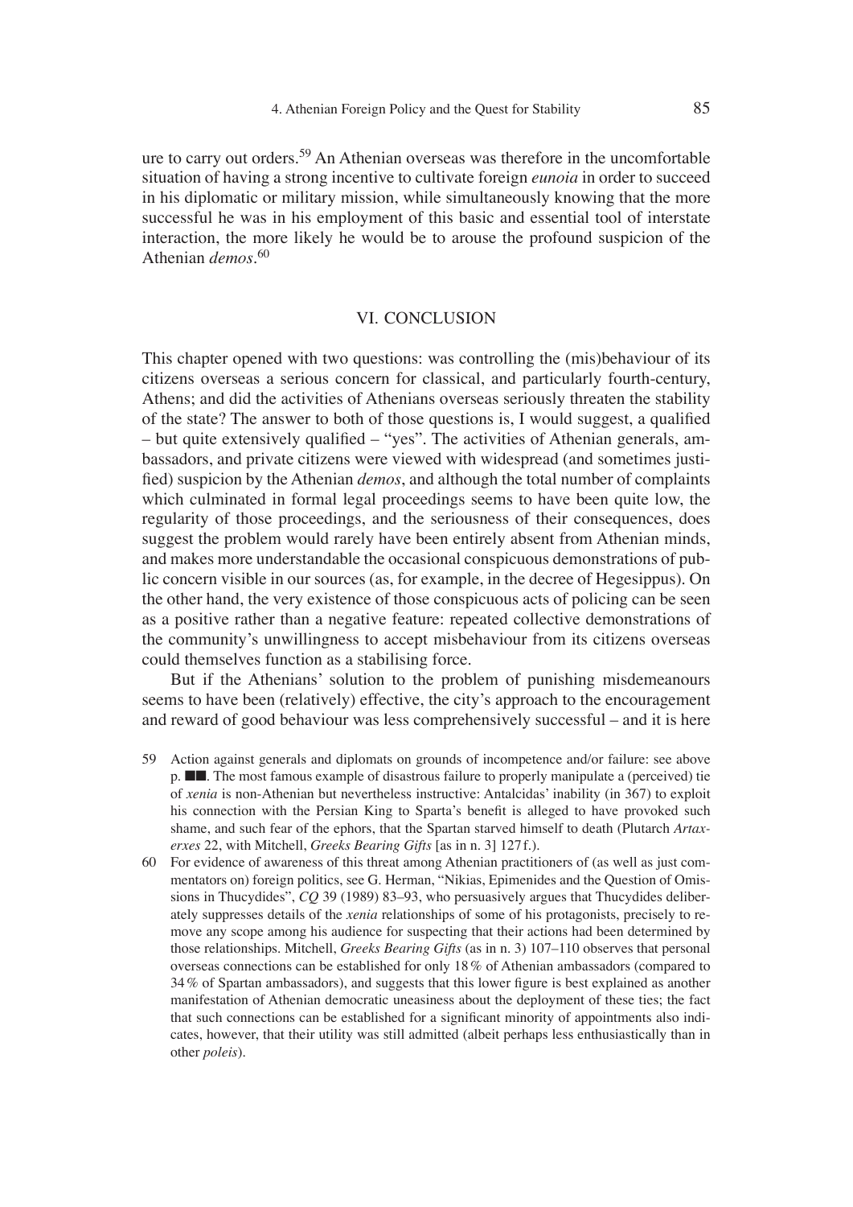ure to carry out orders.[59] An Athenian overseas was therefore in the uncomfortable situation of having a strong incentive to cultivate foreign *eunoia* in order to succeed in his diplomatic or military mission, while simultaneously knowing that the more successful he was in his employment of this basic and essential tool of interstate interaction, the more likely he would be to arouse the profound suspicion of the Athenian *demos*.[60]

## VI. CONCLUSION

This chapter opened with two questions: was controlling the (mis)behaviour of its citizens overseas a serious concern for classical, and particularly fourth-century, Athens; and did the activities of Athenians overseas seriously threaten the stability of the state? The answer to both of those questions is, I would suggest, a qualified – but quite extensively qualified – "yes". The activities of Athenian generals, ambassadors, and private citizens were viewed with widespread (and sometimes justified) suspicion by the Athenian *demos*, and although the total number of complaints which culminated in formal legal proceedings seems to have been quite low, the regularity of those proceedings, and the seriousness of their consequences, does suggest the problem would rarely have been entirely absent from Athenian minds, and makes more understandable the occasional conspicuous demonstrations of public concern visible in our sources (as, for example, in the decree of Hegesippus). On the other hand, the very existence of those conspicuous acts of policing can be seen as a positive rather than a negative feature: repeated collective demonstrations of the community's unwillingness to accept misbehaviour from its citizens overseas could themselves function as a stabilising force.

But if the Athenians' solution to the problem of punishing misdemeanours seems to have been (relatively) effective, the city's approach to the encouragement and reward of good behaviour was less comprehensively successful – and it is here

59 Action against generals and diplomats on grounds of incompetence and/or failure: see above p. ■■. The most famous example of disastrous failure to properly manipulate a (perceived) tie of *xenia* is non-Athenian but nevertheless instructive: Antalcidas' inability (in 367) to exploit his connection with the Persian King to Sparta's benefit is alleged to have provoked such shame, and such fear of the ephors, that the Spartan starved himself to death (Plutarch *Artaxerxes* 22, with Mitchell, *Greeks Bearing Gifts* [as in n. 3] 127 f.).

60 For evidence of awareness of this threat among Athenian practitioners of (as well as just commentators on) foreign politics, see G. Herman, "Nikias, Epimenides and the Question of Omissions in Thucydides", *CQ* 39 (1989) 83–93, who persuasively argues that Thucydides deliberately suppresses details of the *xenia* relationships of some of his protagonists, precisely to remove any scope among his audience for suspecting that their actions had been determined by those relationships. Mitchell, *Greeks Bearing Gifts* (as in n. 3) 107–110 observes that personal overseas connections can be established for only 18 % of Athenian ambassadors (compared to 34 % of Spartan ambassadors), and suggests that this lower figure is best explained as another manifestation of Athenian democratic uneasiness about the deployment of these ties; the fact that such connections can be established for a significant minority of appointments also indicates, however, that their utility was still admitted (albeit perhaps less enthusiastically than in other *poleis*).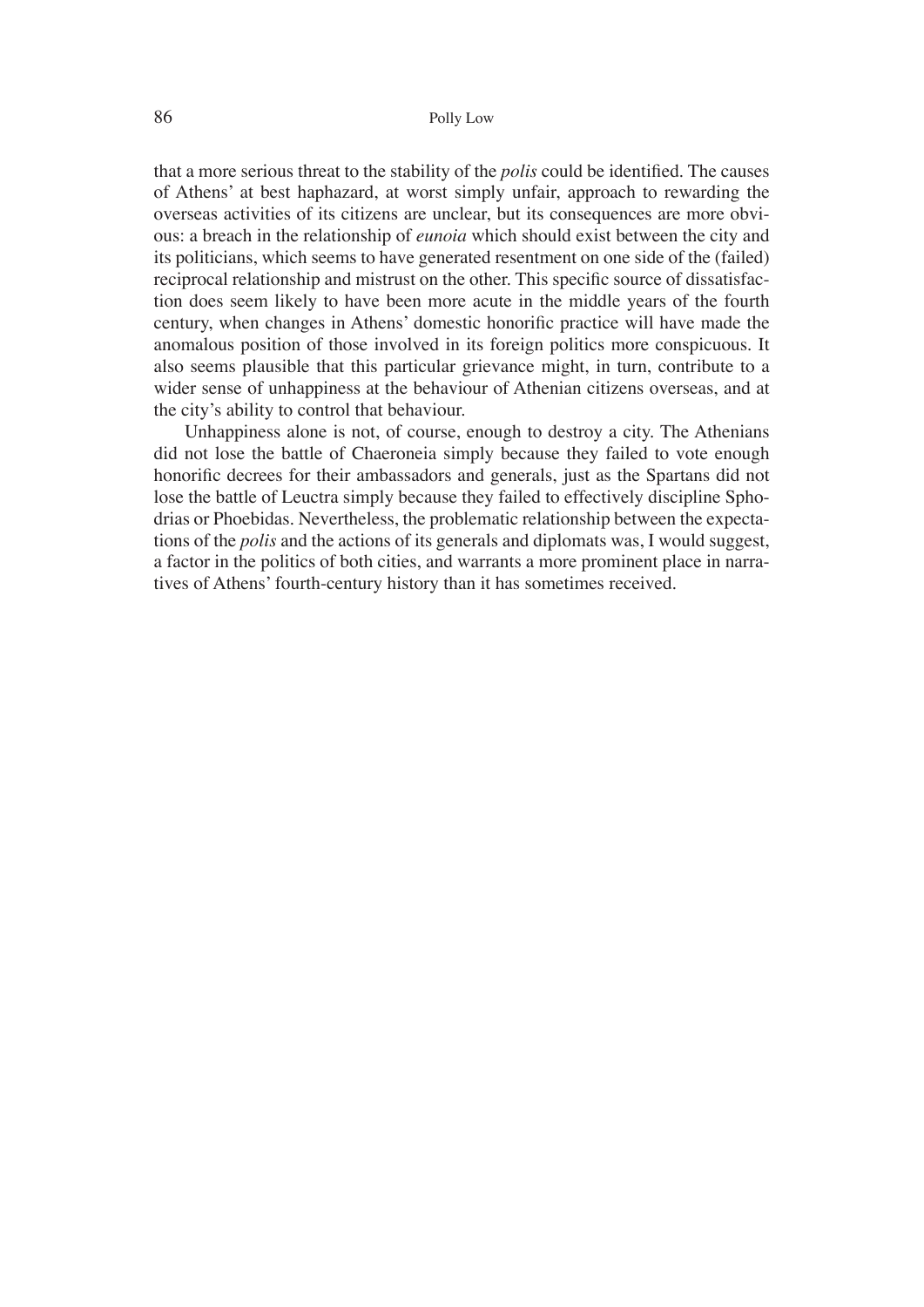that a more serious threat to the stability of the *polis* could be identified. The causes of Athens' at best haphazard, at worst simply unfair, approach to rewarding the overseas activities of its citizens are unclear, but its consequences are more obvious: a breach in the relationship of *eunoia* which should exist between the city and its politicians, which seems to have generated resentment on one side of the (failed) reciprocal relationship and mistrust on the other. This specific source of dissatisfaction does seem likely to have been more acute in the middle years of the fourth century, when changes in Athens' domestic honorific practice will have made the anomalous position of those involved in its foreign politics more conspicuous. It also seems plausible that this particular grievance might, in turn, contribute to a wider sense of unhappiness at the behaviour of Athenian citizens overseas, and at the city's ability to control that behaviour.

Unhappiness alone is not, of course, enough to destroy a city. The Athenians did not lose the battle of Chaeroneia simply because they failed to vote enough honorific decrees for their ambassadors and generals, just as the Spartans did not lose the battle of Leuctra simply because they failed to effectively discipline Sphodrias or Phoebidas. Nevertheless, the problematic relationship between the expectations of the *polis* and the actions of its generals and diplomats was, I would suggest, a factor in the politics of both cities, and warrants a more prominent place in narratives of Athens' fourth-century history than it has sometimes received.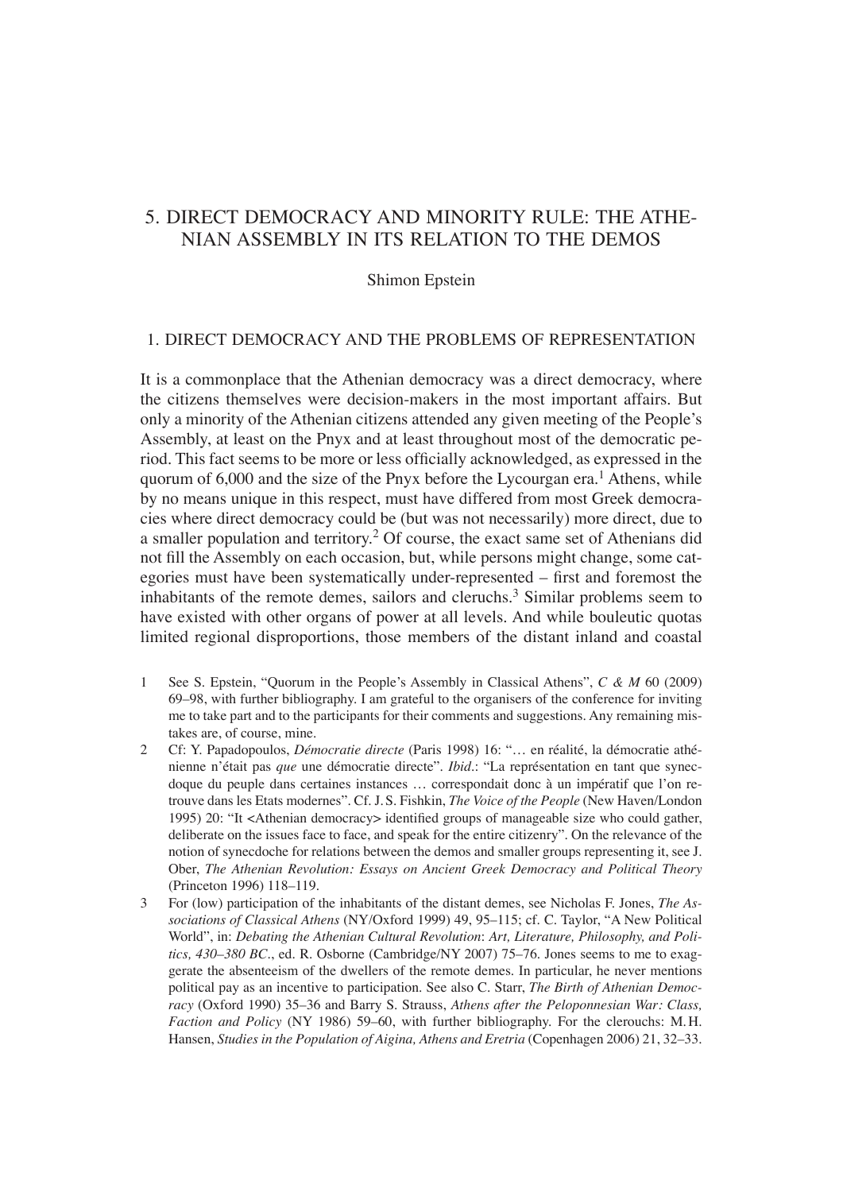# 5. DIRECT DEMOCRACY AND MINORITY RULE: THE ATHENIAN ASSEMBLY IN ITS RELATION TO THE DEMOS

Shimon Epstein

## 1. DIRECT DEMOCRACY AND THE PROBLEMS OF REPRESENTATION

It is a commonplace that the Athenian democracy was a direct democracy, where the citizens themselves were decision-makers in the most important affairs. But only a minority of the Athenian citizens attended any given meeting of the People's Assembly, at least on the Pnyx and at least throughout most of the democratic period. This fact seems to be more or less officially acknowledged, as expressed in the quorum of 6,000 and the size of the Pnyx before the Lycourgan era.[1] Athens, while by no means unique in this respect, must have differed from most Greek democracies where direct democracy could be (but was not necessarily) more direct, due to a smaller population and territory.[2] Of course, the exact same set of Athenians did not fill the Assembly on each occasion, but, while persons might change, some categories must have been systematically under-represented – first and foremost the inhabitants of the remote demes, sailors and cleruchs.[3] Similar problems seem to have existed with other organs of power at all levels. And while bouleutic quotas limited regional disproportions, those members of the distant inland and coastal

1 See S. Epstein, "Quorum in the People's Assembly in Classical Athens", *C & M* 60 (2009) 69–98, with further bibliography. I am grateful to the organisers of the conference for inviting me to take part and to the participants for their comments and suggestions. Any remaining mistakes are, of course, mine.

2 Cf: Y. Papadopoulos, *Démocratie directe* (Paris 1998) 16: "… en réalité, la démocratie athénienne n'était pas *que* une démocratie directe". *Ibid*.: "La représentation en tant que synecdoque du peuple dans certaines instances … correspondait donc à un impératif que l'on retrouve dans les Etats modernes". Cf. J. S. Fishkin, *The Voice of the People* (New Haven/London 1995) 20: "It <Athenian democracy> identified groups of manageable size who could gather, deliberate on the issues face to face, and speak for the entire citizenry". On the relevance of the notion of synecdoche for relations between the demos and smaller groups representing it, see J. Ober, *The Athenian Revolution: Essays on Ancient Greek Democracy and Political Theory* (Princeton 1996) 118–119.

3 For (low) participation of the inhabitants of the distant demes, see Nicholas F. Jones, *The Associations of Classical Athens* (NY/Oxford 1999) 49, 95–115; cf. C. Taylor, "A New Political World", in: *Debating the Athenian Cultural Revolution*: *Art, Literature, Philosophy, and Politics, 430–380 BC*., ed. R. Osborne (Cambridge/NY 2007) 75–76. Jones seems to me to exaggerate the absenteeism of the dwellers of the remote demes. In particular, he never mentions political pay as an incentive to participation. See also C. Starr, *The Birth of Athenian Democracy* (Oxford 1990) 35–36 and Barry S. Strauss, *Athens after the Peloponnesian War: Class, Faction and Policy* (NY 1986) 59–60, with further bibliography. For the clerouchs: M. H. Hansen, *Studies in the Population of Aigina, Athens and Eretria* (Copenhagen 2006) 21, 32–33.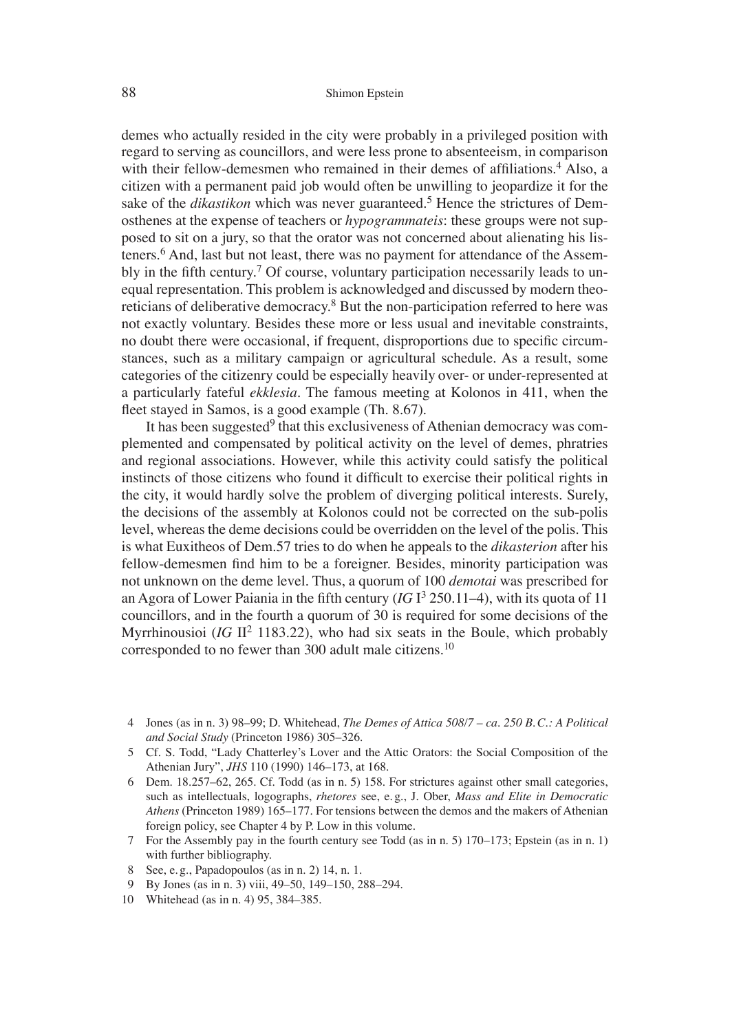demes who actually resided in the city were probably in a privileged position with regard to serving as councillors, and were less prone to absenteeism, in comparison with their fellow-demesmen who remained in their demes of affiliations.[4] Also, a citizen with a permanent paid job would often be unwilling to jeopardize it for the sake of the *dikastikon* which was never guaranteed.[5] Hence the strictures of Demosthenes at the expense of teachers or *hypogrammateis*: these groups were not supposed to sit on a jury, so that the orator was not concerned about alienating his listeners.[6] And, last but not least, there was no payment for attendance of the Assembly in the fifth century.[7] Of course, voluntary participation necessarily leads to unequal representation. This problem is acknowledged and discussed by modern theoreticians of deliberative democracy.[8] But the non-participation referred to here was not exactly voluntary. Besides these more or less usual and inevitable constraints, no doubt there were occasional, if frequent, disproportions due to specific circumstances, such as a military campaign or agricultural schedule. As a result, some categories of the citizenry could be especially heavily over- or under-represented at a particularly fateful *ekklesia*. The famous meeting at Kolonos in 411, when the fleet stayed in Samos, is a good example (Th. 8.67).

It has been suggested[9] that this exclusiveness of Athenian democracy was complemented and compensated by political activity on the level of demes, phratries and regional associations. However, while this activity could satisfy the political instincts of those citizens who found it difficult to exercise their political rights in the city, it would hardly solve the problem of diverging political interests. Surely, the decisions of the assembly at Kolonos could not be corrected on the sub-polis level, whereas the deme decisions could be overridden on the level of the polis. This is what Euxitheos of Dem.57 tries to do when he appeals to the *dikasterion* after his fellow-demesmen find him to be a foreigner. Besides, minority participation was not unknown on the deme level. Thus, a quorum of 100 *demotai* was prescribed for an Agora of Lower Paiania in the fifth century (*IG* I$^3$ 250.11–4), with its quota of 11 councillors, and in the fourth a quorum of 30 is required for some decisions of the Myrrhinousioi (*IG* II$^2$ 1183.22), who had six seats in the Boule, which probably corresponded to no fewer than 300 adult male citizens.[10]

4 Jones (as in n. 3) 98–99; D. Whitehead, *The Demes of Attica 508/7 – ca. 250 B.C.: A Political and Social Study* (Princeton 1986) 305–326.

5 Cf. S. Todd, "Lady Chatterley's Lover and the Attic Orators: the Social Composition of the Athenian Jury", *JHS* 110 (1990) 146–173, at 168.

6 Dem. 18.257–62, 265. Cf. Todd (as in n. 5) 158. For strictures against other small categories, such as intellectuals, logographs, *rhetores* see, e.g., J. Ober, *Mass and Elite in Democratic Athens* (Princeton 1989) 165–177. For tensions between the demos and the makers of Athenian foreign policy, see Chapter 4 by P. Low in this volume.

7 For the Assembly pay in the fourth century see Todd (as in n. 5) 170–173; Epstein (as in n. 1) with further bibliography.

8 See, e.g., Papadopoulos (as in n. 2) 14, n. 1.

9 By Jones (as in n. 3) viii, 49–50, 149–150, 288–294.

10 Whitehead (as in n. 4) 95, 384–385.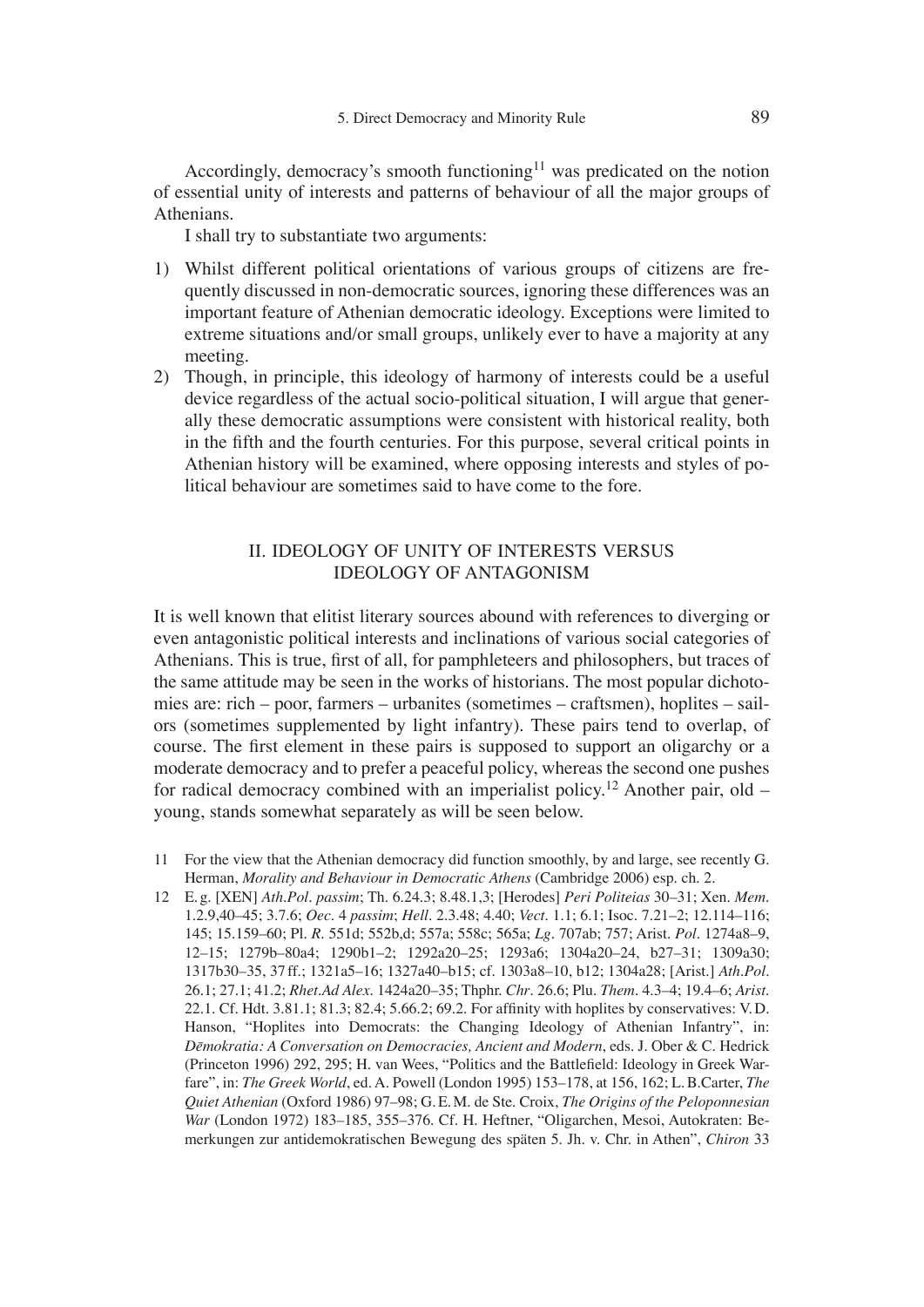Accordingly, democracy's smooth functioning[11] was predicated on the notion of essential unity of interests and patterns of behaviour of all the major groups of Athenians.

I shall try to substantiate two arguments:

1) Whilst different political orientations of various groups of citizens are frequently discussed in non-democratic sources, ignoring these differences was an important feature of Athenian democratic ideology. Exceptions were limited to extreme situations and/or small groups, unlikely ever to have a majority at any meeting.
2) Though, in principle, this ideology of harmony of interests could be a useful device regardless of the actual socio-political situation, I will argue that generally these democratic assumptions were consistent with historical reality, both in the fifth and the fourth centuries. For this purpose, several critical points in Athenian history will be examined, where opposing interests and styles of political behaviour are sometimes said to have come to the fore.

## II. IDEOLOGY OF UNITY OF INTERESTS VERSUS IDEOLOGY OF ANTAGONISM

It is well known that elitist literary sources abound with references to diverging or even antagonistic political interests and inclinations of various social categories of Athenians. This is true, first of all, for pamphleteers and philosophers, but traces of the same attitude may be seen in the works of historians. The most popular dichotomies are: rich – poor, farmers – urbanites (sometimes – craftsmen), hoplites – sailors (sometimes supplemented by light infantry). These pairs tend to overlap, of course. The first element in these pairs is supposed to support an oligarchy or a moderate democracy and to prefer a peaceful policy, whereas the second one pushes for radical democracy combined with an imperialist policy.[12] Another pair, old – young, stands somewhat separately as will be seen below.

11 For the view that the Athenian democracy did function smoothly, by and large, see recently G. Herman, *Morality and Behaviour in Democratic Athens* (Cambridge 2006) esp. ch. 2.

12 E. g. [XEN] *Ath.Pol. passim*; Th. 6.24.3; 8.48.1,3; [Herodes] *Peri Politeias* 30–31; Xen. *Mem.* 1.2.9,40–45; 3.7.6; *Oec.* 4 *passim*; *Hell.* 2.3.48; 4.40; *Vect.* 1.1; 6.1; Isoc. 7.21–2; 12.114–116; 145; 15.159–60; Pl. *R.* 551d; 552b,d; 557a; 558c; 565a; *Lg.* 707ab; 757; Arist. *Pol.* 1274a8–9, 12–15; 1279b–80a4; 1290b1–2; 1292a20–25; 1293a6; 1304a20–24, b27–31; 1309a30; 1317b30–35, 37 ff.; 1321a5–16; 1327a40–b15; cf. 1303a8–10, b12; 1304a28; [Arist.] *Ath.Pol.* 26.1; 27.1; 41.2; *Rhet.Ad Alex.* 1424a20–35; Thphr. *Chr.* 26.6; Plu. *Them.* 4.3–4; 19.4–6; *Arist.* 22.1. Cf. Hdt. 3.81.1; 81.3; 82.4; 5.66.2; 69.2. For affinity with hoplites by conservatives: V.D. Hanson, "Hoplites into Democrats: the Changing Ideology of Athenian Infantry", in: *Dēmokratia: A Conversation on Democracies, Ancient and Modern*, eds. J. Ober & C. Hedrick (Princeton 1996) 292, 295; H. van Wees, "Politics and the Battlefield: Ideology in Greek Warfare", in: *The Greek World*, ed. A. Powell (London 1995) 153–178, at 156, 162; L.B.Carter, *The Quiet Athenian* (Oxford 1986) 97–98; G.E.M. de Ste. Croix, *The Origins of the Peloponnesian War* (London 1972) 183–185, 355–376. Cf. H. Heftner, "Oligarchen, Mesoi, Autokraten: Bemerkungen zur antidemokratischen Bewegung des späten 5. Jh. v. Chr. in Athen", *Chiron* 33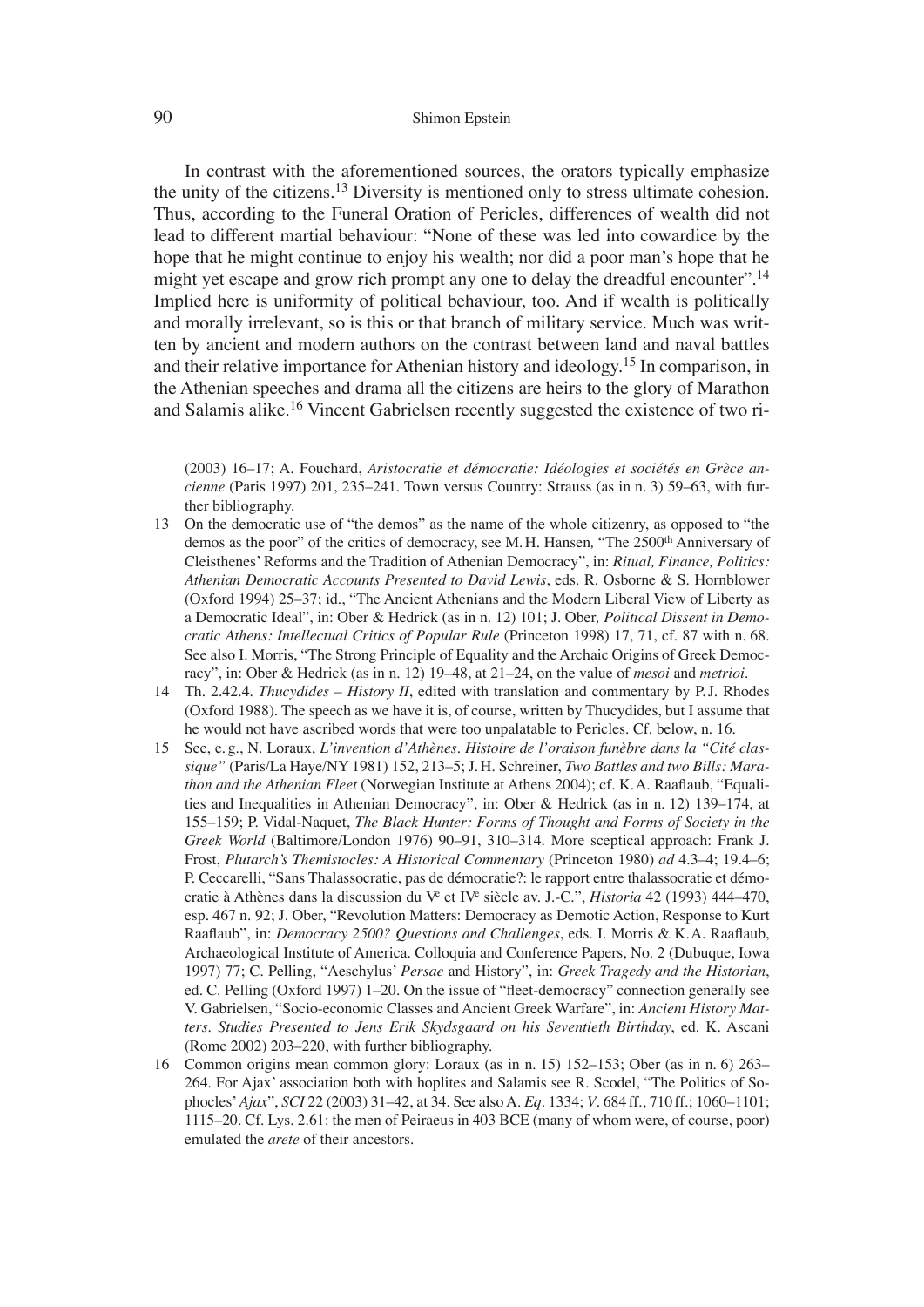In contrast with the aforementioned sources, the orators typically emphasize the unity of the citizens.[13] Diversity is mentioned only to stress ultimate cohesion. Thus, according to the Funeral Oration of Pericles, differences of wealth did not lead to different martial behaviour: "None of these was led into cowardice by the hope that he might continue to enjoy his wealth; nor did a poor man's hope that he might yet escape and grow rich prompt any one to delay the dreadful encounter".[14] Implied here is uniformity of political behaviour, too. And if wealth is politically and morally irrelevant, so is this or that branch of military service. Much was written by ancient and modern authors on the contrast between land and naval battles and their relative importance for Athenian history and ideology.[15] In comparison, in the Athenian speeches and drama all the citizens are heirs to the glory of Marathon and Salamis alike.[16] Vincent Gabrielsen recently suggested the existence of two ri-

(2003) 16–17; A. Fouchard, *Aristocratie et démocratie: Idéologies et sociétés en Grèce ancienne* (Paris 1997) 201, 235–241. Town versus Country: Strauss (as in n. 3) 59–63, with further bibliography.

13 On the democratic use of "the demos" as the name of the whole citizenry, as opposed to "the demos as the poor" of the critics of democracy, see M. H. Hansen, "The 2500th Anniversary of Cleisthenes' Reforms and the Tradition of Athenian Democracy", in: *Ritual, Finance, Politics: Athenian Democratic Accounts Presented to David Lewis*, eds. R. Osborne & S. Hornblower (Oxford 1994) 25–37; id., "The Ancient Athenians and the Modern Liberal View of Liberty as a Democratic Ideal", in: Ober & Hedrick (as in n. 12) 101; J. Ober, *Political Dissent in Democratic Athens: Intellectual Critics of Popular Rule* (Princeton 1998) 17, 71, cf. 87 with n. 68. See also I. Morris, "The Strong Principle of Equality and the Archaic Origins of Greek Democracy", in: Ober & Hedrick (as in n. 12) 19–48, at 21–24, on the value of *mesoi* and *metrioi*.

14 Th. 2.42.4. *Thucydides – History II*, edited with translation and commentary by P. J. Rhodes (Oxford 1988). The speech as we have it is, of course, written by Thucydides, but I assume that he would not have ascribed words that were too unpalatable to Pericles. Cf. below, n. 16.

15 See, e. g., N. Loraux, *L'invention d'Athènes. Histoire de l'oraison funèbre dans la "Cité classique"* (Paris/La Haye/NY 1981) 152, 213–5; J. H. Schreiner, *Two Battles and two Bills: Marathon and the Athenian Fleet* (Norwegian Institute at Athens 2004); cf. K. A. Raaflaub, "Equalities and Inequalities in Athenian Democracy", in: Ober & Hedrick (as in n. 12) 139–174, at 155–159; P. Vidal-Naquet, *The Black Hunter: Forms of Thought and Forms of Society in the Greek World* (Baltimore/London 1976) 90–91, 310–314. More sceptical approach: Frank J. Frost, *Plutarch's Themistocles: A Historical Commentary* (Princeton 1980) *ad* 4.3–4; 19.4–6; P. Ceccarelli, "Sans Thalassocratie, pas de démocratie?: le rapport entre thalassocratie et démocratie à Athènes dans la discussion du Ve et IVe siècle av. J.-C.", *Historia* 42 (1993) 444–470, esp. 467 n. 92; J. Ober, "Revolution Matters: Democracy as Demotic Action, Response to Kurt Raaflaub", in: *Democracy 2500? Questions and Challenges*, eds. I. Morris & K. A. Raaflaub, Archaeological Institute of America. Colloquia and Conference Papers, No. 2 (Dubuque, Iowa 1997) 77; C. Pelling, "Aeschylus' *Persae* and History", in: *Greek Tragedy and the Historian*, ed. C. Pelling (Oxford 1997) 1–20. On the issue of "fleet-democracy" connection generally see V. Gabrielsen, "Socio-economic Classes and Ancient Greek Warfare", in: *Ancient History Matters. Studies Presented to Jens Erik Skydsgaard on his Seventieth Birthday*, ed. K. Ascani (Rome 2002) 203–220, with further bibliography.

16 Common origins mean common glory: Loraux (as in n. 15) 152–153; Ober (as in n. 6) 263–264. For Ajax' association both with hoplites and Salamis see R. Scodel, "The Politics of Sophocles' *Ajax*", *SCI* 22 (2003) 31–42, at 34. See also A. *Eq*. 1334; *V*. 684 ff., 710 ff.; 1060–1101; 1115–20. Cf. Lys. 2.61: the men of Peiraeus in 403 BCE (many of whom were, of course, poor) emulated the *arete* of their ancestors.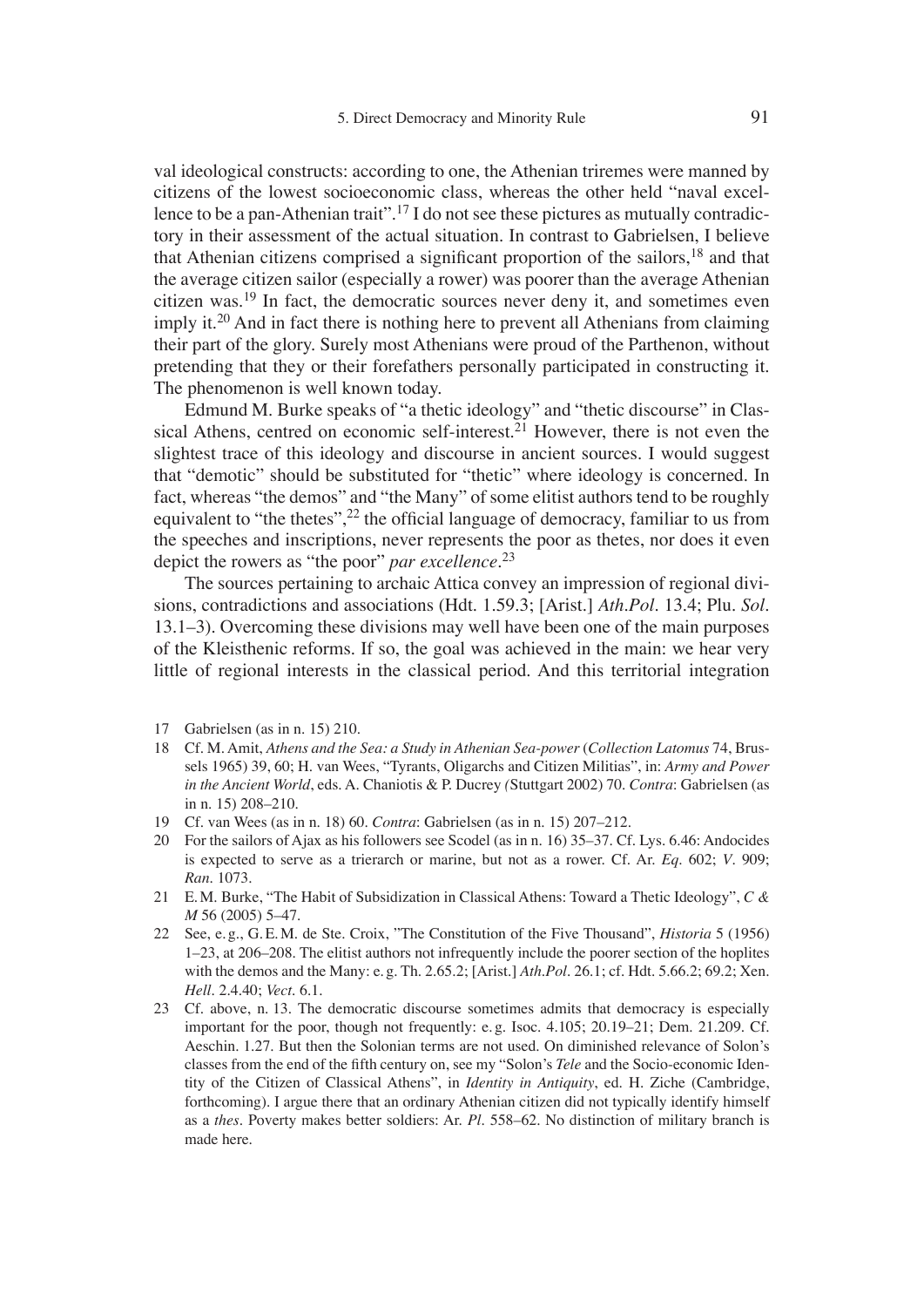val ideological constructs: according to one, the Athenian triremes were manned by citizens of the lowest socioeconomic class, whereas the other held "naval excellence to be a pan-Athenian trait".[17] I do not see these pictures as mutually contradictory in their assessment of the actual situation. In contrast to Gabrielsen, I believe that Athenian citizens comprised a significant proportion of the sailors,[18] and that the average citizen sailor (especially a rower) was poorer than the average Athenian citizen was.[19] In fact, the democratic sources never deny it, and sometimes even imply it.[20] And in fact there is nothing here to prevent all Athenians from claiming their part of the glory. Surely most Athenians were proud of the Parthenon, without pretending that they or their forefathers personally participated in constructing it. The phenomenon is well known today.

Edmund M. Burke speaks of "a thetic ideology" and "thetic discourse" in Classical Athens, centred on economic self-interest.[21] However, there is not even the slightest trace of this ideology and discourse in ancient sources. I would suggest that "demotic" should be substituted for "thetic" where ideology is concerned. In fact, whereas "the demos" and "the Many" of some elitist authors tend to be roughly equivalent to "the thetes",[22] the official language of democracy, familiar to us from the speeches and inscriptions, never represents the poor as thetes, nor does it even depict the rowers as "the poor" *par excellence*.[23]

The sources pertaining to archaic Attica convey an impression of regional divisions, contradictions and associations (Hdt. 1.59.3; [Arist.] *Ath.Pol*. 13.4; Plu. *Sol*. 13.1–3). Overcoming these divisions may well have been one of the main purposes of the Kleisthenic reforms. If so, the goal was achieved in the main: we hear very little of regional interests in the classical period. And this territorial integration

---

17 Gabrielsen (as in n. 15) 210.

18 Cf. M. Amit, *Athens and the Sea: a Study in Athenian Sea-power* (*Collection Latomus* 74, Brussels 1965) 39, 60; H. van Wees, "Tyrants, Oligarchs and Citizen Militias", in: *Army and Power in the Ancient World*, eds. A. Chaniotis & P. Ducrey (Stuttgart 2002) 70. *Contra*: Gabrielsen (as in n. 15) 208–210.

19 Cf. van Wees (as in n. 18) 60. *Contra*: Gabrielsen (as in n. 15) 207–212.

20 For the sailors of Ajax as his followers see Scodel (as in n. 16) 35–37. Cf. Lys. 6.46: Andocides is expected to serve as a trierarch or marine, but not as a rower. Cf. Ar. *Eq*. 602; *V*. 909; *Ran*. 1073.

21 E. M. Burke, "The Habit of Subsidization in Classical Athens: Toward a Thetic Ideology", *C & M* 56 (2005) 5–47.

22 See, e. g., G. E. M. de Ste. Croix, "The Constitution of the Five Thousand", *Historia* 5 (1956) 1–23, at 206–208. The elitist authors not infrequently include the poorer section of the hoplites with the demos and the Many: e. g. Th. 2.65.2; [Arist.] *Ath.Pol*. 26.1; cf. Hdt. 5.66.2; 69.2; Xen. *Hell*. 2.4.40; *Vect*. 6.1.

23 Cf. above, n. 13. The democratic discourse sometimes admits that democracy is especially important for the poor, though not frequently: e. g. Isoc. 4.105; 20.19–21; Dem. 21.209. Cf. Aeschin. 1.27. But then the Solonian terms are not used. On diminished relevance of Solon's classes from the end of the fifth century on, see my "Solon's *Tele* and the Socio-economic Identity of the Citizen of Classical Athens", in *Identity in Antiquity*, ed. H. Ziche (Cambridge, forthcoming). I argue there that an ordinary Athenian citizen did not typically identify himself as a *thes*. Poverty makes better soldiers: Ar. *Pl*. 558–62. No distinction of military branch is made here.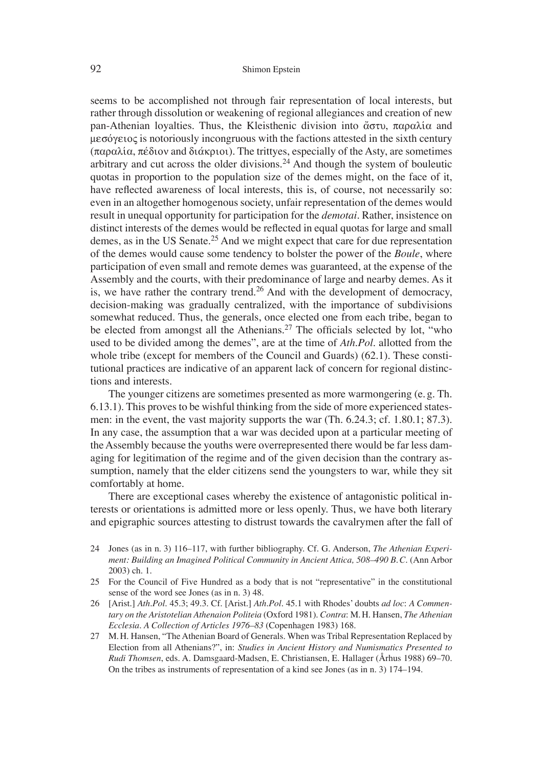seems to be accomplished not through fair representation of local interests, but rather through dissolution or weakening of regional allegiances and creation of new pan-Athenian loyalties. Thus, the Kleisthenic division into ἄστυ, παραλία and μεσόγειος is notoriously incongruous with the factions attested in the sixth century (παραλία, πέδιον and διάκριοι). The trittyes, especially of the Asty, are sometimes arbitrary and cut across the older divisions.[24] And though the system of bouleutic quotas in proportion to the population size of the demes might, on the face of it, have reflected awareness of local interests, this is, of course, not necessarily so: even in an altogether homogenous society, unfair representation of the demes would result in unequal opportunity for participation for the *demotai*. Rather, insistence on distinct interests of the demes would be reflected in equal quotas for large and small demes, as in the US Senate.[25] And we might expect that care for due representation of the demes would cause some tendency to bolster the power of the *Boule*, where participation of even small and remote demes was guaranteed, at the expense of the Assembly and the courts, with their predominance of large and nearby demes. As it is, we have rather the contrary trend.[26] And with the development of democracy, decision-making was gradually centralized, with the importance of subdivisions somewhat reduced. Thus, the generals, once elected one from each tribe, began to be elected from amongst all the Athenians.[27] The officials selected by lot, "who used to be divided among the demes", are at the time of *Ath.Pol.* allotted from the whole tribe (except for members of the Council and Guards) (62.1). These constitutional practices are indicative of an apparent lack of concern for regional distinctions and interests.

The younger citizens are sometimes presented as more warmongering (e.g. Th. 6.13.1). This proves to be wishful thinking from the side of more experienced statesmen: in the event, the vast majority supports the war (Th. 6.24.3; cf. 1.80.1; 87.3). In any case, the assumption that a war was decided upon at a particular meeting of the Assembly because the youths were overrepresented there would be far less damaging for legitimation of the regime and of the given decision than the contrary assumption, namely that the elder citizens send the youngsters to war, while they sit comfortably at home.

There are exceptional cases whereby the existence of antagonistic political interests or orientations is admitted more or less openly. Thus, we have both literary and epigraphic sources attesting to distrust towards the cavalrymen after the fall of

24 Jones (as in n. 3) 116–117, with further bibliography. Cf. G. Anderson, *The Athenian Experiment: Building an Imagined Political Community in Ancient Attica, 508–490 B.C.* (Ann Arbor 2003) ch. 1.

25 For the Council of Five Hundred as a body that is not "representative" in the constitutional sense of the word see Jones (as in n. 3) 48.

26 [Arist.] *Ath.Pol.* 45.3; 49.3. Cf. [Arist.] *Ath.Pol.* 45.1 with Rhodes' doubts *ad loc*: *A Commentary on the Aristotelian Athenaion Politeia* (Oxford 1981). *Contra*: M.H. Hansen, *The Athenian Ecclesia. A Collection of Articles 1976–83* (Copenhagen 1983) 168.

27 M.H. Hansen, "The Athenian Board of Generals. When was Tribal Representation Replaced by Election from all Athenians?", in: *Studies in Ancient History and Numismatics Presented to Rudi Thomsen*, eds. A. Damsgaard-Madsen, E. Christiansen, E. Hallager (Århus 1988) 69–70. On the tribes as instruments of representation of a kind see Jones (as in n. 3) 174–194.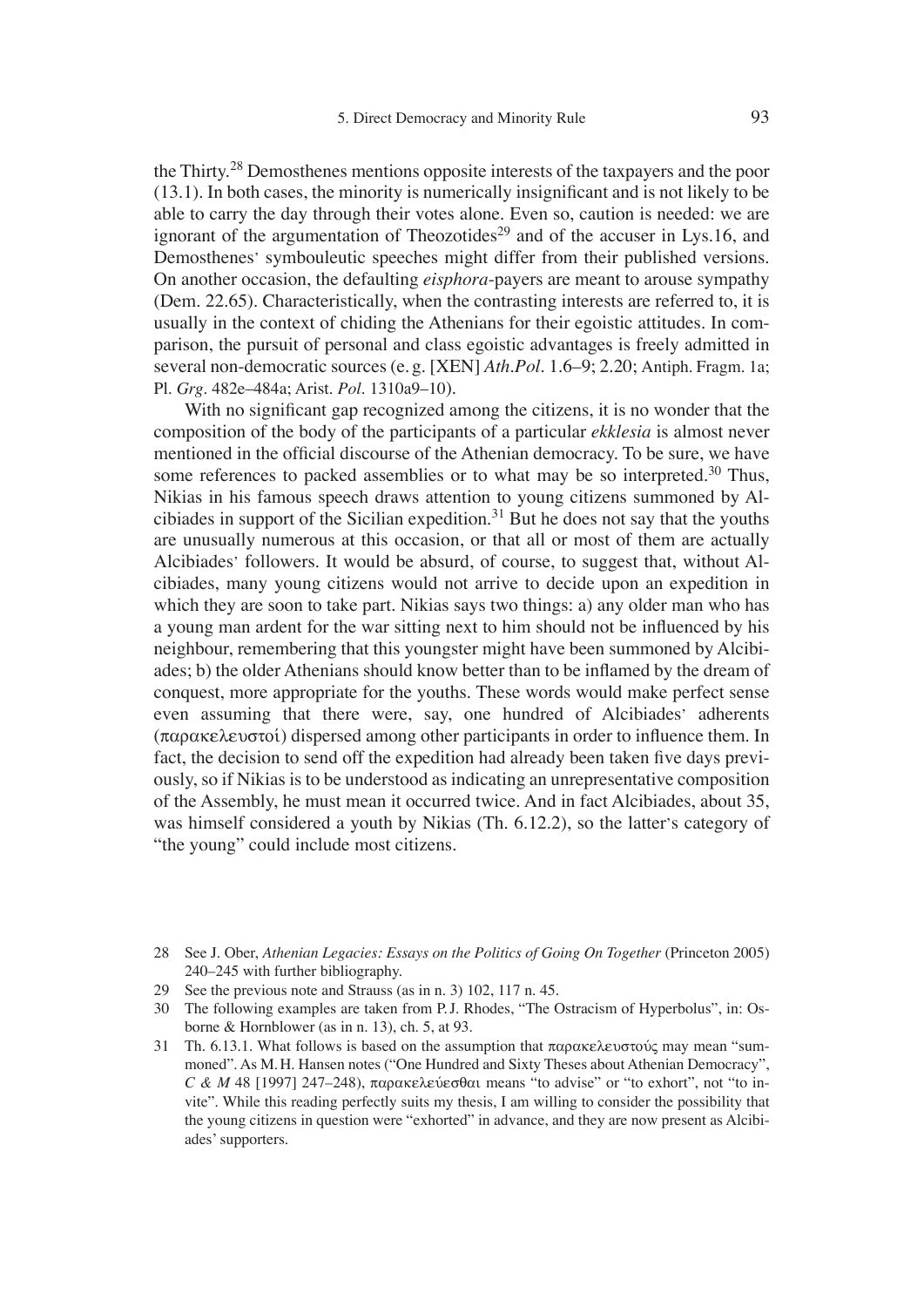the Thirty.[28] Demosthenes mentions opposite interests of the taxpayers and the poor (13.1). In both cases, the minority is numerically insignificant and is not likely to be able to carry the day through their votes alone. Even so, caution is needed: we are ignorant of the argumentation of Theozotides[29] and of the accuser in Lys.16, and Demosthenes' symbouleutic speeches might differ from their published versions. On another occasion, the defaulting *eisphora*-payers are meant to arouse sympathy (Dem. 22.65). Characteristically, when the contrasting interests are referred to, it is usually in the context of chiding the Athenians for their egoistic attitudes. In comparison, the pursuit of personal and class egoistic advantages is freely admitted in several non-democratic sources (e. g. [XEN] *Ath.Pol*. 1.6–9; 2.20; Antiph. Fragm. 1a; Pl. *Grg*. 482e–484a; Arist. *Pol*. 1310a9–10).

With no significant gap recognized among the citizens, it is no wonder that the composition of the body of the participants of a particular *ekklesia* is almost never mentioned in the official discourse of the Athenian democracy. To be sure, we have some references to packed assemblies or to what may be so interpreted.[30] Thus, Nikias in his famous speech draws attention to young citizens summoned by Alcibiades in support of the Sicilian expedition.[31] But he does not say that the youths are unusually numerous at this occasion, or that all or most of them are actually Alcibiades' followers. It would be absurd, of course, to suggest that, without Alcibiades, many young citizens would not arrive to decide upon an expedition in which they are soon to take part. Nikias says two things: a) any older man who has a young man ardent for the war sitting next to him should not be influenced by his neighbour, remembering that this youngster might have been summoned by Alcibiades; b) the older Athenians should know better than to be inflamed by the dream of conquest, more appropriate for the youths. These words would make perfect sense even assuming that there were, say, one hundred of Alcibiades' adherents (παρακελευστοί) dispersed among other participants in order to influence them. In fact, the decision to send off the expedition had already been taken five days previously, so if Nikias is to be understood as indicating an unrepresentative composition of the Assembly, he must mean it occurred twice. And in fact Alcibiades, about 35, was himself considered a youth by Nikias (Th. 6.12.2), so the latter's category of "the young" could include most citizens.

28 See J. Ober, *Athenian Legacies: Essays on the Politics of Going On Together* (Princeton 2005) 240–245 with further bibliography.

29 See the previous note and Strauss (as in n. 3) 102, 117 n. 45.

30 The following examples are taken from P. J. Rhodes, "The Ostracism of Hyperbolus", in: Osborne & Hornblower (as in n. 13), ch. 5, at 93.

31 Th. 6.13.1. What follows is based on the assumption that παρακελευστούς may mean "summoned". As M. H. Hansen notes ("One Hundred and Sixty Theses about Athenian Democracy", *C & M* 48 [1997] 247–248), παρακελεύεσθαι means "to advise" or "to exhort", not "to invite". While this reading perfectly suits my thesis, I am willing to consider the possibility that the young citizens in question were "exhorted" in advance, and they are now present as Alcibiades' supporters.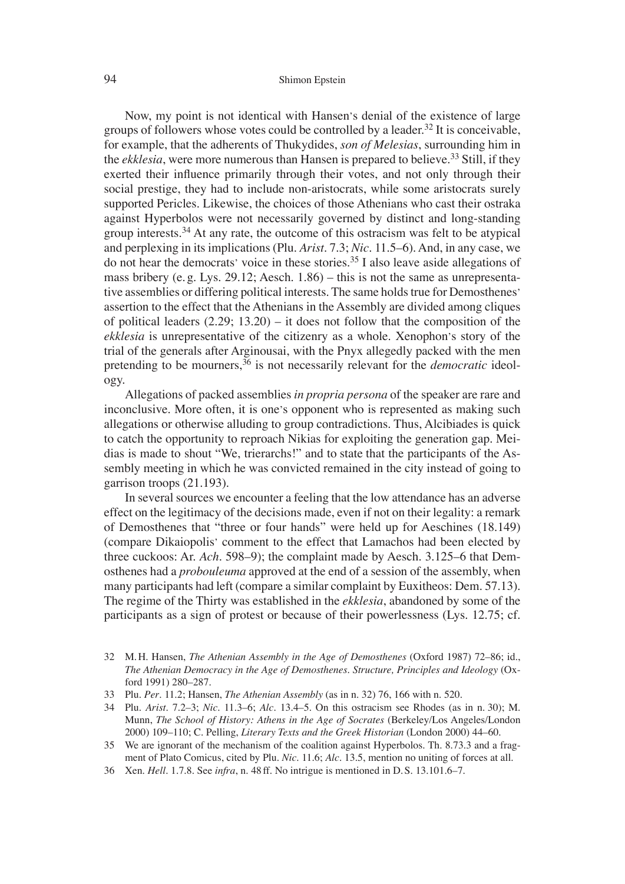Now, my point is not identical with Hansen's denial of the existence of large groups of followers whose votes could be controlled by a leader.[32] It is conceivable, for example, that the adherents of Thukydides, *son of Melesias*, surrounding him in the *ekklesia*, were more numerous than Hansen is prepared to believe.[33] Still, if they exerted their influence primarily through their votes, and not only through their social prestige, they had to include non-aristocrats, while some aristocrats surely supported Pericles. Likewise, the choices of those Athenians who cast their ostraka against Hyperbolos were not necessarily governed by distinct and long-standing group interests.[34] At any rate, the outcome of this ostracism was felt to be atypical and perplexing in its implications (Plu. *Arist*. 7.3; *Nic*. 11.5–6). And, in any case, we do not hear the democrats' voice in these stories.[35] I also leave aside allegations of mass bribery (e. g. Lys. 29.12; Aesch. 1.86) – this is not the same as unrepresentative assemblies or differing political interests. The same holds true for Demosthenes' assertion to the effect that the Athenians in the Assembly are divided among cliques of political leaders (2.29; 13.20) – it does not follow that the composition of the *ekklesia* is unrepresentative of the citizenry as a whole. Xenophon's story of the trial of the generals after Arginousai, with the Pnyx allegedly packed with the men pretending to be mourners,[36] is not necessarily relevant for the *democratic* ideology.

Allegations of packed assemblies *in propria persona* of the speaker are rare and inconclusive. More often, it is one's opponent who is represented as making such allegations or otherwise alluding to group contradictions. Thus, Alcibiades is quick to catch the opportunity to reproach Nikias for exploiting the generation gap. Meidias is made to shout "We, trierarchs!" and to state that the participants of the Assembly meeting in which he was convicted remained in the city instead of going to garrison troops (21.193).

In several sources we encounter a feeling that the low attendance has an adverse effect on the legitimacy of the decisions made, even if not on their legality: a remark of Demosthenes that "three or four hands" were held up for Aeschines (18.149) (compare Dikaiopolis' comment to the effect that Lamachos had been elected by three cuckoos: Ar. *Ach*. 598–9); the complaint made by Aesch. 3.125–6 that Demosthenes had a *probouleuma* approved at the end of a session of the assembly, when many participants had left (compare a similar complaint by Euxitheos: Dem. 57.13). The regime of the Thirty was established in the *ekklesia*, abandoned by some of the participants as a sign of protest or because of their powerlessness (Lys. 12.75; cf.

32 M. H. Hansen, *The Athenian Assembly in the Age of Demosthenes* (Oxford 1987) 72–86; id., *The Athenian Democracy in the Age of Demosthenes. Structure, Principles and Ideology* (Oxford 1991) 280–287.

33 Plu. *Per*. 11.2; Hansen, *The Athenian Assembly* (as in n. 32) 76, 166 with n. 520.

34 Plu. *Arist*. 7.2–3; *Nic*. 11.3–6; *Alc*. 13.4–5. On this ostracism see Rhodes (as in n. 30); M. Munn, *The School of History: Athens in the Age of Socrates* (Berkeley/Los Angeles/London 2000) 109–110; C. Pelling, *Literary Texts and the Greek Historian* (London 2000) 44–60.

35 We are ignorant of the mechanism of the coalition against Hyperbolos. Th. 8.73.3 and a fragment of Plato Comicus, cited by Plu. *Nic*. 11.6; *Alc*. 13.5, mention no uniting of forces at all.

36 Xen. *Hell*. 1.7.8. See *infra*, n. 48 ff. No intrigue is mentioned in D. S. 13.101.6–7.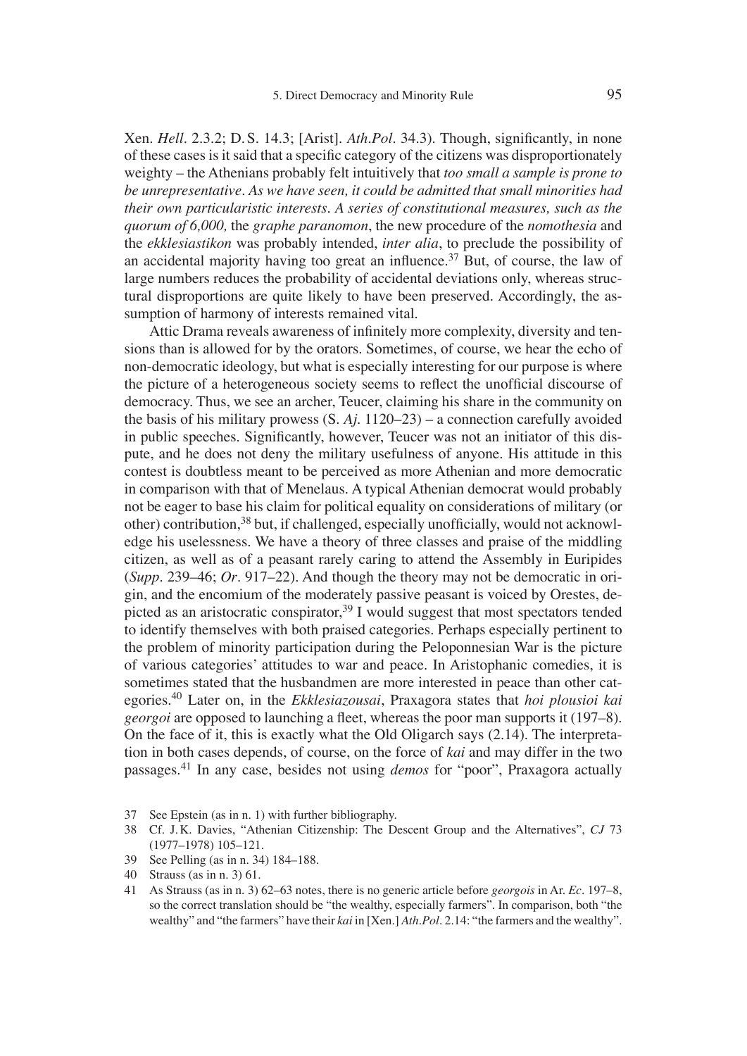Xen. *Hell*. 2.3.2; D. S. 14.3; [Arist]. *Ath.Pol*. 34.3). Though, significantly, in none of these cases is it said that a specific category of the citizens was disproportionately weighty – the Athenians probably felt intuitively that *too small a sample is prone to be unrepresentative*. *As we have seen, it could be admitted that small minorities had their own particularistic interests. A series of constitutional measures, such as the quorum of 6,000,* the *graphe paranomon*, the new procedure of the *nomothesia* and the *ekklesiastikon* was probably intended, *inter alia*, to preclude the possibility of an accidental majority having too great an influence.[37] But, of course, the law of large numbers reduces the probability of accidental deviations only, whereas structural disproportions are quite likely to have been preserved. Accordingly, the assumption of harmony of interests remained vital.

Attic Drama reveals awareness of infinitely more complexity, diversity and tensions than is allowed for by the orators. Sometimes, of course, we hear the echo of non-democratic ideology, but what is especially interesting for our purpose is where the picture of a heterogeneous society seems to reflect the unofficial discourse of democracy. Thus, we see an archer, Teucer, claiming his share in the community on the basis of his military prowess (S. *Aj.* 1120–23) – a connection carefully avoided in public speeches. Significantly, however, Teucer was not an initiator of this dispute, and he does not deny the military usefulness of anyone. His attitude in this contest is doubtless meant to be perceived as more Athenian and more democratic in comparison with that of Menelaus. A typical Athenian democrat would probably not be eager to base his claim for political equality on considerations of military (or other) contribution,[38] but, if challenged, especially unofficially, would not acknowledge his uselessness. We have a theory of three classes and praise of the middling citizen, as well as of a peasant rarely caring to attend the Assembly in Euripides (*Supp*. 239–46; *Or*. 917–22). And though the theory may not be democratic in origin, and the encomium of the moderately passive peasant is voiced by Orestes, depicted as an aristocratic conspirator,[39] I would suggest that most spectators tended to identify themselves with both praised categories. Perhaps especially pertinent to the problem of minority participation during the Peloponnesian War is the picture of various categories' attitudes to war and peace. In Aristophanic comedies, it is sometimes stated that the husbandmen are more interested in peace than other categories.[40] Later on, in the *Ekklesiazousai*, Praxagora states that *hoi plousioi kai georgoi* are opposed to launching a fleet, whereas the poor man supports it (197–8). On the face of it, this is exactly what the Old Oligarch says (2.14). The interpretation in both cases depends, of course, on the force of *kai* and may differ in the two passages.[41] In any case, besides not using *demos* for "poor", Praxagora actually

37 See Epstein (as in n. 1) with further bibliography.

38 Cf. J.K. Davies, "Athenian Citizenship: The Descent Group and the Alternatives", *CJ* 73 (1977–1978) 105–121.

39 See Pelling (as in n. 34) 184–188.

40 Strauss (as in n. 3) 61.

41 As Strauss (as in n. 3) 62–63 notes, there is no generic article before *georgois* in Ar. *Ec*. 197–8, so the correct translation should be "the wealthy, especially farmers". In comparison, both "the wealthy" and "the farmers" have their *kai* in [Xen.] *Ath.Pol*. 2.14: "the farmers and the wealthy".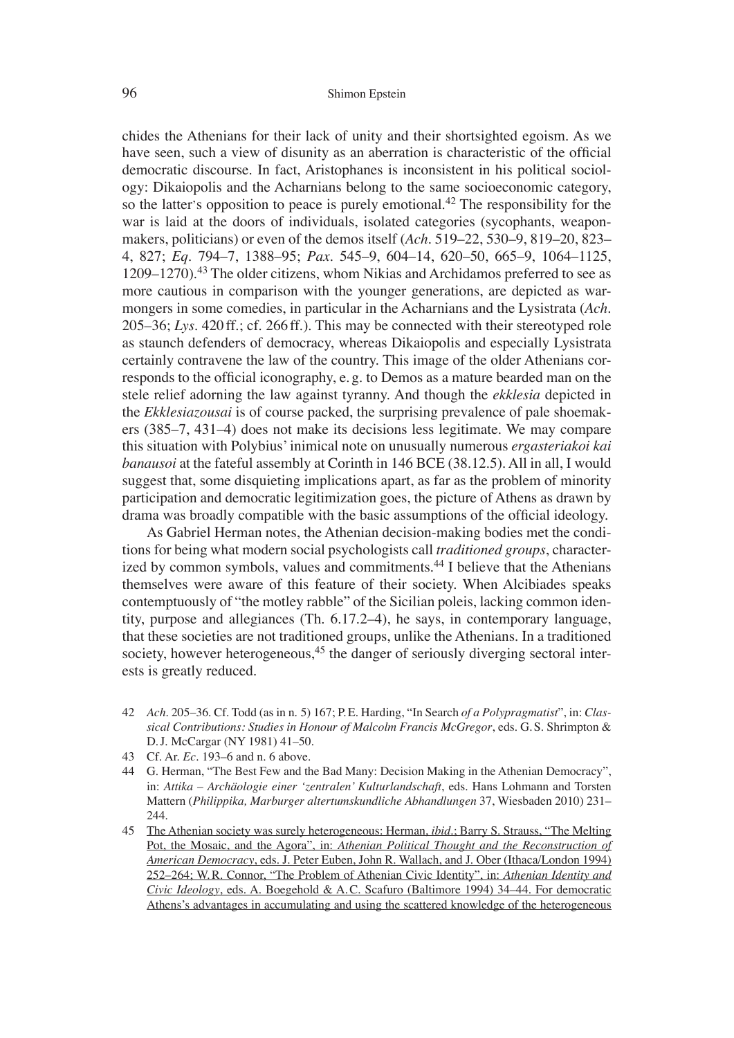chides the Athenians for their lack of unity and their shortsighted egoism. As we have seen, such a view of disunity as an aberration is characteristic of the official democratic discourse. In fact, Aristophanes is inconsistent in his political sociology: Dikaiopolis and the Acharnians belong to the same socioeconomic category, so the latter's opposition to peace is purely emotional.[42] The responsibility for the war is laid at the doors of individuals, isolated categories (sycophants, weapon-makers, politicians) or even of the demos itself (*Ach*. 519–22, 530–9, 819–20, 823–4, 827; *Eq*. 794–7, 1388–95; *Pax*. 545–9, 604–14, 620–50, 665–9, 1064–1125, 1209–1270).[43] The older citizens, whom Nikias and Archidamos preferred to see as more cautious in comparison with the younger generations, are depicted as warmongers in some comedies, in particular in the Acharnians and the Lysistrata (*Ach*. 205–36; *Lys*. 420 ff.; cf. 266 ff.). This may be connected with their stereotyped role as staunch defenders of democracy, whereas Dikaiopolis and especially Lysistrata certainly contravene the law of the country. This image of the older Athenians corresponds to the official iconography, e. g. to Demos as a mature bearded man on the stele relief adorning the law against tyranny. And though the *ekklesia* depicted in the *Ekklesiazousai* is of course packed, the surprising prevalence of pale shoemakers (385–7, 431–4) does not make its decisions less legitimate. We may compare this situation with Polybius' inimical note on unusually numerous *ergasteriakoi kai banausoi* at the fateful assembly at Corinth in 146 BCE (38.12.5). All in all, I would suggest that, some disquieting implications apart, as far as the problem of minority participation and democratic legitimization goes, the picture of Athens as drawn by drama was broadly compatible with the basic assumptions of the official ideology.

As Gabriel Herman notes, the Athenian decision-making bodies met the conditions for being what modern social psychologists call *traditioned groups*, characterized by common symbols, values and commitments.[44] I believe that the Athenians themselves were aware of this feature of their society. When Alcibiades speaks contemptuously of "the motley rabble" of the Sicilian poleis, lacking common identity, purpose and allegiances (Th. 6.17.2–4), he says, in contemporary language, that these societies are not traditioned groups, unlike the Athenians. In a traditioned society, however heterogeneous,[45] the danger of seriously diverging sectoral interests is greatly reduced.

42 *Ach*. 205–36. Cf. Todd (as in n. 5) 167; P. E. Harding, "In Search *of a Polypragmatist*", in: *Classical Contributions: Studies in Honour of Malcolm Francis McGregor*, eds. G. S. Shrimpton & D. J. McCargar (NY 1981) 41–50.

43 Cf. Ar. *Ec*. 193–6 and n. 6 above.

44 G. Herman, "The Best Few and the Bad Many: Decision Making in the Athenian Democracy", in: *Attika – Archäologie einer 'zentralen' Kulturlandschaft*, eds. Hans Lohmann and Torsten Mattern (*Philippika, Marburger altertumskundliche Abhandlungen* 37, Wiesbaden 2010) 231–244.

45 The Athenian society was surely heterogeneous: Herman, *ibid*.; Barry S. Strauss, "The Melting Pot, the Mosaic, and the Agora", in: *Athenian Political Thought and the Reconstruction of American Democracy*, eds. J. Peter Euben, John R. Wallach, and J. Ober (Ithaca/London 1994) 252–264; W. R. Connor, "The Problem of Athenian Civic Identity", in: *Athenian Identity and Civic Ideology*, eds. A. Boegehold & A. C. Scafuro (Baltimore 1994) 34–44. For democratic Athens's advantages in accumulating and using the scattered knowledge of the heterogeneous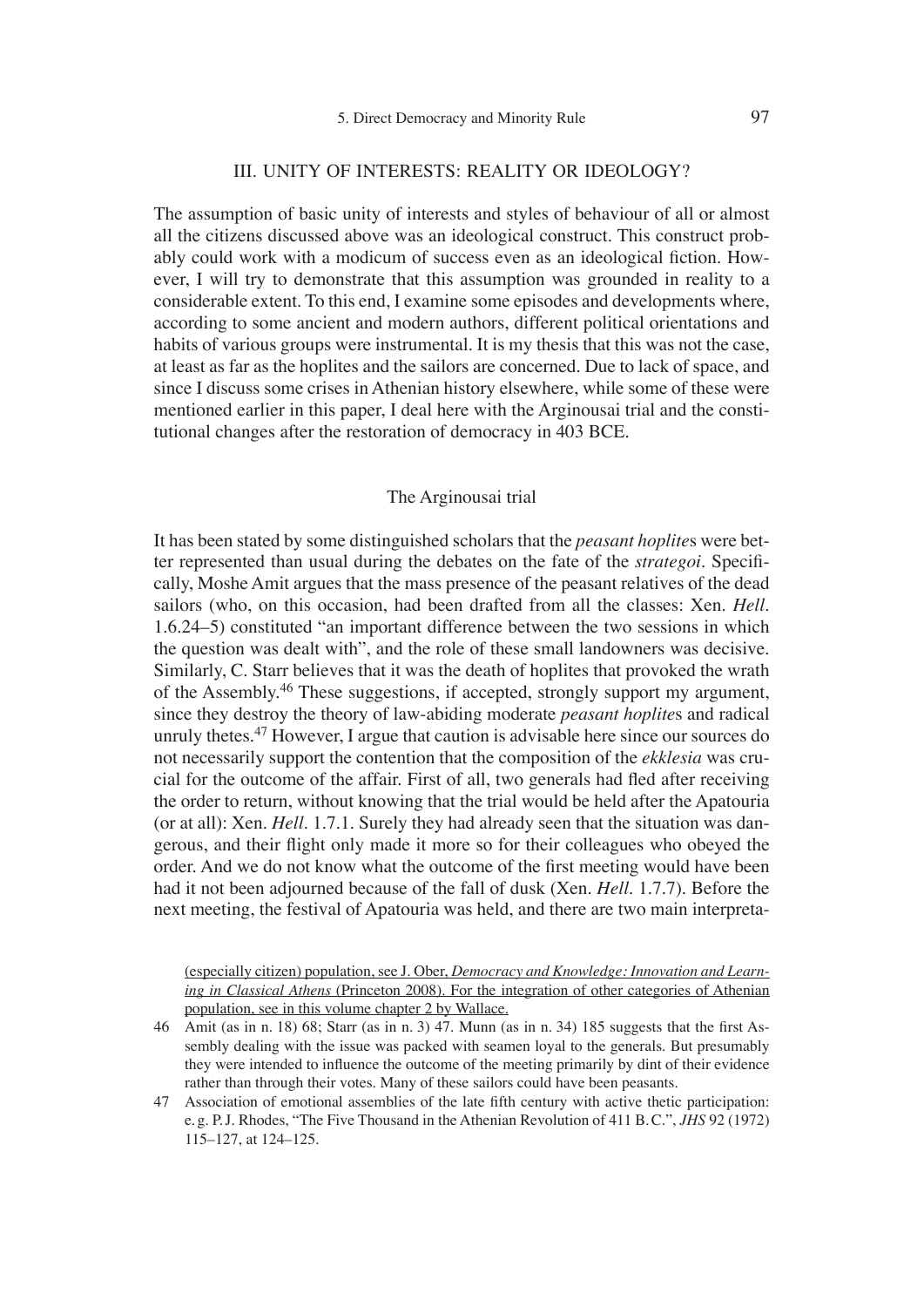## III. UNITY OF INTERESTS: REALITY OR IDEOLOGY?

The assumption of basic unity of interests and styles of behaviour of all or almost all the citizens discussed above was an ideological construct. This construct probably could work with a modicum of success even as an ideological fiction. However, I will try to demonstrate that this assumption was grounded in reality to a considerable extent. To this end, I examine some episodes and developments where, according to some ancient and modern authors, different political orientations and habits of various groups were instrumental. It is my thesis that this was not the case, at least as far as the hoplites and the sailors are concerned. Due to lack of space, and since I discuss some crises in Athenian history elsewhere, while some of these were mentioned earlier in this paper, I deal here with the Arginousai trial and the constitutional changes after the restoration of democracy in 403 BCE.

### The Arginousai trial

It has been stated by some distinguished scholars that the *peasant hoplite*s were better represented than usual during the debates on the fate of the *strategoi*. Specifically, Moshe Amit argues that the mass presence of the peasant relatives of the dead sailors (who, on this occasion, had been drafted from all the classes: Xen. *Hell.* 1.6.24–5) constituted "an important difference between the two sessions in which the question was dealt with", and the role of these small landowners was decisive. Similarly, C. Starr believes that it was the death of hoplites that provoked the wrath of the Assembly.[46] These suggestions, if accepted, strongly support my argument, since they destroy the theory of law-abiding moderate *peasant hoplite*s and radical unruly thetes.[47] However, I argue that caution is advisable here since our sources do not necessarily support the contention that the composition of the *ekklesia* was crucial for the outcome of the affair. First of all, two generals had fled after receiving the order to return, without knowing that the trial would be held after the Apatouria (or at all): Xen. *Hell.* 1.7.1. Surely they had already seen that the situation was dangerous, and their flight only made it more so for their colleagues who obeyed the order. And we do not know what the outcome of the first meeting would have been had it not been adjourned because of the fall of dusk (Xen. *Hell.* 1.7.7). Before the next meeting, the festival of Apatouria was held, and there are two main interpreta-

(especially citizen) population, see J. Ober, *Democracy and Knowledge: Innovation and Learning in Classical Athens* (Princeton 2008). For the integration of other categories of Athenian population, see in this volume chapter 2 by Wallace.

46 Amit (as in n. 18) 68; Starr (as in n. 3) 47. Munn (as in n. 34) 185 suggests that the first Assembly dealing with the issue was packed with seamen loyal to the generals. But presumably they were intended to influence the outcome of the meeting primarily by dint of their evidence rather than through their votes. Many of these sailors could have been peasants.

47 Association of emotional assemblies of the late fifth century with active thetic participation: e. g. P. J. Rhodes, "The Five Thousand in the Athenian Revolution of 411 B. C.", *JHS* 92 (1972) 115–127, at 124–125.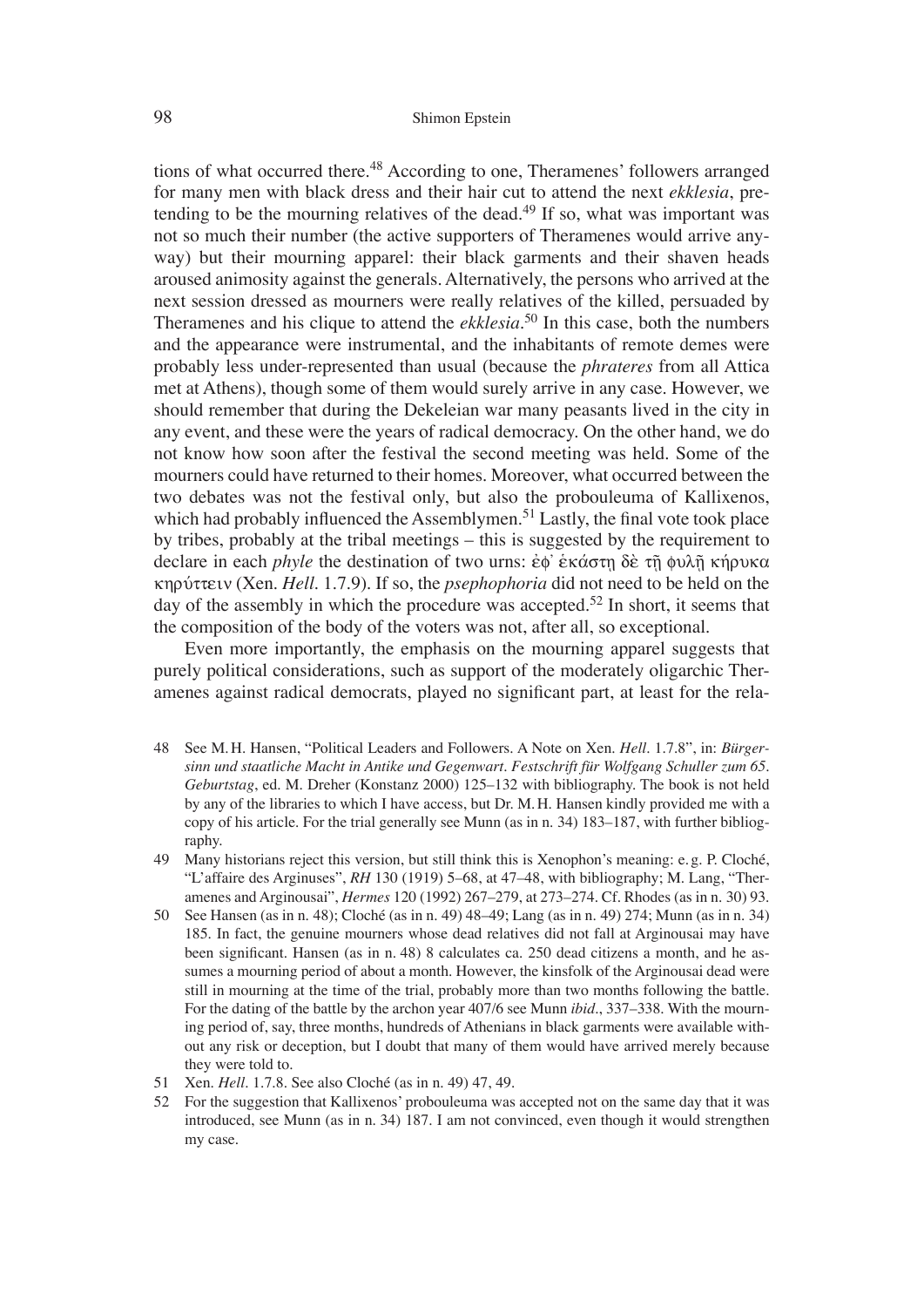tions of what occurred there.[48] According to one, Theramenes' followers arranged for many men with black dress and their hair cut to attend the next *ekklesia*, pretending to be the mourning relatives of the dead.[49] If so, what was important was not so much their number (the active supporters of Theramenes would arrive anyway) but their mourning apparel: their black garments and their shaven heads aroused animosity against the generals. Alternatively, the persons who arrived at the next session dressed as mourners were really relatives of the killed, persuaded by Theramenes and his clique to attend the *ekklesia*.[50] In this case, both the numbers and the appearance were instrumental, and the inhabitants of remote demes were probably less under-represented than usual (because the *phrateres* from all Attica met at Athens), though some of them would surely arrive in any case. However, we should remember that during the Dekeleian war many peasants lived in the city in any event, and these were the years of radical democracy. On the other hand, we do not know how soon after the festival the second meeting was held. Some of the mourners could have returned to their homes. Moreover, what occurred between the two debates was not the festival only, but also the probouleuma of Kallixenos, which had probably influenced the Assemblymen.[51] Lastly, the final vote took place by tribes, probably at the tribal meetings – this is suggested by the requirement to declare in each *phyle* the destination of two urns: ἐφ' ἑκάστῃ δὲ τῇ φυλῇ κήρυκα κηρύττειν (Xen. *Hell.* 1.7.9). If so, the *psephophoria* did not need to be held on the day of the assembly in which the procedure was accepted.[52] In short, it seems that the composition of the body of the voters was not, after all, so exceptional.

Even more importantly, the emphasis on the mourning apparel suggests that purely political considerations, such as support of the moderately oligarchic Theramenes against radical democrats, played no significant part, at least for the rela-

48 See M. H. Hansen, "Political Leaders and Followers. A Note on Xen. *Hell.* 1.7.8", in: *Bürgersinn und staatliche Macht in Antike und Gegenwart. Festschrift für Wolfgang Schuller zum 65. Geburtstag*, ed. M. Dreher (Konstanz 2000) 125–132 with bibliography. The book is not held by any of the libraries to which I have access, but Dr. M. H. Hansen kindly provided me with a copy of his article. For the trial generally see Munn (as in n. 34) 183–187, with further bibliography.

49 Many historians reject this version, but still think this is Xenophon's meaning: e. g. P. Cloché, "L'affaire des Arginuses", *RH* 130 (1919) 5–68, at 47–48, with bibliography; M. Lang, "Theramenes and Arginousai", *Hermes* 120 (1992) 267–279, at 273–274. Cf. Rhodes (as in n. 30) 93.

50 See Hansen (as in n. 48); Cloché (as in n. 49) 48–49; Lang (as in n. 49) 274; Munn (as in n. 34) 185. In fact, the genuine mourners whose dead relatives did not fall at Arginousai may have been significant. Hansen (as in n. 48) 8 calculates ca. 250 dead citizens a month, and he assumes a mourning period of about a month. However, the kinsfolk of the Arginousai dead were still in mourning at the time of the trial, probably more than two months following the battle. For the dating of the battle by the archon year 407/6 see Munn *ibid*., 337–338. With the mourning period of, say, three months, hundreds of Athenians in black garments were available without any risk or deception, but I doubt that many of them would have arrived merely because they were told to.

51 Xen. *Hell.* 1.7.8. See also Cloché (as in n. 49) 47, 49.

52 For the suggestion that Kallixenos' probouleuma was accepted not on the same day that it was introduced, see Munn (as in n. 34) 187. I am not convinced, even though it would strengthen my case.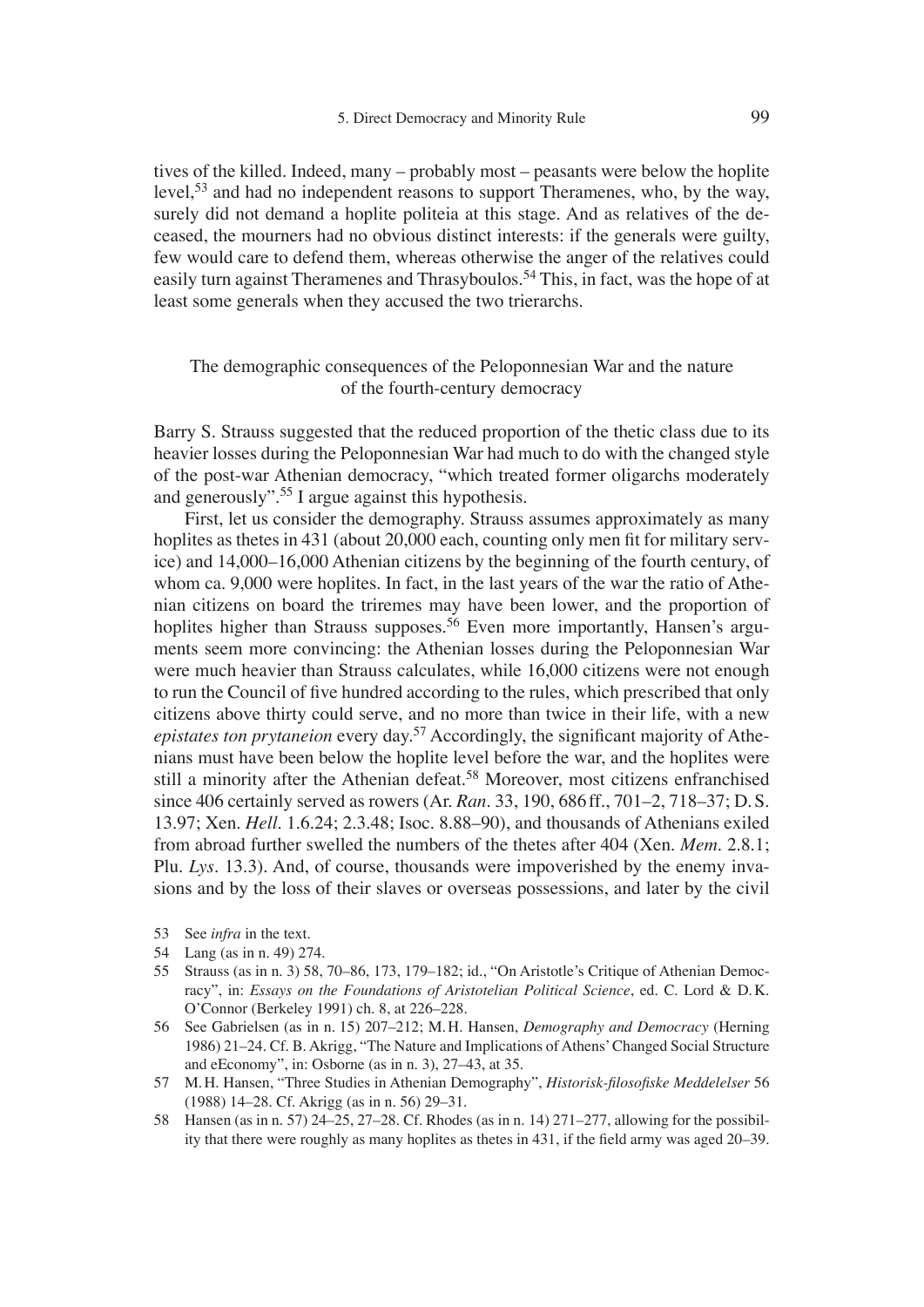tives of the killed. Indeed, many – probably most – peasants were below the hoplite level,[53] and had no independent reasons to support Theramenes, who, by the way, surely did not demand a hoplite politeia at this stage. And as relatives of the deceased, the mourners had no obvious distinct interests: if the generals were guilty, few would care to defend them, whereas otherwise the anger of the relatives could easily turn against Theramenes and Thrasyboulos.[54] This, in fact, was the hope of at least some generals when they accused the two trierarchs.

### The demographic consequences of the Peloponnesian War and the nature of the fourth-century democracy

Barry S. Strauss suggested that the reduced proportion of the thetic class due to its heavier losses during the Peloponnesian War had much to do with the changed style of the post-war Athenian democracy, "which treated former oligarchs moderately and generously".[55] I argue against this hypothesis.

First, let us consider the demography. Strauss assumes approximately as many hoplites as thetes in 431 (about 20,000 each, counting only men fit for military service) and 14,000–16,000 Athenian citizens by the beginning of the fourth century, of whom ca. 9,000 were hoplites. In fact, in the last years of the war the ratio of Athenian citizens on board the triremes may have been lower, and the proportion of hoplites higher than Strauss supposes.[56] Even more importantly, Hansen's arguments seem more convincing: the Athenian losses during the Peloponnesian War were much heavier than Strauss calculates, while 16,000 citizens were not enough to run the Council of five hundred according to the rules, which prescribed that only citizens above thirty could serve, and no more than twice in their life, with a new *epistates ton prytaneion* every day.[57] Accordingly, the significant majority of Athenians must have been below the hoplite level before the war, and the hoplites were still a minority after the Athenian defeat.[58] Moreover, most citizens enfranchised since 406 certainly served as rowers (Ar. *Ran.* 33, 190, 686 ff., 701–2, 718–37; D. S. 13.97; Xen. *Hell.* 1.6.24; 2.3.48; Isoc. 8.88–90), and thousands of Athenians exiled from abroad further swelled the numbers of the thetes after 404 (Xen. *Mem.* 2.8.1; Plu. *Lys.* 13.3). And, of course, thousands were impoverished by the enemy invasions and by the loss of their slaves or overseas possessions, and later by the civil

53 See *infra* in the text.

54 Lang (as in n. 49) 274.

55 Strauss (as in n. 3) 58, 70–86, 173, 179–182; id., "On Aristotle's Critique of Athenian Democracy", in: *Essays on the Foundations of Aristotelian Political Science*, ed. C. Lord & D. K. O'Connor (Berkeley 1991) ch. 8, at 226–228.

56 See Gabrielsen (as in n. 15) 207–212; M. H. Hansen, *Demography and Democracy* (Herning 1986) 21–24. Cf. B. Akrigg, "The Nature and Implications of Athens' Changed Social Structure and eEconomy", in: Osborne (as in n. 3), 27–43, at 35.

57 M. H. Hansen, "Three Studies in Athenian Demography", *Historisk-filosofiske Meddelelser* 56 (1988) 14–28. Cf. Akrigg (as in n. 56) 29–31.

58 Hansen (as in n. 57) 24–25, 27–28. Cf. Rhodes (as in n. 14) 271–277, allowing for the possibility that there were roughly as many hoplites as thetes in 431, if the field army was aged 20–39.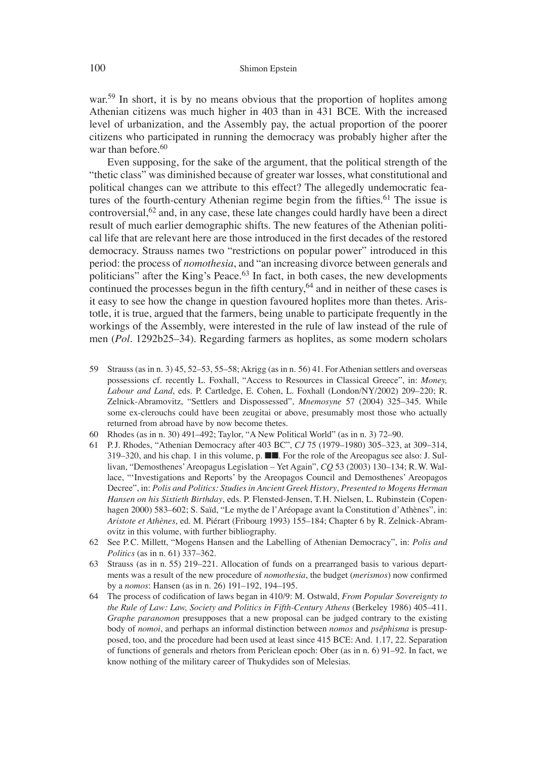war.[59] In short, it is by no means obvious that the proportion of hoplites among Athenian citizens was much higher in 403 than in 431 BCE. With the increased level of urbanization, and the Assembly pay, the actual proportion of the poorer citizens who participated in running the democracy was probably higher after the war than before.[60]

Even supposing, for the sake of the argument, that the political strength of the "thetic class" was diminished because of greater war losses, what constitutional and political changes can we attribute to this effect? The allegedly undemocratic features of the fourth-century Athenian regime begin from the fifties.[61] The issue is controversial,[62] and, in any case, these late changes could hardly have been a direct result of much earlier demographic shifts. The new features of the Athenian political life that are relevant here are those introduced in the first decades of the restored democracy. Strauss names two "restrictions on popular power" introduced in this period: the process of *nomothesia*, and "an increasing divorce between generals and politicians" after the King's Peace.[63] In fact, in both cases, the new developments continued the processes begun in the fifth century,[64] and in neither of these cases is it easy to see how the change in question favoured hoplites more than thetes. Aristotle, it is true, argued that the farmers, being unable to participate frequently in the workings of the Assembly, were interested in the rule of law instead of the rule of men (*Pol*. 1292b25–34). Regarding farmers as hoplites, as some modern scholars

59 Strauss (as in n. 3) 45, 52–53, 55–58; Akrigg (as in n. 56) 41. For Athenian settlers and overseas possessions cf. recently L. Foxhall, "Access to Resources in Classical Greece", in: *Money, Labour and Land*, eds. P. Cartledge, E. Cohen, L. Foxhall (London/NY/2002) 209–220; R. Zelnick-Abramovitz, "Settlers and Dispossessed", *Mnemosyne* 57 (2004) 325–345. While some ex-clerouchs could have been zeugitai or above, presumably most those who actually returned from abroad have by now become thetes.

60 Rhodes (as in n. 30) 491–492; Taylor, "A New Political World" (as in n. 3) 72–90.

61 P.J. Rhodes, "Athenian Democracy after 403 BC", *CJ* 75 (1979–1980) 305–323, at 309–314, 319–320, and his chap. 1 in this volume, p. ■■. For the role of the Areopagus see also: J. Sullivan, "Demosthenes' Areopagus Legislation – Yet Again", *CQ* 53 (2003) 130–134; R.W. Wallace, "'Investigations and Reports' by the Areopagos Council and Demosthenes' Areopagos Decree", in: *Polis and Politics: Studies in Ancient Greek History, Presented to Mogens Herman Hansen on his Sixtieth Birthday*, eds. P. Flensted-Jensen, T.H. Nielsen, L. Rubinstein (Copenhagen 2000) 583–602; S. Saïd, "Le mythe de l'Aréopage avant la Constitution d'Athènes", in: *Aristote et Athènes*, ed. M. Piérart (Fribourg 1993) 155–184; Chapter 6 by R. Zelnick-Abramovitz in this volume, with further bibliography.

62 See P.C. Millett, "Mogens Hansen and the Labelling of Athenian Democracy", in: *Polis and Politics* (as in n. 61) 337–362.

63 Strauss (as in n. 55) 219–221. Allocation of funds on a prearranged basis to various departments was a result of the new procedure of *nomothesia*, the budget (*merismos*) now confirmed by a *nomos*: Hansen (as in n. 26) 191–192, 194–195.

64 The process of codification of laws began in 410/9: M. Ostwald, *From Popular Sovereignty to the Rule of Law: Law, Society and Politics in Fifth-Century Athens* (Berkeley 1986) 405–411. *Graphe paranomon* presupposes that a new proposal can be judged contrary to the existing body of *nomoi*, and perhaps an informal distinction between *nomos* and *psêphisma* is presupposed, too, and the procedure had been used at least since 415 BCE: And. 1.17, 22. Separation of functions of generals and rhetors from Periclean epoch: Ober (as in n. 6) 91–92. In fact, we know nothing of the military career of Thukydides son of Melesias.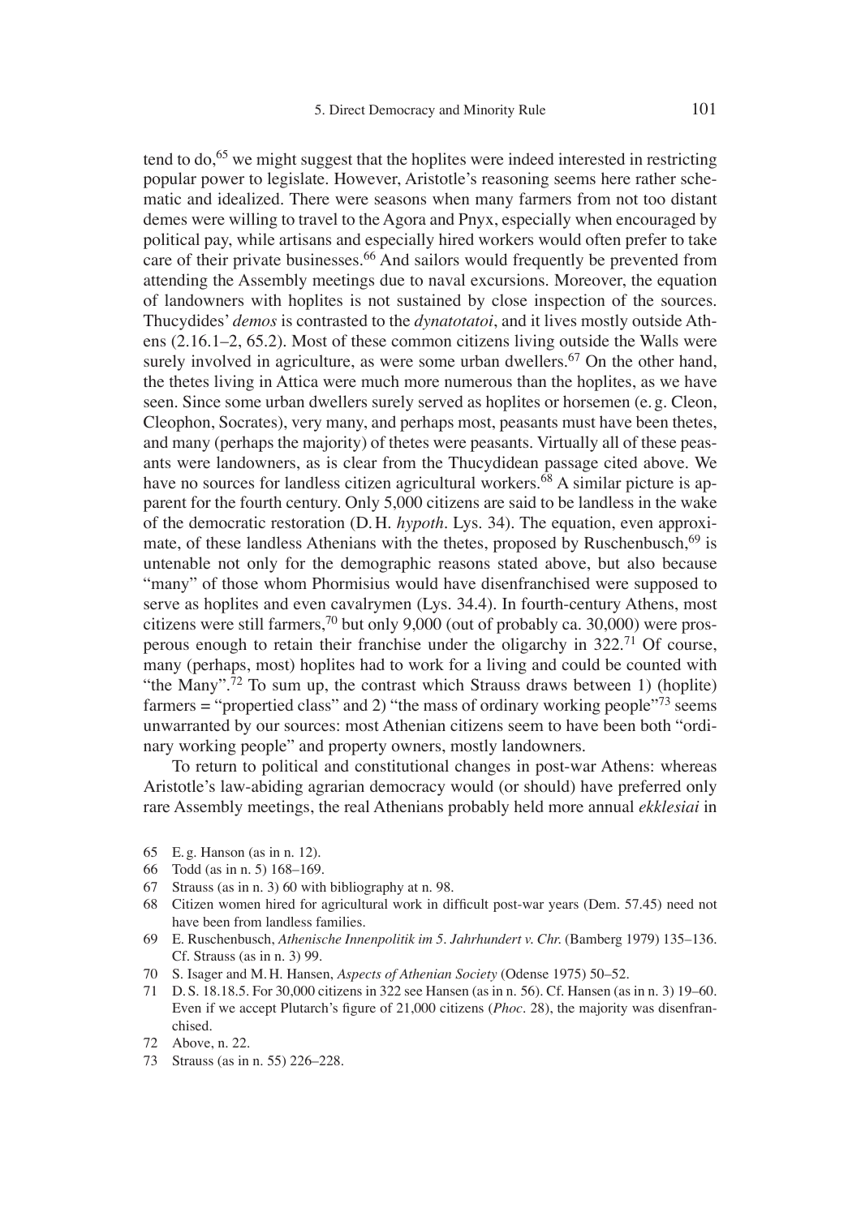tend to do,[65] we might suggest that the hoplites were indeed interested in restricting popular power to legislate. However, Aristotle's reasoning seems here rather schematic and idealized. There were seasons when many farmers from not too distant demes were willing to travel to the Agora and Pnyx, especially when encouraged by political pay, while artisans and especially hired workers would often prefer to take care of their private businesses.[66] And sailors would frequently be prevented from attending the Assembly meetings due to naval excursions. Moreover, the equation of landowners with hoplites is not sustained by close inspection of the sources. Thucydides' *demos* is contrasted to the *dynatotatoi*, and it lives mostly outside Athens (2.16.1–2, 65.2). Most of these common citizens living outside the Walls were surely involved in agriculture, as were some urban dwellers.[67] On the other hand, the thetes living in Attica were much more numerous than the hoplites, as we have seen. Since some urban dwellers surely served as hoplites or horsemen (e. g. Cleon, Cleophon, Socrates), very many, and perhaps most, peasants must have been thetes, and many (perhaps the majority) of thetes were peasants. Virtually all of these peasants were landowners, as is clear from the Thucydidean passage cited above. We have no sources for landless citizen agricultural workers.[68] A similar picture is apparent for the fourth century. Only 5,000 citizens are said to be landless in the wake of the democratic restoration (D. H. *hypoth*. Lys. 34). The equation, even approximate, of these landless Athenians with the thetes, proposed by Ruschenbusch,[69] is untenable not only for the demographic reasons stated above, but also because "many" of those whom Phormisius would have disenfranchised were supposed to serve as hoplites and even cavalrymen (Lys. 34.4). In fourth-century Athens, most citizens were still farmers,[70] but only 9,000 (out of probably ca. 30,000) were prosperous enough to retain their franchise under the oligarchy in 322.[71] Of course, many (perhaps, most) hoplites had to work for a living and could be counted with "the Many".[72] To sum up, the contrast which Strauss draws between 1) (hoplite) farmers = "propertied class" and 2) "the mass of ordinary working people"[73] seems unwarranted by our sources: most Athenian citizens seem to have been both "ordinary working people" and property owners, mostly landowners.

To return to political and constitutional changes in post-war Athens: whereas Aristotle's law-abiding agrarian democracy would (or should) have preferred only rare Assembly meetings, the real Athenians probably held more annual *ekklesiai* in

65 E. g. Hanson (as in n. 12).

66 Todd (as in n. 5) 168–169.

67 Strauss (as in n. 3) 60 with bibliography at n. 98.

68 Citizen women hired for agricultural work in difficult post-war years (Dem. 57.45) need not have been from landless families.

69 E. Ruschenbusch, *Athenische Innenpolitik im 5. Jahrhundert v. Chr.* (Bamberg 1979) 135–136. Cf. Strauss (as in n. 3) 99.

70 S. Isager and M. H. Hansen, *Aspects of Athenian Society* (Odense 1975) 50–52.

71 D. S. 18.18.5. For 30,000 citizens in 322 see Hansen (as in n. 56). Cf. Hansen (as in n. 3) 19–60. Even if we accept Plutarch's figure of 21,000 citizens (*Phoc*. 28), the majority was disenfranchised.

72 Above, n. 22.

73 Strauss (as in n. 55) 226–228.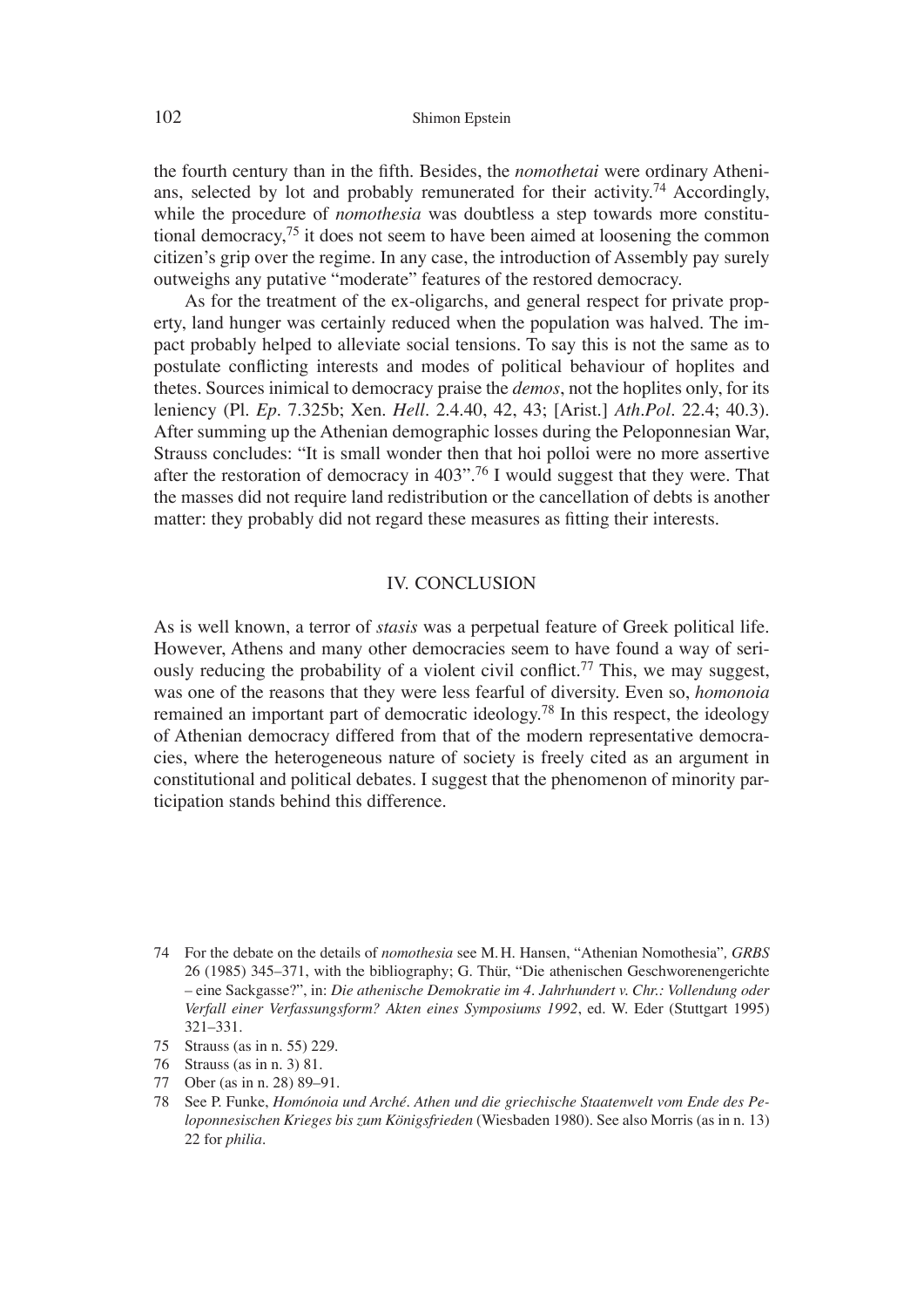the fourth century than in the fifth. Besides, the *nomothetai* were ordinary Athenians, selected by lot and probably remunerated for their activity.[74] Accordingly, while the procedure of *nomothesia* was doubtless a step towards more constitutional democracy,[75] it does not seem to have been aimed at loosening the common citizen's grip over the regime. In any case, the introduction of Assembly pay surely outweighs any putative "moderate" features of the restored democracy.

As for the treatment of the ex-oligarchs, and general respect for private property, land hunger was certainly reduced when the population was halved. The impact probably helped to alleviate social tensions. To say this is not the same as to postulate conflicting interests and modes of political behaviour of hoplites and thetes. Sources inimical to democracy praise the *demos*, not the hoplites only, for its leniency (Pl. *Ep*. 7.325b; Xen. *Hell*. 2.4.40, 42, 43; [Arist.] *Ath.Pol*. 22.4; 40.3). After summing up the Athenian demographic losses during the Peloponnesian War, Strauss concludes: "It is small wonder then that hoi polloi were no more assertive after the restoration of democracy in 403".[76] I would suggest that they were. That the masses did not require land redistribution or the cancellation of debts is another matter: they probably did not regard these measures as fitting their interests.

## IV. CONCLUSION

As is well known, a terror of *stasis* was a perpetual feature of Greek political life. However, Athens and many other democracies seem to have found a way of seriously reducing the probability of a violent civil conflict.[77] This, we may suggest, was one of the reasons that they were less fearful of diversity. Even so, *homonoia* remained an important part of democratic ideology.[78] In this respect, the ideology of Athenian democracy differed from that of the modern representative democracies, where the heterogeneous nature of society is freely cited as an argument in constitutional and political debates. I suggest that the phenomenon of minority participation stands behind this difference.

---

74 For the debate on the details of *nomothesia* see M.H. Hansen, "Athenian Nomothesia", *GRBS* 26 (1985) 345–371, with the bibliography; G. Thür, "Die athenischen Geschworenengerichte – eine Sackgasse?", in: *Die athenische Demokratie im 4. Jahrhundert v. Chr.: Vollendung oder Verfall einer Verfassungsform? Akten eines Symposiums 1992*, ed. W. Eder (Stuttgart 1995) 321–331.

75 Strauss (as in n. 55) 229.

76 Strauss (as in n. 3) 81.

77 Ober (as in n. 28) 89–91.

78 See P. Funke, *Homónoia und Arché. Athen und die griechische Staatenwelt vom Ende des Peloponnesischen Krieges bis zum Königsfrieden* (Wiesbaden 1980). See also Morris (as in n. 13) 22 for *philia*.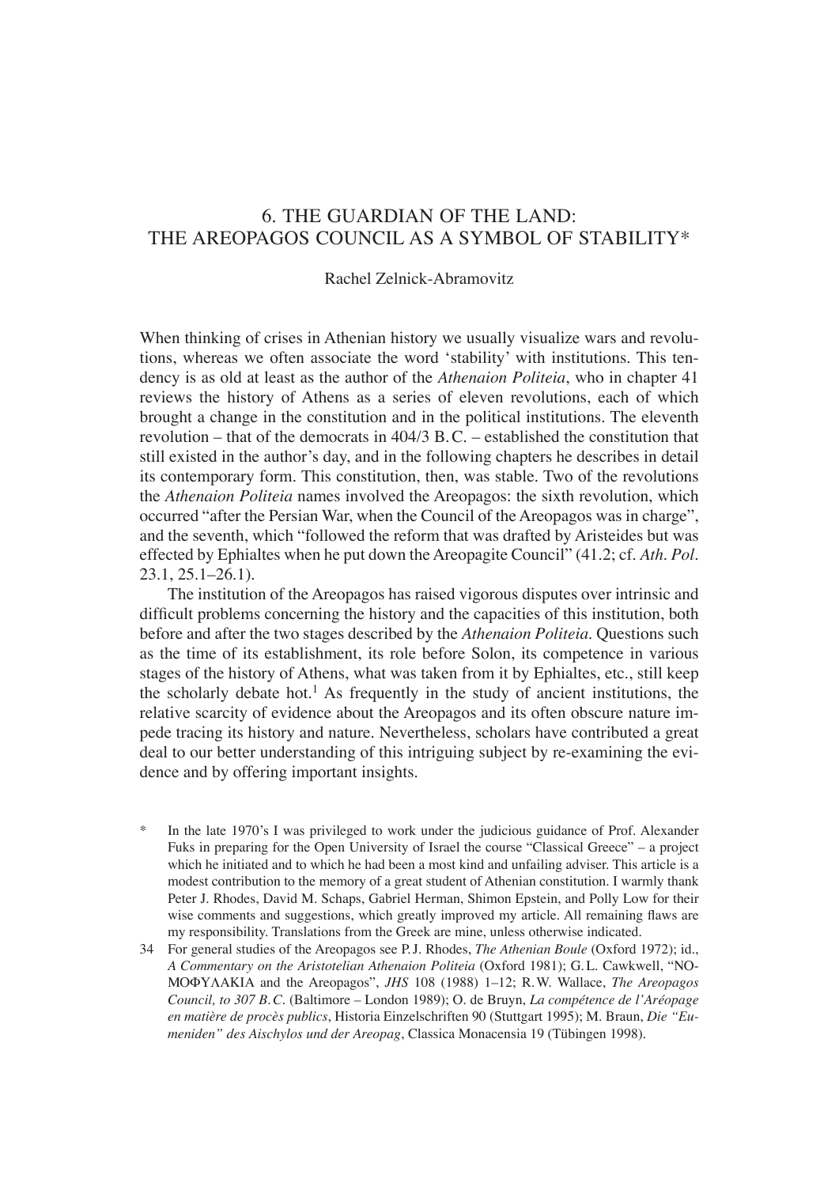# 6. THE GUARDIAN OF THE LAND: THE AREOPAGOS COUNCIL AS A SYMBOL OF STABILITY*

Rachel Zelnick-Abramovitz

When thinking of crises in Athenian history we usually visualize wars and revolutions, whereas we often associate the word 'stability' with institutions. This tendency is as old at least as the author of the *Athenaion Politeia*, who in chapter 41 reviews the history of Athens as a series of eleven revolutions, each of which brought a change in the constitution and in the political institutions. The eleventh revolution – that of the democrats in 404/3 B.C. – established the constitution that still existed in the author's day, and in the following chapters he describes in detail its contemporary form. This constitution, then, was stable. Two of the revolutions the *Athenaion Politeia* names involved the Areopagos: the sixth revolution, which occurred "after the Persian War, when the Council of the Areopagos was in charge", and the seventh, which "followed the reform that was drafted by Aristeides but was effected by Ephialtes when he put down the Areopagite Council" (41.2; cf. *Ath. Pol.* 23.1, 25.1–26.1).

The institution of the Areopagos has raised vigorous disputes over intrinsic and difficult problems concerning the history and the capacities of this institution, both before and after the two stages described by the *Athenaion Politeia*. Questions such as the time of its establishment, its role before Solon, its competence in various stages of the history of Athens, what was taken from it by Ephialtes, etc., still keep the scholarly debate hot.[1] As frequently in the study of ancient institutions, the relative scarcity of evidence about the Areopagos and its often obscure nature impede tracing its history and nature. Nevertheless, scholars have contributed a great deal to our better understanding of this intriguing subject by re-examining the evidence and by offering important insights.

---

\* In the late 1970's I was privileged to work under the judicious guidance of Prof. Alexander Fuks in preparing for the Open University of Israel the course "Classical Greece" – a project which he initiated and to which he had been a most kind and unfailing adviser. This article is a modest contribution to the memory of a great student of Athenian constitution. I warmly thank Peter J. Rhodes, David M. Schaps, Gabriel Herman, Shimon Epstein, and Polly Low for their wise comments and suggestions, which greatly improved my article. All remaining flaws are my responsibility. Translations from the Greek are mine, unless otherwise indicated.

34 For general studies of the Areopagos see P.J. Rhodes, *The Athenian Boule* (Oxford 1972); id., *A Commentary on the Aristotelian Athenaion Politeia* (Oxford 1981); G.L. Cawkwell, "ΝΟΜΟΦΥΛΑΚΙΑ and the Areopagos", *JHS* 108 (1988) 1–12; R.W. Wallace, *The Areopagos Council, to 307 B.C.* (Baltimore – London 1989); O. de Bruyn, *La compétence de l'Aréopage en matière de procès publics*, Historia Einzelschriften 90 (Stuttgart 1995); M. Braun, *Die "Eumeniden" des Aischylos und der Areopag*, Classica Monacensia 19 (Tübingen 1998).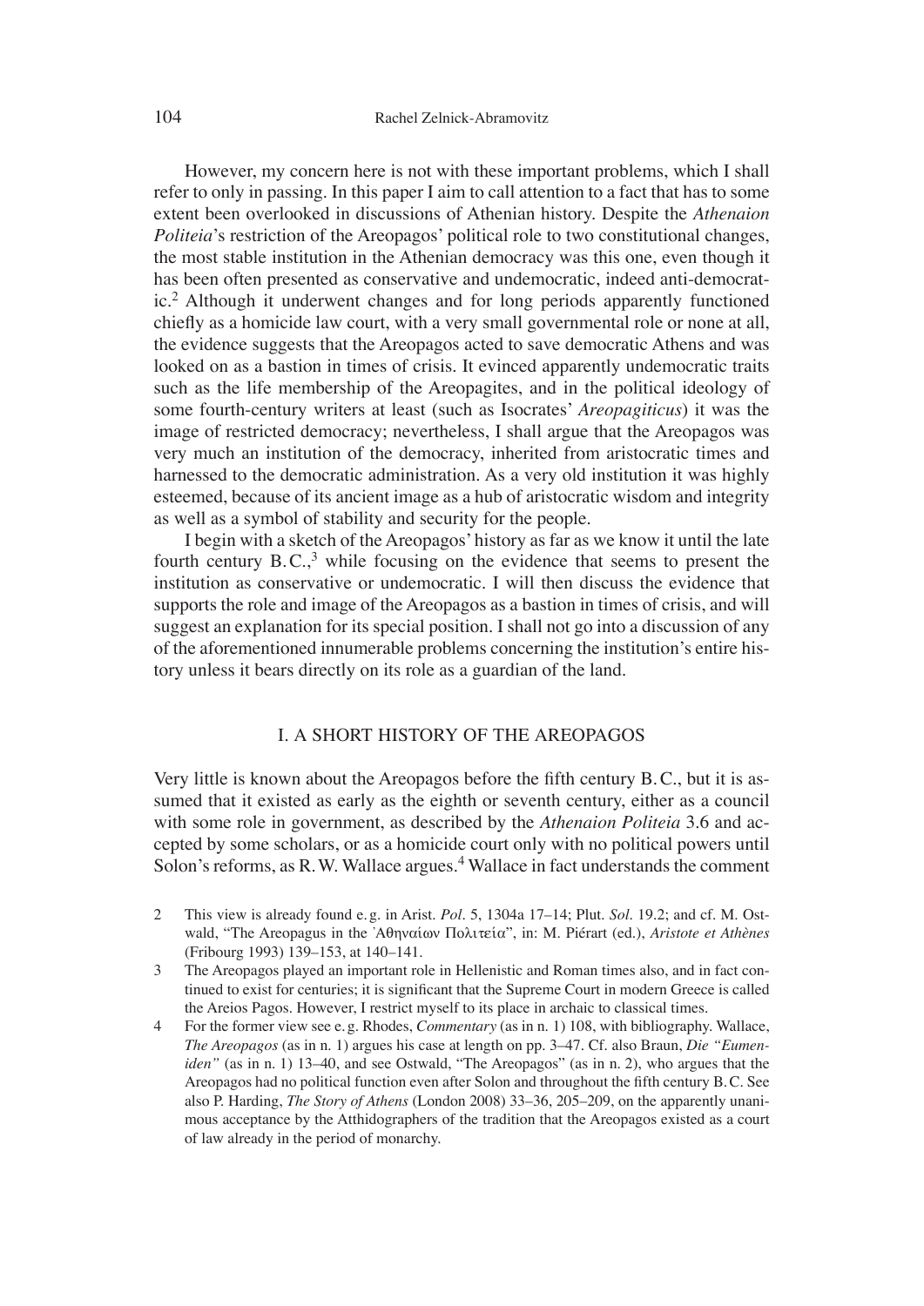However, my concern here is not with these important problems, which I shall refer to only in passing. In this paper I aim to call attention to a fact that has to some extent been overlooked in discussions of Athenian history. Despite the *Athenaion Politeia*'s restriction of the Areopagos' political role to two constitutional changes, the most stable institution in the Athenian democracy was this one, even though it has been often presented as conservative and undemocratic, indeed anti-democratic.[2] Although it underwent changes and for long periods apparently functioned chiefly as a homicide law court, with a very small governmental role or none at all, the evidence suggests that the Areopagos acted to save democratic Athens and was looked on as a bastion in times of crisis. It evinced apparently undemocratic traits such as the life membership of the Areopagites, and in the political ideology of some fourth-century writers at least (such as Isocrates' *Areopagiticus*) it was the image of restricted democracy; nevertheless, I shall argue that the Areopagos was very much an institution of the democracy, inherited from aristocratic times and harnessed to the democratic administration. As a very old institution it was highly esteemed, because of its ancient image as a hub of aristocratic wisdom and integrity as well as a symbol of stability and security for the people.

I begin with a sketch of the Areopagos' history as far as we know it until the late fourth century B.C.,[3] while focusing on the evidence that seems to present the institution as conservative or undemocratic. I will then discuss the evidence that supports the role and image of the Areopagos as a bastion in times of crisis, and will suggest an explanation for its special position. I shall not go into a discussion of any of the aforementioned innumerable problems concerning the institution's entire history unless it bears directly on its role as a guardian of the land.

## I. A SHORT HISTORY OF THE AREOPAGOS

Very little is known about the Areopagos before the fifth century B.C., but it is assumed that it existed as early as the eighth or seventh century, either as a council with some role in government, as described by the *Athenaion Politeia* 3.6 and accepted by some scholars, or as a homicide court only with no political powers until Solon's reforms, as R.W. Wallace argues.[4] Wallace in fact understands the comment

---

2 This view is already found e.g. in Arist. *Pol.* 5, 1304a 17–14; Plut. *Sol.* 19.2; and cf. M. Ostwald, "The Areopagus in the Ἀθηναίων Πολιτεία", in: M. Piérart (ed.), *Aristote et Athènes* (Fribourg 1993) 139–153, at 140–141.

3 The Areopagos played an important role in Hellenistic and Roman times also, and in fact continued to exist for centuries; it is significant that the Supreme Court in modern Greece is called the Areios Pagos. However, I restrict myself to its place in archaic to classical times.

4 For the former view see e.g. Rhodes, *Commentary* (as in n. 1) 108, with bibliography. Wallace, *The Areopagos* (as in n. 1) argues his case at length on pp. 3–47. Cf. also Braun, *Die "Eumeniden"* (as in n. 1) 13–40, and see Ostwald, "The Areopagos" (as in n. 2), who argues that the Areopagos had no political function even after Solon and throughout the fifth century B.C. See also P. Harding, *The Story of Athens* (London 2008) 33–36, 205–209, on the apparently unanimous acceptance by the Atthidographers of the tradition that the Areopagos existed as a court of law already in the period of monarchy.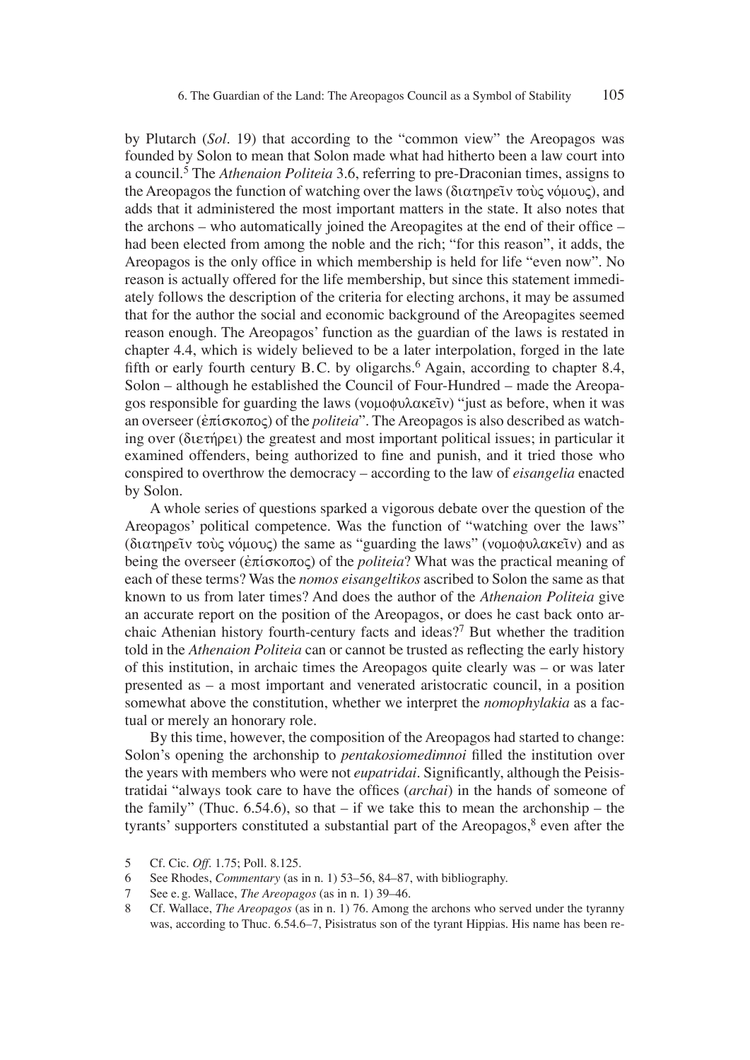by Plutarch (*Sol*. 19) that according to the "common view" the Areopagos was founded by Solon to mean that Solon made what had hitherto been a law court into a council.[5] The *Athenaion Politeia* 3.6, referring to pre-Draconian times, assigns to the Areopagos the function of watching over the laws (διατηρεῖν τοὺς νόμους), and adds that it administered the most important matters in the state. It also notes that the archons – who automatically joined the Areopagites at the end of their office – had been elected from among the noble and the rich; "for this reason", it adds, the Areopagos is the only office in which membership is held for life "even now". No reason is actually offered for the life membership, but since this statement immediately follows the description of the criteria for electing archons, it may be assumed that for the author the social and economic background of the Areopagites seemed reason enough. The Areopagos' function as the guardian of the laws is restated in chapter 4.4, which is widely believed to be a later interpolation, forged in the late fifth or early fourth century B.C. by oligarchs.[6] Again, according to chapter 8.4, Solon – although he established the Council of Four-Hundred – made the Areopagos responsible for guarding the laws (νομοφυλακεῖν) "just as before, when it was an overseer (ἐπίσκοπος) of the *politeia*". The Areopagos is also described as watching over (διετήρει) the greatest and most important political issues; in particular it examined offenders, being authorized to fine and punish, and it tried those who conspired to overthrow the democracy – according to the law of *eisangelia* enacted by Solon.

A whole series of questions sparked a vigorous debate over the question of the Areopagos' political competence. Was the function of "watching over the laws" (διατηρεῖν τοὺς νόμους) the same as "guarding the laws" (νομοφυλακεῖν) and as being the overseer (ἐπίσκοπος) of the *politeia*? What was the practical meaning of each of these terms? Was the *nomos eisangeltikos* ascribed to Solon the same as that known to us from later times? And does the author of the *Athenaion Politeia* give an accurate report on the position of the Areopagos, or does he cast back onto archaic Athenian history fourth-century facts and ideas?[7] But whether the tradition told in the *Athenaion Politeia* can or cannot be trusted as reflecting the early history of this institution, in archaic times the Areopagos quite clearly was – or was later presented as – a most important and venerated aristocratic council, in a position somewhat above the constitution, whether we interpret the *nomophylakia* as a factual or merely an honorary role.

By this time, however, the composition of the Areopagos had started to change: Solon's opening the archonship to *pentakosiomedimnoi* filled the institution over the years with members who were not *eupatridai*. Significantly, although the Peisistratidai "always took care to have the offices (*archai*) in the hands of someone of the family" (Thuc. 6.54.6), so that – if we take this to mean the archonship – the tyrants' supporters constituted a substantial part of the Areopagos,[8] even after the

5 Cf. Cic. *Off*. 1.75; Poll. 8.125.

6 See Rhodes, *Commentary* (as in n. 1) 53–56, 84–87, with bibliography.

7 See e. g. Wallace, *The Areopagos* (as in n. 1) 39–46.

8 Cf. Wallace, *The Areopagos* (as in n. 1) 76. Among the archons who served under the tyranny was, according to Thuc. 6.54.6–7, Pisistratus son of the tyrant Hippias. His name has been re-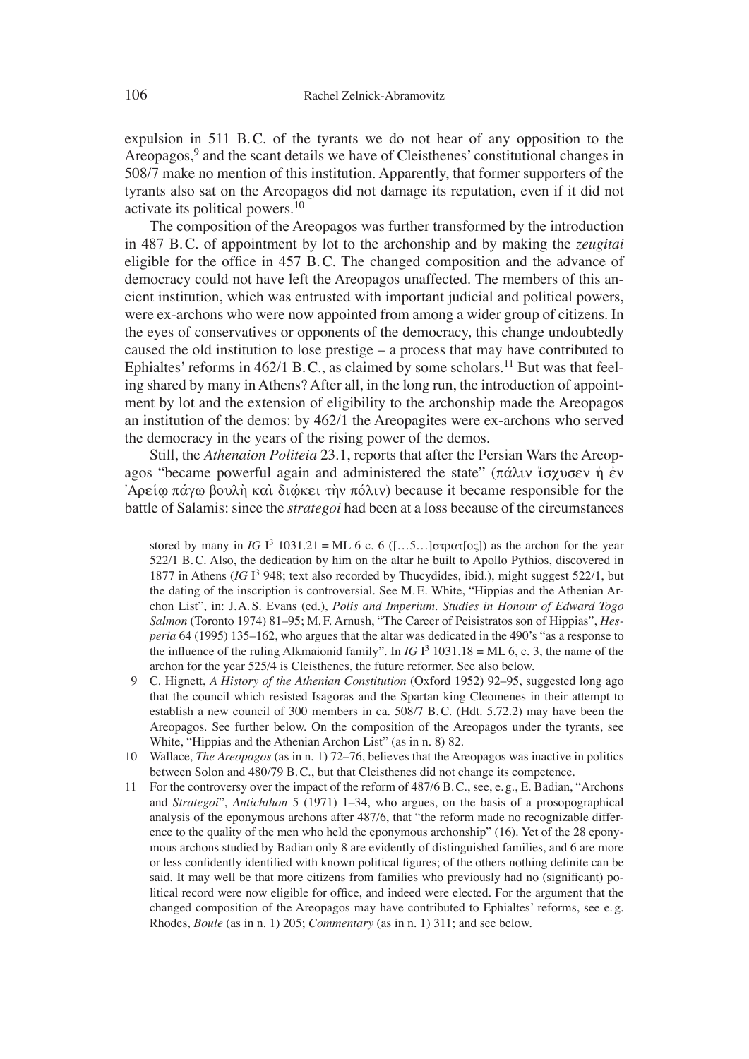expulsion in 511 B.C. of the tyrants we do not hear of any opposition to the Areopagos,[9] and the scant details we have of Cleisthenes' constitutional changes in 508/7 make no mention of this institution. Apparently, that former supporters of the tyrants also sat on the Areopagos did not damage its reputation, even if it did not activate its political powers.[10]

The composition of the Areopagos was further transformed by the introduction in 487 B.C. of appointment by lot to the archonship and by making the *zeugitai* eligible for the office in 457 B.C. The changed composition and the advance of democracy could not have left the Areopagos unaffected. The members of this ancient institution, which was entrusted with important judicial and political powers, were ex-archons who were now appointed from among a wider group of citizens. In the eyes of conservatives or opponents of the democracy, this change undoubtedly caused the old institution to lose prestige – a process that may have contributed to Ephialtes' reforms in 462/1 B.C., as claimed by some scholars.[11] But was that feeling shared by many in Athens? After all, in the long run, the introduction of appointment by lot and the extension of eligibility to the archonship made the Areopagos an institution of the demos: by 462/1 the Areopagites were ex-archons who served the democracy in the years of the rising power of the demos.

Still, the *Athenaion Politeia* 23.1, reports that after the Persian Wars the Areopagos "became powerful again and administered the state" (πάλιν ἴσχυσεν ἡ ἐν Ἀρείῳ πάγῳ βουλὴ καὶ διῴκει τὴν πόλιν) because it became responsible for the battle of Salamis: since the *strategoi* had been at a loss because of the circumstances

stored by many in *IG* I³ 1031.21 = ML 6 c. 6 ([…5…]στρατ[ος]) as the archon for the year 522/1 B.C. Also, the dedication by him on the altar he built to Apollo Pythios, discovered in 1877 in Athens (*IG* I³ 948; text also recorded by Thucydides, ibid.), might suggest 522/1, but the dating of the inscription is controversial. See M.E. White, "Hippias and the Athenian Archon List", in: J.A.S. Evans (ed.), *Polis and Imperium. Studies in Honour of Edward Togo Salmon* (Toronto 1974) 81–95; M.F. Arnush, "The Career of Peisistratos son of Hippias", *Hesperia* 64 (1995) 135–162, who argues that the altar was dedicated in the 490's "as a response to the influence of the ruling Alkmaionid family". In *IG* I³ 1031.18 = ML 6, c. 3, the name of the archon for the year 525/4 is Cleisthenes, the future reformer. See also below.

9 C. Hignett, *A History of the Athenian Constitution* (Oxford 1952) 92–95, suggested long ago that the council which resisted Isagoras and the Spartan king Cleomenes in their attempt to establish a new council of 300 members in ca. 508/7 B.C. (Hdt. 5.72.2) may have been the Areopagos. See further below. On the composition of the Areopagos under the tyrants, see White, "Hippias and the Athenian Archon List" (as in n. 8) 82.

10 Wallace, *The Areopagos* (as in n. 1) 72–76, believes that the Areopagos was inactive in politics between Solon and 480/79 B.C., but that Cleisthenes did not change its competence.

11 For the controversy over the impact of the reform of 487/6 B.C., see, e.g., E. Badian, "Archons and *Strategoi*", *Antichthon* 5 (1971) 1–34, who argues, on the basis of a prosopographical analysis of the eponymous archons after 487/6, that "the reform made no recognizable difference to the quality of the men who held the eponymous archonship" (16). Yet of the 28 eponymous archons studied by Badian only 8 are evidently of distinguished families, and 6 are more or less confidently identified with known political figures; of the others nothing definite can be said. It may well be that more citizens from families who previously had no (significant) political record were now eligible for office, and indeed were elected. For the argument that the changed composition of the Areopagos may have contributed to Ephialtes' reforms, see e.g. Rhodes, *Boule* (as in n. 1) 205; *Commentary* (as in n. 1) 311; and see below.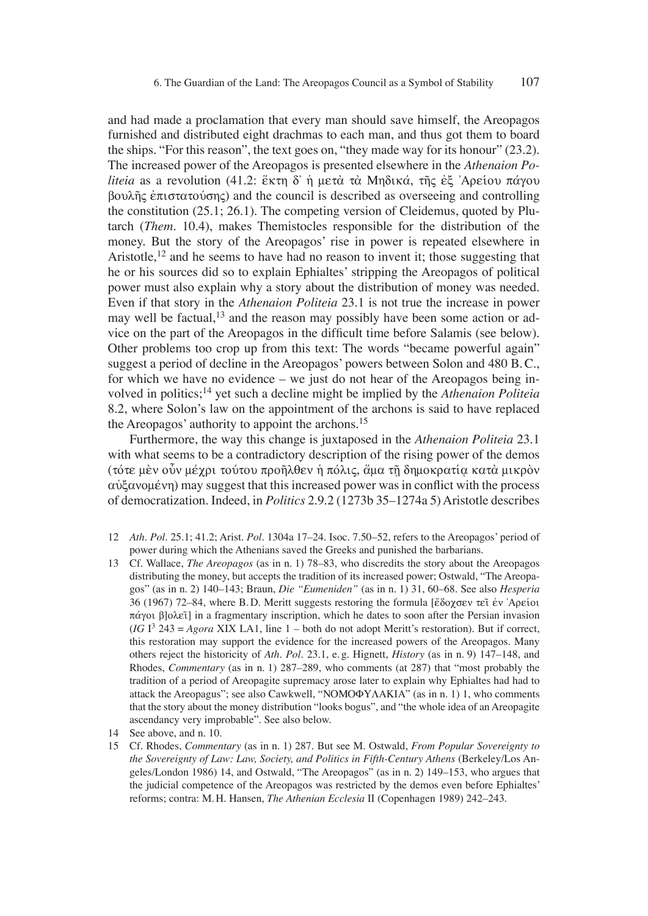and had made a proclamation that every man should save himself, the Areopagos furnished and distributed eight drachmas to each man, and thus got them to board the ships. "For this reason", the text goes on, "they made way for its honour" (23.2). The increased power of the Areopagos is presented elsewhere in the *Athenaion Politeia* as a revolution (41.2: ἕκτη δ᾽ ἡ μετὰ τὰ Μηδικά, τῆς ἐξ Ἀρείου πάγου βουλῆς ἐπιστατούσης) and the council is described as overseeing and controlling the constitution (25.1; 26.1). The competing version of Cleidemus, quoted by Plutarch (*Them.* 10.4), makes Themistocles responsible for the distribution of the money. But the story of the Areopagos' rise in power is repeated elsewhere in Aristotle,[12] and he seems to have had no reason to invent it; those suggesting that he or his sources did so to explain Ephialtes' stripping the Areopagos of political power must also explain why a story about the distribution of money was needed. Even if that story in the *Athenaion Politeia* 23.1 is not true the increase in power may well be factual,[13] and the reason may possibly have been some action or advice on the part of the Areopagos in the difficult time before Salamis (see below). Other problems too crop up from this text: The words "became powerful again" suggest a period of decline in the Areopagos' powers between Solon and 480 B.C., for which we have no evidence – we just do not hear of the Areopagos being involved in politics;[14] yet such a decline might be implied by the *Athenaion Politeia* 8.2, where Solon's law on the appointment of the archons is said to have replaced the Areopagos' authority to appoint the archons.[15]

Furthermore, the way this change is juxtaposed in the *Athenaion Politeia* 23.1 with what seems to be a contradictory description of the rising power of the demos (τότε μὲν οὖν μέχρι τούτου προῆλθεν ἡ πόλις, ἅμα τῇ δημοκρατίᾳ κατὰ μικρὸν αὐξανομένη) may suggest that this increased power was in conflict with the process of democratization. Indeed, in *Politics* 2.9.2 (1273b 35–1274a 5) Aristotle describes

12 *Ath. Pol.* 25.1; 41.2; Arist. *Pol.* 1304a 17–24. Isoc. 7.50–52, refers to the Areopagos' period of power during which the Athenians saved the Greeks and punished the barbarians.

13 Cf. Wallace, *The Areopagos* (as in n. 1) 78–83, who discredits the story about the Areopagos distributing the money, but accepts the tradition of its increased power; Ostwald, "The Areopagos" (as in n. 2) 140–143; Braun, *Die "Eumeniden"* (as in n. 1) 31, 60–68. See also *Hesperia* 36 (1967) 72–84, where B.D. Meritt suggests restoring the formula [ἔδοχσεν τεῖ ἐν Ἀρείοι πάγοι β]ολεῖ] in a fragmentary inscription, which he dates to soon after the Persian invasion (*IG* I[3] 243 = *Agora* XIX LA1, line 1 – both do not adopt Meritt's restoration). But if correct, this restoration may support the evidence for the increased powers of the Areopagos. Many others reject the historicity of *Ath. Pol.* 23.1, e.g. Hignett, *History* (as in n. 9) 147–148, and Rhodes, *Commentary* (as in n. 1) 287–289, who comments (at 287) that "most probably the tradition of a period of Areopagite supremacy arose later to explain why Ephialtes had had to attack the Areopagus"; see also Cawkwell, "ΝΟΜΟΦΥΛΑΚΙΑ" (as in n. 1) 1, who comments that the story about the money distribution "looks bogus", and "the whole idea of an Areopagite ascendancy very improbable". See also below.

14 See above, and n. 10.

15 Cf. Rhodes, *Commentary* (as in n. 1) 287. But see M. Ostwald, *From Popular Sovereignty to the Sovereignty of Law: Law, Society, and Politics in Fifth-Century Athens* (Berkeley/Los Angeles/London 1986) 14, and Ostwald, "The Areopagos" (as in n. 2) 149–153, who argues that the judicial competence of the Areopagos was restricted by the demos even before Ephialtes' reforms; contra: M.H. Hansen, *The Athenian Ecclesia* II (Copenhagen 1989) 242–243.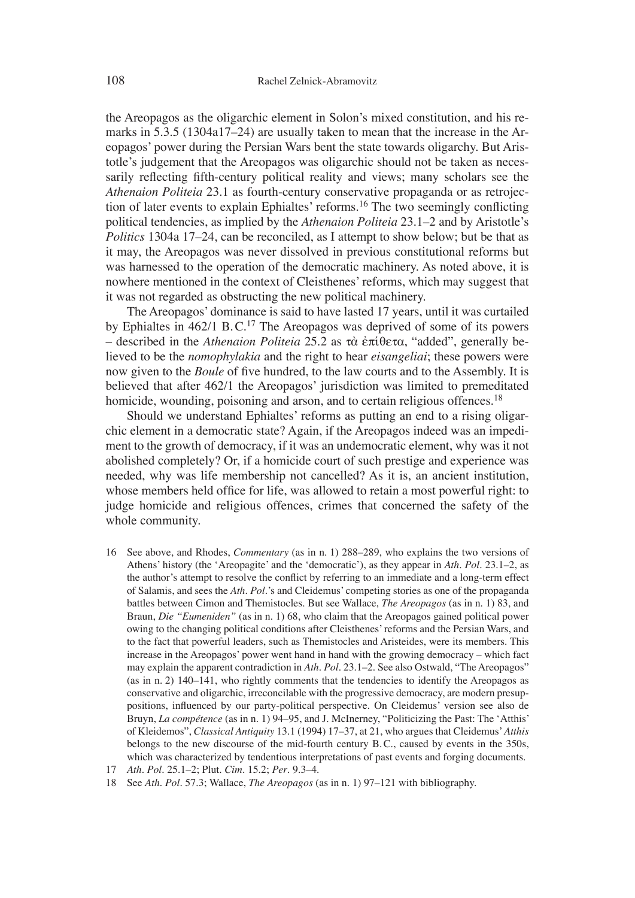the Areopagos as the oligarchic element in Solon's mixed constitution, and his remarks in 5.3.5 (1304a17–24) are usually taken to mean that the increase in the Areopagos' power during the Persian Wars bent the state towards oligarchy. But Aristotle's judgement that the Areopagos was oligarchic should not be taken as necessarily reflecting fifth-century political reality and views; many scholars see the *Athenaion Politeia* 23.1 as fourth-century conservative propaganda or as retrojection of later events to explain Ephialtes' reforms.[16] The two seemingly conflicting political tendencies, as implied by the *Athenaion Politeia* 23.1–2 and by Aristotle's *Politics* 1304a 17–24, can be reconciled, as I attempt to show below; but be that as it may, the Areopagos was never dissolved in previous constitutional reforms but was harnessed to the operation of the democratic machinery. As noted above, it is nowhere mentioned in the context of Cleisthenes' reforms, which may suggest that it was not regarded as obstructing the new political machinery.

The Areopagos' dominance is said to have lasted 17 years, until it was curtailed by Ephialtes in 462/1 B.C.[17] The Areopagos was deprived of some of its powers – described in the *Athenaion Politeia* 25.2 as τὰ ἐπίθετα, "added", generally believed to be the *nomophylakia* and the right to hear *eisangeliai*; these powers were now given to the *Boule* of five hundred, to the law courts and to the Assembly. It is believed that after 462/1 the Areopagos' jurisdiction was limited to premeditated homicide, wounding, poisoning and arson, and to certain religious offences.[18]

Should we understand Ephialtes' reforms as putting an end to a rising oligarchic element in a democratic state? Again, if the Areopagos indeed was an impediment to the growth of democracy, if it was an undemocratic element, why was it not abolished completely? Or, if a homicide court of such prestige and experience was needed, why was life membership not cancelled? As it is, an ancient institution, whose members held office for life, was allowed to retain a most powerful right: to judge homicide and religious offences, crimes that concerned the safety of the whole community.

16 See above, and Rhodes, *Commentary* (as in n. 1) 288–289, who explains the two versions of Athens' history (the 'Areopagite' and the 'democratic'), as they appear in *Ath. Pol.* 23.1–2, as the author's attempt to resolve the conflict by referring to an immediate and a long-term effect of Salamis, and sees the *Ath. Pol.*'s and Cleidemus' competing stories as one of the propaganda battles between Cimon and Themistocles. But see Wallace, *The Areopagos* (as in n. 1) 83, and Braun, *Die "Eumeniden"* (as in n. 1) 68, who claim that the Areopagos gained political power owing to the changing political conditions after Cleisthenes' reforms and the Persian Wars, and to the fact that powerful leaders, such as Themistocles and Aristeides, were its members. This increase in the Areopagos' power went hand in hand with the growing democracy – which fact may explain the apparent contradiction in *Ath. Pol.* 23.1–2. See also Ostwald, "The Areopagos" (as in n. 2) 140–141, who rightly comments that the tendencies to identify the Areopagos as conservative and oligarchic, irreconcilable with the progressive democracy, are modern presuppositions, influenced by our party-political perspective. On Cleidemus' version see also de Bruyn, *La compétence* (as in n. 1) 94–95, and J. McInerney, "Politicizing the Past: The 'Atthis' of Kleidemos", *Classical Antiquity* 13.1 (1994) 17–37, at 21, who argues that Cleidemus' *Atthis* belongs to the new discourse of the mid-fourth century B.C., caused by events in the 350s, which was characterized by tendentious interpretations of past events and forging documents.

17 *Ath. Pol.* 25.1–2; Plut. *Cim.* 15.2; *Per.* 9.3–4.

18 See *Ath. Pol.* 57.3; Wallace, *The Areopagos* (as in n. 1) 97–121 with bibliography.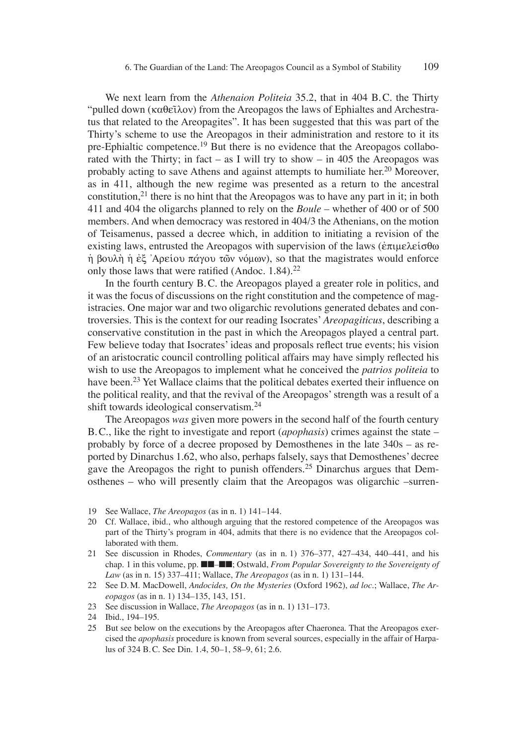We next learn from the *Athenaion Politeia* 35.2, that in 404 B.C. the Thirty "pulled down (καθεῖλον) from the Areopagos the laws of Ephialtes and Archestratus that related to the Areopagites". It has been suggested that this was part of the Thirty's scheme to use the Areopagos in their administration and restore to it its pre-Ephialtic competence.[19] But there is no evidence that the Areopagos collaborated with the Thirty; in fact – as I will try to show – in 405 the Areopagos was probably acting to save Athens and against attempts to humiliate her.[20] Moreover, as in 411, although the new regime was presented as a return to the ancestral constitution,[21] there is no hint that the Areopagos was to have any part in it; in both 411 and 404 the oligarchs planned to rely on the *Boule* – whether of 400 or of 500 members. And when democracy was restored in 404/3 the Athenians, on the motion of Teisamenus, passed a decree which, in addition to initiating a revision of the existing laws, entrusted the Areopagos with supervision of the laws (ἐπιμελείσθω ἡ βουλὴ ἡ ἐξ ᾿Αρείου πάγου τῶν νόμων), so that the magistrates would enforce only those laws that were ratified (Andoc. 1.84).[22]

In the fourth century B.C. the Areopagos played a greater role in politics, and it was the focus of discussions on the right constitution and the competence of magistracies. One major war and two oligarchic revolutions generated debates and controversies. This is the context for our reading Isocrates' *Areopagiticus*, describing a conservative constitution in the past in which the Areopagos played a central part. Few believe today that Isocrates' ideas and proposals reflect true events; his vision of an aristocratic council controlling political affairs may have simply reflected his wish to use the Areopagos to implement what he conceived the *patrios politeia* to have been.[23] Yet Wallace claims that the political debates exerted their influence on the political reality, and that the revival of the Areopagos' strength was a result of a shift towards ideological conservatism.[24]

The Areopagos *was* given more powers in the second half of the fourth century B.C., like the right to investigate and report (*apophasis*) crimes against the state – probably by force of a decree proposed by Demosthenes in the late 340s – as reported by Dinarchus 1.62, who also, perhaps falsely, says that Demosthenes' decree gave the Areopagos the right to punish offenders.[25] Dinarchus argues that Demosthenes – who will presently claim that the Areopagos was oligarchic –surren-

19 See Wallace, *The Areopagos* (as in n. 1) 141–144.

20 Cf. Wallace, ibid., who although arguing that the restored competence of the Areopagos was part of the Thirty's program in 404, admits that there is no evidence that the Areopagos collaborated with them.

21 See discussion in Rhodes, *Commentary* (as in n. 1) 376–377, 427–434, 440–441, and his chap. 1 in this volume, pp. ■■–■■; Ostwald, *From Popular Sovereignty to the Sovereignty of Law* (as in n. 15) 337–411; Wallace, *The Areopagos* (as in n. 1) 131–144.

22 See D.M. MacDowell, *Andocides, On the Mysteries* (Oxford 1962), *ad loc*.; Wallace, *The Areopagos* (as in n. 1) 134–135, 143, 151.

23 See discussion in Wallace, *The Areopagos* (as in n. 1) 131–173.

24 Ibid., 194–195.

25 But see below on the executions by the Areopagos after Chaeronea. That the Areopagos exercised the *apophasis* procedure is known from several sources, especially in the affair of Harpalus of 324 B.C. See Din. 1.4, 50–1, 58–9, 61; 2.6.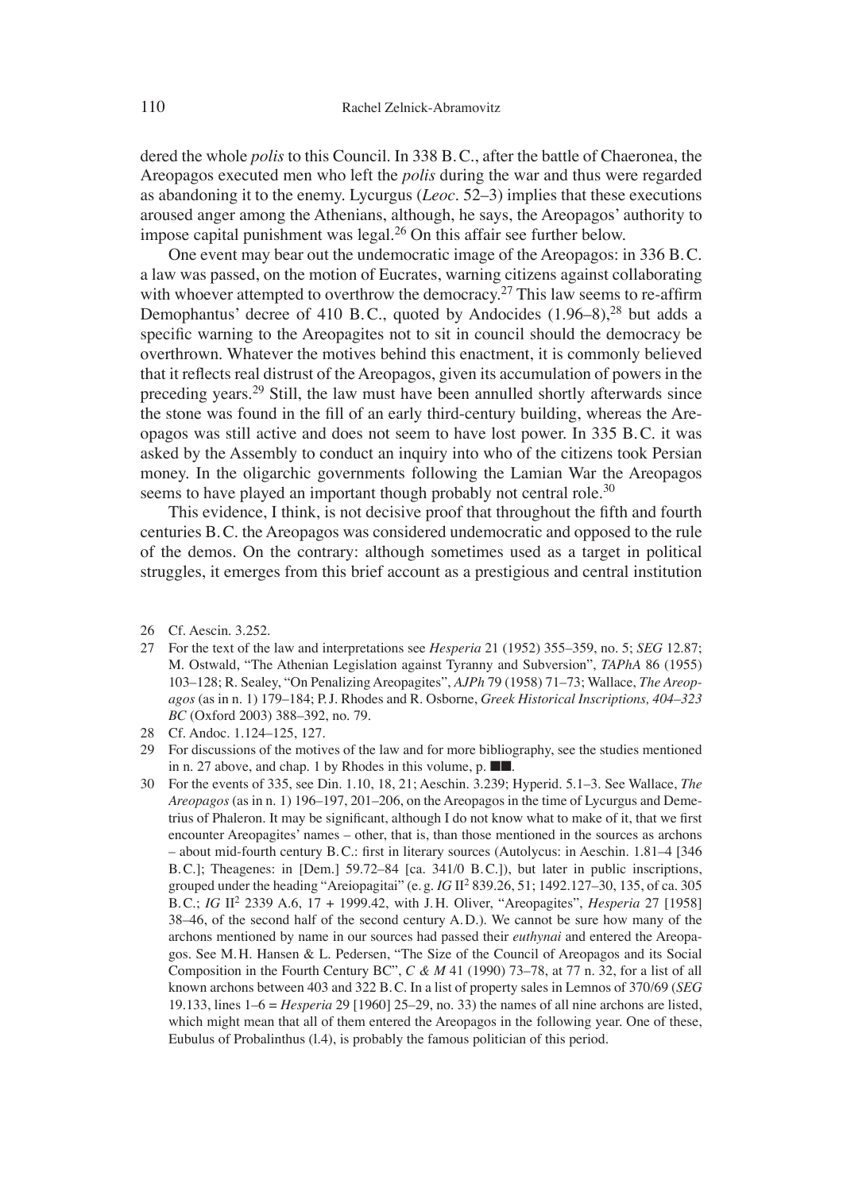dered the whole *polis* to this Council. In 338 B.C., after the battle of Chaeronea, the Areopagos executed men who left the *polis* during the war and thus were regarded as abandoning it to the enemy. Lycurgus (*Leoc*. 52–3) implies that these executions aroused anger among the Athenians, although, he says, the Areopagos' authority to impose capital punishment was legal.[26] On this affair see further below.

One event may bear out the undemocratic image of the Areopagos: in 336 B.C. a law was passed, on the motion of Eucrates, warning citizens against collaborating with whoever attempted to overthrow the democracy.[27] This law seems to re-affirm Demophantus' decree of 410 B.C., quoted by Andocides (1.96–8),[28] but adds a specific warning to the Areopagites not to sit in council should the democracy be overthrown. Whatever the motives behind this enactment, it is commonly believed that it reflects real distrust of the Areopagos, given its accumulation of powers in the preceding years.[29] Still, the law must have been annulled shortly afterwards since the stone was found in the fill of an early third-century building, whereas the Areopagos was still active and does not seem to have lost power. In 335 B.C. it was asked by the Assembly to conduct an inquiry into who of the citizens took Persian money. In the oligarchic governments following the Lamian War the Areopagos seems to have played an important though probably not central role.[30]

This evidence, I think, is not decisive proof that throughout the fifth and fourth centuries B.C. the Areopagos was considered undemocratic and opposed to the rule of the demos. On the contrary: although sometimes used as a target in political struggles, it emerges from this brief account as a prestigious and central institution

26 Cf. Aescin. 3.252.

27 For the text of the law and interpretations see *Hesperia* 21 (1952) 355–359, no. 5; *SEG* 12.87; M. Ostwald, "The Athenian Legislation against Tyranny and Subversion", *TAPhA* 86 (1955) 103–128; R. Sealey, "On Penalizing Areopagites", *AJPh* 79 (1958) 71–73; Wallace, *The Areopagos* (as in n. 1) 179–184; P.J. Rhodes and R. Osborne, *Greek Historical Inscriptions, 404–323 BC* (Oxford 2003) 388–392, no. 79.

28 Cf. Andoc. 1.124–125, 127.

29 For discussions of the motives of the law and for more bibliography, see the studies mentioned in n. 27 above, and chap. 1 by Rhodes in this volume, p. ■■.

30 For the events of 335, see Din. 1.10, 18, 21; Aeschin. 3.239; Hyperid. 5.1–3. See Wallace, *The Areopagos* (as in n. 1) 196–197, 201–206, on the Areopagos in the time of Lycurgus and Demetrius of Phaleron. It may be significant, although I do not know what to make of it, that we first encounter Areopagites' names – other, that is, than those mentioned in the sources as archons – about mid-fourth century B.C.: first in literary sources (Autolycus: in Aeschin. 1.81–4 [346 B.C.]; Theagenes: in [Dem.] 59.72–84 [ca. 341/0 B.C.]), but later in public inscriptions, grouped under the heading "Areiopagitai" (e.g. *IG* II[2] 839.26, 51; 1492.127–30, 135, of ca. 305 B.C.; *IG* II[2] 2339 A.6, 17 + 1999.42, with J.H. Oliver, "Areopagites", *Hesperia* 27 [1958] 38–46, of the second half of the second century A.D.). We cannot be sure how many of the archons mentioned by name in our sources had passed their *euthynai* and entered the Areopagos. See M.H. Hansen & L. Pedersen, "The Size of the Council of Areopagos and its Social Composition in the Fourth Century BC", *C & M* 41 (1990) 73–78, at 77 n. 32, for a list of all known archons between 403 and 322 B.C. In a list of property sales in Lemnos of 370/69 (*SEG* 19.133, lines 1–6 = *Hesperia* 29 [1960] 25–29, no. 33) the names of all nine archons are listed, which might mean that all of them entered the Areopagos in the following year. One of these, Eubulus of Probalinthus (l.4), is probably the famous politician of this period.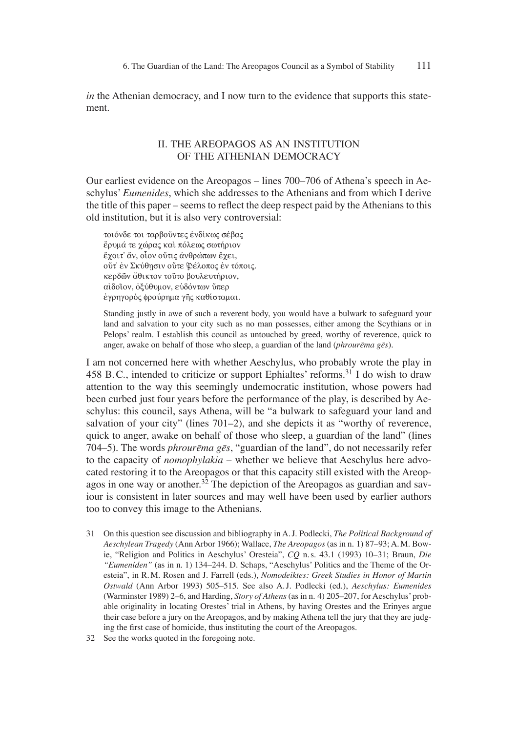*in* the Athenian democracy, and I now turn to the evidence that supports this statement.

## II. THE AREOPAGOS AS AN INSTITUTION OF THE ATHENIAN DEMOCRACY

Our earliest evidence on the Areopagos – lines 700–706 of Athena's speech in Aeschylus' *Eumenides*, which she addresses to the Athenians and from which I derive the title of this paper – seems to reflect the deep respect paid by the Athenians to this old institution, but it is also very controversial:

> τοιόνδε τοι ταρβοῦντες ἐνδίκως σέβας
> ἔρυμά τε χώρας καὶ πόλεως σωτήριον
> ἔχοιτ' ἄν, οἷον οὔτις ἀνθρώπων ἔχει,
> οὔτ' ἐν Σκύθησιν οὔτε Πέλοπος ἐν τόποις.
> κερδῶν ἄθικτον τοῦτο βουλευτήριον,
> αἰδοῖον, ὀξύθυμον, εὑδόντων ὕπερ
> ἐγρηγορὸς φρούρημα γῆς καθίσταμαι.
>
> Standing justly in awe of such a reverent body, you would have a bulwark to safeguard your land and salvation to your city such as no man possesses, either among the Scythians or in Pelops' realm. I establish this council as untouched by greed, worthy of reverence, quick to anger, awake on behalf of those who sleep, a guardian of the land (*phrourēma gēs*).

I am not concerned here with whether Aeschylus, who probably wrote the play in 458 B.C., intended to criticize or support Ephialtes' reforms.[31] I do wish to draw attention to the way this seemingly undemocratic institution, whose powers had been curbed just four years before the performance of the play, is described by Aeschylus: this council, says Athena, will be "a bulwark to safeguard your land and salvation of your city" (lines 701–2), and she depicts it as "worthy of reverence, quick to anger, awake on behalf of those who sleep, a guardian of the land" (lines 704–5). The words *phrourēma gēs*, "guardian of the land", do not necessarily refer to the capacity of *nomophylakia* – whether we believe that Aeschylus here advocated restoring it to the Areopagos or that this capacity still existed with the Areopagos in one way or another.[32] The depiction of the Areopagos as guardian and saviour is consistent in later sources and may well have been used by earlier authors too to convey this image to the Athenians.

31 On this question see discussion and bibliography in A. J. Podlecki, *The Political Background of Aeschylean Tragedy* (Ann Arbor 1966); Wallace, *The Areopagos* (as in n. 1) 87–93; A. M. Bowie, "Religion and Politics in Aeschylus' Oresteia", *CQ* n. s. 43.1 (1993) 10–31; Braun, *Die "Eumeniden"* (as in n. 1) 134–244. D. Schaps, "Aeschylus' Politics and the Theme of the Oresteia", in R. M. Rosen and J. Farrell (eds.), *Nomodeiktes: Greek Studies in Honor of Martin Ostwald* (Ann Arbor 1993) 505–515. See also A. J. Podlecki (ed.), *Aeschylus: Eumenides* (Warminster 1989) 2–6, and Harding, *Story of Athens* (as in n. 4) 205–207, for Aeschylus' probable originality in locating Orestes' trial in Athens, by having Orestes and the Erinyes argue their case before a jury on the Areopagos, and by making Athena tell the jury that they are judging the first case of homicide, thus instituting the court of the Areopagos.

32 See the works quoted in the foregoing note.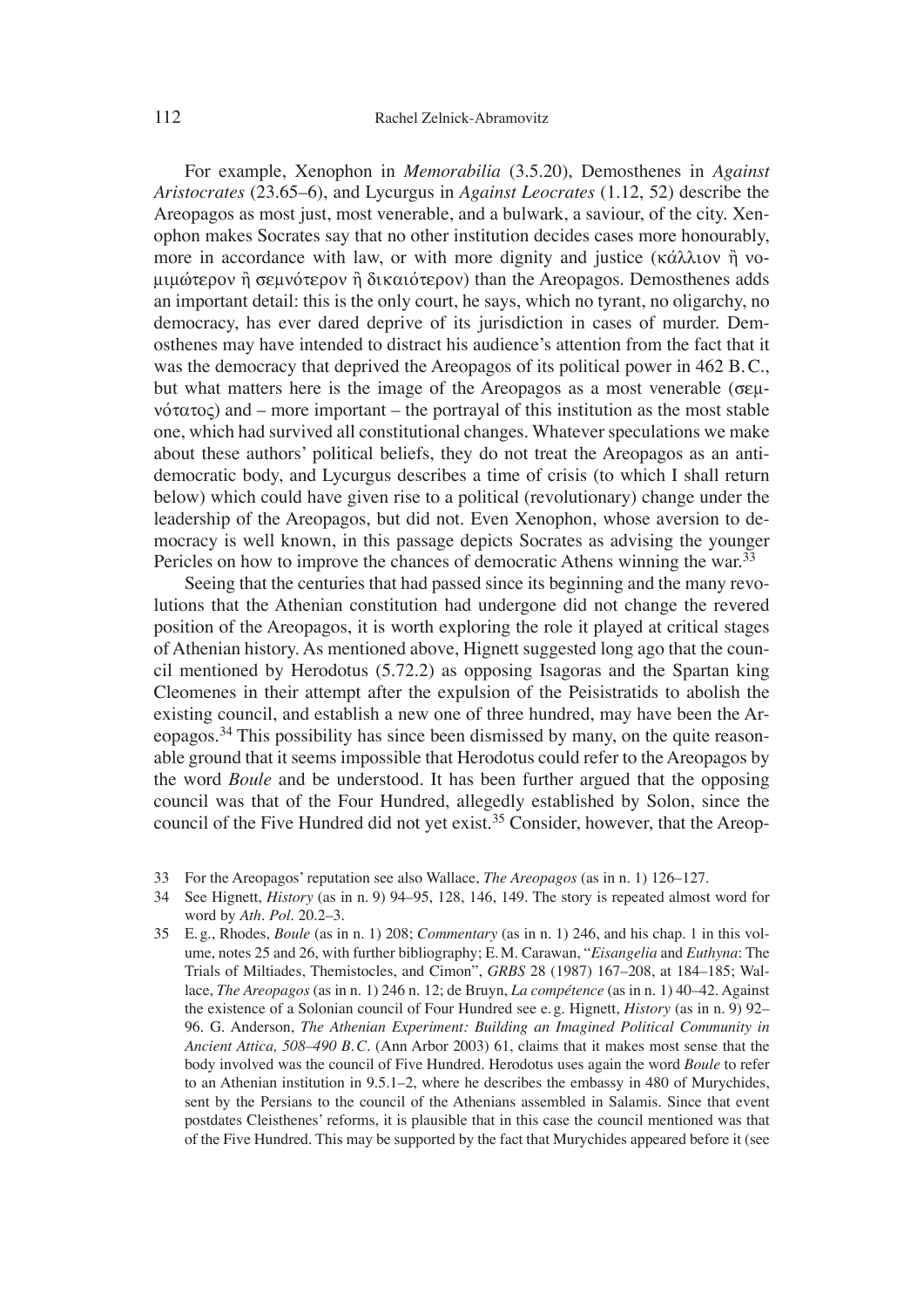For example, Xenophon in *Memorabilia* (3.5.20), Demosthenes in *Against Aristocrates* (23.65–6), and Lycurgus in *Against Leocrates* (1.12, 52) describe the Areopagos as most just, most venerable, and a bulwark, a saviour, of the city. Xenophon makes Socrates say that no other institution decides cases more honourably, more in accordance with law, or with more dignity and justice (κάλλιον ἢ νομιμώτερον ἢ σεμνότερον ἢ δικαιότερον) than the Areopagos. Demosthenes adds an important detail: this is the only court, he says, which no tyrant, no oligarchy, no democracy, has ever dared deprive of its jurisdiction in cases of murder. Demosthenes may have intended to distract his audience's attention from the fact that it was the democracy that deprived the Areopagos of its political power in 462 B.C., but what matters here is the image of the Areopagos as a most venerable (σεμνότατος) and – more important – the portrayal of this institution as the most stable one, which had survived all constitutional changes. Whatever speculations we make about these authors' political beliefs, they do not treat the Areopagos as an antidemocratic body, and Lycurgus describes a time of crisis (to which I shall return below) which could have given rise to a political (revolutionary) change under the leadership of the Areopagos, but did not. Even Xenophon, whose aversion to democracy is well known, in this passage depicts Socrates as advising the younger Pericles on how to improve the chances of democratic Athens winning the war.[33]

Seeing that the centuries that had passed since its beginning and the many revolutions that the Athenian constitution had undergone did not change the revered position of the Areopagos, it is worth exploring the role it played at critical stages of Athenian history. As mentioned above, Hignett suggested long ago that the council mentioned by Herodotus (5.72.2) as opposing Isagoras and the Spartan king Cleomenes in their attempt after the expulsion of the Peisistratids to abolish the existing council, and establish a new one of three hundred, may have been the Areopagos.[34] This possibility has since been dismissed by many, on the quite reasonable ground that it seems impossible that Herodotus could refer to the Areopagos by the word *Boule* and be understood. It has been further argued that the opposing council was that of the Four Hundred, allegedly established by Solon, since the council of the Five Hundred did not yet exist.[35] Consider, however, that the Areop-

33 For the Areopagos' reputation see also Wallace, *The Areopagos* (as in n. 1) 126–127.

34 See Hignett, *History* (as in n. 9) 94–95, 128, 146, 149. The story is repeated almost word for word by *Ath. Pol.* 20.2–3.

35 E. g., Rhodes, *Boule* (as in n. 1) 208; *Commentary* (as in n. 1) 246, and his chap. 1 in this volume, notes 25 and 26, with further bibliography; E. M. Carawan, "*Eisangelia* and *Euthyna*: The Trials of Miltiades, Themistocles, and Cimon", *GRBS* 28 (1987) 167–208, at 184–185; Wallace, *The Areopagos* (as in n. 1) 246 n. 12; de Bruyn, *La compétence* (as in n. 1) 40–42. Against the existence of a Solonian council of Four Hundred see e. g. Hignett, *History* (as in n. 9) 92–96. G. Anderson, *The Athenian Experiment: Building an Imagined Political Community in Ancient Attica, 508–490 B.C.* (Ann Arbor 2003) 61, claims that it makes most sense that the body involved was the council of Five Hundred. Herodotus uses again the word *Boule* to refer to an Athenian institution in 9.5.1–2, where he describes the embassy in 480 of Murychides, sent by the Persians to the council of the Athenians assembled in Salamis. Since that event postdates Cleisthenes' reforms, it is plausible that in this case the council mentioned was that of the Five Hundred. This may be supported by the fact that Murychides appeared before it (see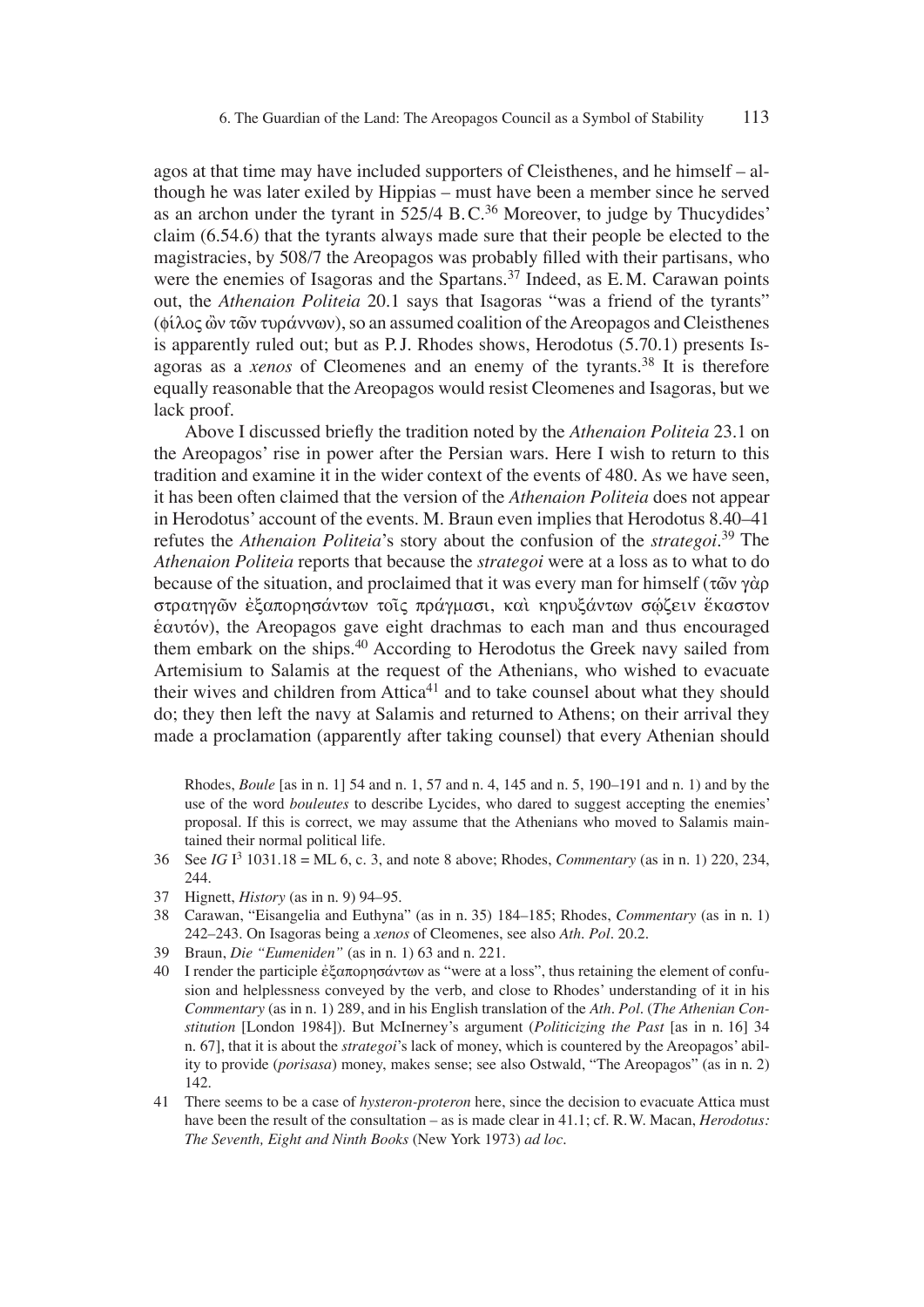agos at that time may have included supporters of Cleisthenes, and he himself – although he was later exiled by Hippias – must have been a member since he served as an archon under the tyrant in 525/4 B.C.[36] Moreover, to judge by Thucydides' claim (6.54.6) that the tyrants always made sure that their people be elected to the magistracies, by 508/7 the Areopagos was probably filled with their partisans, who were the enemies of Isagoras and the Spartans.[37] Indeed, as E.M. Carawan points out, the *Athenaion Politeia* 20.1 says that Isagoras "was a friend of the tyrants" (φίλος ὢν τῶν τυράννων), so an assumed coalition of the Areopagos and Cleisthenes is apparently ruled out; but as P.J. Rhodes shows, Herodotus (5.70.1) presents Isagoras as a *xenos* of Cleomenes and an enemy of the tyrants.[38] It is therefore equally reasonable that the Areopagos would resist Cleomenes and Isagoras, but we lack proof.

Above I discussed briefly the tradition noted by the *Athenaion Politeia* 23.1 on the Areopagos' rise in power after the Persian wars. Here I wish to return to this tradition and examine it in the wider context of the events of 480. As we have seen, it has been often claimed that the version of the *Athenaion Politeia* does not appear in Herodotus' account of the events. M. Braun even implies that Herodotus 8.40–41 refutes the *Athenaion Politeia*'s story about the confusion of the *strategoi*.[39] The *Athenaion Politeia* reports that because the *strategoi* were at a loss as to what to do because of the situation, and proclaimed that it was every man for himself (τῶν γὰρ στρατηγῶν ἐξαπορησάντων τοῖς πράγμασι, καὶ κηρυξάντων σῴζειν ἕκαστον ἑαυτόν), the Areopagos gave eight drachmas to each man and thus encouraged them embark on the ships.[40] According to Herodotus the Greek navy sailed from Artemisium to Salamis at the request of the Athenians, who wished to evacuate their wives and children from Attica[41] and to take counsel about what they should do; they then left the navy at Salamis and returned to Athens; on their arrival they made a proclamation (apparently after taking counsel) that every Athenian should

Rhodes, *Boule* [as in n. 1] 54 and n. 1, 57 and n. 4, 145 and n. 5, 190–191 and n. 1) and by the use of the word *bouleutes* to describe Lycides, who dared to suggest accepting the enemies' proposal. If this is correct, we may assume that the Athenians who moved to Salamis maintained their normal political life.

36 See *IG* I³ 1031.18 = ML 6, c. 3, and note 8 above; Rhodes, *Commentary* (as in n. 1) 220, 234, 244.

37 Hignett, *History* (as in n. 9) 94–95.

38 Carawan, "Eisangelia and Euthyna" (as in n. 35) 184–185; Rhodes, *Commentary* (as in n. 1) 242–243. On Isagoras being a *xenos* of Cleomenes, see also *Ath. Pol.* 20.2.

39 Braun, *Die "Eumeniden"* (as in n. 1) 63 and n. 221.

40 I render the participle ἐξαπορησάντων as "were at a loss", thus retaining the element of confusion and helplessness conveyed by the verb, and close to Rhodes' understanding of it in his *Commentary* (as in n. 1) 289, and in his English translation of the *Ath. Pol.* (*The Athenian Constitution* [London 1984]). But McInerney's argument (*Politicizing the Past* [as in n. 16] 34 n. 67], that it is about the *strategoi*'s lack of money, which is countered by the Areopagos' ability to provide (*porisasa*) money, makes sense; see also Ostwald, "The Areopagos" (as in n. 2) 142.

41 There seems to be a case of *hysteron-proteron* here, since the decision to evacuate Attica must have been the result of the consultation – as is made clear in 41.1; cf. R.W. Macan, *Herodotus: The Seventh, Eight and Ninth Books* (New York 1973) *ad loc.*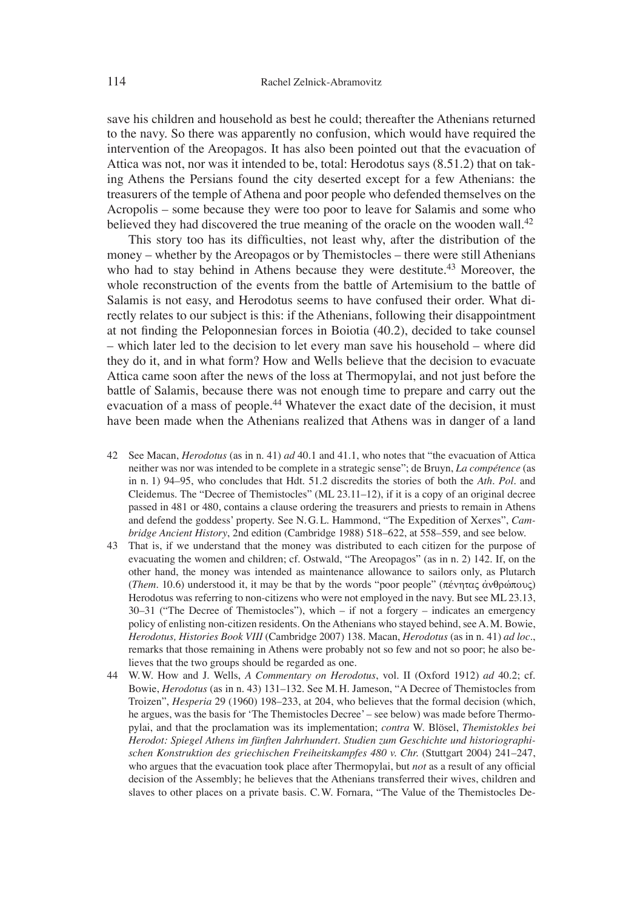save his children and household as best he could; thereafter the Athenians returned to the navy. So there was apparently no confusion, which would have required the intervention of the Areopagos. It has also been pointed out that the evacuation of Attica was not, nor was it intended to be, total: Herodotus says (8.51.2) that on taking Athens the Persians found the city deserted except for a few Athenians: the treasurers of the temple of Athena and poor people who defended themselves on the Acropolis – some because they were too poor to leave for Salamis and some who believed they had discovered the true meaning of the oracle on the wooden wall.[42]

This story too has its difficulties, not least why, after the distribution of the money – whether by the Areopagos or by Themistocles – there were still Athenians who had to stay behind in Athens because they were destitute.[43] Moreover, the whole reconstruction of the events from the battle of Artemisium to the battle of Salamis is not easy, and Herodotus seems to have confused their order. What directly relates to our subject is this: if the Athenians, following their disappointment at not finding the Peloponnesian forces in Boiotia (40.2), decided to take counsel – which later led to the decision to let every man save his household – where did they do it, and in what form? How and Wells believe that the decision to evacuate Attica came soon after the news of the loss at Thermopylai, and not just before the battle of Salamis, because there was not enough time to prepare and carry out the evacuation of a mass of people.[44] Whatever the exact date of the decision, it must have been made when the Athenians realized that Athens was in danger of a land

42 See Macan, *Herodotus* (as in n. 41) *ad* 40.1 and 41.1, who notes that "the evacuation of Attica neither was nor was intended to be complete in a strategic sense"; de Bruyn, *La compétence* (as in n. 1) 94–95, who concludes that Hdt. 51.2 discredits the stories of both the *Ath. Pol.* and Cleidemus. The "Decree of Themistocles" (ML 23.11–12), if it is a copy of an original decree passed in 481 or 480, contains a clause ordering the treasurers and priests to remain in Athens and defend the goddess' property. See N.G.L. Hammond, "The Expedition of Xerxes", *Cambridge Ancient History*, 2nd edition (Cambridge 1988) 518–622, at 558–559, and see below.

43 That is, if we understand that the money was distributed to each citizen for the purpose of evacuating the women and children; cf. Ostwald, "The Areopagos" (as in n. 2) 142. If, on the other hand, the money was intended as maintenance allowance to sailors only, as Plutarch (*Them.* 10.6) understood it, it may be that by the words "poor people" (πένητας ἀνθρώπους) Herodotus was referring to non-citizens who were not employed in the navy. But see ML 23.13, 30–31 ("The Decree of Themistocles"), which – if not a forgery – indicates an emergency policy of enlisting non-citizen residents. On the Athenians who stayed behind, see A.M. Bowie, *Herodotus, Histories Book VIII* (Cambridge 2007) 138. Macan, *Herodotus* (as in n. 41) *ad loc.*, remarks that those remaining in Athens were probably not so few and not so poor; he also believes that the two groups should be regarded as one.

44 W.W. How and J. Wells, *A Commentary on Herodotus*, vol. II (Oxford 1912) *ad* 40.2; cf. Bowie, *Herodotus* (as in n. 43) 131–132. See M.H. Jameson, "A Decree of Themistocles from Troizen", *Hesperia* 29 (1960) 198–233, at 204, who believes that the formal decision (which, he argues, was the basis for 'The Themistocles Decree' – see below) was made before Thermopylai, and that the proclamation was its implementation; *contra* W. Blösel, *Themistokles bei Herodot: Spiegel Athens im fünften Jahrhundert. Studien zum Geschichte und historiographischen Konstruktion des griechischen Freiheitskampfes 480 v. Chr.* (Stuttgart 2004) 241–247, who argues that the evacuation took place after Thermopylai, but *not* as a result of any official decision of the Assembly; he believes that the Athenians transferred their wives, children and slaves to other places on a private basis. C.W. Fornara, "The Value of the Themistocles De-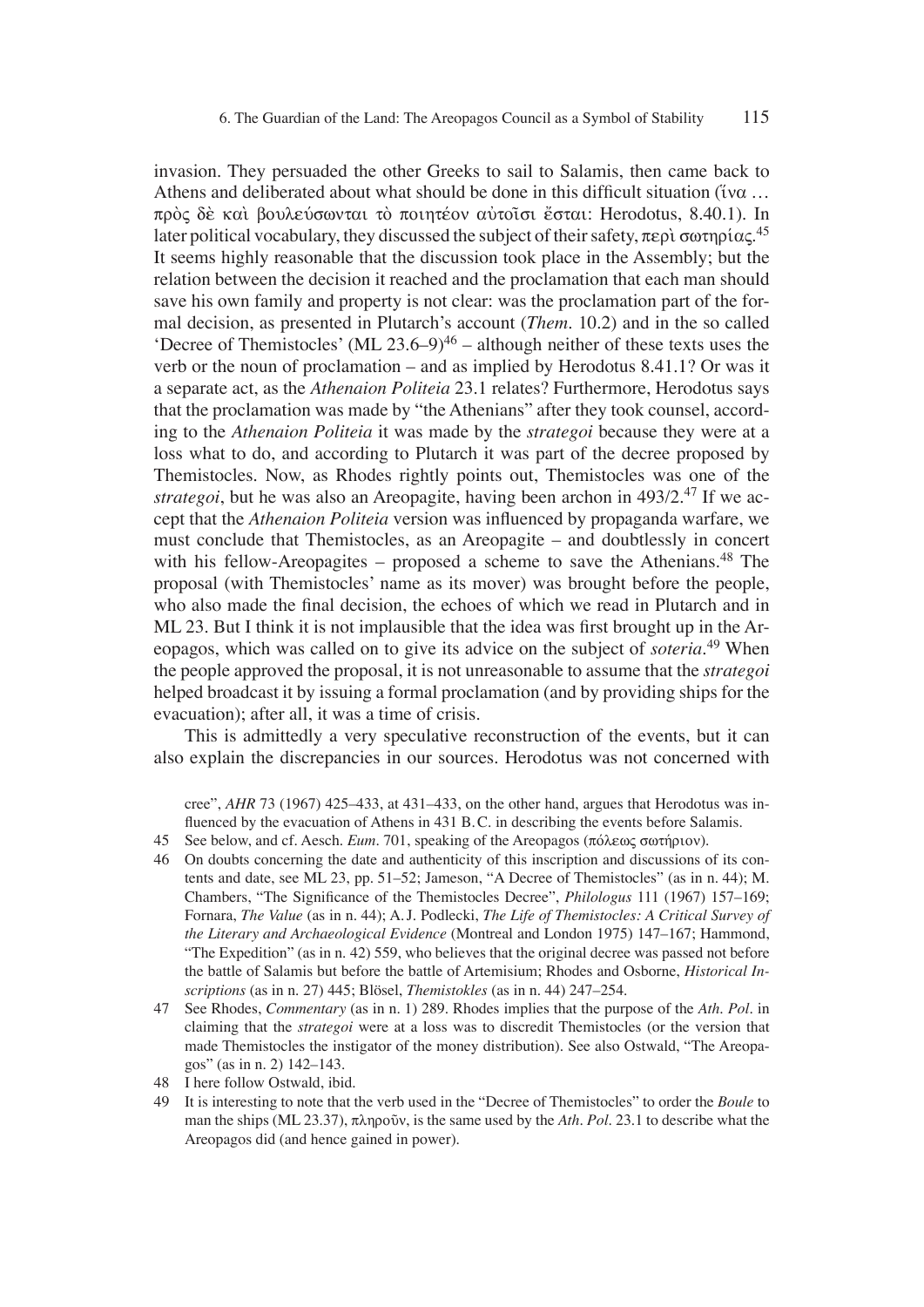invasion. They persuaded the other Greeks to sail to Salamis, then came back to Athens and deliberated about what should be done in this difficult situation (ἵνα … πρὸς δὲ καὶ βουλεύσωνται τὸ ποιητέον αὐτοῖσι ἔσται: Herodotus, 8.40.1). In later political vocabulary, they discussed the subject of their safety, περὶ σωτηρίας.[45] It seems highly reasonable that the discussion took place in the Assembly; but the relation between the decision it reached and the proclamation that each man should save his own family and property is not clear: was the proclamation part of the formal decision, as presented in Plutarch's account (*Them.* 10.2) and in the so called 'Decree of Themistocles' (ML 23.6–9)[46] – although neither of these texts uses the verb or the noun of proclamation – and as implied by Herodotus 8.41.1? Or was it a separate act, as the *Athenaion Politeia* 23.1 relates? Furthermore, Herodotus says that the proclamation was made by "the Athenians" after they took counsel, according to the *Athenaion Politeia* it was made by the *strategoi* because they were at a loss what to do, and according to Plutarch it was part of the decree proposed by Themistocles. Now, as Rhodes rightly points out, Themistocles was one of the *strategoi*, but he was also an Areopagite, having been archon in 493/2.[47] If we accept that the *Athenaion Politeia* version was influenced by propaganda warfare, we must conclude that Themistocles, as an Areopagite – and doubtlessly in concert with his fellow-Areopagites – proposed a scheme to save the Athenians.[48] The proposal (with Themistocles' name as its mover) was brought before the people, who also made the final decision, the echoes of which we read in Plutarch and in ML 23. But I think it is not implausible that the idea was first brought up in the Areopagos, which was called on to give its advice on the subject of *soteria*.[49] When the people approved the proposal, it is not unreasonable to assume that the *strategoi* helped broadcast it by issuing a formal proclamation (and by providing ships for the evacuation); after all, it was a time of crisis.

This is admittedly a very speculative reconstruction of the events, but it can also explain the discrepancies in our sources. Herodotus was not concerned with

cree", *AHR* 73 (1967) 425–433, at 431–433, on the other hand, argues that Herodotus was influenced by the evacuation of Athens in 431 B.C. in describing the events before Salamis.

45 See below, and cf. Aesch. *Eum.* 701, speaking of the Areopagos (πόλεως σωτήριον).

46 On doubts concerning the date and authenticity of this inscription and discussions of its contents and date, see ML 23, pp. 51–52; Jameson, "A Decree of Themistocles" (as in n. 44); M. Chambers, "The Significance of the Themistocles Decree", *Philologus* 111 (1967) 157–169; Fornara, *The Value* (as in n. 44); A.J. Podlecki, *The Life of Themistocles: A Critical Survey of the Literary and Archaeological Evidence* (Montreal and London 1975) 147–167; Hammond, "The Expedition" (as in n. 42) 559, who believes that the original decree was passed not before the battle of Salamis but before the battle of Artemisium; Rhodes and Osborne, *Historical Inscriptions* (as in n. 27) 445; Blösel, *Themistokles* (as in n. 44) 247–254.

47 See Rhodes, *Commentary* (as in n. 1) 289. Rhodes implies that the purpose of the *Ath. Pol.* in claiming that the *strategoi* were at a loss was to discredit Themistocles (or the version that made Themistocles the instigator of the money distribution). See also Ostwald, "The Areopagos" (as in n. 2) 142–143.

48 I here follow Ostwald, ibid.

49 It is interesting to note that the verb used in the "Decree of Themistocles" to order the *Boule* to man the ships (ML 23.37), πληροῦν, is the same used by the *Ath. Pol.* 23.1 to describe what the Areopagos did (and hence gained in power).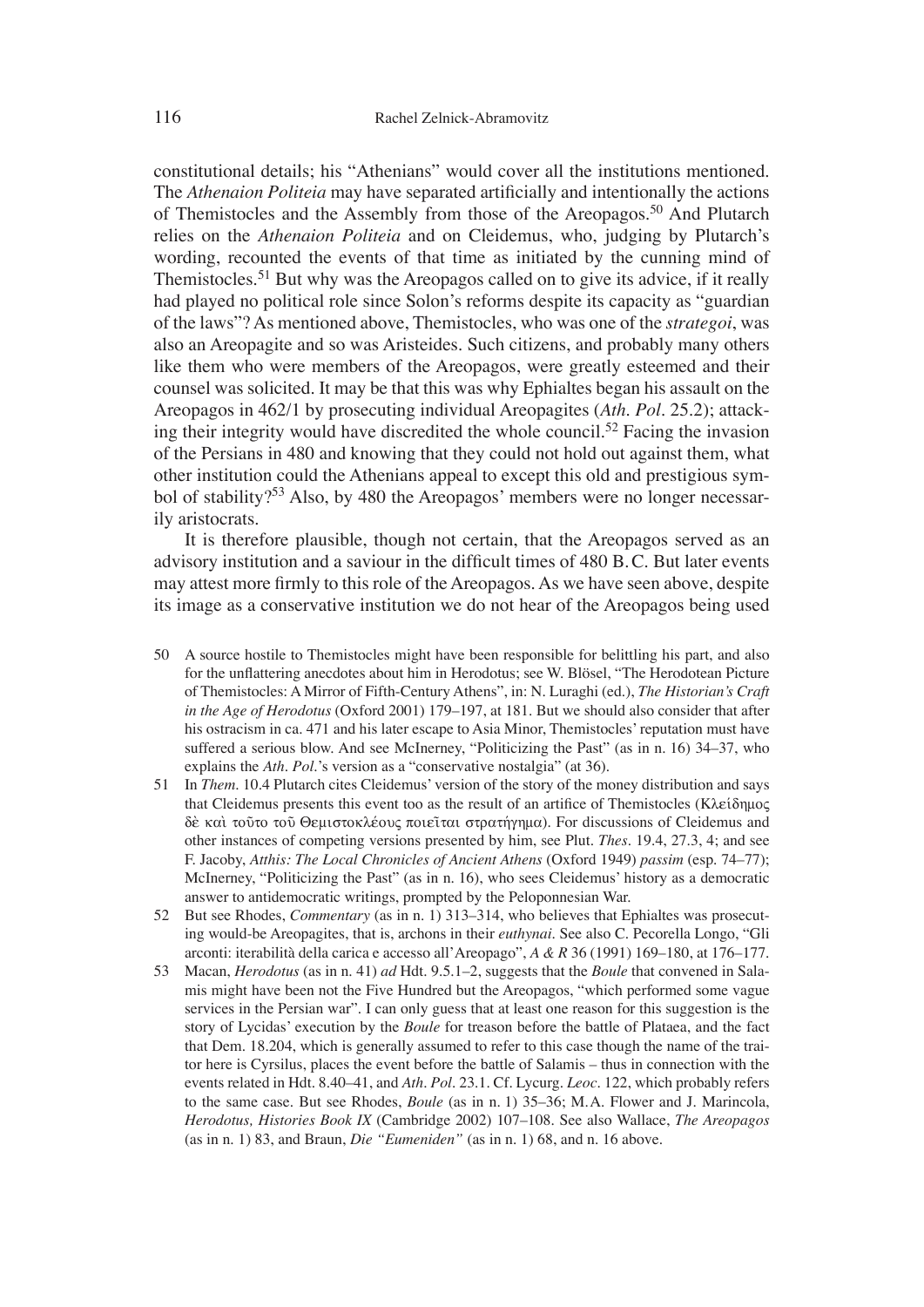constitutional details; his "Athenians" would cover all the institutions mentioned. The *Athenaion Politeia* may have separated artificially and intentionally the actions of Themistocles and the Assembly from those of the Areopagos.[50] And Plutarch relies on the *Athenaion Politeia* and on Cleidemus, who, judging by Plutarch's wording, recounted the events of that time as initiated by the cunning mind of Themistocles.[51] But why was the Areopagos called on to give its advice, if it really had played no political role since Solon's reforms despite its capacity as "guardian of the laws"? As mentioned above, Themistocles, who was one of the *strategoi*, was also an Areopagite and so was Aristeides. Such citizens, and probably many others like them who were members of the Areopagos, were greatly esteemed and their counsel was solicited. It may be that this was why Ephialtes began his assault on the Areopagos in 462/1 by prosecuting individual Areopagites (*Ath. Pol.* 25.2); attacking their integrity would have discredited the whole council.[52] Facing the invasion of the Persians in 480 and knowing that they could not hold out against them, what other institution could the Athenians appeal to except this old and prestigious symbol of stability?[53] Also, by 480 the Areopagos' members were no longer necessarily aristocrats.

It is therefore plausible, though not certain, that the Areopagos served as an advisory institution and a saviour in the difficult times of 480 B.C. But later events may attest more firmly to this role of the Areopagos. As we have seen above, despite its image as a conservative institution we do not hear of the Areopagos being used

50 A source hostile to Themistocles might have been responsible for belittling his part, and also for the unflattering anecdotes about him in Herodotus; see W. Blösel, "The Herodotean Picture of Themistocles: A Mirror of Fifth-Century Athens", in: N. Luraghi (ed.), *The Historian's Craft in the Age of Herodotus* (Oxford 2001) 179–197, at 181. But we should also consider that after his ostracism in ca. 471 and his later escape to Asia Minor, Themistocles' reputation must have suffered a serious blow. And see McInerney, "Politicizing the Past" (as in n. 16) 34–37, who explains the *Ath. Pol.*'s version as a "conservative nostalgia" (at 36).

51 In *Them.* 10.4 Plutarch cites Cleidemus' version of the story of the money distribution and says that Cleidemus presents this event too as the result of an artifice of Themistocles (Κλείδημος δὲ καὶ τοῦτο τοῦ Θεμιστοκλέους ποιεῖται στρατήγημα). For discussions of Cleidemus and other instances of competing versions presented by him, see Plut. *Thes.* 19.4, 27.3, 4; and see F. Jacoby, *Atthis: The Local Chronicles of Ancient Athens* (Oxford 1949) *passim* (esp. 74–77); McInerney, "Politicizing the Past" (as in n. 16), who sees Cleidemus' history as a democratic answer to antidemocratic writings, prompted by the Peloponnesian War.

52 But see Rhodes, *Commentary* (as in n. 1) 313–314, who believes that Ephialtes was prosecuting would-be Areopagites, that is, archons in their *euthynai*. See also C. Pecorella Longo, "Gli arconti: iterabilità della carica e accesso all'Areopago", *A & R* 36 (1991) 169–180, at 176–177.

53 Macan, *Herodotus* (as in n. 41) *ad* Hdt. 9.5.1–2, suggests that the *Boule* that convened in Salamis might have been not the Five Hundred but the Areopagos, "which performed some vague services in the Persian war". I can only guess that at least one reason for this suggestion is the story of Lycidas' execution by the *Boule* for treason before the battle of Plataea, and the fact that Dem. 18.204, which is generally assumed to refer to this case though the name of the traitor here is Cyrsilus, places the event before the battle of Salamis – thus in connection with the events related in Hdt. 8.40–41, and *Ath. Pol.* 23.1. Cf. Lycurg. *Leoc.* 122, which probably refers to the same case. But see Rhodes, *Boule* (as in n. 1) 35–36; M.A. Flower and J. Marincola, *Herodotus, Histories Book IX* (Cambridge 2002) 107–108. See also Wallace, *The Areopagos* (as in n. 1) 83, and Braun, *Die "Eumeniden"* (as in n. 1) 68, and n. 16 above.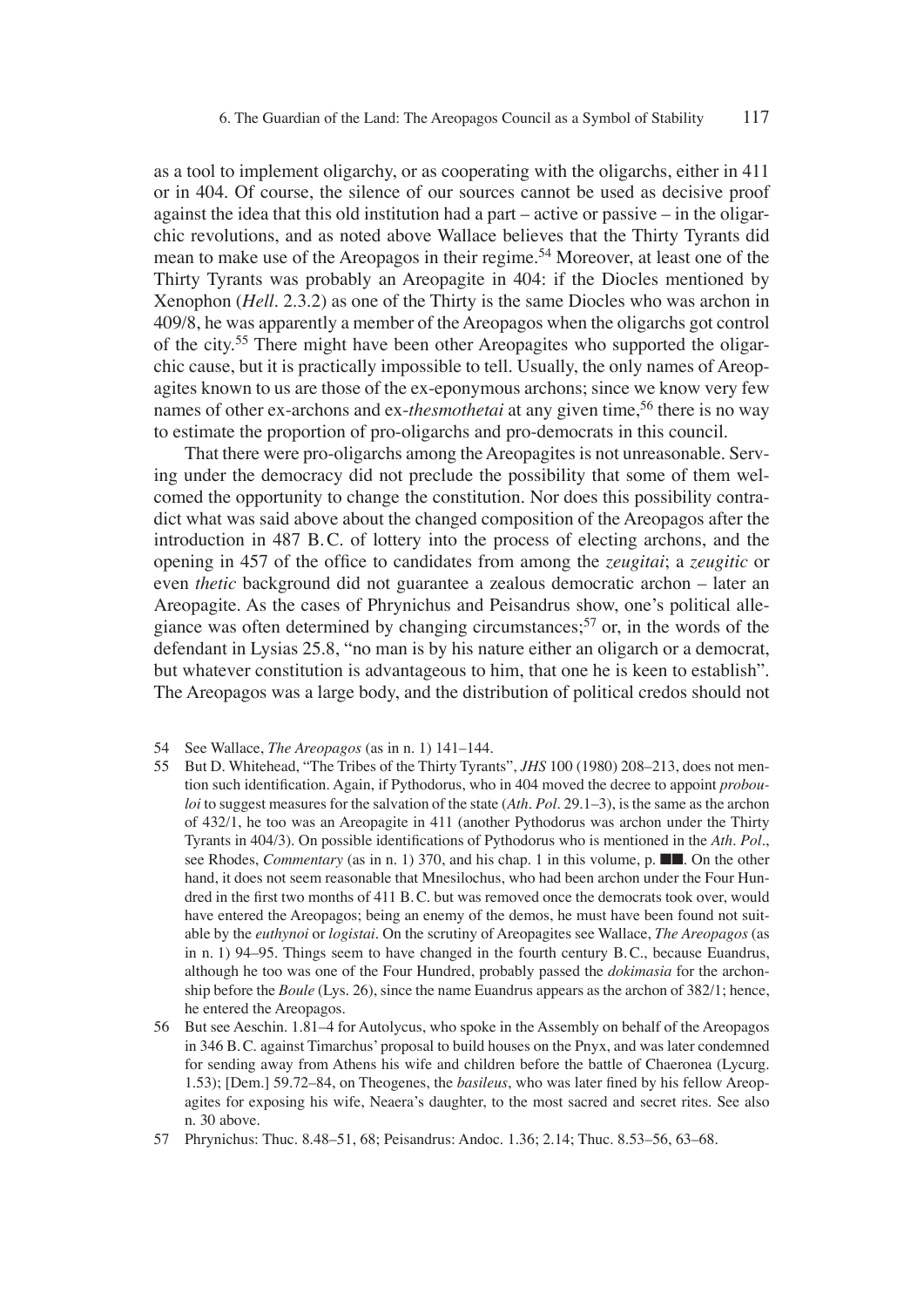as a tool to implement oligarchy, or as cooperating with the oligarchs, either in 411 or in 404. Of course, the silence of our sources cannot be used as decisive proof against the idea that this old institution had a part – active or passive – in the oligarchic revolutions, and as noted above Wallace believes that the Thirty Tyrants did mean to make use of the Areopagos in their regime.[54] Moreover, at least one of the Thirty Tyrants was probably an Areopagite in 404: if the Diocles mentioned by Xenophon (*Hell*. 2.3.2) as one of the Thirty is the same Diocles who was archon in 409/8, he was apparently a member of the Areopagos when the oligarchs got control of the city.[55] There might have been other Areopagites who supported the oligarchic cause, but it is practically impossible to tell. Usually, the only names of Areopagites known to us are those of the ex-eponymous archons; since we know very few names of other ex-archons and ex-*thesmothetai* at any given time,[56] there is no way to estimate the proportion of pro-oligarchs and pro-democrats in this council.

That there were pro-oligarchs among the Areopagites is not unreasonable. Serving under the democracy did not preclude the possibility that some of them welcomed the opportunity to change the constitution. Nor does this possibility contradict what was said above about the changed composition of the Areopagos after the introduction in 487 B.C. of lottery into the process of electing archons, and the opening in 457 of the office to candidates from among the *zeugitai*; a *zeugitic* or even *thetic* background did not guarantee a zealous democratic archon – later an Areopagite. As the cases of Phrynichus and Peisandrus show, one's political allegiance was often determined by changing circumstances;[57] or, in the words of the defendant in Lysias 25.8, "no man is by his nature either an oligarch or a democrat, but whatever constitution is advantageous to him, that one he is keen to establish". The Areopagos was a large body, and the distribution of political credos should not

54 See Wallace, *The Areopagos* (as in n. 1) 141–144.

55 But D. Whitehead, "The Tribes of the Thirty Tyrants", *JHS* 100 (1980) 208–213, does not mention such identification. Again, if Pythodorus, who in 404 moved the decree to appoint *probouloi* to suggest measures for the salvation of the state (*Ath. Pol*. 29.1–3), is the same as the archon of 432/1, he too was an Areopagite in 411 (another Pythodorus was archon under the Thirty Tyrants in 404/3). On possible identifications of Pythodorus who is mentioned in the *Ath. Pol*., see Rhodes, *Commentary* (as in n. 1) 370, and his chap. 1 in this volume, p. ■■. On the other hand, it does not seem reasonable that Mnesilochus, who had been archon under the Four Hundred in the first two months of 411 B.C. but was removed once the democrats took over, would have entered the Areopagos; being an enemy of the demos, he must have been found not suitable by the *euthynoi* or *logistai*. On the scrutiny of Areopagites see Wallace, *The Areopagos* (as in n. 1) 94–95. Things seem to have changed in the fourth century B.C., because Euandrus, although he too was one of the Four Hundred, probably passed the *dokimasia* for the archonship before the *Boule* (Lys. 26), since the name Euandrus appears as the archon of 382/1; hence, he entered the Areopagos.

56 But see Aeschin. 1.81–4 for Autolycus, who spoke in the Assembly on behalf of the Areopagos in 346 B.C. against Timarchus' proposal to build houses on the Pnyx, and was later condemned for sending away from Athens his wife and children before the battle of Chaeronea (Lycurg. 1.53); [Dem.] 59.72–84, on Theogenes, the *basileus*, who was later fined by his fellow Areopagites for exposing his wife, Neaera's daughter, to the most sacred and secret rites. See also n. 30 above.

57 Phrynichus: Thuc. 8.48–51, 68; Peisandrus: Andoc. 1.36; 2.14; Thuc. 8.53–56, 63–68.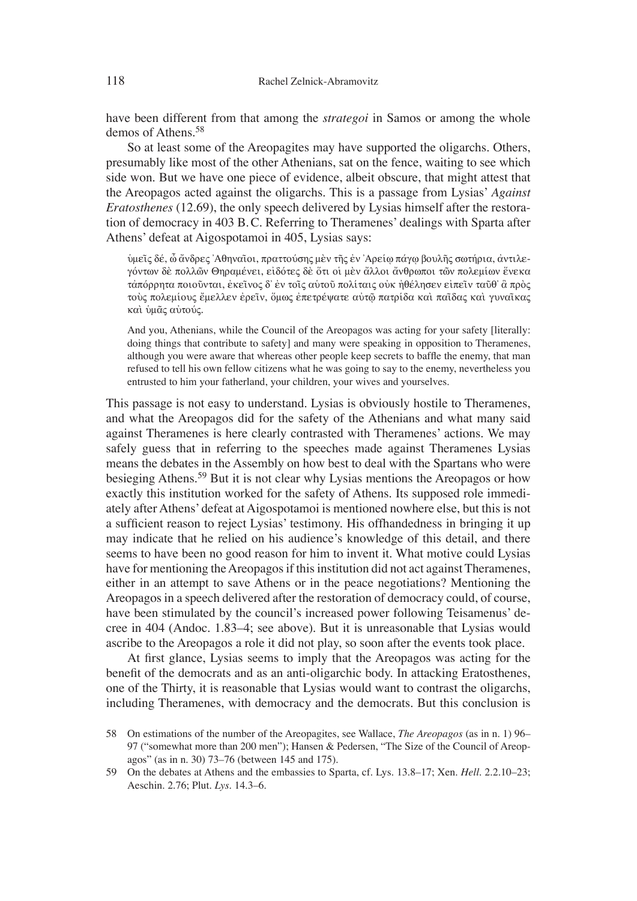have been different from that among the *strategoi* in Samos or among the whole demos of Athens.[58]

So at least some of the Areopagites may have supported the oligarchs. Others, presumably like most of the other Athenians, sat on the fence, waiting to see which side won. But we have one piece of evidence, albeit obscure, that might attest that the Areopagos acted against the oligarchs. This is a passage from Lysias' *Against Eratosthenes* (12.69), the only speech delivered by Lysias himself after the restoration of democracy in 403 B.C. Referring to Theramenes' dealings with Sparta after Athens' defeat at Aigospotamoi in 405, Lysias says:

> ὑμεῖς δέ, ὦ ἄνδρες Ἀθηναῖοι, πραττούσης μὲν τῆς ἐν Ἀρείῳ πάγῳ βουλῆς σωτήρια, ἀντιλεγόντων δὲ πολλῶν Θηραμένει, εἰδότες δὲ ὅτι οἱ μὲν ἄλλοι ἄνθρωποι τῶν πολεμίων ἕνεκα τἀπόρρητα ποιοῦνται, ἐκεῖνος δ' ἐν τοῖς αὑτοῦ πολίταις οὐκ ἠθέλησεν εἰπεῖν ταῦθ' ἃ πρὸς τοὺς πολεμίους ἔμελλεν ἐρεῖν, ὅμως ἐπετρέψατε αὐτῷ πατρίδα καὶ παῖδας καὶ γυναῖκας καὶ ὑμᾶς αὐτούς.

> And you, Athenians, while the Council of the Areopagos was acting for your safety [literally: doing things that contribute to safety] and many were speaking in opposition to Theramenes, although you were aware that whereas other people keep secrets to baffle the enemy, that man refused to tell his own fellow citizens what he was going to say to the enemy, nevertheless you entrusted to him your fatherland, your children, your wives and yourselves.

This passage is not easy to understand. Lysias is obviously hostile to Theramenes, and what the Areopagos did for the safety of the Athenians and what many said against Theramenes is here clearly contrasted with Theramenes' actions. We may safely guess that in referring to the speeches made against Theramenes Lysias means the debates in the Assembly on how best to deal with the Spartans who were besieging Athens.[59] But it is not clear why Lysias mentions the Areopagos or how exactly this institution worked for the safety of Athens. Its supposed role immediately after Athens' defeat at Aigospotamoi is mentioned nowhere else, but this is not a sufficient reason to reject Lysias' testimony. His offhandedness in bringing it up may indicate that he relied on his audience's knowledge of this detail, and there seems to have been no good reason for him to invent it. What motive could Lysias have for mentioning the Areopagos if this institution did not act against Theramenes, either in an attempt to save Athens or in the peace negotiations? Mentioning the Areopagos in a speech delivered after the restoration of democracy could, of course, have been stimulated by the council's increased power following Teisamenus' decree in 404 (Andoc. 1.83–4; see above). But it is unreasonable that Lysias would ascribe to the Areopagos a role it did not play, so soon after the events took place.

At first glance, Lysias seems to imply that the Areopagos was acting for the benefit of the democrats and as an anti-oligarchic body. In attacking Eratosthenes, one of the Thirty, it is reasonable that Lysias would want to contrast the oligarchs, including Theramenes, with democracy and the democrats. But this conclusion is

58 On estimations of the number of the Areopagites, see Wallace, *The Areopagos* (as in n. 1) 96–97 ("somewhat more than 200 men"); Hansen & Pedersen, "The Size of the Council of Areopagos" (as in n. 30) 73–76 (between 145 and 175).

59 On the debates at Athens and the embassies to Sparta, cf. Lys. 13.8–17; Xen. *Hell.* 2.2.10–23; Aeschin. 2.76; Plut. *Lys.* 14.3–6.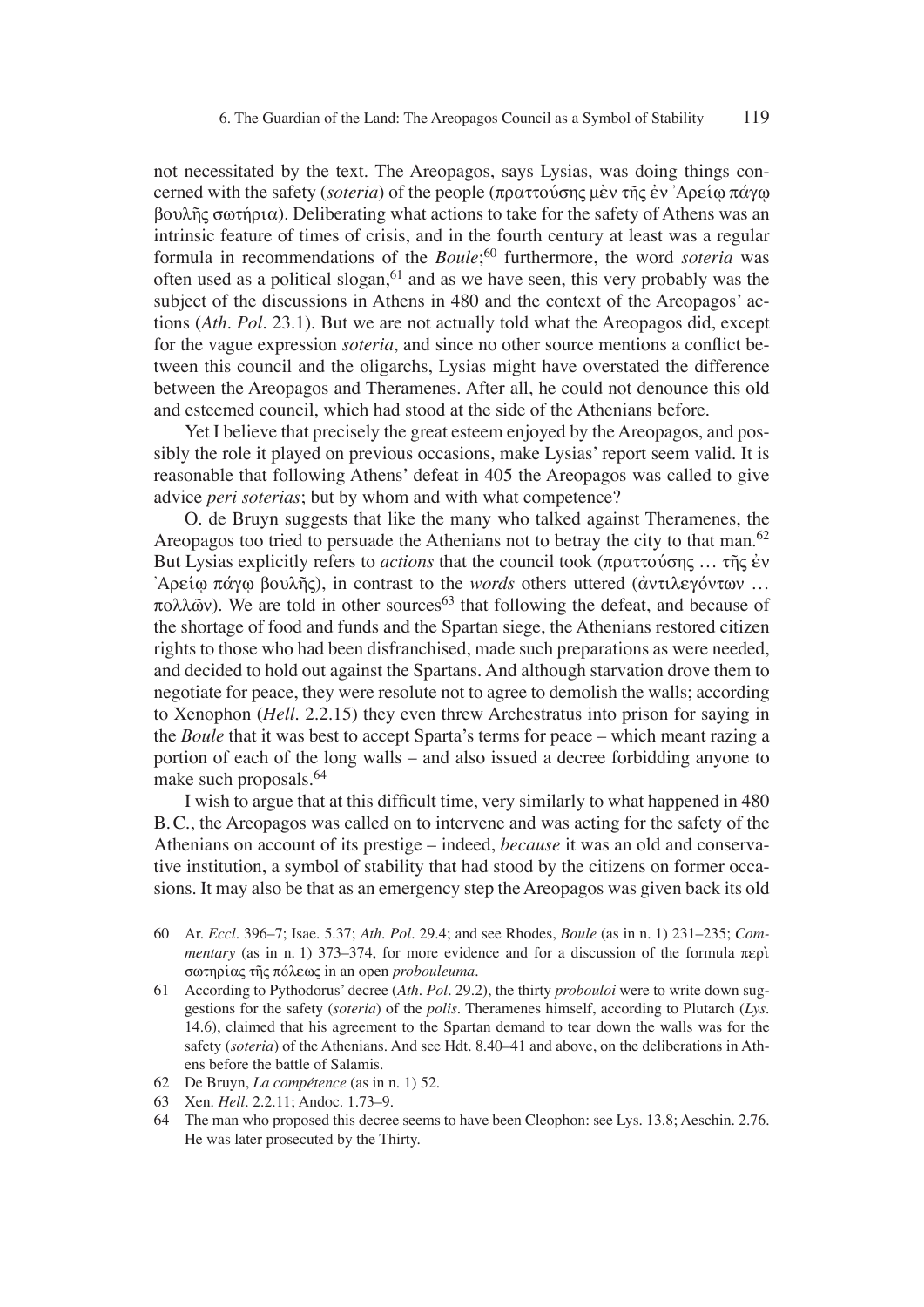not necessitated by the text. The Areopagos, says Lysias, was doing things concerned with the safety (*soteria*) of the people (πραττούσης μὲν τῆς ἐν Ἀρείῳ πάγῳ βουλῆς σωτήρια). Deliberating what actions to take for the safety of Athens was an intrinsic feature of times of crisis, and in the fourth century at least was a regular formula in recommendations of the *Boule*;[60] furthermore, the word *soteria* was often used as a political slogan,[61] and as we have seen, this very probably was the subject of the discussions in Athens in 480 and the context of the Areopagos' actions (*Ath. Pol.* 23.1). But we are not actually told what the Areopagos did, except for the vague expression *soteria*, and since no other source mentions a conflict between this council and the oligarchs, Lysias might have overstated the difference between the Areopagos and Theramenes. After all, he could not denounce this old and esteemed council, which had stood at the side of the Athenians before.

Yet I believe that precisely the great esteem enjoyed by the Areopagos, and possibly the role it played on previous occasions, make Lysias' report seem valid. It is reasonable that following Athens' defeat in 405 the Areopagos was called to give advice *peri soterias*; but by whom and with what competence?

O. de Bruyn suggests that like the many who talked against Theramenes, the Areopagos too tried to persuade the Athenians not to betray the city to that man.[62] But Lysias explicitly refers to *actions* that the council took (πραττούσης … τῆς ἐν Ἀρείῳ πάγῳ βουλῆς), in contrast to the *words* others uttered (ἀντιλεγόντων … πολλῶν). We are told in other sources[63] that following the defeat, and because of the shortage of food and funds and the Spartan siege, the Athenians restored citizen rights to those who had been disfranchised, made such preparations as were needed, and decided to hold out against the Spartans. And although starvation drove them to negotiate for peace, they were resolute not to agree to demolish the walls; according to Xenophon (*Hell.* 2.2.15) they even threw Archestratus into prison for saying in the *Boule* that it was best to accept Sparta's terms for peace – which meant razing a portion of each of the long walls – and also issued a decree forbidding anyone to make such proposals.[64]

I wish to argue that at this difficult time, very similarly to what happened in 480 B.C., the Areopagos was called on to intervene and was acting for the safety of the Athenians on account of its prestige – indeed, *because* it was an old and conservative institution, a symbol of stability that had stood by the citizens on former occasions. It may also be that as an emergency step the Areopagos was given back its old

60 Ar. *Eccl.* 396–7; Isae. 5.37; *Ath. Pol.* 29.4; and see Rhodes, *Boule* (as in n. 1) 231–235; *Commentary* (as in n. 1) 373–374, for more evidence and for a discussion of the formula περὶ σωτηρίας τῆς πόλεως in an open *probouleuma*.

61 According to Pythodorus' decree (*Ath. Pol.* 29.2), the thirty *probouloi* were to write down suggestions for the safety (*soteria*) of the *polis*. Theramenes himself, according to Plutarch (*Lys.* 14.6), claimed that his agreement to the Spartan demand to tear down the walls was for the safety (*soteria*) of the Athenians. And see Hdt. 8.40–41 and above, on the deliberations in Athens before the battle of Salamis.

62 De Bruyn, *La compétence* (as in n. 1) 52.

63 Xen. *Hell.* 2.2.11; Andoc. 1.73–9.

64 The man who proposed this decree seems to have been Cleophon: see Lys. 13.8; Aeschin. 2.76. He was later prosecuted by the Thirty.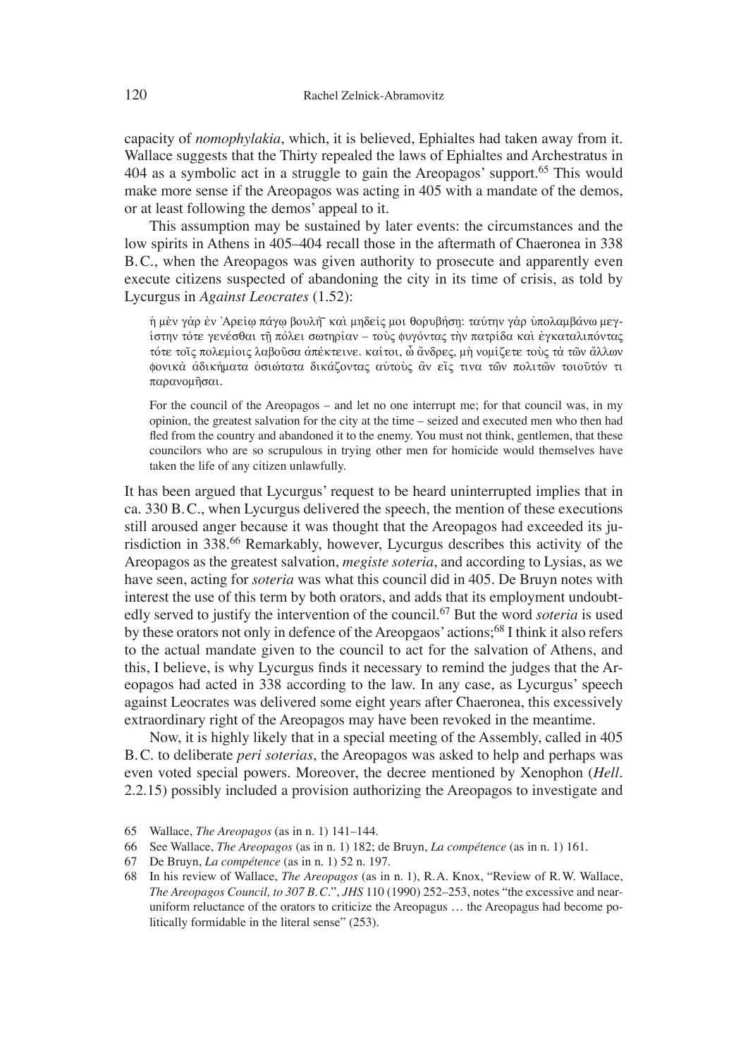capacity of *nomophylakia*, which, it is believed, Ephialtes had taken away from it. Wallace suggests that the Thirty repealed the laws of Ephialtes and Archestratus in 404 as a symbolic act in a struggle to gain the Areopagos' support.[65] This would make more sense if the Areopagos was acting in 405 with a mandate of the demos, or at least following the demos' appeal to it.

This assumption may be sustained by later events: the circumstances and the low spirits in Athens in 405–404 recall those in the aftermath of Chaeronea in 338 B.C., when the Areopagos was given authority to prosecute and apparently even execute citizens suspected of abandoning the city in its time of crisis, as told by Lycurgus in *Against Leocrates* (1.52):

> ἡ μὲν γὰρ ἐν Ἀρείῳ πάγῳ βουλὴ καὶ μηδείς μοι θορυβήσῃ· ταύτην γὰρ ὑπολαμβάνω μεγίστην τότε γενέσθαι τῇ πόλει σωτηρίαν – τοὺς φυγόντας τὴν πατρίδα καὶ ἐγκαταλιπόντας τότε τοῖς πολεμίοις λαβοῦσα ἀπέκτεινε. καίτοι, ὦ ἄνδρες, μὴ νομίζετε τοὺς τὰ τῶν ἄλλων φονικὰ ἀδικήματα ὁσιώτατα δικάζοντας αὐτοὺς ἂν εἴς τινα τῶν πολιτῶν τοιοῦτόν τι παρανομῆσαι.
>
> For the council of the Areopagos – and let no one interrupt me; for that council was, in my opinion, the greatest salvation for the city at the time – seized and executed men who then had fled from the country and abandoned it to the enemy. You must not think, gentlemen, that these councilors who are so scrupulous in trying other men for homicide would themselves have taken the life of any citizen unlawfully.

It has been argued that Lycurgus' request to be heard uninterrupted implies that in ca. 330 B.C., when Lycurgus delivered the speech, the mention of these executions still aroused anger because it was thought that the Areopagos had exceeded its jurisdiction in 338.[66] Remarkably, however, Lycurgus describes this activity of the Areopagos as the greatest salvation, *megiste soteria*, and according to Lysias, as we have seen, acting for *soteria* was what this council did in 405. De Bruyn notes with interest the use of this term by both orators, and adds that its employment undoubtedly served to justify the intervention of the council.[67] But the word *soteria* is used by these orators not only in defence of the Areopgaos' actions;[68] I think it also refers to the actual mandate given to the council to act for the salvation of Athens, and this, I believe, is why Lycurgus finds it necessary to remind the judges that the Areopagos had acted in 338 according to the law. In any case, as Lycurgus' speech against Leocrates was delivered some eight years after Chaeronea, this excessively extraordinary right of the Areopagos may have been revoked in the meantime.

Now, it is highly likely that in a special meeting of the Assembly, called in 405 B.C. to deliberate *peri soterias*, the Areopagos was asked to help and perhaps was even voted special powers. Moreover, the decree mentioned by Xenophon (*Hell.* 2.2.15) possibly included a provision authorizing the Areopagos to investigate and

---

65 Wallace, *The Areopagos* (as in n. 1) 141–144.

66 See Wallace, *The Areopagos* (as in n. 1) 182; de Bruyn, *La compétence* (as in n. 1) 161.

67 De Bruyn, *La compétence* (as in n. 1) 52 n. 197.

68 In his review of Wallace, *The Areopagos* (as in n. 1), R.A. Knox, "Review of R.W. Wallace, *The Areopagos Council, to 307 B.C.*", *JHS* 110 (1990) 252–253, notes "the excessive and near-uniform reluctance of the orators to criticize the Areopagus … the Areopagus had become politically formidable in the literal sense" (253).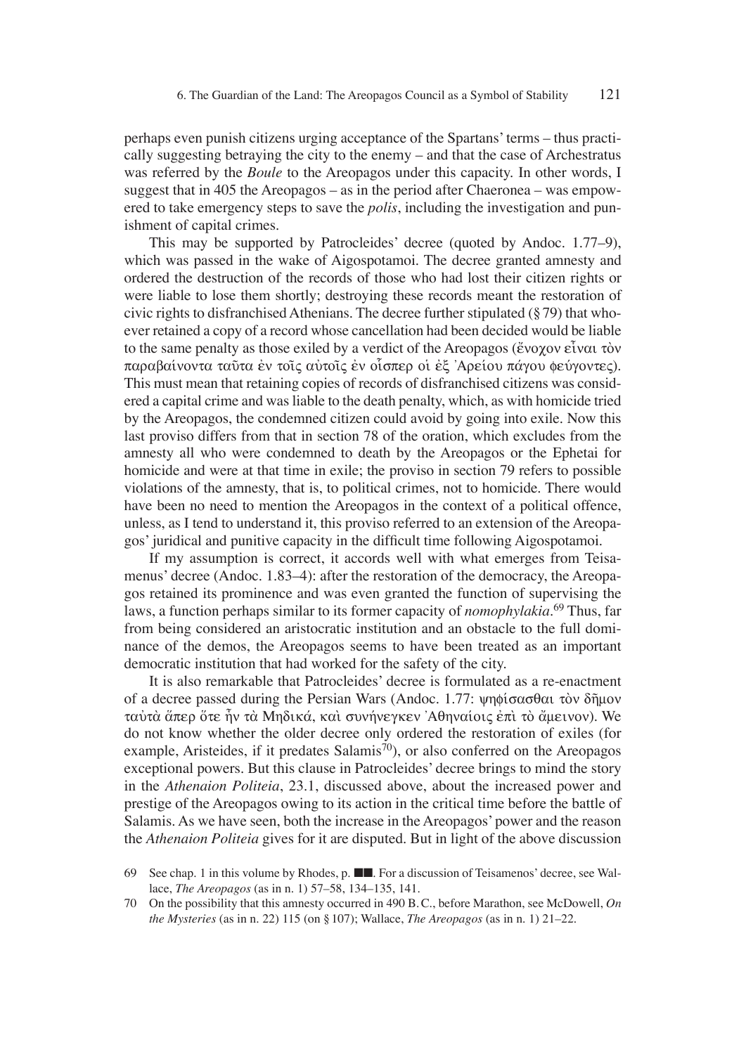perhaps even punish citizens urging acceptance of the Spartans' terms – thus practically suggesting betraying the city to the enemy – and that the case of Archestratus was referred by the *Boule* to the Areopagos under this capacity. In other words, I suggest that in 405 the Areopagos – as in the period after Chaeronea – was empowered to take emergency steps to save the *polis*, including the investigation and punishment of capital crimes.

This may be supported by Patrocleides' decree (quoted by Andoc. 1.77–9), which was passed in the wake of Aigospotamoi. The decree granted amnesty and ordered the destruction of the records of those who had lost their citizen rights or were liable to lose them shortly; destroying these records meant the restoration of civic rights to disfranchised Athenians. The decree further stipulated (§ 79) that whoever retained a copy of a record whose cancellation had been decided would be liable to the same penalty as those exiled by a verdict of the Areopagos (ἔνοχον εἶναι τὸν παραβαίνοντα ταῦτα ἐν τοῖς αὐτοῖς ἐν οἷσπερ οἱ ἐξ Ἀρείου πάγου φεύγοντες). This must mean that retaining copies of records of disfranchised citizens was considered a capital crime and was liable to the death penalty, which, as with homicide tried by the Areopagos, the condemned citizen could avoid by going into exile. Now this last proviso differs from that in section 78 of the oration, which excludes from the amnesty all who were condemned to death by the Areopagos or the Ephetai for homicide and were at that time in exile; the proviso in section 79 refers to possible violations of the amnesty, that is, to political crimes, not to homicide. There would have been no need to mention the Areopagos in the context of a political offence, unless, as I tend to understand it, this proviso referred to an extension of the Areopagos' juridical and punitive capacity in the difficult time following Aigospotamoi.

If my assumption is correct, it accords well with what emerges from Teisamenus' decree (Andoc. 1.83–4): after the restoration of the democracy, the Areopagos retained its prominence and was even granted the function of supervising the laws, a function perhaps similar to its former capacity of *nomophylakia*.[69] Thus, far from being considered an aristocratic institution and an obstacle to the full dominance of the demos, the Areopagos seems to have been treated as an important democratic institution that had worked for the safety of the city.

It is also remarkable that Patrocleides' decree is formulated as a re-enactment of a decree passed during the Persian Wars (Andoc. 1.77: ψηφίσασθαι τὸν δῆμον ταὐτὰ ἅπερ ὅτε ἦν τὰ Μηδικά, καὶ συνήνεγκεν Ἀθηναίοις ἐπὶ τὸ ἄμεινον). We do not know whether the older decree only ordered the restoration of exiles (for example, Aristeides, if it predates Salamis[70]), or also conferred on the Areopagos exceptional powers. But this clause in Patrocleides' decree brings to mind the story in the *Athenaion Politeia*, 23.1, discussed above, about the increased power and prestige of the Areopagos owing to its action in the critical time before the battle of Salamis. As we have seen, both the increase in the Areopagos' power and the reason the *Athenaion Politeia* gives for it are disputed. But in light of the above discussion

69 See chap. 1 in this volume by Rhodes, p. ■■. For a discussion of Teisamenos' decree, see Wallace, *The Areopagos* (as in n. 1) 57–58, 134–135, 141.

70 On the possibility that this amnesty occurred in 490 B. C., before Marathon, see McDowell, *On the Mysteries* (as in n. 22) 115 (on § 107); Wallace, *The Areopagos* (as in n. 1) 21–22.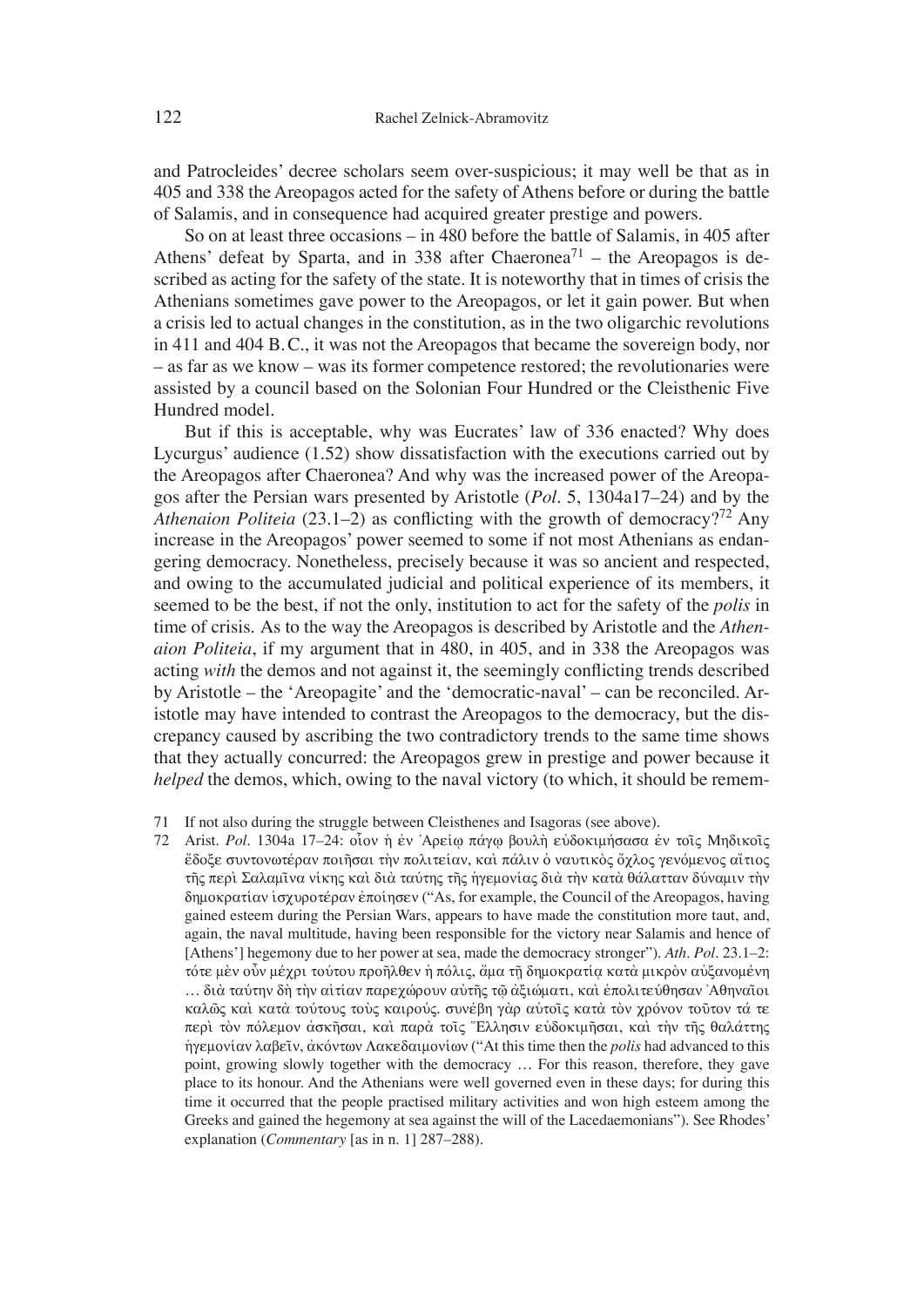and Patrocleides' decree scholars seem over-suspicious; it may well be that as in 405 and 338 the Areopagos acted for the safety of Athens before or during the battle of Salamis, and in consequence had acquired greater prestige and powers.

So on at least three occasions – in 480 before the battle of Salamis, in 405 after Athens' defeat by Sparta, and in 338 after Chaeronea[71] – the Areopagos is described as acting for the safety of the state. It is noteworthy that in times of crisis the Athenians sometimes gave power to the Areopagos, or let it gain power. But when a crisis led to actual changes in the constitution, as in the two oligarchic revolutions in 411 and 404 B.C., it was not the Areopagos that became the sovereign body, nor – as far as we know – was its former competence restored; the revolutionaries were assisted by a council based on the Solonian Four Hundred or the Cleisthenic Five Hundred model.

But if this is acceptable, why was Eucrates' law of 336 enacted? Why does Lycurgus' audience (1.52) show dissatisfaction with the executions carried out by the Areopagos after Chaeronea? And why was the increased power of the Areopagos after the Persian wars presented by Aristotle (*Pol*. 5, 1304a17–24) and by the *Athenaion Politeia* (23.1–2) as conflicting with the growth of democracy?[72] Any increase in the Areopagos' power seemed to some if not most Athenians as endangering democracy. Nonetheless, precisely because it was so ancient and respected, and owing to the accumulated judicial and political experience of its members, it seemed to be the best, if not the only, institution to act for the safety of the *polis* in time of crisis. As to the way the Areopagos is described by Aristotle and the *Athenaion Politeia*, if my argument that in 480, in 405, and in 338 the Areopagos was acting *with* the demos and not against it, the seemingly conflicting trends described by Aristotle – the 'Areopagite' and the 'democratic-naval' – can be reconciled. Aristotle may have intended to contrast the Areopagos to the democracy, but the discrepancy caused by ascribing the two contradictory trends to the same time shows that they actually concurred: the Areopagos grew in prestige and power because it *helped* the demos, which, owing to the naval victory (to which, it should be remem-

71 If not also during the struggle between Cleisthenes and Isagoras (see above).

72 Arist. *Pol*. 1304a 17–24: οἷον ἡ ἐν Ἀρείῳ πάγῳ βουλὴ εὐδοκιμήσασα ἐν τοῖς Μηδικοῖς ἔδοξε συντονωτέραν ποιῆσαι τὴν πολιτείαν, καὶ πάλιν ὁ ναυτικὸς ὄχλος γενόμενος αἴτιος τῆς περὶ Σαλαμῖνα νίκης καὶ διὰ ταύτης τῆς ἡγεμονίας διὰ τὴν κατὰ θάλατταν δύναμιν τὴν δημοκρατίαν ἰσχυροτέραν ἐποίησεν ("As, for example, the Council of the Areopagos, having gained esteem during the Persian Wars, appears to have made the constitution more taut, and, again, the naval multitude, having been responsible for the victory near Salamis and hence of [Athens'] hegemony due to her power at sea, made the democracy stronger"). *Ath. Pol*. 23.1–2: τότε μὲν οὖν μέχρι τούτου προῆλθεν ἡ πόλις, ἅμα τῇ δημοκρατίᾳ κατὰ μικρὸν αὐξανομένη … διὰ ταύτην δὴ τὴν αἰτίαν παρεχώρουν αὐτῆς τῷ ἀξιώματι, καὶ ἐπολιτεύθησαν Ἀθηναῖοι καλῶς καὶ κατὰ τούτους τοὺς καιρούς. συνέβη γὰρ αὐτοῖς κατὰ τὸν χρόνον τοῦτον τά τε περὶ τὸν πόλεμον ἀσκῆσαι, καὶ παρὰ τοῖς Ἕλλησιν εὐδοκιμῆσαι, καὶ τὴν τῆς θαλάττης ἡγεμονίαν λαβεῖν, ἀκόντων Λακεδαιμονίων ("At this time then the *polis* had advanced to this point, growing slowly together with the democracy … For this reason, therefore, they gave place to its honour. And the Athenians were well governed even in these days; for during this time it occurred that the people practised military activities and won high esteem among the Greeks and gained the hegemony at sea against the will of the Lacedaemonians"). See Rhodes' explanation (*Commentary* [as in n. 1] 287–288).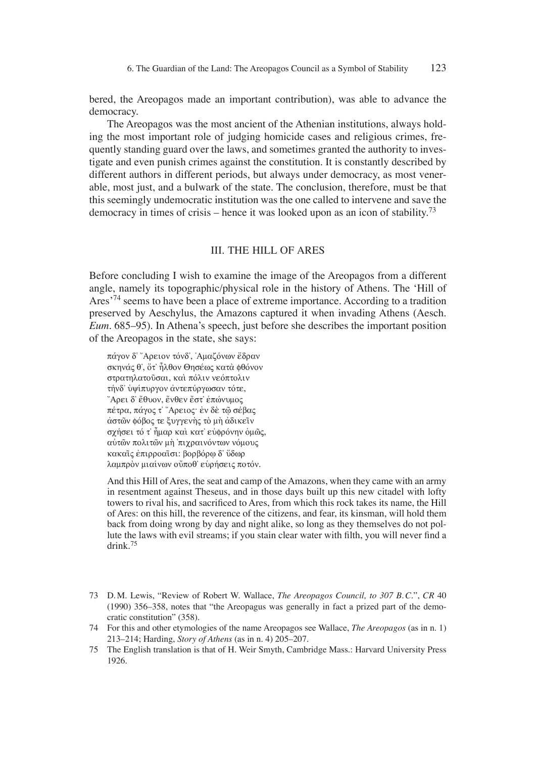bered, the Areopagos made an important contribution), was able to advance the democracy.

The Areopagos was the most ancient of the Athenian institutions, always holding the most important role of judging homicide cases and religious crimes, frequently standing guard over the laws, and sometimes granted the authority to investigate and even punish crimes against the constitution. It is constantly described by different authors in different periods, but always under democracy, as most venerable, most just, and a bulwark of the state. The conclusion, therefore, must be that this seemingly undemocratic institution was the one called to intervene and save the democracy in times of crisis – hence it was looked upon as an icon of stability.[73]

## III. THE HILL OF ARES

Before concluding I wish to examine the image of the Areopagos from a different angle, namely its topographic/physical role in the history of Athens. The 'Hill of Ares'[74] seems to have been a place of extreme importance. According to a tradition preserved by Aeschylus, the Amazons captured it when invading Athens (Aesch. *Eum*. 685–95). In Athena's speech, just before she describes the important position of the Areopagos in the state, she says:

> πάγον δ᾽ Ἄρειον τόνδ᾽, Ἀμαζόνων ἕδραν
> σκηνάς θ᾽, ὅτ᾽ ἦλθον Θησέως κατὰ φθόνον
> στρατηλατοῦσαι, καὶ πόλιν νεόπτολιν
> τήνδ᾽ ὑψίπυργον ἀντεπύργωσαν τότε,
> Ἄρει δ᾽ ἔθυον, ἔνθεν ἔστ᾽ ἐπώνυμος
> πέτρα, πάγος τ᾽ Ἄρειος· ἐν δὲ τῷ σέβας
> ἀστῶν φόβος τε ξυγγενὴς τὸ μὴ ἀδικεῖν
> σχήσει τό τ᾽ ἦμαρ καὶ κατ᾽ εὐφρόνην ὁμῶς,
> αὐτῶν πολιτῶν μὴ ᾽πιχραινόντων νόμους
> κακαῖς ἐπιρροαῖσι: βορβόρῳ δ᾽ ὕδωρ
> λαμπρὸν μιαίνων οὔποθ᾽ εὑρήσεις ποτόν.
>
> And this Hill of Ares, the seat and camp of the Amazons, when they came with an army in resentment against Theseus, and in those days built up this new citadel with lofty towers to rival his, and sacrificed to Ares, from which this rock takes its name, the Hill of Ares: on this hill, the reverence of the citizens, and fear, its kinsman, will hold them back from doing wrong by day and night alike, so long as they themselves do not pollute the laws with evil streams; if you stain clear water with filth, you will never find a drink.[75]

---

73 D.M. Lewis, "Review of Robert W. Wallace, *The Areopagos Council, to 307 B.C.*", *CR* 40 (1990) 356–358, notes that "the Areopagus was generally in fact a prized part of the democratic constitution" (358).

74 For this and other etymologies of the name Areopagos see Wallace, *The Areopagos* (as in n. 1) 213–214; Harding, *Story of Athens* (as in n. 4) 205–207.

75 The English translation is that of H. Weir Smyth, Cambridge Mass.: Harvard University Press 1926.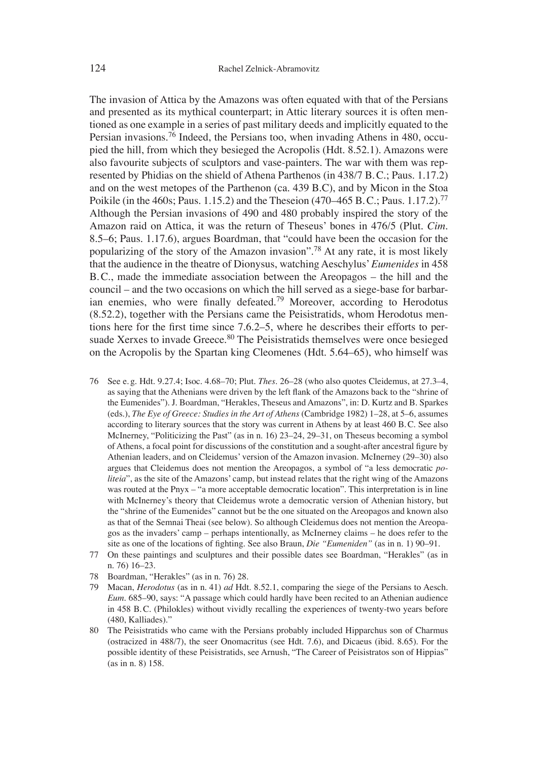The invasion of Attica by the Amazons was often equated with that of the Persians and presented as its mythical counterpart; in Attic literary sources it is often mentioned as one example in a series of past military deeds and implicitly equated to the Persian invasions.[76] Indeed, the Persians too, when invading Athens in 480, occupied the hill, from which they besieged the Acropolis (Hdt. 8.52.1). Amazons were also favourite subjects of sculptors and vase-painters. The war with them was represented by Phidias on the shield of Athena Parthenos (in 438/7 B.C.; Paus. 1.17.2) and on the west metopes of the Parthenon (ca. 439 B.C), and by Micon in the Stoa Poikile (in the 460s; Paus. 1.15.2) and the Theseion (470–465 B.C.; Paus. 1.17.2).[77] Although the Persian invasions of 490 and 480 probably inspired the story of the Amazon raid on Attica, it was the return of Theseus' bones in 476/5 (Plut. *Cim.* 8.5–6; Paus. 1.17.6), argues Boardman, that "could have been the occasion for the popularizing of the story of the Amazon invasion".[78] At any rate, it is most likely that the audience in the theatre of Dionysus, watching Aeschylus' *Eumenides* in 458 B.C., made the immediate association between the Areopagos – the hill and the council – and the two occasions on which the hill served as a siege-base for barbarian enemies, who were finally defeated.[79] Moreover, according to Herodotus (8.52.2), together with the Persians came the Peisistratids, whom Herodotus mentions here for the first time since 7.6.2–5, where he describes their efforts to persuade Xerxes to invade Greece.[80] The Peisistratids themselves were once besieged on the Acropolis by the Spartan king Cleomenes (Hdt. 5.64–65), who himself was

76 See e.g. Hdt. 9.27.4; Isoc. 4.68–70; Plut. *Thes.* 26–28 (who also quotes Cleidemus, at 27.3–4, as saying that the Athenians were driven by the left flank of the Amazons back to the "shrine of the Eumenides"). J. Boardman, "Herakles, Theseus and Amazons", in: D. Kurtz and B. Sparkes (eds.), *The Eye of Greece: Studies in the Art of Athens* (Cambridge 1982) 1–28, at 5–6, assumes according to literary sources that the story was current in Athens by at least 460 B.C. See also McInerney, "Politicizing the Past" (as in n. 16) 23–24, 29–31, on Theseus becoming a symbol of Athens, a focal point for discussions of the constitution and a sought-after ancestral figure by Athenian leaders, and on Cleidemus' version of the Amazon invasion. McInerney (29–30) also argues that Cleidemus does not mention the Areopagos, a symbol of "a less democratic *politeia*", as the site of the Amazons' camp, but instead relates that the right wing of the Amazons was routed at the Pnyx – "a more acceptable democratic location". This interpretation is in line with McInerney's theory that Cleidemus wrote a democratic version of Athenian history, but the "shrine of the Eumenides" cannot but be the one situated on the Areopagos and known also as that of the Semnai Theai (see below). So although Cleidemus does not mention the Areopagos as the invaders' camp – perhaps intentionally, as McInerney claims – he does refer to the site as one of the locations of fighting. See also Braun, *Die "Eumeniden"* (as in n. 1) 90–91.

77 On these paintings and sculptures and their possible dates see Boardman, "Herakles" (as in n. 76) 16–23.

78 Boardman, "Herakles" (as in n. 76) 28.

79 Macan, *Herodotus* (as in n. 41) *ad* Hdt. 8.52.1, comparing the siege of the Persians to Aesch. *Eum.* 685–90, says: "A passage which could hardly have been recited to an Athenian audience in 458 B.C. (Philokles) without vividly recalling the experiences of twenty-two years before (480, Kalliades)."

80 The Peisistratids who came with the Persians probably included Hipparchus son of Charmus (ostracized in 488/7), the seer Onomacritus (see Hdt. 7.6), and Dicaeus (ibid. 8.65). For the possible identity of these Peisistratids, see Arnush, "The Career of Peisistratos son of Hippias" (as in n. 8) 158.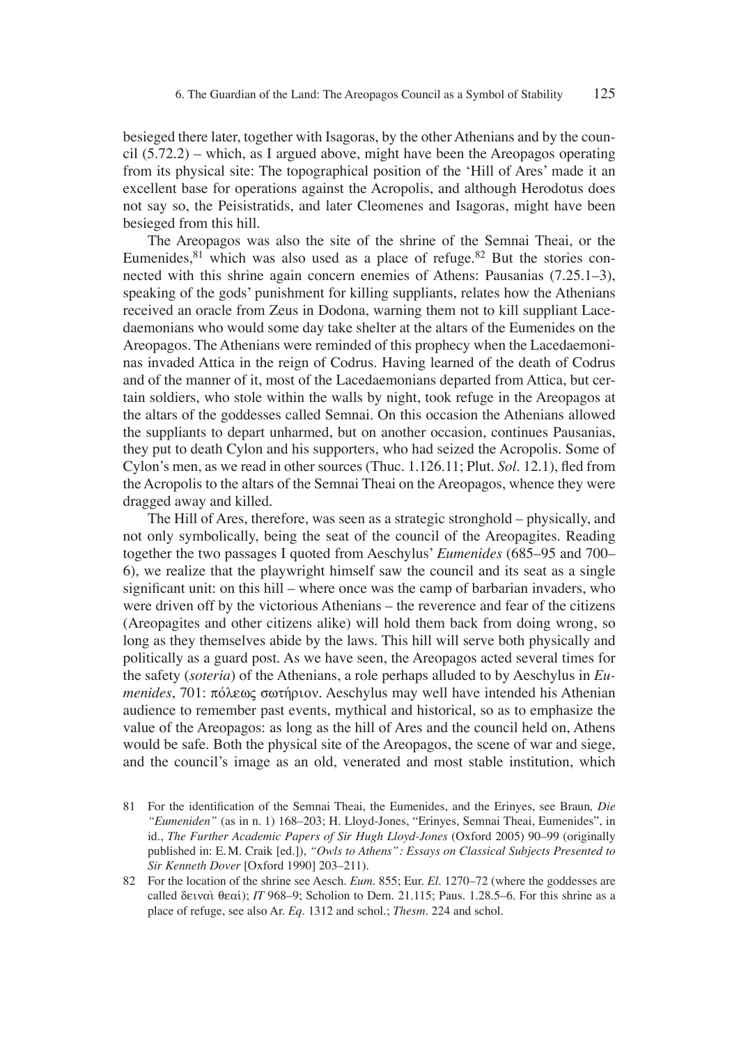besieged there later, together with Isagoras, by the other Athenians and by the council (5.72.2) – which, as I argued above, might have been the Areopagos operating from its physical site: The topographical position of the 'Hill of Ares' made it an excellent base for operations against the Acropolis, and although Herodotus does not say so, the Peisistratids, and later Cleomenes and Isagoras, might have been besieged from this hill.

The Areopagos was also the site of the shrine of the Semnai Theai, or the Eumenides,[81] which was also used as a place of refuge.[82] But the stories connected with this shrine again concern enemies of Athens: Pausanias (7.25.1–3), speaking of the gods' punishment for killing suppliants, relates how the Athenians received an oracle from Zeus in Dodona, warning them not to kill suppliant Lacedaemonians who would some day take shelter at the altars of the Eumenides on the Areopagos. The Athenians were reminded of this prophecy when the Lacedaemoninas invaded Attica in the reign of Codrus. Having learned of the death of Codrus and of the manner of it, most of the Lacedaemonians departed from Attica, but certain soldiers, who stole within the walls by night, took refuge in the Areopagos at the altars of the goddesses called Semnai. On this occasion the Athenians allowed the suppliants to depart unharmed, but on another occasion, continues Pausanias, they put to death Cylon and his supporters, who had seized the Acropolis. Some of Cylon's men, as we read in other sources (Thuc. 1.126.11; Plut. *Sol.* 12.1), fled from the Acropolis to the altars of the Semnai Theai on the Areopagos, whence they were dragged away and killed.

The Hill of Ares, therefore, was seen as a strategic stronghold – physically, and not only symbolically, being the seat of the council of the Areopagites. Reading together the two passages I quoted from Aeschylus' *Eumenides* (685–95 and 700–6), we realize that the playwright himself saw the council and its seat as a single significant unit: on this hill – where once was the camp of barbarian invaders, who were driven off by the victorious Athenians – the reverence and fear of the citizens (Areopagites and other citizens alike) will hold them back from doing wrong, so long as they themselves abide by the laws. This hill will serve both physically and politically as a guard post. As we have seen, the Areopagos acted several times for the safety (*soteria*) of the Athenians, a role perhaps alluded to by Aeschylus in *Eumenides*, 701: πόλεως σωτήριον. Aeschylus may well have intended his Athenian audience to remember past events, mythical and historical, so as to emphasize the value of the Areopagos: as long as the hill of Ares and the council held on, Athens would be safe. Both the physical site of the Areopagos, the scene of war and siege, and the council's image as an old, venerated and most stable institution, which

81 For the identification of the Semnai Theai, the Eumenides, and the Erinyes, see Braun, *Die "Eumeniden"* (as in n. 1) 168–203; H. Lloyd-Jones, "Erinyes, Semnai Theai, Eumenides", in id., *The Further Academic Papers of Sir Hugh Lloyd-Jones* (Oxford 2005) 90–99 (originally published in: E.M. Craik [ed.]), *"Owls to Athens": Essays on Classical Subjects Presented to Sir Kenneth Dover* [Oxford 1990] 203–211).

82 For the location of the shrine see Aesch. *Eum.* 855; Eur. *El.* 1270–72 (where the goddesses are called δειναὶ θεαί); *IT* 968–9; Scholion to Dem. 21.115; Paus. 1.28.5–6. For this shrine as a place of refuge, see also Ar. *Eq.* 1312 and schol.; *Thesm.* 224 and schol.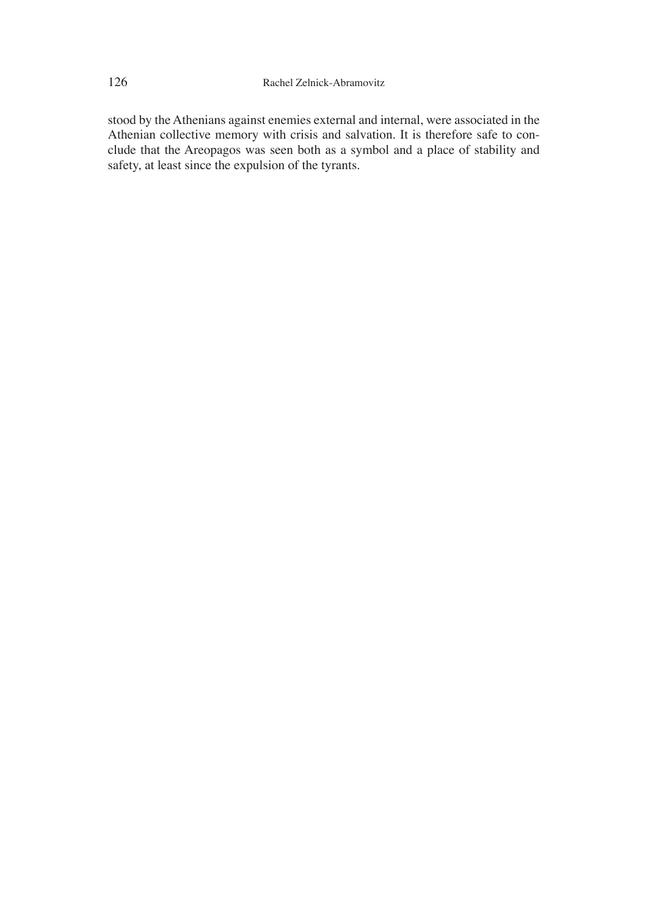stood by the Athenians against enemies external and internal, were associated in the Athenian collective memory with crisis and salvation. It is therefore safe to conclude that the Areopagos was seen both as a symbol and a place of stability and safety, at least since the expulsion of the tyrants.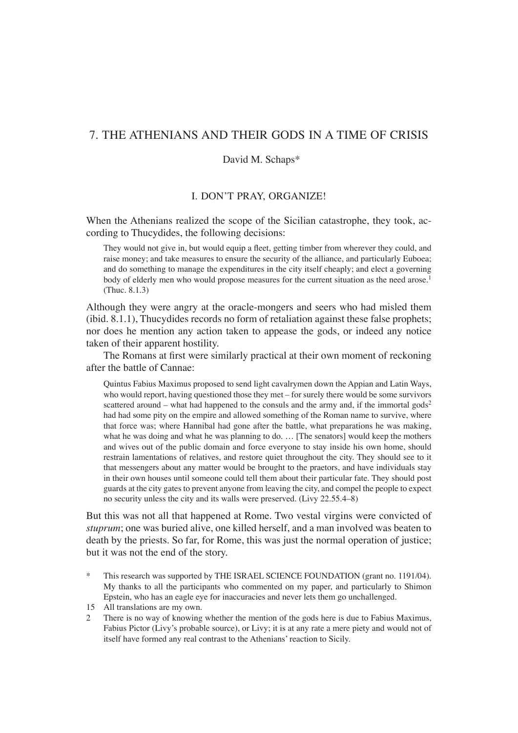# 7. THE ATHENIANS AND THEIR GODS IN A TIME OF CRISIS

David M. Schaps*

## I. DON'T PRAY, ORGANIZE!

When the Athenians realized the scope of the Sicilian catastrophe, they took, according to Thucydides, the following decisions:

> They would not give in, but would equip a fleet, getting timber from wherever they could, and raise money; and take measures to ensure the security of the alliance, and particularly Euboea; and do something to manage the expenditures in the city itself cheaply; and elect a governing body of elderly men who would propose measures for the current situation as the need arose.[1] (Thuc. 8.1.3)

Although they were angry at the oracle-mongers and seers who had misled them (ibid. 8.1.1), Thucydides records no form of retaliation against these false prophets; nor does he mention any action taken to appease the gods, or indeed any notice taken of their apparent hostility.

The Romans at first were similarly practical at their own moment of reckoning after the battle of Cannae:

> Quintus Fabius Maximus proposed to send light cavalrymen down the Appian and Latin Ways, who would report, having questioned those they met – for surely there would be some survivors scattered around – what had happened to the consuls and the army and, if the immortal gods[2] had had some pity on the empire and allowed something of the Roman name to survive, where that force was; where Hannibal had gone after the battle, what preparations he was making, what he was doing and what he was planning to do. … [The senators] would keep the mothers and wives out of the public domain and force everyone to stay inside his own home, should restrain lamentations of relatives, and restore quiet throughout the city. They should see to it that messengers about any matter would be brought to the praetors, and have individuals stay in their own houses until someone could tell them about their particular fate. They should post guards at the city gates to prevent anyone from leaving the city, and compel the people to expect no security unless the city and its walls were preserved. (Livy 22.55.4–8)

But this was not all that happened at Rome. Two vestal virgins were convicted of *stuprum*; one was buried alive, one killed herself, and a man involved was beaten to death by the priests. So far, for Rome, this was just the normal operation of justice; but it was not the end of the story.

---

\* This research was supported by THE ISRAEL SCIENCE FOUNDATION (grant no. 1191/04). My thanks to all the participants who commented on my paper, and particularly to Shimon Epstein, who has an eagle eye for inaccuracies and never lets them go unchallenged.

15 All translations are my own.

2 There is no way of knowing whether the mention of the gods here is due to Fabius Maximus, Fabius Pictor (Livy's probable source), or Livy; it is at any rate a mere piety and would not of itself have formed any real contrast to the Athenians' reaction to Sicily.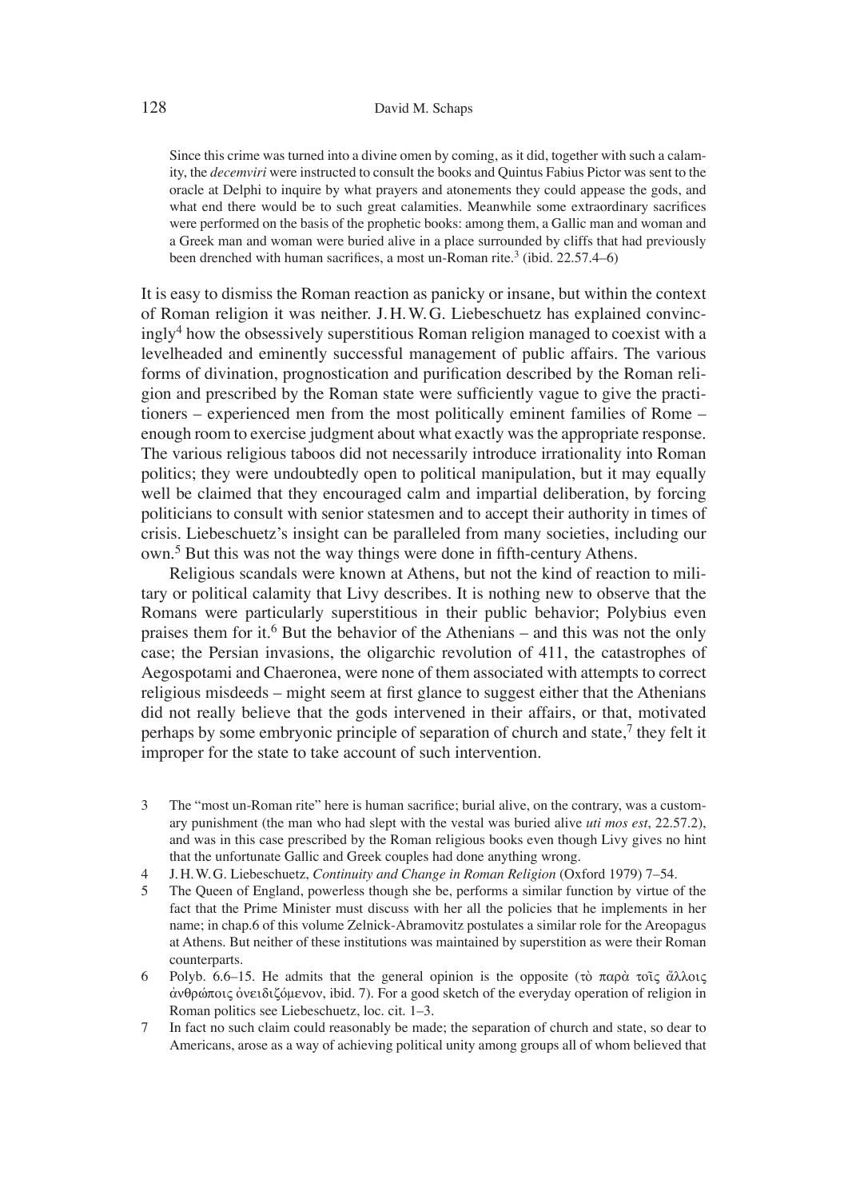> Since this crime was turned into a divine omen by coming, as it did, together with such a calamity, the *decemviri* were instructed to consult the books and Quintus Fabius Pictor was sent to the oracle at Delphi to inquire by what prayers and atonements they could appease the gods, and what end there would be to such great calamities. Meanwhile some extraordinary sacrifices were performed on the basis of the prophetic books: among them, a Gallic man and woman and a Greek man and woman were buried alive in a place surrounded by cliffs that had previously been drenched with human sacrifices, a most un-Roman rite.[3] (ibid. 22.57.4–6)

It is easy to dismiss the Roman reaction as panicky or insane, but within the context of Roman religion it was neither. J.H.W.G. Liebeschuetz has explained convincingly[4] how the obsessively superstitious Roman religion managed to coexist with a levelheaded and eminently successful management of public affairs. The various forms of divination, prognostication and purification described by the Roman religion and prescribed by the Roman state were sufficiently vague to give the practitioners – experienced men from the most politically eminent families of Rome – enough room to exercise judgment about what exactly was the appropriate response. The various religious taboos did not necessarily introduce irrationality into Roman politics; they were undoubtedly open to political manipulation, but it may equally well be claimed that they encouraged calm and impartial deliberation, by forcing politicians to consult with senior statesmen and to accept their authority in times of crisis. Liebeschuetz's insight can be paralleled from many societies, including our own.[5] But this was not the way things were done in fifth-century Athens.

Religious scandals were known at Athens, but not the kind of reaction to military or political calamity that Livy describes. It is nothing new to observe that the Romans were particularly superstitious in their public behavior; Polybius even praises them for it.[6] But the behavior of the Athenians – and this was not the only case; the Persian invasions, the oligarchic revolution of 411, the catastrophes of Aegospotami and Chaeronea, were none of them associated with attempts to correct religious misdeeds – might seem at first glance to suggest either that the Athenians did not really believe that the gods intervened in their affairs, or that, motivated perhaps by some embryonic principle of separation of church and state,[7] they felt it improper for the state to take account of such intervention.

3 The "most un-Roman rite" here is human sacrifice; burial alive, on the contrary, was a customary punishment (the man who had slept with the vestal was buried alive *uti mos est*, 22.57.2), and was in this case prescribed by the Roman religious books even though Livy gives no hint that the unfortunate Gallic and Greek couples had done anything wrong.

4 J.H.W.G. Liebeschuetz, *Continuity and Change in Roman Religion* (Oxford 1979) 7–54.

5 The Queen of England, powerless though she be, performs a similar function by virtue of the fact that the Prime Minister must discuss with her all the policies that he implements in her name; in chap.6 of this volume Zelnick-Abramovitz postulates a similar role for the Areopagus at Athens. But neither of these institutions was maintained by superstition as were their Roman counterparts.

6 Polyb. 6.6–15. He admits that the general opinion is the opposite (τὸ παρὰ τοῖς ἄλλοις ἀνθρώποις ὀνειδιζόμενον, ibid. 7). For a good sketch of the everyday operation of religion in Roman politics see Liebeschuetz, loc. cit. 1–3.

7 In fact no such claim could reasonably be made; the separation of church and state, so dear to Americans, arose as a way of achieving political unity among groups all of whom believed that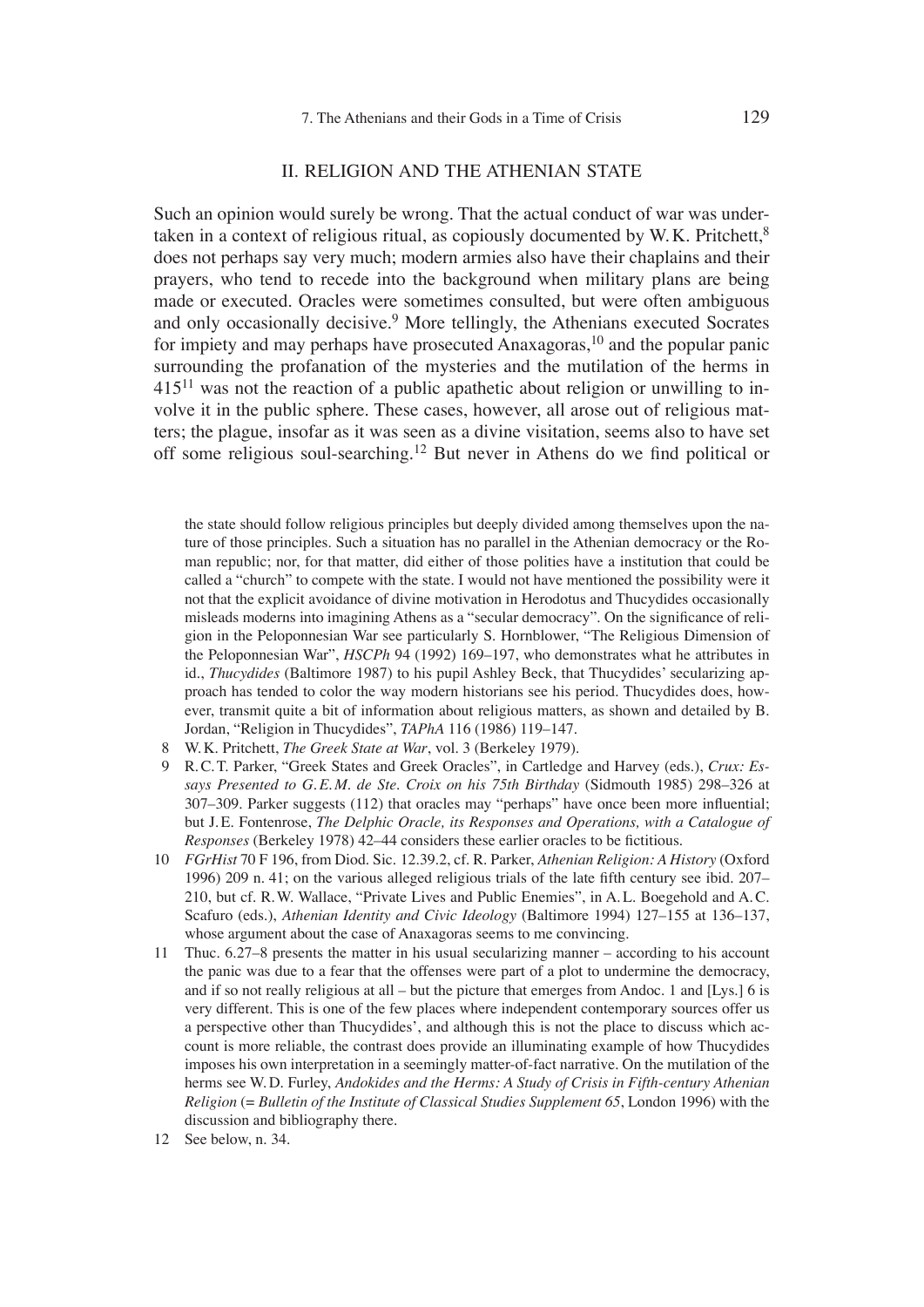## II. RELIGION AND THE ATHENIAN STATE

Such an opinion would surely be wrong. That the actual conduct of war was undertaken in a context of religious ritual, as copiously documented by W. K. Pritchett,[8] does not perhaps say very much; modern armies also have their chaplains and their prayers, who tend to recede into the background when military plans are being made or executed. Oracles were sometimes consulted, but were often ambiguous and only occasionally decisive.[9] More tellingly, the Athenians executed Socrates for impiety and may perhaps have prosecuted Anaxagoras,[10] and the popular panic surrounding the profanation of the mysteries and the mutilation of the herms in 415[11] was not the reaction of a public apathetic about religion or unwilling to involve it in the public sphere. These cases, however, all arose out of religious matters; the plague, insofar as it was seen as a divine visitation, seems also to have set off some religious soul-searching.[12] But never in Athens do we find political or

the state should follow religious principles but deeply divided among themselves upon the nature of those principles. Such a situation has no parallel in the Athenian democracy or the Roman republic; nor, for that matter, did either of those polities have a institution that could be called a "church" to compete with the state. I would not have mentioned the possibility were it not that the explicit avoidance of divine motivation in Herodotus and Thucydides occasionally misleads moderns into imagining Athens as a "secular democracy". On the significance of religion in the Peloponnesian War see particularly S. Hornblower, "The Religious Dimension of the Peloponnesian War", *HSCPh* 94 (1992) 169–197, who demonstrates what he attributes in id., *Thucydides* (Baltimore 1987) to his pupil Ashley Beck, that Thucydides' secularizing approach has tended to color the way modern historians see his period. Thucydides does, however, transmit quite a bit of information about religious matters, as shown and detailed by B. Jordan, "Religion in Thucydides", *TAPhA* 116 (1986) 119–147.

8 W. K. Pritchett, *The Greek State at War*, vol. 3 (Berkeley 1979).

9 R. C. T. Parker, "Greek States and Greek Oracles", in Cartledge and Harvey (eds.), *Crux: Essays Presented to G. E. M. de Ste. Croix on his 75th Birthday* (Sidmouth 1985) 298–326 at 307–309. Parker suggests (112) that oracles may "perhaps" have once been more influential; but J. E. Fontenrose, *The Delphic Oracle, its Responses and Operations, with a Catalogue of Responses* (Berkeley 1978) 42–44 considers these earlier oracles to be fictitious.

10 *FGrHist* 70 F 196, from Diod. Sic. 12.39.2, cf. R. Parker, *Athenian Religion: A History* (Oxford 1996) 209 n. 41; on the various alleged religious trials of the late fifth century see ibid. 207–210, but cf. R. W. Wallace, "Private Lives and Public Enemies", in A. L. Boegehold and A. C. Scafuro (eds.), *Athenian Identity and Civic Ideology* (Baltimore 1994) 127–155 at 136–137, whose argument about the case of Anaxagoras seems to me convincing.

11 Thuc. 6.27–8 presents the matter in his usual secularizing manner – according to his account the panic was due to a fear that the offenses were part of a plot to undermine the democracy, and if so not really religious at all – but the picture that emerges from Andoc. 1 and [Lys.] 6 is very different. This is one of the few places where independent contemporary sources offer us a perspective other than Thucydides', and although this is not the place to discuss which account is more reliable, the contrast does provide an illuminating example of how Thucydides imposes his own interpretation in a seemingly matter-of-fact narrative. On the mutilation of the herms see W. D. Furley, *Andokides and the Herms: A Study of Crisis in Fifth-century Athenian Religion* (= *Bulletin of the Institute of Classical Studies Supplement 65*, London 1996) with the discussion and bibliography there.

12 See below, n. 34.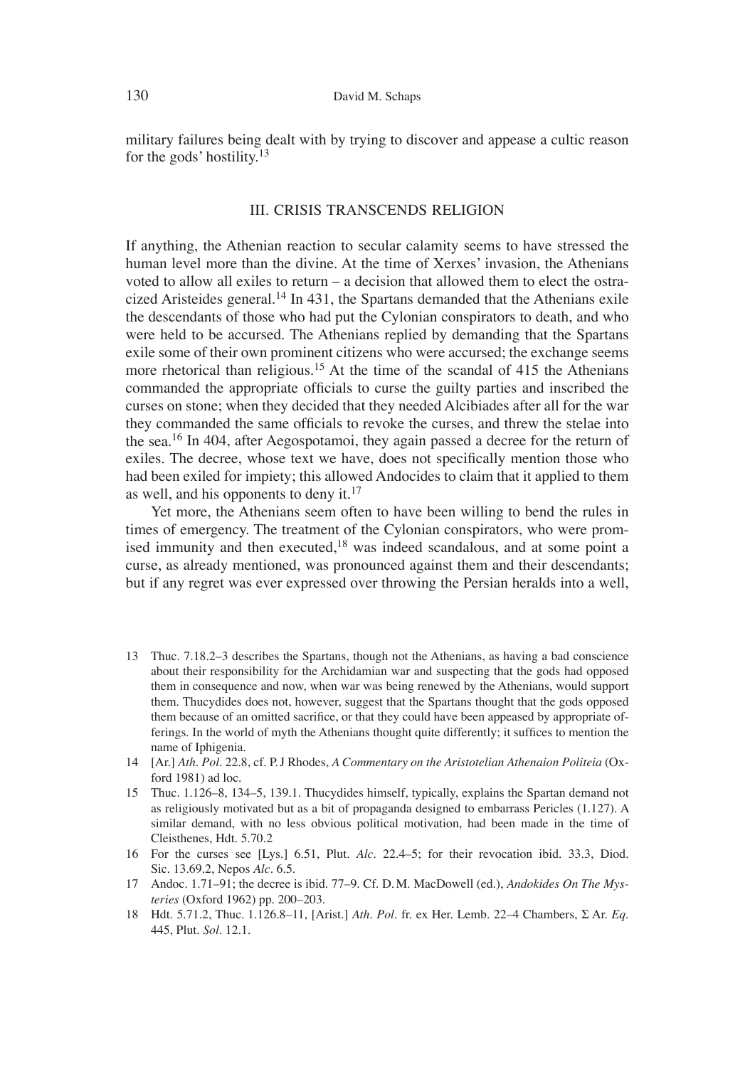military failures being dealt with by trying to discover and appease a cultic reason for the gods' hostility.[13]

## III. CRISIS TRANSCENDS RELIGION

If anything, the Athenian reaction to secular calamity seems to have stressed the human level more than the divine. At the time of Xerxes' invasion, the Athenians voted to allow all exiles to return – a decision that allowed them to elect the ostracized Aristeides general.[14] In 431, the Spartans demanded that the Athenians exile the descendants of those who had put the Cylonian conspirators to death, and who were held to be accursed. The Athenians replied by demanding that the Spartans exile some of their own prominent citizens who were accursed; the exchange seems more rhetorical than religious.[15] At the time of the scandal of 415 the Athenians commanded the appropriate officials to curse the guilty parties and inscribed the curses on stone; when they decided that they needed Alcibiades after all for the war they commanded the same officials to revoke the curses, and threw the stelae into the sea.[16] In 404, after Aegospotamoi, they again passed a decree for the return of exiles. The decree, whose text we have, does not specifically mention those who had been exiled for impiety; this allowed Andocides to claim that it applied to them as well, and his opponents to deny it.[17]

Yet more, the Athenians seem often to have been willing to bend the rules in times of emergency. The treatment of the Cylonian conspirators, who were promised immunity and then executed,[18] was indeed scandalous, and at some point a curse, as already mentioned, was pronounced against them and their descendants; but if any regret was ever expressed over throwing the Persian heralds into a well,

13 Thuc. 7.18.2–3 describes the Spartans, though not the Athenians, as having a bad conscience about their responsibility for the Archidamian war and suspecting that the gods had opposed them in consequence and now, when war was being renewed by the Athenians, would support them. Thucydides does not, however, suggest that the Spartans thought that the gods opposed them because of an omitted sacrifice, or that they could have been appeased by appropriate offerings. In the world of myth the Athenians thought quite differently; it suffices to mention the name of Iphigenia.

14 [Ar.] *Ath. Pol.* 22.8, cf. P.J Rhodes, *A Commentary on the Aristotelian Athenaion Politeia* (Oxford 1981) ad loc.

15 Thuc. 1.126–8, 134–5, 139.1. Thucydides himself, typically, explains the Spartan demand not as religiously motivated but as a bit of propaganda designed to embarrass Pericles (1.127). A similar demand, with no less obvious political motivation, had been made in the time of Cleisthenes, Hdt. 5.70.2

16 For the curses see [Lys.] 6.51, Plut. *Alc*. 22.4–5; for their revocation ibid. 33.3, Diod. Sic. 13.69.2, Nepos *Alc*. 6.5.

17 Andoc. 1.71–91; the decree is ibid. 77–9. Cf. D.M. MacDowell (ed.), *Andokides On The Mysteries* (Oxford 1962) pp. 200–203.

18 Hdt. 5.71.2, Thuc. 1.126.8–11, [Arist.] *Ath. Pol*. fr. ex Her. Lemb. 22–4 Chambers, Σ Ar. *Eq*. 445, Plut. *Sol*. 12.1.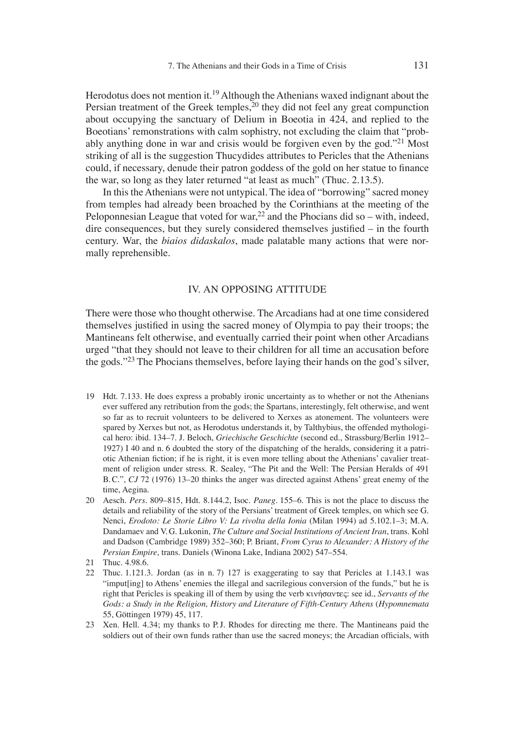Herodotus does not mention it.[19] Although the Athenians waxed indignant about the Persian treatment of the Greek temples,[20] they did not feel any great compunction about occupying the sanctuary of Delium in Boeotia in 424, and replied to the Boeotians' remonstrations with calm sophistry, not excluding the claim that "probably anything done in war and crisis would be forgiven even by the god."[21] Most striking of all is the suggestion Thucydides attributes to Pericles that the Athenians could, if necessary, denude their patron goddess of the gold on her statue to finance the war, so long as they later returned "at least as much" (Thuc. 2.13.5).

In this the Athenians were not untypical. The idea of "borrowing" sacred money from temples had already been broached by the Corinthians at the meeting of the Peloponnesian League that voted for war,[22] and the Phocians did so – with, indeed, dire consequences, but they surely considered themselves justified – in the fourth century. War, the *biaios didaskalos*, made palatable many actions that were normally reprehensible.

## IV. AN OPPOSING ATTITUDE

There were those who thought otherwise. The Arcadians had at one time considered themselves justified in using the sacred money of Olympia to pay their troops; the Mantineans felt otherwise, and eventually carried their point when other Arcadians urged "that they should not leave to their children for all time an accusation before the gods."[23] The Phocians themselves, before laying their hands on the god's silver,

19 Hdt. 7.133. He does express a probably ironic uncertainty as to whether or not the Athenians ever suffered any retribution from the gods; the Spartans, interestingly, felt otherwise, and went so far as to recruit volunteers to be delivered to Xerxes as atonement. The volunteers were spared by Xerxes but not, as Herodotus understands it, by Talthybius, the offended mythological hero: ibid. 134–7. J. Beloch, *Griechische Geschichte* (second ed., Strassburg/Berlin 1912–1927) I 40 and n. 6 doubted the story of the dispatching of the heralds, considering it a patriotic Athenian fiction; if he is right, it is even more telling about the Athenians' cavalier treatment of religion under stress. R. Sealey, "The Pit and the Well: The Persian Heralds of 491 B.C.", *CJ* 72 (1976) 13–20 thinks the anger was directed against Athens' great enemy of the time, Aegina.

20 Aesch. *Pers*. 809–815, Hdt. 8.144.2, Isoc. *Paneg*. 155–6. This is not the place to discuss the details and reliability of the story of the Persians' treatment of Greek temples, on which see G. Nenci, *Erodoto: Le Storie Libro V: La rivolta della Ionia* (Milan 1994) ad 5.102.1–3; M.A. Dandamaev and V.G. Lukonin, *The Culture and Social Institutions of Ancient Iran*, trans. Kohl and Dadson (Cambridge 1989) 352–360; P. Briant, *From Cyrus to Alexander: A History of the Persian Empire*, trans. Daniels (Winona Lake, Indiana 2002) 547–554.

21 Thuc. 4.98.6.

22 Thuc. 1.121.3. Jordan (as in n. 7) 127 is exaggerating to say that Pericles at 1.143.1 was "imput[ing] to Athens' enemies the illegal and sacrilegious conversion of the funds," but he is right that Pericles is speaking ill of them by using the verb κινήσαντες: see id., *Servants of the Gods: a Study in the Religion, History and Literature of Fifth-Century Athens* (*Hypomnemata* 55, Göttingen 1979) 45, 117.

23 Xen. Hell. 4.34; my thanks to P.J. Rhodes for directing me there. The Mantineans paid the soldiers out of their own funds rather than use the sacred moneys; the Arcadian officials, with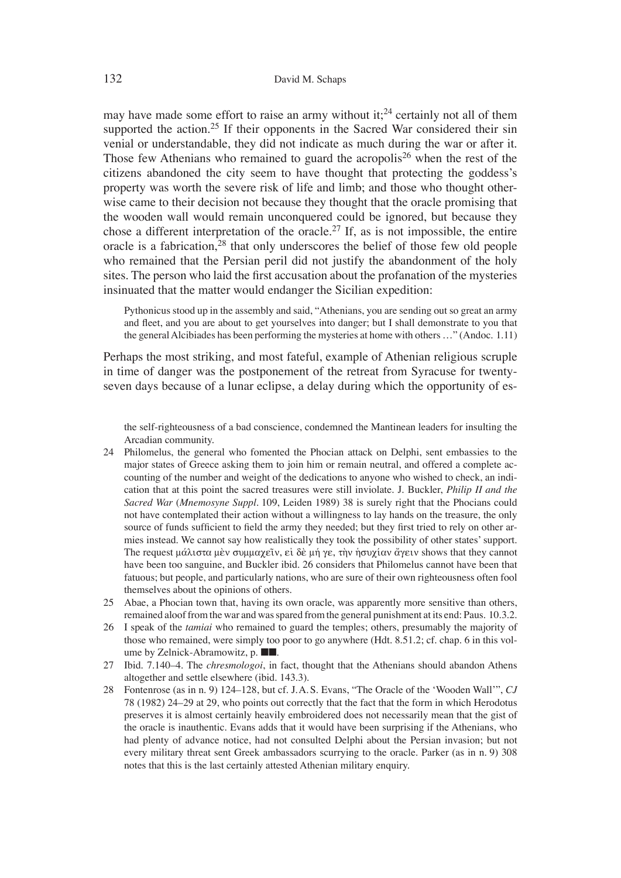may have made some effort to raise an army without it;[24] certainly not all of them supported the action.[25] If their opponents in the Sacred War considered their sin venial or understandable, they did not indicate as much during the war or after it. Those few Athenians who remained to guard the acropolis[26] when the rest of the citizens abandoned the city seem to have thought that protecting the goddess's property was worth the severe risk of life and limb; and those who thought otherwise came to their decision not because they thought that the oracle promising that the wooden wall would remain unconquered could be ignored, but because they chose a different interpretation of the oracle.[27] If, as is not impossible, the entire oracle is a fabrication,[28] that only underscores the belief of those few old people who remained that the Persian peril did not justify the abandonment of the holy sites. The person who laid the first accusation about the profanation of the mysteries insinuated that the matter would endanger the Sicilian expedition:

> Pythonicus stood up in the assembly and said, "Athenians, you are sending out so great an army and fleet, and you are about to get yourselves into danger; but I shall demonstrate to you that the general Alcibiades has been performing the mysteries at home with others …" (Andoc. 1.11)

Perhaps the most striking, and most fateful, example of Athenian religious scruple in time of danger was the postponement of the retreat from Syracuse for twenty-seven days because of a lunar eclipse, a delay during which the opportunity of es-

the self-righteousness of a bad conscience, condemned the Mantinean leaders for insulting the Arcadian community.

24 Philomelus, the general who fomented the Phocian attack on Delphi, sent embassies to the major states of Greece asking them to join him or remain neutral, and offered a complete accounting of the number and weight of the dedications to anyone who wished to check, an indication that at this point the sacred treasures were still inviolate. J. Buckler, *Philip II and the Sacred War* (*Mnemosyne Suppl*. 109, Leiden 1989) 38 is surely right that the Phocians could not have contemplated their action without a willingness to lay hands on the treasure, the only source of funds sufficient to field the army they needed; but they first tried to rely on other armies instead. We cannot say how realistically they took the possibility of other states' support. The request μάλιστα μὲν συμμαχεῖν, εἰ δὲ μή γε, τὴν ἡσυχίαν ἄγειν shows that they cannot have been too sanguine, and Buckler ibid. 26 considers that Philomelus cannot have been that fatuous; but people, and particularly nations, who are sure of their own righteousness often fool themselves about the opinions of others.

25 Abae, a Phocian town that, having its own oracle, was apparently more sensitive than others, remained aloof from the war and was spared from the general punishment at its end: Paus. 10.3.2.

26 I speak of the *tamiai* who remained to guard the temples; others, presumably the majority of those who remained, were simply too poor to go anywhere (Hdt. 8.51.2; cf. chap. 6 in this volume by Zelnick-Abramowitz, p. ■■.

27 Ibid. 7.140–4. The *chresmologoi*, in fact, thought that the Athenians should abandon Athens altogether and settle elsewhere (ibid. 143.3).

28 Fontenrose (as in n. 9) 124–128, but cf. J. A. S. Evans, "The Oracle of the 'Wooden Wall'", *CJ* 78 (1982) 24–29 at 29, who points out correctly that the fact that the form in which Herodotus preserves it is almost certainly heavily embroidered does not necessarily mean that the gist of the oracle is inauthentic. Evans adds that it would have been surprising if the Athenians, who had plenty of advance notice, had not consulted Delphi about the Persian invasion; but not every military threat sent Greek ambassadors scurrying to the oracle. Parker (as in n. 9) 308 notes that this is the last certainly attested Athenian military enquiry.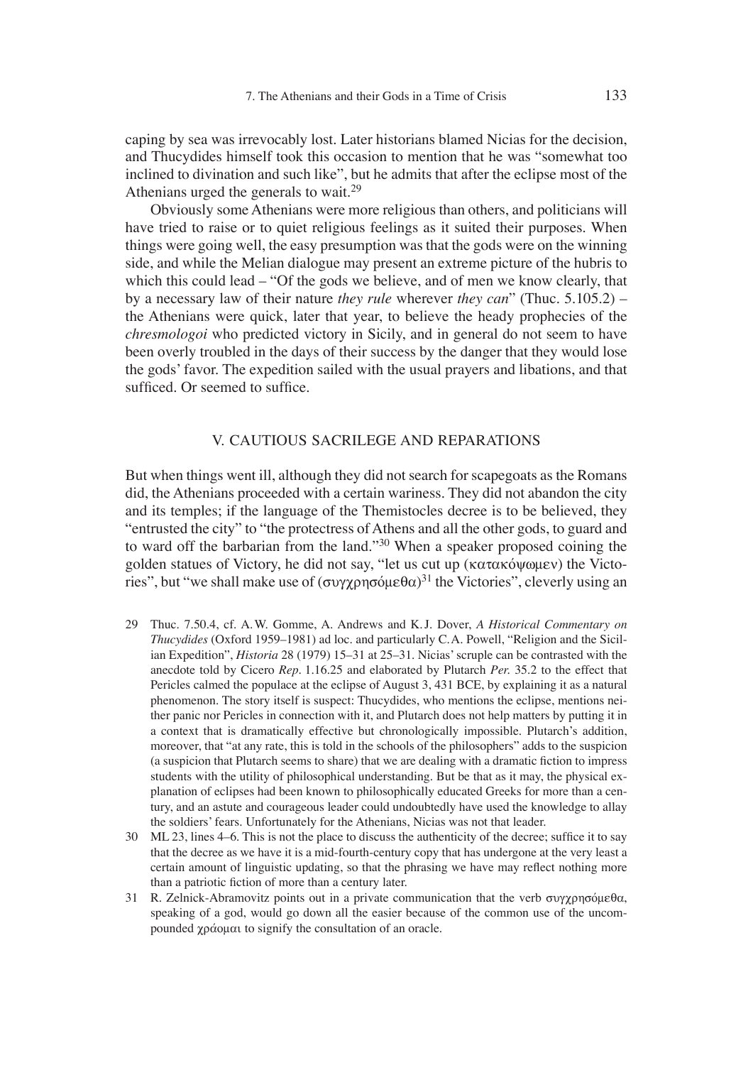caping by sea was irrevocably lost. Later historians blamed Nicias for the decision, and Thucydides himself took this occasion to mention that he was "somewhat too inclined to divination and such like", but he admits that after the eclipse most of the Athenians urged the generals to wait.[29]

Obviously some Athenians were more religious than others, and politicians will have tried to raise or to quiet religious feelings as it suited their purposes. When things were going well, the easy presumption was that the gods were on the winning side, and while the Melian dialogue may present an extreme picture of the hubris to which this could lead – "Of the gods we believe, and of men we know clearly, that by a necessary law of their nature *they rule* wherever *they can*" (Thuc. 5.105.2) – the Athenians were quick, later that year, to believe the heady prophecies of the *chresmologoi* who predicted victory in Sicily, and in general do not seem to have been overly troubled in the days of their success by the danger that they would lose the gods' favor. The expedition sailed with the usual prayers and libations, and that sufficed. Or seemed to suffice.

## V. CAUTIOUS SACRILEGE AND REPARATIONS

But when things went ill, although they did not search for scapegoats as the Romans did, the Athenians proceeded with a certain wariness. They did not abandon the city and its temples; if the language of the Themistocles decree is to be believed, they "entrusted the city" to "the protectress of Athens and all the other gods, to guard and to ward off the barbarian from the land."[30] When a speaker proposed coining the golden statues of Victory, he did not say, "let us cut up (κατακόψωμεν) the Victories", but "we shall make use of (συγχρησόμεθα)[31] the Victories", cleverly using an

29 Thuc. 7.50.4, cf. A.W. Gomme, A. Andrews and K.J. Dover, *A Historical Commentary on Thucydides* (Oxford 1959–1981) ad loc. and particularly C.A. Powell, "Religion and the Sicilian Expedition", *Historia* 28 (1979) 15–31 at 25–31. Nicias' scruple can be contrasted with the anecdote told by Cicero *Rep.* 1.16.25 and elaborated by Plutarch *Per.* 35.2 to the effect that Pericles calmed the populace at the eclipse of August 3, 431 BCE, by explaining it as a natural phenomenon. The story itself is suspect: Thucydides, who mentions the eclipse, mentions neither panic nor Pericles in connection with it, and Plutarch does not help matters by putting it in a context that is dramatically effective but chronologically impossible. Plutarch's addition, moreover, that "at any rate, this is told in the schools of the philosophers" adds to the suspicion (a suspicion that Plutarch seems to share) that we are dealing with a dramatic fiction to impress students with the utility of philosophical understanding. But be that as it may, the physical explanation of eclipses had been known to philosophically educated Greeks for more than a century, and an astute and courageous leader could undoubtedly have used the knowledge to allay the soldiers' fears. Unfortunately for the Athenians, Nicias was not that leader.

30 ML 23, lines 4–6. This is not the place to discuss the authenticity of the decree; suffice it to say that the decree as we have it is a mid-fourth-century copy that has undergone at the very least a certain amount of linguistic updating, so that the phrasing we have may reflect nothing more than a patriotic fiction of more than a century later.

31 R. Zelnick-Abramovitz points out in a private communication that the verb συγχρησόμεθα, speaking of a god, would go down all the easier because of the common use of the uncompounded χράομαι to signify the consultation of an oracle.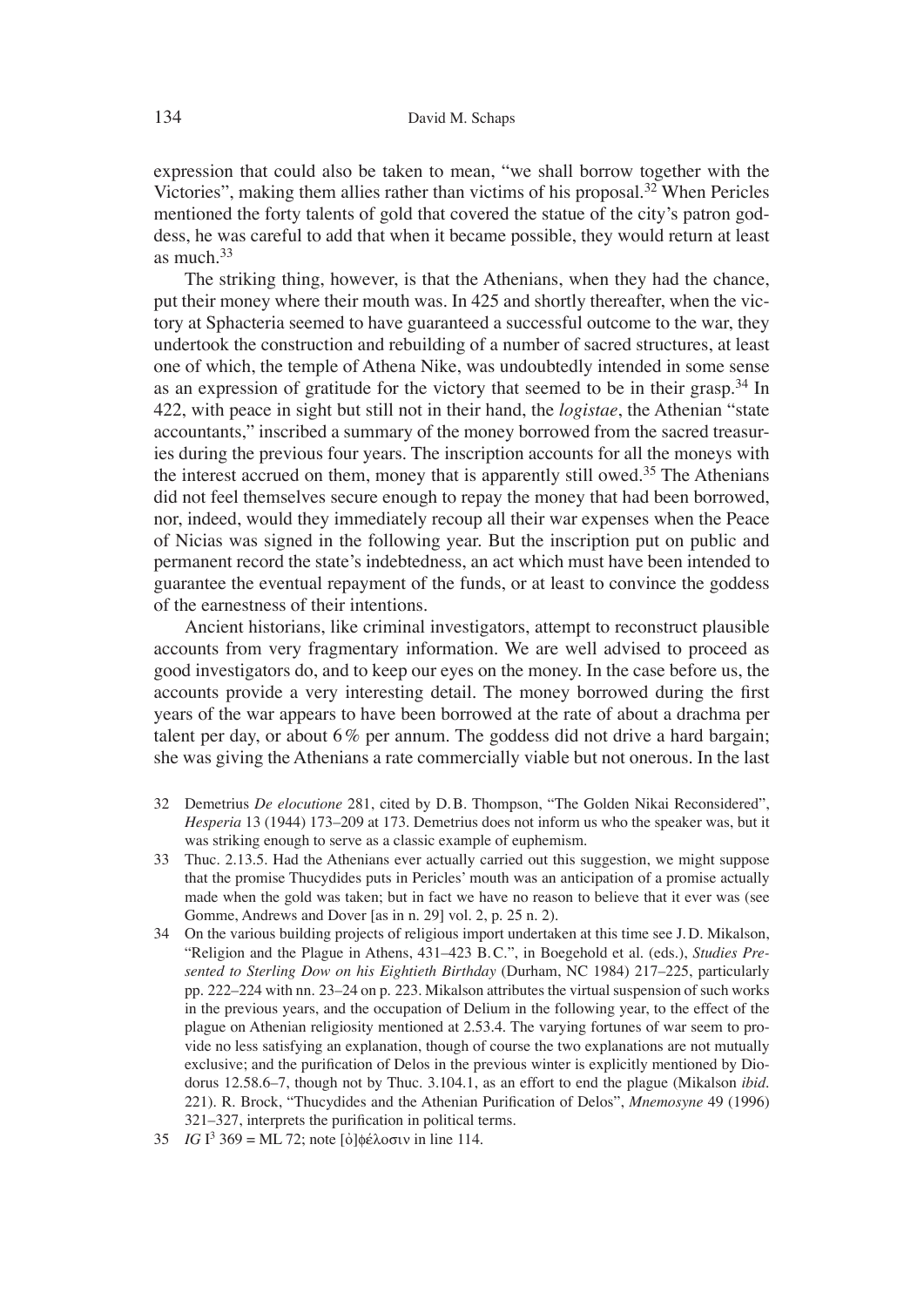expression that could also be taken to mean, "we shall borrow together with the Victories", making them allies rather than victims of his proposal.[32] When Pericles mentioned the forty talents of gold that covered the statue of the city's patron goddess, he was careful to add that when it became possible, they would return at least as much.[33]

The striking thing, however, is that the Athenians, when they had the chance, put their money where their mouth was. In 425 and shortly thereafter, when the victory at Sphacteria seemed to have guaranteed a successful outcome to the war, they undertook the construction and rebuilding of a number of sacred structures, at least one of which, the temple of Athena Nike, was undoubtedly intended in some sense as an expression of gratitude for the victory that seemed to be in their grasp.[34] In 422, with peace in sight but still not in their hand, the *logistae*, the Athenian "state accountants," inscribed a summary of the money borrowed from the sacred treasuries during the previous four years. The inscription accounts for all the moneys with the interest accrued on them, money that is apparently still owed.[35] The Athenians did not feel themselves secure enough to repay the money that had been borrowed, nor, indeed, would they immediately recoup all their war expenses when the Peace of Nicias was signed in the following year. But the inscription put on public and permanent record the state's indebtedness, an act which must have been intended to guarantee the eventual repayment of the funds, or at least to convince the goddess of the earnestness of their intentions.

Ancient historians, like criminal investigators, attempt to reconstruct plausible accounts from very fragmentary information. We are well advised to proceed as good investigators do, and to keep our eyes on the money. In the case before us, the accounts provide a very interesting detail. The money borrowed during the first years of the war appears to have been borrowed at the rate of about a drachma per talent per day, or about 6 % per annum. The goddess did not drive a hard bargain; she was giving the Athenians a rate commercially viable but not onerous. In the last

32 Demetrius *De elocutione* 281, cited by D.B. Thompson, "The Golden Nikai Reconsidered", *Hesperia* 13 (1944) 173–209 at 173. Demetrius does not inform us who the speaker was, but it was striking enough to serve as a classic example of euphemism.

33 Thuc. 2.13.5. Had the Athenians ever actually carried out this suggestion, we might suppose that the promise Thucydides puts in Pericles' mouth was an anticipation of a promise actually made when the gold was taken; but in fact we have no reason to believe that it ever was (see Gomme, Andrews and Dover [as in n. 29] vol. 2, p. 25 n. 2).

34 On the various building projects of religious import undertaken at this time see J.D. Mikalson, "Religion and the Plague in Athens, 431–423 B.C.", in Boegehold et al. (eds.), *Studies Presented to Sterling Dow on his Eightieth Birthday* (Durham, NC 1984) 217–225, particularly pp. 222–224 with nn. 23–24 on p. 223. Mikalson attributes the virtual suspension of such works in the previous years, and the occupation of Delium in the following year, to the effect of the plague on Athenian religiosity mentioned at 2.53.4. The varying fortunes of war seem to provide no less satisfying an explanation, though of course the two explanations are not mutually exclusive; and the purification of Delos in the previous winter is explicitly mentioned by Diodorus 12.58.6–7, though not by Thuc. 3.104.1, as an effort to end the plague (Mikalson *ibid.* 221). R. Brock, "Thucydides and the Athenian Purification of Delos", *Mnemosyne* 49 (1996) 321–327, interprets the purification in political terms.

35 *IG* I$^3$ 369 = ML 72; note [ὀ]φέλοσιν in line 114.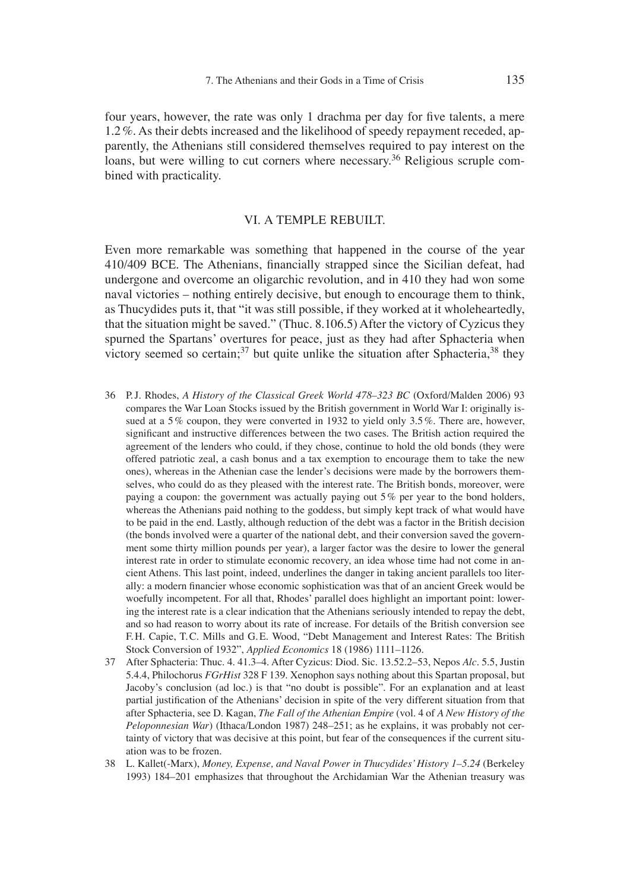four years, however, the rate was only 1 drachma per day for five talents, a mere 1.2%. As their debts increased and the likelihood of speedy repayment receded, apparently, the Athenians still considered themselves required to pay interest on the loans, but were willing to cut corners where necessary.[36] Religious scruple combined with practicality.

## VI. A TEMPLE REBUILT.

Even more remarkable was something that happened in the course of the year 410/409 BCE. The Athenians, financially strapped since the Sicilian defeat, had undergone and overcome an oligarchic revolution, and in 410 they had won some naval victories – nothing entirely decisive, but enough to encourage them to think, as Thucydides puts it, that "it was still possible, if they worked at it wholeheartedly, that the situation might be saved." (Thuc. 8.106.5) After the victory of Cyzicus they spurned the Spartans' overtures for peace, just as they had after Sphacteria when victory seemed so certain;[37] but quite unlike the situation after Sphacteria,[38] they

36 P.J. Rhodes, *A History of the Classical Greek World 478–323 BC* (Oxford/Malden 2006) 93 compares the War Loan Stocks issued by the British government in World War I: originally issued at a 5% coupon, they were converted in 1932 to yield only 3.5%. There are, however, significant and instructive differences between the two cases. The British action required the agreement of the lenders who could, if they chose, continue to hold the old bonds (they were offered patriotic zeal, a cash bonus and a tax exemption to encourage them to take the new ones), whereas in the Athenian case the lender's decisions were made by the borrowers themselves, who could do as they pleased with the interest rate. The British bonds, moreover, were paying a coupon: the government was actually paying out 5% per year to the bond holders, whereas the Athenians paid nothing to the goddess, but simply kept track of what would have to be paid in the end. Lastly, although reduction of the debt was a factor in the British decision (the bonds involved were a quarter of the national debt, and their conversion saved the government some thirty million pounds per year), a larger factor was the desire to lower the general interest rate in order to stimulate economic recovery, an idea whose time had not come in ancient Athens. This last point, indeed, underlines the danger in taking ancient parallels too literally: a modern financier whose economic sophistication was that of an ancient Greek would be woefully incompetent. For all that, Rhodes' parallel does highlight an important point: lowering the interest rate is a clear indication that the Athenians seriously intended to repay the debt, and so had reason to worry about its rate of increase. For details of the British conversion see F.H. Capie, T.C. Mills and G.E. Wood, "Debt Management and Interest Rates: The British Stock Conversion of 1932", *Applied Economics* 18 (1986) 1111–1126.

37 After Sphacteria: Thuc. 4. 41.3–4. After Cyzicus: Diod. Sic. 13.52.2–53, Nepos *Alc*. 5.5, Justin 5.4.4, Philochorus *FGrHist* 328 F 139. Xenophon says nothing about this Spartan proposal, but Jacoby's conclusion (ad loc.) is that "no doubt is possible". For an explanation and at least partial justification of the Athenians' decision in spite of the very different situation from that after Sphacteria, see D. Kagan, *The Fall of the Athenian Empire* (vol. 4 of *A New History of the Peloponnesian War*) (Ithaca/London 1987) 248–251; as he explains, it was probably not certainty of victory that was decisive at this point, but fear of the consequences if the current situation was to be frozen.

38 L. Kallet(-Marx), *Money, Expense, and Naval Power in Thucydides' History 1–5.24* (Berkeley 1993) 184–201 emphasizes that throughout the Archidamian War the Athenian treasury was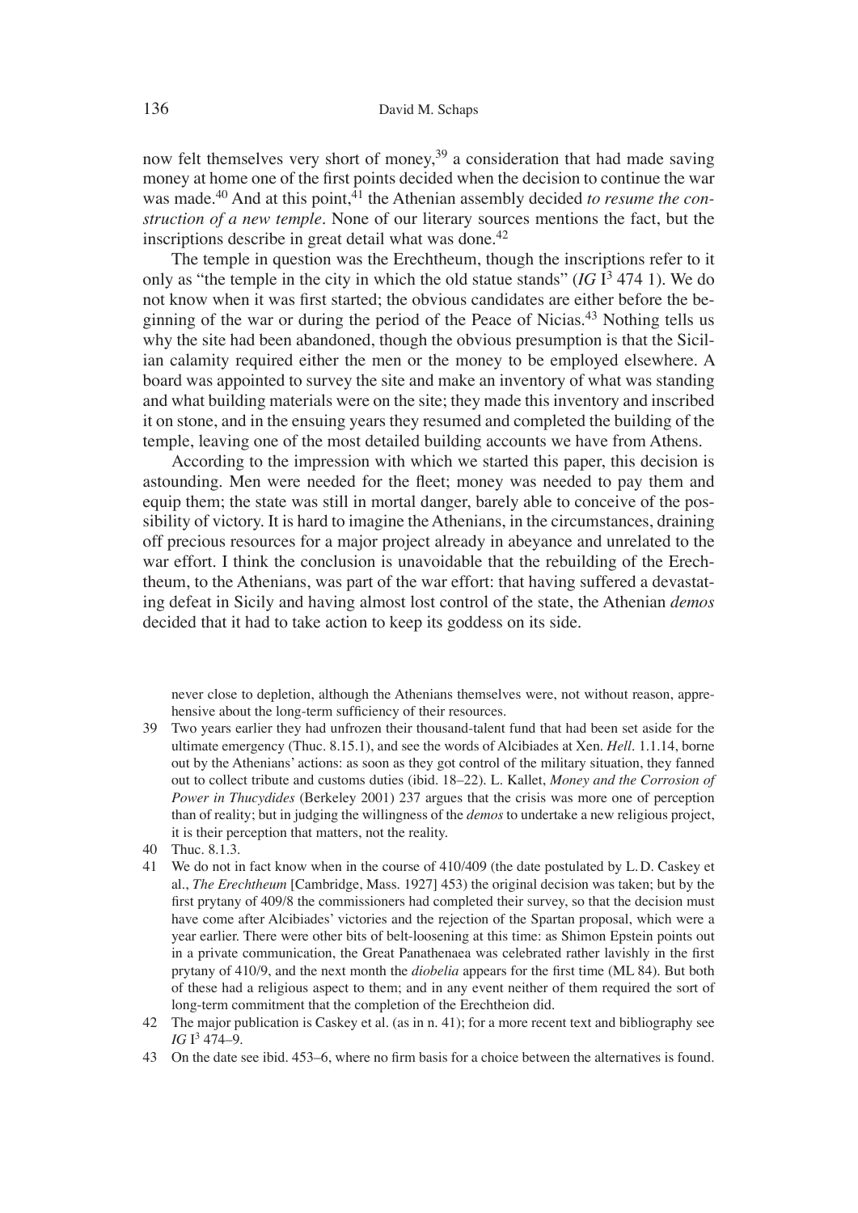now felt themselves very short of money,[39] a consideration that had made saving money at home one of the first points decided when the decision to continue the war was made.[40] And at this point,[41] the Athenian assembly decided *to resume the construction of a new temple*. None of our literary sources mentions the fact, but the inscriptions describe in great detail what was done.[42]

The temple in question was the Erechtheum, though the inscriptions refer to it only as "the temple in the city in which the old statue stands" (*IG* I$^3$ 474 1). We do not know when it was first started; the obvious candidates are either before the beginning of the war or during the period of the Peace of Nicias.[43] Nothing tells us why the site had been abandoned, though the obvious presumption is that the Sicilian calamity required either the men or the money to be employed elsewhere. A board was appointed to survey the site and make an inventory of what was standing and what building materials were on the site; they made this inventory and inscribed it on stone, and in the ensuing years they resumed and completed the building of the temple, leaving one of the most detailed building accounts we have from Athens.

According to the impression with which we started this paper, this decision is astounding. Men were needed for the fleet; money was needed to pay them and equip them; the state was still in mortal danger, barely able to conceive of the possibility of victory. It is hard to imagine the Athenians, in the circumstances, draining off precious resources for a major project already in abeyance and unrelated to the war effort. I think the conclusion is unavoidable that the rebuilding of the Erechtheum, to the Athenians, was part of the war effort: that having suffered a devastating defeat in Sicily and having almost lost control of the state, the Athenian *demos* decided that it had to take action to keep its goddess on its side.

never close to depletion, although the Athenians themselves were, not without reason, apprehensive about the long-term sufficiency of their resources.

39 Two years earlier they had unfrozen their thousand-talent fund that had been set aside for the ultimate emergency (Thuc. 8.15.1), and see the words of Alcibiades at Xen. *Hell.* 1.1.14, borne out by the Athenians' actions: as soon as they got control of the military situation, they fanned out to collect tribute and customs duties (ibid. 18–22). L. Kallet, *Money and the Corrosion of Power in Thucydides* (Berkeley 2001) 237 argues that the crisis was more one of perception than of reality; but in judging the willingness of the *demos* to undertake a new religious project, it is their perception that matters, not the reality.

40 Thuc. 8.1.3.

41 We do not in fact know when in the course of 410/409 (the date postulated by L. D. Caskey et al., *The Erechtheum* [Cambridge, Mass. 1927] 453) the original decision was taken; but by the first prytany of 409/8 the commissioners had completed their survey, so that the decision must have come after Alcibiades' victories and the rejection of the Spartan proposal, which were a year earlier. There were other bits of belt-loosening at this time: as Shimon Epstein points out in a private communication, the Great Panathenaea was celebrated rather lavishly in the first prytany of 410/9, and the next month the *diobelia* appears for the first time (ML 84). But both of these had a religious aspect to them; and in any event neither of them required the sort of long-term commitment that the completion of the Erechtheion did.

42 The major publication is Caskey et al. (as in n. 41); for a more recent text and bibliography see *IG* I$^3$ 474–9.

43 On the date see ibid. 453–6, where no firm basis for a choice between the alternatives is found.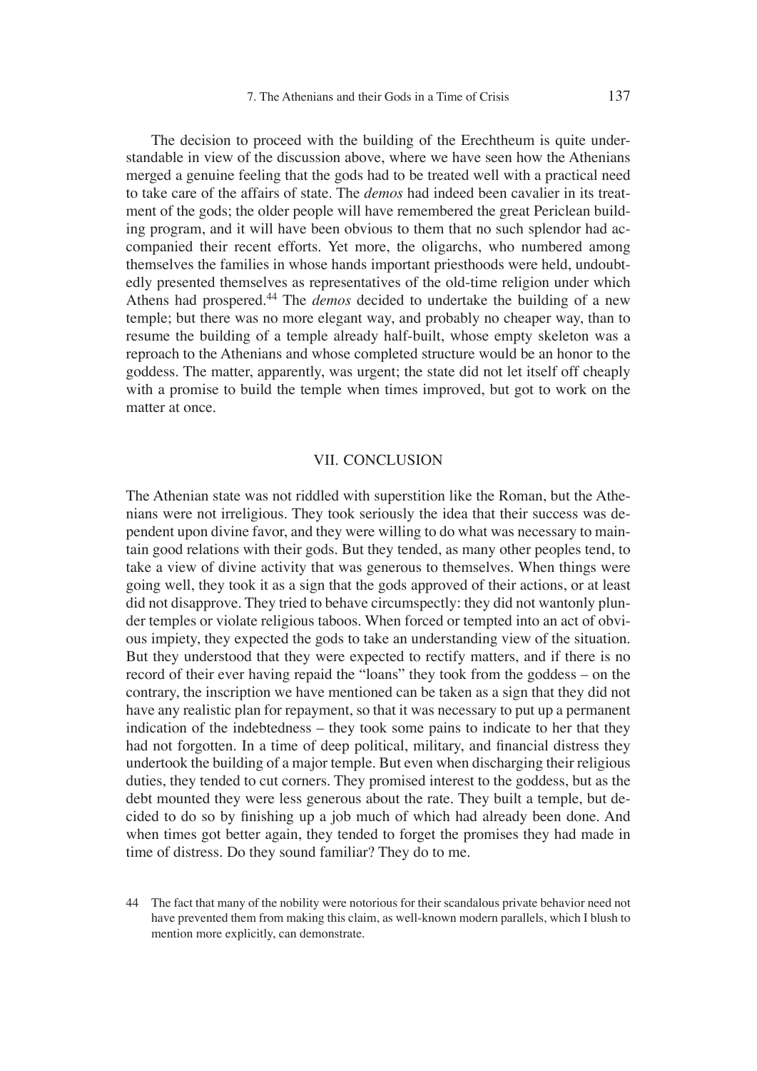The decision to proceed with the building of the Erechtheum is quite understandable in view of the discussion above, where we have seen how the Athenians merged a genuine feeling that the gods had to be treated well with a practical need to take care of the affairs of state. The *demos* had indeed been cavalier in its treatment of the gods; the older people will have remembered the great Periclean building program, and it will have been obvious to them that no such splendor had accompanied their recent efforts. Yet more, the oligarchs, who numbered among themselves the families in whose hands important priesthoods were held, undoubtedly presented themselves as representatives of the old-time religion under which Athens had prospered.[44] The *demos* decided to undertake the building of a new temple; but there was no more elegant way, and probably no cheaper way, than to resume the building of a temple already half-built, whose empty skeleton was a reproach to the Athenians and whose completed structure would be an honor to the goddess. The matter, apparently, was urgent; the state did not let itself off cheaply with a promise to build the temple when times improved, but got to work on the matter at once.

## VII. CONCLUSION

The Athenian state was not riddled with superstition like the Roman, but the Athenians were not irreligious. They took seriously the idea that their success was dependent upon divine favor, and they were willing to do what was necessary to maintain good relations with their gods. But they tended, as many other peoples tend, to take a view of divine activity that was generous to themselves. When things were going well, they took it as a sign that the gods approved of their actions, or at least did not disapprove. They tried to behave circumspectly: they did not wantonly plunder temples or violate religious taboos. When forced or tempted into an act of obvious impiety, they expected the gods to take an understanding view of the situation. But they understood that they were expected to rectify matters, and if there is no record of their ever having repaid the "loans" they took from the goddess – on the contrary, the inscription we have mentioned can be taken as a sign that they did not have any realistic plan for repayment, so that it was necessary to put up a permanent indication of the indebtedness – they took some pains to indicate to her that they had not forgotten. In a time of deep political, military, and financial distress they undertook the building of a major temple. But even when discharging their religious duties, they tended to cut corners. They promised interest to the goddess, but as the debt mounted they were less generous about the rate. They built a temple, but decided to do so by finishing up a job much of which had already been done. And when times got better again, they tended to forget the promises they had made in time of distress. Do they sound familiar? They do to me.

44 The fact that many of the nobility were notorious for their scandalous private behavior need not have prevented them from making this claim, as well-known modern parallels, which I blush to mention more explicitly, can demonstrate.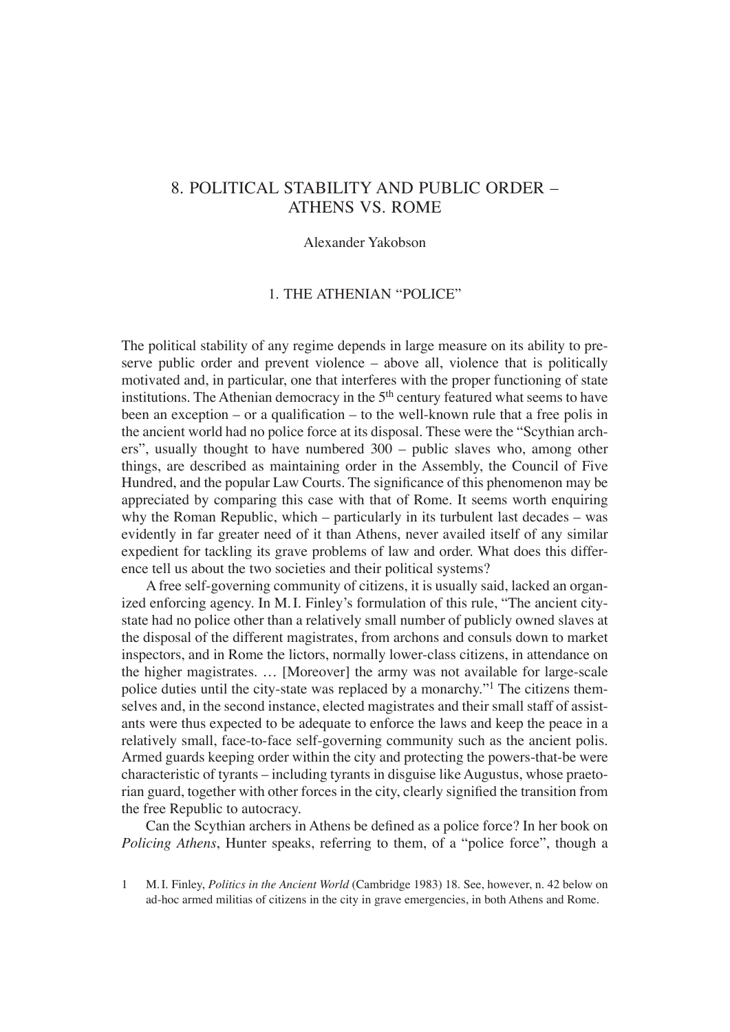# 8. POLITICAL STABILITY AND PUBLIC ORDER – ATHENS VS. ROME

Alexander Yakobson

## 1. THE ATHENIAN "POLICE"

The political stability of any regime depends in large measure on its ability to preserve public order and prevent violence – above all, violence that is politically motivated and, in particular, one that interferes with the proper functioning of state institutions. The Athenian democracy in the 5th century featured what seems to have been an exception – or a qualification – to the well-known rule that a free polis in the ancient world had no police force at its disposal. These were the "Scythian archers", usually thought to have numbered 300 – public slaves who, among other things, are described as maintaining order in the Assembly, the Council of Five Hundred, and the popular Law Courts. The significance of this phenomenon may be appreciated by comparing this case with that of Rome. It seems worth enquiring why the Roman Republic, which – particularly in its turbulent last decades – was evidently in far greater need of it than Athens, never availed itself of any similar expedient for tackling its grave problems of law and order. What does this difference tell us about the two societies and their political systems?

A free self-governing community of citizens, it is usually said, lacked an organized enforcing agency. In M. I. Finley's formulation of this rule, "The ancient city-state had no police other than a relatively small number of publicly owned slaves at the disposal of the different magistrates, from archons and consuls down to market inspectors, and in Rome the lictors, normally lower-class citizens, in attendance on the higher magistrates. … [Moreover] the army was not available for large-scale police duties until the city-state was replaced by a monarchy."[1] The citizens themselves and, in the second instance, elected magistrates and their small staff of assistants were thus expected to be adequate to enforce the laws and keep the peace in a relatively small, face-to-face self-governing community such as the ancient polis. Armed guards keeping order within the city and protecting the powers-that-be were characteristic of tyrants – including tyrants in disguise like Augustus, whose praetorian guard, together with other forces in the city, clearly signified the transition from the free Republic to autocracy.

Can the Scythian archers in Athens be defined as a police force? In her book on *Policing Athens*, Hunter speaks, referring to them, of a "police force", though a

[1] M. I. Finley, *Politics in the Ancient World* (Cambridge 1983) 18. See, however, n. 42 below on ad-hoc armed militias of citizens in the city in grave emergencies, in both Athens and Rome.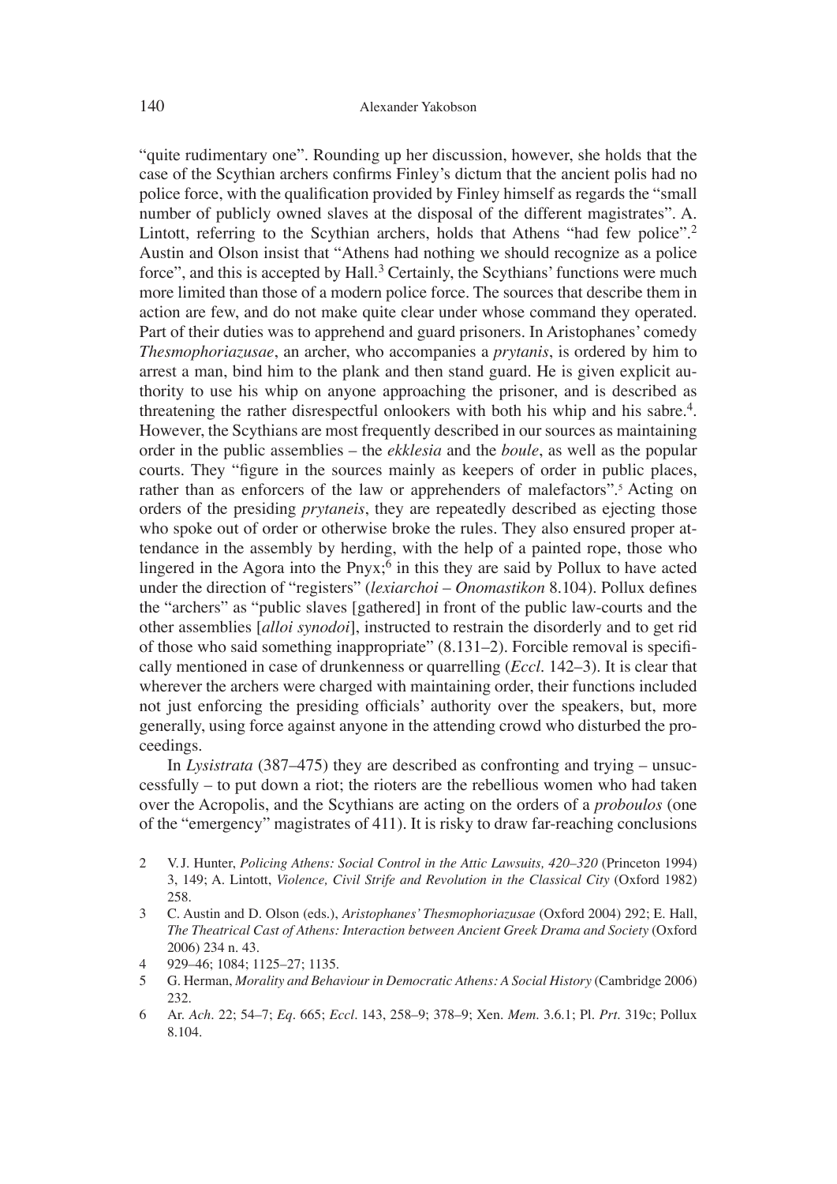"quite rudimentary one". Rounding up her discussion, however, she holds that the case of the Scythian archers confirms Finley's dictum that the ancient polis had no police force, with the qualification provided by Finley himself as regards the "small number of publicly owned slaves at the disposal of the different magistrates". A. Lintott, referring to the Scythian archers, holds that Athens "had few police".[2] Austin and Olson insist that "Athens had nothing we should recognize as a police force", and this is accepted by Hall.[3] Certainly, the Scythians' functions were much more limited than those of a modern police force. The sources that describe them in action are few, and do not make quite clear under whose command they operated. Part of their duties was to apprehend and guard prisoners. In Aristophanes' comedy *Thesmophoriazusae*, an archer, who accompanies a *prytanis*, is ordered by him to arrest a man, bind him to the plank and then stand guard. He is given explicit authority to use his whip on anyone approaching the prisoner, and is described as threatening the rather disrespectful onlookers with both his whip and his sabre.[4]. However, the Scythians are most frequently described in our sources as maintaining order in the public assemblies – the *ekklesia* and the *boule*, as well as the popular courts. They "figure in the sources mainly as keepers of order in public places, rather than as enforcers of the law or apprehenders of malefactors".[5] Acting on orders of the presiding *prytaneis*, they are repeatedly described as ejecting those who spoke out of order or otherwise broke the rules. They also ensured proper attendance in the assembly by herding, with the help of a painted rope, those who lingered in the Agora into the Pnyx;[6] in this they are said by Pollux to have acted under the direction of "registers" (*lexiarchoi* – *Onomastikon* 8.104). Pollux defines the "archers" as "public slaves [gathered] in front of the public law-courts and the other assemblies [*alloi synodoi*], instructed to restrain the disorderly and to get rid of those who said something inappropriate" (8.131–2). Forcible removal is specifically mentioned in case of drunkenness or quarrelling (*Eccl.* 142–3). It is clear that wherever the archers were charged with maintaining order, their functions included not just enforcing the presiding officials' authority over the speakers, but, more generally, using force against anyone in the attending crowd who disturbed the proceedings.

In *Lysistrata* (387–475) they are described as confronting and trying – unsuccessfully – to put down a riot; the rioters are the rebellious women who had taken over the Acropolis, and the Scythians are acting on the orders of a *proboulos* (one of the "emergency" magistrates of 411). It is risky to draw far-reaching conclusions

2 V. J. Hunter, *Policing Athens: Social Control in the Attic Lawsuits, 420–320* (Princeton 1994) 3, 149; A. Lintott, *Violence, Civil Strife and Revolution in the Classical City* (Oxford 1982) 258.

3 C. Austin and D. Olson (eds.), *Aristophanes' Thesmophoriazusae* (Oxford 2004) 292; E. Hall, *The Theatrical Cast of Athens: Interaction between Ancient Greek Drama and Society* (Oxford 2006) 234 n. 43.

4 929–46; 1084; 1125–27; 1135.

5 G. Herman, *Morality and Behaviour in Democratic Athens: A Social History* (Cambridge 2006) 232.

6 Ar. *Ach.* 22; 54–7; *Eq.* 665; *Eccl.* 143, 258–9; 378–9; Xen. *Mem.* 3.6.1; Pl. *Prt.* 319c; Pollux 8.104.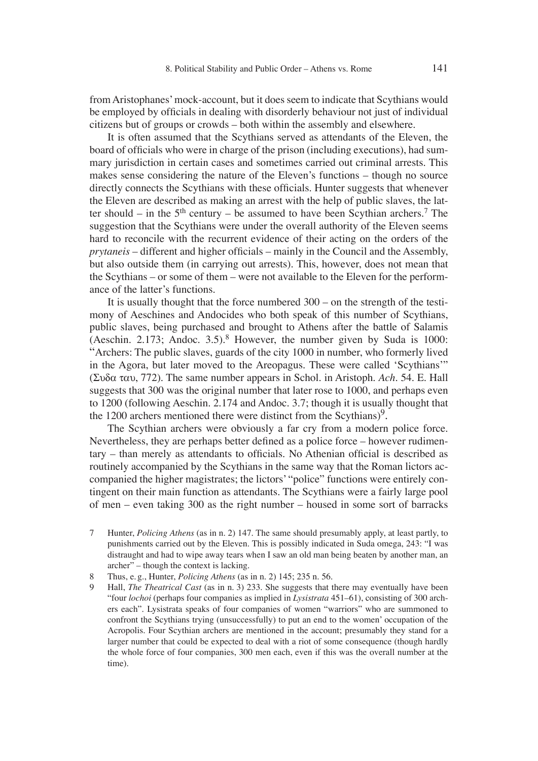from Aristophanes' mock-account, but it does seem to indicate that Scythians would be employed by officials in dealing with disorderly behaviour not just of individual citizens but of groups or crowds – both within the assembly and elsewhere.

It is often assumed that the Scythians served as attendants of the Eleven, the board of officials who were in charge of the prison (including executions), had summary jurisdiction in certain cases and sometimes carried out criminal arrests. This makes sense considering the nature of the Eleven's functions – though no source directly connects the Scythians with these officials. Hunter suggests that whenever the Eleven are described as making an arrest with the help of public slaves, the latter should – in the 5th century – be assumed to have been Scythian archers.[7] The suggestion that the Scythians were under the overall authority of the Eleven seems hard to reconcile with the recurrent evidence of their acting on the orders of the *prytaneis* – different and higher officials – mainly in the Council and the Assembly, but also outside them (in carrying out arrests). This, however, does not mean that the Scythians – or some of them – were not available to the Eleven for the performance of the latter's functions.

It is usually thought that the force numbered 300 – on the strength of the testimony of Aeschines and Andocides who both speak of this number of Scythians, public slaves, being purchased and brought to Athens after the battle of Salamis (Aeschin. 2.173; Andoc. 3.5).[8] However, the number given by Suda is 1000: "Archers: The public slaves, guards of the city 1000 in number, who formerly lived in the Agora, but later moved to the Areopagus. These were called 'Scythians'" (Συδα ταυ, 772). The same number appears in Schol. in Aristoph. *Ach*. 54. E. Hall suggests that 300 was the original number that later rose to 1000, and perhaps even to 1200 (following Aeschin. 2.174 and Andoc. 3.7; though it is usually thought that the 1200 archers mentioned there were distinct from the Scythians)[9].

The Scythian archers were obviously a far cry from a modern police force. Nevertheless, they are perhaps better defined as a police force – however rudimentary – than merely as attendants to officials. No Athenian official is described as routinely accompanied by the Scythians in the same way that the Roman lictors accompanied the higher magistrates; the lictors' "police" functions were entirely contingent on their main function as attendants. The Scythians were a fairly large pool of men – even taking 300 as the right number – housed in some sort of barracks

7 Hunter, *Policing Athens* (as in n. 2) 147. The same should presumably apply, at least partly, to punishments carried out by the Eleven. This is possibly indicated in Suda omega, 243: "I was distraught and had to wipe away tears when I saw an old man being beaten by another man, an archer" – though the context is lacking.

8 Thus, e. g., Hunter, *Policing Athens* (as in n. 2) 145; 235 n. 56.

9 Hall, *The Theatrical Cast* (as in n. 3) 233. She suggests that there may eventually have been "four *lochoi* (perhaps four companies as implied in *Lysistrata* 451–61), consisting of 300 archers each". Lysistrata speaks of four companies of women "warriors" who are summoned to confront the Scythians trying (unsuccessfully) to put an end to the women' occupation of the Acropolis. Four Scythian archers are mentioned in the account; presumably they stand for a larger number that could be expected to deal with a riot of some consequence (though hardly the whole force of four companies, 300 men each, even if this was the overall number at the time).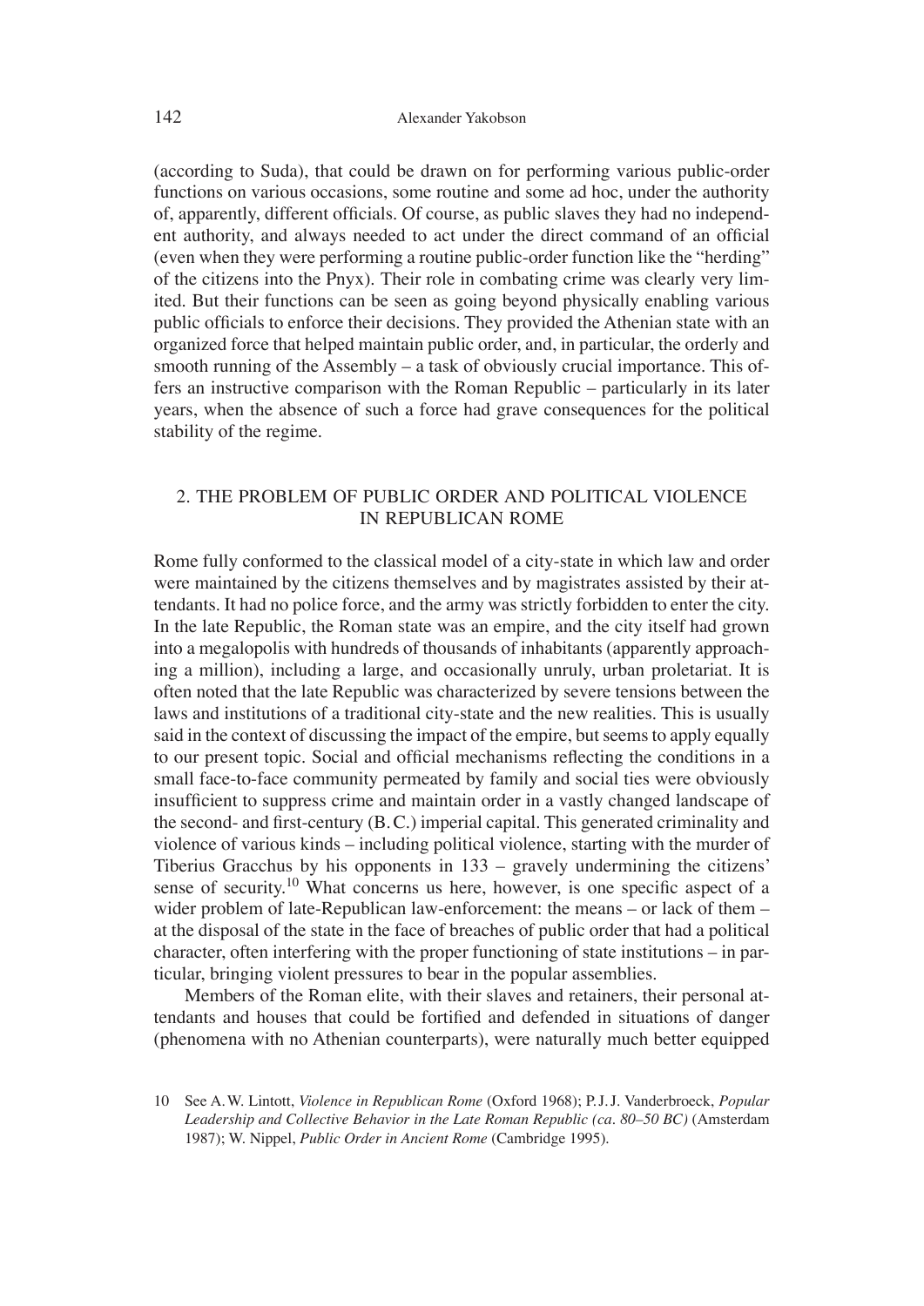(according to Suda), that could be drawn on for performing various public-order functions on various occasions, some routine and some ad hoc, under the authority of, apparently, different officials. Of course, as public slaves they had no independent authority, and always needed to act under the direct command of an official (even when they were performing a routine public-order function like the "herding" of the citizens into the Pnyx). Their role in combating crime was clearly very limited. But their functions can be seen as going beyond physically enabling various public officials to enforce their decisions. They provided the Athenian state with an organized force that helped maintain public order, and, in particular, the orderly and smooth running of the Assembly – a task of obviously crucial importance. This offers an instructive comparison with the Roman Republic – particularly in its later years, when the absence of such a force had grave consequences for the political stability of the regime.

## 2. THE PROBLEM OF PUBLIC ORDER AND POLITICAL VIOLENCE IN REPUBLICAN ROME

Rome fully conformed to the classical model of a city-state in which law and order were maintained by the citizens themselves and by magistrates assisted by their attendants. It had no police force, and the army was strictly forbidden to enter the city. In the late Republic, the Roman state was an empire, and the city itself had grown into a megalopolis with hundreds of thousands of inhabitants (apparently approaching a million), including a large, and occasionally unruly, urban proletariat. It is often noted that the late Republic was characterized by severe tensions between the laws and institutions of a traditional city-state and the new realities. This is usually said in the context of discussing the impact of the empire, but seems to apply equally to our present topic. Social and official mechanisms reflecting the conditions in a small face-to-face community permeated by family and social ties were obviously insufficient to suppress crime and maintain order in a vastly changed landscape of the second- and first-century (B. C.) imperial capital. This generated criminality and violence of various kinds – including political violence, starting with the murder of Tiberius Gracchus by his opponents in 133 – gravely undermining the citizens' sense of security.[10] What concerns us here, however, is one specific aspect of a wider problem of late-Republican law-enforcement: the means – or lack of them – at the disposal of the state in the face of breaches of public order that had a political character, often interfering with the proper functioning of state institutions – in particular, bringing violent pressures to bear in the popular assemblies.

Members of the Roman elite, with their slaves and retainers, their personal attendants and houses that could be fortified and defended in situations of danger (phenomena with no Athenian counterparts), were naturally much better equipped

10 See A.W. Lintott, *Violence in Republican Rome* (Oxford 1968); P.J.J. Vanderbroeck, *Popular Leadership and Collective Behavior in the Late Roman Republic (ca. 80–50 BC)* (Amsterdam 1987); W. Nippel, *Public Order in Ancient Rome* (Cambridge 1995).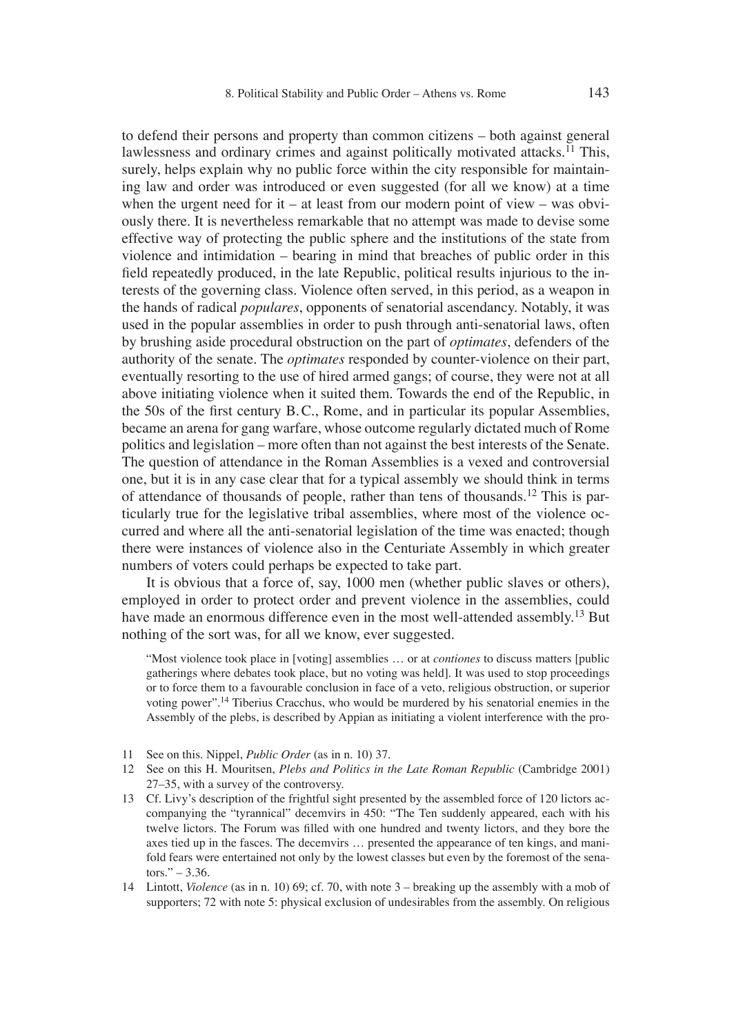to defend their persons and property than common citizens – both against general lawlessness and ordinary crimes and against politically motivated attacks.[11] This, surely, helps explain why no public force within the city responsible for maintaining law and order was introduced or even suggested (for all we know) at a time when the urgent need for it – at least from our modern point of view – was obviously there. It is nevertheless remarkable that no attempt was made to devise some effective way of protecting the public sphere and the institutions of the state from violence and intimidation – bearing in mind that breaches of public order in this field repeatedly produced, in the late Republic, political results injurious to the interests of the governing class. Violence often served, in this period, as a weapon in the hands of radical *populares*, opponents of senatorial ascendancy. Notably, it was used in the popular assemblies in order to push through anti-senatorial laws, often by brushing aside procedural obstruction on the part of *optimates*, defenders of the authority of the senate. The *optimates* responded by counter-violence on their part, eventually resorting to the use of hired armed gangs; of course, they were not at all above initiating violence when it suited them. Towards the end of the Republic, in the 50s of the first century B.C., Rome, and in particular its popular Assemblies, became an arena for gang warfare, whose outcome regularly dictated much of Rome politics and legislation – more often than not against the best interests of the Senate. The question of attendance in the Roman Assemblies is a vexed and controversial one, but it is in any case clear that for a typical assembly we should think in terms of attendance of thousands of people, rather than tens of thousands.[12] This is particularly true for the legislative tribal assemblies, where most of the violence occurred and where all the anti-senatorial legislation of the time was enacted; though there were instances of violence also in the Centuriate Assembly in which greater numbers of voters could perhaps be expected to take part.

It is obvious that a force of, say, 1000 men (whether public slaves or others), employed in order to protect order and prevent violence in the assemblies, could have made an enormous difference even in the most well-attended assembly.[13] But nothing of the sort was, for all we know, ever suggested.

> "Most violence took place in [voting] assemblies … or at *contiones* to discuss matters [public gatherings where debates took place, but no voting was held]. It was used to stop proceedings or to force them to a favourable conclusion in face of a veto, religious obstruction, or superior voting power".[14] Tiberius Cracchus, who would be murdered by his senatorial enemies in the Assembly of the plebs, is described by Appian as initiating a violent interference with the pro-

11 See on this. Nippel, *Public Order* (as in n. 10) 37.

12 See on this H. Mouritsen, *Plebs and Politics in the Late Roman Republic* (Cambridge 2001) 27–35, with a survey of the controversy.

13 Cf. Livy's description of the frightful sight presented by the assembled force of 120 lictors accompanying the "tyrannical" decemvirs in 450: "The Ten suddenly appeared, each with his twelve lictors. The Forum was filled with one hundred and twenty lictors, and they bore the axes tied up in the fasces. The decemvirs … presented the appearance of ten kings, and manifold fears were entertained not only by the lowest classes but even by the foremost of the senators." – 3.36.

14 Lintott, *Violence* (as in n. 10) 69; cf. 70, with note 3 – breaking up the assembly with a mob of supporters; 72 with note 5: physical exclusion of undesirables from the assembly. On religious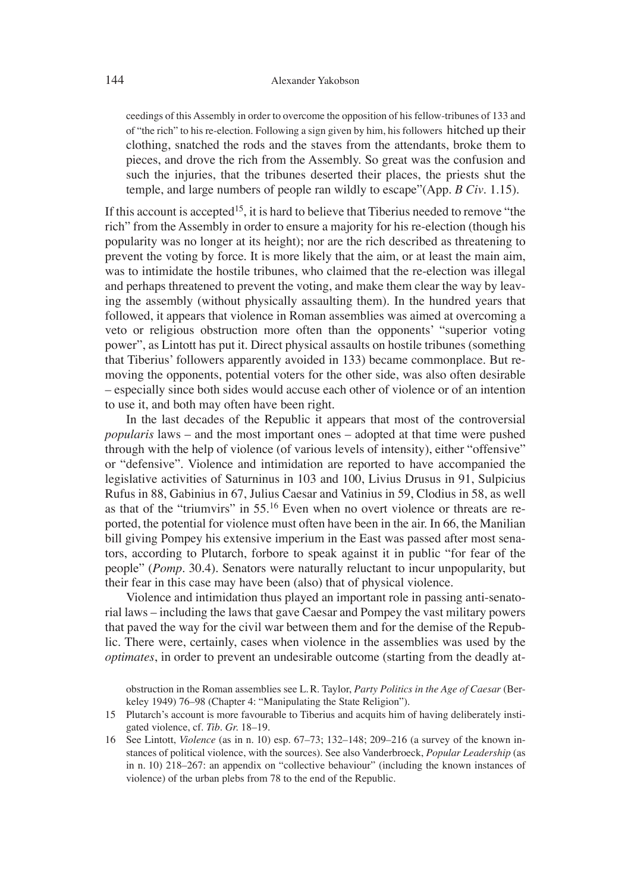ceedings of this Assembly in order to overcome the opposition of his fellow-tribunes of 133 and of "the rich" to his re-election. Following a sign given by him, his followers hitched up their clothing, snatched the rods and the staves from the attendants, broke them to pieces, and drove the rich from the Assembly. So great was the confusion and such the injuries, that the tribunes deserted their places, the priests shut the temple, and large numbers of people ran wildly to escape"(App. *B Civ*. 1.15).

If this account is accepted[15], it is hard to believe that Tiberius needed to remove "the rich" from the Assembly in order to ensure a majority for his re-election (though his popularity was no longer at its height); nor are the rich described as threatening to prevent the voting by force. It is more likely that the aim, or at least the main aim, was to intimidate the hostile tribunes, who claimed that the re-election was illegal and perhaps threatened to prevent the voting, and make them clear the way by leaving the assembly (without physically assaulting them). In the hundred years that followed, it appears that violence in Roman assemblies was aimed at overcoming a veto or religious obstruction more often than the opponents' "superior voting power", as Lintott has put it. Direct physical assaults on hostile tribunes (something that Tiberius' followers apparently avoided in 133) became commonplace. But removing the opponents, potential voters for the other side, was also often desirable – especially since both sides would accuse each other of violence or of an intention to use it, and both may often have been right.

In the last decades of the Republic it appears that most of the controversial *popularis* laws – and the most important ones – adopted at that time were pushed through with the help of violence (of various levels of intensity), either "offensive" or "defensive". Violence and intimidation are reported to have accompanied the legislative activities of Saturninus in 103 and 100, Livius Drusus in 91, Sulpicius Rufus in 88, Gabinius in 67, Julius Caesar and Vatinius in 59, Clodius in 58, as well as that of the "triumvirs" in 55.[16] Even when no overt violence or threats are reported, the potential for violence must often have been in the air. In 66, the Manilian bill giving Pompey his extensive imperium in the East was passed after most senators, according to Plutarch, forbore to speak against it in public "for fear of the people" (*Pomp*. 30.4). Senators were naturally reluctant to incur unpopularity, but their fear in this case may have been (also) that of physical violence.

Violence and intimidation thus played an important role in passing anti-senatorial laws – including the laws that gave Caesar and Pompey the vast military powers that paved the way for the civil war between them and for the demise of the Republic. There were, certainly, cases when violence in the assemblies was used by the *optimates*, in order to prevent an undesirable outcome (starting from the deadly at-

obstruction in the Roman assemblies see L. R. Taylor, *Party Politics in the Age of Caesar* (Berkeley 1949) 76–98 (Chapter 4: "Manipulating the State Religion").

15 Plutarch's account is more favourable to Tiberius and acquits him of having deliberately instigated violence, cf. *Tib. Gr.* 18–19.

16 See Lintott, *Violence* (as in n. 10) esp. 67–73; 132–148; 209–216 (a survey of the known instances of political violence, with the sources). See also Vanderbroeck, *Popular Leadership* (as in n. 10) 218–267: an appendix on "collective behaviour" (including the known instances of violence) of the urban plebs from 78 to the end of the Republic.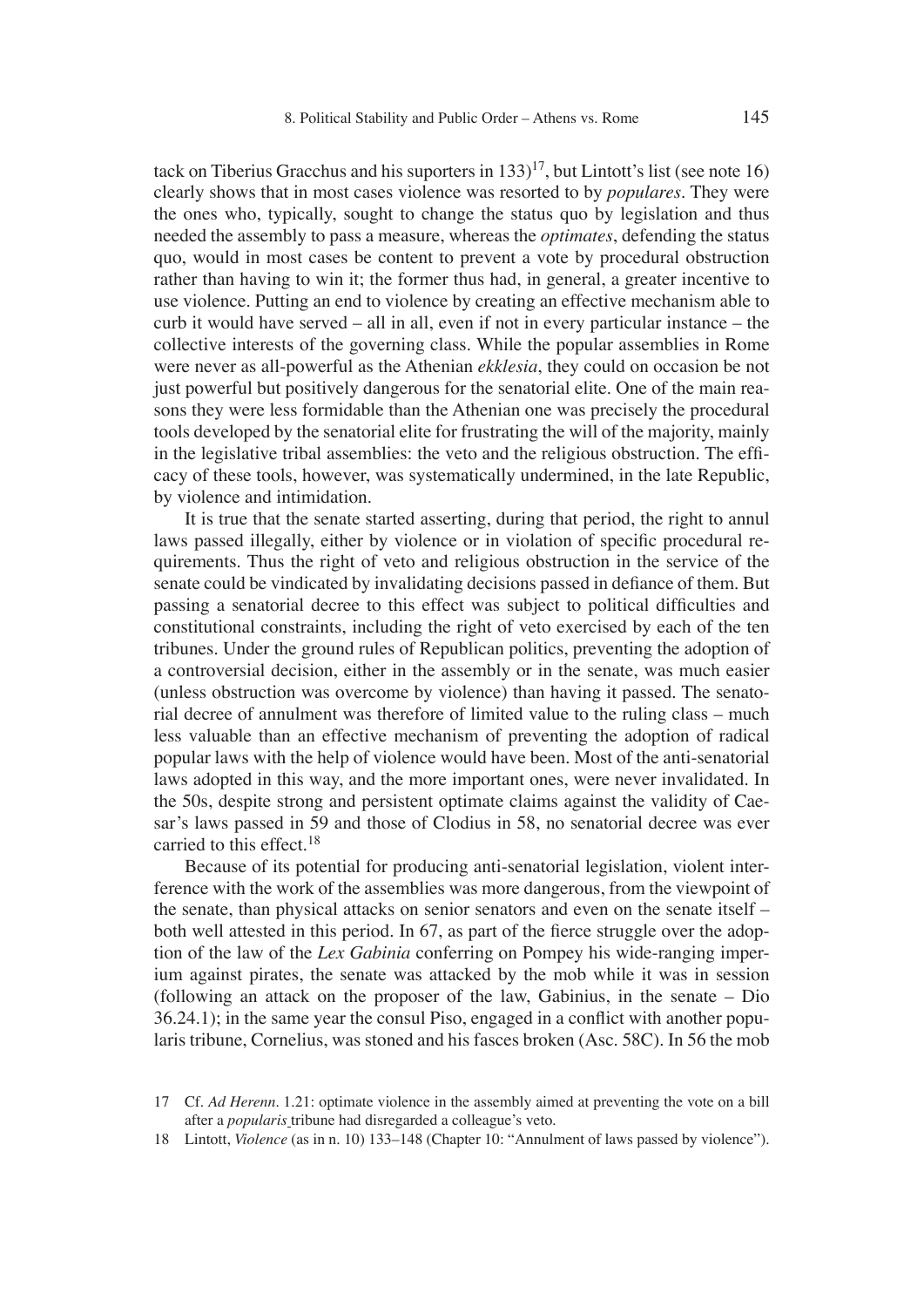tack on Tiberius Gracchus and his suporters in 133)[17], but Lintott's list (see note 16) clearly shows that in most cases violence was resorted to by *populares*. They were the ones who, typically, sought to change the status quo by legislation and thus needed the assembly to pass a measure, whereas the *optimates*, defending the status quo, would in most cases be content to prevent a vote by procedural obstruction rather than having to win it; the former thus had, in general, a greater incentive to use violence. Putting an end to violence by creating an effective mechanism able to curb it would have served – all in all, even if not in every particular instance – the collective interests of the governing class. While the popular assemblies in Rome were never as all-powerful as the Athenian *ekklesia*, they could on occasion be not just powerful but positively dangerous for the senatorial elite. One of the main reasons they were less formidable than the Athenian one was precisely the procedural tools developed by the senatorial elite for frustrating the will of the majority, mainly in the legislative tribal assemblies: the veto and the religious obstruction. The efficacy of these tools, however, was systematically undermined, in the late Republic, by violence and intimidation.

It is true that the senate started asserting, during that period, the right to annul laws passed illegally, either by violence or in violation of specific procedural requirements. Thus the right of veto and religious obstruction in the service of the senate could be vindicated by invalidating decisions passed in defiance of them. But passing a senatorial decree to this effect was subject to political difficulties and constitutional constraints, including the right of veto exercised by each of the ten tribunes. Under the ground rules of Republican politics, preventing the adoption of a controversial decision, either in the assembly or in the senate, was much easier (unless obstruction was overcome by violence) than having it passed. The senatorial decree of annulment was therefore of limited value to the ruling class – much less valuable than an effective mechanism of preventing the adoption of radical popular laws with the help of violence would have been. Most of the anti-senatorial laws adopted in this way, and the more important ones, were never invalidated. In the 50s, despite strong and persistent optimate claims against the validity of Caesar's laws passed in 59 and those of Clodius in 58, no senatorial decree was ever carried to this effect.[18]

Because of its potential for producing anti-senatorial legislation, violent interference with the work of the assemblies was more dangerous, from the viewpoint of the senate, than physical attacks on senior senators and even on the senate itself – both well attested in this period. In 67, as part of the fierce struggle over the adoption of the law of the *Lex Gabinia* conferring on Pompey his wide-ranging imperium against pirates, the senate was attacked by the mob while it was in session (following an attack on the proposer of the law, Gabinius, in the senate – Dio 36.24.1); in the same year the consul Piso, engaged in a conflict with another popularis tribune, Cornelius, was stoned and his fasces broken (Asc. 58C). In 56 the mob

17 Cf. *Ad Herenn*. 1.21: optimate violence in the assembly aimed at preventing the vote on a bill after a *popularis* tribune had disregarded a colleague's veto.

18 Lintott, *Violence* (as in n. 10) 133–148 (Chapter 10: "Annulment of laws passed by violence").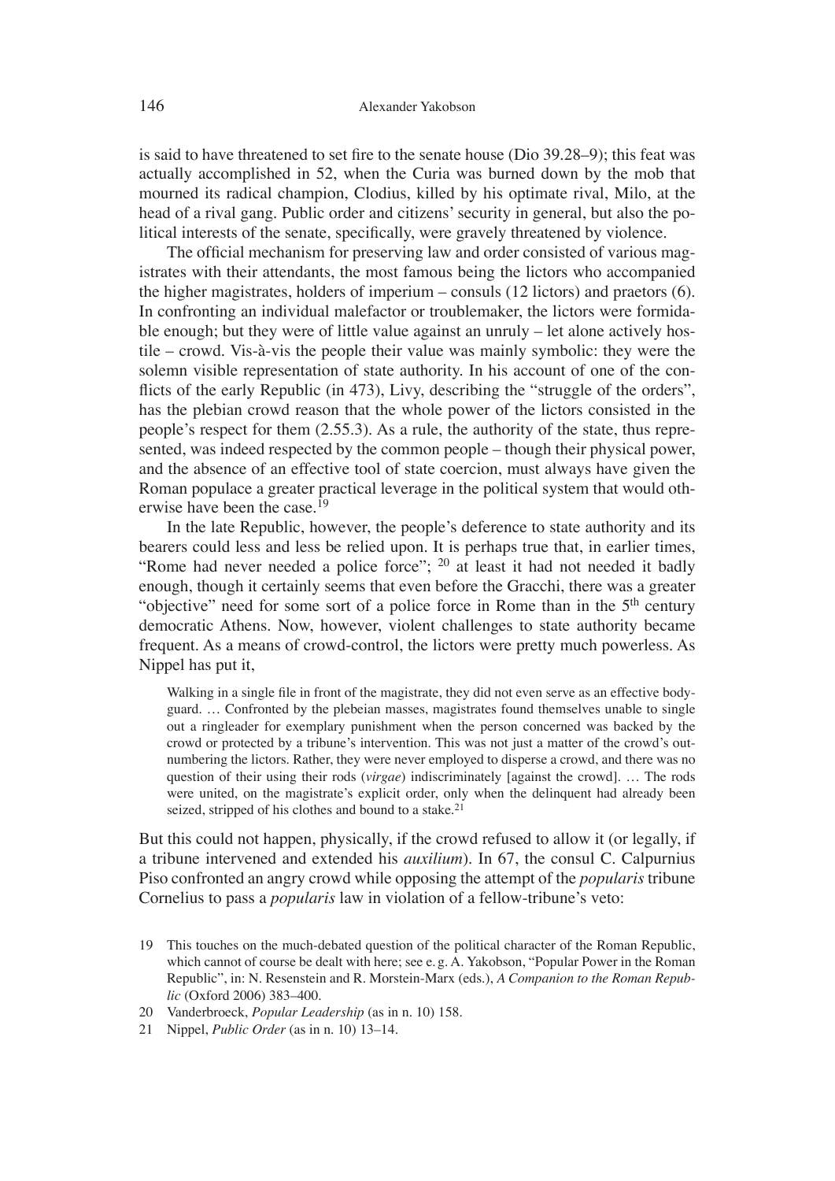is said to have threatened to set fire to the senate house (Dio 39.28–9); this feat was actually accomplished in 52, when the Curia was burned down by the mob that mourned its radical champion, Clodius, killed by his optimate rival, Milo, at the head of a rival gang. Public order and citizens' security in general, but also the political interests of the senate, specifically, were gravely threatened by violence.

The official mechanism for preserving law and order consisted of various magistrates with their attendants, the most famous being the lictors who accompanied the higher magistrates, holders of imperium – consuls (12 lictors) and praetors (6). In confronting an individual malefactor or troublemaker, the lictors were formidable enough; but they were of little value against an unruly – let alone actively hostile – crowd. Vis-à-vis the people their value was mainly symbolic: they were the solemn visible representation of state authority. In his account of one of the conflicts of the early Republic (in 473), Livy, describing the "struggle of the orders", has the plebian crowd reason that the whole power of the lictors consisted in the people's respect for them (2.55.3). As a rule, the authority of the state, thus represented, was indeed respected by the common people – though their physical power, and the absence of an effective tool of state coercion, must always have given the Roman populace a greater practical leverage in the political system that would otherwise have been the case.[19]

In the late Republic, however, the people's deference to state authority and its bearers could less and less be relied upon. It is perhaps true that, in earlier times, "Rome had never needed a police force"; [20] at least it had not needed it badly enough, though it certainly seems that even before the Gracchi, there was a greater "objective" need for some sort of a police force in Rome than in the 5th century democratic Athens. Now, however, violent challenges to state authority became frequent. As a means of crowd-control, the lictors were pretty much powerless. As Nippel has put it,

> Walking in a single file in front of the magistrate, they did not even serve as an effective bodyguard. … Confronted by the plebeian masses, magistrates found themselves unable to single out a ringleader for exemplary punishment when the person concerned was backed by the crowd or protected by a tribune's intervention. This was not just a matter of the crowd's outnumbering the lictors. Rather, they were never employed to disperse a crowd, and there was no question of their using their rods (*virgae*) indiscriminately [against the crowd]. … The rods were united, on the magistrate's explicit order, only when the delinquent had already been seized, stripped of his clothes and bound to a stake.[21]

But this could not happen, physically, if the crowd refused to allow it (or legally, if a tribune intervened and extended his *auxilium*). In 67, the consul C. Calpurnius Piso confronted an angry crowd while opposing the attempt of the *popularis* tribune Cornelius to pass a *popularis* law in violation of a fellow-tribune's veto:

19 This touches on the much-debated question of the political character of the Roman Republic, which cannot of course be dealt with here; see e. g. A. Yakobson, "Popular Power in the Roman Republic", in: N. Resenstein and R. Morstein-Marx (eds.), *A Companion to the Roman Republic* (Oxford 2006) 383–400.

20 Vanderbroeck, *Popular Leadership* (as in n. 10) 158.

21 Nippel, *Public Order* (as in n. 10) 13–14.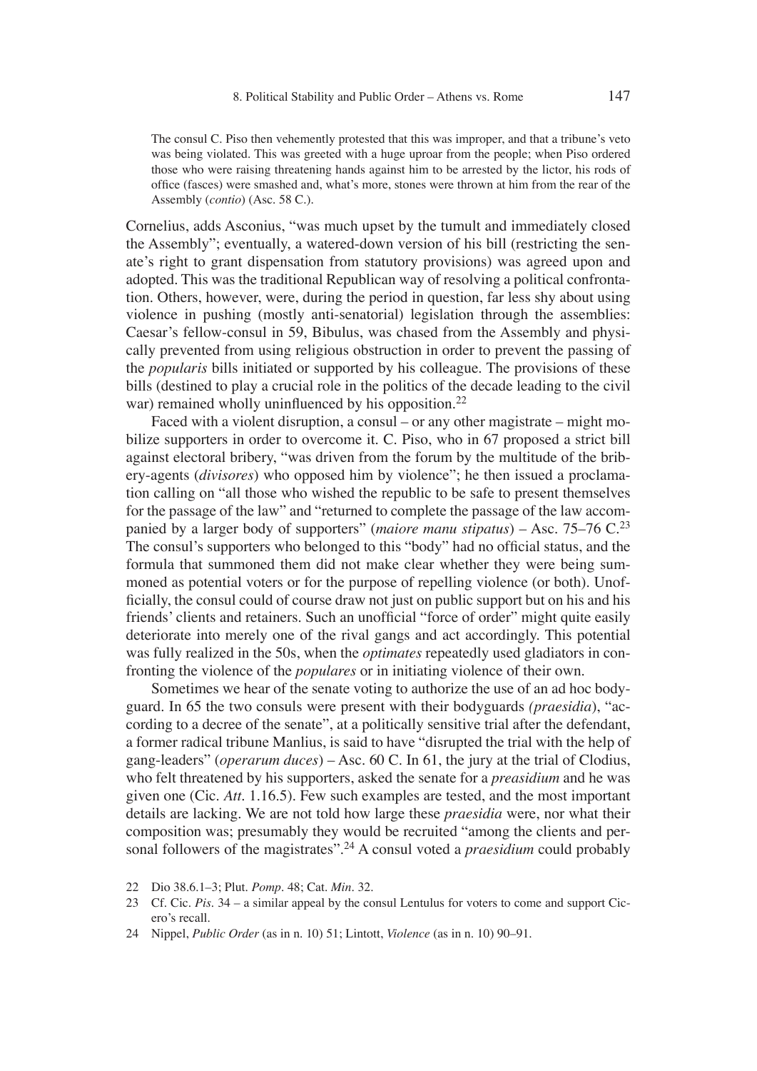> The consul C. Piso then vehemently protested that this was improper, and that a tribune's veto was being violated. This was greeted with a huge uproar from the people; when Piso ordered those who were raising threatening hands against him to be arrested by the lictor, his rods of office (fasces) were smashed and, what's more, stones were thrown at him from the rear of the Assembly (*contio*) (Asc. 58 C.).

Cornelius, adds Asconius, "was much upset by the tumult and immediately closed the Assembly"; eventually, a watered-down version of his bill (restricting the senate's right to grant dispensation from statutory provisions) was agreed upon and adopted. This was the traditional Republican way of resolving a political confrontation. Others, however, were, during the period in question, far less shy about using violence in pushing (mostly anti-senatorial) legislation through the assemblies: Caesar's fellow-consul in 59, Bibulus, was chased from the Assembly and physically prevented from using religious obstruction in order to prevent the passing of the *popularis* bills initiated or supported by his colleague. The provisions of these bills (destined to play a crucial role in the politics of the decade leading to the civil war) remained wholly uninfluenced by his opposition.[22]

Faced with a violent disruption, a consul – or any other magistrate – might mobilize supporters in order to overcome it. C. Piso, who in 67 proposed a strict bill against electoral bribery, "was driven from the forum by the multitude of the bribery-agents (*divisores*) who opposed him by violence"; he then issued a proclamation calling on "all those who wished the republic to be safe to present themselves for the passage of the law" and "returned to complete the passage of the law accompanied by a larger body of supporters" (*maiore manu stipatus*) – Asc. 75–76 C.[23] The consul's supporters who belonged to this "body" had no official status, and the formula that summoned them did not make clear whether they were being summoned as potential voters or for the purpose of repelling violence (or both). Unofficially, the consul could of course draw not just on public support but on his and his friends' clients and retainers. Such an unofficial "force of order" might quite easily deteriorate into merely one of the rival gangs and act accordingly. This potential was fully realized in the 50s, when the *optimates* repeatedly used gladiators in confronting the violence of the *populares* or in initiating violence of their own.

Sometimes we hear of the senate voting to authorize the use of an ad hoc bodyguard. In 65 the two consuls were present with their bodyguards *(praesidia)*, "according to a decree of the senate", at a politically sensitive trial after the defendant, a former radical tribune Manlius, is said to have "disrupted the trial with the help of gang-leaders" (*operarum duces*) – Asc. 60 C. In 61, the jury at the trial of Clodius, who felt threatened by his supporters, asked the senate for a *preasidium* and he was given one (Cic. *Att.* 1.16.5). Few such examples are tested, and the most important details are lacking. We are not told how large these *praesidia* were, nor what their composition was; presumably they would be recruited "among the clients and personal followers of the magistrates".[24] A consul voted a *praesidium* could probably

22 Dio 38.6.1–3; Plut. *Pomp.* 48; *Cat. Min.* 32.

23 Cf. Cic. *Pis.* 34 – a similar appeal by the consul Lentulus for voters to come and support Cicero's recall.

24 Nippel, *Public Order* (as in n. 10) 51; Lintott, *Violence* (as in n. 10) 90–91.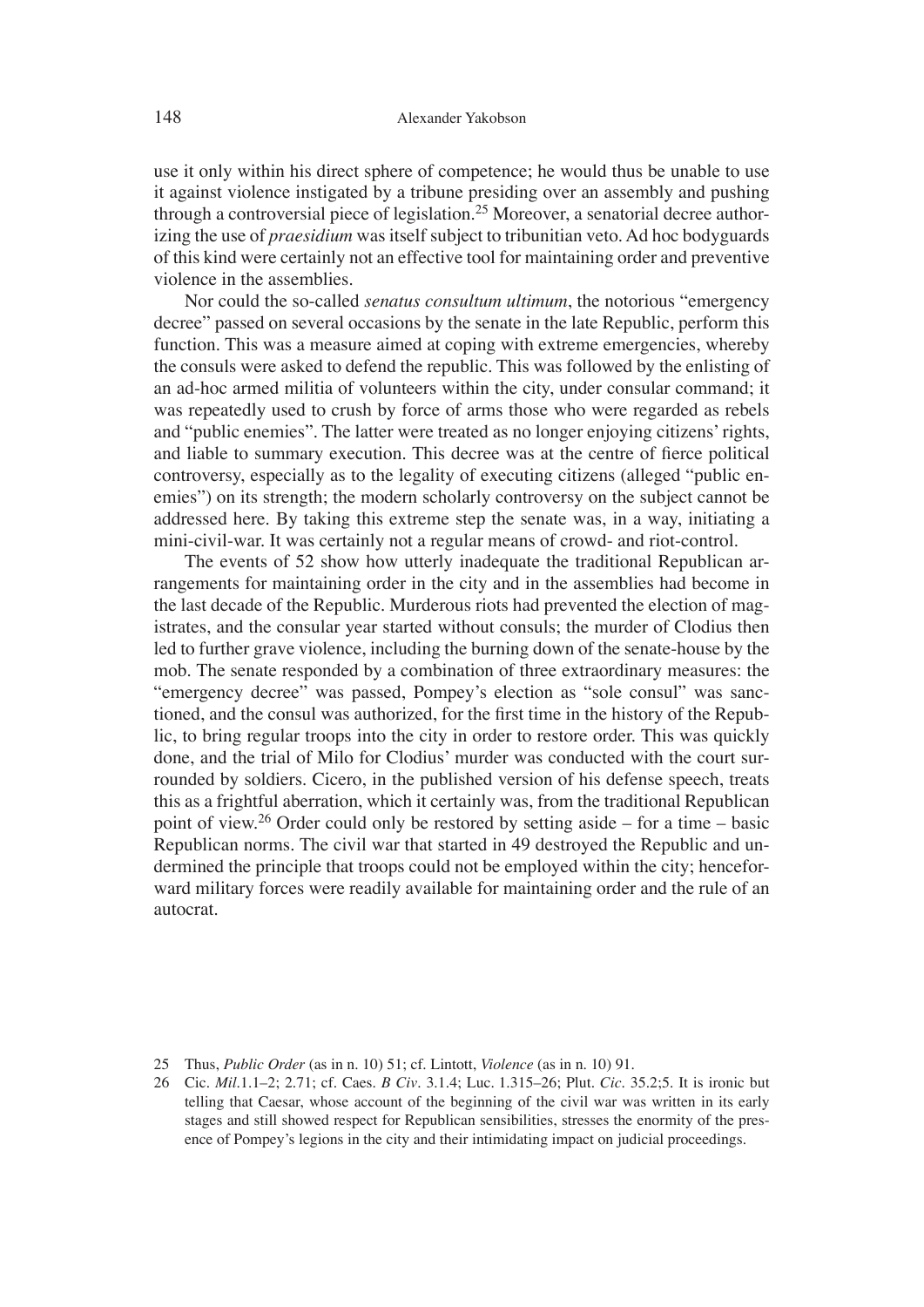use it only within his direct sphere of competence; he would thus be unable to use it against violence instigated by a tribune presiding over an assembly and pushing through a controversial piece of legislation.[25] Moreover, a senatorial decree authorizing the use of *praesidium* was itself subject to tribunitian veto. Ad hoc bodyguards of this kind were certainly not an effective tool for maintaining order and preventive violence in the assemblies.

Nor could the so-called *senatus consultum ultimum*, the notorious "emergency decree" passed on several occasions by the senate in the late Republic, perform this function. This was a measure aimed at coping with extreme emergencies, whereby the consuls were asked to defend the republic. This was followed by the enlisting of an ad-hoc armed militia of volunteers within the city, under consular command; it was repeatedly used to crush by force of arms those who were regarded as rebels and "public enemies". The latter were treated as no longer enjoying citizens' rights, and liable to summary execution. This decree was at the centre of fierce political controversy, especially as to the legality of executing citizens (alleged "public enemies") on its strength; the modern scholarly controversy on the subject cannot be addressed here. By taking this extreme step the senate was, in a way, initiating a mini-civil-war. It was certainly not a regular means of crowd- and riot-control.

The events of 52 show how utterly inadequate the traditional Republican arrangements for maintaining order in the city and in the assemblies had become in the last decade of the Republic. Murderous riots had prevented the election of magistrates, and the consular year started without consuls; the murder of Clodius then led to further grave violence, including the burning down of the senate-house by the mob. The senate responded by a combination of three extraordinary measures: the "emergency decree" was passed, Pompey's election as "sole consul" was sanctioned, and the consul was authorized, for the first time in the history of the Republic, to bring regular troops into the city in order to restore order. This was quickly done, and the trial of Milo for Clodius' murder was conducted with the court surrounded by soldiers. Cicero, in the published version of his defense speech, treats this as a frightful aberration, which it certainly was, from the traditional Republican point of view.[26] Order could only be restored by setting aside – for a time – basic Republican norms. The civil war that started in 49 destroyed the Republic and undermined the principle that troops could not be employed within the city; henceforward military forces were readily available for maintaining order and the rule of an autocrat.

---

25 Thus, *Public Order* (as in n. 10) 51; cf. Lintott, *Violence* (as in n. 10) 91.

26 Cic. *Mil.*1.1–2; 2.71; cf. Caes. *B Civ.* 3.1.4; Luc. 1.315–26; Plut. *Cic.* 35.2;5. It is ironic but telling that Caesar, whose account of the beginning of the civil war was written in its early stages and still showed respect for Republican sensibilities, stresses the enormity of the presence of Pompey's legions in the city and their intimidating impact on judicial proceedings.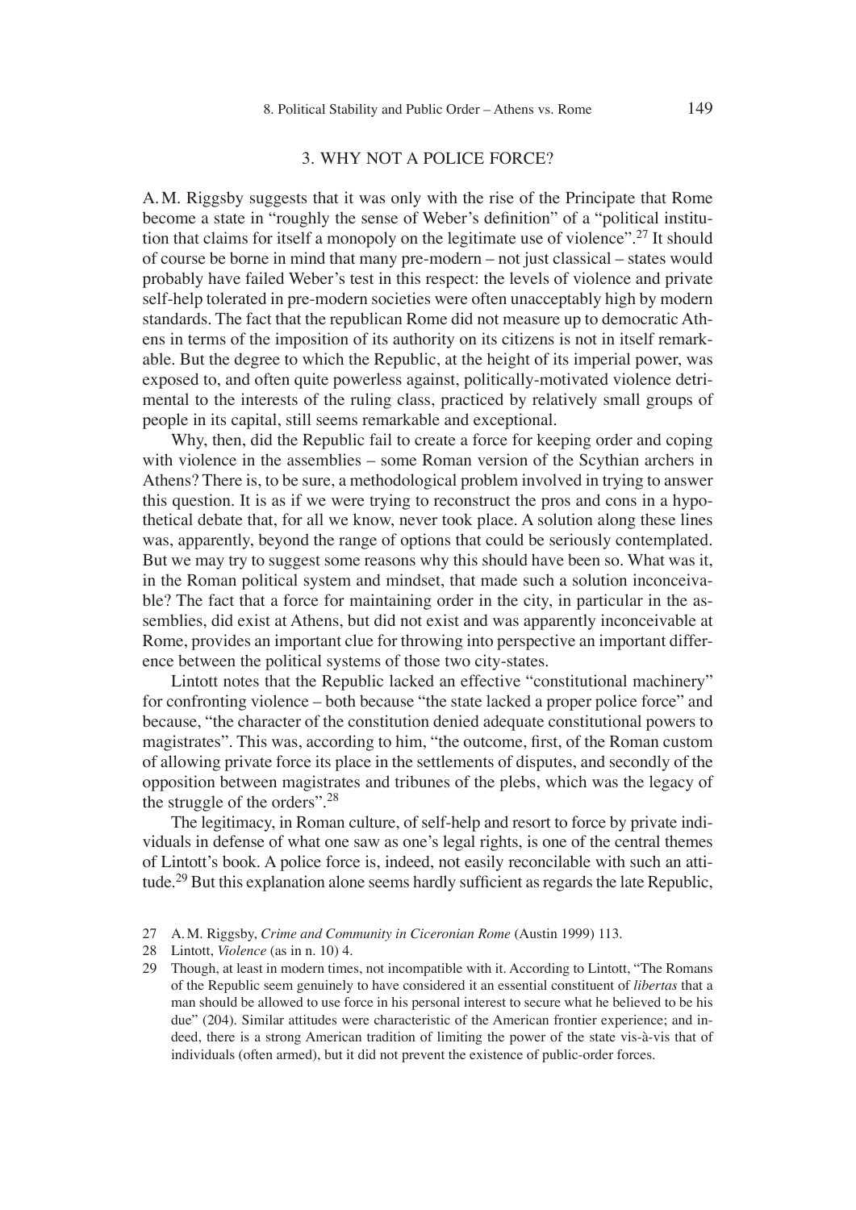## 3. WHY NOT A POLICE FORCE?

A. M. Riggsby suggests that it was only with the rise of the Principate that Rome become a state in "roughly the sense of Weber's definition" of a "political institution that claims for itself a monopoly on the legitimate use of violence".[27] It should of course be borne in mind that many pre-modern – not just classical – states would probably have failed Weber's test in this respect: the levels of violence and private self-help tolerated in pre-modern societies were often unacceptably high by modern standards. The fact that the republican Rome did not measure up to democratic Athens in terms of the imposition of its authority on its citizens is not in itself remarkable. But the degree to which the Republic, at the height of its imperial power, was exposed to, and often quite powerless against, politically-motivated violence detrimental to the interests of the ruling class, practiced by relatively small groups of people in its capital, still seems remarkable and exceptional.

Why, then, did the Republic fail to create a force for keeping order and coping with violence in the assemblies – some Roman version of the Scythian archers in Athens? There is, to be sure, a methodological problem involved in trying to answer this question. It is as if we were trying to reconstruct the pros and cons in a hypothetical debate that, for all we know, never took place. A solution along these lines was, apparently, beyond the range of options that could be seriously contemplated. But we may try to suggest some reasons why this should have been so. What was it, in the Roman political system and mindset, that made such a solution inconceivable? The fact that a force for maintaining order in the city, in particular in the assemblies, did exist at Athens, but did not exist and was apparently inconceivable at Rome, provides an important clue for throwing into perspective an important difference between the political systems of those two city-states.

Lintott notes that the Republic lacked an effective "constitutional machinery" for confronting violence – both because "the state lacked a proper police force" and because, "the character of the constitution denied adequate constitutional powers to magistrates". This was, according to him, "the outcome, first, of the Roman custom of allowing private force its place in the settlements of disputes, and secondly of the opposition between magistrates and tribunes of the plebs, which was the legacy of the struggle of the orders".[28]

The legitimacy, in Roman culture, of self-help and resort to force by private individuals in defense of what one saw as one's legal rights, is one of the central themes of Lintott's book. A police force is, indeed, not easily reconcilable with such an attitude.[29] But this explanation alone seems hardly sufficient as regards the late Republic,

---

27 A. M. Riggsby, *Crime and Community in Ciceronian Rome* (Austin 1999) 113.

28 Lintott, *Violence* (as in n. 10) 4.

29 Though, at least in modern times, not incompatible with it. According to Lintott, "The Romans of the Republic seem genuinely to have considered it an essential constituent of *libertas* that a man should be allowed to use force in his personal interest to secure what he believed to be his due" (204). Similar attitudes were characteristic of the American frontier experience; and indeed, there is a strong American tradition of limiting the power of the state vis-à-vis that of individuals (often armed), but it did not prevent the existence of public-order forces.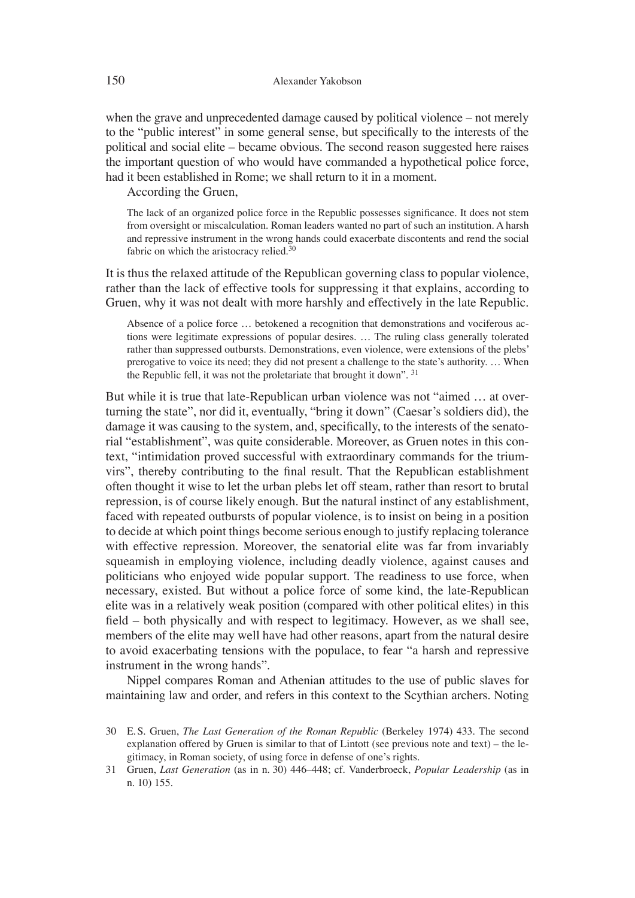when the grave and unprecedented damage caused by political violence – not merely to the "public interest" in some general sense, but specifically to the interests of the political and social elite – became obvious. The second reason suggested here raises the important question of who would have commanded a hypothetical police force, had it been established in Rome; we shall return to it in a moment.

According the Gruen,

> The lack of an organized police force in the Republic possesses significance. It does not stem from oversight or miscalculation. Roman leaders wanted no part of such an institution. A harsh and repressive instrument in the wrong hands could exacerbate discontents and rend the social fabric on which the aristocracy relied.[30]

It is thus the relaxed attitude of the Republican governing class to popular violence, rather than the lack of effective tools for suppressing it that explains, according to Gruen, why it was not dealt with more harshly and effectively in the late Republic.

> Absence of a police force … betokened a recognition that demonstrations and vociferous actions were legitimate expressions of popular desires. … The ruling class generally tolerated rather than suppressed outbursts. Demonstrations, even violence, were extensions of the plebs' prerogative to voice its need; they did not present a challenge to the state's authority. … When the Republic fell, it was not the proletariate that brought it down". [31]

But while it is true that late-Republican urban violence was not "aimed … at overturning the state", nor did it, eventually, "bring it down" (Caesar's soldiers did), the damage it was causing to the system, and, specifically, to the interests of the senatorial "establishment", was quite considerable. Moreover, as Gruen notes in this context, "intimidation proved successful with extraordinary commands for the triumvirs", thereby contributing to the final result. That the Republican establishment often thought it wise to let the urban plebs let off steam, rather than resort to brutal repression, is of course likely enough. But the natural instinct of any establishment, faced with repeated outbursts of popular violence, is to insist on being in a position to decide at which point things become serious enough to justify replacing tolerance with effective repression. Moreover, the senatorial elite was far from invariably squeamish in employing violence, including deadly violence, against causes and politicians who enjoyed wide popular support. The readiness to use force, when necessary, existed. But without a police force of some kind, the late-Republican elite was in a relatively weak position (compared with other political elites) in this field – both physically and with respect to legitimacy. However, as we shall see, members of the elite may well have had other reasons, apart from the natural desire to avoid exacerbating tensions with the populace, to fear "a harsh and repressive instrument in the wrong hands".

Nippel compares Roman and Athenian attitudes to the use of public slaves for maintaining law and order, and refers in this context to the Scythian archers. Noting

---

30 E. S. Gruen, *The Last Generation of the Roman Republic* (Berkeley 1974) 433. The second explanation offered by Gruen is similar to that of Lintott (see previous note and text) – the legitimacy, in Roman society, of using force in defense of one's rights.

31 Gruen, *Last Generation* (as in n. 30) 446–448; cf. Vanderbroeck, *Popular Leadership* (as in n. 10) 155.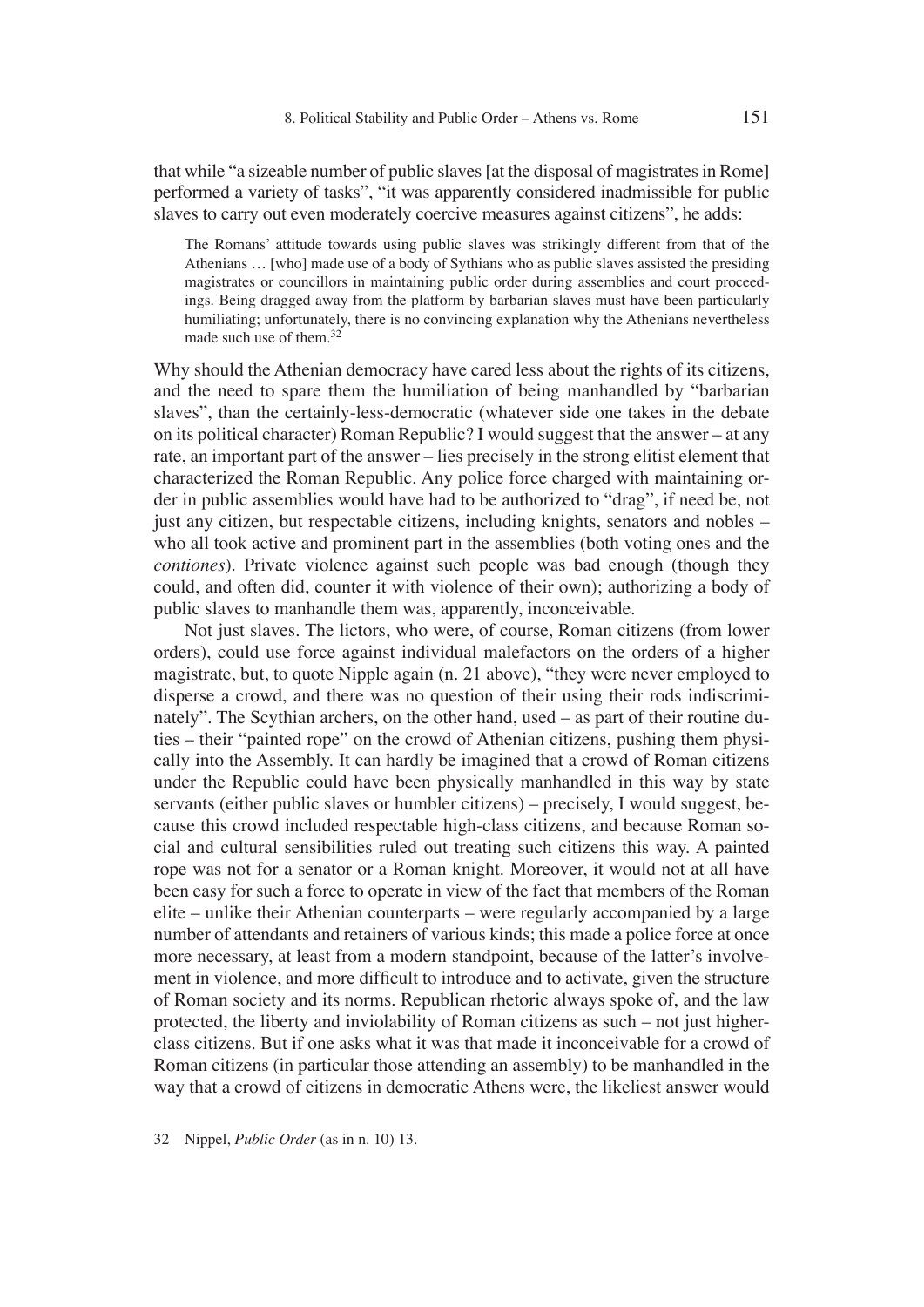that while "a sizeable number of public slaves [at the disposal of magistrates in Rome] performed a variety of tasks", "it was apparently considered inadmissible for public slaves to carry out even moderately coercive measures against citizens", he adds:

> The Romans' attitude towards using public slaves was strikingly different from that of the Athenians … [who] made use of a body of Sythians who as public slaves assisted the presiding magistrates or councillors in maintaining public order during assemblies and court proceedings. Being dragged away from the platform by barbarian slaves must have been particularly humiliating; unfortunately, there is no convincing explanation why the Athenians nevertheless made such use of them.[32]

Why should the Athenian democracy have cared less about the rights of its citizens, and the need to spare them the humiliation of being manhandled by "barbarian slaves", than the certainly-less-democratic (whatever side one takes in the debate on its political character) Roman Republic? I would suggest that the answer – at any rate, an important part of the answer – lies precisely in the strong elitist element that characterized the Roman Republic. Any police force charged with maintaining order in public assemblies would have had to be authorized to "drag", if need be, not just any citizen, but respectable citizens, including knights, senators and nobles – who all took active and prominent part in the assemblies (both voting ones and the *contiones*). Private violence against such people was bad enough (though they could, and often did, counter it with violence of their own); authorizing a body of public slaves to manhandle them was, apparently, inconceivable.

Not just slaves. The lictors, who were, of course, Roman citizens (from lower orders), could use force against individual malefactors on the orders of a higher magistrate, but, to quote Nipple again (n. 21 above), "they were never employed to disperse a crowd, and there was no question of their using their rods indiscriminately". The Scythian archers, on the other hand, used – as part of their routine duties – their "painted rope" on the crowd of Athenian citizens, pushing them physically into the Assembly. It can hardly be imagined that a crowd of Roman citizens under the Republic could have been physically manhandled in this way by state servants (either public slaves or humbler citizens) – precisely, I would suggest, because this crowd included respectable high-class citizens, and because Roman social and cultural sensibilities ruled out treating such citizens this way. A painted rope was not for a senator or a Roman knight. Moreover, it would not at all have been easy for such a force to operate in view of the fact that members of the Roman elite – unlike their Athenian counterparts – were regularly accompanied by a large number of attendants and retainers of various kinds; this made a police force at once more necessary, at least from a modern standpoint, because of the latter's involvement in violence, and more difficult to introduce and to activate, given the structure of Roman society and its norms. Republican rhetoric always spoke of, and the law protected, the liberty and inviolability of Roman citizens as such – not just higher-class citizens. But if one asks what it was that made it inconceivable for a crowd of Roman citizens (in particular those attending an assembly) to be manhandled in the way that a crowd of citizens in democratic Athens were, the likeliest answer would

32 Nippel, *Public Order* (as in n. 10) 13.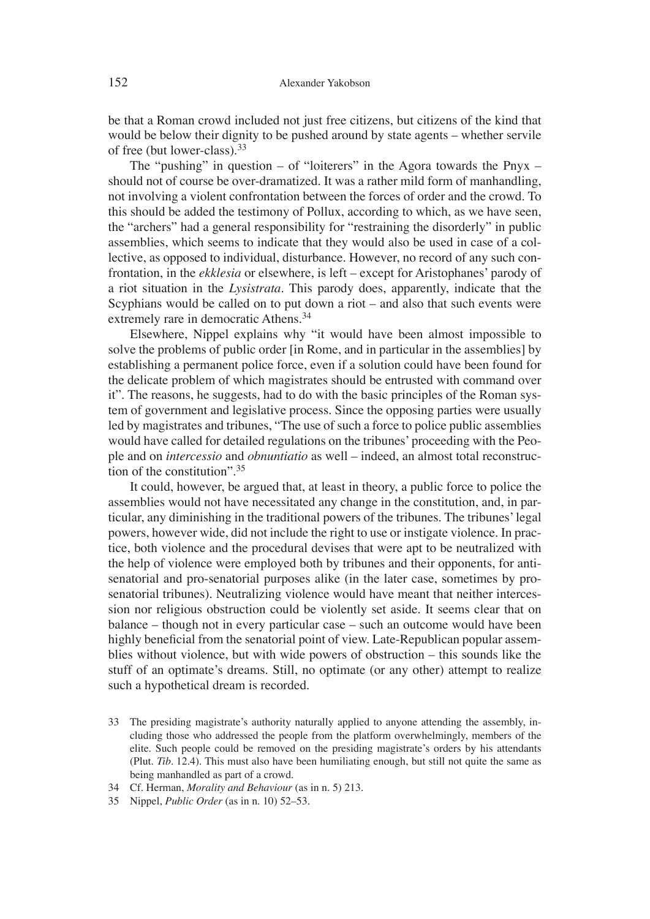be that a Roman crowd included not just free citizens, but citizens of the kind that would be below their dignity to be pushed around by state agents – whether servile of free (but lower-class).[33]

The "pushing" in question – of "loiterers" in the Agora towards the Pnyx – should not of course be over-dramatized. It was a rather mild form of manhandling, not involving a violent confrontation between the forces of order and the crowd. To this should be added the testimony of Pollux, according to which, as we have seen, the "archers" had a general responsibility for "restraining the disorderly" in public assemblies, which seems to indicate that they would also be used in case of a collective, as opposed to individual, disturbance. However, no record of any such confrontation, in the *ekklesia* or elsewhere, is left – except for Aristophanes' parody of a riot situation in the *Lysistrata*. This parody does, apparently, indicate that the Scyphians would be called on to put down a riot – and also that such events were extremely rare in democratic Athens.[34]

Elsewhere, Nippel explains why "it would have been almost impossible to solve the problems of public order [in Rome, and in particular in the assemblies] by establishing a permanent police force, even if a solution could have been found for the delicate problem of which magistrates should be entrusted with command over it". The reasons, he suggests, had to do with the basic principles of the Roman system of government and legislative process. Since the opposing parties were usually led by magistrates and tribunes, "The use of such a force to police public assemblies would have called for detailed regulations on the tribunes' proceeding with the People and on *intercessio* and *obnuntiatio* as well – indeed, an almost total reconstruction of the constitution".[35]

It could, however, be argued that, at least in theory, a public force to police the assemblies would not have necessitated any change in the constitution, and, in particular, any diminishing in the traditional powers of the tribunes. The tribunes' legal powers, however wide, did not include the right to use or instigate violence. In practice, both violence and the procedural devises that were apt to be neutralized with the help of violence were employed both by tribunes and their opponents, for anti-senatorial and pro-senatorial purposes alike (in the later case, sometimes by pro-senatorial tribunes). Neutralizing violence would have meant that neither intercession nor religious obstruction could be violently set aside. It seems clear that on balance – though not in every particular case – such an outcome would have been highly beneficial from the senatorial point of view. Late-Republican popular assemblies without violence, but with wide powers of obstruction – this sounds like the stuff of an optimate's dreams. Still, no optimate (or any other) attempt to realize such a hypothetical dream is recorded.

33 The presiding magistrate's authority naturally applied to anyone attending the assembly, including those who addressed the people from the platform overwhelmingly, members of the elite. Such people could be removed on the presiding magistrate's orders by his attendants (Plut. *Tib*. 12.4). This must also have been humiliating enough, but still not quite the same as being manhandled as part of a crowd.

34 Cf. Herman, *Morality and Behaviour* (as in n. 5) 213.

35 Nippel, *Public Order* (as in n. 10) 52–53.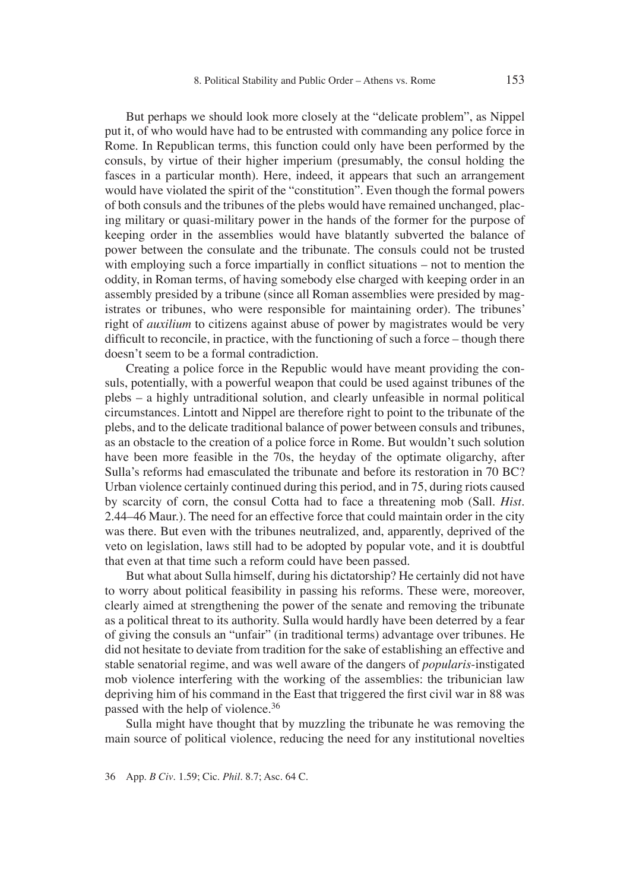But perhaps we should look more closely at the "delicate problem", as Nippel put it, of who would have had to be entrusted with commanding any police force in Rome. In Republican terms, this function could only have been performed by the consuls, by virtue of their higher imperium (presumably, the consul holding the fasces in a particular month). Here, indeed, it appears that such an arrangement would have violated the spirit of the "constitution". Even though the formal powers of both consuls and the tribunes of the plebs would have remained unchanged, placing military or quasi-military power in the hands of the former for the purpose of keeping order in the assemblies would have blatantly subverted the balance of power between the consulate and the tribunate. The consuls could not be trusted with employing such a force impartially in conflict situations – not to mention the oddity, in Roman terms, of having somebody else charged with keeping order in an assembly presided by a tribune (since all Roman assemblies were presided by magistrates or tribunes, who were responsible for maintaining order). The tribunes' right of *auxilium* to citizens against abuse of power by magistrates would be very difficult to reconcile, in practice, with the functioning of such a force – though there doesn't seem to be a formal contradiction.

Creating a police force in the Republic would have meant providing the consuls, potentially, with a powerful weapon that could be used against tribunes of the plebs – a highly untraditional solution, and clearly unfeasible in normal political circumstances. Lintott and Nippel are therefore right to point to the tribunate of the plebs, and to the delicate traditional balance of power between consuls and tribunes, as an obstacle to the creation of a police force in Rome. But wouldn't such solution have been more feasible in the 70s, the heyday of the optimate oligarchy, after Sulla's reforms had emasculated the tribunate and before its restoration in 70 BC? Urban violence certainly continued during this period, and in 75, during riots caused by scarcity of corn, the consul Cotta had to face a threatening mob (Sall. *Hist*. 2.44–46 Maur.). The need for an effective force that could maintain order in the city was there. But even with the tribunes neutralized, and, apparently, deprived of the veto on legislation, laws still had to be adopted by popular vote, and it is doubtful that even at that time such a reform could have been passed.

But what about Sulla himself, during his dictatorship? He certainly did not have to worry about political feasibility in passing his reforms. These were, moreover, clearly aimed at strengthening the power of the senate and removing the tribunate as a political threat to its authority. Sulla would hardly have been deterred by a fear of giving the consuls an "unfair" (in traditional terms) advantage over tribunes. He did not hesitate to deviate from tradition for the sake of establishing an effective and stable senatorial regime, and was well aware of the dangers of *popularis*-instigated mob violence interfering with the working of the assemblies: the tribunician law depriving him of his command in the East that triggered the first civil war in 88 was passed with the help of violence.[36]

Sulla might have thought that by muzzling the tribunate he was removing the main source of political violence, reducing the need for any institutional novelties

36 App. *B Civ*. 1.59; Cic. *Phil*. 8.7; Asc. 64 C.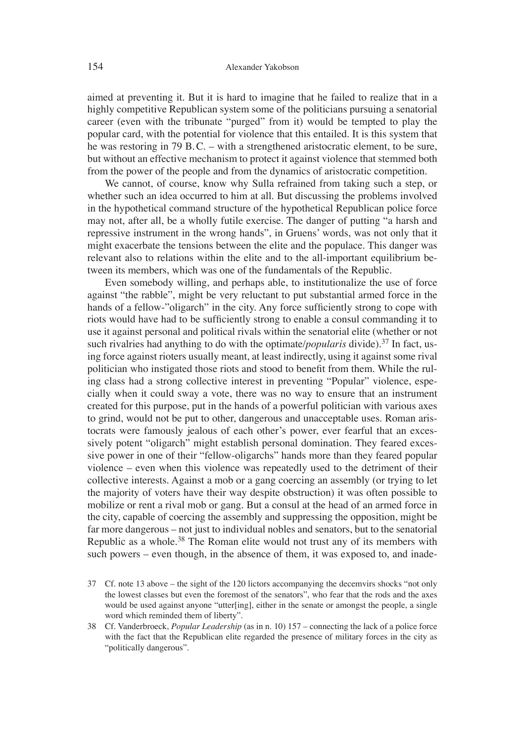aimed at preventing it. But it is hard to imagine that he failed to realize that in a highly competitive Republican system some of the politicians pursuing a senatorial career (even with the tribunate "purged" from it) would be tempted to play the popular card, with the potential for violence that this entailed. It is this system that he was restoring in 79 B.C. – with a strengthened aristocratic element, to be sure, but without an effective mechanism to protect it against violence that stemmed both from the power of the people and from the dynamics of aristocratic competition.

We cannot, of course, know why Sulla refrained from taking such a step, or whether such an idea occurred to him at all. But discussing the problems involved in the hypothetical command structure of the hypothetical Republican police force may not, after all, be a wholly futile exercise. The danger of putting "a harsh and repressive instrument in the wrong hands", in Gruens' words, was not only that it might exacerbate the tensions between the elite and the populace. This danger was relevant also to relations within the elite and to the all-important equilibrium between its members, which was one of the fundamentals of the Republic.

Even somebody willing, and perhaps able, to institutionalize the use of force against "the rabble", might be very reluctant to put substantial armed force in the hands of a fellow-"oligarch" in the city. Any force sufficiently strong to cope with riots would have had to be sufficiently strong to enable a consul commanding it to use it against personal and political rivals within the senatorial elite (whether or not such rivalries had anything to do with the optimate/*popularis* divide).[37] In fact, using force against rioters usually meant, at least indirectly, using it against some rival politician who instigated those riots and stood to benefit from them. While the ruling class had a strong collective interest in preventing "Popular" violence, especially when it could sway a vote, there was no way to ensure that an instrument created for this purpose, put in the hands of a powerful politician with various axes to grind, would not be put to other, dangerous and unacceptable uses. Roman aristocrats were famously jealous of each other's power, ever fearful that an excessively potent "oligarch" might establish personal domination. They feared excessive power in one of their "fellow-oligarchs" hands more than they feared popular violence – even when this violence was repeatedly used to the detriment of their collective interests. Against a mob or a gang coercing an assembly (or trying to let the majority of voters have their way despite obstruction) it was often possible to mobilize or rent a rival mob or gang. But a consul at the head of an armed force in the city, capable of coercing the assembly and suppressing the opposition, might be far more dangerous – not just to individual nobles and senators, but to the senatorial Republic as a whole.[38] The Roman elite would not trust any of its members with such powers – even though, in the absence of them, it was exposed to, and inade-

37 Cf. note 13 above – the sight of the 120 lictors accompanying the decemvirs shocks "not only the lowest classes but even the foremost of the senators", who fear that the rods and the axes would be used against anyone "utter[ing], either in the senate or amongst the people, a single word which reminded them of liberty".

38 Cf. Vanderbroeck, *Popular Leadership* (as in n. 10) 157 – connecting the lack of a police force with the fact that the Republican elite regarded the presence of military forces in the city as "politically dangerous".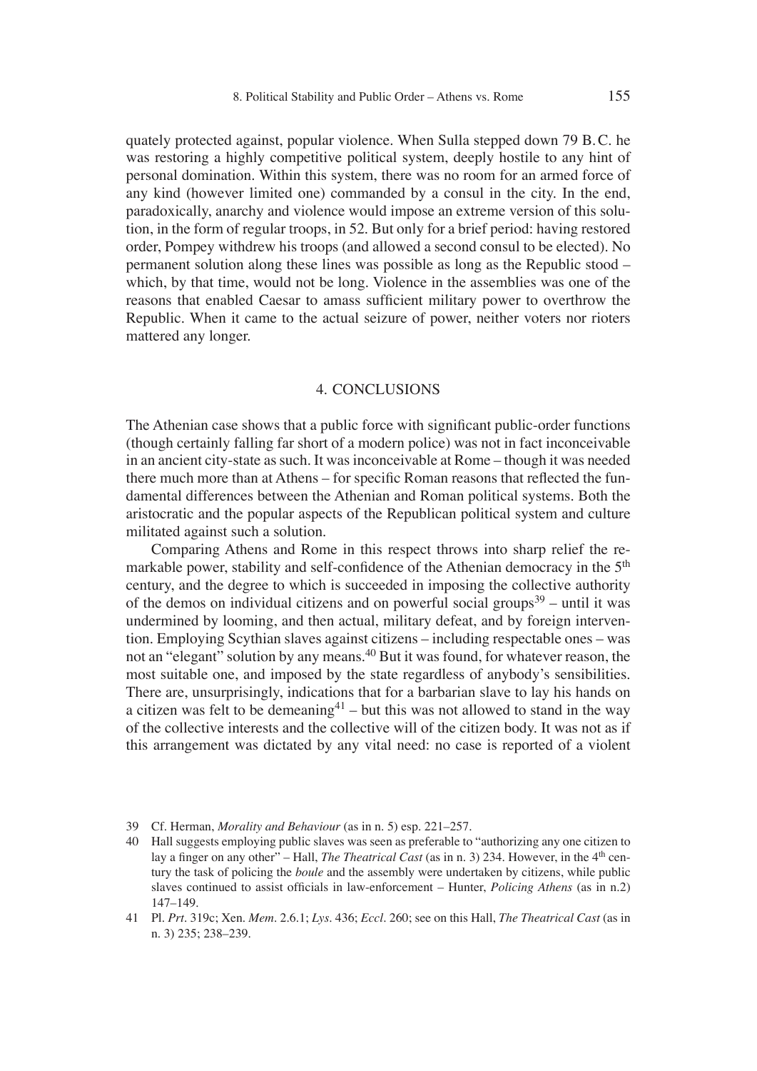quately protected against, popular violence. When Sulla stepped down 79 B.C. he was restoring a highly competitive political system, deeply hostile to any hint of personal domination. Within this system, there was no room for an armed force of any kind (however limited one) commanded by a consul in the city. In the end, paradoxically, anarchy and violence would impose an extreme version of this solution, in the form of regular troops, in 52. But only for a brief period: having restored order, Pompey withdrew his troops (and allowed a second consul to be elected). No permanent solution along these lines was possible as long as the Republic stood – which, by that time, would not be long. Violence in the assemblies was one of the reasons that enabled Caesar to amass sufficient military power to overthrow the Republic. When it came to the actual seizure of power, neither voters nor rioters mattered any longer.

## 4. CONCLUSIONS

The Athenian case shows that a public force with significant public-order functions (though certainly falling far short of a modern police) was not in fact inconceivable in an ancient city-state as such. It was inconceivable at Rome – though it was needed there much more than at Athens – for specific Roman reasons that reflected the fundamental differences between the Athenian and Roman political systems. Both the aristocratic and the popular aspects of the Republican political system and culture militated against such a solution.

Comparing Athens and Rome in this respect throws into sharp relief the remarkable power, stability and self-confidence of the Athenian democracy in the 5th century, and the degree to which is succeeded in imposing the collective authority of the demos on individual citizens and on powerful social groups[39] – until it was undermined by looming, and then actual, military defeat, and by foreign intervention. Employing Scythian slaves against citizens – including respectable ones – was not an "elegant" solution by any means.[40] But it was found, for whatever reason, the most suitable one, and imposed by the state regardless of anybody's sensibilities. There are, unsurprisingly, indications that for a barbarian slave to lay his hands on a citizen was felt to be demeaning[41] – but this was not allowed to stand in the way of the collective interests and the collective will of the citizen body. It was not as if this arrangement was dictated by any vital need: no case is reported of a violent

---

39 Cf. Herman, *Morality and Behaviour* (as in n. 5) esp. 221–257.

40 Hall suggests employing public slaves was seen as preferable to "authorizing any one citizen to lay a finger on any other" – Hall, *The Theatrical Cast* (as in n. 3) 234. However, in the 4th century the task of policing the *boule* and the assembly were undertaken by citizens, while public slaves continued to assist officials in law-enforcement – Hunter, *Policing Athens* (as in n.2) 147–149.

41 Pl. *Prt*. 319c; Xen. *Mem*. 2.6.1; *Lys*. 436; *Eccl*. 260; see on this Hall, *The Theatrical Cast* (as in n. 3) 235; 238–239.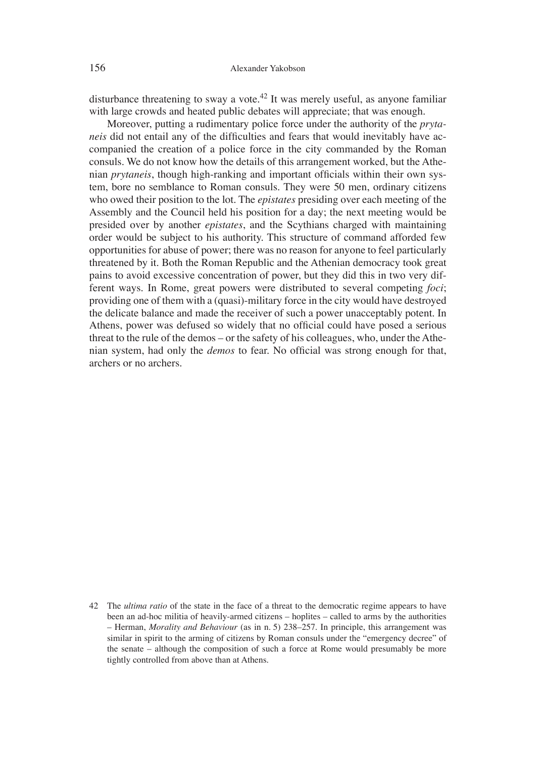disturbance threatening to sway a vote.[42] It was merely useful, as anyone familiar with large crowds and heated public debates will appreciate; that was enough.

Moreover, putting a rudimentary police force under the authority of the *prytaneis* did not entail any of the difficulties and fears that would inevitably have accompanied the creation of a police force in the city commanded by the Roman consuls. We do not know how the details of this arrangement worked, but the Athenian *prytaneis*, though high-ranking and important officials within their own system, bore no semblance to Roman consuls. They were 50 men, ordinary citizens who owed their position to the lot. The *epistates* presiding over each meeting of the Assembly and the Council held his position for a day; the next meeting would be presided over by another *epistates*, and the Scythians charged with maintaining order would be subject to his authority. This structure of command afforded few opportunities for abuse of power; there was no reason for anyone to feel particularly threatened by it. Both the Roman Republic and the Athenian democracy took great pains to avoid excessive concentration of power, but they did this in two very different ways. In Rome, great powers were distributed to several competing *foci*; providing one of them with a (quasi)-military force in the city would have destroyed the delicate balance and made the receiver of such a power unacceptably potent. In Athens, power was defused so widely that no official could have posed a serious threat to the rule of the demos – or the safety of his colleagues, who, under the Athenian system, had only the *demos* to fear. No official was strong enough for that, archers or no archers.

42 The *ultima ratio* of the state in the face of a threat to the democratic regime appears to have been an ad-hoc militia of heavily-armed citizens – hoplites – called to arms by the authorities – Herman, *Morality and Behaviour* (as in n. 5) 238–257. In principle, this arrangement was similar in spirit to the arming of citizens by Roman consuls under the "emergency decree" of the senate – although the composition of such a force at Rome would presumably be more tightly controlled from above than at Athens.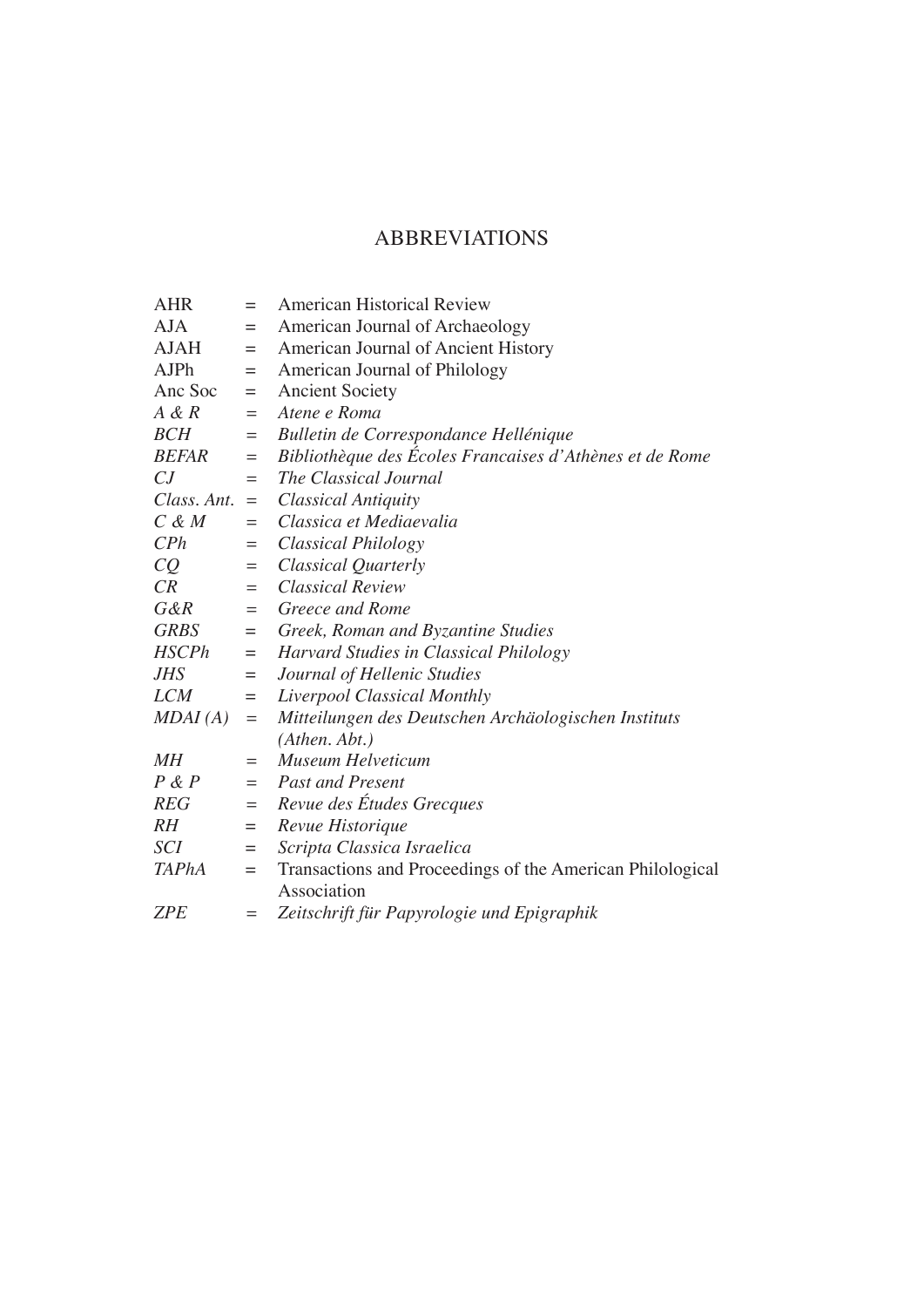# ABBREVIATIONS

| | | |
|---|---|---|
| AHR | = | American Historical Review |
| AJA | = | American Journal of Archaeology |
| AJAH | = | American Journal of Ancient History |
| AJPh | = | American Journal of Philology |
| Anc Soc | = | Ancient Society |
| *A & R* | = | *Atene e Roma* |
| *BCH* | = | *Bulletin de Correspondance Hellénique* |
| *BEFAR* | = | *Bibliothèque des Écoles Francaises d'Athènes et de Rome* |
| *CJ* | = | *The Classical Journal* |
| *Class. Ant.* | = | *Classical Antiquity* |
| *C & M* | = | *Classica et Mediaevalia* |
| *CPh* | = | *Classical Philology* |
| *CQ* | = | *Classical Quarterly* |
| *CR* | = | *Classical Review* |
| *G&R* | = | *Greece and Rome* |
| *GRBS* | = | *Greek, Roman and Byzantine Studies* |
| *HSCPh* | = | *Harvard Studies in Classical Philology* |
| *JHS* | = | *Journal of Hellenic Studies* |
| *LCM* | = | *Liverpool Classical Monthly* |
| *MDAI (A)* | = | *Mitteilungen des Deutschen Archäologischen Instituts (Athen. Abt.)* |
| *MH* | = | *Museum Helveticum* |
| *P & P* | = | *Past and Present* |
| *REG* | = | *Revue des Études Grecques* |
| *RH* | = | *Revue Historique* |
| *SCI* | = | *Scripta Classica Israelica* |
| *TAPhA* | = | Transactions and Proceedings of the American Philological Association |
| *ZPE* | = | *Zeitschrift für Papyrologie und Epigraphik* |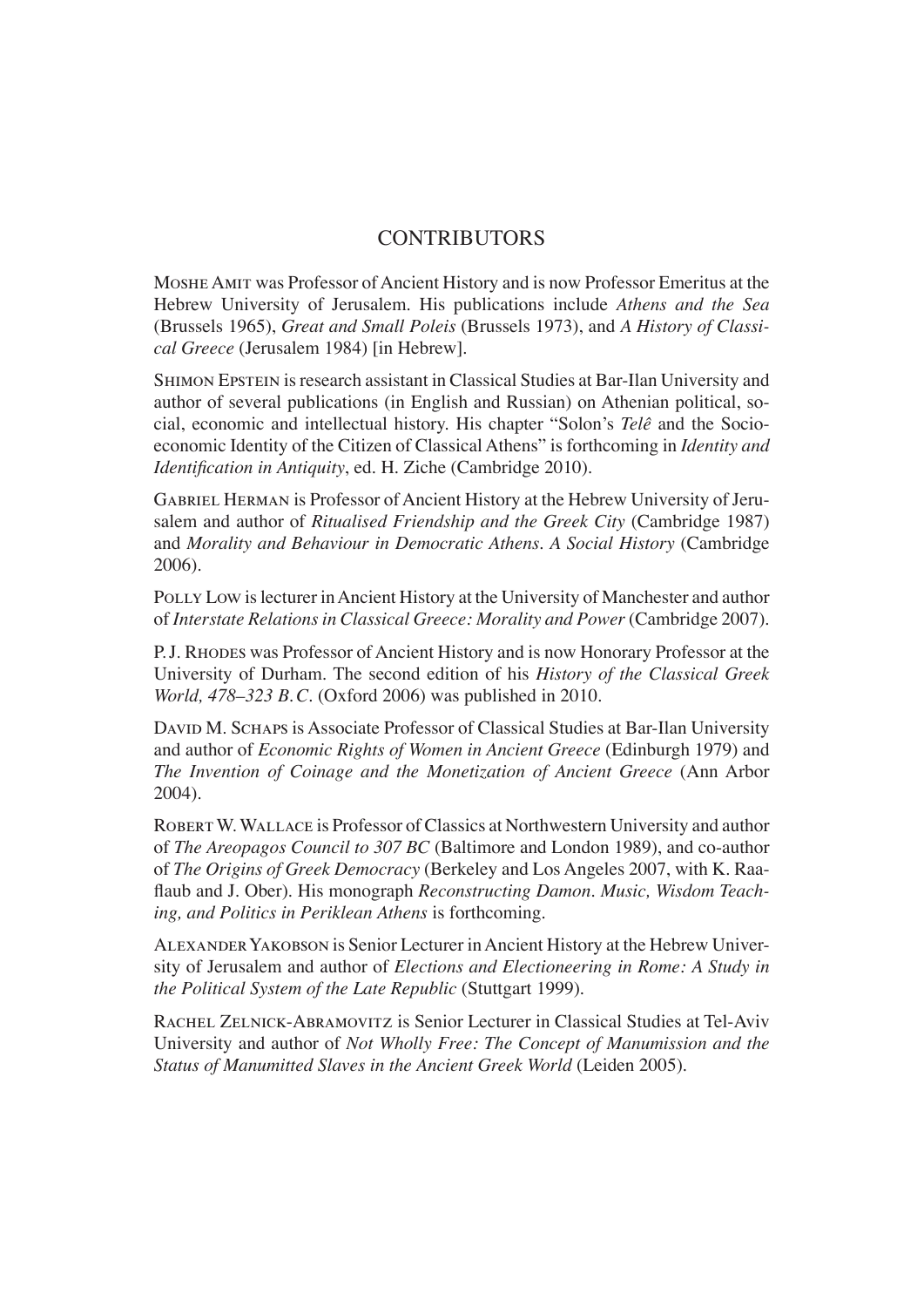# CONTRIBUTORS

MOSHE AMIT was Professor of Ancient History and is now Professor Emeritus at the Hebrew University of Jerusalem. His publications include *Athens and the Sea* (Brussels 1965), *Great and Small Poleis* (Brussels 1973), and *A History of Classical Greece* (Jerusalem 1984) [in Hebrew].

SHIMON EPSTEIN is research assistant in Classical Studies at Bar-Ilan University and author of several publications (in English and Russian) on Athenian political, social, economic and intellectual history. His chapter "Solon's *Telê* and the Socioeconomic Identity of the Citizen of Classical Athens" is forthcoming in *Identity and Identification in Antiquity*, ed. H. Ziche (Cambridge 2010).

GABRIEL HERMAN is Professor of Ancient History at the Hebrew University of Jerusalem and author of *Ritualised Friendship and the Greek City* (Cambridge 1987) and *Morality and Behaviour in Democratic Athens. A Social History* (Cambridge 2006).

POLLY LOW is lecturer in Ancient History at the University of Manchester and author of *Interstate Relations in Classical Greece: Morality and Power* (Cambridge 2007).

P.J. RHODES was Professor of Ancient History and is now Honorary Professor at the University of Durham. The second edition of his *History of the Classical Greek World, 478–323 B.C.* (Oxford 2006) was published in 2010.

DAVID M. SCHAPS is Associate Professor of Classical Studies at Bar-Ilan University and author of *Economic Rights of Women in Ancient Greece* (Edinburgh 1979) and *The Invention of Coinage and the Monetization of Ancient Greece* (Ann Arbor 2004).

ROBERT W. WALLACE is Professor of Classics at Northwestern University and author of *The Areopagos Council to 307 BC* (Baltimore and London 1989), and co-author of *The Origins of Greek Democracy* (Berkeley and Los Angeles 2007, with K. Raaflaub and J. Ober). His monograph *Reconstructing Damon. Music, Wisdom Teaching, and Politics in Periklean Athens* is forthcoming.

ALEXANDER YAKOBSON is Senior Lecturer in Ancient History at the Hebrew University of Jerusalem and author of *Elections and Electioneering in Rome: A Study in the Political System of the Late Republic* (Stuttgart 1999).

RACHEL ZELNICK-ABRAMOVITZ is Senior Lecturer in Classical Studies at Tel-Aviv University and author of *Not Wholly Free: The Concept of Manumission and the Status of Manumitted Slaves in the Ancient Greek World* (Leiden 2005).